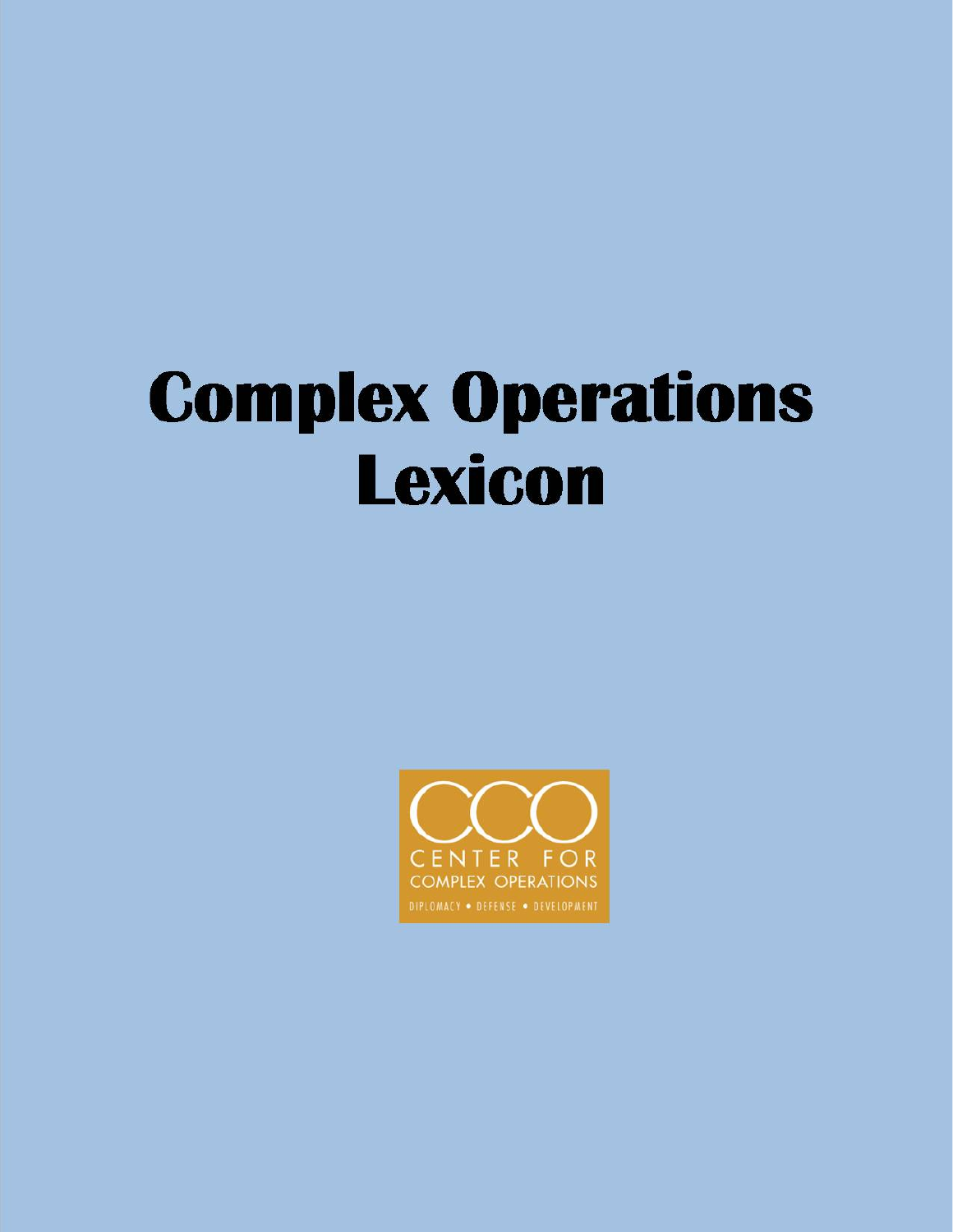# Complex Operations Lexicon

CCO
CENTER FOR
COMPLEX OPERATIONS
DIPLOMACY • DEFENSE • DEVELOPMENT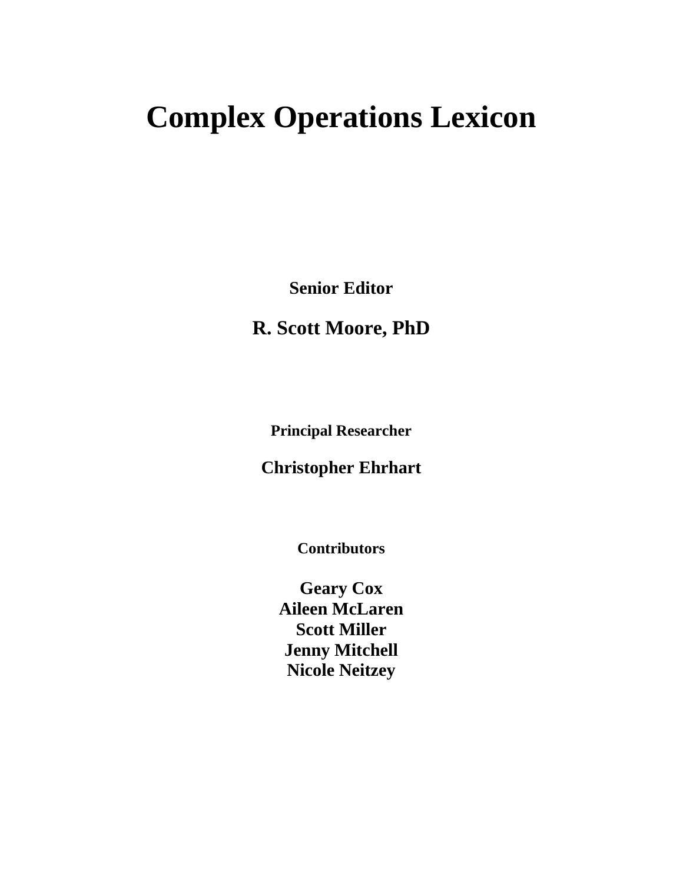# Complex Operations Lexicon

**Senior Editor**

**R. Scott Moore, PhD**

**Principal Researcher**

**Christopher Ehrhart**

**Contributors**

**Geary Cox**
**Aileen McLaren**
**Scott Miller**
**Jenny Mitchell**
**Nicole Neitzey**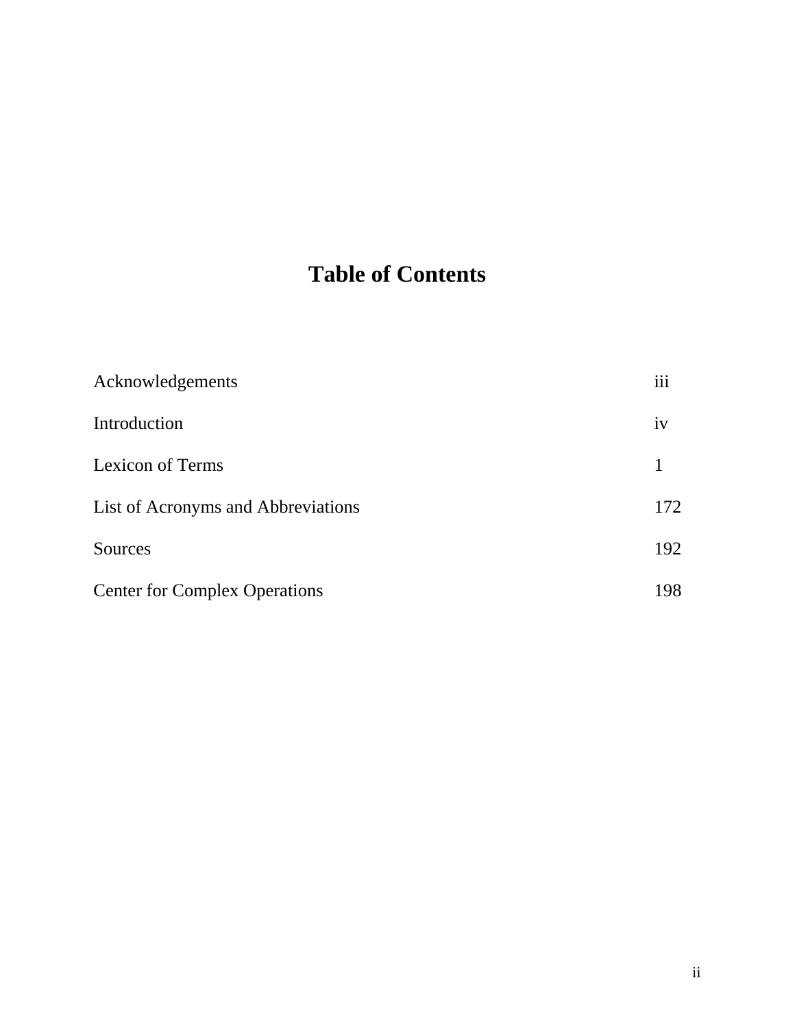# Table of Contents

| | |
|---|---|
| Acknowledgements | iii |
| Introduction | iv |
| Lexicon of Terms | 1 |
| List of Acronyms and Abbreviations | 172 |
| Sources | 192 |
| Center for Complex Operations | 198 |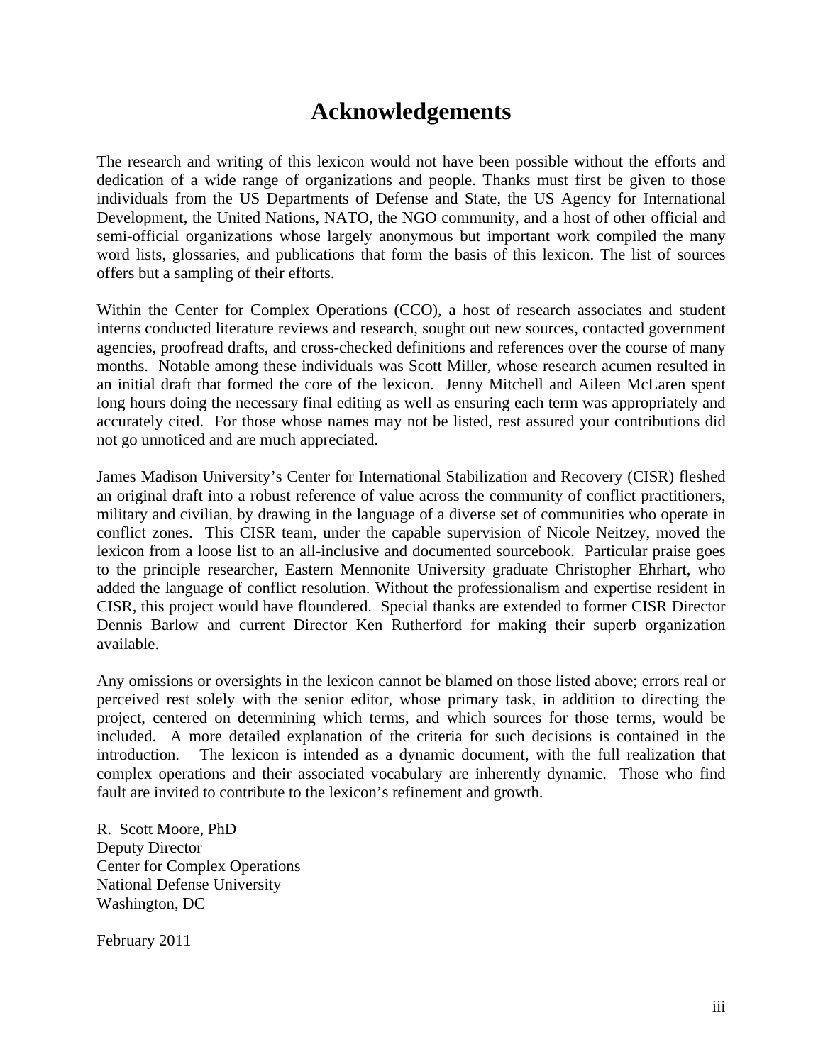# Acknowledgements

The research and writing of this lexicon would not have been possible without the efforts and dedication of a wide range of organizations and people. Thanks must first be given to those individuals from the US Departments of Defense and State, the US Agency for International Development, the United Nations, NATO, the NGO community, and a host of other official and semi-official organizations whose largely anonymous but important work compiled the many word lists, glossaries, and publications that form the basis of this lexicon. The list of sources offers but a sampling of their efforts.

Within the Center for Complex Operations (CCO), a host of research associates and student interns conducted literature reviews and research, sought out new sources, contacted government agencies, proofread drafts, and cross-checked definitions and references over the course of many months. Notable among these individuals was Scott Miller, whose research acumen resulted in an initial draft that formed the core of the lexicon. Jenny Mitchell and Aileen McLaren spent long hours doing the necessary final editing as well as ensuring each term was appropriately and accurately cited. For those whose names may not be listed, rest assured your contributions did not go unnoticed and are much appreciated.

James Madison University's Center for International Stabilization and Recovery (CISR) fleshed an original draft into a robust reference of value across the community of conflict practitioners, military and civilian, by drawing in the language of a diverse set of communities who operate in conflict zones. This CISR team, under the capable supervision of Nicole Neitzey, moved the lexicon from a loose list to an all-inclusive and documented sourcebook. Particular praise goes to the principle researcher, Eastern Mennonite University graduate Christopher Ehrhart, who added the language of conflict resolution. Without the professionalism and expertise resident in CISR, this project would have floundered. Special thanks are extended to former CISR Director Dennis Barlow and current Director Ken Rutherford for making their superb organization available.

Any omissions or oversights in the lexicon cannot be blamed on those listed above; errors real or perceived rest solely with the senior editor, whose primary task, in addition to directing the project, centered on determining which terms, and which sources for those terms, would be included. A more detailed explanation of the criteria for such decisions is contained in the introduction. The lexicon is intended as a dynamic document, with the full realization that complex operations and their associated vocabulary are inherently dynamic. Those who find fault are invited to contribute to the lexicon's refinement and growth.

R. Scott Moore, PhD  
Deputy Director  
Center for Complex Operations  
National Defense University  
Washington, DC

February 2011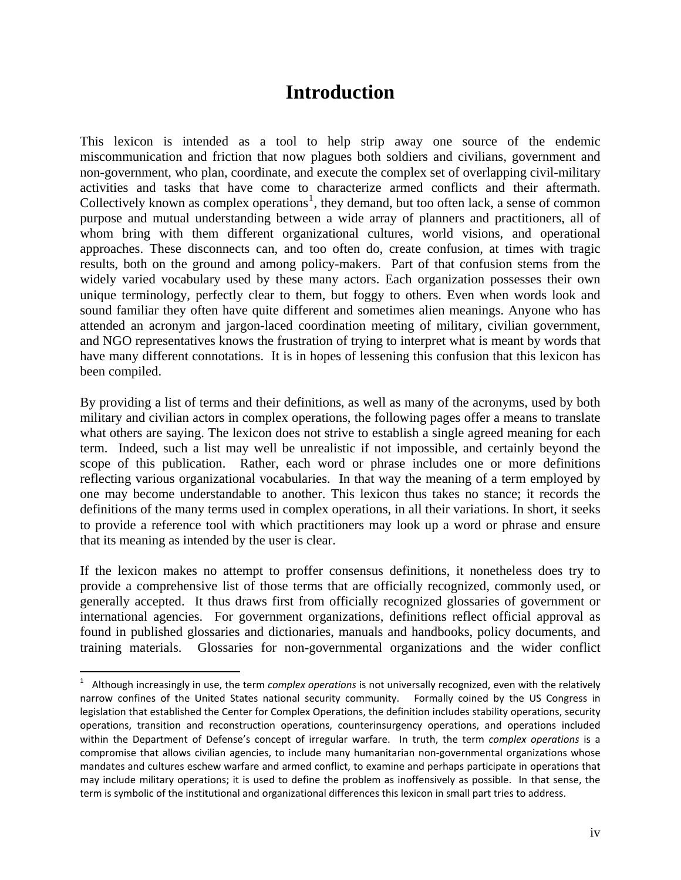# Introduction

This lexicon is intended as a tool to help strip away one source of the endemic miscommunication and friction that now plagues both soldiers and civilians, government and non-government, who plan, coordinate, and execute the complex set of overlapping civil-military activities and tasks that have come to characterize armed conflicts and their aftermath. Collectively known as complex operations[1], they demand, but too often lack, a sense of common purpose and mutual understanding between a wide array of planners and practitioners, all of whom bring with them different organizational cultures, world visions, and operational approaches. These disconnects can, and too often do, create confusion, at times with tragic results, both on the ground and among policy-makers. Part of that confusion stems from the widely varied vocabulary used by these many actors. Each organization possesses their own unique terminology, perfectly clear to them, but foggy to others. Even when words look and sound familiar they often have quite different and sometimes alien meanings. Anyone who has attended an acronym and jargon-laced coordination meeting of military, civilian government, and NGO representatives knows the frustration of trying to interpret what is meant by words that have many different connotations. It is in hopes of lessening this confusion that this lexicon has been compiled.

By providing a list of terms and their definitions, as well as many of the acronyms, used by both military and civilian actors in complex operations, the following pages offer a means to translate what others are saying. The lexicon does not strive to establish a single agreed meaning for each term. Indeed, such a list may well be unrealistic if not impossible, and certainly beyond the scope of this publication. Rather, each word or phrase includes one or more definitions reflecting various organizational vocabularies. In that way the meaning of a term employed by one may become understandable to another. This lexicon thus takes no stance; it records the definitions of the many terms used in complex operations, in all their variations. In short, it seeks to provide a reference tool with which practitioners may look up a word or phrase and ensure that its meaning as intended by the user is clear.

If the lexicon makes no attempt to proffer consensus definitions, it nonetheless does try to provide a comprehensive list of those terms that are officially recognized, commonly used, or generally accepted. It thus draws first from officially recognized glossaries of government or international agencies. For government organizations, definitions reflect official approval as found in published glossaries and dictionaries, manuals and handbooks, policy documents, and training materials. Glossaries for non-governmental organizations and the wider conflict

---

[1] Although increasingly in use, the term *complex operations* is not universally recognized, even with the relatively narrow confines of the United States national security community. Formally coined by the US Congress in legislation that established the Center for Complex Operations, the definition includes stability operations, security operations, transition and reconstruction operations, counterinsurgency operations, and operations included within the Department of Defense's concept of irregular warfare. In truth, the term *complex operations* is a compromise that allows civilian agencies, to include many humanitarian non-governmental organizations whose mandates and cultures eschew warfare and armed conflict, to examine and perhaps participate in operations that may include military operations; it is used to define the problem as inoffensively as possible. In that sense, the term is symbolic of the institutional and organizational differences this lexicon in small part tries to address.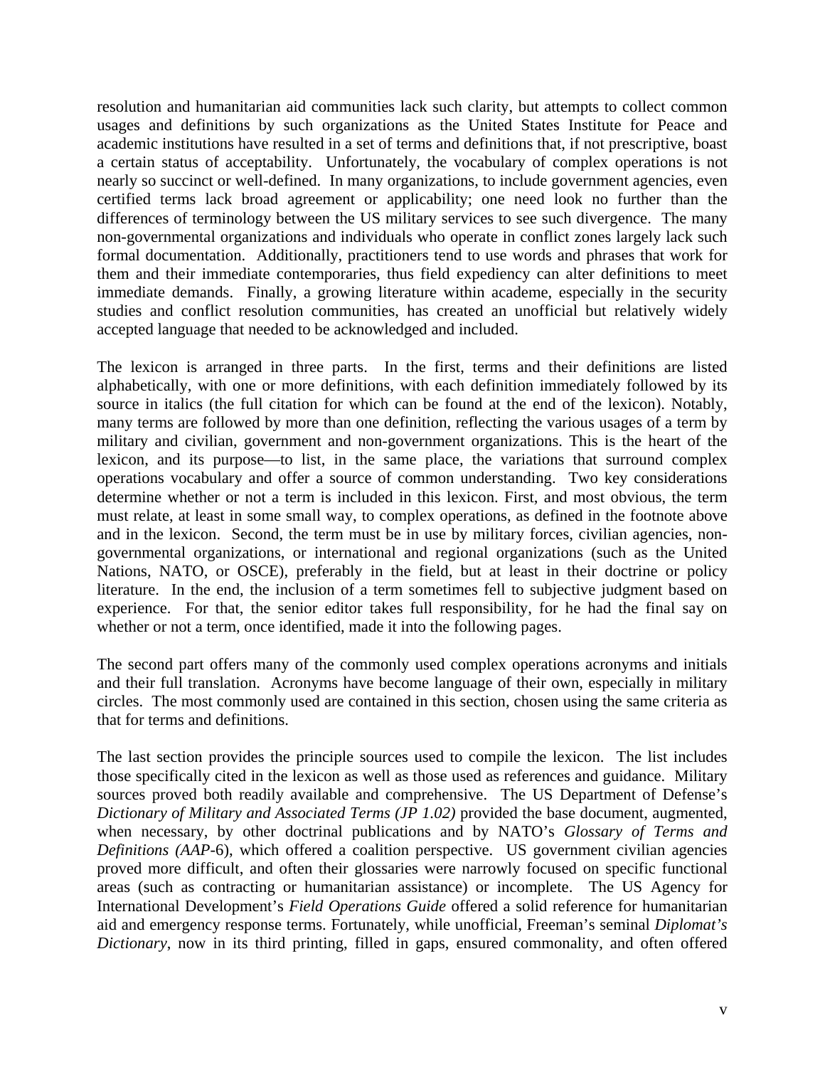resolution and humanitarian aid communities lack such clarity, but attempts to collect common usages and definitions by such organizations as the United States Institute for Peace and academic institutions have resulted in a set of terms and definitions that, if not prescriptive, boast a certain status of acceptability. Unfortunately, the vocabulary of complex operations is not nearly so succinct or well-defined. In many organizations, to include government agencies, even certified terms lack broad agreement or applicability; one need look no further than the differences of terminology between the US military services to see such divergence. The many non-governmental organizations and individuals who operate in conflict zones largely lack such formal documentation. Additionally, practitioners tend to use words and phrases that work for them and their immediate contemporaries, thus field expediency can alter definitions to meet immediate demands. Finally, a growing literature within academe, especially in the security studies and conflict resolution communities, has created an unofficial but relatively widely accepted language that needed to be acknowledged and included.

The lexicon is arranged in three parts. In the first, terms and their definitions are listed alphabetically, with one or more definitions, with each definition immediately followed by its source in italics (the full citation for which can be found at the end of the lexicon). Notably, many terms are followed by more than one definition, reflecting the various usages of a term by military and civilian, government and non-government organizations. This is the heart of the lexicon, and its purpose—to list, in the same place, the variations that surround complex operations vocabulary and offer a source of common understanding. Two key considerations determine whether or not a term is included in this lexicon. First, and most obvious, the term must relate, at least in some small way, to complex operations, as defined in the footnote above and in the lexicon. Second, the term must be in use by military forces, civilian agencies, non-governmental organizations, or international and regional organizations (such as the United Nations, NATO, or OSCE), preferably in the field, but at least in their doctrine or policy literature. In the end, the inclusion of a term sometimes fell to subjective judgment based on experience. For that, the senior editor takes full responsibility, for he had the final say on whether or not a term, once identified, made it into the following pages.

The second part offers many of the commonly used complex operations acronyms and initials and their full translation. Acronyms have become language of their own, especially in military circles. The most commonly used are contained in this section, chosen using the same criteria as that for terms and definitions.

The last section provides the principle sources used to compile the lexicon. The list includes those specifically cited in the lexicon as well as those used as references and guidance. Military sources proved both readily available and comprehensive. The US Department of Defense's *Dictionary of Military and Associated Terms (JP 1.02)* provided the base document, augmented, when necessary, by other doctrinal publications and by NATO's *Glossary of Terms and Definitions (AAP*-6), which offered a coalition perspective. US government civilian agencies proved more difficult, and often their glossaries were narrowly focused on specific functional areas (such as contracting or humanitarian assistance) or incomplete. The US Agency for International Development's *Field Operations Guide* offered a solid reference for humanitarian aid and emergency response terms. Fortunately, while unofficial, Freeman's seminal *Diplomat's Dictionary*, now in its third printing, filled in gaps, ensured commonality, and often offered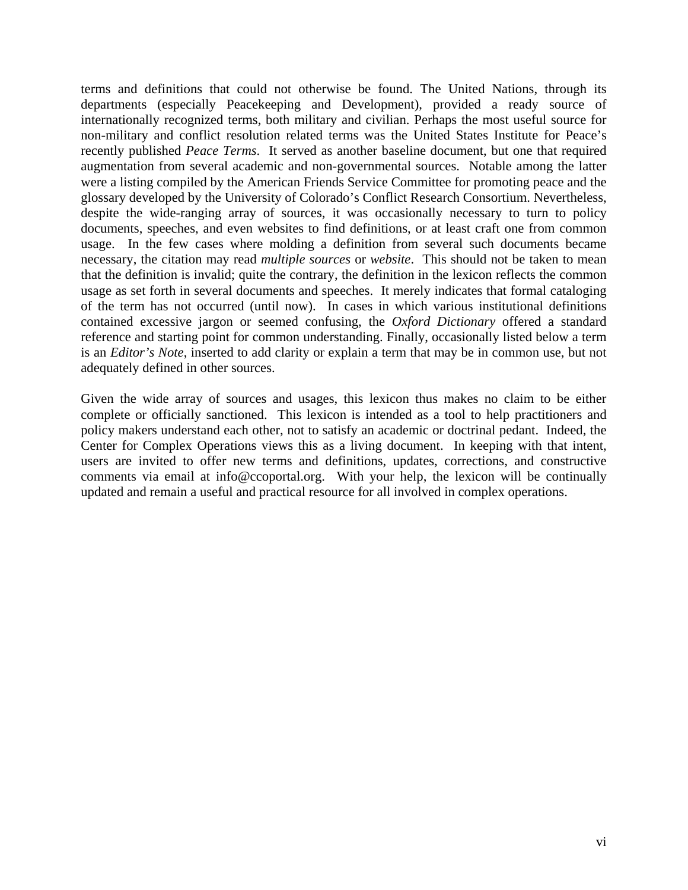terms and definitions that could not otherwise be found. The United Nations, through its departments (especially Peacekeeping and Development), provided a ready source of internationally recognized terms, both military and civilian. Perhaps the most useful source for non-military and conflict resolution related terms was the United States Institute for Peace's recently published *Peace Terms*. It served as another baseline document, but one that required augmentation from several academic and non-governmental sources. Notable among the latter were a listing compiled by the American Friends Service Committee for promoting peace and the glossary developed by the University of Colorado's Conflict Research Consortium. Nevertheless, despite the wide-ranging array of sources, it was occasionally necessary to turn to policy documents, speeches, and even websites to find definitions, or at least craft one from common usage. In the few cases where molding a definition from several such documents became necessary, the citation may read *multiple sources* or *website*. This should not be taken to mean that the definition is invalid; quite the contrary, the definition in the lexicon reflects the common usage as set forth in several documents and speeches. It merely indicates that formal cataloging of the term has not occurred (until now). In cases in which various institutional definitions contained excessive jargon or seemed confusing, the *Oxford Dictionary* offered a standard reference and starting point for common understanding. Finally, occasionally listed below a term is an *Editor's Note*, inserted to add clarity or explain a term that may be in common use, but not adequately defined in other sources.

Given the wide array of sources and usages, this lexicon thus makes no claim to be either complete or officially sanctioned. This lexicon is intended as a tool to help practitioners and policy makers understand each other, not to satisfy an academic or doctrinal pedant. Indeed, the Center for Complex Operations views this as a living document. In keeping with that intent, users are invited to offer new terms and definitions, updates, corrections, and constructive comments via email at info@ccoportal.org. With your help, the lexicon will be continually updated and remain a useful and practical resource for all involved in complex operations.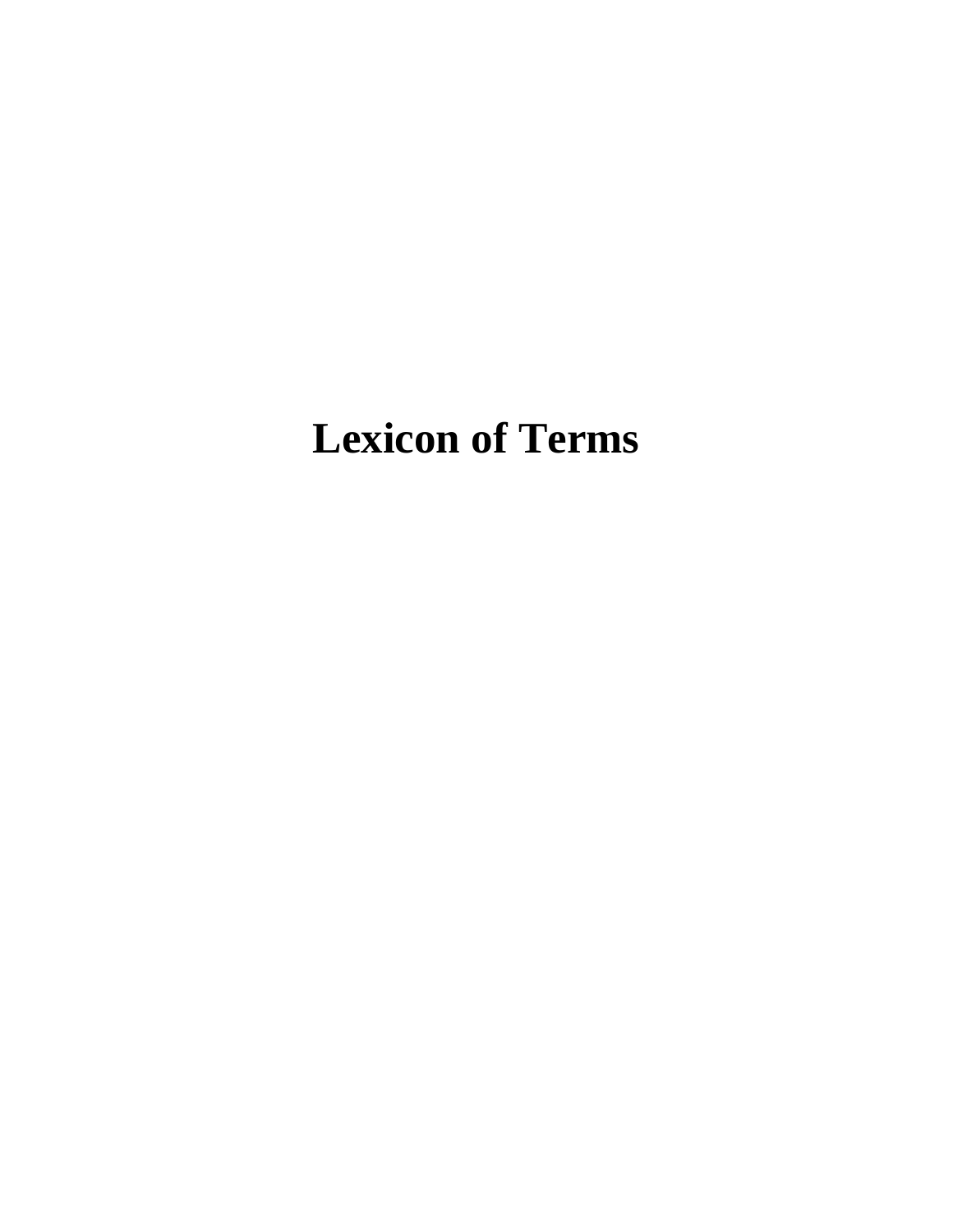# Lexicon of Terms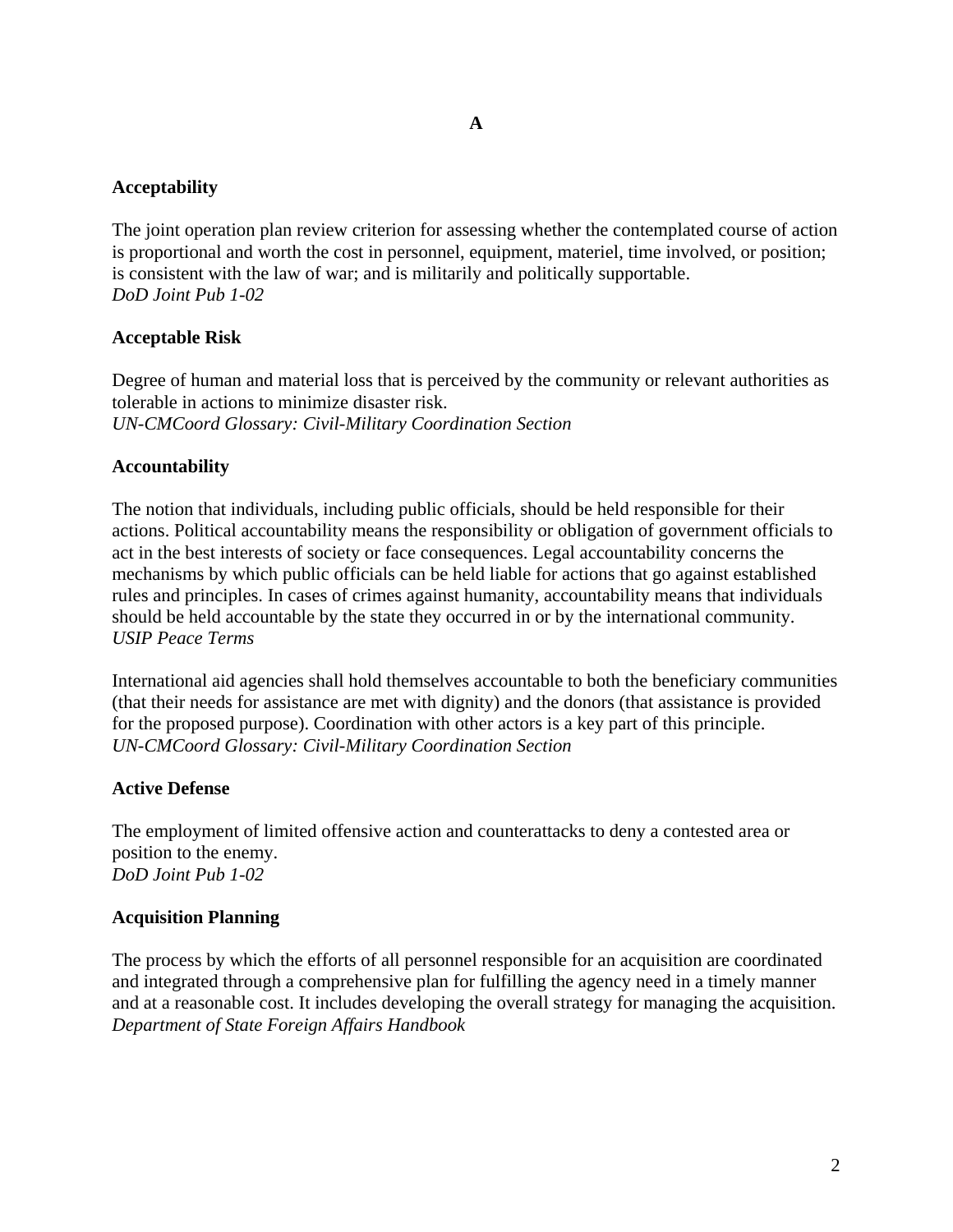## A

### Acceptability

The joint operation plan review criterion for assessing whether the contemplated course of action is proportional and worth the cost in personnel, equipment, materiel, time involved, or position; is consistent with the law of war; and is militarily and politically supportable.
*DoD Joint Pub 1-02*

### Acceptable Risk

Degree of human and material loss that is perceived by the community or relevant authorities as tolerable in actions to minimize disaster risk.
*UN-CMCoord Glossary: Civil-Military Coordination Section*

### Accountability

The notion that individuals, including public officials, should be held responsible for their actions. Political accountability means the responsibility or obligation of government officials to act in the best interests of society or face consequences. Legal accountability concerns the mechanisms by which public officials can be held liable for actions that go against established rules and principles. In cases of crimes against humanity, accountability means that individuals should be held accountable by the state they occurred in or by the international community.
*USIP Peace Terms*

International aid agencies shall hold themselves accountable to both the beneficiary communities (that their needs for assistance are met with dignity) and the donors (that assistance is provided for the proposed purpose). Coordination with other actors is a key part of this principle.
*UN-CMCoord Glossary: Civil-Military Coordination Section*

### Active Defense

The employment of limited offensive action and counterattacks to deny a contested area or position to the enemy.
*DoD Joint Pub 1-02*

### Acquisition Planning

The process by which the efforts of all personnel responsible for an acquisition are coordinated and integrated through a comprehensive plan for fulfilling the agency need in a timely manner and at a reasonable cost. It includes developing the overall strategy for managing the acquisition.
*Department of State Foreign Affairs Handbook*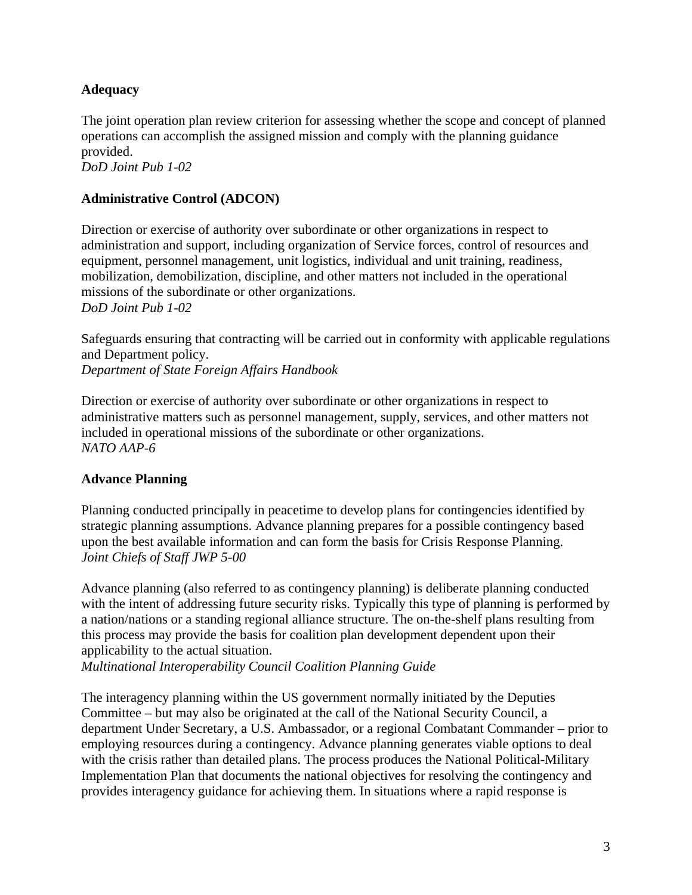**Adequacy**

The joint operation plan review criterion for assessing whether the scope and concept of planned operations can accomplish the assigned mission and comply with the planning guidance provided.
*DoD Joint Pub 1-02*

**Administrative Control (ADCON)**

Direction or exercise of authority over subordinate or other organizations in respect to administration and support, including organization of Service forces, control of resources and equipment, personnel management, unit logistics, individual and unit training, readiness, mobilization, demobilization, discipline, and other matters not included in the operational missions of the subordinate or other organizations.
*DoD Joint Pub 1-02*

Safeguards ensuring that contracting will be carried out in conformity with applicable regulations and Department policy.
*Department of State Foreign Affairs Handbook*

Direction or exercise of authority over subordinate or other organizations in respect to administrative matters such as personnel management, supply, services, and other matters not included in operational missions of the subordinate or other organizations.
*NATO AAP-6*

**Advance Planning**

Planning conducted principally in peacetime to develop plans for contingencies identified by strategic planning assumptions. Advance planning prepares for a possible contingency based upon the best available information and can form the basis for Crisis Response Planning.
*Joint Chiefs of Staff JWP 5-00*

Advance planning (also referred to as contingency planning) is deliberate planning conducted with the intent of addressing future security risks. Typically this type of planning is performed by a nation/nations or a standing regional alliance structure. The on-the-shelf plans resulting from this process may provide the basis for coalition plan development dependent upon their applicability to the actual situation.
*Multinational Interoperability Council Coalition Planning Guide*

The interagency planning within the US government normally initiated by the Deputies Committee – but may also be originated at the call of the National Security Council, a department Under Secretary, a U.S. Ambassador, or a regional Combatant Commander – prior to employing resources during a contingency. Advance planning generates viable options to deal with the crisis rather than detailed plans. The process produces the National Political-Military Implementation Plan that documents the national objectives for resolving the contingency and provides interagency guidance for achieving them. In situations where a rapid response is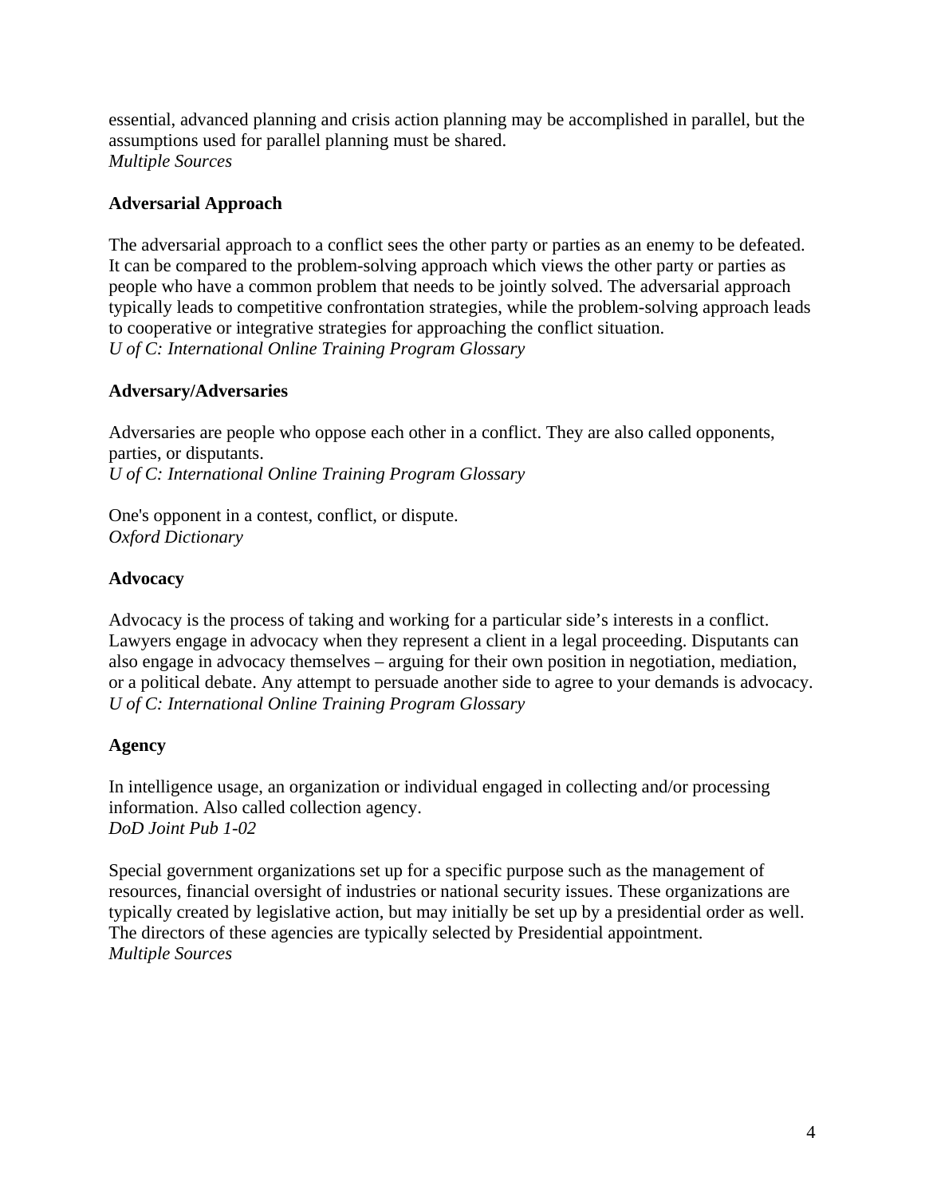essential, advanced planning and crisis action planning may be accomplished in parallel, but the assumptions used for parallel planning must be shared.
*Multiple Sources*

**Adversarial Approach**

The adversarial approach to a conflict sees the other party or parties as an enemy to be defeated. It can be compared to the problem-solving approach which views the other party or parties as people who have a common problem that needs to be jointly solved. The adversarial approach typically leads to competitive confrontation strategies, while the problem-solving approach leads to cooperative or integrative strategies for approaching the conflict situation.
*U of C: International Online Training Program Glossary*

**Adversary/Adversaries**

Adversaries are people who oppose each other in a conflict. They are also called opponents, parties, or disputants.
*U of C: International Online Training Program Glossary*

One's opponent in a contest, conflict, or dispute.
*Oxford Dictionary*

**Advocacy**

Advocacy is the process of taking and working for a particular side's interests in a conflict. Lawyers engage in advocacy when they represent a client in a legal proceeding. Disputants can also engage in advocacy themselves – arguing for their own position in negotiation, mediation, or a political debate. Any attempt to persuade another side to agree to your demands is advocacy.
*U of C: International Online Training Program Glossary*

**Agency**

In intelligence usage, an organization or individual engaged in collecting and/or processing information. Also called collection agency.
*DoD Joint Pub 1-02*

Special government organizations set up for a specific purpose such as the management of resources, financial oversight of industries or national security issues. These organizations are typically created by legislative action, but may initially be set up by a presidential order as well. The directors of these agencies are typically selected by Presidential appointment.
*Multiple Sources*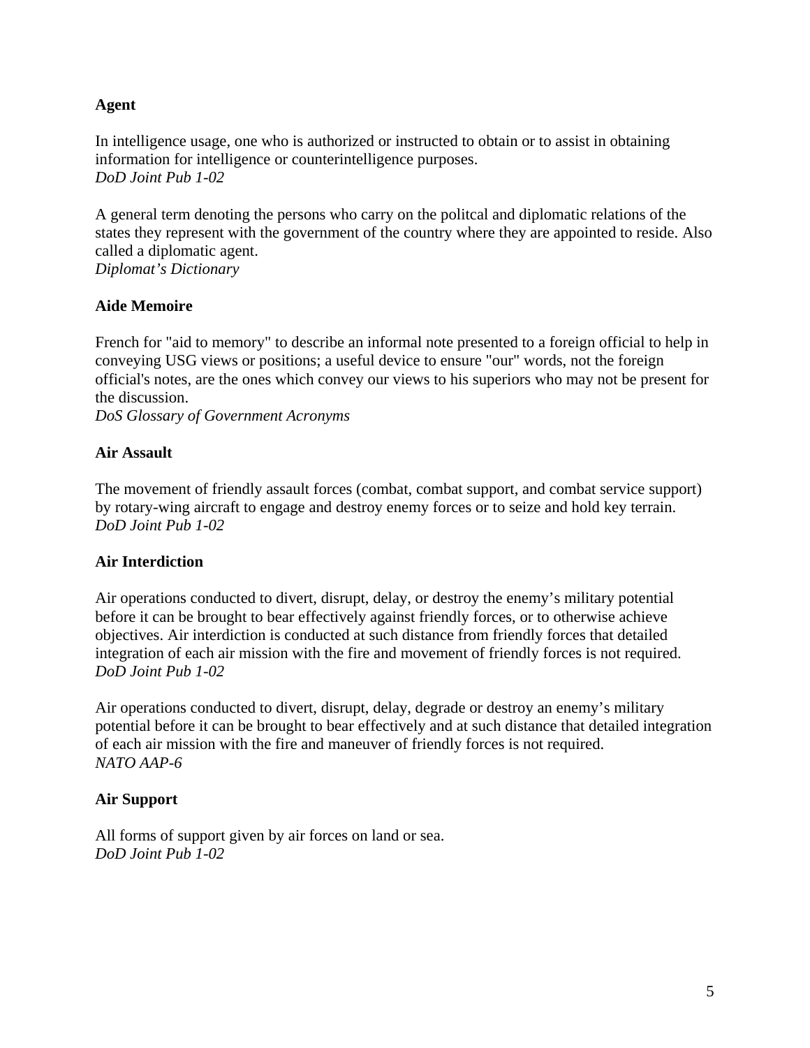**Agent**

In intelligence usage, one who is authorized or instructed to obtain or to assist in obtaining information for intelligence or counterintelligence purposes.
*DoD Joint Pub 1-02*

A general term denoting the persons who carry on the politcal and diplomatic relations of the states they represent with the government of the country where they are appointed to reside. Also called a diplomatic agent.
*Diplomat's Dictionary*

**Aide Memoire**

French for "aid to memory" to describe an informal note presented to a foreign official to help in conveying USG views or positions; a useful device to ensure "our" words, not the foreign official's notes, are the ones which convey our views to his superiors who may not be present for the discussion.
*DoS Glossary of Government Acronyms*

**Air Assault**

The movement of friendly assault forces (combat, combat support, and combat service support) by rotary-wing aircraft to engage and destroy enemy forces or to seize and hold key terrain.
*DoD Joint Pub 1-02*

**Air Interdiction**

Air operations conducted to divert, disrupt, delay, or destroy the enemy's military potential before it can be brought to bear effectively against friendly forces, or to otherwise achieve objectives. Air interdiction is conducted at such distance from friendly forces that detailed integration of each air mission with the fire and movement of friendly forces is not required.
*DoD Joint Pub 1-02*

Air operations conducted to divert, disrupt, delay, degrade or destroy an enemy's military potential before it can be brought to bear effectively and at such distance that detailed integration of each air mission with the fire and maneuver of friendly forces is not required.
*NATO AAP-6*

**Air Support**

All forms of support given by air forces on land or sea.
*DoD Joint Pub 1-02*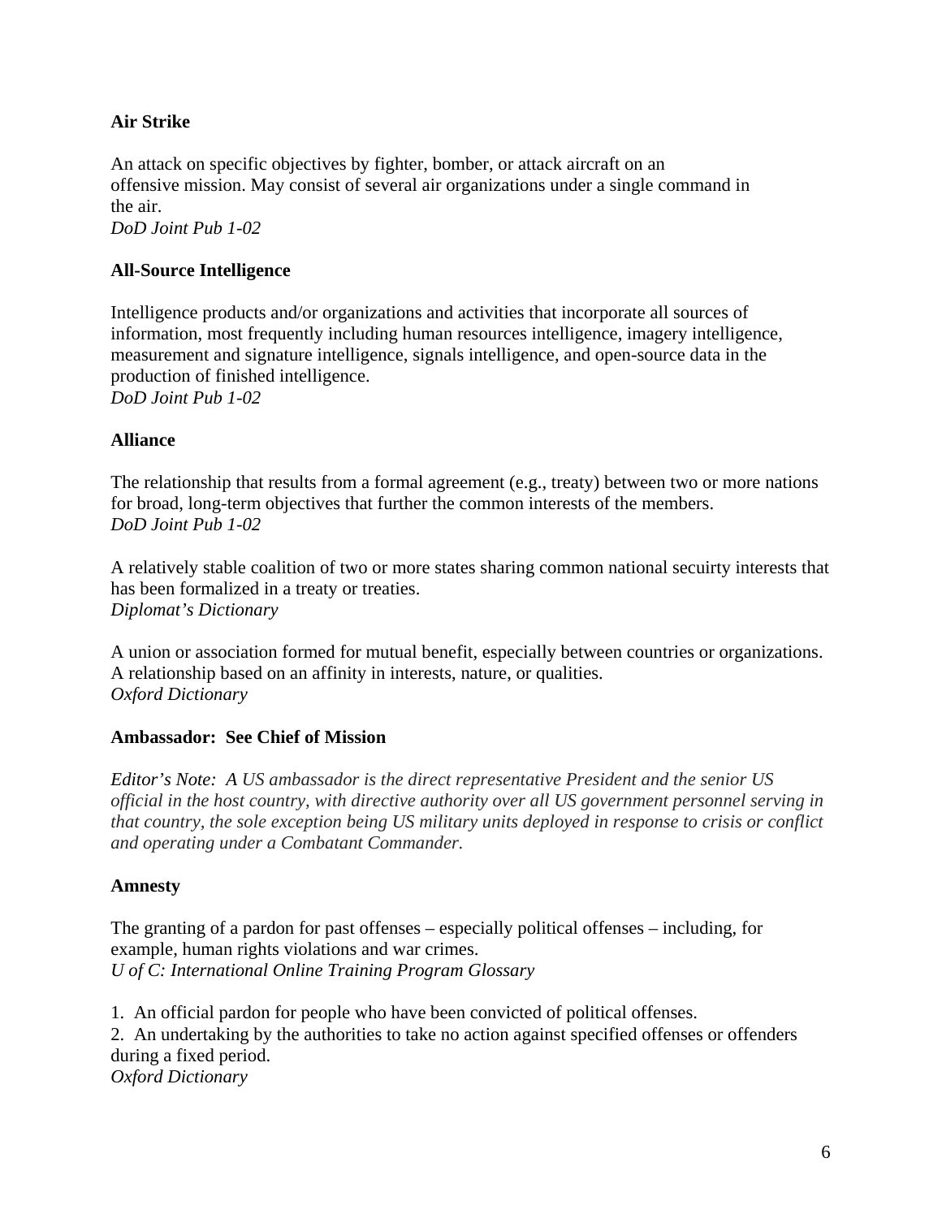**Air Strike**

An attack on specific objectives by fighter, bomber, or attack aircraft on an offensive mission. May consist of several air organizations under a single command in the air.
*DoD Joint Pub 1-02*

**All-Source Intelligence**

Intelligence products and/or organizations and activities that incorporate all sources of information, most frequently including human resources intelligence, imagery intelligence, measurement and signature intelligence, signals intelligence, and open-source data in the production of finished intelligence.
*DoD Joint Pub 1-02*

**Alliance**

The relationship that results from a formal agreement (e.g., treaty) between two or more nations for broad, long-term objectives that further the common interests of the members.
*DoD Joint Pub 1-02*

A relatively stable coalition of two or more states sharing common national secuirty interests that has been formalized in a treaty or treaties.
*Diplomat's Dictionary*

A union or association formed for mutual benefit, especially between countries or organizations. A relationship based on an affinity in interests, nature, or qualities.
*Oxford Dictionary*

**Ambassador: See Chief of Mission**

*Editor's Note: A US ambassador is the direct representative President and the senior US official in the host country, with directive authority over all US government personnel serving in that country, the sole exception being US military units deployed in response to crisis or conflict and operating under a Combatant Commander.*

**Amnesty**

The granting of a pardon for past offenses – especially political offenses – including, for example, human rights violations and war crimes.
*U of C: International Online Training Program Glossary*

1. An official pardon for people who have been convicted of political offenses.
2. An undertaking by the authorities to take no action against specified offenses or offenders during a fixed period.

*Oxford Dictionary*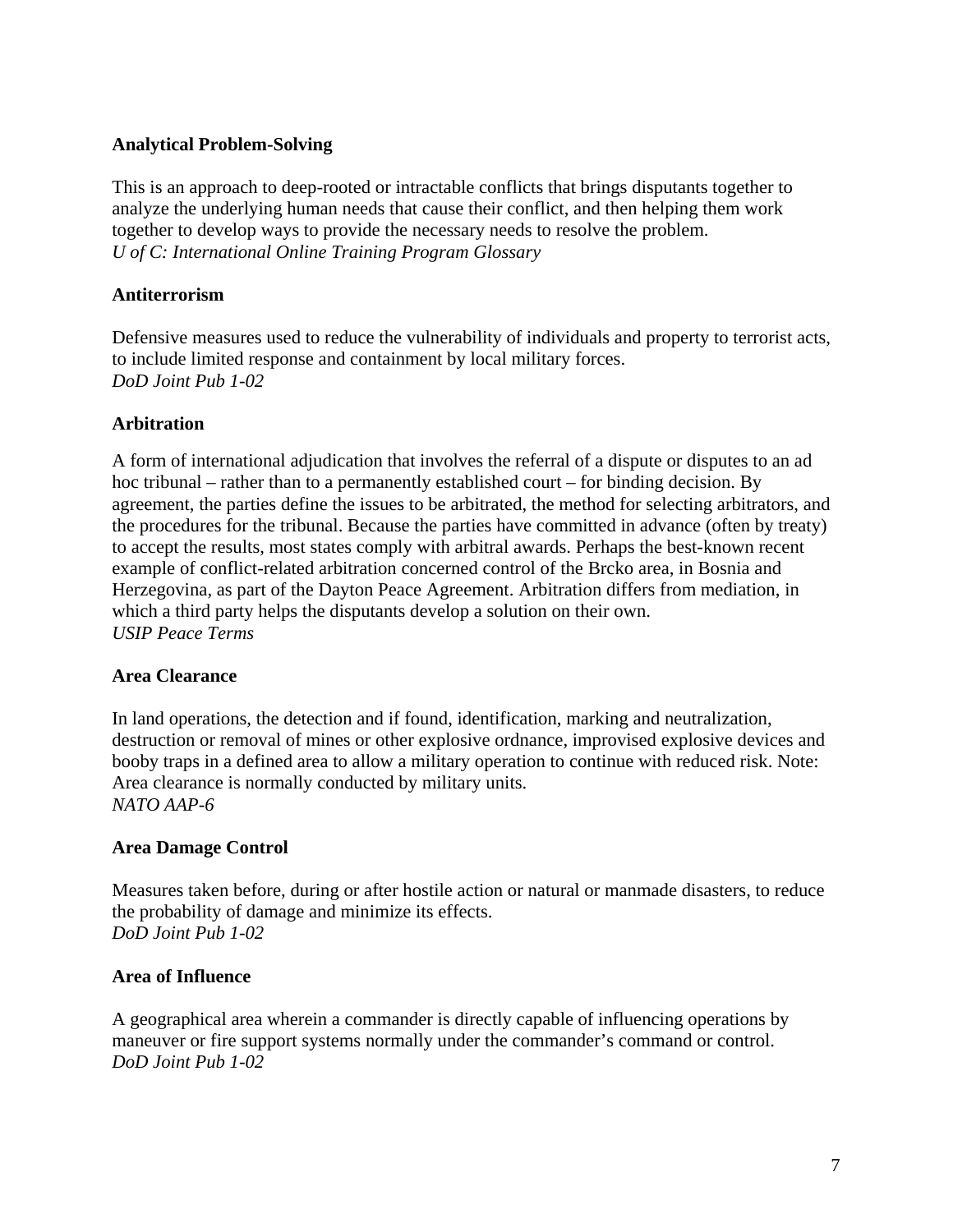**Analytical Problem-Solving**

This is an approach to deep-rooted or intractable conflicts that brings disputants together to analyze the underlying human needs that cause their conflict, and then helping them work together to develop ways to provide the necessary needs to resolve the problem.
*U of C: International Online Training Program Glossary*

**Antiterrorism**

Defensive measures used to reduce the vulnerability of individuals and property to terrorist acts, to include limited response and containment by local military forces.
*DoD Joint Pub 1-02*

**Arbitration**

A form of international adjudication that involves the referral of a dispute or disputes to an ad hoc tribunal – rather than to a permanently established court – for binding decision. By agreement, the parties define the issues to be arbitrated, the method for selecting arbitrators, and the procedures for the tribunal. Because the parties have committed in advance (often by treaty) to accept the results, most states comply with arbitral awards. Perhaps the best-known recent example of conflict-related arbitration concerned control of the Brcko area, in Bosnia and Herzegovina, as part of the Dayton Peace Agreement. Arbitration differs from mediation, in which a third party helps the disputants develop a solution on their own.
*USIP Peace Terms*

**Area Clearance**

In land operations, the detection and if found, identification, marking and neutralization, destruction or removal of mines or other explosive ordnance, improvised explosive devices and booby traps in a defined area to allow a military operation to continue with reduced risk. Note: Area clearance is normally conducted by military units.
*NATO AAP-6*

**Area Damage Control**

Measures taken before, during or after hostile action or natural or manmade disasters, to reduce the probability of damage and minimize its effects.
*DoD Joint Pub 1-02*

**Area of Influence**

A geographical area wherein a commander is directly capable of influencing operations by maneuver or fire support systems normally under the commander's command or control.
*DoD Joint Pub 1-02*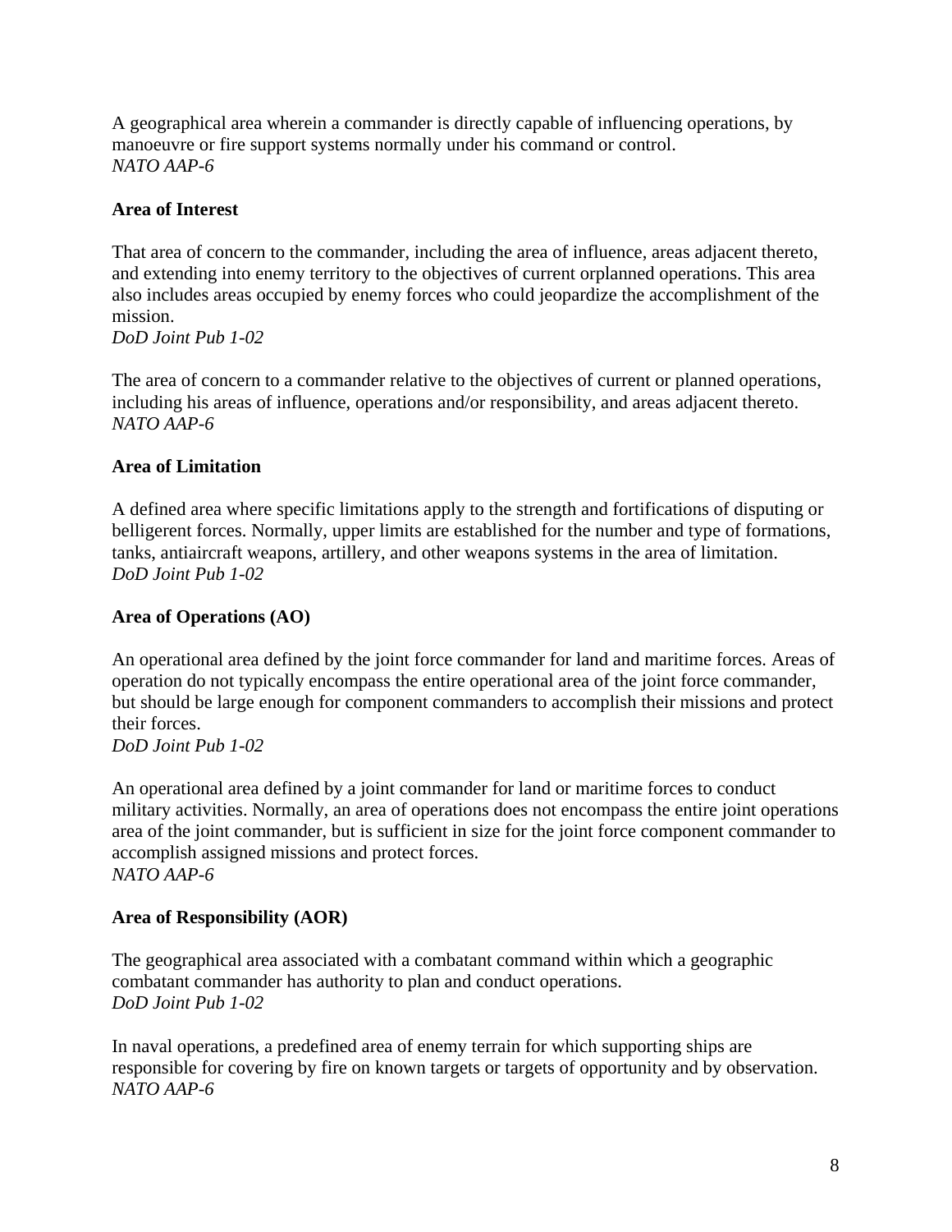A geographical area wherein a commander is directly capable of influencing operations, by manoeuvre or fire support systems normally under his command or control.
*NATO AAP-6*

**Area of Interest**

That area of concern to the commander, including the area of influence, areas adjacent thereto, and extending into enemy territory to the objectives of current orplanned operations. This area also includes areas occupied by enemy forces who could jeopardize the accomplishment of the mission.
*DoD Joint Pub 1-02*

The area of concern to a commander relative to the objectives of current or planned operations, including his areas of influence, operations and/or responsibility, and areas adjacent thereto.
*NATO AAP-6*

**Area of Limitation**

A defined area where specific limitations apply to the strength and fortifications of disputing or belligerent forces. Normally, upper limits are established for the number and type of formations, tanks, antiaircraft weapons, artillery, and other weapons systems in the area of limitation.
*DoD Joint Pub 1-02*

**Area of Operations (AO)**

An operational area defined by the joint force commander for land and maritime forces. Areas of operation do not typically encompass the entire operational area of the joint force commander, but should be large enough for component commanders to accomplish their missions and protect their forces.
*DoD Joint Pub 1-02*

An operational area defined by a joint commander for land or maritime forces to conduct military activities. Normally, an area of operations does not encompass the entire joint operations area of the joint commander, but is sufficient in size for the joint force component commander to accomplish assigned missions and protect forces.
*NATO AAP-6*

**Area of Responsibility (AOR)**

The geographical area associated with a combatant command within which a geographic combatant commander has authority to plan and conduct operations.
*DoD Joint Pub 1-02*

In naval operations, a predefined area of enemy terrain for which supporting ships are responsible for covering by fire on known targets or targets of opportunity and by observation.
*NATO AAP-6*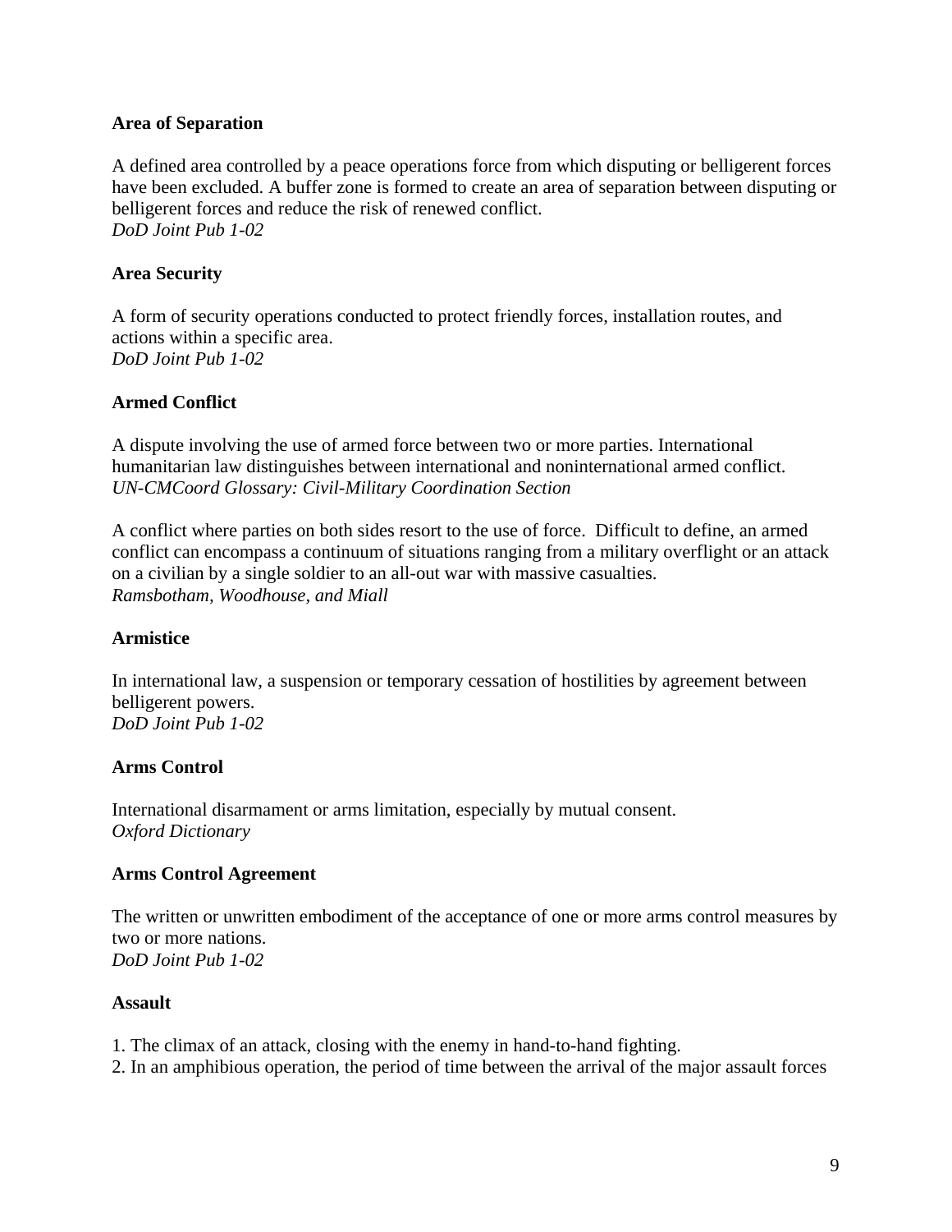**Area of Separation**

A defined area controlled by a peace operations force from which disputing or belligerent forces have been excluded. A buffer zone is formed to create an area of separation between disputing or belligerent forces and reduce the risk of renewed conflict.
*DoD Joint Pub 1-02*

**Area Security**

A form of security operations conducted to protect friendly forces, installation routes, and actions within a specific area.
*DoD Joint Pub 1-02*

**Armed Conflict**

A dispute involving the use of armed force between two or more parties. International humanitarian law distinguishes between international and noninternational armed conflict.
*UN-CMCoord Glossary: Civil-Military Coordination Section*

A conflict where parties on both sides resort to the use of force. Difficult to define, an armed conflict can encompass a continuum of situations ranging from a military overflight or an attack on a civilian by a single soldier to an all-out war with massive casualties.
*Ramsbotham, Woodhouse, and Miall*

**Armistice**

In international law, a suspension or temporary cessation of hostilities by agreement between belligerent powers.
*DoD Joint Pub 1-02*

**Arms Control**

International disarmament or arms limitation, especially by mutual consent.
*Oxford Dictionary*

**Arms Control Agreement**

The written or unwritten embodiment of the acceptance of one or more arms control measures by two or more nations.
*DoD Joint Pub 1-02*

**Assault**

1. The climax of an attack, closing with the enemy in hand-to-hand fighting.
2. In an amphibious operation, the period of time between the arrival of the major assault forces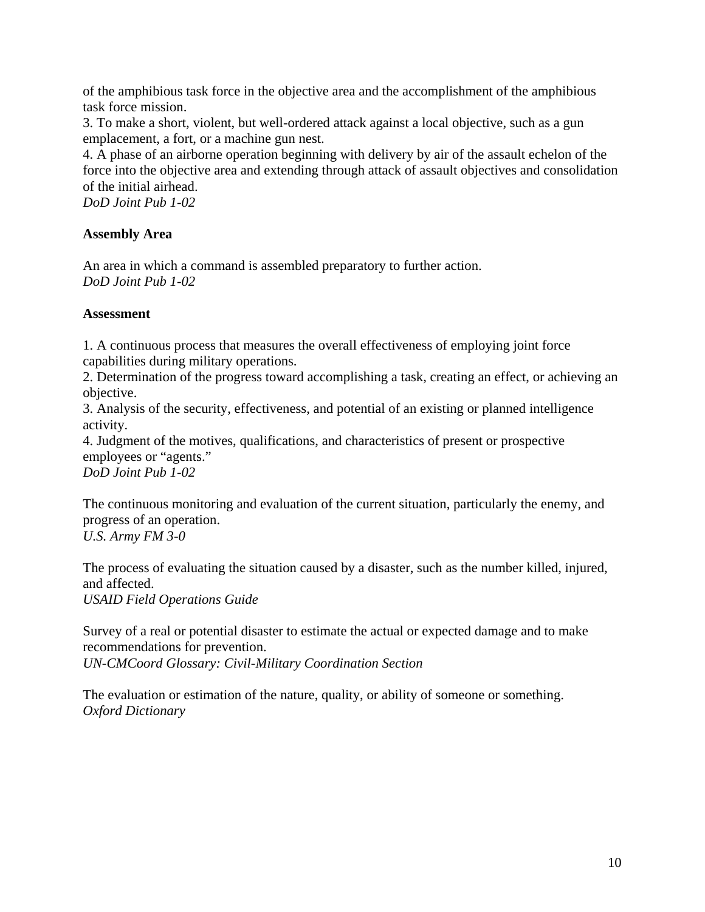of the amphibious task force in the objective area and the accomplishment of the amphibious task force mission.
3. To make a short, violent, but well-ordered attack against a local objective, such as a gun emplacement, a fort, or a machine gun nest.
4. A phase of an airborne operation beginning with delivery by air of the assault echelon of the force into the objective area and extending through attack of assault objectives and consolidation of the initial airhead.
*DoD Joint Pub 1-02*

**Assembly Area**

An area in which a command is assembled preparatory to further action.
*DoD Joint Pub 1-02*

**Assessment**

1. A continuous process that measures the overall effectiveness of employing joint force capabilities during military operations.
2. Determination of the progress toward accomplishing a task, creating an effect, or achieving an objective.
3. Analysis of the security, effectiveness, and potential of an existing or planned intelligence activity.
4. Judgment of the motives, qualifications, and characteristics of present or prospective employees or "agents."
*DoD Joint Pub 1-02*

The continuous monitoring and evaluation of the current situation, particularly the enemy, and progress of an operation.
*U.S. Army FM 3-0*

The process of evaluating the situation caused by a disaster, such as the number killed, injured, and affected.
*USAID Field Operations Guide*

Survey of a real or potential disaster to estimate the actual or expected damage and to make recommendations for prevention.
*UN-CMCoord Glossary: Civil-Military Coordination Section*

The evaluation or estimation of the nature, quality, or ability of someone or something.
*Oxford Dictionary*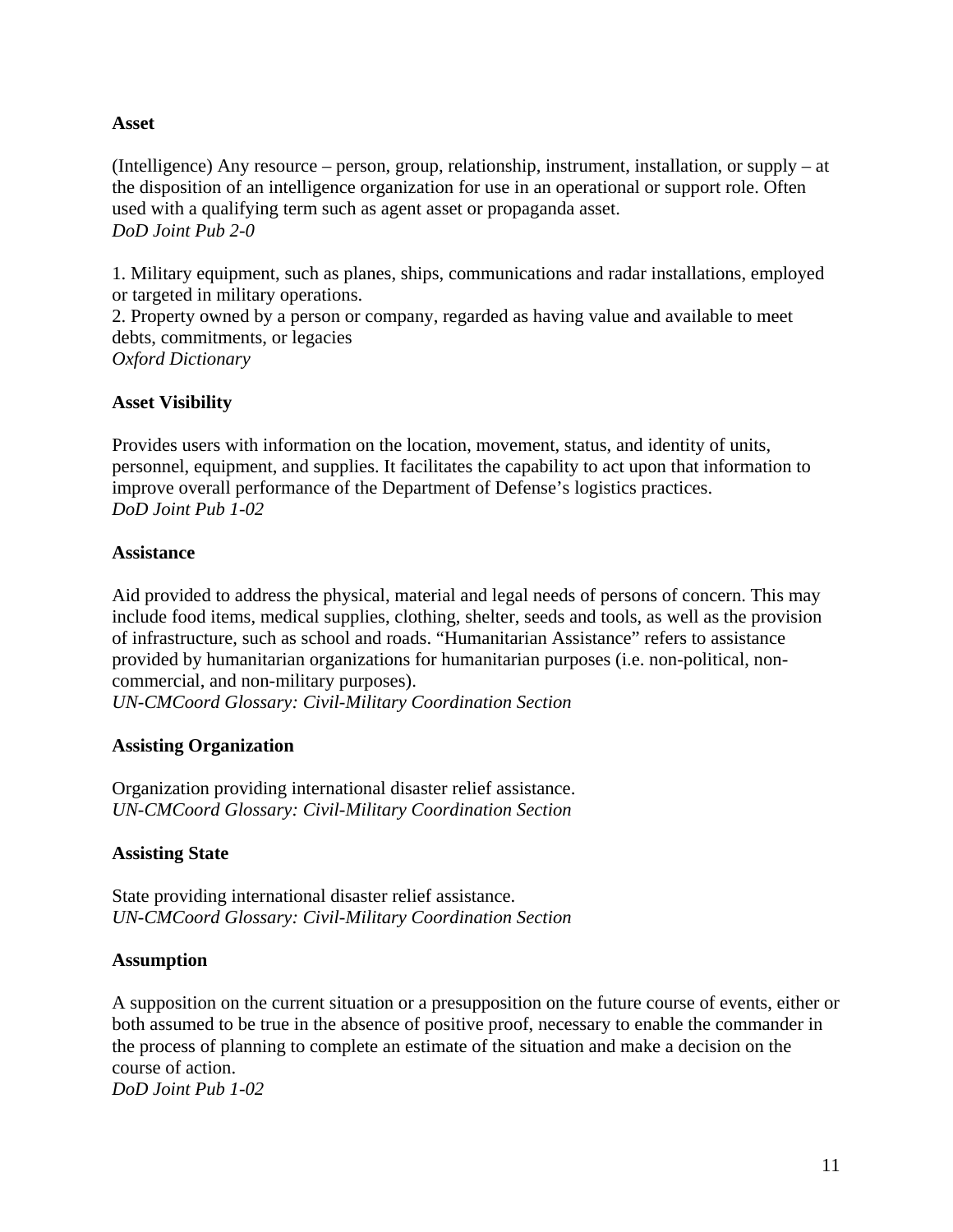**Asset**

(Intelligence) Any resource – person, group, relationship, instrument, installation, or supply – at the disposition of an intelligence organization for use in an operational or support role. Often used with a qualifying term such as agent asset or propaganda asset.
*DoD Joint Pub 2-0*

1. Military equipment, such as planes, ships, communications and radar installations, employed or targeted in military operations.
2. Property owned by a person or company, regarded as having value and available to meet debts, commitments, or legacies
*Oxford Dictionary*

**Asset Visibility**

Provides users with information on the location, movement, status, and identity of units, personnel, equipment, and supplies. It facilitates the capability to act upon that information to improve overall performance of the Department of Defense's logistics practices.
*DoD Joint Pub 1-02*

**Assistance**

Aid provided to address the physical, material and legal needs of persons of concern. This may include food items, medical supplies, clothing, shelter, seeds and tools, as well as the provision of infrastructure, such as school and roads. "Humanitarian Assistance" refers to assistance provided by humanitarian organizations for humanitarian purposes (i.e. non-political, non-commercial, and non-military purposes).
*UN-CMCoord Glossary: Civil-Military Coordination Section*

**Assisting Organization**

Organization providing international disaster relief assistance.
*UN-CMCoord Glossary: Civil-Military Coordination Section*

**Assisting State**

State providing international disaster relief assistance.
*UN-CMCoord Glossary: Civil-Military Coordination Section*

**Assumption**

A supposition on the current situation or a presupposition on the future course of events, either or both assumed to be true in the absence of positive proof, necessary to enable the commander in the process of planning to complete an estimate of the situation and make a decision on the course of action.
*DoD Joint Pub 1-02*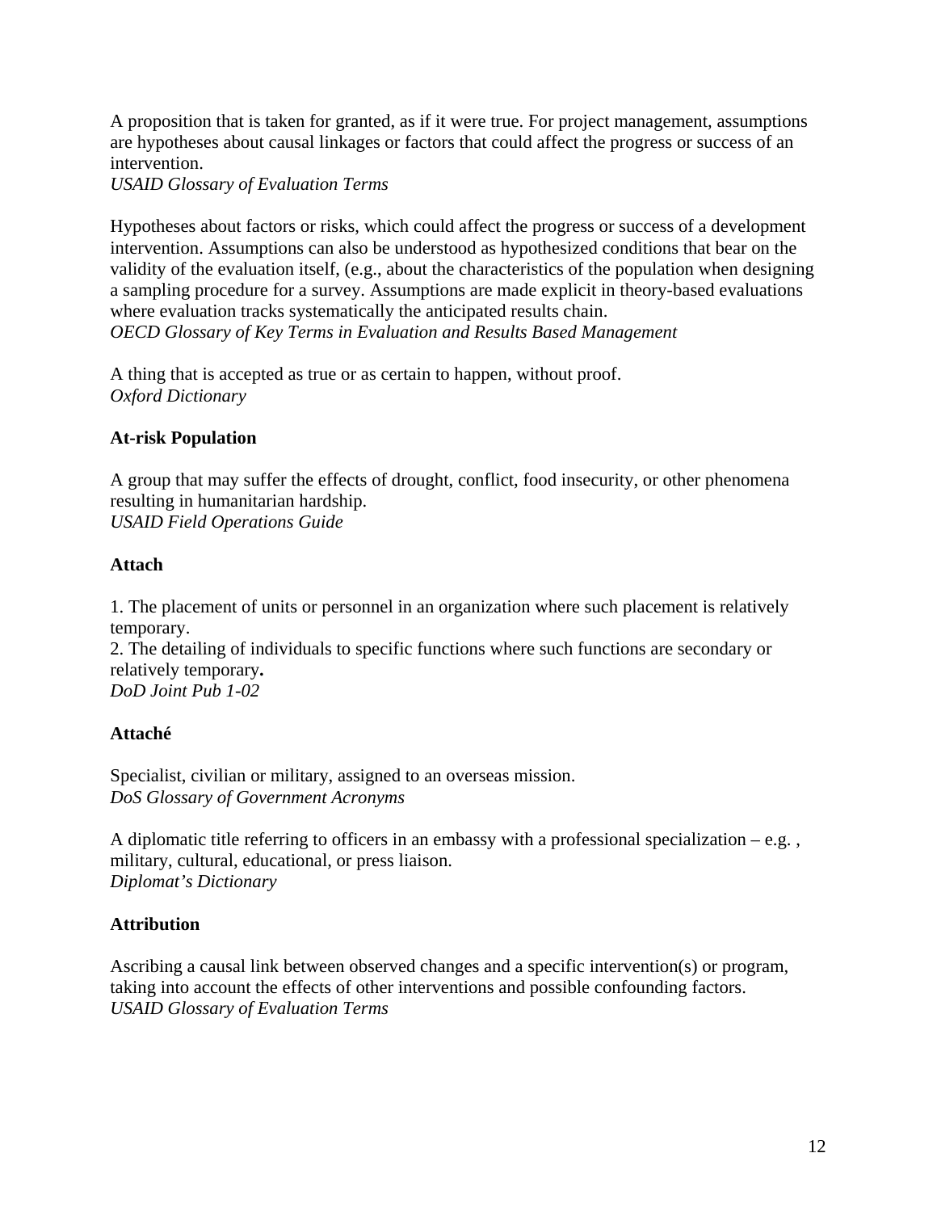A proposition that is taken for granted, as if it were true. For project management, assumptions are hypotheses about causal linkages or factors that could affect the progress or success of an intervention.
*USAID Glossary of Evaluation Terms*

Hypotheses about factors or risks, which could affect the progress or success of a development intervention. Assumptions can also be understood as hypothesized conditions that bear on the validity of the evaluation itself, (e.g., about the characteristics of the population when designing a sampling procedure for a survey. Assumptions are made explicit in theory-based evaluations where evaluation tracks systematically the anticipated results chain.
*OECD Glossary of Key Terms in Evaluation and Results Based Management*

A thing that is accepted as true or as certain to happen, without proof.
*Oxford Dictionary*

**At-risk Population**

A group that may suffer the effects of drought, conflict, food insecurity, or other phenomena resulting in humanitarian hardship.
*USAID Field Operations Guide*

**Attach**

1. The placement of units or personnel in an organization where such placement is relatively temporary.
2. The detailing of individuals to specific functions where such functions are secondary or relatively temporary**.**
*DoD Joint Pub 1-02*

**Attaché**

Specialist, civilian or military, assigned to an overseas mission.
*DoS Glossary of Government Acronyms*

A diplomatic title referring to officers in an embassy with a professional specialization – e.g. , military, cultural, educational, or press liaison.
*Diplomat's Dictionary*

**Attribution**

Ascribing a causal link between observed changes and a specific intervention(s) or program, taking into account the effects of other interventions and possible confounding factors.
*USAID Glossary of Evaluation Terms*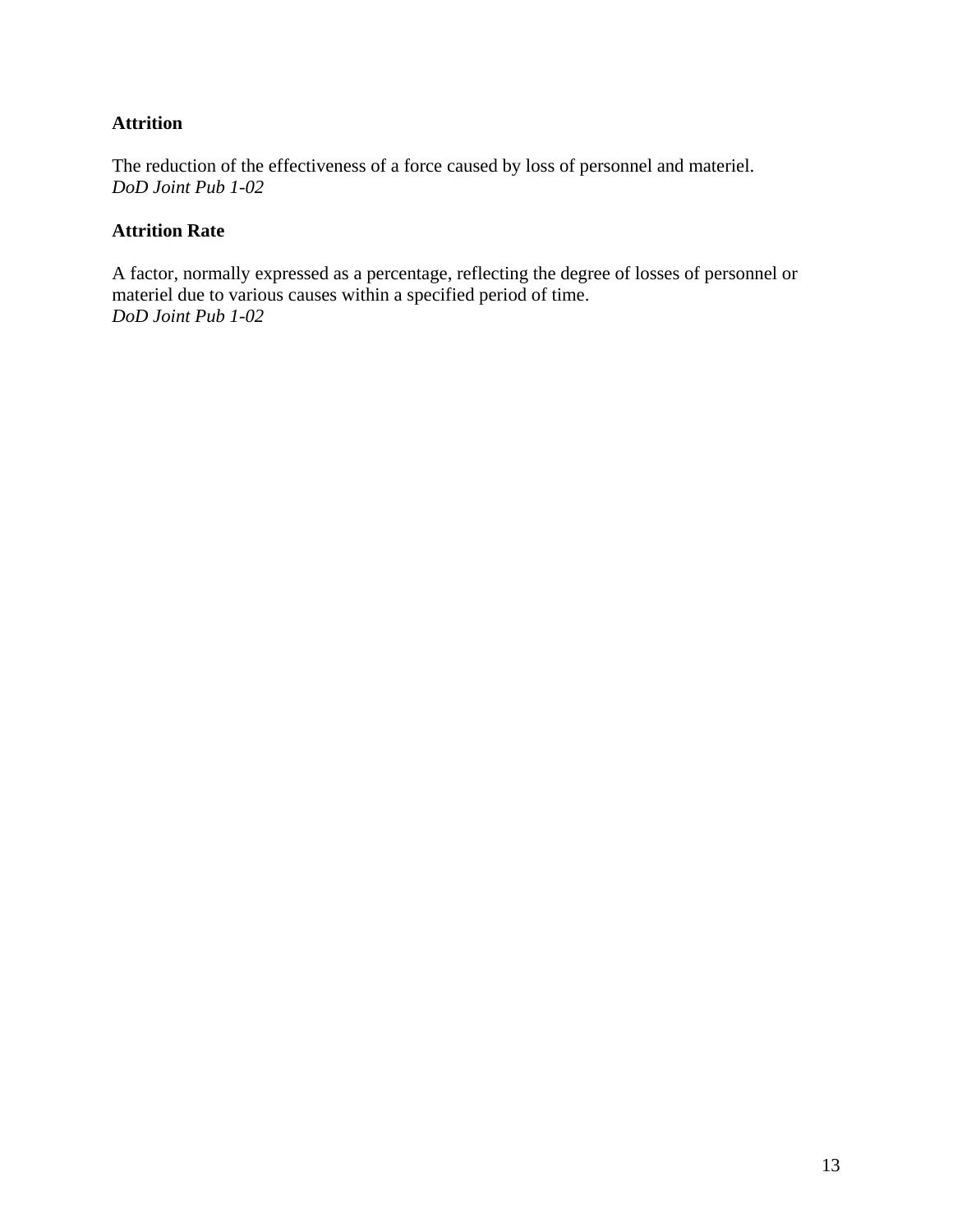**Attrition**

The reduction of the effectiveness of a force caused by loss of personnel and materiel.
*DoD Joint Pub 1-02*

**Attrition Rate**

A factor, normally expressed as a percentage, reflecting the degree of losses of personnel or materiel due to various causes within a specified period of time.
*DoD Joint Pub 1-02*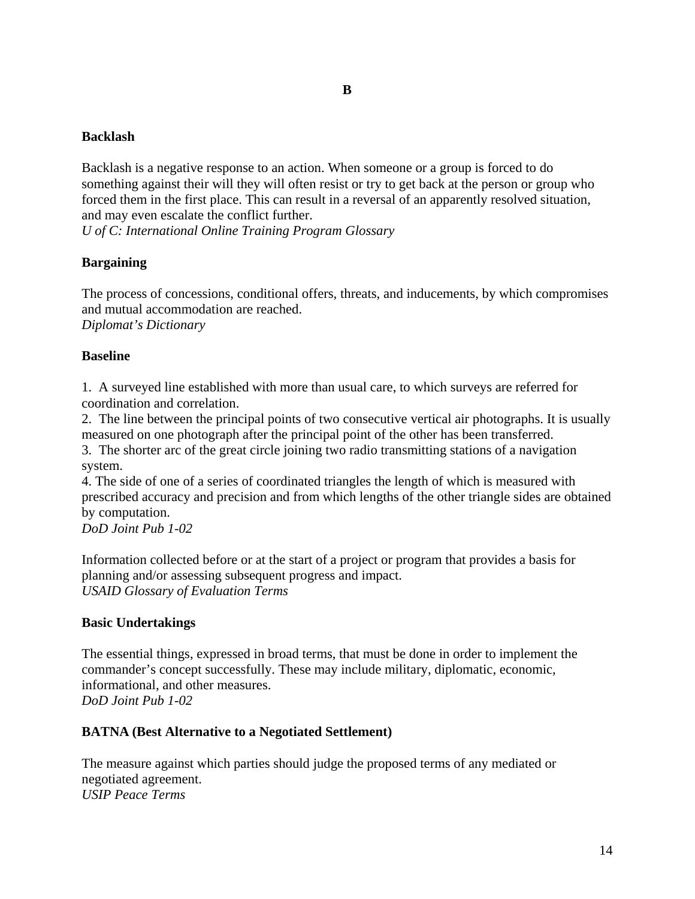# B

**Backlash**

Backlash is a negative response to an action. When someone or a group is forced to do something against their will they will often resist or try to get back at the person or group who forced them in the first place. This can result in a reversal of an apparently resolved situation, and may even escalate the conflict further.
*U of C: International Online Training Program Glossary*

**Bargaining**

The process of concessions, conditional offers, threats, and inducements, by which compromises and mutual accommodation are reached.
*Diplomat's Dictionary*

**Baseline**

1. A surveyed line established with more than usual care, to which surveys are referred for coordination and correlation.
2. The line between the principal points of two consecutive vertical air photographs. It is usually measured on one photograph after the principal point of the other has been transferred.
3. The shorter arc of the great circle joining two radio transmitting stations of a navigation system.
4. The side of one of a series of coordinated triangles the length of which is measured with prescribed accuracy and precision and from which lengths of the other triangle sides are obtained by computation.

*DoD Joint Pub 1-02*

Information collected before or at the start of a project or program that provides a basis for planning and/or assessing subsequent progress and impact.
*USAID Glossary of Evaluation Terms*

**Basic Undertakings**

The essential things, expressed in broad terms, that must be done in order to implement the commander's concept successfully. These may include military, diplomatic, economic, informational, and other measures.
*DoD Joint Pub 1-02*

**BATNA (Best Alternative to a Negotiated Settlement)**

The measure against which parties should judge the proposed terms of any mediated or negotiated agreement.
*USIP Peace Terms*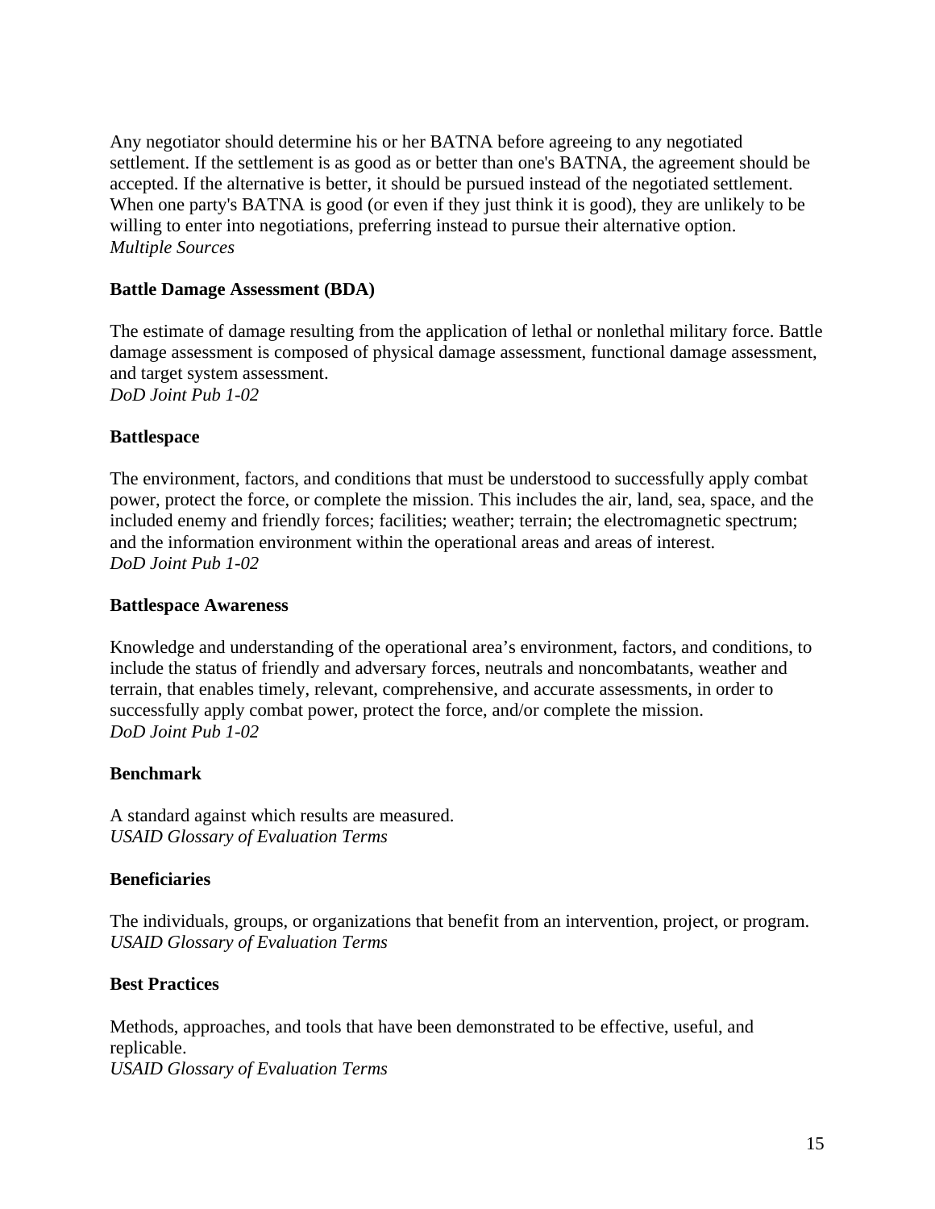Any negotiator should determine his or her BATNA before agreeing to any negotiated settlement. If the settlement is as good as or better than one's BATNA, the agreement should be accepted. If the alternative is better, it should be pursued instead of the negotiated settlement. When one party's BATNA is good (or even if they just think it is good), they are unlikely to be willing to enter into negotiations, preferring instead to pursue their alternative option.
*Multiple Sources*

**Battle Damage Assessment (BDA)**

The estimate of damage resulting from the application of lethal or nonlethal military force. Battle damage assessment is composed of physical damage assessment, functional damage assessment, and target system assessment.
*DoD Joint Pub 1-02*

**Battlespace**

The environment, factors, and conditions that must be understood to successfully apply combat power, protect the force, or complete the mission. This includes the air, land, sea, space, and the included enemy and friendly forces; facilities; weather; terrain; the electromagnetic spectrum; and the information environment within the operational areas and areas of interest.
*DoD Joint Pub 1-02*

**Battlespace Awareness**

Knowledge and understanding of the operational area's environment, factors, and conditions, to include the status of friendly and adversary forces, neutrals and noncombatants, weather and terrain, that enables timely, relevant, comprehensive, and accurate assessments, in order to successfully apply combat power, protect the force, and/or complete the mission.
*DoD Joint Pub 1-02*

**Benchmark**

A standard against which results are measured.
*USAID Glossary of Evaluation Terms*

**Beneficiaries**

The individuals, groups, or organizations that benefit from an intervention, project, or program.
*USAID Glossary of Evaluation Terms*

**Best Practices**

Methods, approaches, and tools that have been demonstrated to be effective, useful, and replicable.
*USAID Glossary of Evaluation Terms*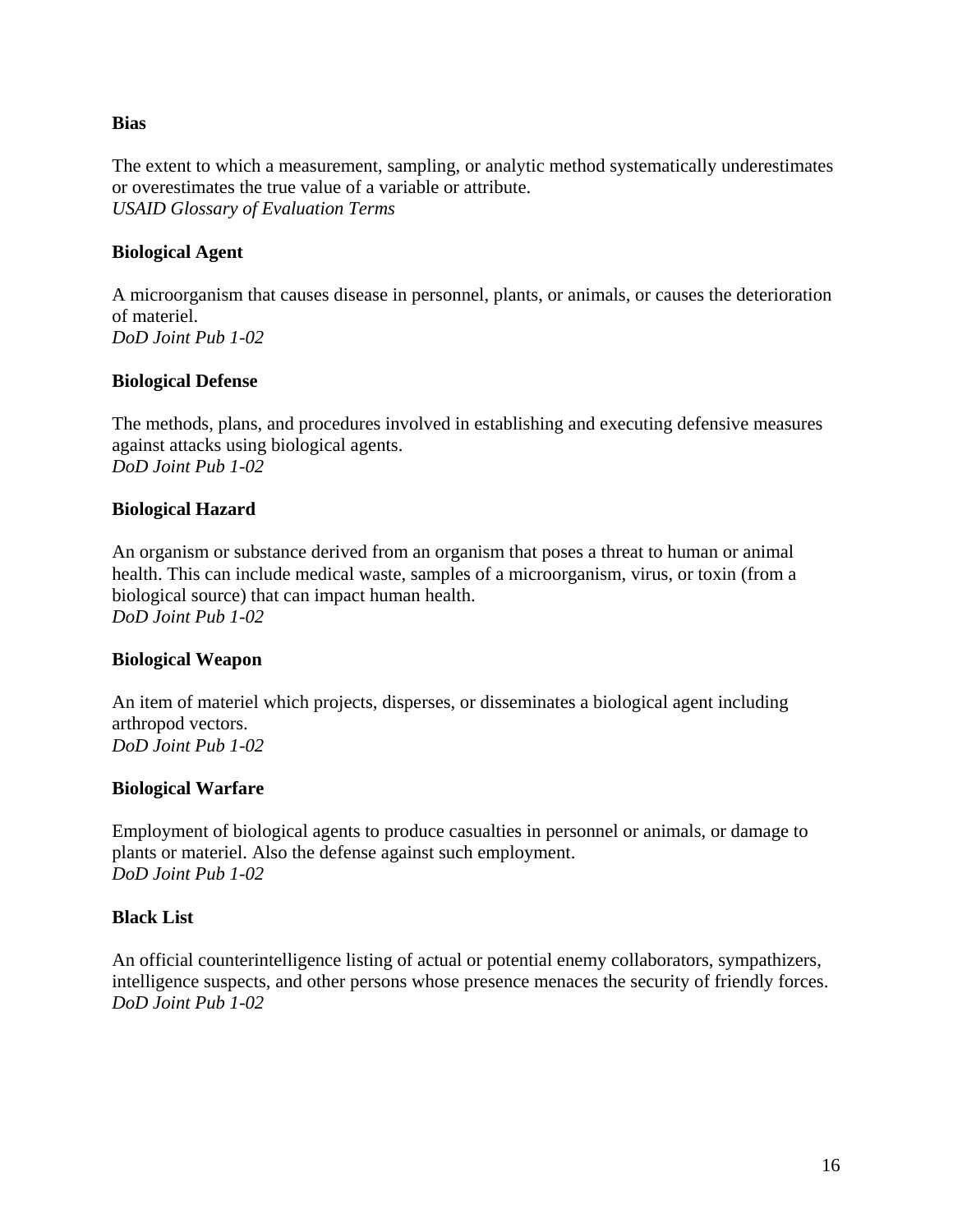**Bias**

The extent to which a measurement, sampling, or analytic method systematically underestimates or overestimates the true value of a variable or attribute.
*USAID Glossary of Evaluation Terms*

**Biological Agent**

A microorganism that causes disease in personnel, plants, or animals, or causes the deterioration of materiel.
*DoD Joint Pub 1-02*

**Biological Defense**

The methods, plans, and procedures involved in establishing and executing defensive measures against attacks using biological agents.
*DoD Joint Pub 1-02*

**Biological Hazard**

An organism or substance derived from an organism that poses a threat to human or animal health. This can include medical waste, samples of a microorganism, virus, or toxin (from a biological source) that can impact human health.
*DoD Joint Pub 1-02*

**Biological Weapon**

An item of materiel which projects, disperses, or disseminates a biological agent including arthropod vectors.
*DoD Joint Pub 1-02*

**Biological Warfare**

Employment of biological agents to produce casualties in personnel or animals, or damage to plants or materiel. Also the defense against such employment.
*DoD Joint Pub 1-02*

**Black List**

An official counterintelligence listing of actual or potential enemy collaborators, sympathizers, intelligence suspects, and other persons whose presence menaces the security of friendly forces.
*DoD Joint Pub 1-02*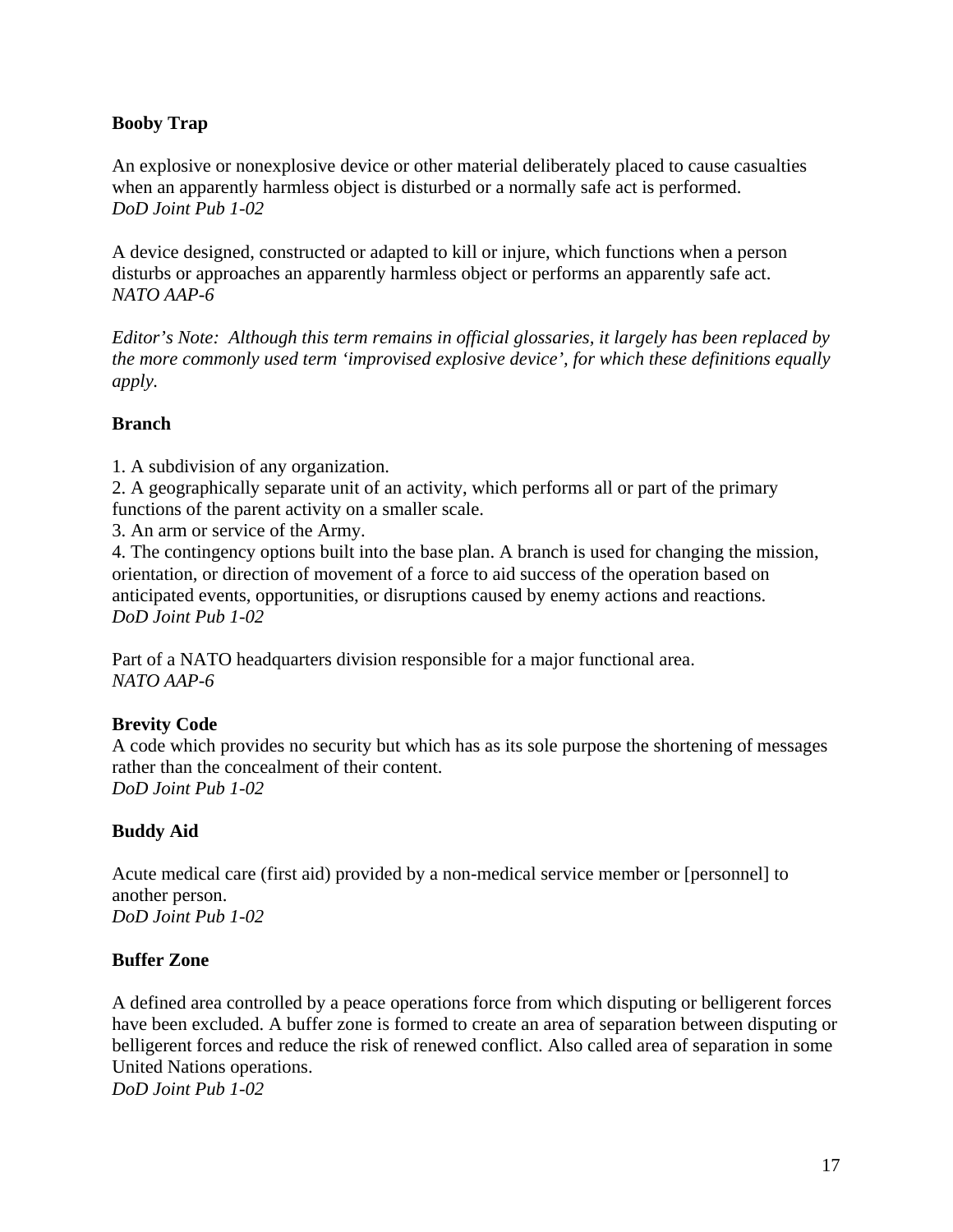**Booby Trap**

An explosive or nonexplosive device or other material deliberately placed to cause casualties when an apparently harmless object is disturbed or a normally safe act is performed.
*DoD Joint Pub 1-02*

A device designed, constructed or adapted to kill or injure, which functions when a person disturbs or approaches an apparently harmless object or performs an apparently safe act.
*NATO AAP-6*

*Editor's Note: Although this term remains in official glossaries, it largely has been replaced by the more commonly used term 'improvised explosive device', for which these definitions equally apply.*

**Branch**

1. A subdivision of any organization.
2. A geographically separate unit of an activity, which performs all or part of the primary functions of the parent activity on a smaller scale.
3. An arm or service of the Army.
4. The contingency options built into the base plan. A branch is used for changing the mission, orientation, or direction of movement of a force to aid success of the operation based on anticipated events, opportunities, or disruptions caused by enemy actions and reactions.
*DoD Joint Pub 1-02*

Part of a NATO headquarters division responsible for a major functional area.
*NATO AAP-6*

**Brevity Code**
A code which provides no security but which has as its sole purpose the shortening of messages rather than the concealment of their content.
*DoD Joint Pub 1-02*

**Buddy Aid**

Acute medical care (first aid) provided by a non-medical service member or [personnel] to another person.
*DoD Joint Pub 1-02*

**Buffer Zone**

A defined area controlled by a peace operations force from which disputing or belligerent forces have been excluded. A buffer zone is formed to create an area of separation between disputing or belligerent forces and reduce the risk of renewed conflict. Also called area of separation in some United Nations operations.
*DoD Joint Pub 1-02*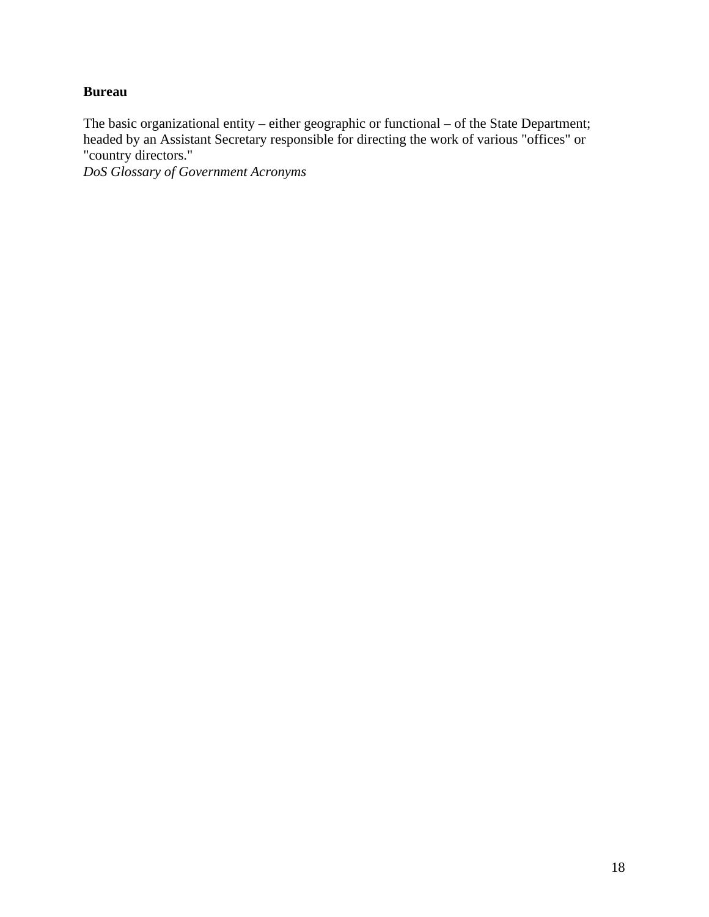**Bureau**

The basic organizational entity – either geographic or functional – of the State Department; headed by an Assistant Secretary responsible for directing the work of various "offices" or "country directors."
*DoS Glossary of Government Acronyms*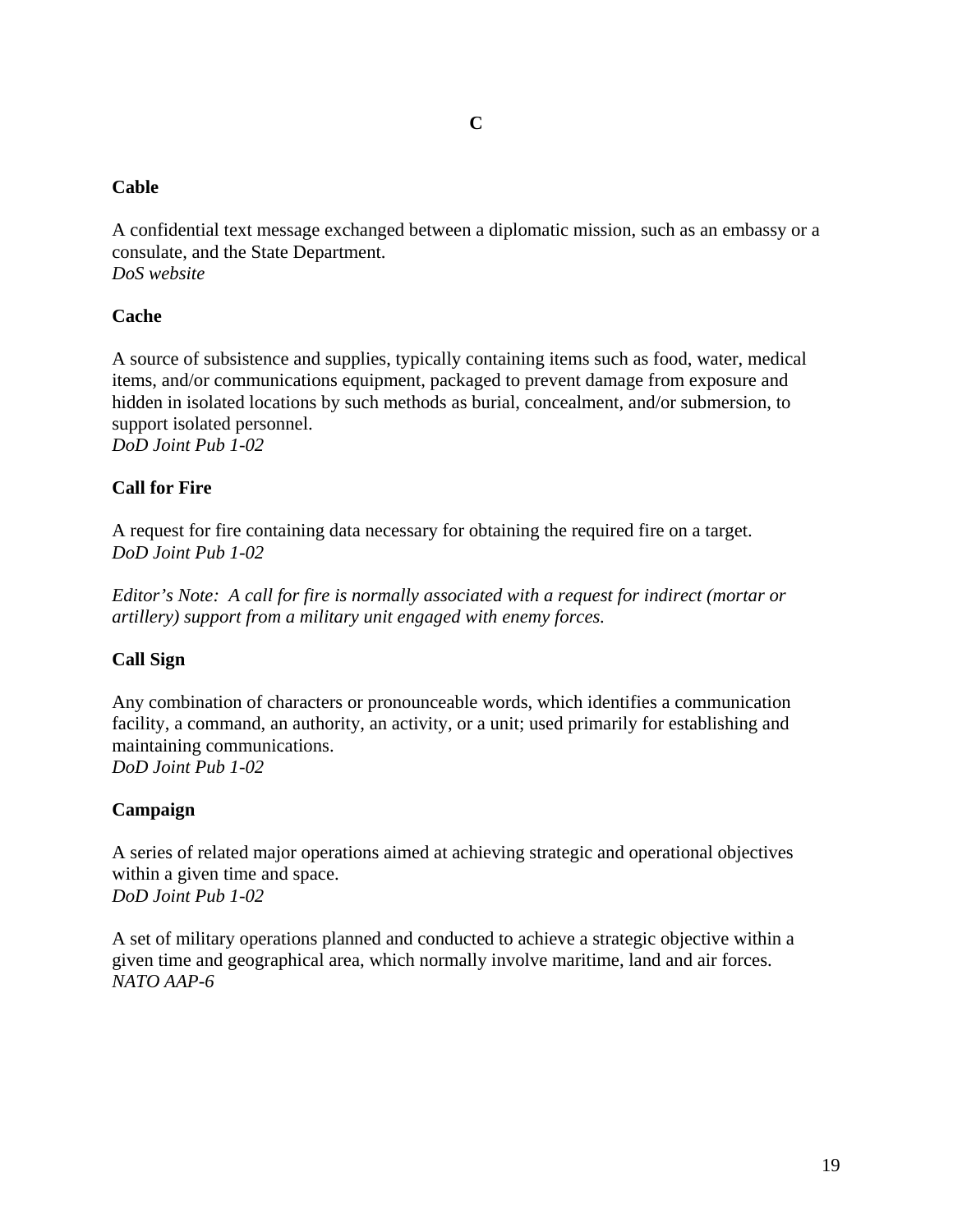# C

**Cable**

A confidential text message exchanged between a diplomatic mission, such as an embassy or a consulate, and the State Department.
*DoS website*

**Cache**

A source of subsistence and supplies, typically containing items such as food, water, medical items, and/or communications equipment, packaged to prevent damage from exposure and hidden in isolated locations by such methods as burial, concealment, and/or submersion, to support isolated personnel.
*DoD Joint Pub 1-02*

**Call for Fire**

A request for fire containing data necessary for obtaining the required fire on a target.
*DoD Joint Pub 1-02*

*Editor's Note: A call for fire is normally associated with a request for indirect (mortar or artillery) support from a military unit engaged with enemy forces.*

**Call Sign**

Any combination of characters or pronounceable words, which identifies a communication facility, a command, an authority, an activity, or a unit; used primarily for establishing and maintaining communications.
*DoD Joint Pub 1-02*

**Campaign**

A series of related major operations aimed at achieving strategic and operational objectives within a given time and space.
*DoD Joint Pub 1-02*

A set of military operations planned and conducted to achieve a strategic objective within a given time and geographical area, which normally involve maritime, land and air forces.
*NATO AAP-6*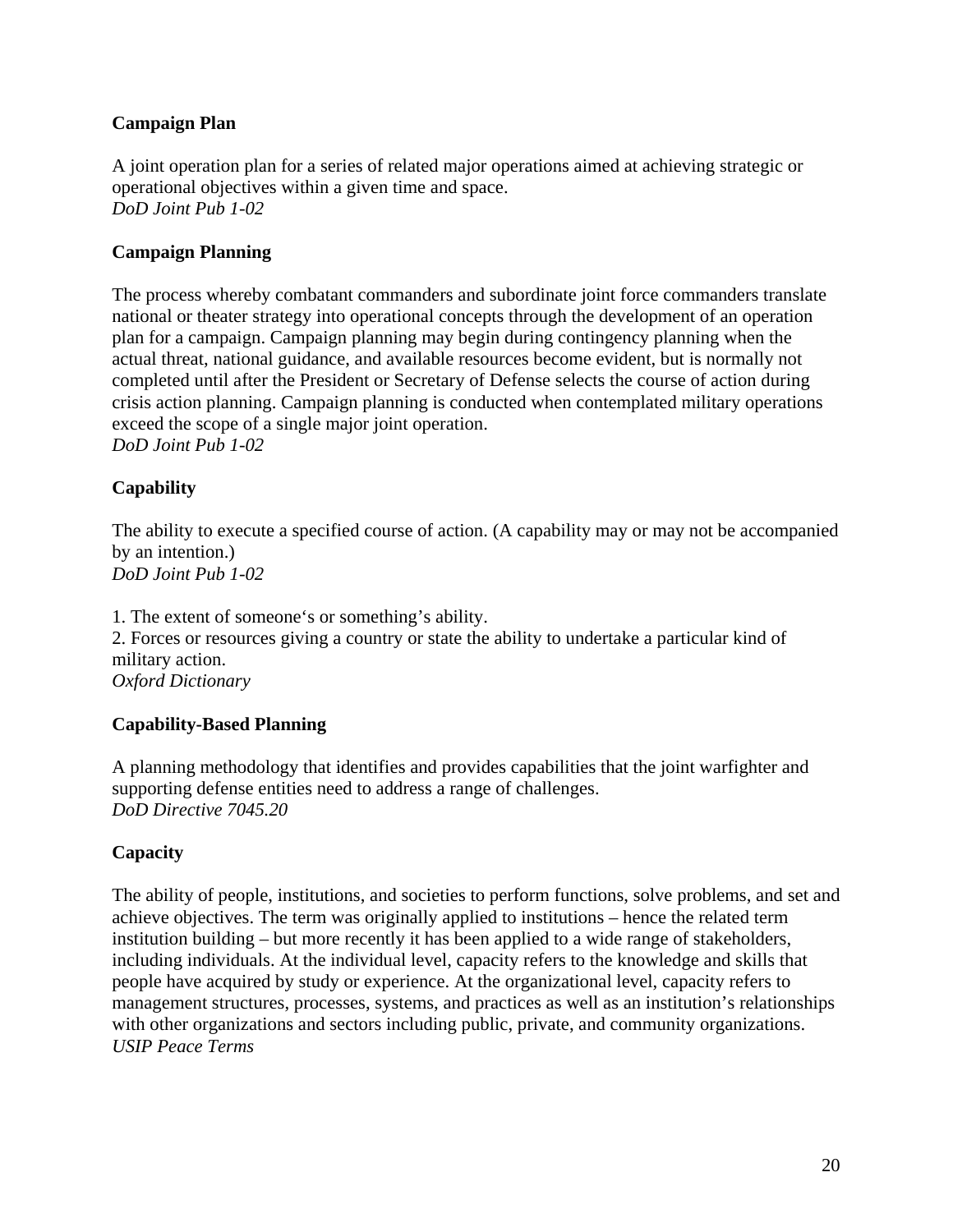**Campaign Plan**

A joint operation plan for a series of related major operations aimed at achieving strategic or operational objectives within a given time and space.
*DoD Joint Pub 1-02*

**Campaign Planning**

The process whereby combatant commanders and subordinate joint force commanders translate national or theater strategy into operational concepts through the development of an operation plan for a campaign. Campaign planning may begin during contingency planning when the actual threat, national guidance, and available resources become evident, but is normally not completed until after the President or Secretary of Defense selects the course of action during crisis action planning. Campaign planning is conducted when contemplated military operations exceed the scope of a single major joint operation.
*DoD Joint Pub 1-02*

**Capability**

The ability to execute a specified course of action. (A capability may or may not be accompanied by an intention.)
*DoD Joint Pub 1-02*

1. The extent of someone's or something's ability.
2. Forces or resources giving a country or state the ability to undertake a particular kind of military action.
*Oxford Dictionary*

**Capability-Based Planning**

A planning methodology that identifies and provides capabilities that the joint warfighter and supporting defense entities need to address a range of challenges.
*DoD Directive 7045.20*

**Capacity**

The ability of people, institutions, and societies to perform functions, solve problems, and set and achieve objectives. The term was originally applied to institutions – hence the related term institution building – but more recently it has been applied to a wide range of stakeholders, including individuals. At the individual level, capacity refers to the knowledge and skills that people have acquired by study or experience. At the organizational level, capacity refers to management structures, processes, systems, and practices as well as an institution's relationships with other organizations and sectors including public, private, and community organizations.
*USIP Peace Terms*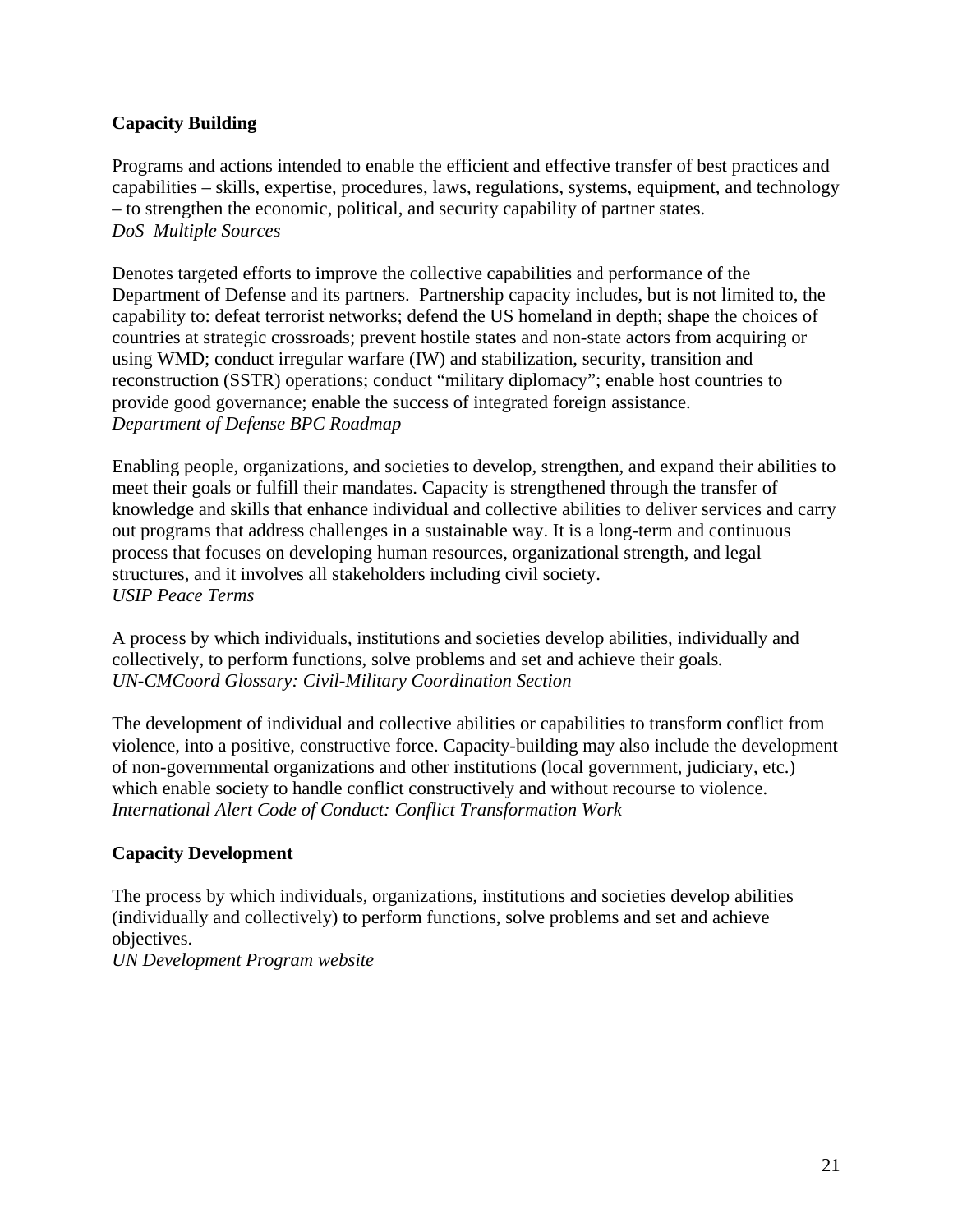**Capacity Building**

Programs and actions intended to enable the efficient and effective transfer of best practices and capabilities – skills, expertise, procedures, laws, regulations, systems, equipment, and technology – to strengthen the economic, political, and security capability of partner states.
*DoS  Multiple Sources*

Denotes targeted efforts to improve the collective capabilities and performance of the Department of Defense and its partners.  Partnership capacity includes, but is not limited to, the capability to: defeat terrorist networks; defend the US homeland in depth; shape the choices of countries at strategic crossroads; prevent hostile states and non-state actors from acquiring or using WMD; conduct irregular warfare (IW) and stabilization, security, transition and reconstruction (SSTR) operations; conduct "military diplomacy"; enable host countries to provide good governance; enable the success of integrated foreign assistance.
*Department of Defense BPC Roadmap*

Enabling people, organizations, and societies to develop, strengthen, and expand their abilities to meet their goals or fulfill their mandates. Capacity is strengthened through the transfer of knowledge and skills that enhance individual and collective abilities to deliver services and carry out programs that address challenges in a sustainable way. It is a long-term and continuous process that focuses on developing human resources, organizational strength, and legal structures, and it involves all stakeholders including civil society.
*USIP Peace Terms*

A process by which individuals, institutions and societies develop abilities, individually and collectively, to perform functions, solve problems and set and achieve their goals.
*UN-CMCoord Glossary: Civil-Military Coordination Section*

The development of individual and collective abilities or capabilities to transform conflict from violence, into a positive, constructive force. Capacity-building may also include the development of non-governmental organizations and other institutions (local government, judiciary, etc.) which enable society to handle conflict constructively and without recourse to violence.
*International Alert Code of Conduct: Conflict Transformation Work*

**Capacity Development**

The process by which individuals, organizations, institutions and societies develop abilities (individually and collectively) to perform functions, solve problems and set and achieve objectives.
*UN Development Program website*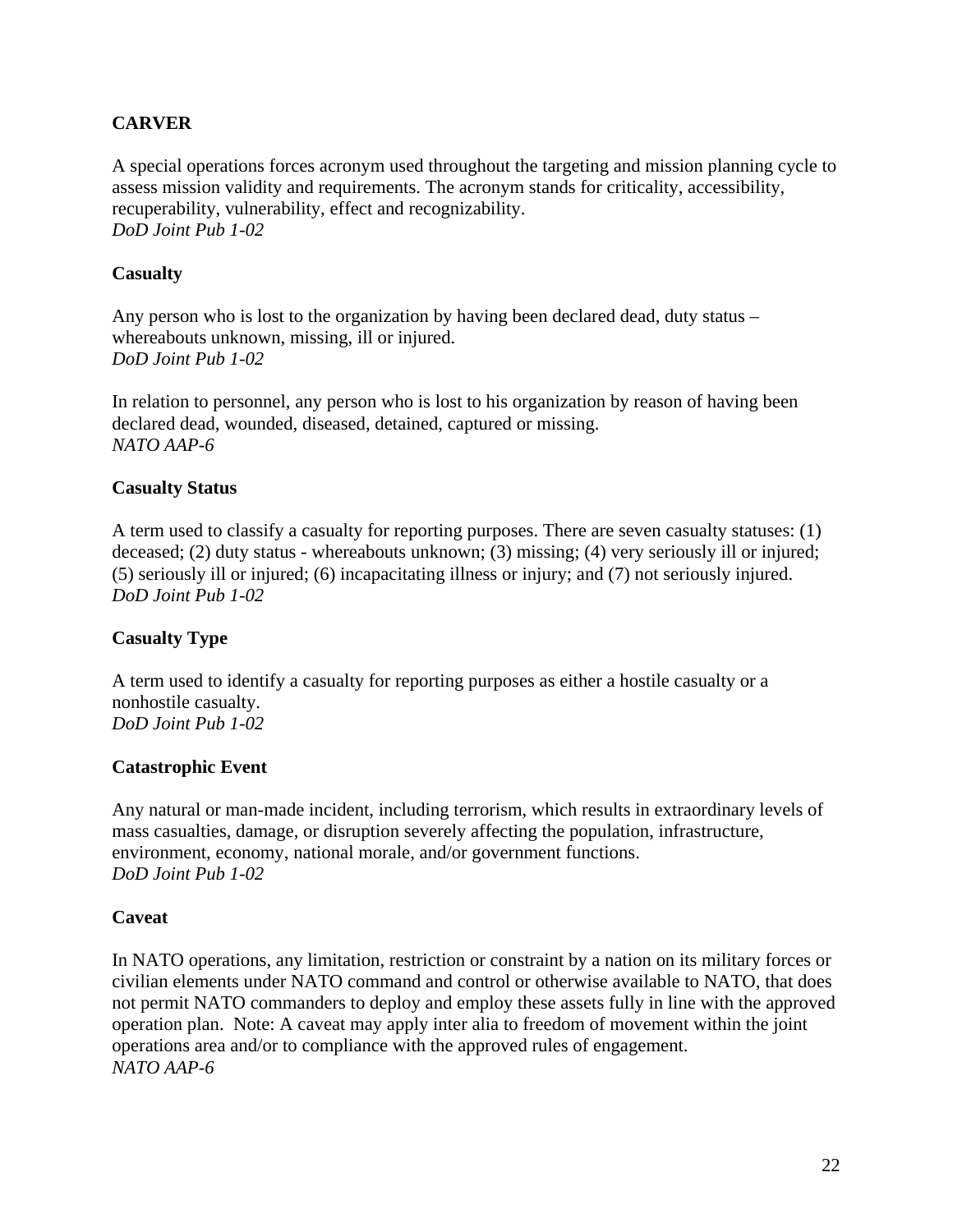**CARVER**

A special operations forces acronym used throughout the targeting and mission planning cycle to assess mission validity and requirements. The acronym stands for criticality, accessibility, recuperability, vulnerability, effect and recognizability.
*DoD Joint Pub 1-02*

**Casualty**

Any person who is lost to the organization by having been declared dead, duty status – whereabouts unknown, missing, ill or injured.
*DoD Joint Pub 1-02*

In relation to personnel, any person who is lost to his organization by reason of having been declared dead, wounded, diseased, detained, captured or missing.
*NATO AAP-6*

**Casualty Status**

A term used to classify a casualty for reporting purposes. There are seven casualty statuses: (1) deceased; (2) duty status - whereabouts unknown; (3) missing; (4) very seriously ill or injured; (5) seriously ill or injured; (6) incapacitating illness or injury; and (7) not seriously injured.
*DoD Joint Pub 1-02*

**Casualty Type**

A term used to identify a casualty for reporting purposes as either a hostile casualty or a nonhostile casualty.
*DoD Joint Pub 1-02*

**Catastrophic Event**

Any natural or man-made incident, including terrorism, which results in extraordinary levels of mass casualties, damage, or disruption severely affecting the population, infrastructure, environment, economy, national morale, and/or government functions.
*DoD Joint Pub 1-02*

**Caveat**

In NATO operations, any limitation, restriction or constraint by a nation on its military forces or civilian elements under NATO command and control or otherwise available to NATO, that does not permit NATO commanders to deploy and employ these assets fully in line with the approved operation plan. Note: A caveat may apply inter alia to freedom of movement within the joint operations area and/or to compliance with the approved rules of engagement.
*NATO AAP-6*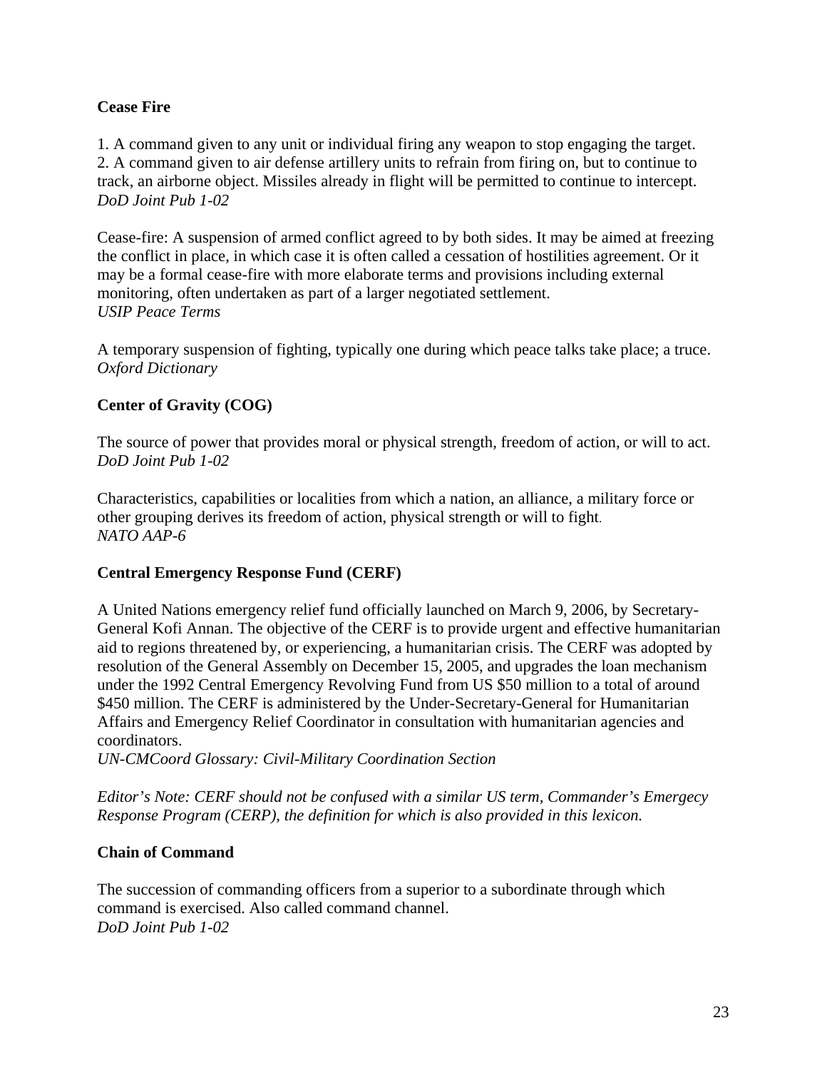**Cease Fire**

1. A command given to any unit or individual firing any weapon to stop engaging the target.
2. A command given to air defense artillery units to refrain from firing on, but to continue to track, an airborne object. Missiles already in flight will be permitted to continue to intercept.
*DoD Joint Pub 1-02*

Cease-fire: A suspension of armed conflict agreed to by both sides. It may be aimed at freezing the conflict in place, in which case it is often called a cessation of hostilities agreement. Or it may be a formal cease-fire with more elaborate terms and provisions including external monitoring, often undertaken as part of a larger negotiated settlement.
*USIP Peace Terms*

A temporary suspension of fighting, typically one during which peace talks take place; a truce.
*Oxford Dictionary*

**Center of Gravity (COG)**

The source of power that provides moral or physical strength, freedom of action, or will to act.
*DoD Joint Pub 1-02*

Characteristics, capabilities or localities from which a nation, an alliance, a military force or other grouping derives its freedom of action, physical strength or will to fight.
*NATO AAP-6*

**Central Emergency Response Fund (CERF)**

A United Nations emergency relief fund officially launched on March 9, 2006, by Secretary-General Kofi Annan. The objective of the CERF is to provide urgent and effective humanitarian aid to regions threatened by, or experiencing, a humanitarian crisis. The CERF was adopted by resolution of the General Assembly on December 15, 2005, and upgrades the loan mechanism under the 1992 Central Emergency Revolving Fund from US $50 million to a total of around $450 million. The CERF is administered by the Under-Secretary-General for Humanitarian Affairs and Emergency Relief Coordinator in consultation with humanitarian agencies and coordinators.
*UN-CMCoord Glossary: Civil-Military Coordination Section*

*Editor's Note: CERF should not be confused with a similar US term, Commander's Emergecy Response Program (CERP), the definition for which is also provided in this lexicon.*

**Chain of Command**

The succession of commanding officers from a superior to a subordinate through which command is exercised. Also called command channel.
*DoD Joint Pub 1-02*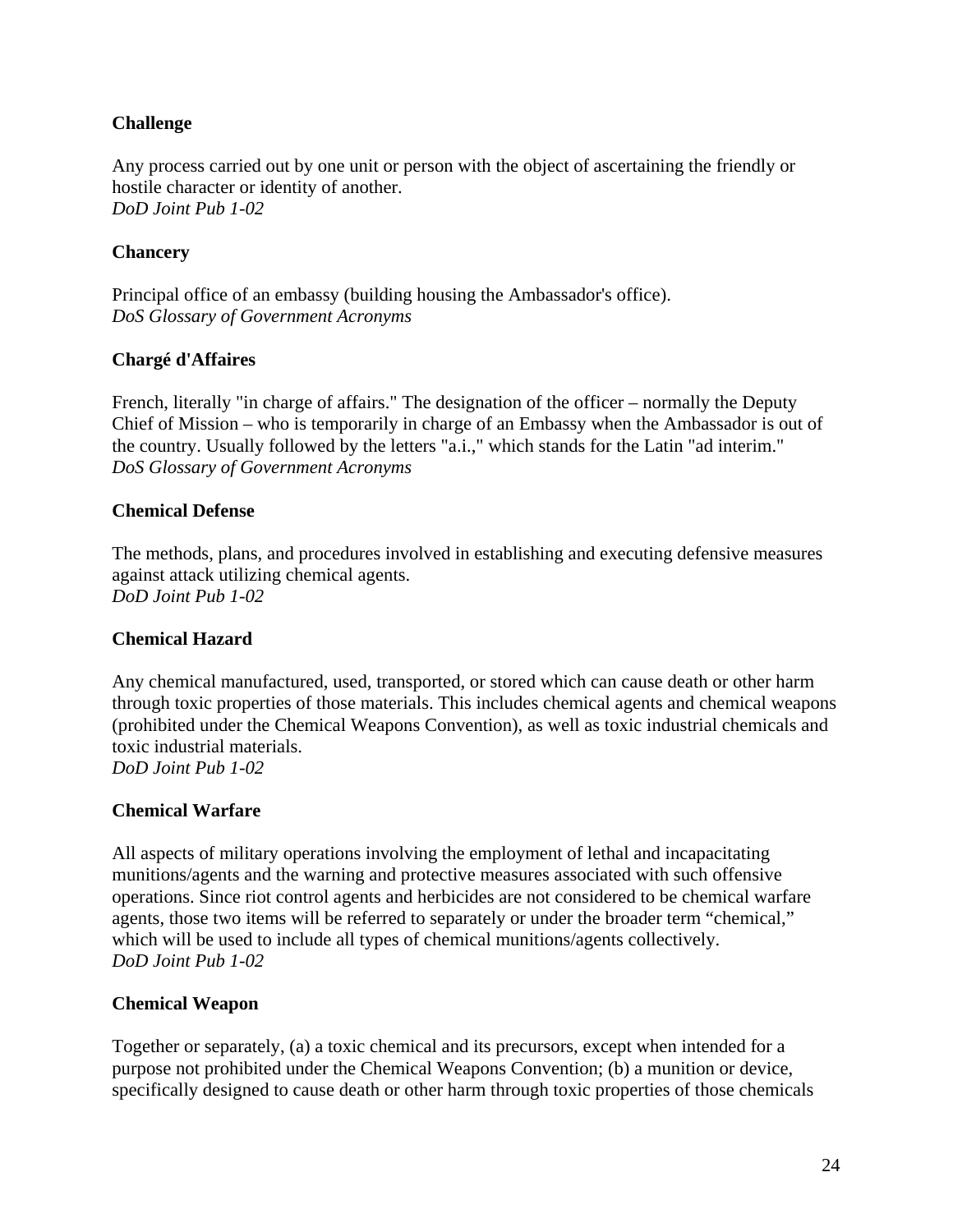**Challenge**

Any process carried out by one unit or person with the object of ascertaining the friendly or hostile character or identity of another.
*DoD Joint Pub 1-02*

**Chancery**

Principal office of an embassy (building housing the Ambassador's office).
*DoS Glossary of Government Acronyms*

**Chargé d'Affaires**

French, literally "in charge of affairs." The designation of the officer – normally the Deputy Chief of Mission – who is temporarily in charge of an Embassy when the Ambassador is out of the country. Usually followed by the letters "a.i.," which stands for the Latin "ad interim."
*DoS Glossary of Government Acronyms*

**Chemical Defense**

The methods, plans, and procedures involved in establishing and executing defensive measures against attack utilizing chemical agents.
*DoD Joint Pub 1-02*

**Chemical Hazard**

Any chemical manufactured, used, transported, or stored which can cause death or other harm through toxic properties of those materials. This includes chemical agents and chemical weapons (prohibited under the Chemical Weapons Convention), as well as toxic industrial chemicals and toxic industrial materials.
*DoD Joint Pub 1-02*

**Chemical Warfare**

All aspects of military operations involving the employment of lethal and incapacitating munitions/agents and the warning and protective measures associated with such offensive operations. Since riot control agents and herbicides are not considered to be chemical warfare agents, those two items will be referred to separately or under the broader term "chemical," which will be used to include all types of chemical munitions/agents collectively.
*DoD Joint Pub 1-02*

**Chemical Weapon**

Together or separately, (a) a toxic chemical and its precursors, except when intended for a purpose not prohibited under the Chemical Weapons Convention; (b) a munition or device, specifically designed to cause death or other harm through toxic properties of those chemicals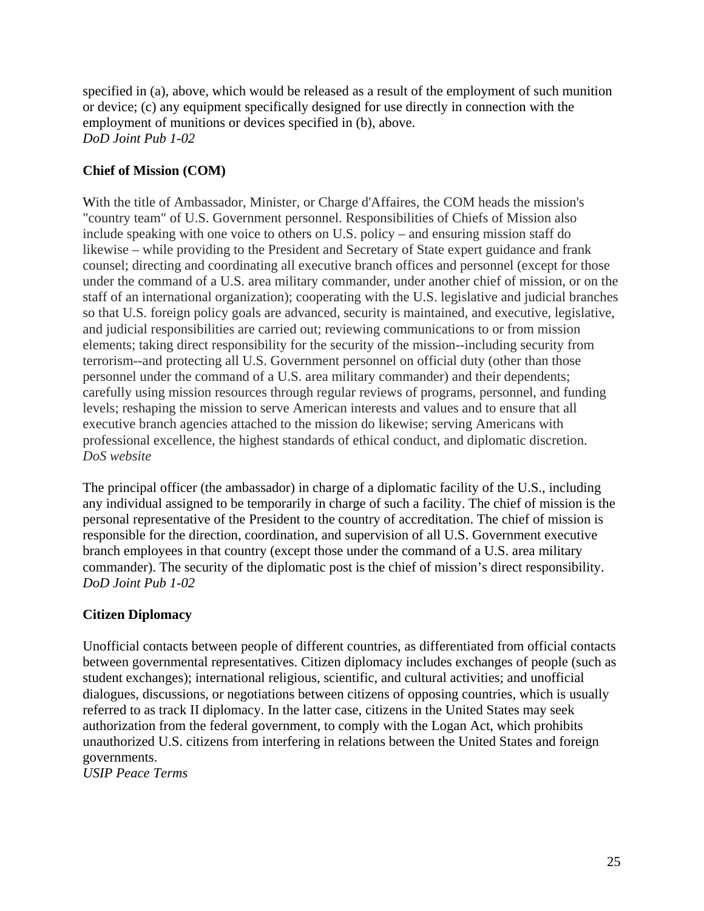specified in (a), above, which would be released as a result of the employment of such munition or device; (c) any equipment specifically designed for use directly in connection with the employment of munitions or devices specified in (b), above.
*DoD Joint Pub 1-02*

**Chief of Mission (COM)**

With the title of Ambassador, Minister, or Charge d'Affaires, the COM heads the mission's "country team" of U.S. Government personnel. Responsibilities of Chiefs of Mission also include speaking with one voice to others on U.S. policy – and ensuring mission staff do likewise – while providing to the President and Secretary of State expert guidance and frank counsel; directing and coordinating all executive branch offices and personnel (except for those under the command of a U.S. area military commander, under another chief of mission, or on the staff of an international organization); cooperating with the U.S. legislative and judicial branches so that U.S. foreign policy goals are advanced, security is maintained, and executive, legislative, and judicial responsibilities are carried out; reviewing communications to or from mission elements; taking direct responsibility for the security of the mission--including security from terrorism--and protecting all U.S. Government personnel on official duty (other than those personnel under the command of a U.S. area military commander) and their dependents; carefully using mission resources through regular reviews of programs, personnel, and funding levels; reshaping the mission to serve American interests and values and to ensure that all executive branch agencies attached to the mission do likewise; serving Americans with professional excellence, the highest standards of ethical conduct, and diplomatic discretion.
*DoS website*

The principal officer (the ambassador) in charge of a diplomatic facility of the U.S., including any individual assigned to be temporarily in charge of such a facility. The chief of mission is the personal representative of the President to the country of accreditation. The chief of mission is responsible for the direction, coordination, and supervision of all U.S. Government executive branch employees in that country (except those under the command of a U.S. area military commander). The security of the diplomatic post is the chief of mission's direct responsibility.
*DoD Joint Pub 1-02*

**Citizen Diplomacy**

Unofficial contacts between people of different countries, as differentiated from official contacts between governmental representatives. Citizen diplomacy includes exchanges of people (such as student exchanges); international religious, scientific, and cultural activities; and unofficial dialogues, discussions, or negotiations between citizens of opposing countries, which is usually referred to as track II diplomacy. In the latter case, citizens in the United States may seek authorization from the federal government, to comply with the Logan Act, which prohibits unauthorized U.S. citizens from interfering in relations between the United States and foreign governments.
*USIP Peace Terms*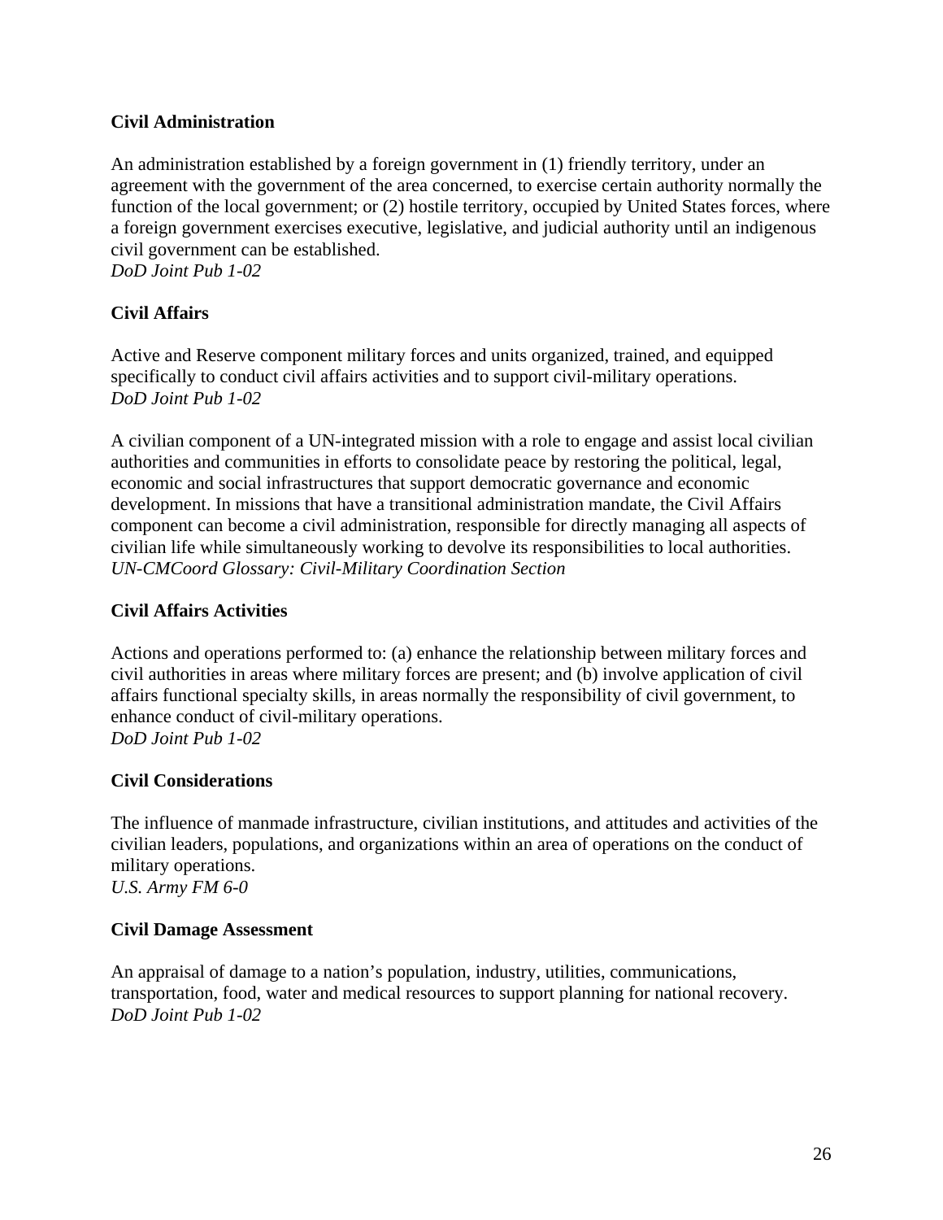**Civil Administration**

An administration established by a foreign government in (1) friendly territory, under an agreement with the government of the area concerned, to exercise certain authority normally the function of the local government; or (2) hostile territory, occupied by United States forces, where a foreign government exercises executive, legislative, and judicial authority until an indigenous civil government can be established.
*DoD Joint Pub 1-02*

**Civil Affairs**

Active and Reserve component military forces and units organized, trained, and equipped specifically to conduct civil affairs activities and to support civil-military operations.
*DoD Joint Pub 1-02*

A civilian component of a UN-integrated mission with a role to engage and assist local civilian authorities and communities in efforts to consolidate peace by restoring the political, legal, economic and social infrastructures that support democratic governance and economic development. In missions that have a transitional administration mandate, the Civil Affairs component can become a civil administration, responsible for directly managing all aspects of civilian life while simultaneously working to devolve its responsibilities to local authorities.
*UN-CMCoord Glossary: Civil-Military Coordination Section*

**Civil Affairs Activities**

Actions and operations performed to: (a) enhance the relationship between military forces and civil authorities in areas where military forces are present; and (b) involve application of civil affairs functional specialty skills, in areas normally the responsibility of civil government, to enhance conduct of civil-military operations.
*DoD Joint Pub 1-02*

**Civil Considerations**

The influence of manmade infrastructure, civilian institutions, and attitudes and activities of the civilian leaders, populations, and organizations within an area of operations on the conduct of military operations.
*U.S. Army FM 6-0*

**Civil Damage Assessment**

An appraisal of damage to a nation's population, industry, utilities, communications, transportation, food, water and medical resources to support planning for national recovery.
*DoD Joint Pub 1-02*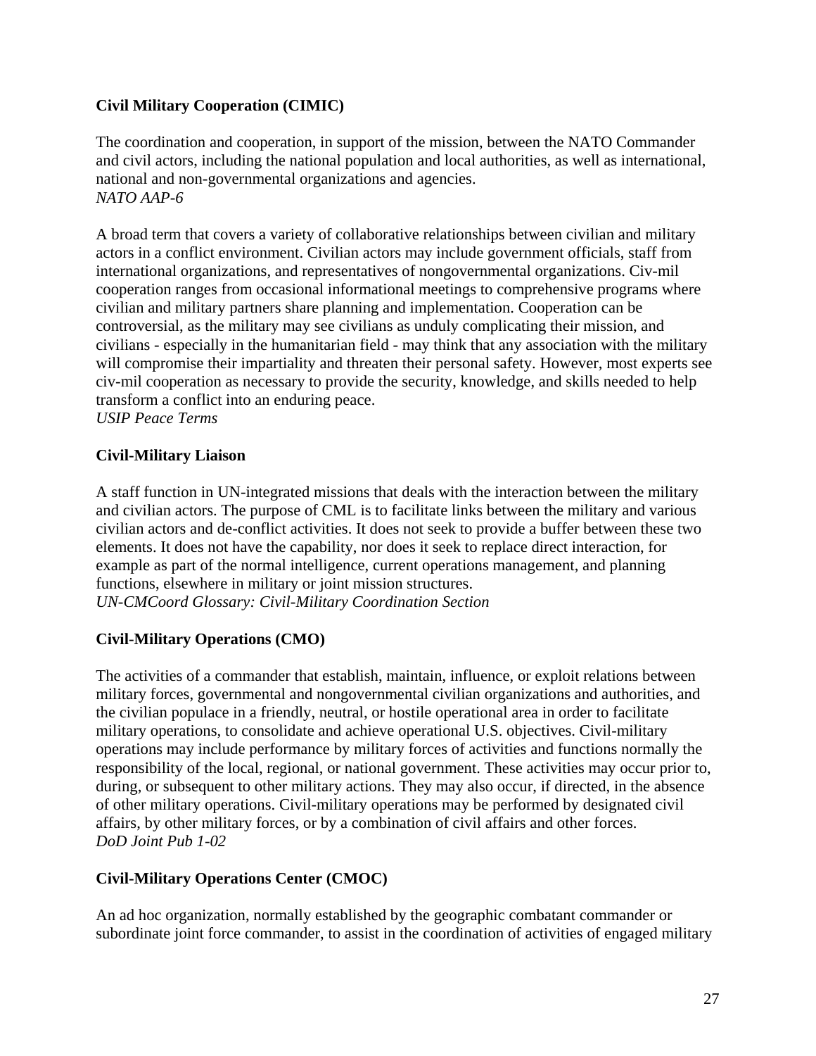**Civil Military Cooperation (CIMIC)**

The coordination and cooperation, in support of the mission, between the NATO Commander and civil actors, including the national population and local authorities, as well as international, national and non-governmental organizations and agencies.
*NATO AAP-6*

A broad term that covers a variety of collaborative relationships between civilian and military actors in a conflict environment. Civilian actors may include government officials, staff from international organizations, and representatives of nongovernmental organizations. Civ-mil cooperation ranges from occasional informational meetings to comprehensive programs where civilian and military partners share planning and implementation. Cooperation can be controversial, as the military may see civilians as unduly complicating their mission, and civilians - especially in the humanitarian field - may think that any association with the military will compromise their impartiality and threaten their personal safety. However, most experts see civ-mil cooperation as necessary to provide the security, knowledge, and skills needed to help transform a conflict into an enduring peace.
*USIP Peace Terms*

**Civil-Military Liaison**

A staff function in UN-integrated missions that deals with the interaction between the military and civilian actors. The purpose of CML is to facilitate links between the military and various civilian actors and de-conflict activities. It does not seek to provide a buffer between these two elements. It does not have the capability, nor does it seek to replace direct interaction, for example as part of the normal intelligence, current operations management, and planning functions, elsewhere in military or joint mission structures.
*UN-CMCoord Glossary: Civil-Military Coordination Section*

**Civil-Military Operations (CMO)**

The activities of a commander that establish, maintain, influence, or exploit relations between military forces, governmental and nongovernmental civilian organizations and authorities, and the civilian populace in a friendly, neutral, or hostile operational area in order to facilitate military operations, to consolidate and achieve operational U.S. objectives. Civil-military operations may include performance by military forces of activities and functions normally the responsibility of the local, regional, or national government. These activities may occur prior to, during, or subsequent to other military actions. They may also occur, if directed, in the absence of other military operations. Civil-military operations may be performed by designated civil affairs, by other military forces, or by a combination of civil affairs and other forces.
*DoD Joint Pub 1-02*

**Civil-Military Operations Center (CMOC)**

An ad hoc organization, normally established by the geographic combatant commander or subordinate joint force commander, to assist in the coordination of activities of engaged military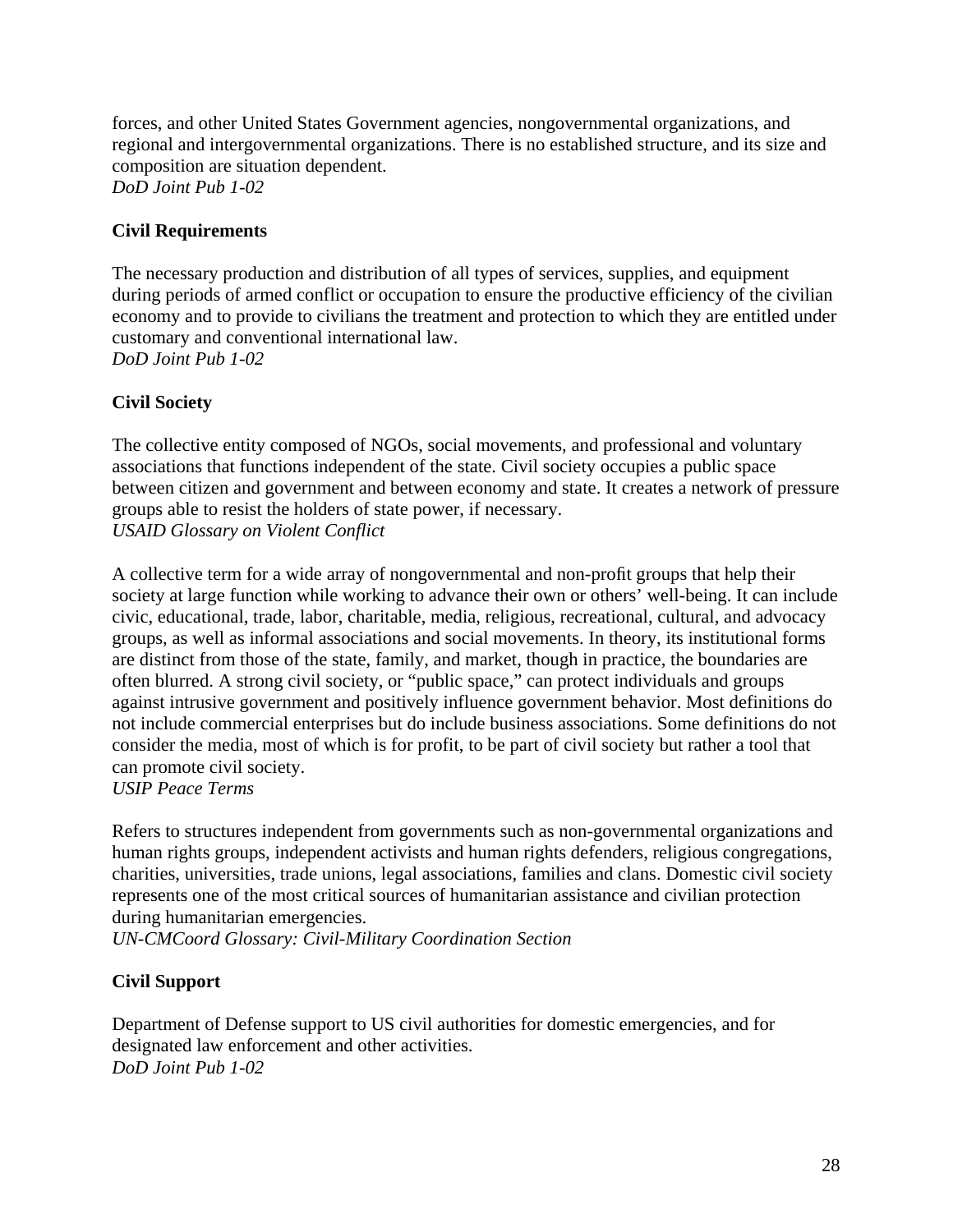forces, and other United States Government agencies, nongovernmental organizations, and regional and intergovernmental organizations. There is no established structure, and its size and composition are situation dependent.
*DoD Joint Pub 1-02*

### Civil Requirements

The necessary production and distribution of all types of services, supplies, and equipment during periods of armed conflict or occupation to ensure the productive efficiency of the civilian economy and to provide to civilians the treatment and protection to which they are entitled under customary and conventional international law.
*DoD Joint Pub 1-02*

### Civil Society

The collective entity composed of NGOs, social movements, and professional and voluntary associations that functions independent of the state. Civil society occupies a public space between citizen and government and between economy and state. It creates a network of pressure groups able to resist the holders of state power, if necessary.
*USAID Glossary on Violent Conflict*

A collective term for a wide array of nongovernmental and non-profit groups that help their society at large function while working to advance their own or others' well-being. It can include civic, educational, trade, labor, charitable, media, religious, recreational, cultural, and advocacy groups, as well as informal associations and social movements. In theory, its institutional forms are distinct from those of the state, family, and market, though in practice, the boundaries are often blurred. A strong civil society, or "public space," can protect individuals and groups against intrusive government and positively influence government behavior. Most definitions do not include commercial enterprises but do include business associations. Some definitions do not consider the media, most of which is for profit, to be part of civil society but rather a tool that can promote civil society.
*USIP Peace Terms*

Refers to structures independent from governments such as non-governmental organizations and human rights groups, independent activists and human rights defenders, religious congregations, charities, universities, trade unions, legal associations, families and clans. Domestic civil society represents one of the most critical sources of humanitarian assistance and civilian protection during humanitarian emergencies.
*UN-CMCoord Glossary: Civil-Military Coordination Section*

### Civil Support

Department of Defense support to US civil authorities for domestic emergencies, and for designated law enforcement and other activities.
*DoD Joint Pub 1-02*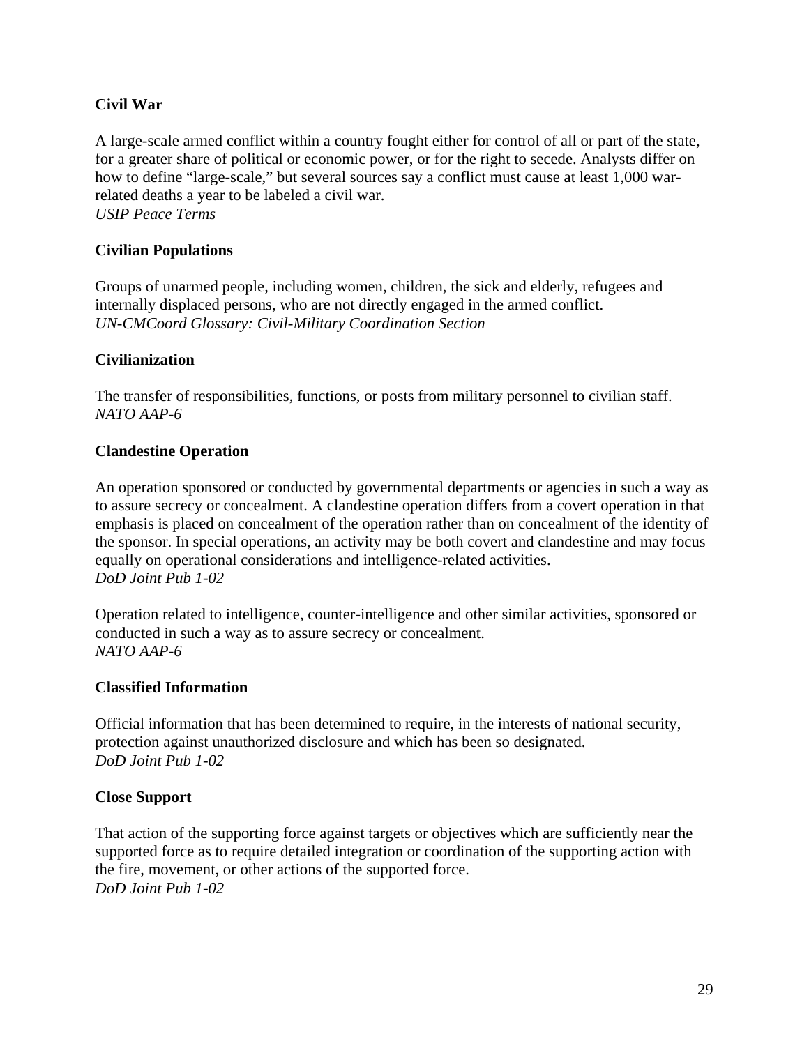**Civil War**

A large-scale armed conflict within a country fought either for control of all or part of the state, for a greater share of political or economic power, or for the right to secede. Analysts differ on how to define "large-scale," but several sources say a conflict must cause at least 1,000 war-related deaths a year to be labeled a civil war.
*USIP Peace Terms*

**Civilian Populations**

Groups of unarmed people, including women, children, the sick and elderly, refugees and internally displaced persons, who are not directly engaged in the armed conflict.
*UN-CMCoord Glossary: Civil-Military Coordination Section*

**Civilianization**

The transfer of responsibilities, functions, or posts from military personnel to civilian staff.
*NATO AAP-6*

**Clandestine Operation**

An operation sponsored or conducted by governmental departments or agencies in such a way as to assure secrecy or concealment. A clandestine operation differs from a covert operation in that emphasis is placed on concealment of the operation rather than on concealment of the identity of the sponsor. In special operations, an activity may be both covert and clandestine and may focus equally on operational considerations and intelligence-related activities.
*DoD Joint Pub 1-02*

Operation related to intelligence, counter-intelligence and other similar activities, sponsored or conducted in such a way as to assure secrecy or concealment.
*NATO AAP-6*

**Classified Information**

Official information that has been determined to require, in the interests of national security, protection against unauthorized disclosure and which has been so designated.
*DoD Joint Pub 1-02*

**Close Support**

That action of the supporting force against targets or objectives which are sufficiently near the supported force as to require detailed integration or coordination of the supporting action with the fire, movement, or other actions of the supported force.
*DoD Joint Pub 1-02*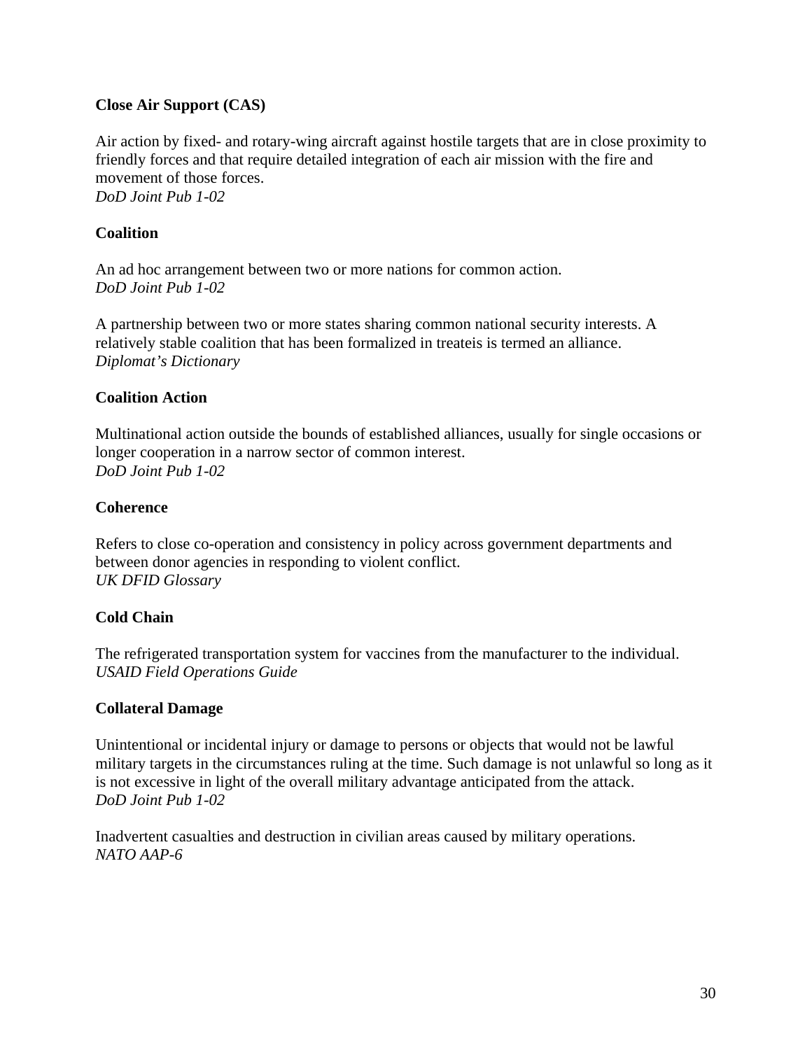**Close Air Support (CAS)**

Air action by fixed- and rotary-wing aircraft against hostile targets that are in close proximity to friendly forces and that require detailed integration of each air mission with the fire and movement of those forces.
*DoD Joint Pub 1-02*

**Coalition**

An ad hoc arrangement between two or more nations for common action.
*DoD Joint Pub 1-02*

A partnership between two or more states sharing common national security interests. A relatively stable coalition that has been formalized in treateis is termed an alliance.
*Diplomat's Dictionary*

**Coalition Action**

Multinational action outside the bounds of established alliances, usually for single occasions or longer cooperation in a narrow sector of common interest.
*DoD Joint Pub 1-02*

**Coherence**

Refers to close co-operation and consistency in policy across government departments and between donor agencies in responding to violent conflict.
*UK DFID Glossary*

**Cold Chain**

The refrigerated transportation system for vaccines from the manufacturer to the individual.
*USAID Field Operations Guide*

**Collateral Damage**

Unintentional or incidental injury or damage to persons or objects that would not be lawful military targets in the circumstances ruling at the time. Such damage is not unlawful so long as it is not excessive in light of the overall military advantage anticipated from the attack.
*DoD Joint Pub 1-02*

Inadvertent casualties and destruction in civilian areas caused by military operations.
*NATO AAP-6*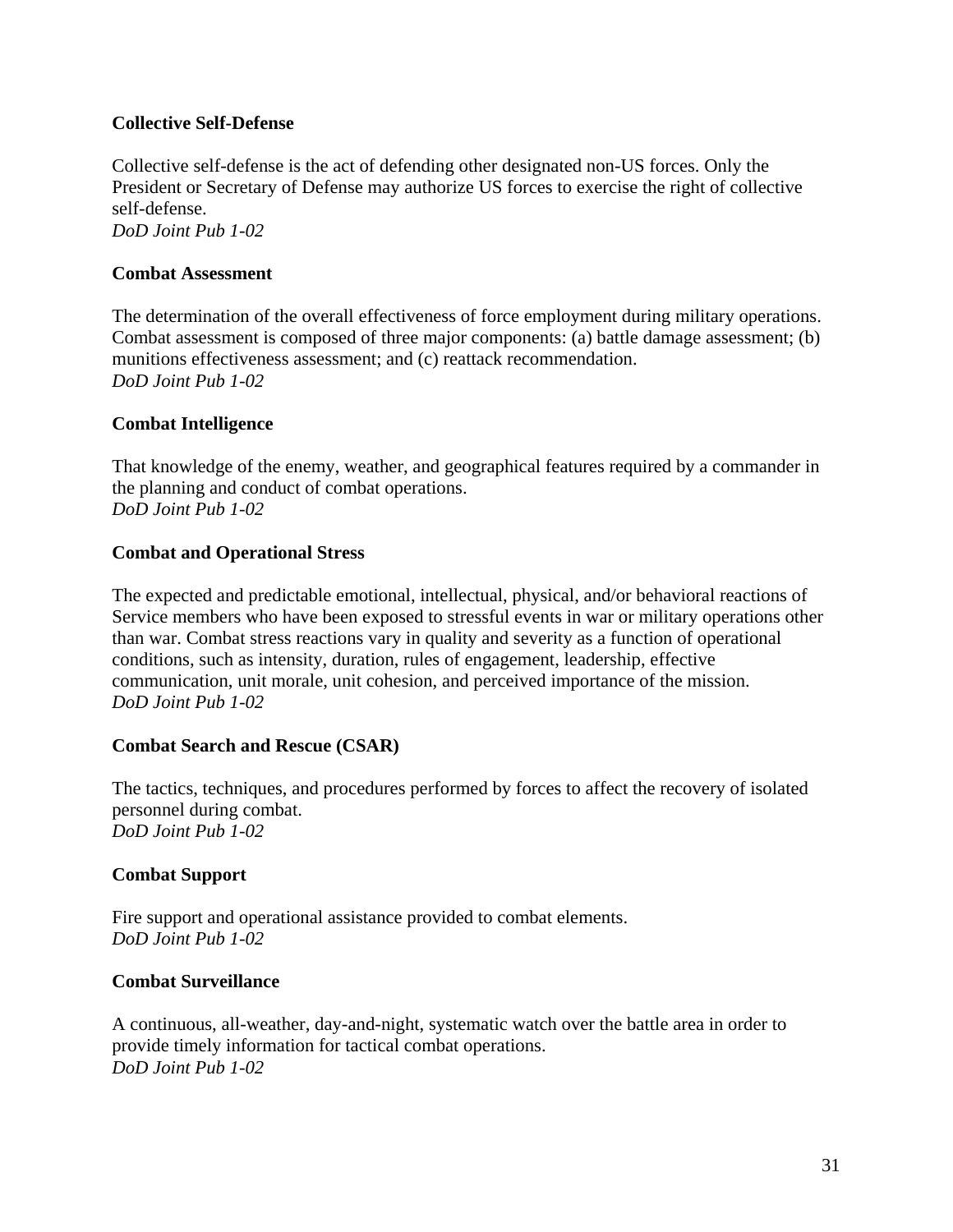**Collective Self-Defense**

Collective self-defense is the act of defending other designated non-US forces. Only the President or Secretary of Defense may authorize US forces to exercise the right of collective self-defense.
*DoD Joint Pub 1-02*

**Combat Assessment**

The determination of the overall effectiveness of force employment during military operations. Combat assessment is composed of three major components: (a) battle damage assessment; (b) munitions effectiveness assessment; and (c) reattack recommendation.
*DoD Joint Pub 1-02*

**Combat Intelligence**

That knowledge of the enemy, weather, and geographical features required by a commander in the planning and conduct of combat operations.
*DoD Joint Pub 1-02*

**Combat and Operational Stress**

The expected and predictable emotional, intellectual, physical, and/or behavioral reactions of Service members who have been exposed to stressful events in war or military operations other than war. Combat stress reactions vary in quality and severity as a function of operational conditions, such as intensity, duration, rules of engagement, leadership, effective communication, unit morale, unit cohesion, and perceived importance of the mission.
*DoD Joint Pub 1-02*

**Combat Search and Rescue (CSAR)**

The tactics, techniques, and procedures performed by forces to affect the recovery of isolated personnel during combat.
*DoD Joint Pub 1-02*

**Combat Support**

Fire support and operational assistance provided to combat elements.
*DoD Joint Pub 1-02*

**Combat Surveillance**

A continuous, all-weather, day-and-night, systematic watch over the battle area in order to provide timely information for tactical combat operations.
*DoD Joint Pub 1-02*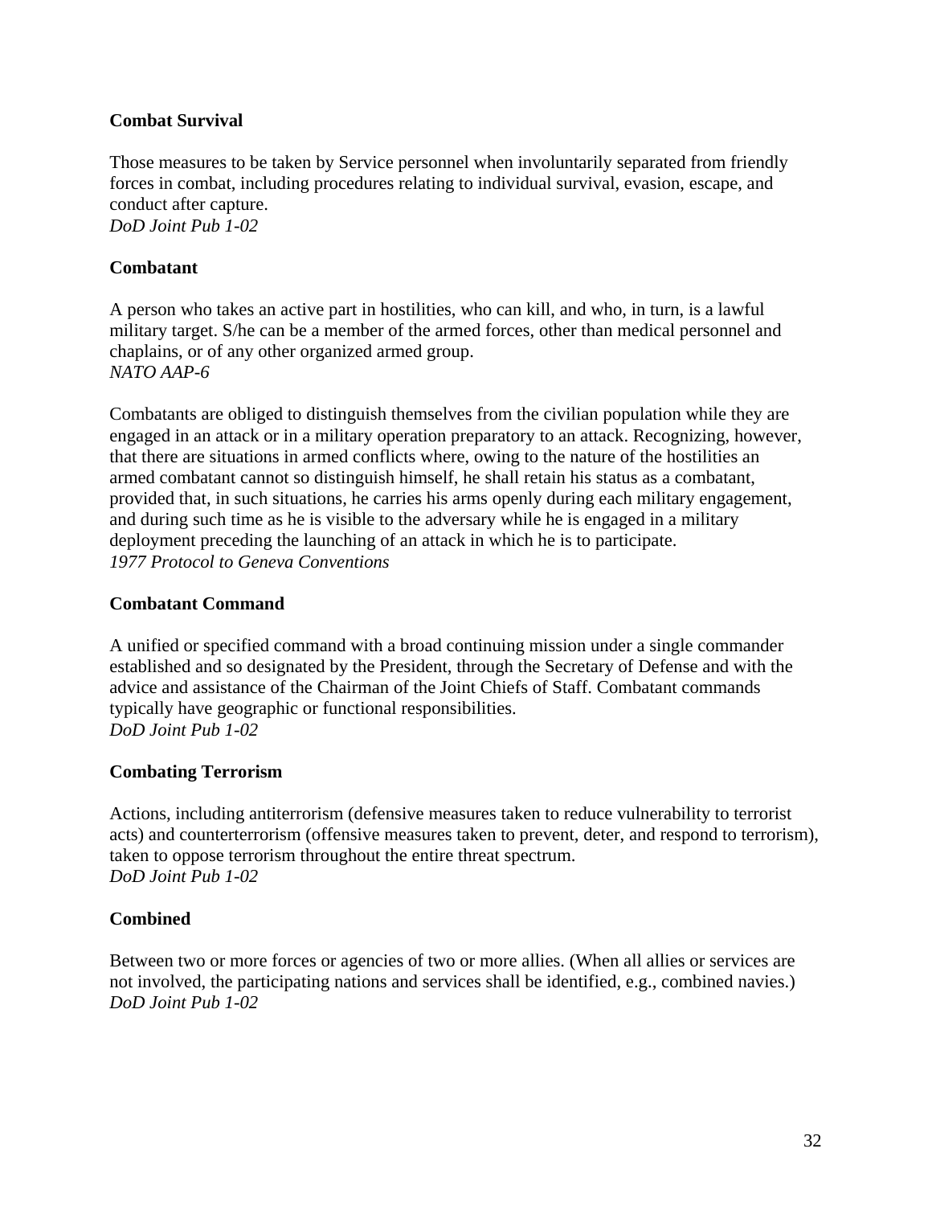**Combat Survival**

Those measures to be taken by Service personnel when involuntarily separated from friendly forces in combat, including procedures relating to individual survival, evasion, escape, and conduct after capture.
*DoD Joint Pub 1-02*

**Combatant**

A person who takes an active part in hostilities, who can kill, and who, in turn, is a lawful military target. S/he can be a member of the armed forces, other than medical personnel and chaplains, or of any other organized armed group.
*NATO AAP-6*

Combatants are obliged to distinguish themselves from the civilian population while they are engaged in an attack or in a military operation preparatory to an attack. Recognizing, however, that there are situations in armed conflicts where, owing to the nature of the hostilities an armed combatant cannot so distinguish himself, he shall retain his status as a combatant, provided that, in such situations, he carries his arms openly during each military engagement, and during such time as he is visible to the adversary while he is engaged in a military deployment preceding the launching of an attack in which he is to participate.
*1977 Protocol to Geneva Conventions*

**Combatant Command**

A unified or specified command with a broad continuing mission under a single commander established and so designated by the President, through the Secretary of Defense and with the advice and assistance of the Chairman of the Joint Chiefs of Staff. Combatant commands typically have geographic or functional responsibilities.
*DoD Joint Pub 1-02*

**Combating Terrorism**

Actions, including antiterrorism (defensive measures taken to reduce vulnerability to terrorist acts) and counterterrorism (offensive measures taken to prevent, deter, and respond to terrorism), taken to oppose terrorism throughout the entire threat spectrum.
*DoD Joint Pub 1-02*

**Combined**

Between two or more forces or agencies of two or more allies. (When all allies or services are not involved, the participating nations and services shall be identified, e.g., combined navies.)
*DoD Joint Pub 1-02*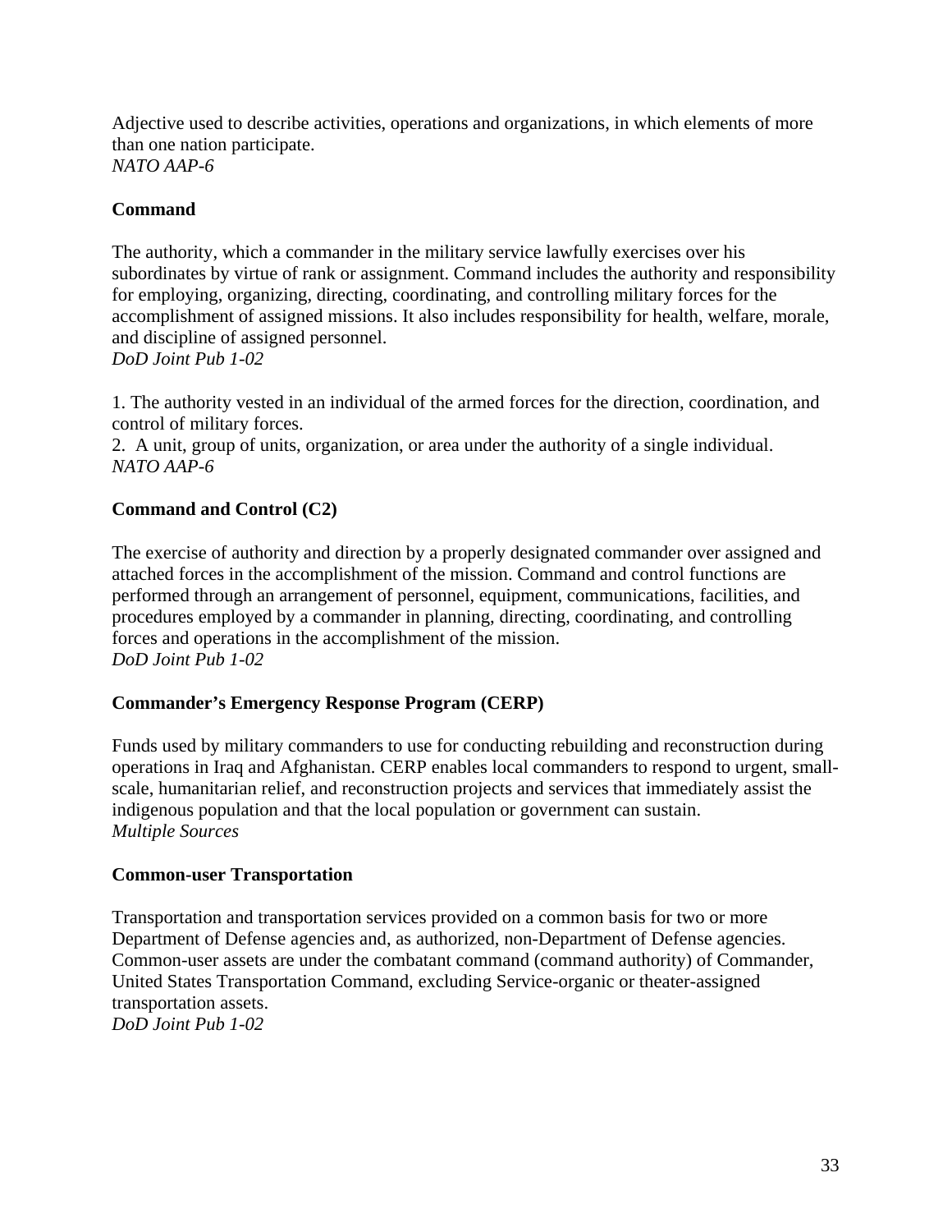Adjective used to describe activities, operations and organizations, in which elements of more than one nation participate.
*NATO AAP-6*

**Command**

The authority, which a commander in the military service lawfully exercises over his subordinates by virtue of rank or assignment. Command includes the authority and responsibility for employing, organizing, directing, coordinating, and controlling military forces for the accomplishment of assigned missions. It also includes responsibility for health, welfare, morale, and discipline of assigned personnel.
*DoD Joint Pub 1-02*

1. The authority vested in an individual of the armed forces for the direction, coordination, and control of military forces.
2. A unit, group of units, organization, or area under the authority of a single individual.
*NATO AAP-6*

**Command and Control (C2)**

The exercise of authority and direction by a properly designated commander over assigned and attached forces in the accomplishment of the mission. Command and control functions are performed through an arrangement of personnel, equipment, communications, facilities, and procedures employed by a commander in planning, directing, coordinating, and controlling forces and operations in the accomplishment of the mission.
*DoD Joint Pub 1-02*

**Commander's Emergency Response Program (CERP)**

Funds used by military commanders to use for conducting rebuilding and reconstruction during operations in Iraq and Afghanistan. CERP enables local commanders to respond to urgent, small-scale, humanitarian relief, and reconstruction projects and services that immediately assist the indigenous population and that the local population or government can sustain.
*Multiple Sources*

**Common-user Transportation**

Transportation and transportation services provided on a common basis for two or more Department of Defense agencies and, as authorized, non-Department of Defense agencies. Common-user assets are under the combatant command (command authority) of Commander, United States Transportation Command, excluding Service-organic or theater-assigned transportation assets.
*DoD Joint Pub 1-02*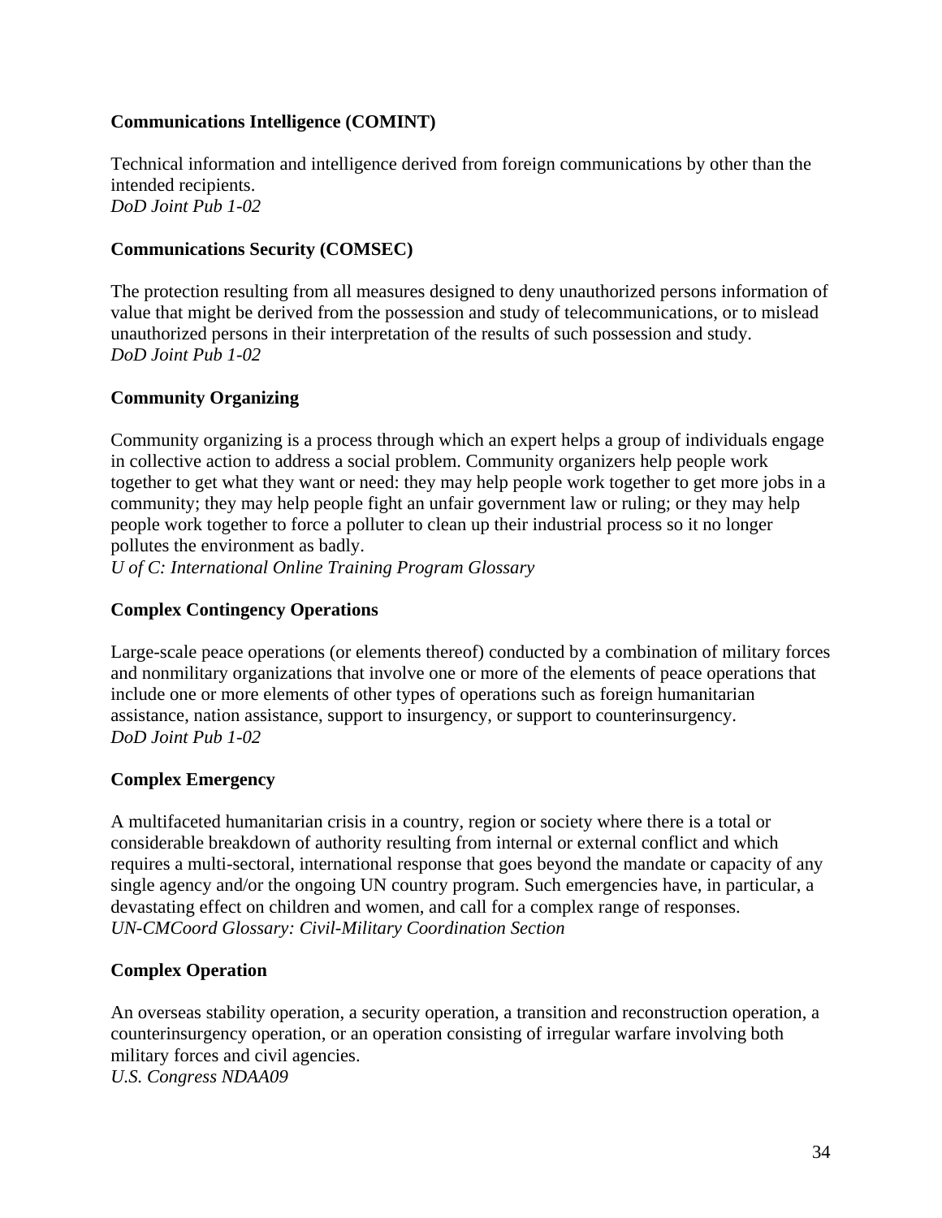**Communications Intelligence (COMINT)**

Technical information and intelligence derived from foreign communications by other than the intended recipients.
*DoD Joint Pub 1-02*

**Communications Security (COMSEC)**

The protection resulting from all measures designed to deny unauthorized persons information of value that might be derived from the possession and study of telecommunications, or to mislead unauthorized persons in their interpretation of the results of such possession and study.
*DoD Joint Pub 1-02*

**Community Organizing**

Community organizing is a process through which an expert helps a group of individuals engage in collective action to address a social problem. Community organizers help people work together to get what they want or need: they may help people work together to get more jobs in a community; they may help people fight an unfair government law or ruling; or they may help people work together to force a polluter to clean up their industrial process so it no longer pollutes the environment as badly.
*U of C: International Online Training Program Glossary*

**Complex Contingency Operations**

Large-scale peace operations (or elements thereof) conducted by a combination of military forces and nonmilitary organizations that involve one or more of the elements of peace operations that include one or more elements of other types of operations such as foreign humanitarian assistance, nation assistance, support to insurgency, or support to counterinsurgency.
*DoD Joint Pub 1-02*

**Complex Emergency**

A multifaceted humanitarian crisis in a country, region or society where there is a total or considerable breakdown of authority resulting from internal or external conflict and which requires a multi-sectoral, international response that goes beyond the mandate or capacity of any single agency and/or the ongoing UN country program. Such emergencies have, in particular, a devastating effect on children and women, and call for a complex range of responses.
*UN-CMCoord Glossary: Civil-Military Coordination Section*

**Complex Operation**

An overseas stability operation, a security operation, a transition and reconstruction operation, a counterinsurgency operation, or an operation consisting of irregular warfare involving both military forces and civil agencies.
*U.S. Congress NDAA09*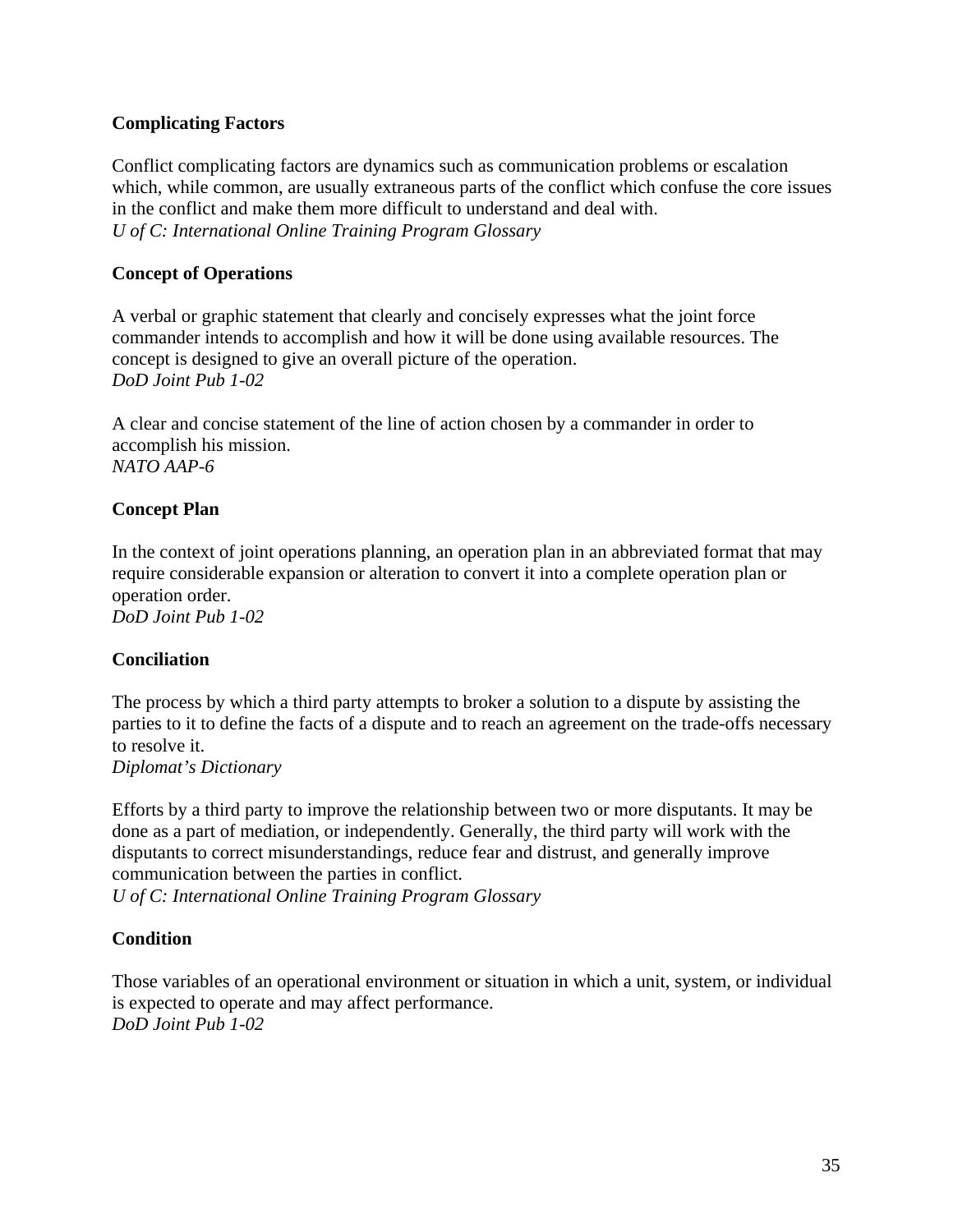**Complicating Factors**

Conflict complicating factors are dynamics such as communication problems or escalation which, while common, are usually extraneous parts of the conflict which confuse the core issues in the conflict and make them more difficult to understand and deal with.
*U of C: International Online Training Program Glossary*

**Concept of Operations**

A verbal or graphic statement that clearly and concisely expresses what the joint force commander intends to accomplish and how it will be done using available resources. The concept is designed to give an overall picture of the operation.
*DoD Joint Pub 1-02*

A clear and concise statement of the line of action chosen by a commander in order to accomplish his mission.
*NATO AAP-6*

**Concept Plan**

In the context of joint operations planning, an operation plan in an abbreviated format that may require considerable expansion or alteration to convert it into a complete operation plan or operation order.
*DoD Joint Pub 1-02*

**Conciliation**

The process by which a third party attempts to broker a solution to a dispute by assisting the parties to it to define the facts of a dispute and to reach an agreement on the trade-offs necessary to resolve it.
*Diplomat's Dictionary*

Efforts by a third party to improve the relationship between two or more disputants. It may be done as a part of mediation, or independently. Generally, the third party will work with the disputants to correct misunderstandings, reduce fear and distrust, and generally improve communication between the parties in conflict.
*U of C: International Online Training Program Glossary*

**Condition**

Those variables of an operational environment or situation in which a unit, system, or individual is expected to operate and may affect performance.
*DoD Joint Pub 1-02*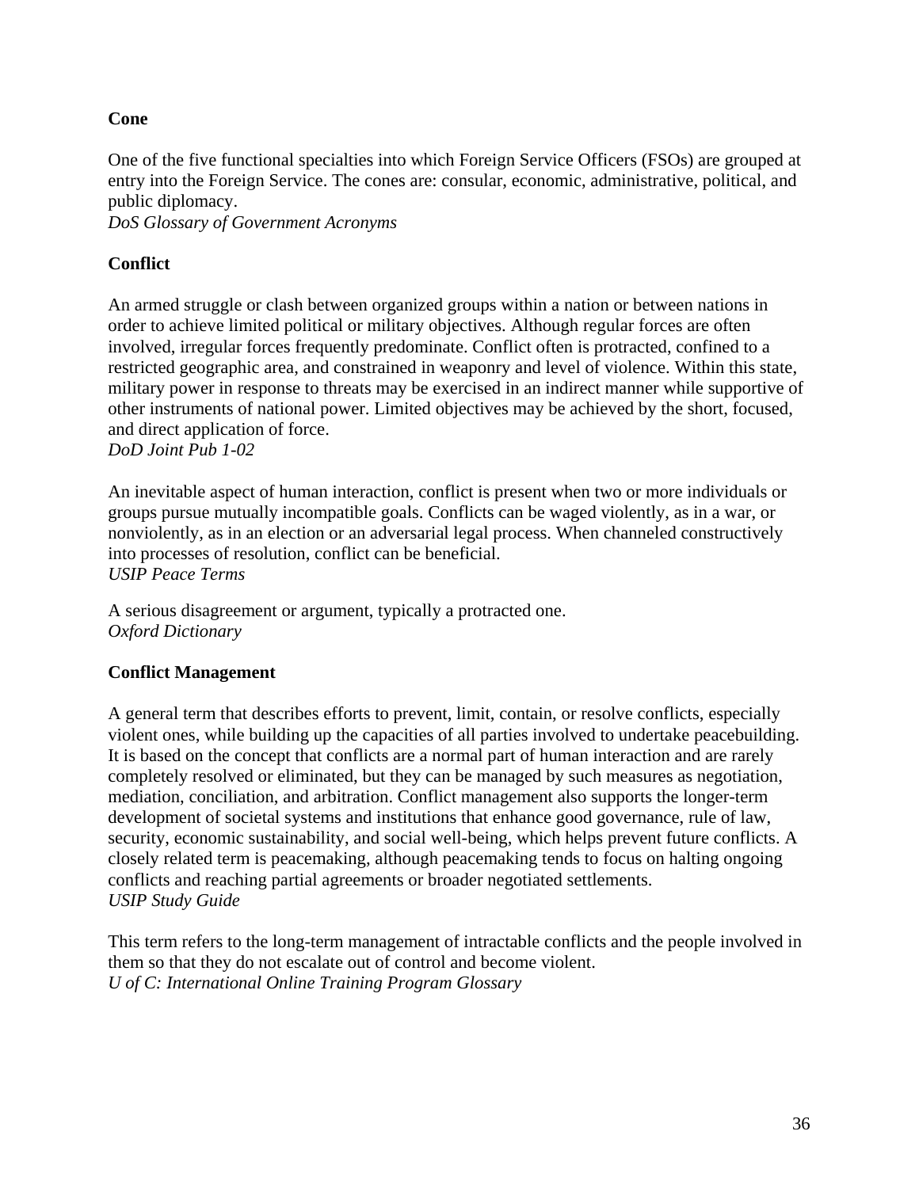**Cone**

One of the five functional specialties into which Foreign Service Officers (FSOs) are grouped at entry into the Foreign Service. The cones are: consular, economic, administrative, political, and public diplomacy.
*DoS Glossary of Government Acronyms*

**Conflict**

An armed struggle or clash between organized groups within a nation or between nations in order to achieve limited political or military objectives. Although regular forces are often involved, irregular forces frequently predominate. Conflict often is protracted, confined to a restricted geographic area, and constrained in weaponry and level of violence. Within this state, military power in response to threats may be exercised in an indirect manner while supportive of other instruments of national power. Limited objectives may be achieved by the short, focused, and direct application of force.
*DoD Joint Pub 1-02*

An inevitable aspect of human interaction, conflict is present when two or more individuals or groups pursue mutually incompatible goals. Conflicts can be waged violently, as in a war, or nonviolently, as in an election or an adversarial legal process. When channeled constructively into processes of resolution, conflict can be beneficial.
*USIP Peace Terms*

A serious disagreement or argument, typically a protracted one.
*Oxford Dictionary*

**Conflict Management**

A general term that describes efforts to prevent, limit, contain, or resolve conflicts, especially violent ones, while building up the capacities of all parties involved to undertake peacebuilding. It is based on the concept that conflicts are a normal part of human interaction and are rarely completely resolved or eliminated, but they can be managed by such measures as negotiation, mediation, conciliation, and arbitration. Conflict management also supports the longer-term development of societal systems and institutions that enhance good governance, rule of law, security, economic sustainability, and social well-being, which helps prevent future conflicts. A closely related term is peacemaking, although peacemaking tends to focus on halting ongoing conflicts and reaching partial agreements or broader negotiated settlements.
*USIP Study Guide*

This term refers to the long-term management of intractable conflicts and the people involved in them so that they do not escalate out of control and become violent.
*U of C: International Online Training Program Glossary*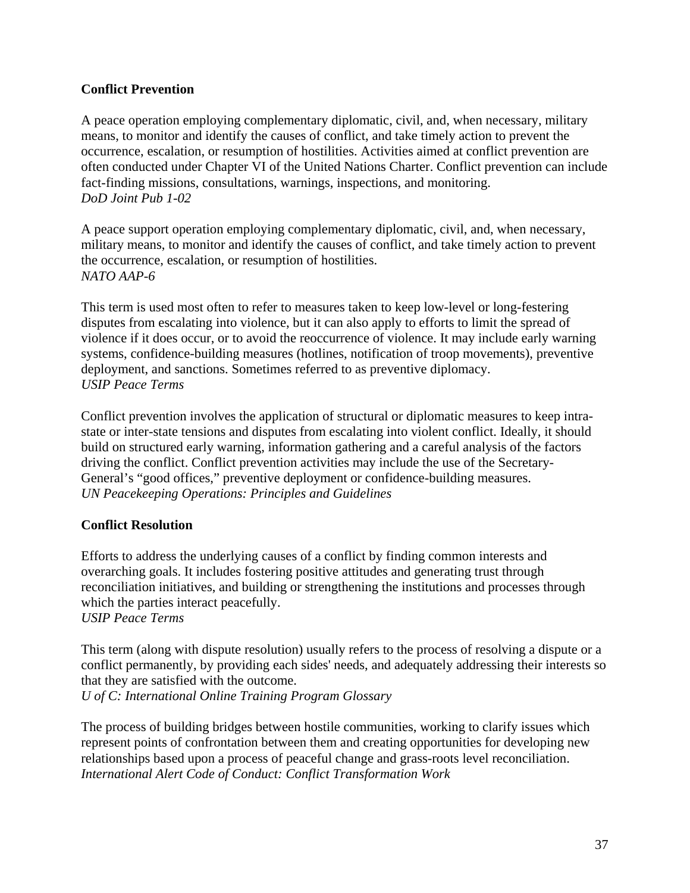**Conflict Prevention**

A peace operation employing complementary diplomatic, civil, and, when necessary, military means, to monitor and identify the causes of conflict, and take timely action to prevent the occurrence, escalation, or resumption of hostilities. Activities aimed at conflict prevention are often conducted under Chapter VI of the United Nations Charter. Conflict prevention can include fact-finding missions, consultations, warnings, inspections, and monitoring.
*DoD Joint Pub 1-02*

A peace support operation employing complementary diplomatic, civil, and, when necessary, military means, to monitor and identify the causes of conflict, and take timely action to prevent the occurrence, escalation, or resumption of hostilities.
*NATO AAP-6*

This term is used most often to refer to measures taken to keep low-level or long-festering disputes from escalating into violence, but it can also apply to efforts to limit the spread of violence if it does occur, or to avoid the reoccurrence of violence. It may include early warning systems, confidence-building measures (hotlines, notification of troop movements), preventive deployment, and sanctions. Sometimes referred to as preventive diplomacy.
*USIP Peace Terms*

Conflict prevention involves the application of structural or diplomatic measures to keep intra-state or inter-state tensions and disputes from escalating into violent conflict. Ideally, it should build on structured early warning, information gathering and a careful analysis of the factors driving the conflict. Conflict prevention activities may include the use of the Secretary-General's "good offices," preventive deployment or confidence-building measures.
*UN Peacekeeping Operations: Principles and Guidelines*

**Conflict Resolution**

Efforts to address the underlying causes of a conflict by finding common interests and overarching goals. It includes fostering positive attitudes and generating trust through reconciliation initiatives, and building or strengthening the institutions and processes through which the parties interact peacefully.
*USIP Peace Terms*

This term (along with dispute resolution) usually refers to the process of resolving a dispute or a conflict permanently, by providing each sides' needs, and adequately addressing their interests so that they are satisfied with the outcome.
*U of C: International Online Training Program Glossary*

The process of building bridges between hostile communities, working to clarify issues which represent points of confrontation between them and creating opportunities for developing new relationships based upon a process of peaceful change and grass-roots level reconciliation.
*International Alert Code of Conduct: Conflict Transformation Work*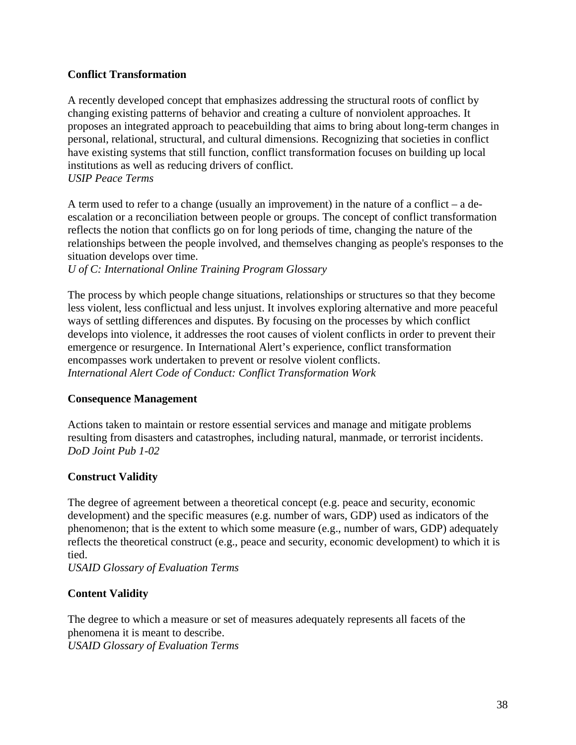**Conflict Transformation**

A recently developed concept that emphasizes addressing the structural roots of conflict by changing existing patterns of behavior and creating a culture of nonviolent approaches. It proposes an integrated approach to peacebuilding that aims to bring about long-term changes in personal, relational, structural, and cultural dimensions. Recognizing that societies in conflict have existing systems that still function, conflict transformation focuses on building up local institutions as well as reducing drivers of conflict.
*USIP Peace Terms*

A term used to refer to a change (usually an improvement) in the nature of a conflict – a de-escalation or a reconciliation between people or groups. The concept of conflict transformation reflects the notion that conflicts go on for long periods of time, changing the nature of the relationships between the people involved, and themselves changing as people's responses to the situation develops over time.
*U of C: International Online Training Program Glossary*

The process by which people change situations, relationships or structures so that they become less violent, less conflictual and less unjust. It involves exploring alternative and more peaceful ways of settling differences and disputes. By focusing on the processes by which conflict develops into violence, it addresses the root causes of violent conflicts in order to prevent their emergence or resurgence. In International Alert's experience, conflict transformation encompasses work undertaken to prevent or resolve violent conflicts.
*International Alert Code of Conduct: Conflict Transformation Work*

**Consequence Management**

Actions taken to maintain or restore essential services and manage and mitigate problems resulting from disasters and catastrophes, including natural, manmade, or terrorist incidents.
*DoD Joint Pub 1-02*

**Construct Validity**

The degree of agreement between a theoretical concept (e.g. peace and security, economic development) and the specific measures (e.g. number of wars, GDP) used as indicators of the phenomenon; that is the extent to which some measure (e.g., number of wars, GDP) adequately reflects the theoretical construct (e.g., peace and security, economic development) to which it is tied.
*USAID Glossary of Evaluation Terms*

**Content Validity**

The degree to which a measure or set of measures adequately represents all facets of the phenomena it is meant to describe.
*USAID Glossary of Evaluation Terms*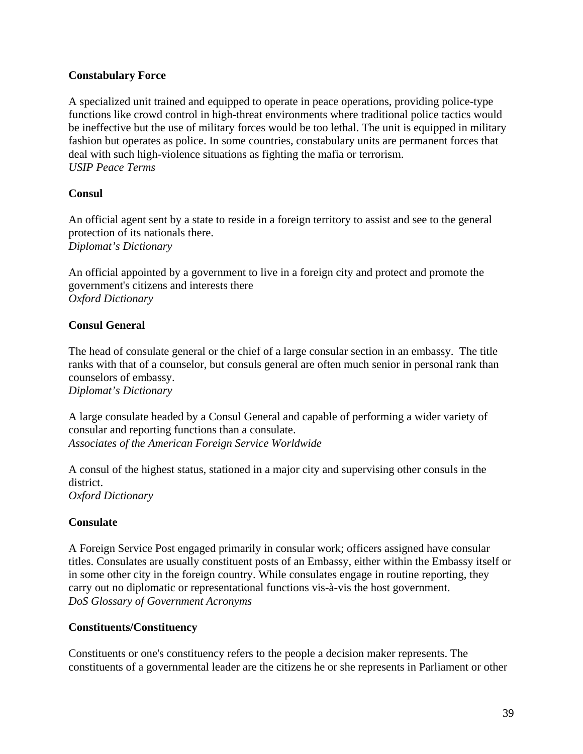**Constabulary Force**

A specialized unit trained and equipped to operate in peace operations, providing police-type functions like crowd control in high-threat environments where traditional police tactics would be ineffective but the use of military forces would be too lethal. The unit is equipped in military fashion but operates as police. In some countries, constabulary units are permanent forces that deal with such high-violence situations as fighting the mafia or terrorism.
*USIP Peace Terms*

**Consul**

An official agent sent by a state to reside in a foreign territory to assist and see to the general protection of its nationals there.
*Diplomat's Dictionary*

An official appointed by a government to live in a foreign city and protect and promote the government's citizens and interests there
*Oxford Dictionary*

**Consul General**

The head of consulate general or the chief of a large consular section in an embassy. The title ranks with that of a counselor, but consuls general are often much senior in personal rank than counselors of embassy.
*Diplomat's Dictionary*

A large consulate headed by a Consul General and capable of performing a wider variety of consular and reporting functions than a consulate.
*Associates of the American Foreign Service Worldwide*

A consul of the highest status, stationed in a major city and supervising other consuls in the district.
*Oxford Dictionary*

**Consulate**

A Foreign Service Post engaged primarily in consular work; officers assigned have consular titles. Consulates are usually constituent posts of an Embassy, either within the Embassy itself or in some other city in the foreign country. While consulates engage in routine reporting, they carry out no diplomatic or representational functions vis-à-vis the host government.
*DoS Glossary of Government Acronyms*

**Constituents/Constituency**

Constituents or one's constituency refers to the people a decision maker represents. The constituents of a governmental leader are the citizens he or she represents in Parliament or other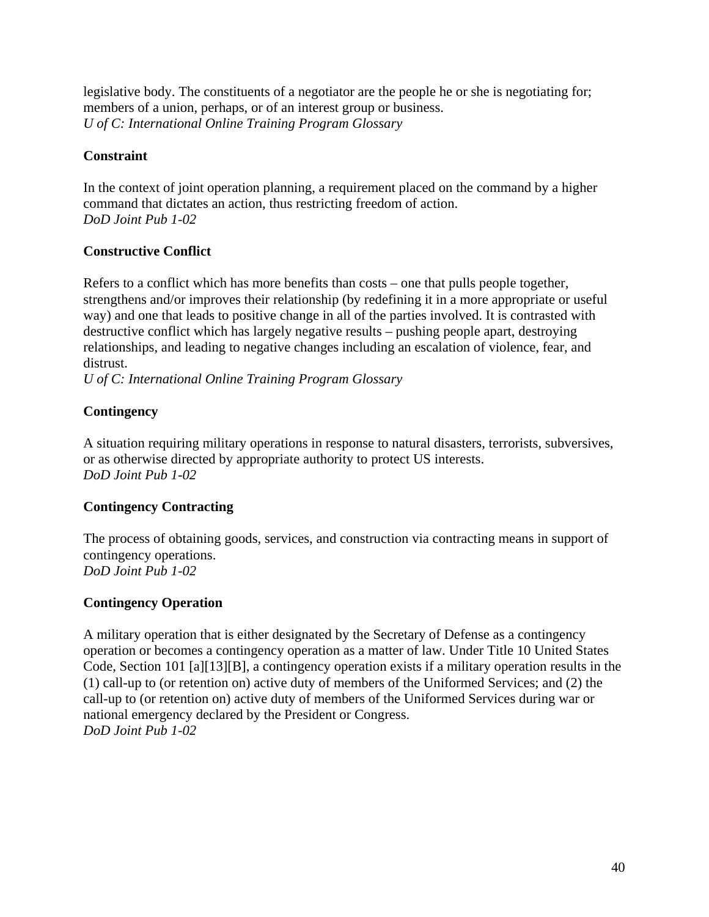legislative body. The constituents of a negotiator are the people he or she is negotiating for; members of a union, perhaps, or of an interest group or business.
*U of C: International Online Training Program Glossary*

**Constraint**

In the context of joint operation planning, a requirement placed on the command by a higher command that dictates an action, thus restricting freedom of action.
*DoD Joint Pub 1-02*

**Constructive Conflict**

Refers to a conflict which has more benefits than costs – one that pulls people together, strengthens and/or improves their relationship (by redefining it in a more appropriate or useful way) and one that leads to positive change in all of the parties involved. It is contrasted with destructive conflict which has largely negative results – pushing people apart, destroying relationships, and leading to negative changes including an escalation of violence, fear, and distrust.
*U of C: International Online Training Program Glossary*

**Contingency**

A situation requiring military operations in response to natural disasters, terrorists, subversives, or as otherwise directed by appropriate authority to protect US interests.
*DoD Joint Pub 1-02*

**Contingency Contracting**

The process of obtaining goods, services, and construction via contracting means in support of contingency operations.
*DoD Joint Pub 1-02*

**Contingency Operation**

A military operation that is either designated by the Secretary of Defense as a contingency operation or becomes a contingency operation as a matter of law. Under Title 10 United States Code, Section 101 [a][13][B], a contingency operation exists if a military operation results in the (1) call-up to (or retention on) active duty of members of the Uniformed Services; and (2) the call-up to (or retention on) active duty of members of the Uniformed Services during war or national emergency declared by the President or Congress.
*DoD Joint Pub 1-02*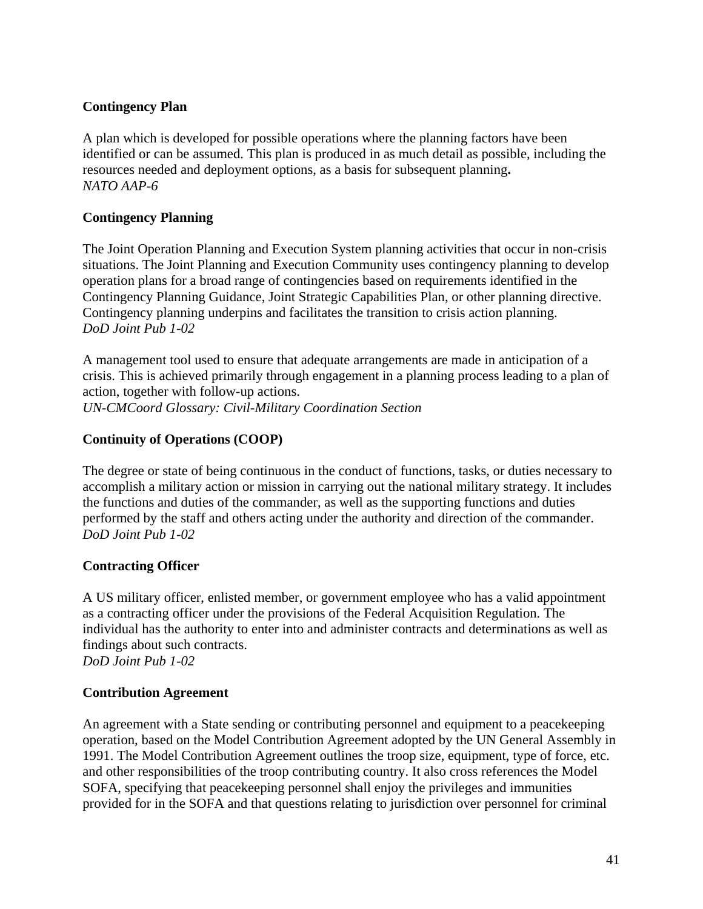**Contingency Plan**

A plan which is developed for possible operations where the planning factors have been identified or can be assumed. This plan is produced in as much detail as possible, including the resources needed and deployment options, as a basis for subsequent planning**.**
*NATO AAP-6*

**Contingency Planning**

The Joint Operation Planning and Execution System planning activities that occur in non-crisis situations. The Joint Planning and Execution Community uses contingency planning to develop operation plans for a broad range of contingencies based on requirements identified in the Contingency Planning Guidance, Joint Strategic Capabilities Plan, or other planning directive. Contingency planning underpins and facilitates the transition to crisis action planning.
*DoD Joint Pub 1-02*

A management tool used to ensure that adequate arrangements are made in anticipation of a crisis. This is achieved primarily through engagement in a planning process leading to a plan of action, together with follow-up actions.
*UN-CMCoord Glossary: Civil-Military Coordination Section*

**Continuity of Operations (COOP)**

The degree or state of being continuous in the conduct of functions, tasks, or duties necessary to accomplish a military action or mission in carrying out the national military strategy. It includes the functions and duties of the commander, as well as the supporting functions and duties performed by the staff and others acting under the authority and direction of the commander.
*DoD Joint Pub 1-02*

**Contracting Officer**

A US military officer, enlisted member, or government employee who has a valid appointment as a contracting officer under the provisions of the Federal Acquisition Regulation. The individual has the authority to enter into and administer contracts and determinations as well as findings about such contracts.
*DoD Joint Pub 1-02*

**Contribution Agreement**

An agreement with a State sending or contributing personnel and equipment to a peacekeeping operation, based on the Model Contribution Agreement adopted by the UN General Assembly in 1991. The Model Contribution Agreement outlines the troop size, equipment, type of force, etc. and other responsibilities of the troop contributing country. It also cross references the Model SOFA, specifying that peacekeeping personnel shall enjoy the privileges and immunities provided for in the SOFA and that questions relating to jurisdiction over personnel for criminal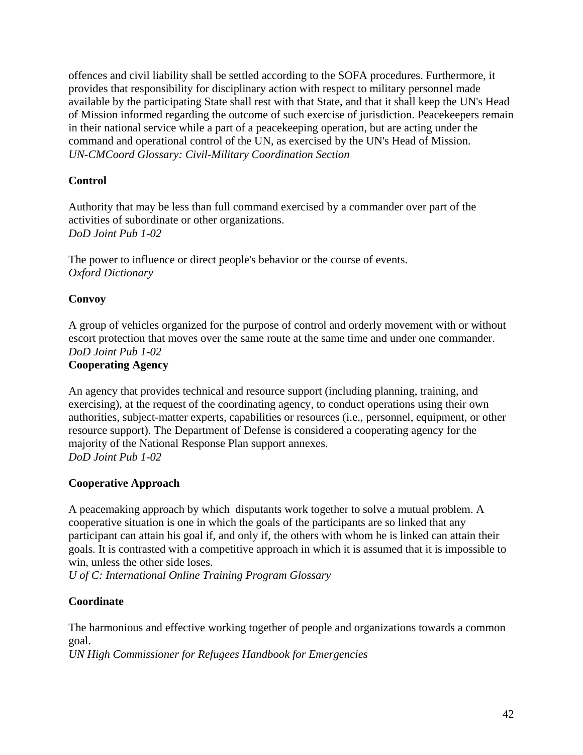offences and civil liability shall be settled according to the SOFA procedures. Furthermore, it provides that responsibility for disciplinary action with respect to military personnel made available by the participating State shall rest with that State, and that it shall keep the UN's Head of Mission informed regarding the outcome of such exercise of jurisdiction. Peacekeepers remain in their national service while a part of a peacekeeping operation, but are acting under the command and operational control of the UN, as exercised by the UN's Head of Mission.
*UN-CMCoord Glossary: Civil-Military Coordination Section*

**Control**

Authority that may be less than full command exercised by a commander over part of the activities of subordinate or other organizations.
*DoD Joint Pub 1-02*

The power to influence or direct people's behavior or the course of events.
*Oxford Dictionary*

**Convoy**

A group of vehicles organized for the purpose of control and orderly movement with or without escort protection that moves over the same route at the same time and under one commander.
*DoD Joint Pub 1-02*

**Cooperating Agency**

An agency that provides technical and resource support (including planning, training, and exercising), at the request of the coordinating agency, to conduct operations using their own authorities, subject-matter experts, capabilities or resources (i.e., personnel, equipment, or other resource support). The Department of Defense is considered a cooperating agency for the majority of the National Response Plan support annexes.
*DoD Joint Pub 1-02*

**Cooperative Approach**

A peacemaking approach by which disputants work together to solve a mutual problem. A cooperative situation is one in which the goals of the participants are so linked that any participant can attain his goal if, and only if, the others with whom he is linked can attain their goals. It is contrasted with a competitive approach in which it is assumed that it is impossible to win, unless the other side loses.
*U of C: International Online Training Program Glossary*

**Coordinate**

The harmonious and effective working together of people and organizations towards a common goal.
*UN High Commissioner for Refugees Handbook for Emergencies*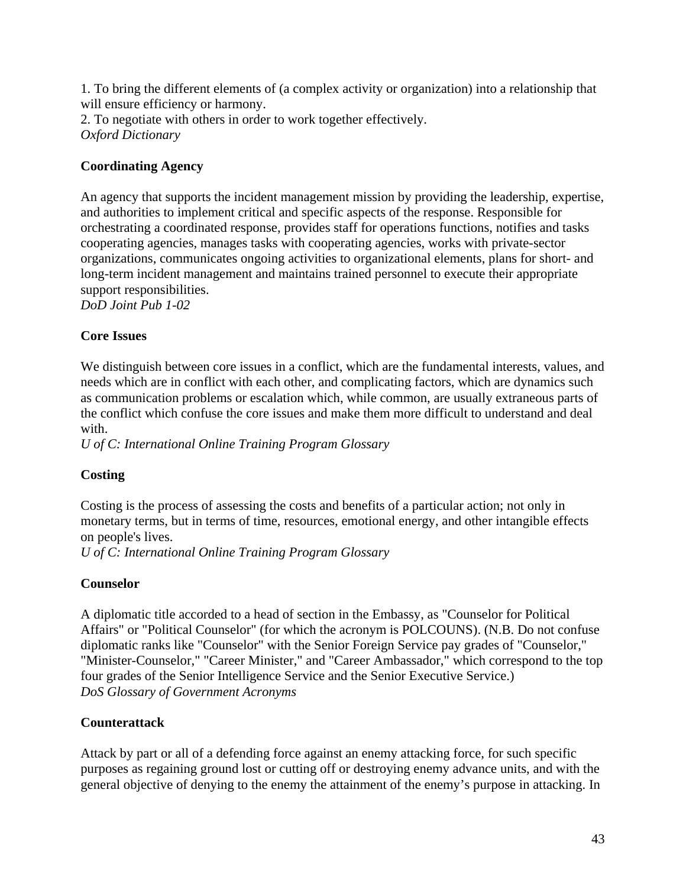1. To bring the different elements of (a complex activity or organization) into a relationship that will ensure efficiency or harmony.
2. To negotiate with others in order to work together effectively.
*Oxford Dictionary*

**Coordinating Agency**

An agency that supports the incident management mission by providing the leadership, expertise, and authorities to implement critical and specific aspects of the response. Responsible for orchestrating a coordinated response, provides staff for operations functions, notifies and tasks cooperating agencies, manages tasks with cooperating agencies, works with private-sector organizations, communicates ongoing activities to organizational elements, plans for short- and long-term incident management and maintains trained personnel to execute their appropriate support responsibilities.
*DoD Joint Pub 1-02*

**Core Issues**

We distinguish between core issues in a conflict, which are the fundamental interests, values, and needs which are in conflict with each other, and complicating factors, which are dynamics such as communication problems or escalation which, while common, are usually extraneous parts of the conflict which confuse the core issues and make them more difficult to understand and deal with.
*U of C: International Online Training Program Glossary*

**Costing**

Costing is the process of assessing the costs and benefits of a particular action; not only in monetary terms, but in terms of time, resources, emotional energy, and other intangible effects on people's lives.
*U of C: International Online Training Program Glossary*

**Counselor**

A diplomatic title accorded to a head of section in the Embassy, as "Counselor for Political Affairs" or "Political Counselor" (for which the acronym is POLCOUNS). (N.B. Do not confuse diplomatic ranks like "Counselor" with the Senior Foreign Service pay grades of "Counselor," "Minister-Counselor," "Career Minister," and "Career Ambassador," which correspond to the top four grades of the Senior Intelligence Service and the Senior Executive Service.)
*DoS Glossary of Government Acronyms*

**Counterattack**

Attack by part or all of a defending force against an enemy attacking force, for such specific purposes as regaining ground lost or cutting off or destroying enemy advance units, and with the general objective of denying to the enemy the attainment of the enemy's purpose in attacking. In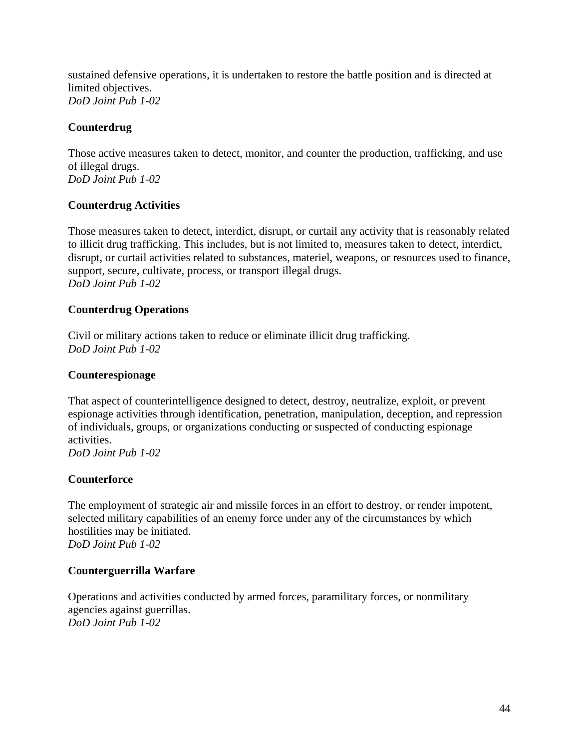sustained defensive operations, it is undertaken to restore the battle position and is directed at limited objectives.
*DoD Joint Pub 1-02*

**Counterdrug**

Those active measures taken to detect, monitor, and counter the production, trafficking, and use of illegal drugs.
*DoD Joint Pub 1-02*

**Counterdrug Activities**

Those measures taken to detect, interdict, disrupt, or curtail any activity that is reasonably related to illicit drug trafficking. This includes, but is not limited to, measures taken to detect, interdict, disrupt, or curtail activities related to substances, materiel, weapons, or resources used to finance, support, secure, cultivate, process, or transport illegal drugs.
*DoD Joint Pub 1-02*

**Counterdrug Operations**

Civil or military actions taken to reduce or eliminate illicit drug trafficking.
*DoD Joint Pub 1-02*

**Counterespionage**

That aspect of counterintelligence designed to detect, destroy, neutralize, exploit, or prevent espionage activities through identification, penetration, manipulation, deception, and repression of individuals, groups, or organizations conducting or suspected of conducting espionage activities.
*DoD Joint Pub 1-02*

**Counterforce**

The employment of strategic air and missile forces in an effort to destroy, or render impotent, selected military capabilities of an enemy force under any of the circumstances by which hostilities may be initiated.
*DoD Joint Pub 1-02*

**Counterguerrilla Warfare**

Operations and activities conducted by armed forces, paramilitary forces, or nonmilitary agencies against guerrillas.
*DoD Joint Pub 1-02*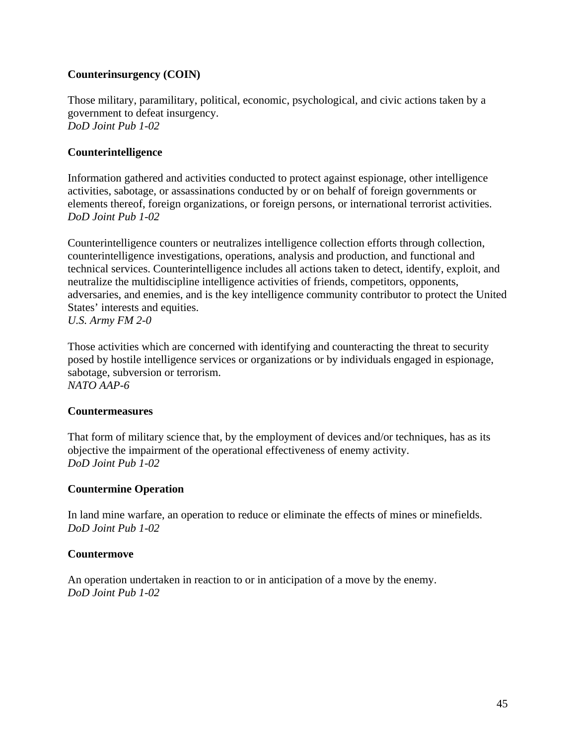**Counterinsurgency (COIN)**

Those military, paramilitary, political, economic, psychological, and civic actions taken by a government to defeat insurgency.
*DoD Joint Pub 1-02*

**Counterintelligence**

Information gathered and activities conducted to protect against espionage, other intelligence activities, sabotage, or assassinations conducted by or on behalf of foreign governments or elements thereof, foreign organizations, or foreign persons, or international terrorist activities.
*DoD Joint Pub 1-02*

Counterintelligence counters or neutralizes intelligence collection efforts through collection, counterintelligence investigations, operations, analysis and production, and functional and technical services. Counterintelligence includes all actions taken to detect, identify, exploit, and neutralize the multidiscipline intelligence activities of friends, competitors, opponents, adversaries, and enemies, and is the key intelligence community contributor to protect the United States' interests and equities.
*U.S. Army FM 2-0*

Those activities which are concerned with identifying and counteracting the threat to security posed by hostile intelligence services or organizations or by individuals engaged in espionage, sabotage, subversion or terrorism.
*NATO AAP-6*

**Countermeasures**

That form of military science that, by the employment of devices and/or techniques, has as its objective the impairment of the operational effectiveness of enemy activity.
*DoD Joint Pub 1-02*

**Countermine Operation**

In land mine warfare, an operation to reduce or eliminate the effects of mines or minefields.
*DoD Joint Pub 1-02*

**Countermove**

An operation undertaken in reaction to or in anticipation of a move by the enemy.
*DoD Joint Pub 1-02*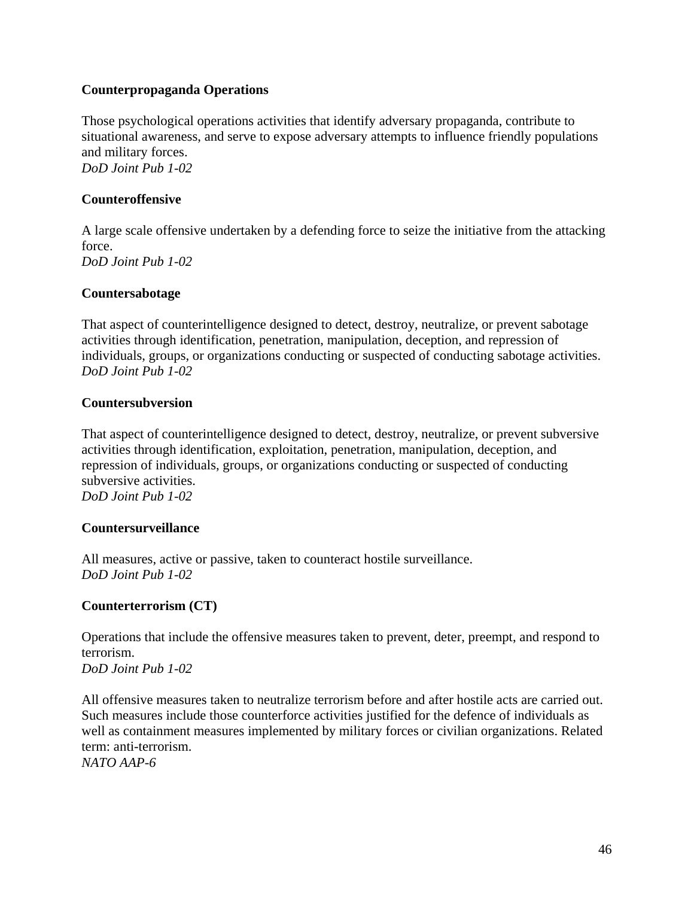**Counterpropaganda Operations**

Those psychological operations activities that identify adversary propaganda, contribute to situational awareness, and serve to expose adversary attempts to influence friendly populations and military forces.
*DoD Joint Pub 1-02*

**Counteroffensive**

A large scale offensive undertaken by a defending force to seize the initiative from the attacking force.
*DoD Joint Pub 1-02*

**Countersabotage**

That aspect of counterintelligence designed to detect, destroy, neutralize, or prevent sabotage activities through identification, penetration, manipulation, deception, and repression of individuals, groups, or organizations conducting or suspected of conducting sabotage activities.
*DoD Joint Pub 1-02*

**Countersubversion**

That aspect of counterintelligence designed to detect, destroy, neutralize, or prevent subversive activities through identification, exploitation, penetration, manipulation, deception, and repression of individuals, groups, or organizations conducting or suspected of conducting subversive activities.
*DoD Joint Pub 1-02*

**Countersurveillance**

All measures, active or passive, taken to counteract hostile surveillance.
*DoD Joint Pub 1-02*

**Counterterrorism (CT)**

Operations that include the offensive measures taken to prevent, deter, preempt, and respond to terrorism.
*DoD Joint Pub 1-02*

All offensive measures taken to neutralize terrorism before and after hostile acts are carried out. Such measures include those counterforce activities justified for the defence of individuals as well as containment measures implemented by military forces or civilian organizations. Related term: anti-terrorism.
*NATO AAP-6*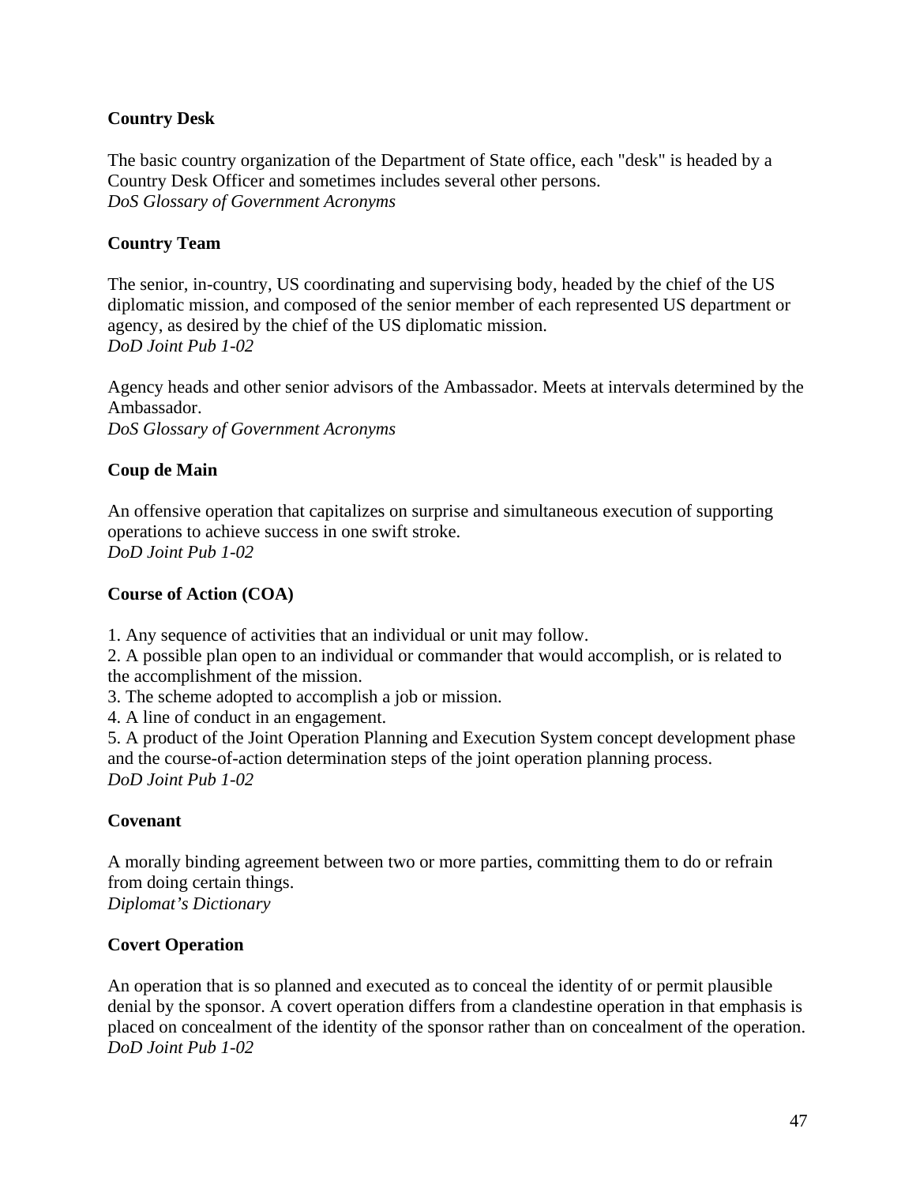**Country Desk**

The basic country organization of the Department of State office, each "desk" is headed by a Country Desk Officer and sometimes includes several other persons.
*DoS Glossary of Government Acronyms*

**Country Team**

The senior, in-country, US coordinating and supervising body, headed by the chief of the US diplomatic mission, and composed of the senior member of each represented US department or agency, as desired by the chief of the US diplomatic mission.
*DoD Joint Pub 1-02*

Agency heads and other senior advisors of the Ambassador. Meets at intervals determined by the Ambassador.
*DoS Glossary of Government Acronyms*

**Coup de Main**

An offensive operation that capitalizes on surprise and simultaneous execution of supporting operations to achieve success in one swift stroke.
*DoD Joint Pub 1-02*

**Course of Action (COA)**

1. Any sequence of activities that an individual or unit may follow.
2. A possible plan open to an individual or commander that would accomplish, or is related to the accomplishment of the mission.
3. The scheme adopted to accomplish a job or mission.
4. A line of conduct in an engagement.
5. A product of the Joint Operation Planning and Execution System concept development phase and the course-of-action determination steps of the joint operation planning process.

*DoD Joint Pub 1-02*

**Covenant**

A morally binding agreement between two or more parties, committing them to do or refrain from doing certain things.
*Diplomat's Dictionary*

**Covert Operation**

An operation that is so planned and executed as to conceal the identity of or permit plausible denial by the sponsor. A covert operation differs from a clandestine operation in that emphasis is placed on concealment of the identity of the sponsor rather than on concealment of the operation.
*DoD Joint Pub 1-02*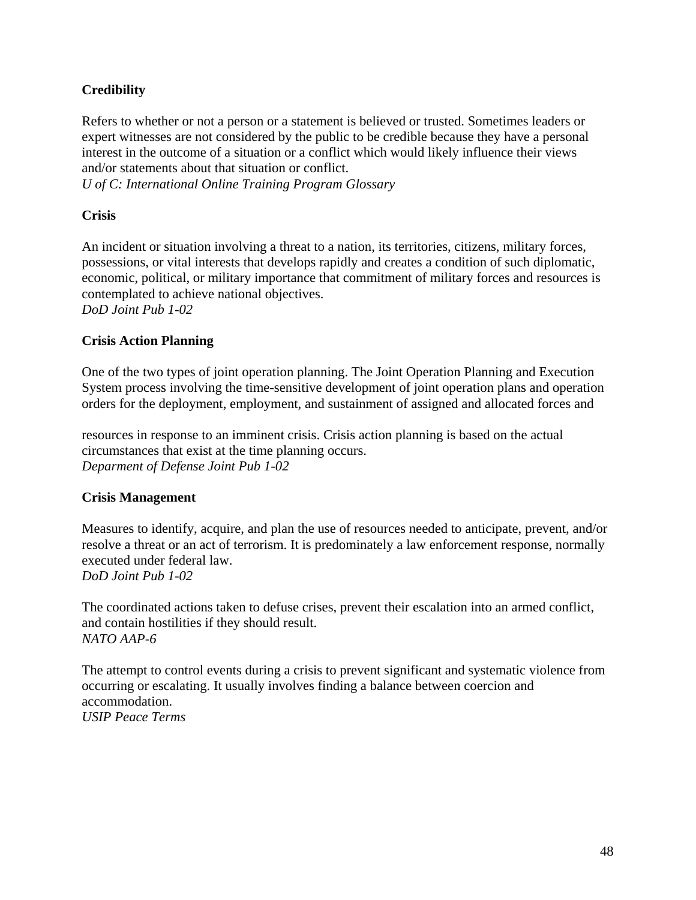**Credibility**

Refers to whether or not a person or a statement is believed or trusted. Sometimes leaders or expert witnesses are not considered by the public to be credible because they have a personal interest in the outcome of a situation or a conflict which would likely influence their views and/or statements about that situation or conflict.
*U of C: International Online Training Program Glossary*

**Crisis**

An incident or situation involving a threat to a nation, its territories, citizens, military forces, possessions, or vital interests that develops rapidly and creates a condition of such diplomatic, economic, political, or military importance that commitment of military forces and resources is contemplated to achieve national objectives.
*DoD Joint Pub 1-02*

**Crisis Action Planning**

One of the two types of joint operation planning. The Joint Operation Planning and Execution System process involving the time-sensitive development of joint operation plans and operation orders for the deployment, employment, and sustainment of assigned and allocated forces and resources in response to an imminent crisis. Crisis action planning is based on the actual circumstances that exist at the time planning occurs.
*Deparment of Defense Joint Pub 1-02*

**Crisis Management**

Measures to identify, acquire, and plan the use of resources needed to anticipate, prevent, and/or resolve a threat or an act of terrorism. It is predominately a law enforcement response, normally executed under federal law.
*DoD Joint Pub 1-02*

The coordinated actions taken to defuse crises, prevent their escalation into an armed conflict, and contain hostilities if they should result.
*NATO AAP-6*

The attempt to control events during a crisis to prevent significant and systematic violence from occurring or escalating. It usually involves finding a balance between coercion and accommodation.
*USIP Peace Terms*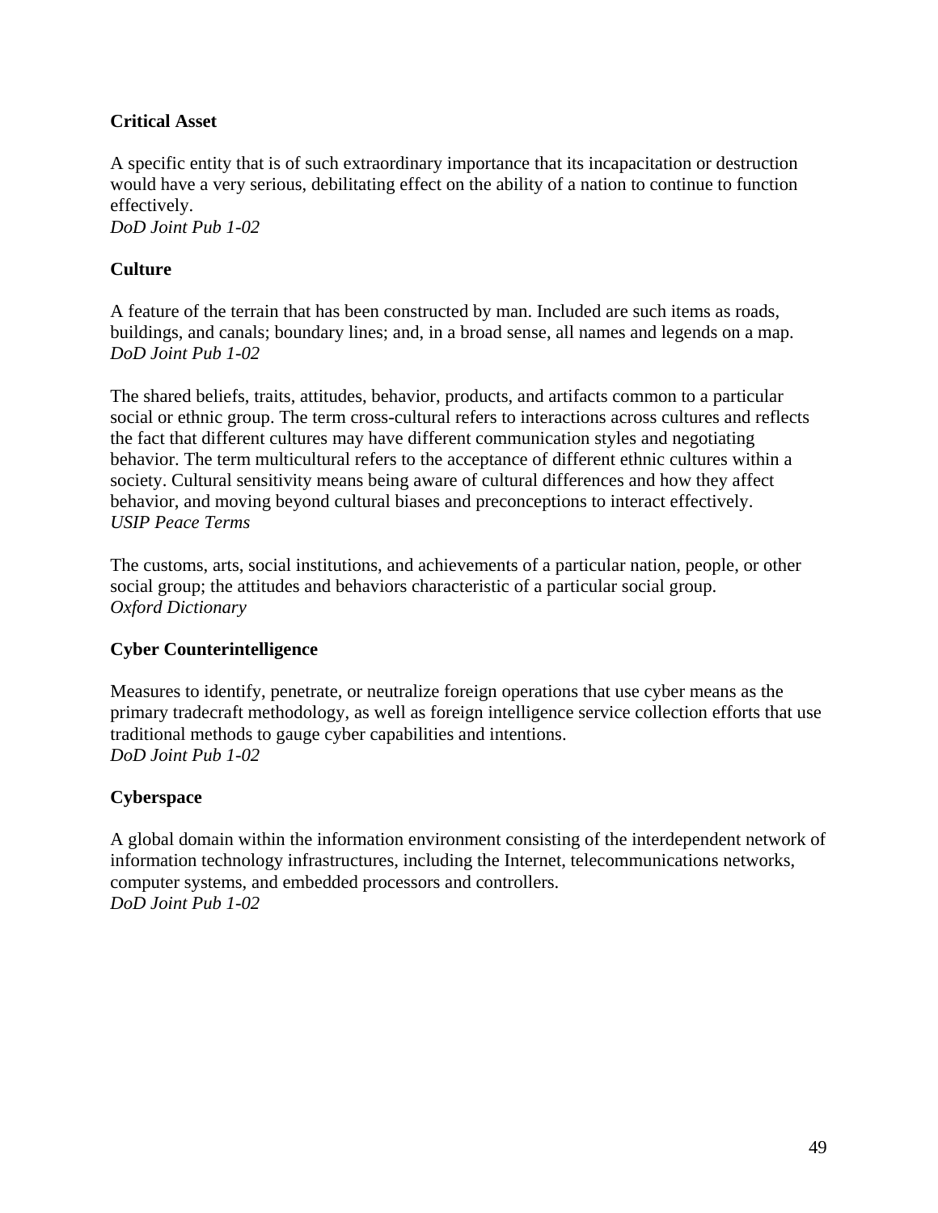**Critical Asset**

A specific entity that is of such extraordinary importance that its incapacitation or destruction would have a very serious, debilitating effect on the ability of a nation to continue to function effectively.
*DoD Joint Pub 1-02*

**Culture**

A feature of the terrain that has been constructed by man. Included are such items as roads, buildings, and canals; boundary lines; and, in a broad sense, all names and legends on a map.
*DoD Joint Pub 1-02*

The shared beliefs, traits, attitudes, behavior, products, and artifacts common to a particular social or ethnic group. The term cross-cultural refers to interactions across cultures and reflects the fact that different cultures may have different communication styles and negotiating behavior. The term multicultural refers to the acceptance of different ethnic cultures within a society. Cultural sensitivity means being aware of cultural differences and how they affect behavior, and moving beyond cultural biases and preconceptions to interact effectively.
*USIP Peace Terms*

The customs, arts, social institutions, and achievements of a particular nation, people, or other social group; the attitudes and behaviors characteristic of a particular social group.
*Oxford Dictionary*

**Cyber Counterintelligence**

Measures to identify, penetrate, or neutralize foreign operations that use cyber means as the primary tradecraft methodology, as well as foreign intelligence service collection efforts that use traditional methods to gauge cyber capabilities and intentions.
*DoD Joint Pub 1-02*

**Cyberspace**

A global domain within the information environment consisting of the interdependent network of information technology infrastructures, including the Internet, telecommunications networks, computer systems, and embedded processors and controllers.
*DoD Joint Pub 1-02*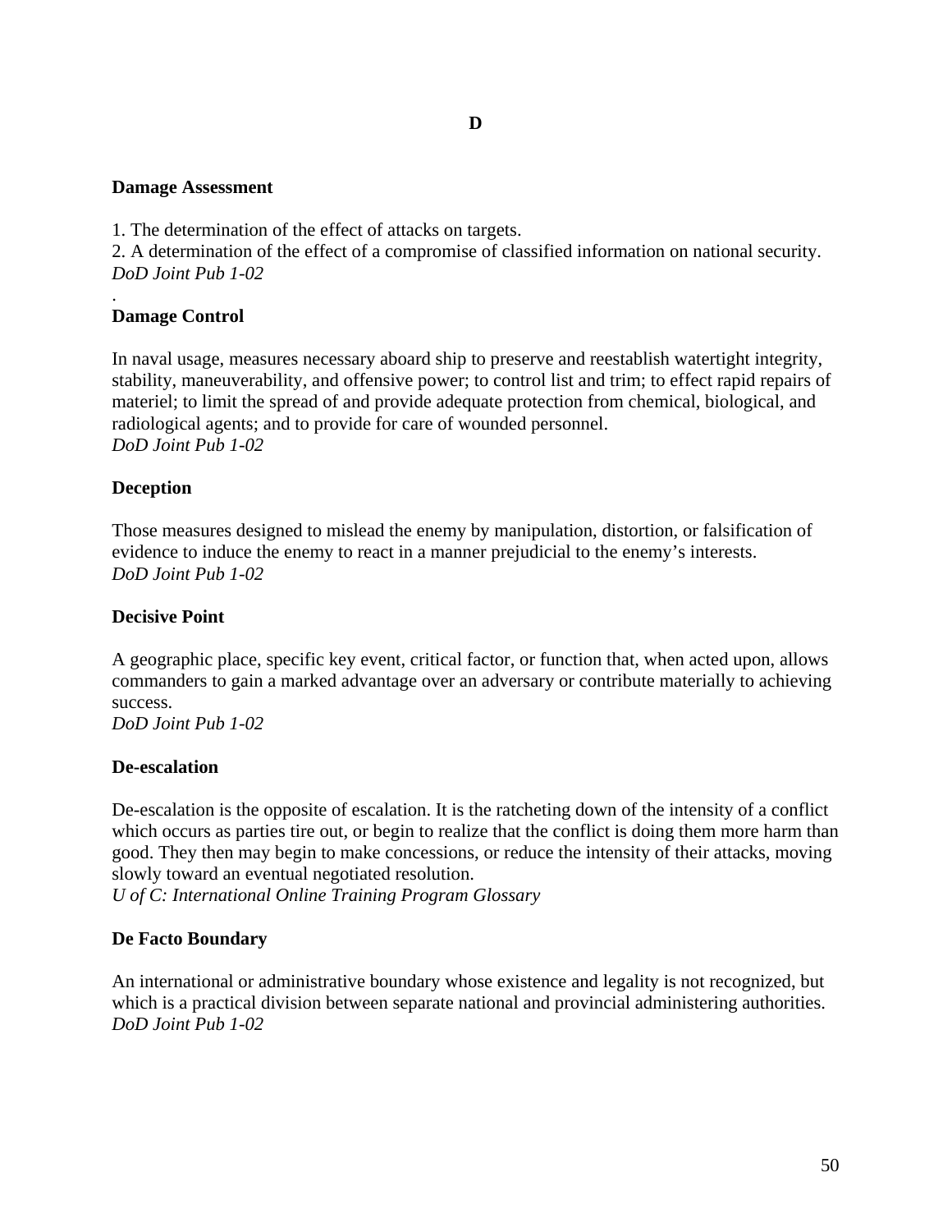# D

**Damage Assessment**

1. The determination of the effect of attacks on targets.
2. A determination of the effect of a compromise of classified information on national security.

*DoD Joint Pub 1-02*

.

**Damage Control**

In naval usage, measures necessary aboard ship to preserve and reestablish watertight integrity, stability, maneuverability, and offensive power; to control list and trim; to effect rapid repairs of materiel; to limit the spread of and provide adequate protection from chemical, biological, and radiological agents; and to provide for care of wounded personnel.
*DoD Joint Pub 1-02*

**Deception**

Those measures designed to mislead the enemy by manipulation, distortion, or falsification of evidence to induce the enemy to react in a manner prejudicial to the enemy's interests.
*DoD Joint Pub 1-02*

**Decisive Point**

A geographic place, specific key event, critical factor, or function that, when acted upon, allows commanders to gain a marked advantage over an adversary or contribute materially to achieving success.
*DoD Joint Pub 1-02*

**De-escalation**

De-escalation is the opposite of escalation. It is the ratcheting down of the intensity of a conflict which occurs as parties tire out, or begin to realize that the conflict is doing them more harm than good. They then may begin to make concessions, or reduce the intensity of their attacks, moving slowly toward an eventual negotiated resolution.
*U of C: International Online Training Program Glossary*

**De Facto Boundary**

An international or administrative boundary whose existence and legality is not recognized, but which is a practical division between separate national and provincial administering authorities.
*DoD Joint Pub 1-02*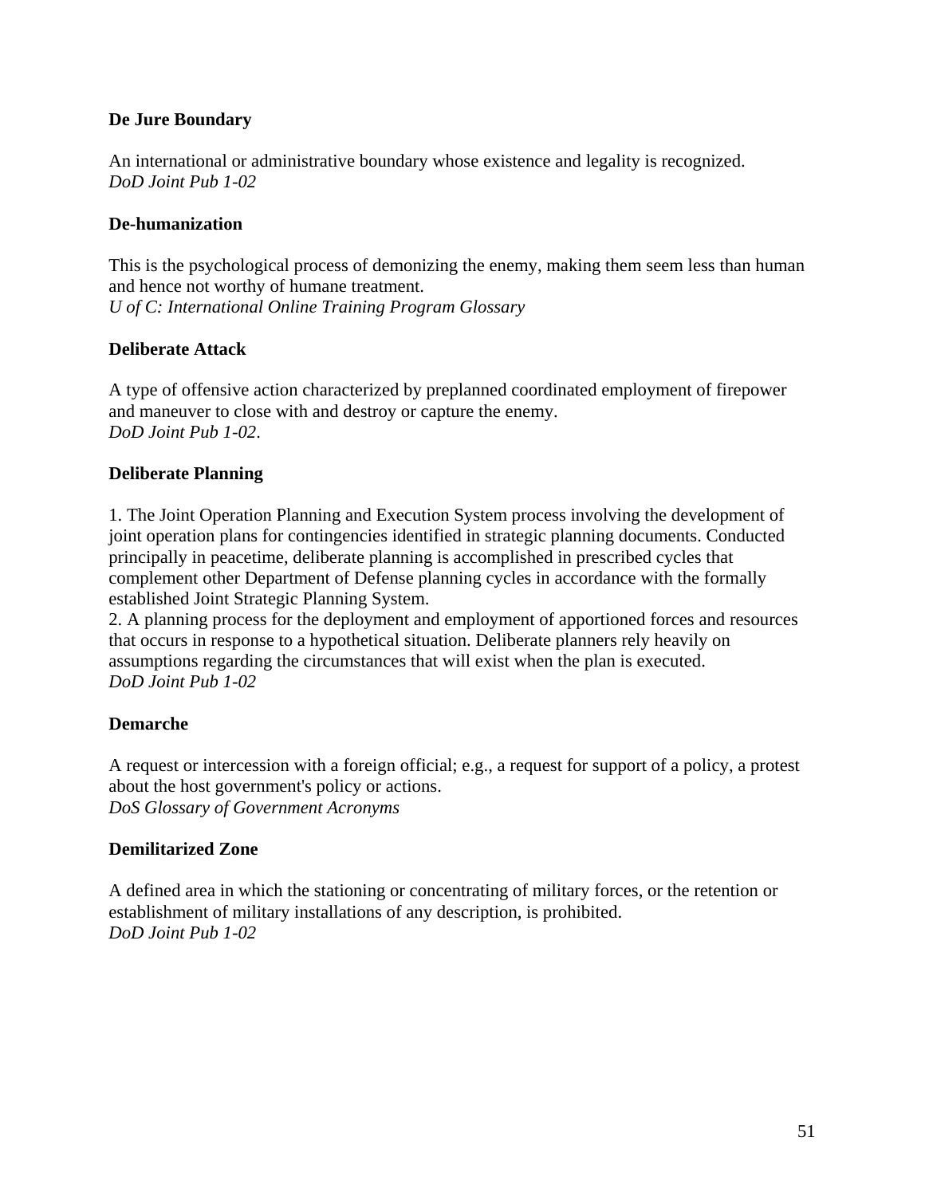**De Jure Boundary**

An international or administrative boundary whose existence and legality is recognized.
*DoD Joint Pub 1-02*

**De-humanization**

This is the psychological process of demonizing the enemy, making them seem less than human and hence not worthy of humane treatment.
*U of C: International Online Training Program Glossary*

**Deliberate Attack**

A type of offensive action characterized by preplanned coordinated employment of firepower and maneuver to close with and destroy or capture the enemy.
*DoD Joint Pub 1-02*.

**Deliberate Planning**

1. The Joint Operation Planning and Execution System process involving the development of joint operation plans for contingencies identified in strategic planning documents. Conducted principally in peacetime, deliberate planning is accomplished in prescribed cycles that complement other Department of Defense planning cycles in accordance with the formally established Joint Strategic Planning System.
2. A planning process for the deployment and employment of apportioned forces and resources that occurs in response to a hypothetical situation. Deliberate planners rely heavily on assumptions regarding the circumstances that will exist when the plan is executed.
*DoD Joint Pub 1-02*

**Demarche**

A request or intercession with a foreign official; e.g., a request for support of a policy, a protest about the host government's policy or actions.
*DoS Glossary of Government Acronyms*

**Demilitarized Zone**

A defined area in which the stationing or concentrating of military forces, or the retention or establishment of military installations of any description, is prohibited.
*DoD Joint Pub 1-02*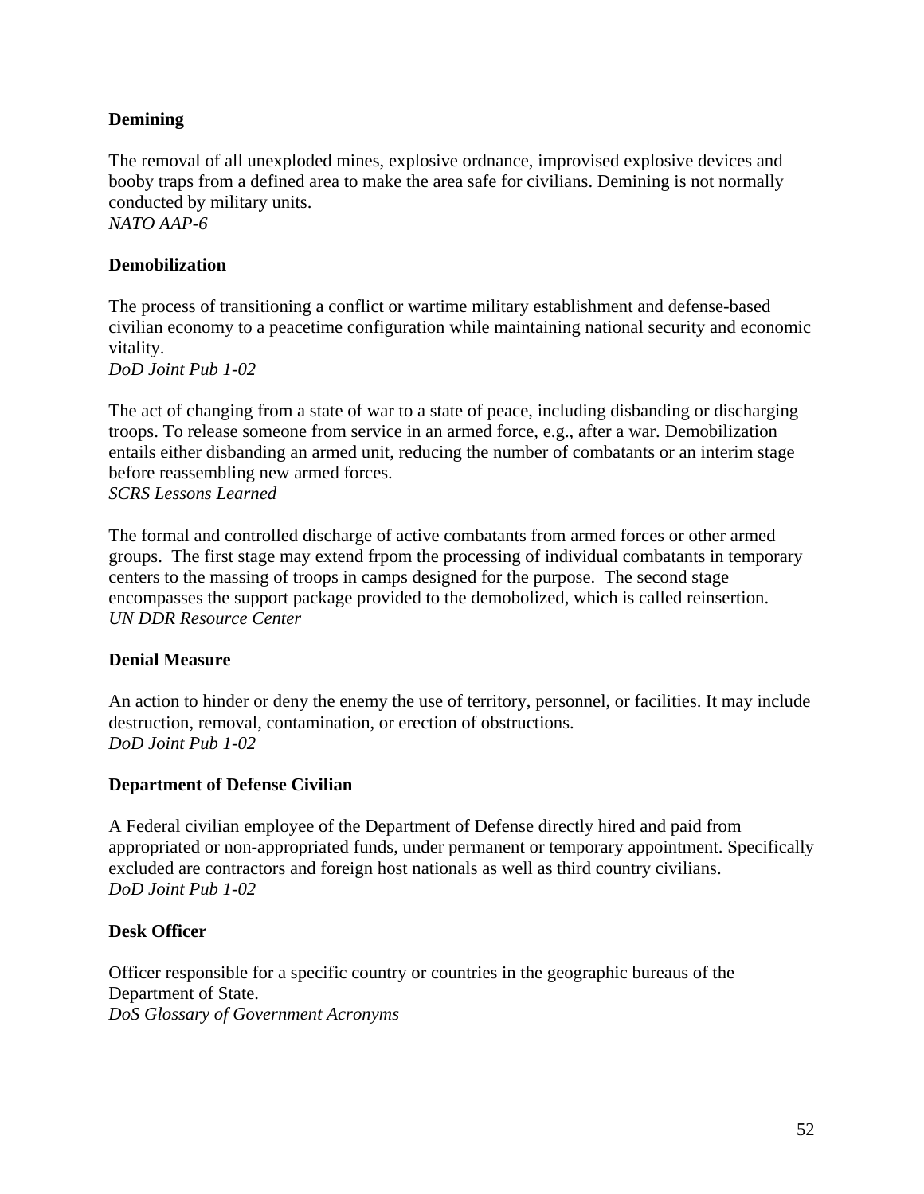**Demining**

The removal of all unexploded mines, explosive ordnance, improvised explosive devices and booby traps from a defined area to make the area safe for civilians. Demining is not normally conducted by military units.
*NATO AAP-6*

**Demobilization**

The process of transitioning a conflict or wartime military establishment and defense-based civilian economy to a peacetime configuration while maintaining national security and economic vitality.
*DoD Joint Pub 1-02*

The act of changing from a state of war to a state of peace, including disbanding or discharging troops. To release someone from service in an armed force, e.g., after a war. Demobilization entails either disbanding an armed unit, reducing the number of combatants or an interim stage before reassembling new armed forces.
*SCRS Lessons Learned*

The formal and controlled discharge of active combatants from armed forces or other armed groups. The first stage may extend frpom the processing of individual combatants in temporary centers to the massing of troops in camps designed for the purpose. The second stage encompasses the support package provided to the demobilized, which is called reinsertion.
*UN DDR Resource Center*

**Denial Measure**

An action to hinder or deny the enemy the use of territory, personnel, or facilities. It may include destruction, removal, contamination, or erection of obstructions.
*DoD Joint Pub 1-02*

**Department of Defense Civilian**

A Federal civilian employee of the Department of Defense directly hired and paid from appropriated or non-appropriated funds, under permanent or temporary appointment. Specifically excluded are contractors and foreign host nationals as well as third country civilians.
*DoD Joint Pub 1-02*

**Desk Officer**

Officer responsible for a specific country or countries in the geographic bureaus of the Department of State.
*DoS Glossary of Government Acronyms*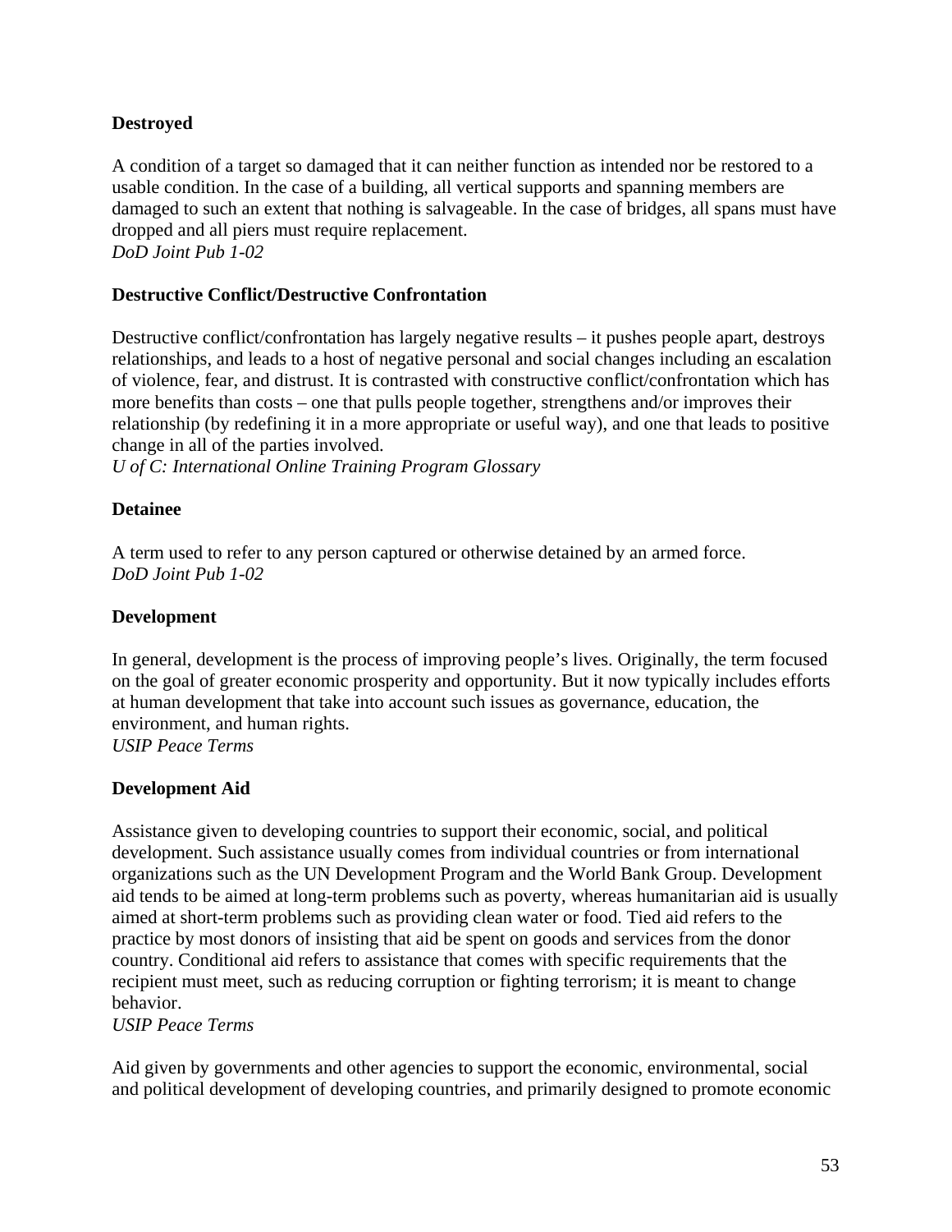**Destroyed**

A condition of a target so damaged that it can neither function as intended nor be restored to a usable condition. In the case of a building, all vertical supports and spanning members are damaged to such an extent that nothing is salvageable. In the case of bridges, all spans must have dropped and all piers must require replacement.
*DoD Joint Pub 1-02*

**Destructive Conflict/Destructive Confrontation**

Destructive conflict/confrontation has largely negative results – it pushes people apart, destroys relationships, and leads to a host of negative personal and social changes including an escalation of violence, fear, and distrust. It is contrasted with constructive conflict/confrontation which has more benefits than costs – one that pulls people together, strengthens and/or improves their relationship (by redefining it in a more appropriate or useful way), and one that leads to positive change in all of the parties involved.
*U of C: International Online Training Program Glossary*

**Detainee**

A term used to refer to any person captured or otherwise detained by an armed force.
*DoD Joint Pub 1-02*

**Development**

In general, development is the process of improving people's lives. Originally, the term focused on the goal of greater economic prosperity and opportunity. But it now typically includes efforts at human development that take into account such issues as governance, education, the environment, and human rights.
*USIP Peace Terms*

**Development Aid**

Assistance given to developing countries to support their economic, social, and political development. Such assistance usually comes from individual countries or from international organizations such as the UN Development Program and the World Bank Group. Development aid tends to be aimed at long-term problems such as poverty, whereas humanitarian aid is usually aimed at short-term problems such as providing clean water or food. Tied aid refers to the practice by most donors of insisting that aid be spent on goods and services from the donor country. Conditional aid refers to assistance that comes with specific requirements that the recipient must meet, such as reducing corruption or fighting terrorism; it is meant to change behavior.
*USIP Peace Terms*

Aid given by governments and other agencies to support the economic, environmental, social and political development of developing countries, and primarily designed to promote economic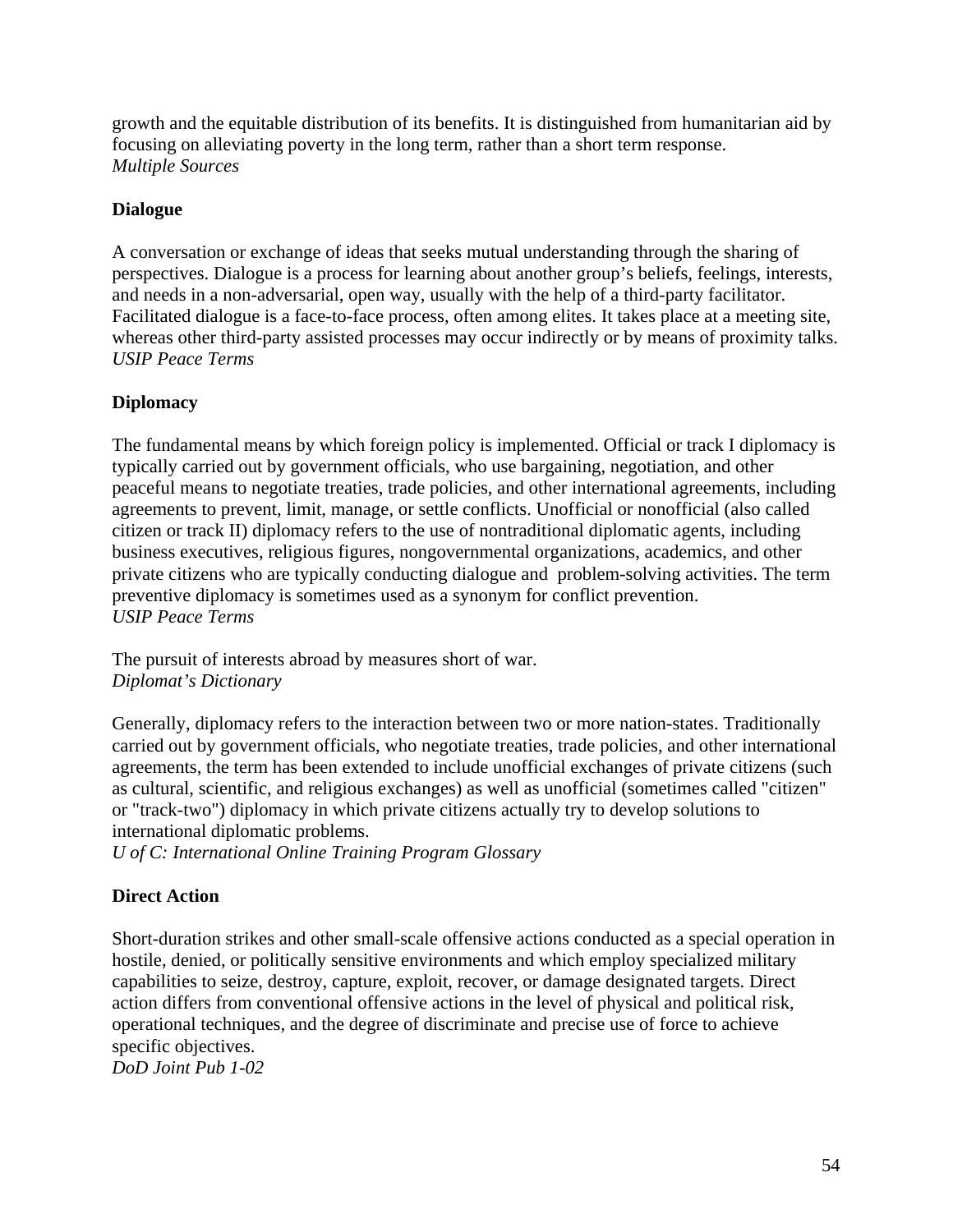growth and the equitable distribution of its benefits. It is distinguished from humanitarian aid by focusing on alleviating poverty in the long term, rather than a short term response.
*Multiple Sources*

**Dialogue**

A conversation or exchange of ideas that seeks mutual understanding through the sharing of perspectives. Dialogue is a process for learning about another group's beliefs, feelings, interests, and needs in a non-adversarial, open way, usually with the help of a third-party facilitator. Facilitated dialogue is a face-to-face process, often among elites. It takes place at a meeting site, whereas other third-party assisted processes may occur indirectly or by means of proximity talks.
*USIP Peace Terms*

**Diplomacy**

The fundamental means by which foreign policy is implemented. Official or track I diplomacy is typically carried out by government officials, who use bargaining, negotiation, and other peaceful means to negotiate treaties, trade policies, and other international agreements, including agreements to prevent, limit, manage, or settle conflicts. Unofficial or nonofficial (also called citizen or track II) diplomacy refers to the use of nontraditional diplomatic agents, including business executives, religious figures, nongovernmental organizations, academics, and other private citizens who are typically conducting dialogue and problem-solving activities. The term preventive diplomacy is sometimes used as a synonym for conflict prevention.
*USIP Peace Terms*

The pursuit of interests abroad by measures short of war.
*Diplomat's Dictionary*

Generally, diplomacy refers to the interaction between two or more nation-states. Traditionally carried out by government officials, who negotiate treaties, trade policies, and other international agreements, the term has been extended to include unofficial exchanges of private citizens (such as cultural, scientific, and religious exchanges) as well as unofficial (sometimes called "citizen" or "track-two") diplomacy in which private citizens actually try to develop solutions to international diplomatic problems.
*U of C: International Online Training Program Glossary*

**Direct Action**

Short-duration strikes and other small-scale offensive actions conducted as a special operation in hostile, denied, or politically sensitive environments and which employ specialized military capabilities to seize, destroy, capture, exploit, recover, or damage designated targets. Direct action differs from conventional offensive actions in the level of physical and political risk, operational techniques, and the degree of discriminate and precise use of force to achieve specific objectives.
*DoD Joint Pub 1-02*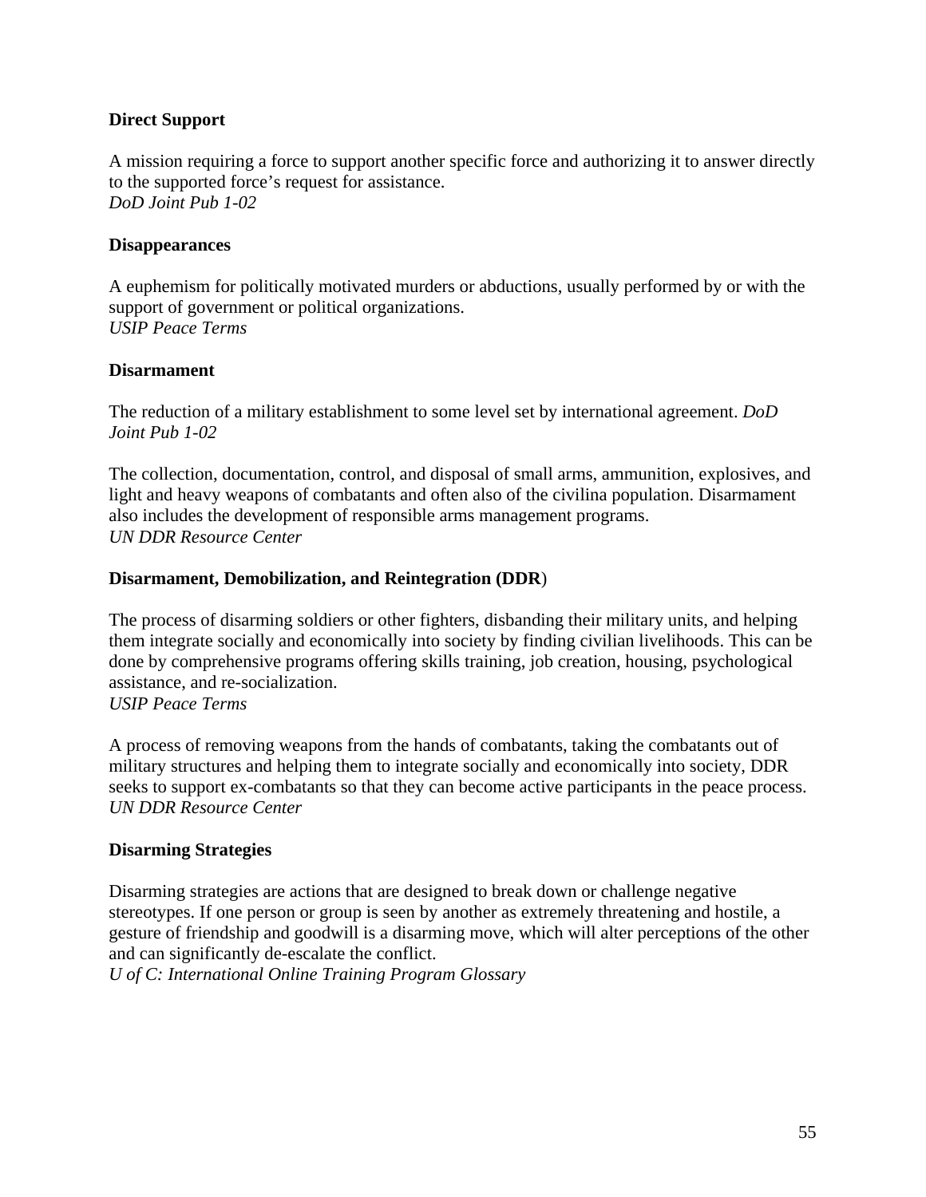**Direct Support**

A mission requiring a force to support another specific force and authorizing it to answer directly to the supported force's request for assistance.
*DoD Joint Pub 1-02*

**Disappearances**

A euphemism for politically motivated murders or abductions, usually performed by or with the support of government or political organizations.
*USIP Peace Terms*

**Disarmament**

The reduction of a military establishment to some level set by international agreement. *DoD Joint Pub 1-02*

The collection, documentation, control, and disposal of small arms, ammunition, explosives, and light and heavy weapons of combatants and often also of the civilina population. Disarmament also includes the development of responsible arms management programs.
*UN DDR Resource Center*

**Disarmament, Demobilization, and Reintegration (DDR)**

The process of disarming soldiers or other fighters, disbanding their military units, and helping them integrate socially and economically into society by finding civilian livelihoods. This can be done by comprehensive programs offering skills training, job creation, housing, psychological assistance, and re-socialization.
*USIP Peace Terms*

A process of removing weapons from the hands of combatants, taking the combatants out of military structures and helping them to integrate socially and economically into society, DDR seeks to support ex-combatants so that they can become active participants in the peace process.
*UN DDR Resource Center*

**Disarming Strategies**

Disarming strategies are actions that are designed to break down or challenge negative stereotypes. If one person or group is seen by another as extremely threatening and hostile, a gesture of friendship and goodwill is a disarming move, which will alter perceptions of the other and can significantly de-escalate the conflict.
*U of C: International Online Training Program Glossary*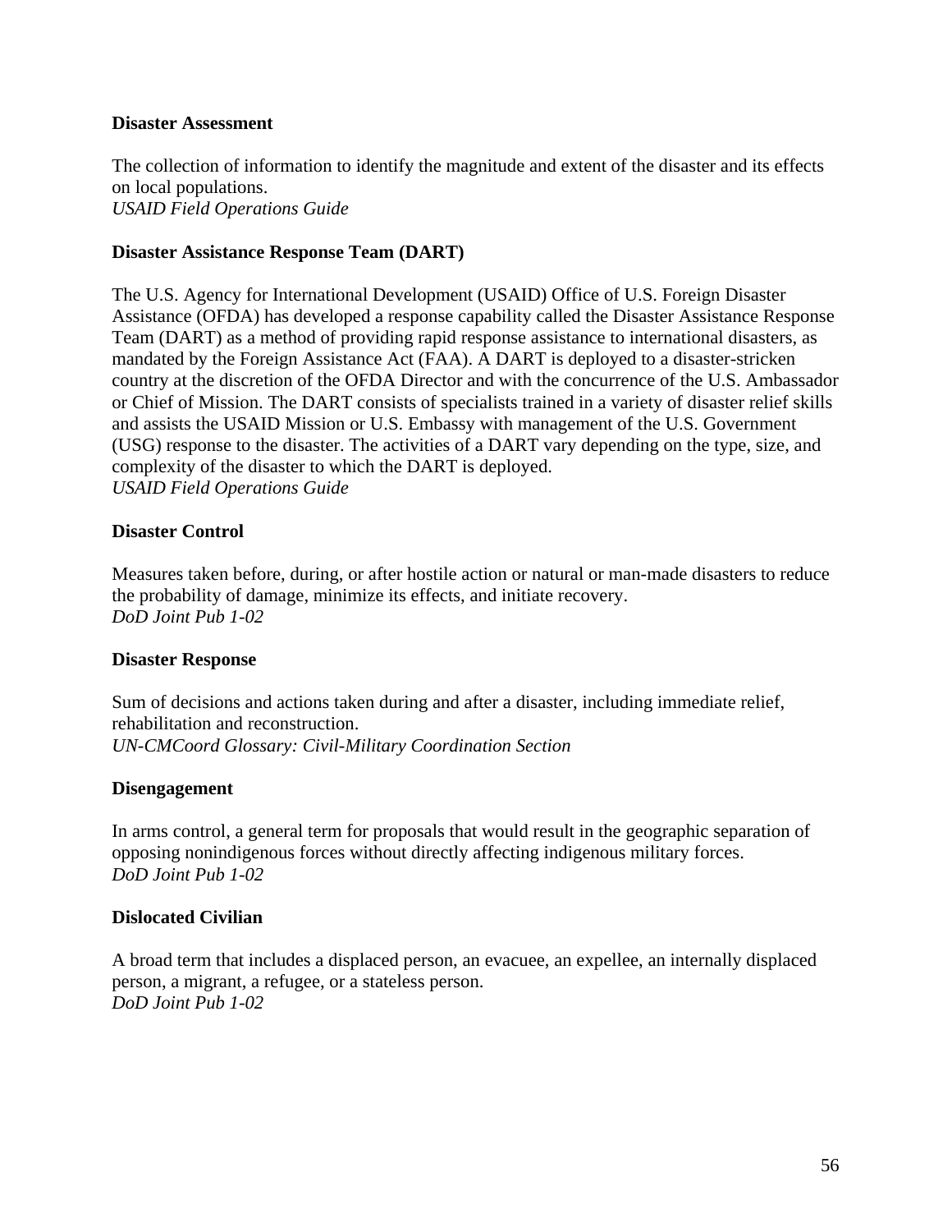**Disaster Assessment**

The collection of information to identify the magnitude and extent of the disaster and its effects on local populations.
*USAID Field Operations Guide*

**Disaster Assistance Response Team (DART)**

The U.S. Agency for International Development (USAID) Office of U.S. Foreign Disaster Assistance (OFDA) has developed a response capability called the Disaster Assistance Response Team (DART) as a method of providing rapid response assistance to international disasters, as mandated by the Foreign Assistance Act (FAA). A DART is deployed to a disaster-stricken country at the discretion of the OFDA Director and with the concurrence of the U.S. Ambassador or Chief of Mission. The DART consists of specialists trained in a variety of disaster relief skills and assists the USAID Mission or U.S. Embassy with management of the U.S. Government (USG) response to the disaster. The activities of a DART vary depending on the type, size, and complexity of the disaster to which the DART is deployed.
*USAID Field Operations Guide*

**Disaster Control**

Measures taken before, during, or after hostile action or natural or man-made disasters to reduce the probability of damage, minimize its effects, and initiate recovery.
*DoD Joint Pub 1-02*

**Disaster Response**

Sum of decisions and actions taken during and after a disaster, including immediate relief, rehabilitation and reconstruction.
*UN-CMCoord Glossary: Civil-Military Coordination Section*

**Disengagement**

In arms control, a general term for proposals that would result in the geographic separation of opposing nonindigenous forces without directly affecting indigenous military forces.
*DoD Joint Pub 1-02*

**Dislocated Civilian**

A broad term that includes a displaced person, an evacuee, an expellee, an internally displaced person, a migrant, a refugee, or a stateless person.
*DoD Joint Pub 1-02*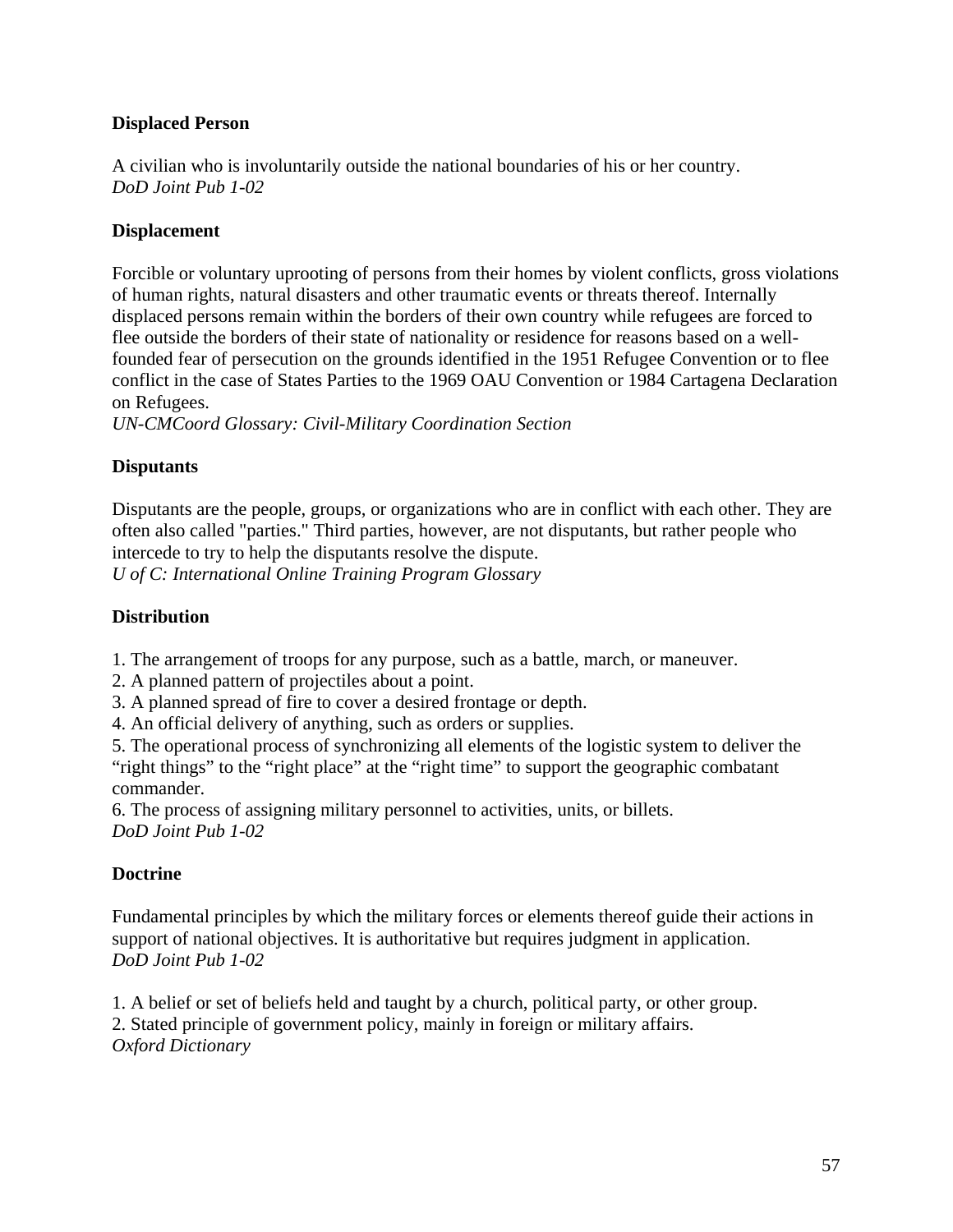**Displaced Person**

A civilian who is involuntarily outside the national boundaries of his or her country.
*DoD Joint Pub 1-02*

**Displacement**

Forcible or voluntary uprooting of persons from their homes by violent conflicts, gross violations of human rights, natural disasters and other traumatic events or threats thereof. Internally displaced persons remain within the borders of their own country while refugees are forced to flee outside the borders of their state of nationality or residence for reasons based on a well-founded fear of persecution on the grounds identified in the 1951 Refugee Convention or to flee conflict in the case of States Parties to the 1969 OAU Convention or 1984 Cartagena Declaration on Refugees.
*UN-CMCoord Glossary: Civil-Military Coordination Section*

**Disputants**

Disputants are the people, groups, or organizations who are in conflict with each other. They are often also called "parties." Third parties, however, are not disputants, but rather people who intercede to try to help the disputants resolve the dispute.
*U of C: International Online Training Program Glossary*

**Distribution**

1. The arrangement of troops for any purpose, such as a battle, march, or maneuver.
2. A planned pattern of projectiles about a point.
3. A planned spread of fire to cover a desired frontage or depth.
4. An official delivery of anything, such as orders or supplies.
5. The operational process of synchronizing all elements of the logistic system to deliver the "right things" to the "right place" at the "right time" to support the geographic combatant commander.
6. The process of assigning military personnel to activities, units, or billets.

*DoD Joint Pub 1-02*

**Doctrine**

Fundamental principles by which the military forces or elements thereof guide their actions in support of national objectives. It is authoritative but requires judgment in application.
*DoD Joint Pub 1-02*

1. A belief or set of beliefs held and taught by a church, political party, or other group.
2. Stated principle of government policy, mainly in foreign or military affairs.

*Oxford Dictionary*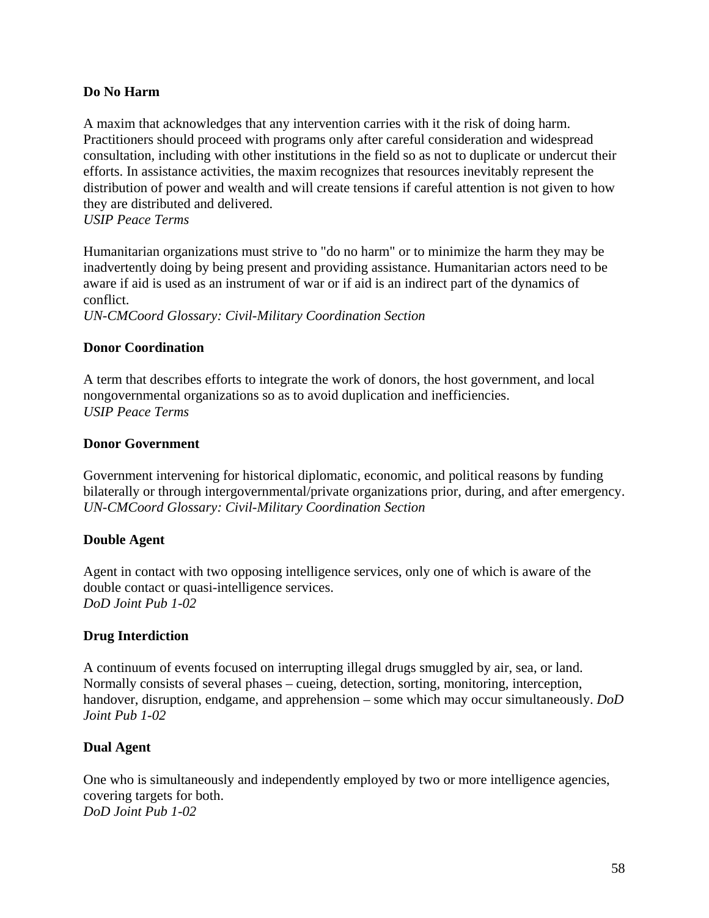**Do No Harm**

A maxim that acknowledges that any intervention carries with it the risk of doing harm. Practitioners should proceed with programs only after careful consideration and widespread consultation, including with other institutions in the field so as not to duplicate or undercut their efforts. In assistance activities, the maxim recognizes that resources inevitably represent the distribution of power and wealth and will create tensions if careful attention is not given to how they are distributed and delivered.
*USIP Peace Terms*

Humanitarian organizations must strive to "do no harm" or to minimize the harm they may be inadvertently doing by being present and providing assistance. Humanitarian actors need to be aware if aid is used as an instrument of war or if aid is an indirect part of the dynamics of conflict.
*UN-CMCoord Glossary: Civil-Military Coordination Section*

**Donor Coordination**

A term that describes efforts to integrate the work of donors, the host government, and local nongovernmental organizations so as to avoid duplication and inefficiencies.
*USIP Peace Terms*

**Donor Government**

Government intervening for historical diplomatic, economic, and political reasons by funding bilaterally or through intergovernmental/private organizations prior, during, and after emergency.
*UN-CMCoord Glossary: Civil-Military Coordination Section*

**Double Agent**

Agent in contact with two opposing intelligence services, only one of which is aware of the double contact or quasi-intelligence services.
*DoD Joint Pub 1-02*

**Drug Interdiction**

A continuum of events focused on interrupting illegal drugs smuggled by air, sea, or land. Normally consists of several phases – cueing, detection, sorting, monitoring, interception, handover, disruption, endgame, and apprehension – some which may occur simultaneously. *DoD Joint Pub 1-02*

**Dual Agent**

One who is simultaneously and independently employed by two or more intelligence agencies, covering targets for both.
*DoD Joint Pub 1-02*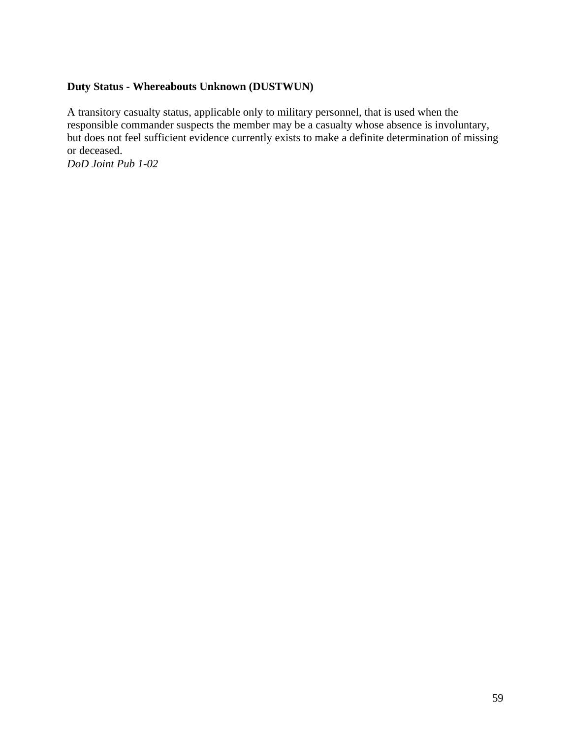**Duty Status - Whereabouts Unknown (DUSTWUN)**

A transitory casualty status, applicable only to military personnel, that is used when the responsible commander suspects the member may be a casualty whose absence is involuntary, but does not feel sufficient evidence currently exists to make a definite determination of missing or deceased.
*DoD Joint Pub 1-02*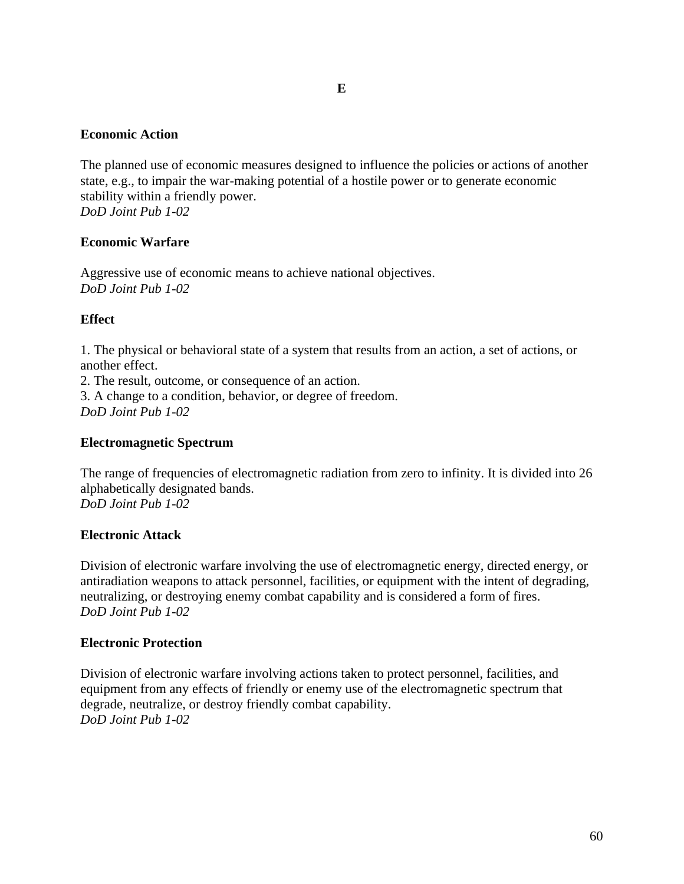# E

**Economic Action**

The planned use of economic measures designed to influence the policies or actions of another state, e.g., to impair the war-making potential of a hostile power or to generate economic stability within a friendly power.
*DoD Joint Pub 1-02*

**Economic Warfare**

Aggressive use of economic means to achieve national objectives.
*DoD Joint Pub 1-02*

**Effect**

1. The physical or behavioral state of a system that results from an action, a set of actions, or another effect.
2. The result, outcome, or consequence of an action.
3. A change to a condition, behavior, or degree of freedom.
*DoD Joint Pub 1-02*

**Electromagnetic Spectrum**

The range of frequencies of electromagnetic radiation from zero to infinity. It is divided into 26 alphabetically designated bands.
*DoD Joint Pub 1-02*

**Electronic Attack**

Division of electronic warfare involving the use of electromagnetic energy, directed energy, or antiradiation weapons to attack personnel, facilities, or equipment with the intent of degrading, neutralizing, or destroying enemy combat capability and is considered a form of fires.
*DoD Joint Pub 1-02*

**Electronic Protection**

Division of electronic warfare involving actions taken to protect personnel, facilities, and equipment from any effects of friendly or enemy use of the electromagnetic spectrum that degrade, neutralize, or destroy friendly combat capability.
*DoD Joint Pub 1-02*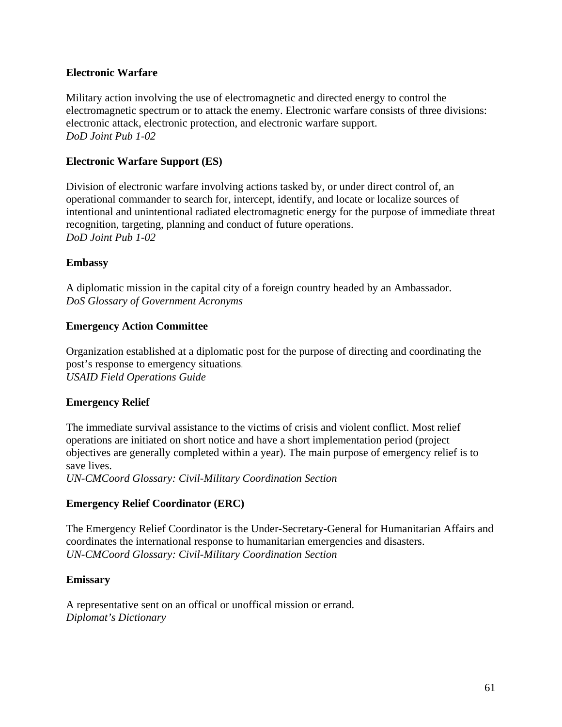**Electronic Warfare**

Military action involving the use of electromagnetic and directed energy to control the electromagnetic spectrum or to attack the enemy. Electronic warfare consists of three divisions: electronic attack, electronic protection, and electronic warfare support.
*DoD Joint Pub 1-02*

**Electronic Warfare Support (ES)**

Division of electronic warfare involving actions tasked by, or under direct control of, an operational commander to search for, intercept, identify, and locate or localize sources of intentional and unintentional radiated electromagnetic energy for the purpose of immediate threat recognition, targeting, planning and conduct of future operations.
*DoD Joint Pub 1-02*

**Embassy**

A diplomatic mission in the capital city of a foreign country headed by an Ambassador.
*DoS Glossary of Government Acronyms*

**Emergency Action Committee**

Organization established at a diplomatic post for the purpose of directing and coordinating the post's response to emergency situations.
*USAID Field Operations Guide*

**Emergency Relief**

The immediate survival assistance to the victims of crisis and violent conflict. Most relief operations are initiated on short notice and have a short implementation period (project objectives are generally completed within a year). The main purpose of emergency relief is to save lives.
*UN-CMCoord Glossary: Civil-Military Coordination Section*

**Emergency Relief Coordinator (ERC)**

The Emergency Relief Coordinator is the Under-Secretary-General for Humanitarian Affairs and coordinates the international response to humanitarian emergencies and disasters.
*UN-CMCoord Glossary: Civil-Military Coordination Section*

**Emissary**

A representative sent on an offical or unoffical mission or errand.
*Diplomat's Dictionary*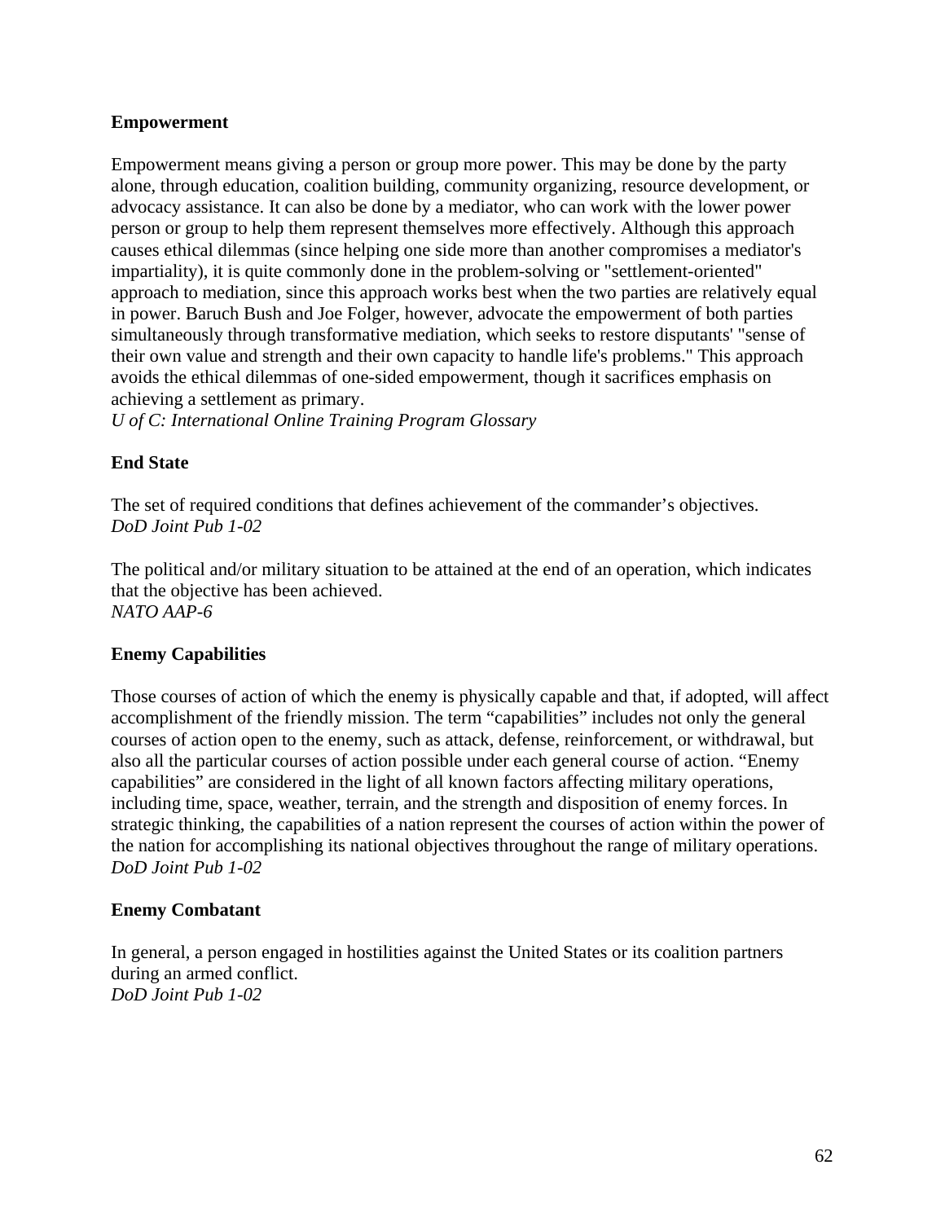**Empowerment**

Empowerment means giving a person or group more power. This may be done by the party alone, through education, coalition building, community organizing, resource development, or advocacy assistance. It can also be done by a mediator, who can work with the lower power person or group to help them represent themselves more effectively. Although this approach causes ethical dilemmas (since helping one side more than another compromises a mediator's impartiality), it is quite commonly done in the problem-solving or "settlement-oriented" approach to mediation, since this approach works best when the two parties are relatively equal in power. Baruch Bush and Joe Folger, however, advocate the empowerment of both parties simultaneously through transformative mediation, which seeks to restore disputants' "sense of their own value and strength and their own capacity to handle life's problems." This approach avoids the ethical dilemmas of one-sided empowerment, though it sacrifices emphasis on achieving a settlement as primary.
*U of C: International Online Training Program Glossary*

**End State**

The set of required conditions that defines achievement of the commander's objectives.
*DoD Joint Pub 1-02*

The political and/or military situation to be attained at the end of an operation, which indicates that the objective has been achieved.
*NATO AAP-6*

**Enemy Capabilities**

Those courses of action of which the enemy is physically capable and that, if adopted, will affect accomplishment of the friendly mission. The term "capabilities" includes not only the general courses of action open to the enemy, such as attack, defense, reinforcement, or withdrawal, but also all the particular courses of action possible under each general course of action. "Enemy capabilities" are considered in the light of all known factors affecting military operations, including time, space, weather, terrain, and the strength and disposition of enemy forces. In strategic thinking, the capabilities of a nation represent the courses of action within the power of the nation for accomplishing its national objectives throughout the range of military operations.
*DoD Joint Pub 1-02*

**Enemy Combatant**

In general, a person engaged in hostilities against the United States or its coalition partners during an armed conflict.
*DoD Joint Pub 1-02*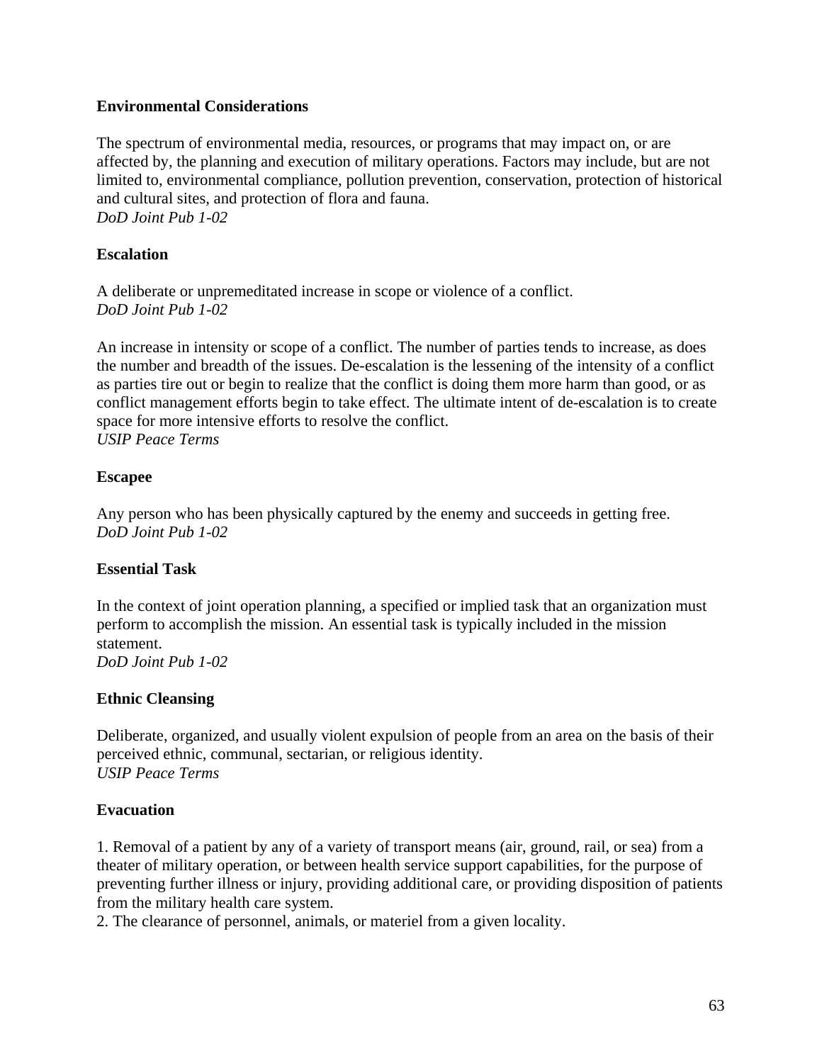**Environmental Considerations**

The spectrum of environmental media, resources, or programs that may impact on, or are affected by, the planning and execution of military operations. Factors may include, but are not limited to, environmental compliance, pollution prevention, conservation, protection of historical and cultural sites, and protection of flora and fauna.
*DoD Joint Pub 1-02*

**Escalation**

A deliberate or unpremeditated increase in scope or violence of a conflict.
*DoD Joint Pub 1-02*

An increase in intensity or scope of a conflict. The number of parties tends to increase, as does the number and breadth of the issues. De-escalation is the lessening of the intensity of a conflict as parties tire out or begin to realize that the conflict is doing them more harm than good, or as conflict management efforts begin to take effect. The ultimate intent of de-escalation is to create space for more intensive efforts to resolve the conflict.
*USIP Peace Terms*

**Escapee**

Any person who has been physically captured by the enemy and succeeds in getting free.
*DoD Joint Pub 1-02*

**Essential Task**

In the context of joint operation planning, a specified or implied task that an organization must perform to accomplish the mission. An essential task is typically included in the mission statement.
*DoD Joint Pub 1-02*

**Ethnic Cleansing**

Deliberate, organized, and usually violent expulsion of people from an area on the basis of their perceived ethnic, communal, sectarian, or religious identity.
*USIP Peace Terms*

**Evacuation**

1. Removal of a patient by any of a variety of transport means (air, ground, rail, or sea) from a theater of military operation, or between health service support capabilities, for the purpose of preventing further illness or injury, providing additional care, or providing disposition of patients from the military health care system.
2. The clearance of personnel, animals, or materiel from a given locality.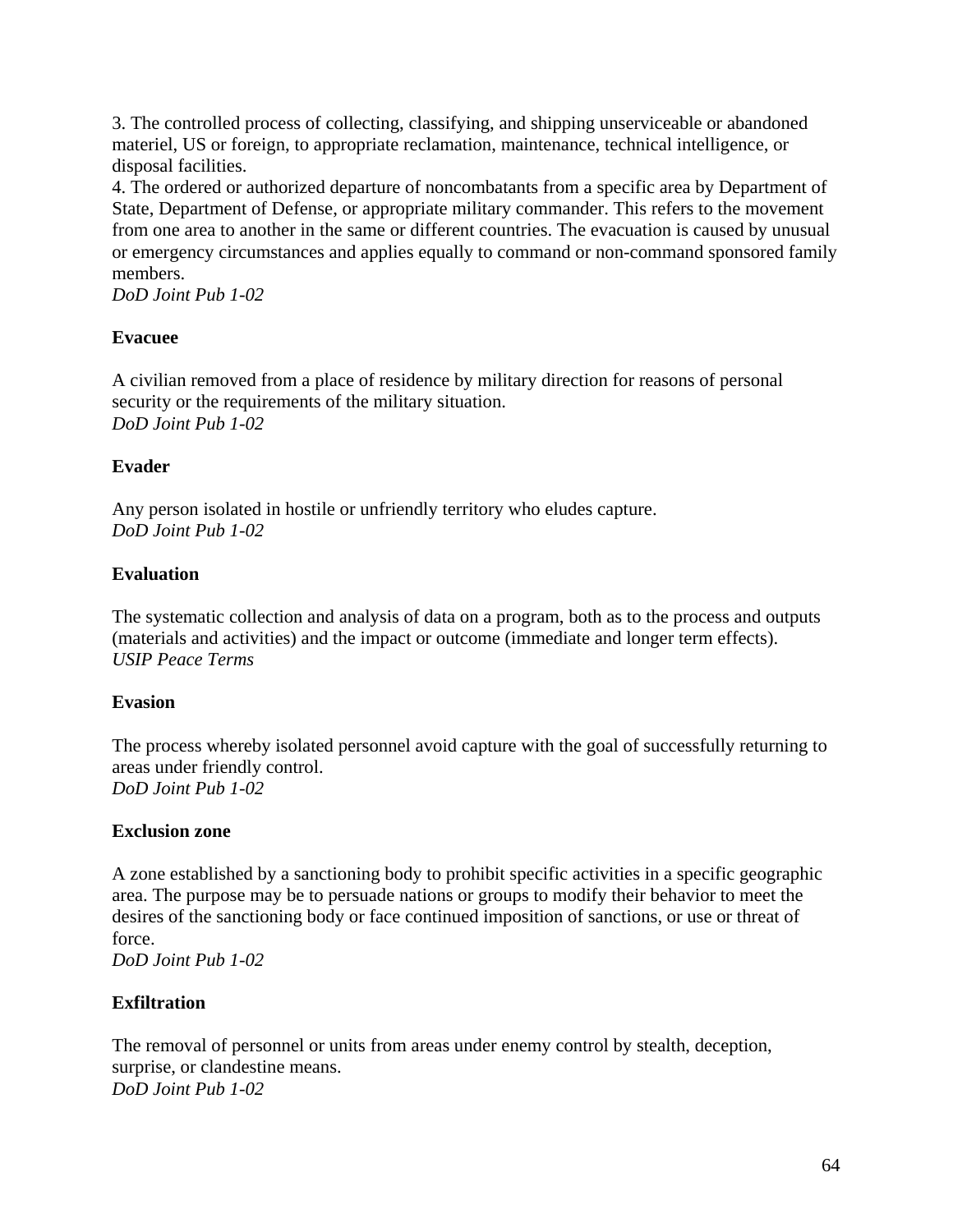3. The controlled process of collecting, classifying, and shipping unserviceable or abandoned materiel, US or foreign, to appropriate reclamation, maintenance, technical intelligence, or disposal facilities.
4. The ordered or authorized departure of noncombatants from a specific area by Department of State, Department of Defense, or appropriate military commander. This refers to the movement from one area to another in the same or different countries. The evacuation is caused by unusual or emergency circumstances and applies equally to command or non-command sponsored family members.
*DoD Joint Pub 1-02*

**Evacuee**

A civilian removed from a place of residence by military direction for reasons of personal security or the requirements of the military situation.
*DoD Joint Pub 1-02*

**Evader**

Any person isolated in hostile or unfriendly territory who eludes capture.
*DoD Joint Pub 1-02*

**Evaluation**

The systematic collection and analysis of data on a program, both as to the process and outputs (materials and activities) and the impact or outcome (immediate and longer term effects).
*USIP Peace Terms*

**Evasion**

The process whereby isolated personnel avoid capture with the goal of successfully returning to areas under friendly control.
*DoD Joint Pub 1-02*

**Exclusion zone**

A zone established by a sanctioning body to prohibit specific activities in a specific geographic area. The purpose may be to persuade nations or groups to modify their behavior to meet the desires of the sanctioning body or face continued imposition of sanctions, or use or threat of force.
*DoD Joint Pub 1-02*

**Exfiltration**

The removal of personnel or units from areas under enemy control by stealth, deception, surprise, or clandestine means.
*DoD Joint Pub 1-02*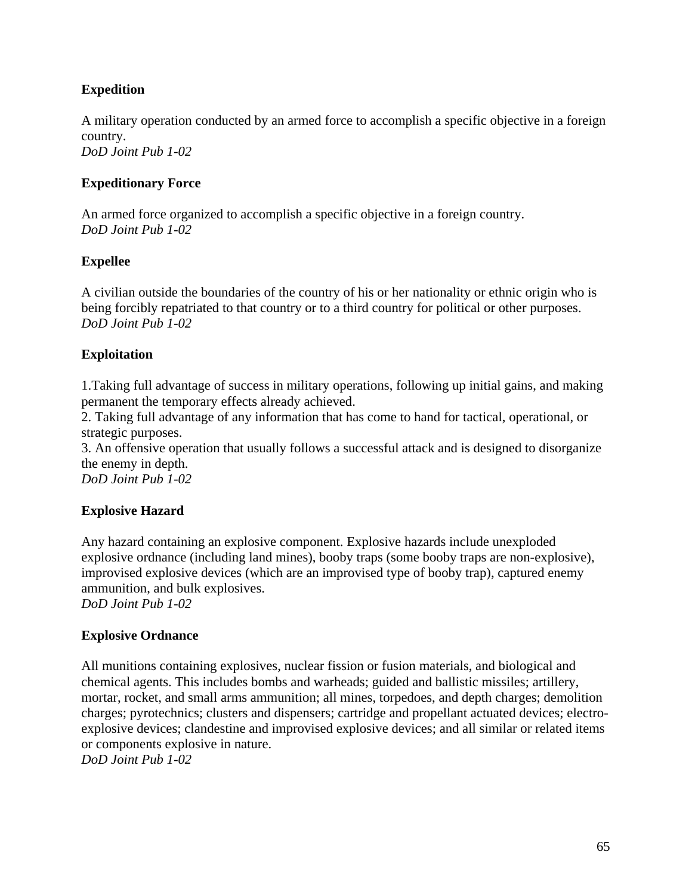**Expedition**

A military operation conducted by an armed force to accomplish a specific objective in a foreign country.
*DoD Joint Pub 1-02*

**Expeditionary Force**

An armed force organized to accomplish a specific objective in a foreign country.
*DoD Joint Pub 1-02*

**Expellee**

A civilian outside the boundaries of the country of his or her nationality or ethnic origin who is being forcibly repatriated to that country or to a third country for political or other purposes.
*DoD Joint Pub 1-02*

**Exploitation**

1.Taking full advantage of success in military operations, following up initial gains, and making permanent the temporary effects already achieved.
2. Taking full advantage of any information that has come to hand for tactical, operational, or strategic purposes.
3. An offensive operation that usually follows a successful attack and is designed to disorganize the enemy in depth.
*DoD Joint Pub 1-02*

**Explosive Hazard**

Any hazard containing an explosive component. Explosive hazards include unexploded explosive ordnance (including land mines), booby traps (some booby traps are non-explosive), improvised explosive devices (which are an improvised type of booby trap), captured enemy ammunition, and bulk explosives.
*DoD Joint Pub 1-02*

**Explosive Ordnance**

All munitions containing explosives, nuclear fission or fusion materials, and biological and chemical agents. This includes bombs and warheads; guided and ballistic missiles; artillery, mortar, rocket, and small arms ammunition; all mines, torpedoes, and depth charges; demolition charges; pyrotechnics; clusters and dispensers; cartridge and propellant actuated devices; electro-explosive devices; clandestine and improvised explosive devices; and all similar or related items or components explosive in nature.
*DoD Joint Pub 1-02*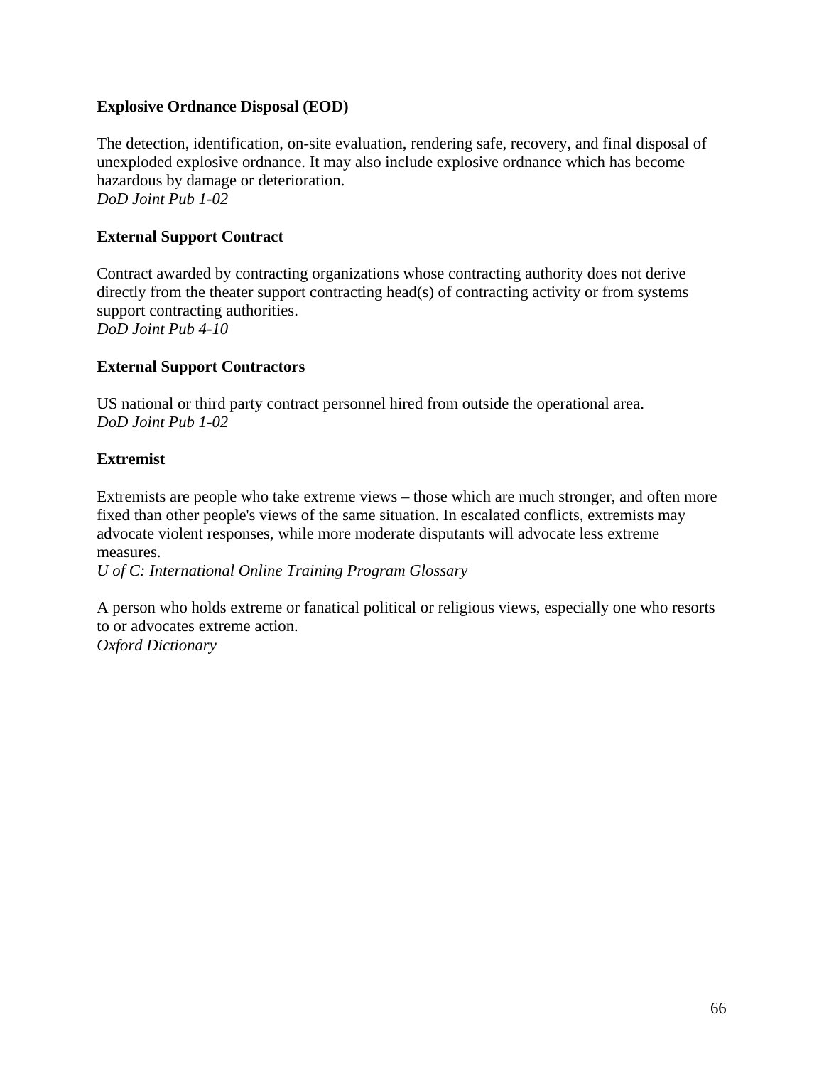**Explosive Ordnance Disposal (EOD)**

The detection, identification, on-site evaluation, rendering safe, recovery, and final disposal of unexploded explosive ordnance. It may also include explosive ordnance which has become hazardous by damage or deterioration.
*DoD Joint Pub 1-02*

**External Support Contract**

Contract awarded by contracting organizations whose contracting authority does not derive directly from the theater support contracting head(s) of contracting activity or from systems support contracting authorities.
*DoD Joint Pub 4-10*

**External Support Contractors**

US national or third party contract personnel hired from outside the operational area.
*DoD Joint Pub 1-02*

**Extremist**

Extremists are people who take extreme views – those which are much stronger, and often more fixed than other people's views of the same situation. In escalated conflicts, extremists may advocate violent responses, while more moderate disputants will advocate less extreme measures.
*U of C: International Online Training Program Glossary*

A person who holds extreme or fanatical political or religious views, especially one who resorts to or advocates extreme action.
*Oxford Dictionary*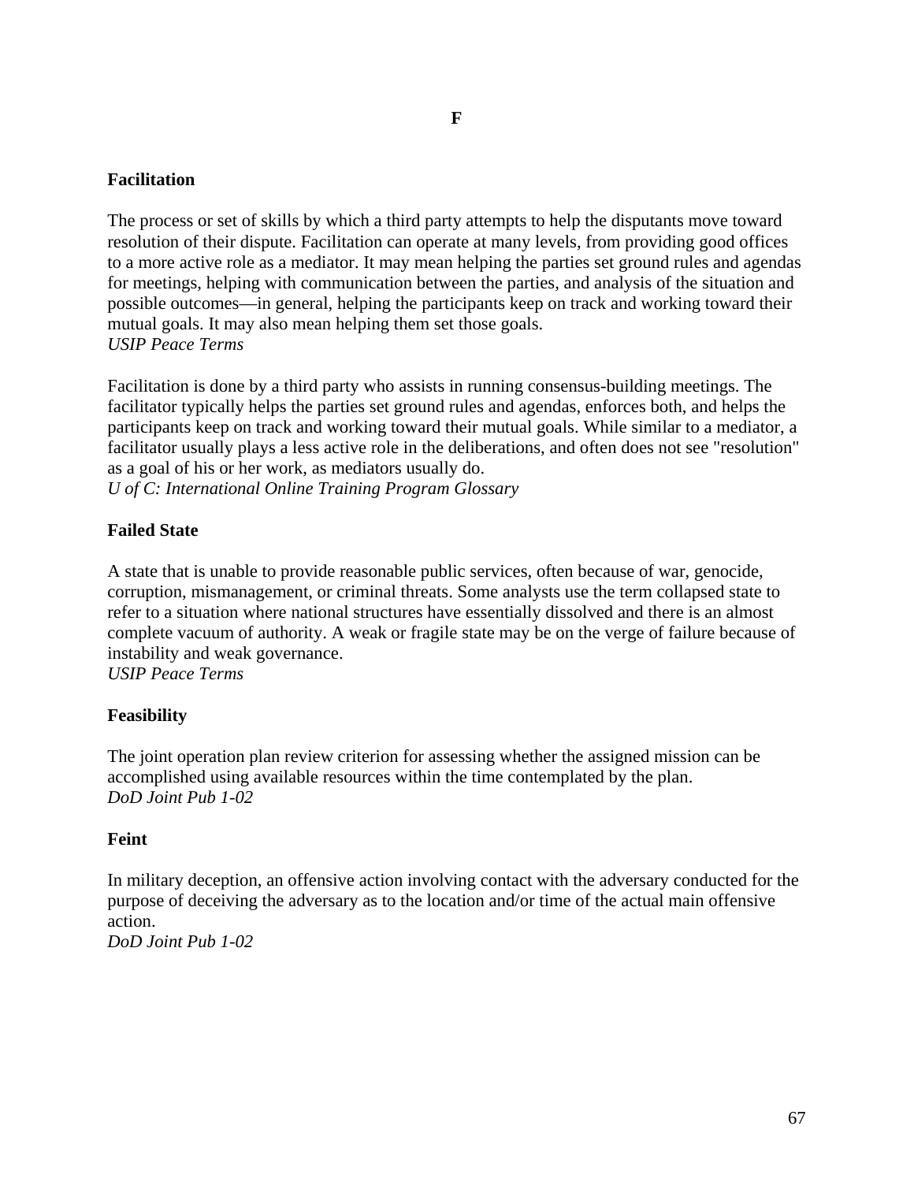# F

## Facilitation

The process or set of skills by which a third party attempts to help the disputants move toward resolution of their dispute. Facilitation can operate at many levels, from providing good offices to a more active role as a mediator. It may mean helping the parties set ground rules and agendas for meetings, helping with communication between the parties, and analysis of the situation and possible outcomes—in general, helping the participants keep on track and working toward their mutual goals. It may also mean helping them set those goals.
*USIP Peace Terms*

Facilitation is done by a third party who assists in running consensus-building meetings. The facilitator typically helps the parties set ground rules and agendas, enforces both, and helps the participants keep on track and working toward their mutual goals. While similar to a mediator, a facilitator usually plays a less active role in the deliberations, and often does not see "resolution" as a goal of his or her work, as mediators usually do.
*U of C: International Online Training Program Glossary*

## Failed State

A state that is unable to provide reasonable public services, often because of war, genocide, corruption, mismanagement, or criminal threats. Some analysts use the term collapsed state to refer to a situation where national structures have essentially dissolved and there is an almost complete vacuum of authority. A weak or fragile state may be on the verge of failure because of instability and weak governance.
*USIP Peace Terms*

## Feasibility

The joint operation plan review criterion for assessing whether the assigned mission can be accomplished using available resources within the time contemplated by the plan.
*DoD Joint Pub 1-02*

## Feint

In military deception, an offensive action involving contact with the adversary conducted for the purpose of deceiving the adversary as to the location and/or time of the actual main offensive action.
*DoD Joint Pub 1-02*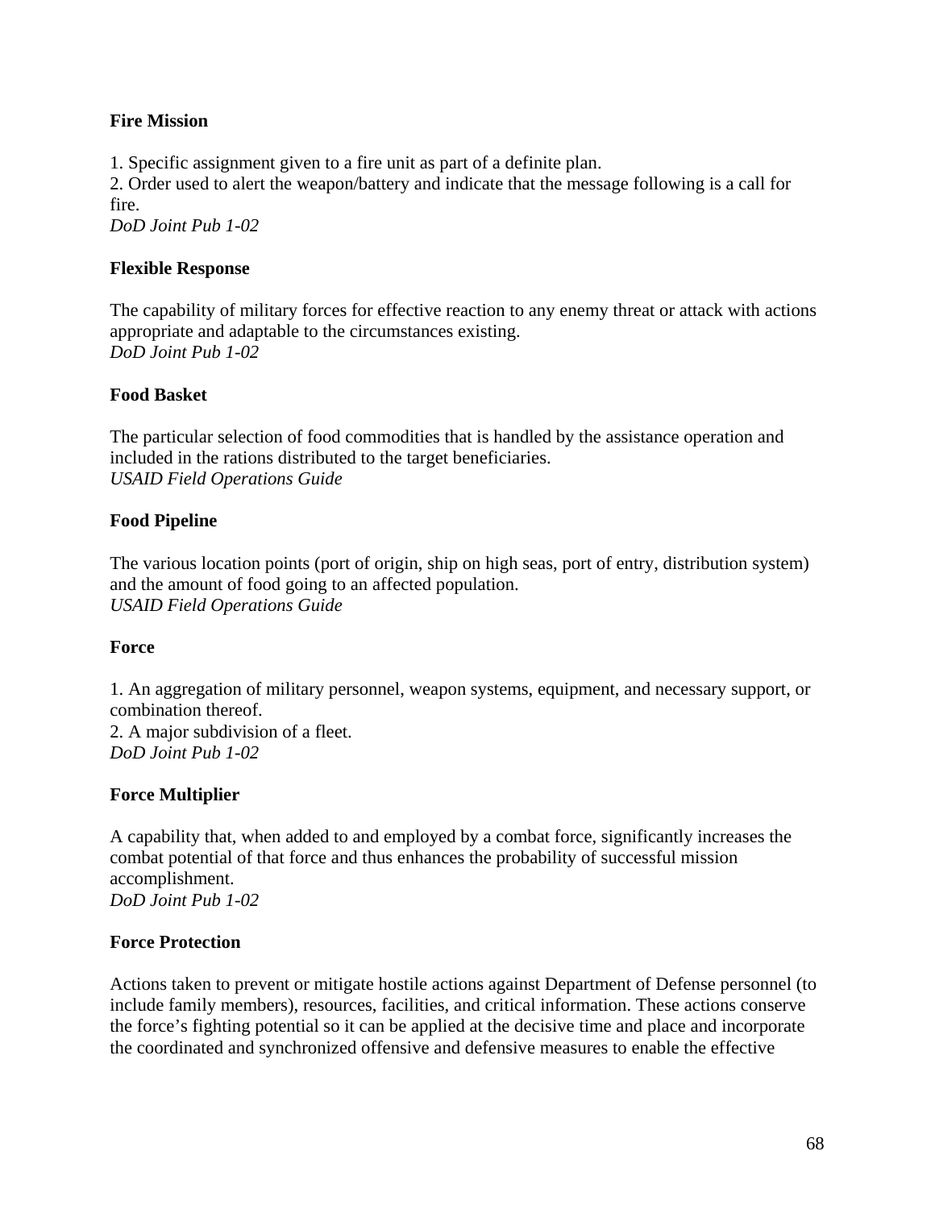**Fire Mission**

1. Specific assignment given to a fire unit as part of a definite plan.
2. Order used to alert the weapon/battery and indicate that the message following is a call for fire.
*DoD Joint Pub 1-02*

**Flexible Response**

The capability of military forces for effective reaction to any enemy threat or attack with actions appropriate and adaptable to the circumstances existing.
*DoD Joint Pub 1-02*

**Food Basket**

The particular selection of food commodities that is handled by the assistance operation and included in the rations distributed to the target beneficiaries.
*USAID Field Operations Guide*

**Food Pipeline**

The various location points (port of origin, ship on high seas, port of entry, distribution system) and the amount of food going to an affected population.
*USAID Field Operations Guide*

**Force**

1. An aggregation of military personnel, weapon systems, equipment, and necessary support, or combination thereof.
2. A major subdivision of a fleet.
*DoD Joint Pub 1-02*

**Force Multiplier**

A capability that, when added to and employed by a combat force, significantly increases the combat potential of that force and thus enhances the probability of successful mission accomplishment.
*DoD Joint Pub 1-02*

**Force Protection**

Actions taken to prevent or mitigate hostile actions against Department of Defense personnel (to include family members), resources, facilities, and critical information. These actions conserve the force's fighting potential so it can be applied at the decisive time and place and incorporate the coordinated and synchronized offensive and defensive measures to enable the effective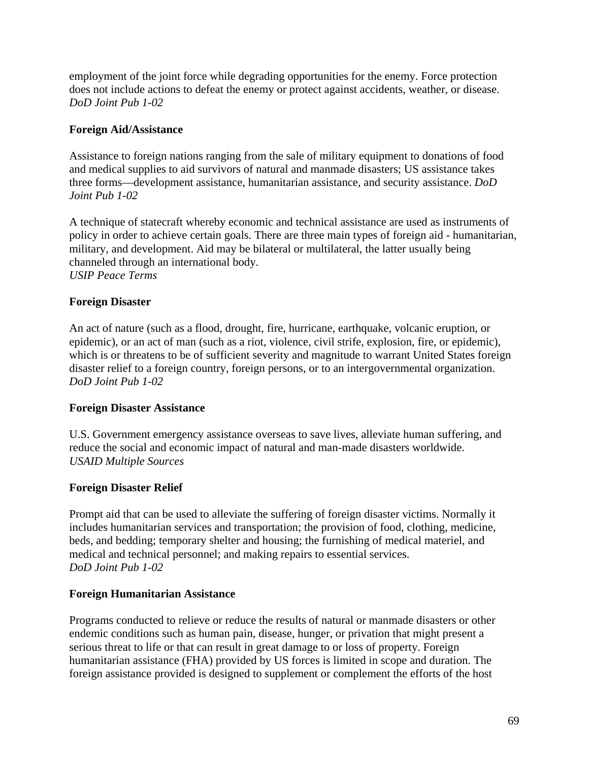employment of the joint force while degrading opportunities for the enemy. Force protection does not include actions to defeat the enemy or protect against accidents, weather, or disease. *DoD Joint Pub 1-02*

**Foreign Aid/Assistance**

Assistance to foreign nations ranging from the sale of military equipment to donations of food and medical supplies to aid survivors of natural and manmade disasters; US assistance takes three forms—development assistance, humanitarian assistance, and security assistance. *DoD Joint Pub 1-02*

A technique of statecraft whereby economic and technical assistance are used as instruments of policy in order to achieve certain goals. There are three main types of foreign aid - humanitarian, military, and development. Aid may be bilateral or multilateral, the latter usually being channeled through an international body.
*USIP Peace Terms*

**Foreign Disaster**

An act of nature (such as a flood, drought, fire, hurricane, earthquake, volcanic eruption, or epidemic), or an act of man (such as a riot, violence, civil strife, explosion, fire, or epidemic), which is or threatens to be of sufficient severity and magnitude to warrant United States foreign disaster relief to a foreign country, foreign persons, or to an intergovernmental organization.
*DoD Joint Pub 1-02*

**Foreign Disaster Assistance**

U.S. Government emergency assistance overseas to save lives, alleviate human suffering, and reduce the social and economic impact of natural and man-made disasters worldwide.
*USAID Multiple Sources*

**Foreign Disaster Relief**

Prompt aid that can be used to alleviate the suffering of foreign disaster victims. Normally it includes humanitarian services and transportation; the provision of food, clothing, medicine, beds, and bedding; temporary shelter and housing; the furnishing of medical materiel, and medical and technical personnel; and making repairs to essential services.
*DoD Joint Pub 1-02*

**Foreign Humanitarian Assistance**

Programs conducted to relieve or reduce the results of natural or manmade disasters or other endemic conditions such as human pain, disease, hunger, or privation that might present a serious threat to life or that can result in great damage to or loss of property. Foreign humanitarian assistance (FHA) provided by US forces is limited in scope and duration. The foreign assistance provided is designed to supplement or complement the efforts of the host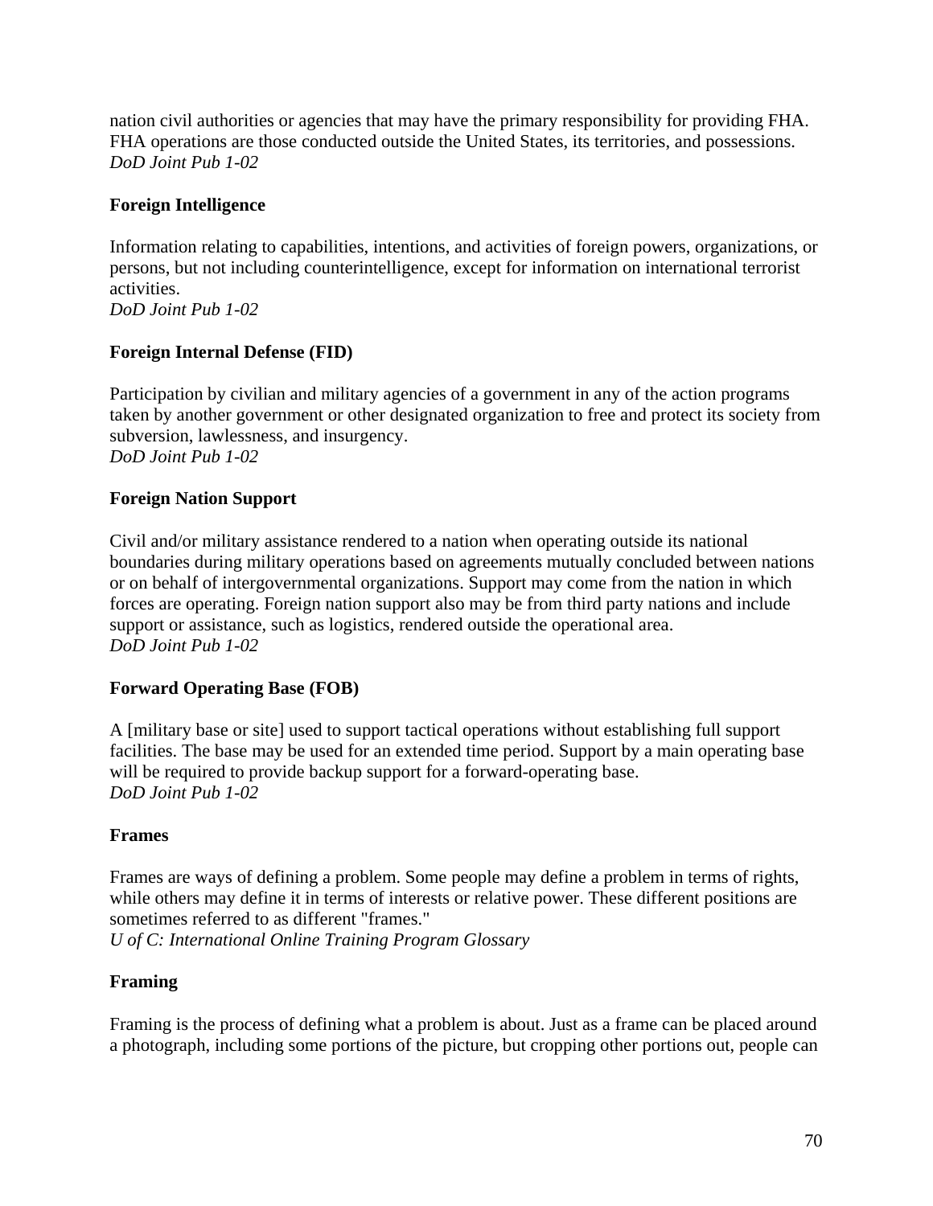nation civil authorities or agencies that may have the primary responsibility for providing FHA. FHA operations are those conducted outside the United States, its territories, and possessions.
*DoD Joint Pub 1-02*

**Foreign Intelligence**

Information relating to capabilities, intentions, and activities of foreign powers, organizations, or persons, but not including counterintelligence, except for information on international terrorist activities.
*DoD Joint Pub 1-02*

**Foreign Internal Defense (FID)**

Participation by civilian and military agencies of a government in any of the action programs taken by another government or other designated organization to free and protect its society from subversion, lawlessness, and insurgency.
*DoD Joint Pub 1-02*

**Foreign Nation Support**

Civil and/or military assistance rendered to a nation when operating outside its national boundaries during military operations based on agreements mutually concluded between nations or on behalf of intergovernmental organizations. Support may come from the nation in which forces are operating. Foreign nation support also may be from third party nations and include support or assistance, such as logistics, rendered outside the operational area.
*DoD Joint Pub 1-02*

**Forward Operating Base (FOB)**

A [military base or site] used to support tactical operations without establishing full support facilities. The base may be used for an extended time period. Support by a main operating base will be required to provide backup support for a forward-operating base.
*DoD Joint Pub 1-02*

**Frames**

Frames are ways of defining a problem. Some people may define a problem in terms of rights, while others may define it in terms of interests or relative power. These different positions are sometimes referred to as different "frames."
*U of C: International Online Training Program Glossary*

**Framing**

Framing is the process of defining what a problem is about. Just as a frame can be placed around a photograph, including some portions of the picture, but cropping other portions out, people can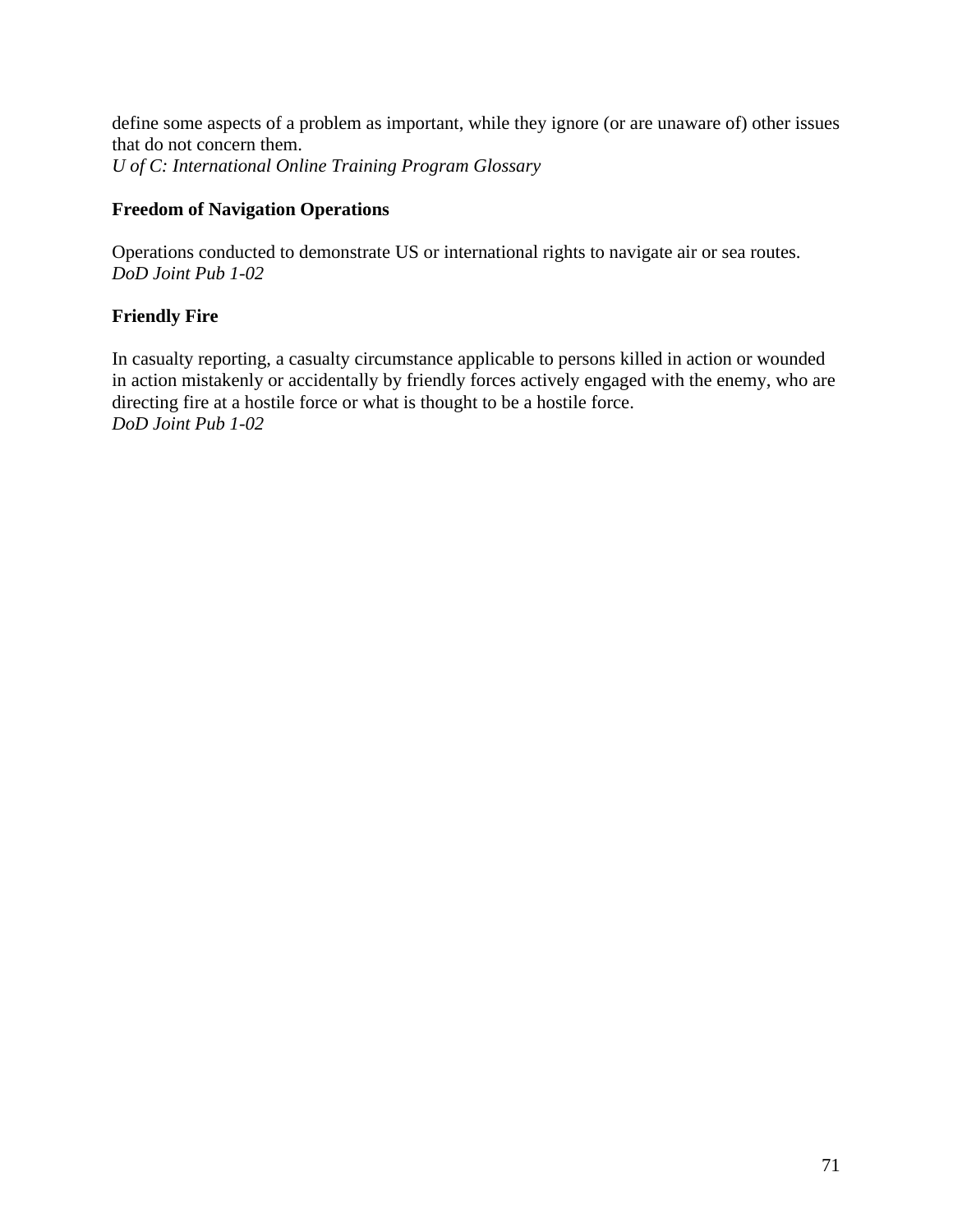define some aspects of a problem as important, while they ignore (or are unaware of) other issues that do not concern them.
*U of C: International Online Training Program Glossary*

**Freedom of Navigation Operations**

Operations conducted to demonstrate US or international rights to navigate air or sea routes.
*DoD Joint Pub 1-02*

**Friendly Fire**

In casualty reporting, a casualty circumstance applicable to persons killed in action or wounded in action mistakenly or accidentally by friendly forces actively engaged with the enemy, who are directing fire at a hostile force or what is thought to be a hostile force.
*DoD Joint Pub 1-02*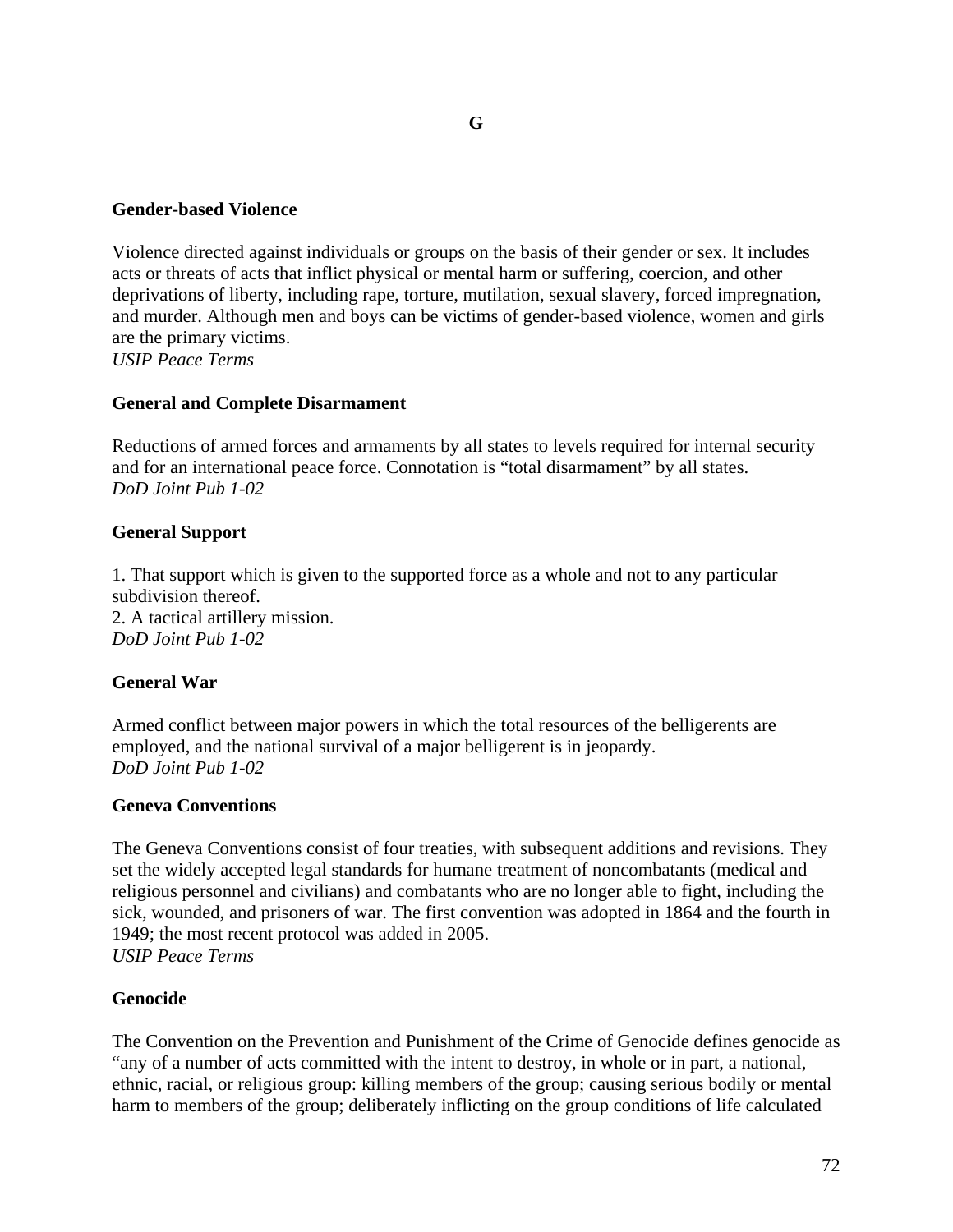# G

### Gender-based Violence

Violence directed against individuals or groups on the basis of their gender or sex. It includes acts or threats of acts that inflict physical or mental harm or suffering, coercion, and other deprivations of liberty, including rape, torture, mutilation, sexual slavery, forced impregnation, and murder. Although men and boys can be victims of gender-based violence, women and girls are the primary victims.
*USIP Peace Terms*

### General and Complete Disarmament

Reductions of armed forces and armaments by all states to levels required for internal security and for an international peace force. Connotation is "total disarmament" by all states.
*DoD Joint Pub 1-02*

### General Support

1. That support which is given to the supported force as a whole and not to any particular subdivision thereof.
2. A tactical artillery mission.

*DoD Joint Pub 1-02*

### General War

Armed conflict between major powers in which the total resources of the belligerents are employed, and the national survival of a major belligerent is in jeopardy.
*DoD Joint Pub 1-02*

### Geneva Conventions

The Geneva Conventions consist of four treaties, with subsequent additions and revisions. They set the widely accepted legal standards for humane treatment of noncombatants (medical and religious personnel and civilians) and combatants who are no longer able to fight, including the sick, wounded, and prisoners of war. The first convention was adopted in 1864 and the fourth in 1949; the most recent protocol was added in 2005.
*USIP Peace Terms*

### Genocide

The Convention on the Prevention and Punishment of the Crime of Genocide defines genocide as "any of a number of acts committed with the intent to destroy, in whole or in part, a national, ethnic, racial, or religious group: killing members of the group; causing serious bodily or mental harm to members of the group; deliberately inflicting on the group conditions of life calculated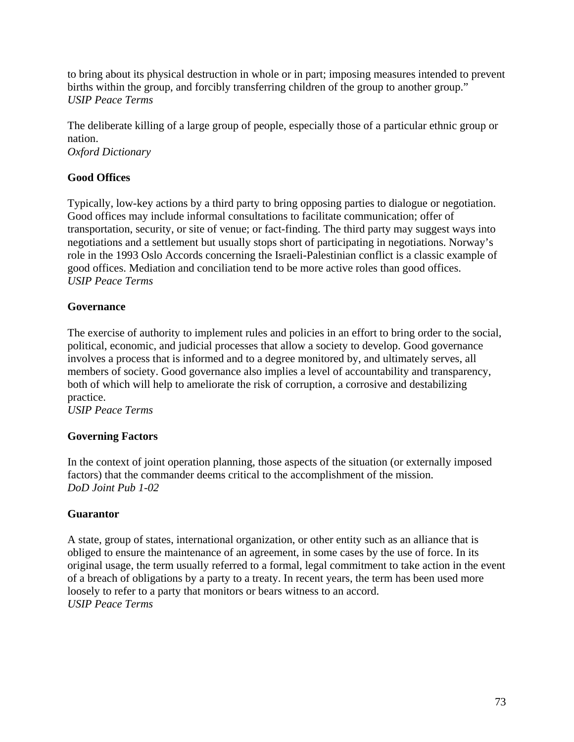to bring about its physical destruction in whole or in part; imposing measures intended to prevent births within the group, and forcibly transferring children of the group to another group."
*USIP Peace Terms*

The deliberate killing of a large group of people, especially those of a particular ethnic group or nation.
*Oxford Dictionary*

**Good Offices**

Typically, low-key actions by a third party to bring opposing parties to dialogue or negotiation. Good offices may include informal consultations to facilitate communication; offer of transportation, security, or site of venue; or fact-finding. The third party may suggest ways into negotiations and a settlement but usually stops short of participating in negotiations. Norway's role in the 1993 Oslo Accords concerning the Israeli-Palestinian conflict is a classic example of good offices. Mediation and conciliation tend to be more active roles than good offices.
*USIP Peace Terms*

**Governance**

The exercise of authority to implement rules and policies in an effort to bring order to the social, political, economic, and judicial processes that allow a society to develop. Good governance involves a process that is informed and to a degree monitored by, and ultimately serves, all members of society. Good governance also implies a level of accountability and transparency, both of which will help to ameliorate the risk of corruption, a corrosive and destabilizing practice.
*USIP Peace Terms*

**Governing Factors**

In the context of joint operation planning, those aspects of the situation (or externally imposed factors) that the commander deems critical to the accomplishment of the mission.
*DoD Joint Pub 1-02*

**Guarantor**

A state, group of states, international organization, or other entity such as an alliance that is obliged to ensure the maintenance of an agreement, in some cases by the use of force. In its original usage, the term usually referred to a formal, legal commitment to take action in the event of a breach of obligations by a party to a treaty. In recent years, the term has been used more loosely to refer to a party that monitors or bears witness to an accord.
*USIP Peace Terms*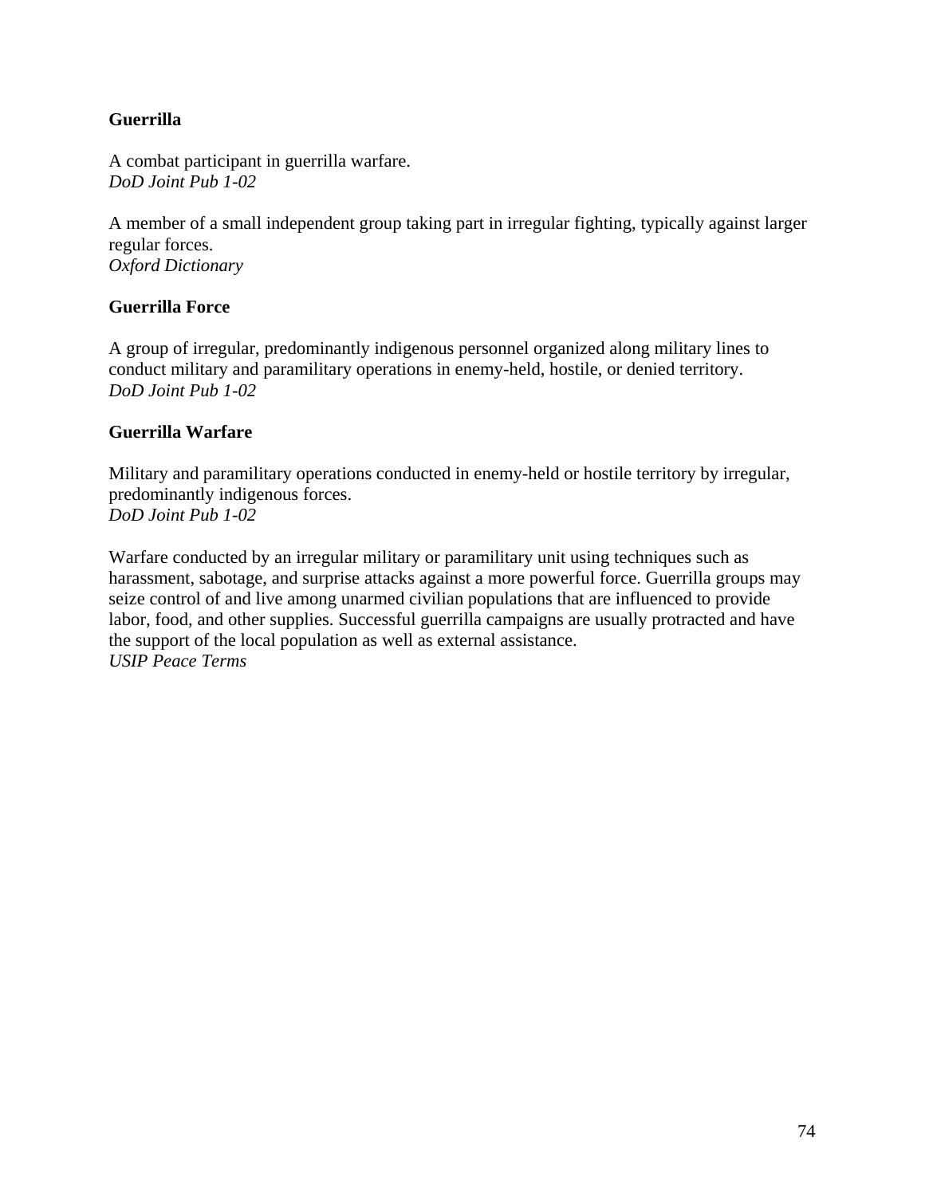**Guerrilla**

A combat participant in guerrilla warfare.
*DoD Joint Pub 1-02*

A member of a small independent group taking part in irregular fighting, typically against larger regular forces.
*Oxford Dictionary*

**Guerrilla Force**

A group of irregular, predominantly indigenous personnel organized along military lines to conduct military and paramilitary operations in enemy-held, hostile, or denied territory.
*DoD Joint Pub 1-02*

**Guerrilla Warfare**

Military and paramilitary operations conducted in enemy-held or hostile territory by irregular, predominantly indigenous forces.
*DoD Joint Pub 1-02*

Warfare conducted by an irregular military or paramilitary unit using techniques such as harassment, sabotage, and surprise attacks against a more powerful force. Guerrilla groups may seize control of and live among unarmed civilian populations that are influenced to provide labor, food, and other supplies. Successful guerrilla campaigns are usually protracted and have the support of the local population as well as external assistance.
*USIP Peace Terms*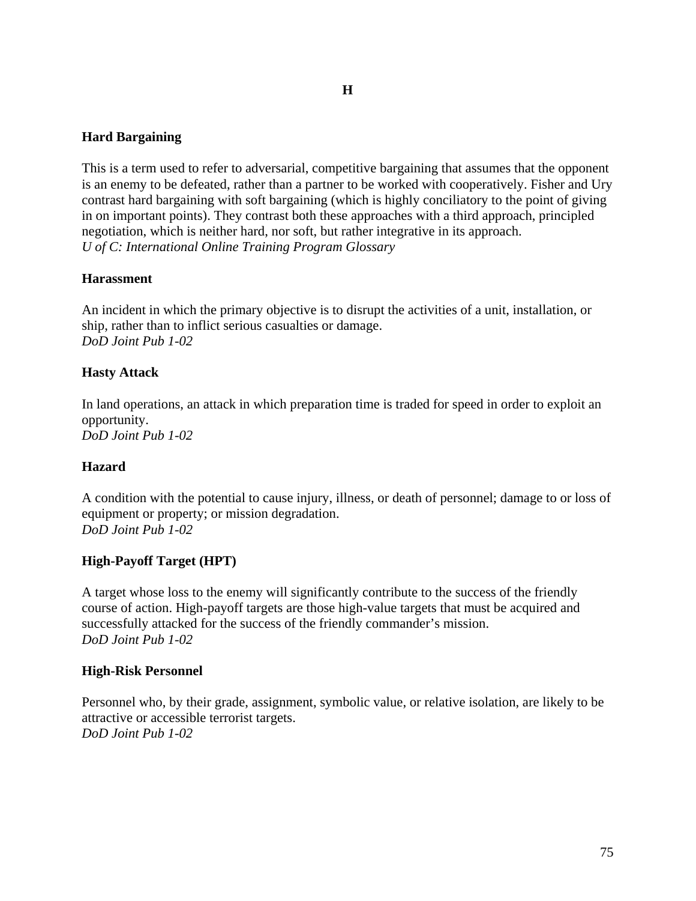# H

### Hard Bargaining

This is a term used to refer to adversarial, competitive bargaining that assumes that the opponent is an enemy to be defeated, rather than a partner to be worked with cooperatively. Fisher and Ury contrast hard bargaining with soft bargaining (which is highly conciliatory to the point of giving in on important points). They contrast both these approaches with a third approach, principled negotiation, which is neither hard, nor soft, but rather integrative in its approach.
*U of C: International Online Training Program Glossary*

### Harassment

An incident in which the primary objective is to disrupt the activities of a unit, installation, or ship, rather than to inflict serious casualties or damage.
*DoD Joint Pub 1-02*

### Hasty Attack

In land operations, an attack in which preparation time is traded for speed in order to exploit an opportunity.
*DoD Joint Pub 1-02*

### Hazard

A condition with the potential to cause injury, illness, or death of personnel; damage to or loss of equipment or property; or mission degradation.
*DoD Joint Pub 1-02*

### High-Payoff Target (HPT)

A target whose loss to the enemy will significantly contribute to the success of the friendly course of action. High-payoff targets are those high-value targets that must be acquired and successfully attacked for the success of the friendly commander's mission.
*DoD Joint Pub 1-02*

### High-Risk Personnel

Personnel who, by their grade, assignment, symbolic value, or relative isolation, are likely to be attractive or accessible terrorist targets.
*DoD Joint Pub 1-02*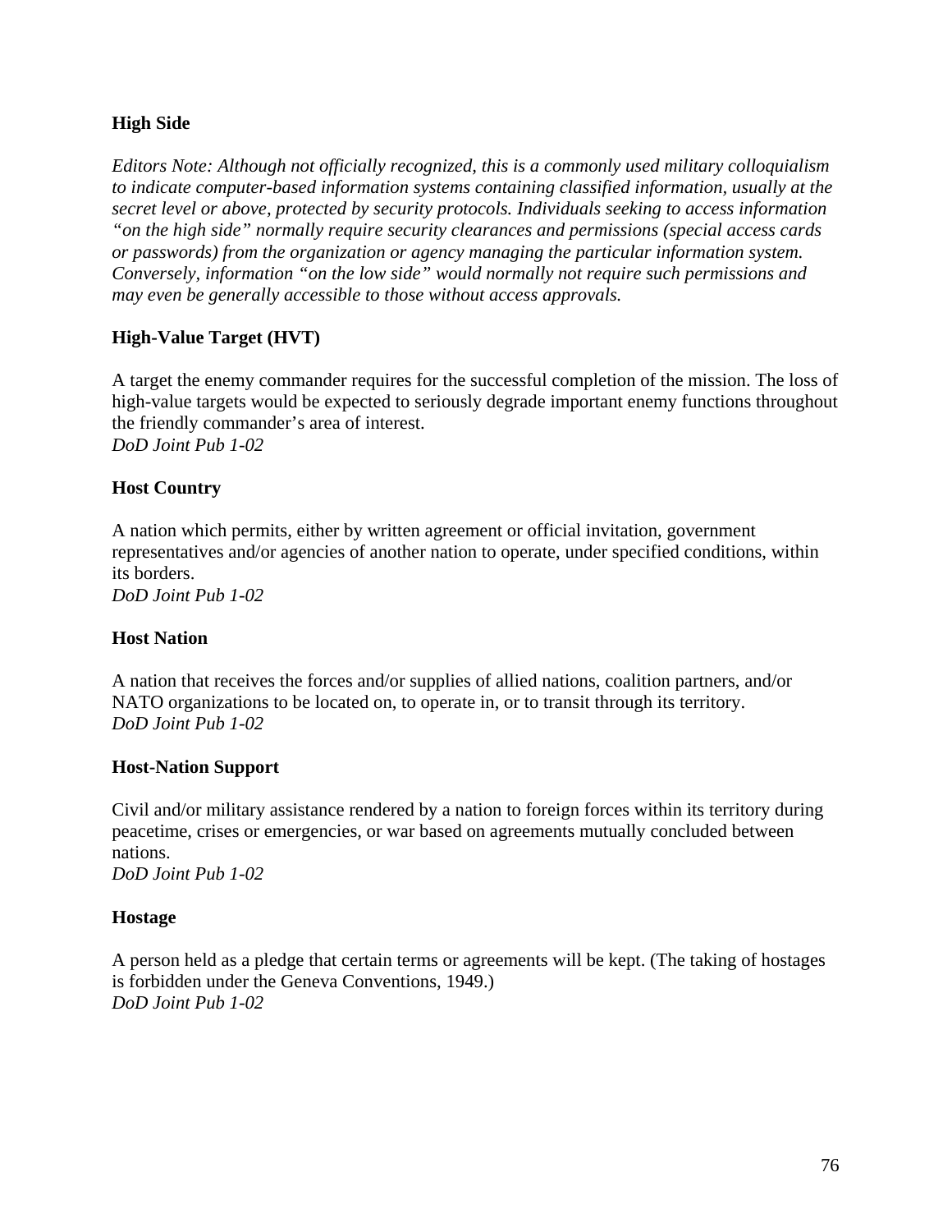**High Side**

*Editors Note: Although not officially recognized, this is a commonly used military colloquialism to indicate computer-based information systems containing classified information, usually at the secret level or above, protected by security protocols. Individuals seeking to access information "on the high side" normally require security clearances and permissions (special access cards or passwords) from the organization or agency managing the particular information system. Conversely, information "on the low side" would normally not require such permissions and may even be generally accessible to those without access approvals.*

**High-Value Target (HVT)**

A target the enemy commander requires for the successful completion of the mission. The loss of high-value targets would be expected to seriously degrade important enemy functions throughout the friendly commander's area of interest.
*DoD Joint Pub 1-02*

**Host Country**

A nation which permits, either by written agreement or official invitation, government representatives and/or agencies of another nation to operate, under specified conditions, within its borders.
*DoD Joint Pub 1-02*

**Host Nation**

A nation that receives the forces and/or supplies of allied nations, coalition partners, and/or NATO organizations to be located on, to operate in, or to transit through its territory.
*DoD Joint Pub 1-02*

**Host-Nation Support**

Civil and/or military assistance rendered by a nation to foreign forces within its territory during peacetime, crises or emergencies, or war based on agreements mutually concluded between nations.
*DoD Joint Pub 1-02*

**Hostage**

A person held as a pledge that certain terms or agreements will be kept. (The taking of hostages is forbidden under the Geneva Conventions, 1949.)
*DoD Joint Pub 1-02*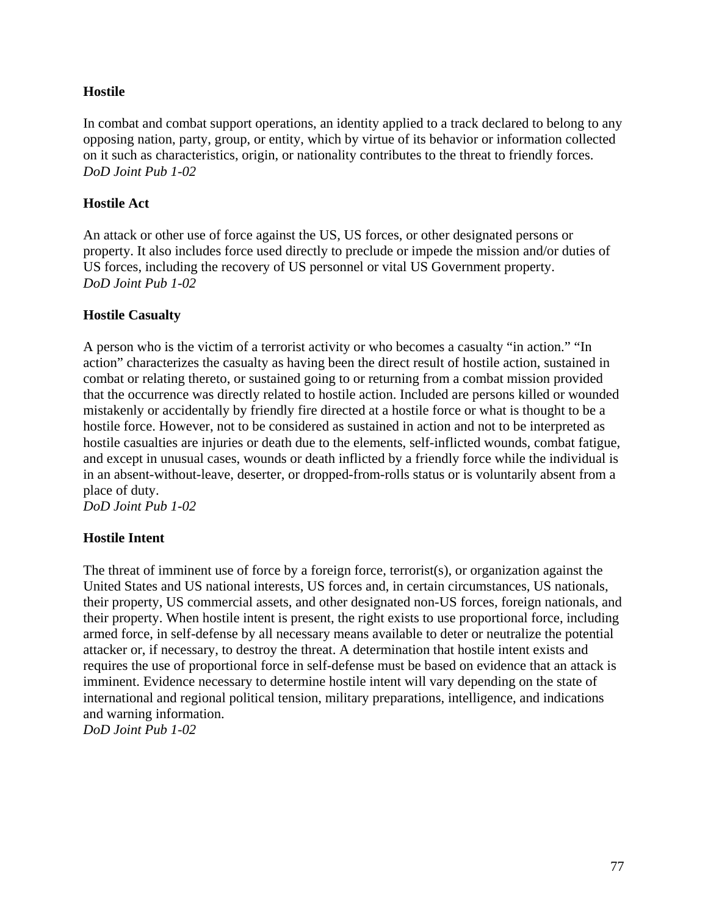**Hostile**

In combat and combat support operations, an identity applied to a track declared to belong to any opposing nation, party, group, or entity, which by virtue of its behavior or information collected on it such as characteristics, origin, or nationality contributes to the threat to friendly forces.
*DoD Joint Pub 1-02*

**Hostile Act**

An attack or other use of force against the US, US forces, or other designated persons or property. It also includes force used directly to preclude or impede the mission and/or duties of US forces, including the recovery of US personnel or vital US Government property.
*DoD Joint Pub 1-02*

**Hostile Casualty**

A person who is the victim of a terrorist activity or who becomes a casualty "in action." "In action" characterizes the casualty as having been the direct result of hostile action, sustained in combat or relating thereto, or sustained going to or returning from a combat mission provided that the occurrence was directly related to hostile action. Included are persons killed or wounded mistakenly or accidentally by friendly fire directed at a hostile force or what is thought to be a hostile force. However, not to be considered as sustained in action and not to be interpreted as hostile casualties are injuries or death due to the elements, self-inflicted wounds, combat fatigue, and except in unusual cases, wounds or death inflicted by a friendly force while the individual is in an absent-without-leave, deserter, or dropped-from-rolls status or is voluntarily absent from a place of duty.
*DoD Joint Pub 1-02*

**Hostile Intent**

The threat of imminent use of force by a foreign force, terrorist(s), or organization against the United States and US national interests, US forces and, in certain circumstances, US nationals, their property, US commercial assets, and other designated non-US forces, foreign nationals, and their property. When hostile intent is present, the right exists to use proportional force, including armed force, in self-defense by all necessary means available to deter or neutralize the potential attacker or, if necessary, to destroy the threat. A determination that hostile intent exists and requires the use of proportional force in self-defense must be based on evidence that an attack is imminent. Evidence necessary to determine hostile intent will vary depending on the state of international and regional political tension, military preparations, intelligence, and indications and warning information.
*DoD Joint Pub 1-02*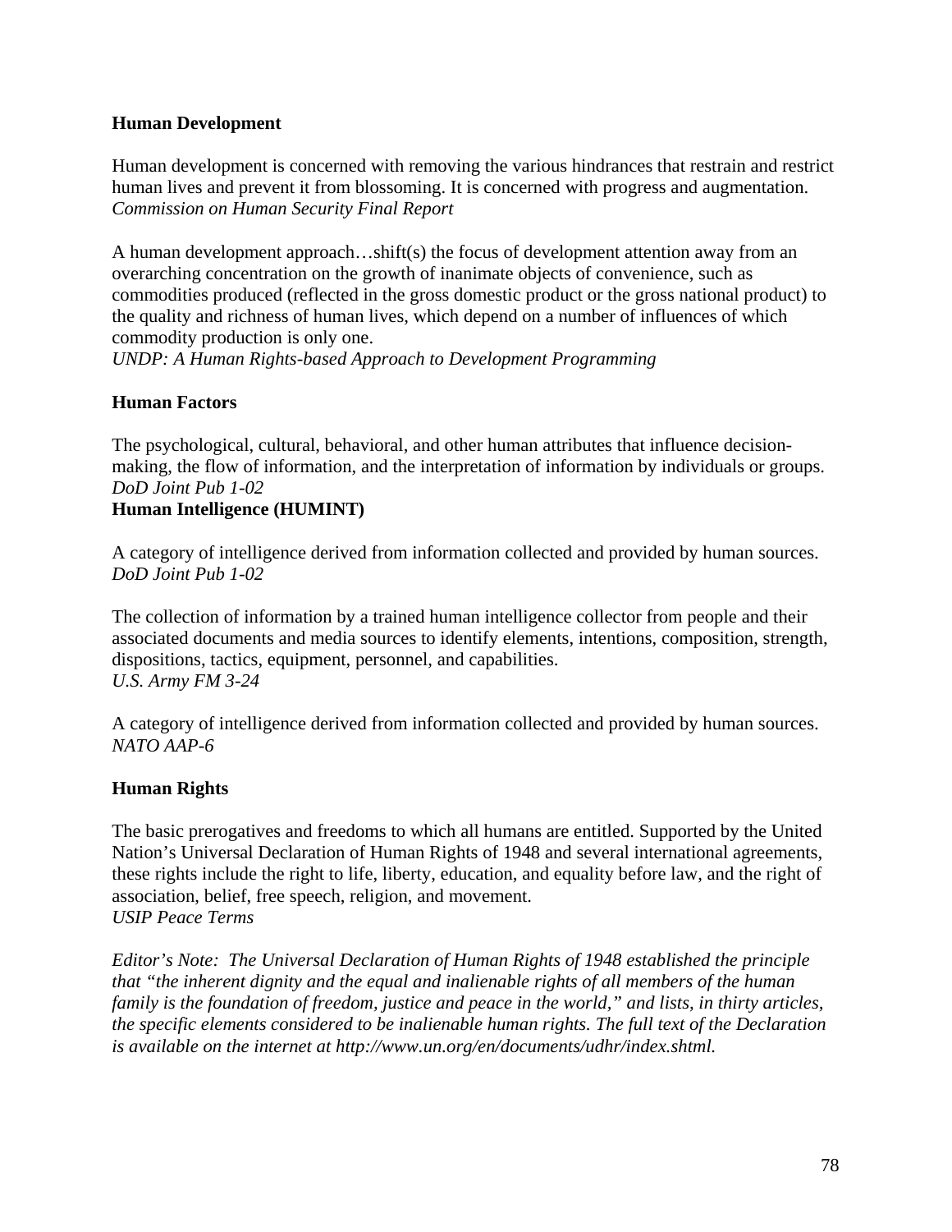**Human Development**

Human development is concerned with removing the various hindrances that restrain and restrict human lives and prevent it from blossoming. It is concerned with progress and augmentation.
*Commission on Human Security Final Report*

A human development approach…shift(s) the focus of development attention away from an overarching concentration on the growth of inanimate objects of convenience, such as commodities produced (reflected in the gross domestic product or the gross national product) to the quality and richness of human lives, which depend on a number of influences of which commodity production is only one.
*UNDP: A Human Rights-based Approach to Development Programming*

**Human Factors**

The psychological, cultural, behavioral, and other human attributes that influence decision-making, the flow of information, and the interpretation of information by individuals or groups.
*DoD Joint Pub 1-02*

**Human Intelligence (HUMINT)**

A category of intelligence derived from information collected and provided by human sources.
*DoD Joint Pub 1-02*

The collection of information by a trained human intelligence collector from people and their associated documents and media sources to identify elements, intentions, composition, strength, dispositions, tactics, equipment, personnel, and capabilities.
*U.S. Army FM 3-24*

A category of intelligence derived from information collected and provided by human sources.
*NATO AAP-6*

**Human Rights**

The basic prerogatives and freedoms to which all humans are entitled. Supported by the United Nation's Universal Declaration of Human Rights of 1948 and several international agreements, these rights include the right to life, liberty, education, and equality before law, and the right of association, belief, free speech, religion, and movement.
*USIP Peace Terms*

*Editor's Note: The Universal Declaration of Human Rights of 1948 established the principle that "the inherent dignity and the equal and inalienable rights of all members of the human family is the foundation of freedom, justice and peace in the world," and lists, in thirty articles, the specific elements considered to be inalienable human rights. The full text of the Declaration is available on the internet at http://www.un.org/en/documents/udhr/index.shtml.*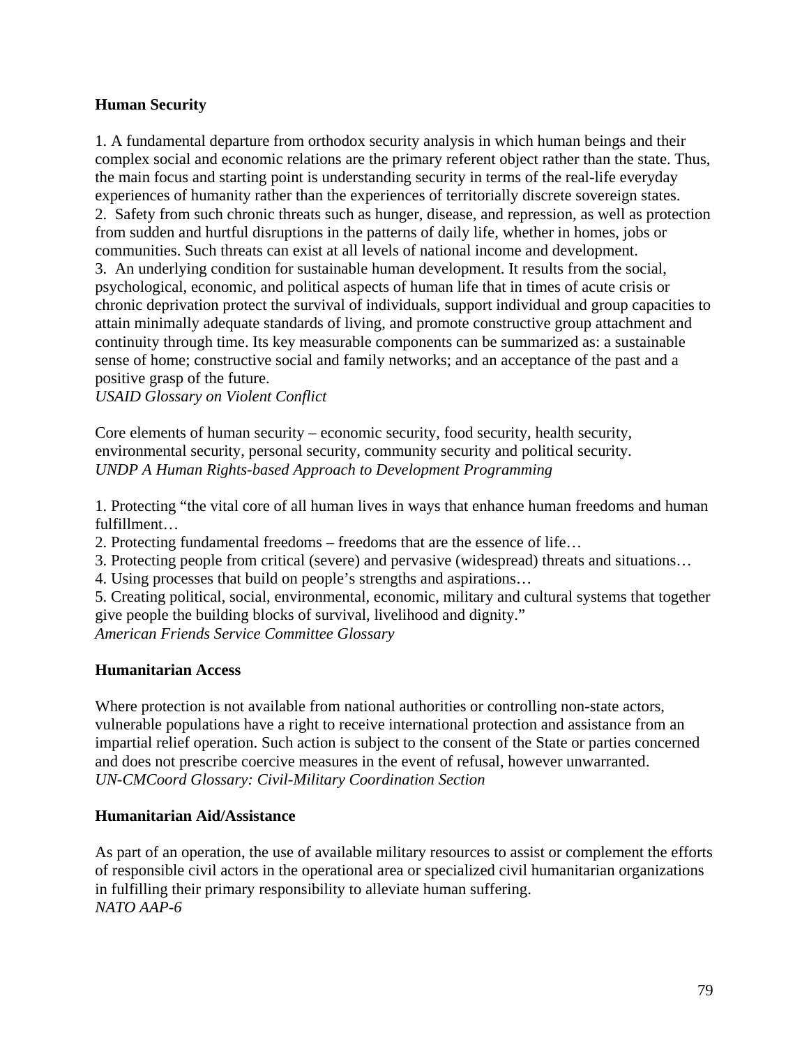**Human Security**

1. A fundamental departure from orthodox security analysis in which human beings and their complex social and economic relations are the primary referent object rather than the state. Thus, the main focus and starting point is understanding security in terms of the real-life everyday experiences of humanity rather than the experiences of territorially discrete sovereign states.
2. Safety from such chronic threats such as hunger, disease, and repression, as well as protection from sudden and hurtful disruptions in the patterns of daily life, whether in homes, jobs or communities. Such threats can exist at all levels of national income and development.
3. An underlying condition for sustainable human development. It results from the social, psychological, economic, and political aspects of human life that in times of acute crisis or chronic deprivation protect the survival of individuals, support individual and group capacities to attain minimally adequate standards of living, and promote constructive group attachment and continuity through time. Its key measurable components can be summarized as: a sustainable sense of home; constructive social and family networks; and an acceptance of the past and a positive grasp of the future.

*USAID Glossary on Violent Conflict*

Core elements of human security – economic security, food security, health security, environmental security, personal security, community security and political security.
*UNDP A Human Rights-based Approach to Development Programming*

1. Protecting "the vital core of all human lives in ways that enhance human freedoms and human fulfillment…
2. Protecting fundamental freedoms – freedoms that are the essence of life…
3. Protecting people from critical (severe) and pervasive (widespread) threats and situations…
4. Using processes that build on people's strengths and aspirations…
5. Creating political, social, environmental, economic, military and cultural systems that together give people the building blocks of survival, livelihood and dignity."

*American Friends Service Committee Glossary*

**Humanitarian Access**

Where protection is not available from national authorities or controlling non-state actors, vulnerable populations have a right to receive international protection and assistance from an impartial relief operation. Such action is subject to the consent of the State or parties concerned and does not prescribe coercive measures in the event of refusal, however unwarranted.
*UN-CMCoord Glossary: Civil-Military Coordination Section*

**Humanitarian Aid/Assistance**

As part of an operation, the use of available military resources to assist or complement the efforts of responsible civil actors in the operational area or specialized civil humanitarian organizations in fulfilling their primary responsibility to alleviate human suffering.
*NATO AAP-6*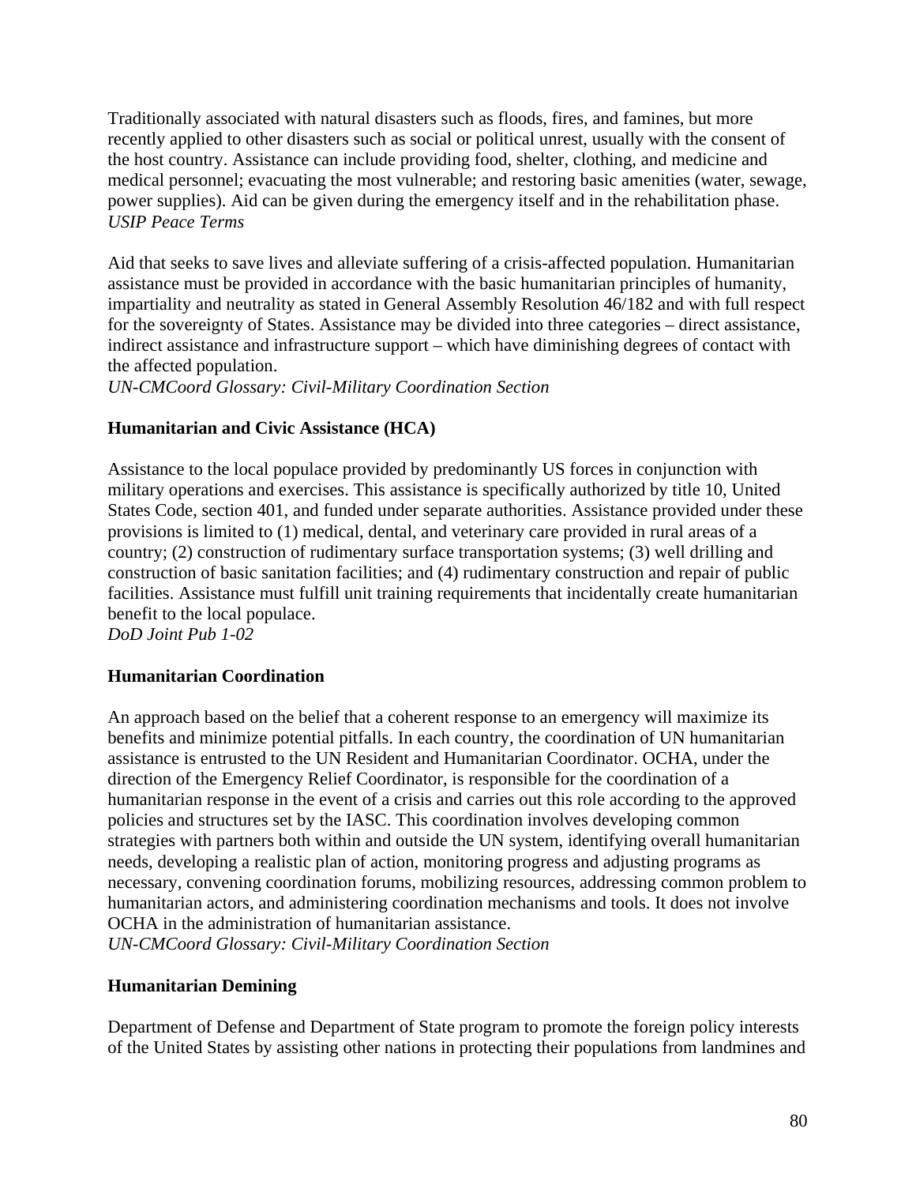Traditionally associated with natural disasters such as floods, fires, and famines, but more recently applied to other disasters such as social or political unrest, usually with the consent of the host country. Assistance can include providing food, shelter, clothing, and medicine and medical personnel; evacuating the most vulnerable; and restoring basic amenities (water, sewage, power supplies). Aid can be given during the emergency itself and in the rehabilitation phase.
*USIP Peace Terms*

Aid that seeks to save lives and alleviate suffering of a crisis-affected population. Humanitarian assistance must be provided in accordance with the basic humanitarian principles of humanity, impartiality and neutrality as stated in General Assembly Resolution 46/182 and with full respect for the sovereignty of States. Assistance may be divided into three categories – direct assistance, indirect assistance and infrastructure support – which have diminishing degrees of contact with the affected population.
*UN-CMCoord Glossary: Civil-Military Coordination Section*

**Humanitarian and Civic Assistance (HCA)**

Assistance to the local populace provided by predominantly US forces in conjunction with military operations and exercises. This assistance is specifically authorized by title 10, United States Code, section 401, and funded under separate authorities. Assistance provided under these provisions is limited to (1) medical, dental, and veterinary care provided in rural areas of a country; (2) construction of rudimentary surface transportation systems; (3) well drilling and construction of basic sanitation facilities; and (4) rudimentary construction and repair of public facilities. Assistance must fulfill unit training requirements that incidentally create humanitarian benefit to the local populace.
*DoD Joint Pub 1-02*

**Humanitarian Coordination**

An approach based on the belief that a coherent response to an emergency will maximize its benefits and minimize potential pitfalls. In each country, the coordination of UN humanitarian assistance is entrusted to the UN Resident and Humanitarian Coordinator. OCHA, under the direction of the Emergency Relief Coordinator, is responsible for the coordination of a humanitarian response in the event of a crisis and carries out this role according to the approved policies and structures set by the IASC. This coordination involves developing common strategies with partners both within and outside the UN system, identifying overall humanitarian needs, developing a realistic plan of action, monitoring progress and adjusting programs as necessary, convening coordination forums, mobilizing resources, addressing common problem to humanitarian actors, and administering coordination mechanisms and tools. It does not involve OCHA in the administration of humanitarian assistance.
*UN-CMCoord Glossary: Civil-Military Coordination Section*

**Humanitarian Demining**

Department of Defense and Department of State program to promote the foreign policy interests of the United States by assisting other nations in protecting their populations from landmines and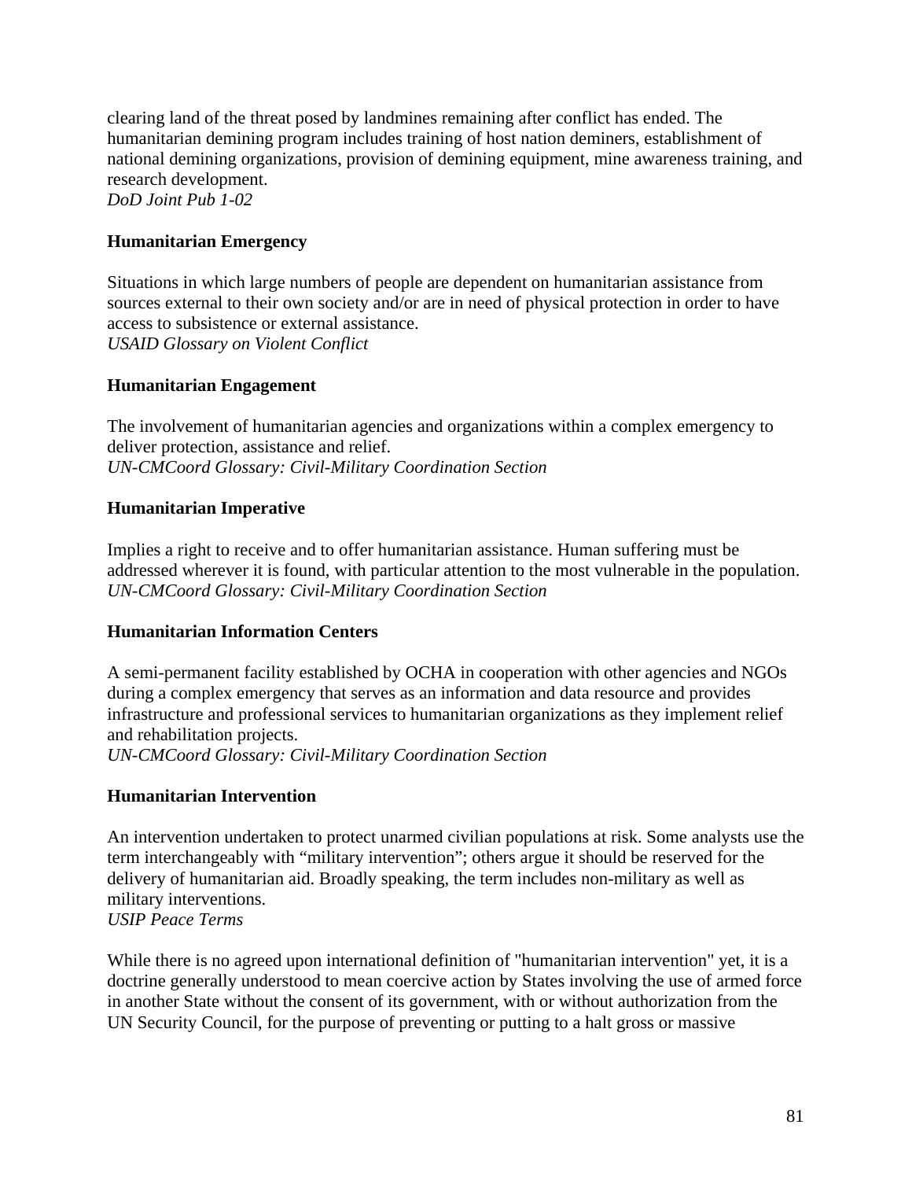clearing land of the threat posed by landmines remaining after conflict has ended. The humanitarian demining program includes training of host nation deminers, establishment of national demining organizations, provision of demining equipment, mine awareness training, and research development.
*DoD Joint Pub 1-02*

**Humanitarian Emergency**

Situations in which large numbers of people are dependent on humanitarian assistance from sources external to their own society and/or are in need of physical protection in order to have access to subsistence or external assistance.
*USAID Glossary on Violent Conflict*

**Humanitarian Engagement**

The involvement of humanitarian agencies and organizations within a complex emergency to deliver protection, assistance and relief.
*UN-CMCoord Glossary: Civil-Military Coordination Section*

**Humanitarian Imperative**

Implies a right to receive and to offer humanitarian assistance. Human suffering must be addressed wherever it is found, with particular attention to the most vulnerable in the population.
*UN-CMCoord Glossary: Civil-Military Coordination Section*

**Humanitarian Information Centers**

A semi-permanent facility established by OCHA in cooperation with other agencies and NGOs during a complex emergency that serves as an information and data resource and provides infrastructure and professional services to humanitarian organizations as they implement relief and rehabilitation projects.
*UN-CMCoord Glossary: Civil-Military Coordination Section*

**Humanitarian Intervention**

An intervention undertaken to protect unarmed civilian populations at risk. Some analysts use the term interchangeably with "military intervention"; others argue it should be reserved for the delivery of humanitarian aid. Broadly speaking, the term includes non-military as well as military interventions.
*USIP Peace Terms*

While there is no agreed upon international definition of "humanitarian intervention" yet, it is a doctrine generally understood to mean coercive action by States involving the use of armed force in another State without the consent of its government, with or without authorization from the UN Security Council, for the purpose of preventing or putting to a halt gross or massive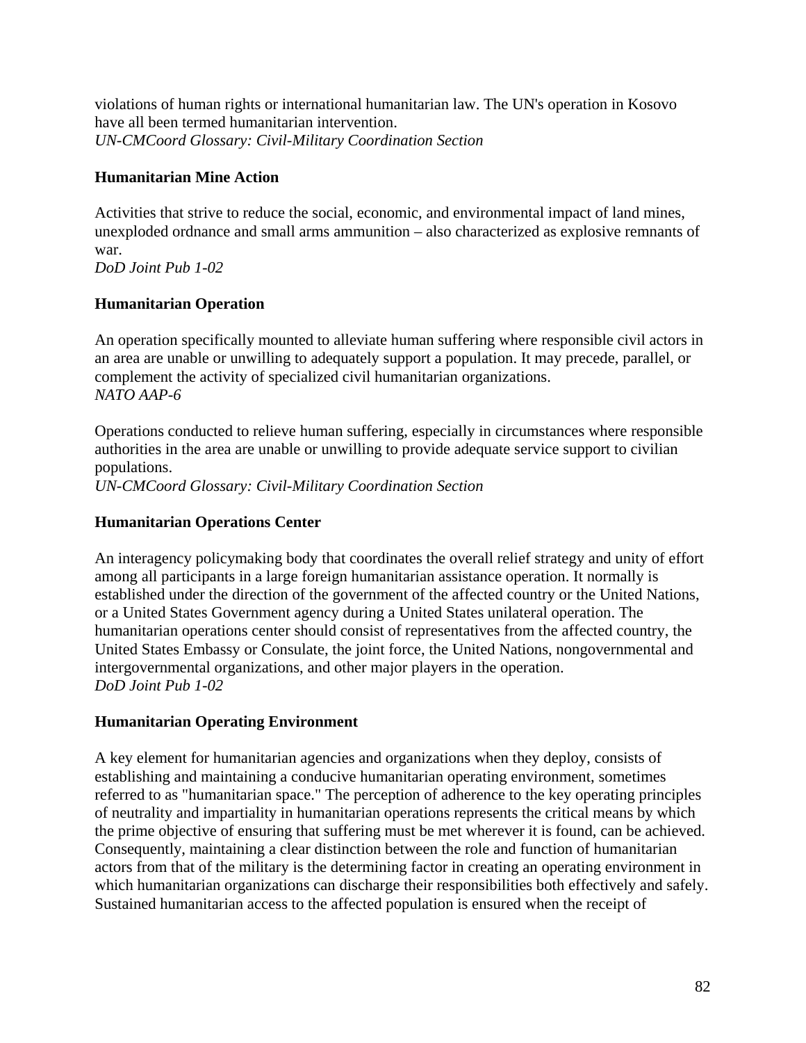violations of human rights or international humanitarian law. The UN's operation in Kosovo have all been termed humanitarian intervention.
*UN-CMCoord Glossary: Civil-Military Coordination Section*

**Humanitarian Mine Action**

Activities that strive to reduce the social, economic, and environmental impact of land mines, unexploded ordnance and small arms ammunition – also characterized as explosive remnants of war.
*DoD Joint Pub 1-02*

**Humanitarian Operation**

An operation specifically mounted to alleviate human suffering where responsible civil actors in an area are unable or unwilling to adequately support a population. It may precede, parallel, or complement the activity of specialized civil humanitarian organizations.
*NATO AAP-6*

Operations conducted to relieve human suffering, especially in circumstances where responsible authorities in the area are unable or unwilling to provide adequate service support to civilian populations.
*UN-CMCoord Glossary: Civil-Military Coordination Section*

**Humanitarian Operations Center**

An interagency policymaking body that coordinates the overall relief strategy and unity of effort among all participants in a large foreign humanitarian assistance operation. It normally is established under the direction of the government of the affected country or the United Nations, or a United States Government agency during a United States unilateral operation. The humanitarian operations center should consist of representatives from the affected country, the United States Embassy or Consulate, the joint force, the United Nations, nongovernmental and intergovernmental organizations, and other major players in the operation.
*DoD Joint Pub 1-02*

**Humanitarian Operating Environment**

A key element for humanitarian agencies and organizations when they deploy, consists of establishing and maintaining a conducive humanitarian operating environment, sometimes referred to as "humanitarian space." The perception of adherence to the key operating principles of neutrality and impartiality in humanitarian operations represents the critical means by which the prime objective of ensuring that suffering must be met wherever it is found, can be achieved. Consequently, maintaining a clear distinction between the role and function of humanitarian actors from that of the military is the determining factor in creating an operating environment in which humanitarian organizations can discharge their responsibilities both effectively and safely. Sustained humanitarian access to the affected population is ensured when the receipt of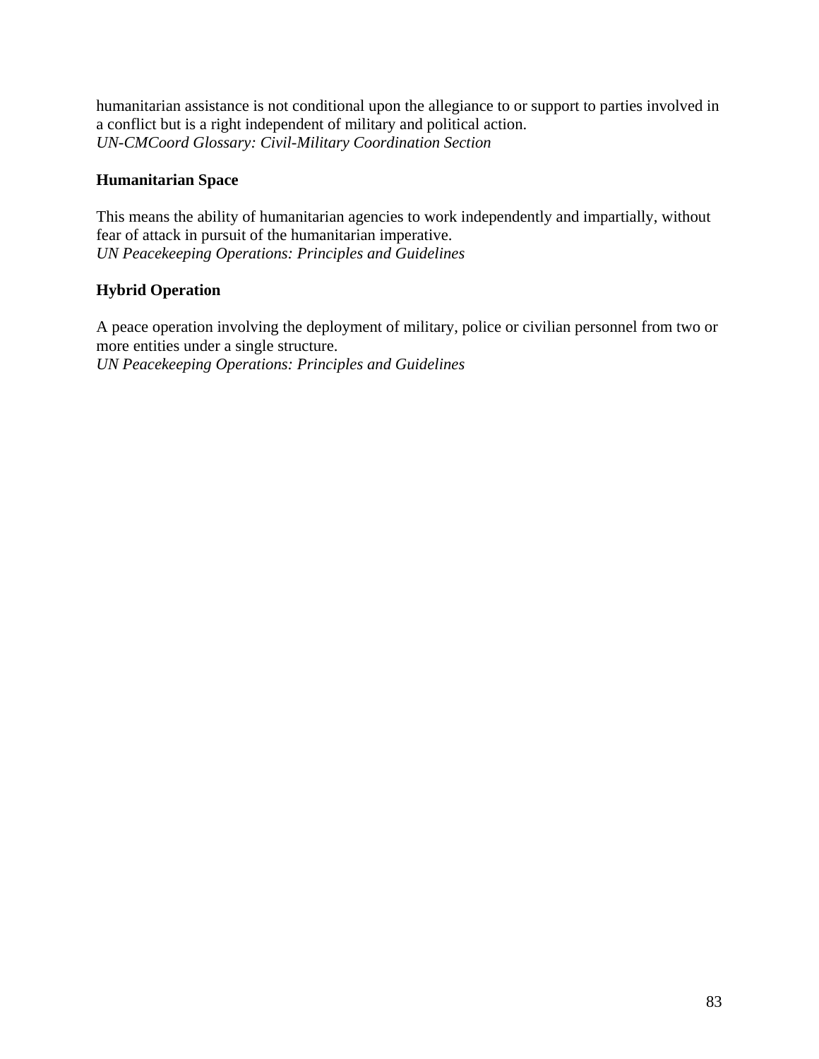humanitarian assistance is not conditional upon the allegiance to or support to parties involved in a conflict but is a right independent of military and political action.
*UN-CMCoord Glossary: Civil-Military Coordination Section*

**Humanitarian Space**

This means the ability of humanitarian agencies to work independently and impartially, without fear of attack in pursuit of the humanitarian imperative.
*UN Peacekeeping Operations: Principles and Guidelines*

**Hybrid Operation**

A peace operation involving the deployment of military, police or civilian personnel from two or more entities under a single structure.
*UN Peacekeeping Operations: Principles and Guidelines*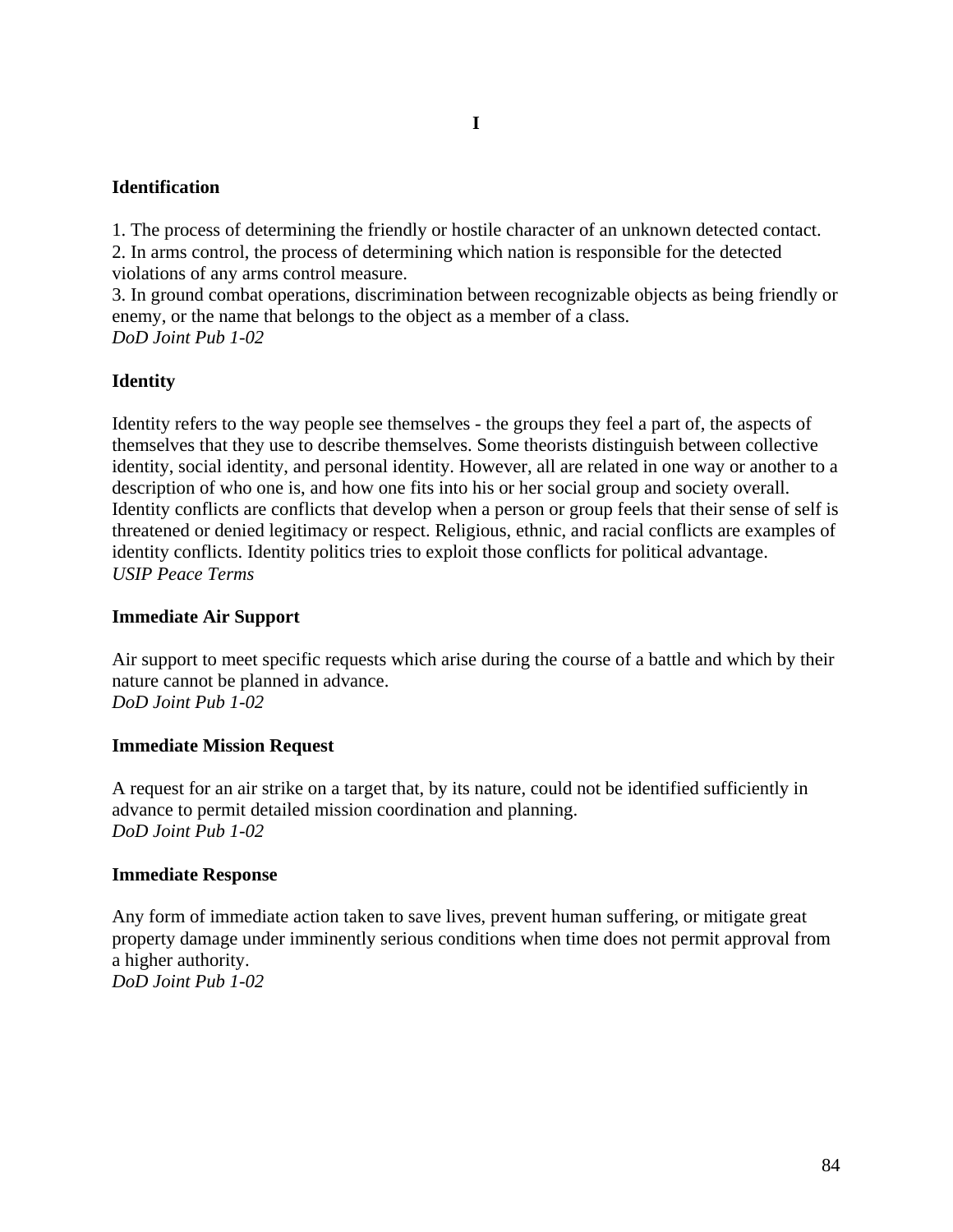# I

### Identification

1. The process of determining the friendly or hostile character of an unknown detected contact.
2. In arms control, the process of determining which nation is responsible for the detected violations of any arms control measure.
3. In ground combat operations, discrimination between recognizable objects as being friendly or enemy, or the name that belongs to the object as a member of a class.

*DoD Joint Pub 1-02*

### Identity

Identity refers to the way people see themselves - the groups they feel a part of, the aspects of themselves that they use to describe themselves. Some theorists distinguish between collective identity, social identity, and personal identity. However, all are related in one way or another to a description of who one is, and how one fits into his or her social group and society overall. Identity conflicts are conflicts that develop when a person or group feels that their sense of self is threatened or denied legitimacy or respect. Religious, ethnic, and racial conflicts are examples of identity conflicts. Identity politics tries to exploit those conflicts for political advantage.

*USIP Peace Terms*

### Immediate Air Support

Air support to meet specific requests which arise during the course of a battle and which by their nature cannot be planned in advance.

*DoD Joint Pub 1-02*

### Immediate Mission Request

A request for an air strike on a target that, by its nature, could not be identified sufficiently in advance to permit detailed mission coordination and planning.

*DoD Joint Pub 1-02*

### Immediate Response

Any form of immediate action taken to save lives, prevent human suffering, or mitigate great property damage under imminently serious conditions when time does not permit approval from a higher authority.

*DoD Joint Pub 1-02*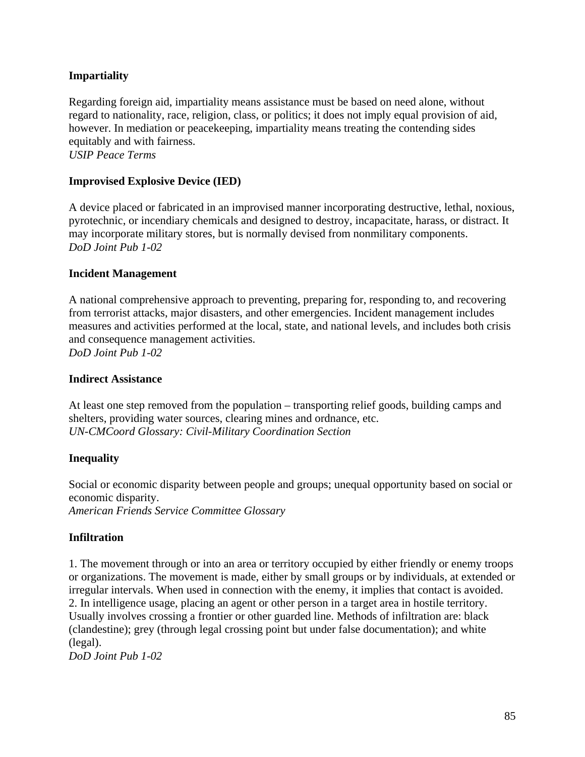**Impartiality**

Regarding foreign aid, impartiality means assistance must be based on need alone, without regard to nationality, race, religion, class, or politics; it does not imply equal provision of aid, however. In mediation or peacekeeping, impartiality means treating the contending sides equitably and with fairness.
*USIP Peace Terms*

**Improvised Explosive Device (IED)**

A device placed or fabricated in an improvised manner incorporating destructive, lethal, noxious, pyrotechnic, or incendiary chemicals and designed to destroy, incapacitate, harass, or distract. It may incorporate military stores, but is normally devised from nonmilitary components.
*DoD Joint Pub 1-02*

**Incident Management**

A national comprehensive approach to preventing, preparing for, responding to, and recovering from terrorist attacks, major disasters, and other emergencies. Incident management includes measures and activities performed at the local, state, and national levels, and includes both crisis and consequence management activities.
*DoD Joint Pub 1-02*

**Indirect Assistance**

At least one step removed from the population – transporting relief goods, building camps and shelters, providing water sources, clearing mines and ordnance, etc.
*UN-CMCoord Glossary: Civil-Military Coordination Section*

**Inequality**

Social or economic disparity between people and groups; unequal opportunity based on social or economic disparity.
*American Friends Service Committee Glossary*

**Infiltration**

1. The movement through or into an area or territory occupied by either friendly or enemy troops or organizations. The movement is made, either by small groups or by individuals, at extended or irregular intervals. When used in connection with the enemy, it implies that contact is avoided.
2. In intelligence usage, placing an agent or other person in a target area in hostile territory. Usually involves crossing a frontier or other guarded line. Methods of infiltration are: black (clandestine); grey (through legal crossing point but under false documentation); and white (legal).
*DoD Joint Pub 1-02*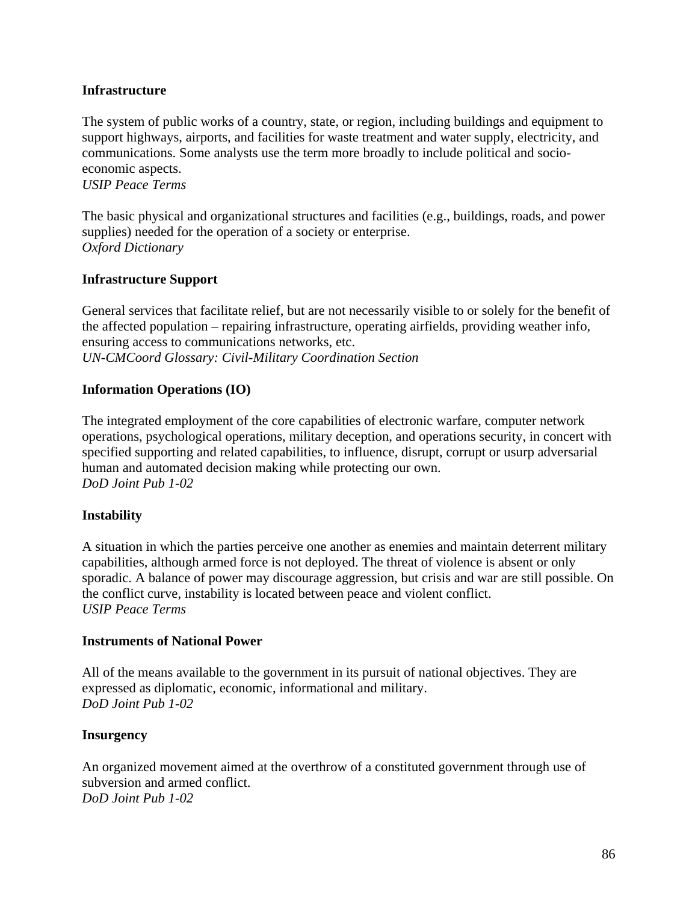**Infrastructure**

The system of public works of a country, state, or region, including buildings and equipment to support highways, airports, and facilities for waste treatment and water supply, electricity, and communications. Some analysts use the term more broadly to include political and socio-economic aspects.
*USIP Peace Terms*

The basic physical and organizational structures and facilities (e.g., buildings, roads, and power supplies) needed for the operation of a society or enterprise.
*Oxford Dictionary*

**Infrastructure Support**

General services that facilitate relief, but are not necessarily visible to or solely for the benefit of the affected population – repairing infrastructure, operating airfields, providing weather info, ensuring access to communications networks, etc.
*UN-CMCoord Glossary: Civil-Military Coordination Section*

**Information Operations (IO)**

The integrated employment of the core capabilities of electronic warfare, computer network operations, psychological operations, military deception, and operations security, in concert with specified supporting and related capabilities, to influence, disrupt, corrupt or usurp adversarial human and automated decision making while protecting our own.
*DoD Joint Pub 1-02*

**Instability**

A situation in which the parties perceive one another as enemies and maintain deterrent military capabilities, although armed force is not deployed. The threat of violence is absent or only sporadic. A balance of power may discourage aggression, but crisis and war are still possible. On the conflict curve, instability is located between peace and violent conflict.
*USIP Peace Terms*

**Instruments of National Power**

All of the means available to the government in its pursuit of national objectives. They are expressed as diplomatic, economic, informational and military.
*DoD Joint Pub 1-02*

**Insurgency**

An organized movement aimed at the overthrow of a constituted government through use of subversion and armed conflict.
*DoD Joint Pub 1-02*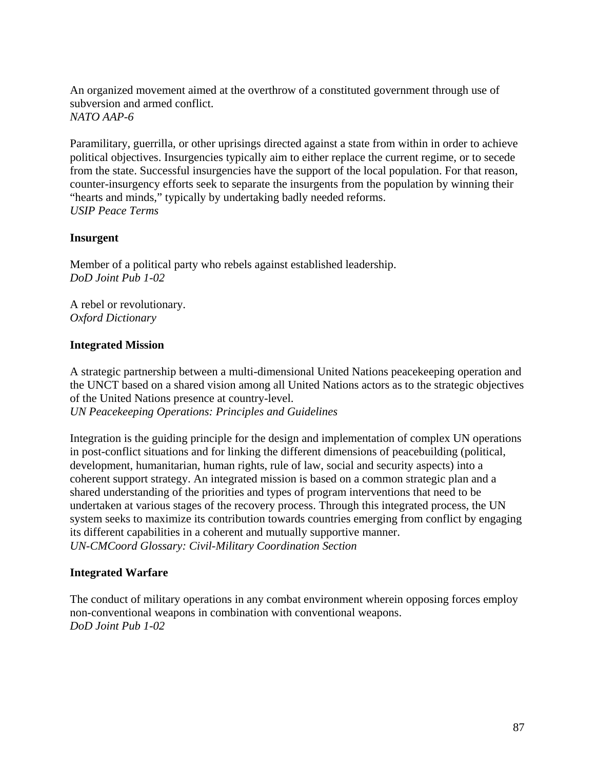An organized movement aimed at the overthrow of a constituted government through use of subversion and armed conflict.
*NATO AAP-6*

Paramilitary, guerrilla, or other uprisings directed against a state from within in order to achieve political objectives. Insurgencies typically aim to either replace the current regime, or to secede from the state. Successful insurgencies have the support of the local population. For that reason, counter-insurgency efforts seek to separate the insurgents from the population by winning their "hearts and minds," typically by undertaking badly needed reforms.
*USIP Peace Terms*

**Insurgent**

Member of a political party who rebels against established leadership.
*DoD Joint Pub 1-02*

A rebel or revolutionary.
*Oxford Dictionary*

**Integrated Mission**

A strategic partnership between a multi-dimensional United Nations peacekeeping operation and the UNCT based on a shared vision among all United Nations actors as to the strategic objectives of the United Nations presence at country-level.
*UN Peacekeeping Operations: Principles and Guidelines*

Integration is the guiding principle for the design and implementation of complex UN operations in post-conflict situations and for linking the different dimensions of peacebuilding (political, development, humanitarian, human rights, rule of law, social and security aspects) into a coherent support strategy. An integrated mission is based on a common strategic plan and a shared understanding of the priorities and types of program interventions that need to be undertaken at various stages of the recovery process. Through this integrated process, the UN system seeks to maximize its contribution towards countries emerging from conflict by engaging its different capabilities in a coherent and mutually supportive manner.
*UN-CMCoord Glossary: Civil-Military Coordination Section*

**Integrated Warfare**

The conduct of military operations in any combat environment wherein opposing forces employ non-conventional weapons in combination with conventional weapons.
*DoD Joint Pub 1-02*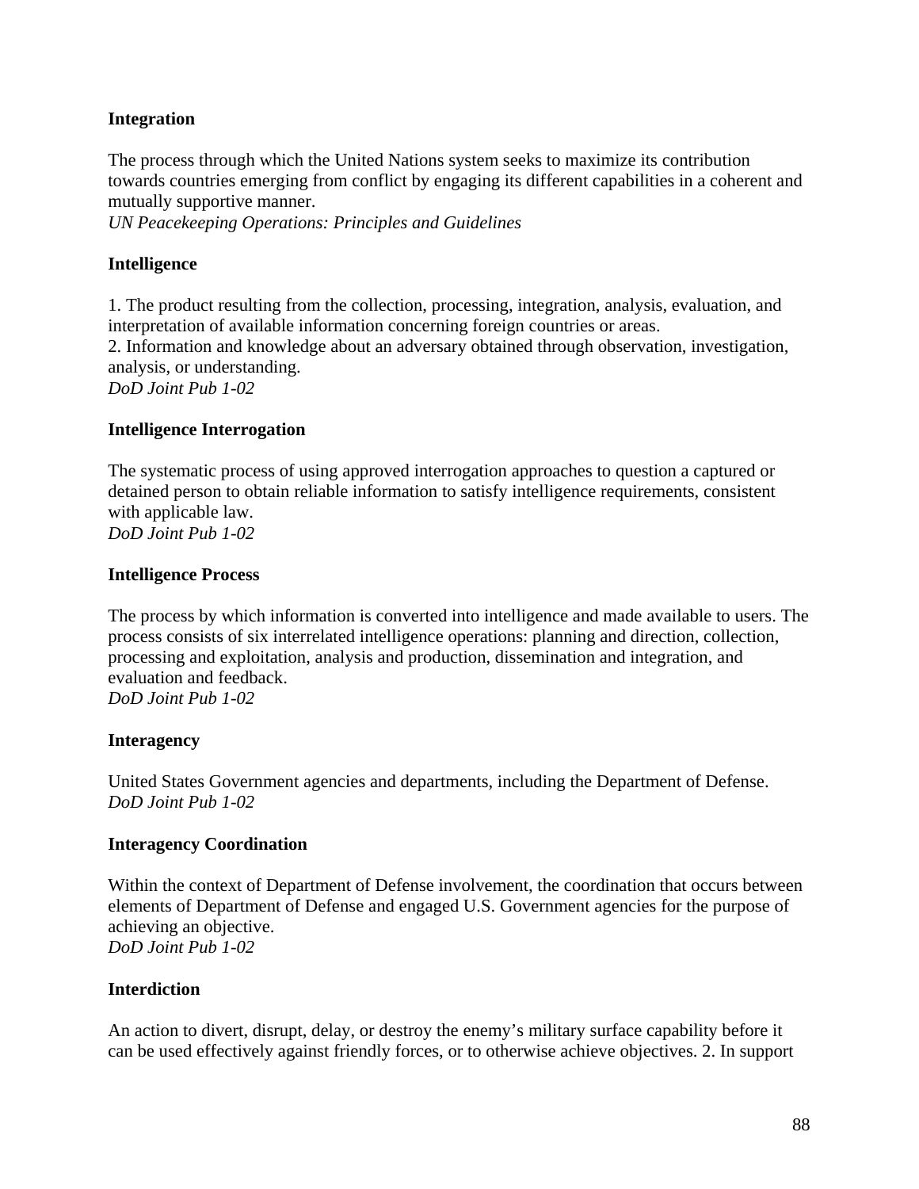**Integration**

The process through which the United Nations system seeks to maximize its contribution towards countries emerging from conflict by engaging its different capabilities in a coherent and mutually supportive manner.
*UN Peacekeeping Operations: Principles and Guidelines*

**Intelligence**

1. The product resulting from the collection, processing, integration, analysis, evaluation, and interpretation of available information concerning foreign countries or areas.
2. Information and knowledge about an adversary obtained through observation, investigation, analysis, or understanding.
*DoD Joint Pub 1-02*

**Intelligence Interrogation**

The systematic process of using approved interrogation approaches to question a captured or detained person to obtain reliable information to satisfy intelligence requirements, consistent with applicable law.
*DoD Joint Pub 1-02*

**Intelligence Process**

The process by which information is converted into intelligence and made available to users. The process consists of six interrelated intelligence operations: planning and direction, collection, processing and exploitation, analysis and production, dissemination and integration, and evaluation and feedback.
*DoD Joint Pub 1-02*

**Interagency**

United States Government agencies and departments, including the Department of Defense.
*DoD Joint Pub 1-02*

**Interagency Coordination**

Within the context of Department of Defense involvement, the coordination that occurs between elements of Department of Defense and engaged U.S. Government agencies for the purpose of achieving an objective.
*DoD Joint Pub 1-02*

**Interdiction**

An action to divert, disrupt, delay, or destroy the enemy's military surface capability before it can be used effectively against friendly forces, or to otherwise achieve objectives. 2. In support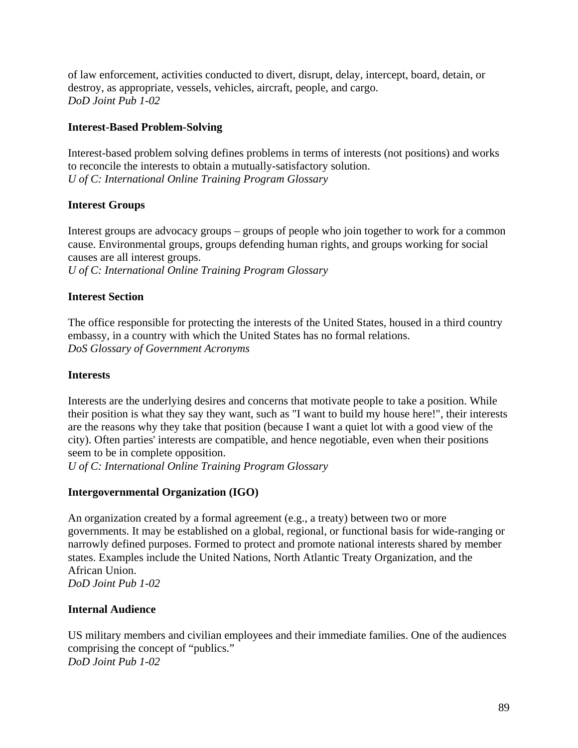of law enforcement, activities conducted to divert, disrupt, delay, intercept, board, detain, or destroy, as appropriate, vessels, vehicles, aircraft, people, and cargo.
*DoD Joint Pub 1-02*

**Interest-Based Problem-Solving**

Interest-based problem solving defines problems in terms of interests (not positions) and works to reconcile the interests to obtain a mutually-satisfactory solution.
*U of C: International Online Training Program Glossary*

**Interest Groups**

Interest groups are advocacy groups – groups of people who join together to work for a common cause. Environmental groups, groups defending human rights, and groups working for social causes are all interest groups.
*U of C: International Online Training Program Glossary*

**Interest Section**

The office responsible for protecting the interests of the United States, housed in a third country embassy, in a country with which the United States has no formal relations.
*DoS Glossary of Government Acronyms*

**Interests**

Interests are the underlying desires and concerns that motivate people to take a position. While their position is what they say they want, such as "I want to build my house here!", their interests are the reasons why they take that position (because I want a quiet lot with a good view of the city). Often parties' interests are compatible, and hence negotiable, even when their positions seem to be in complete opposition.
*U of C: International Online Training Program Glossary*

**Intergovernmental Organization (IGO)**

An organization created by a formal agreement (e.g., a treaty) between two or more governments. It may be established on a global, regional, or functional basis for wide-ranging or narrowly defined purposes. Formed to protect and promote national interests shared by member states. Examples include the United Nations, North Atlantic Treaty Organization, and the African Union.
*DoD Joint Pub 1-02*

**Internal Audience**

US military members and civilian employees and their immediate families. One of the audiences comprising the concept of "publics."
*DoD Joint Pub 1-02*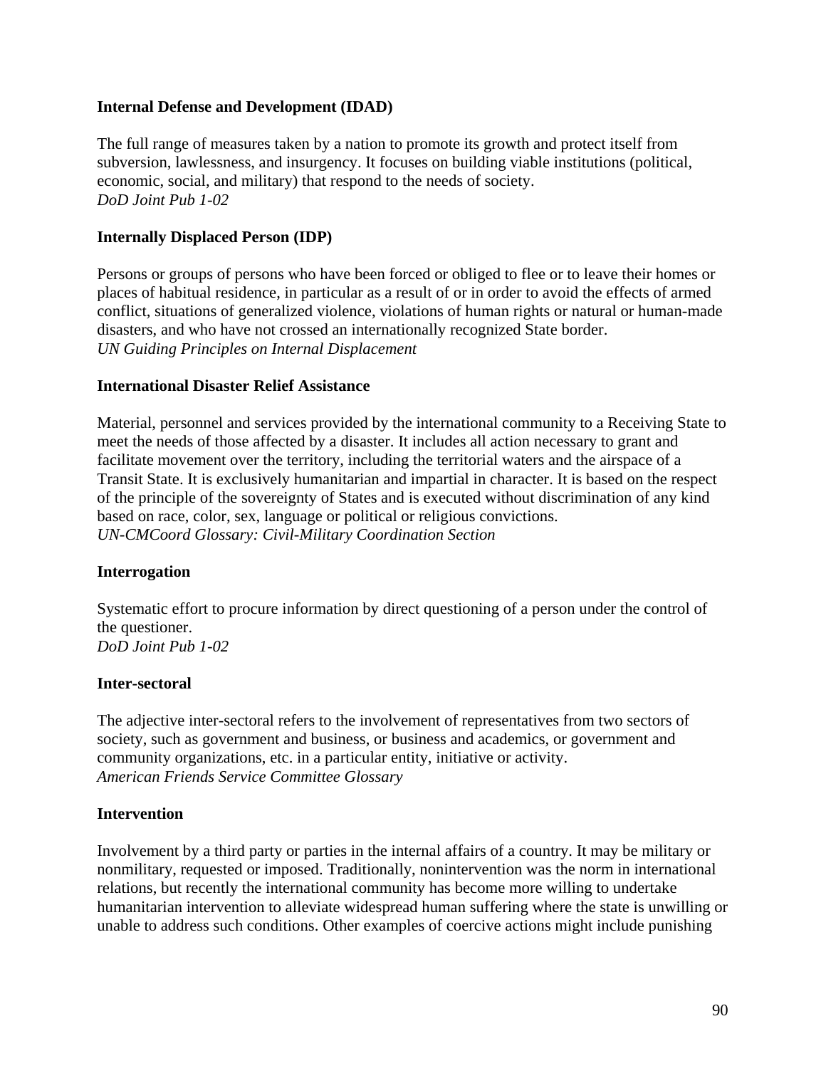**Internal Defense and Development (IDAD)**

The full range of measures taken by a nation to promote its growth and protect itself from subversion, lawlessness, and insurgency. It focuses on building viable institutions (political, economic, social, and military) that respond to the needs of society.
*DoD Joint Pub 1-02*

**Internally Displaced Person (IDP)**

Persons or groups of persons who have been forced or obliged to flee or to leave their homes or places of habitual residence, in particular as a result of or in order to avoid the effects of armed conflict, situations of generalized violence, violations of human rights or natural or human-made disasters, and who have not crossed an internationally recognized State border.
*UN Guiding Principles on Internal Displacement*

**International Disaster Relief Assistance**

Material, personnel and services provided by the international community to a Receiving State to meet the needs of those affected by a disaster. It includes all action necessary to grant and facilitate movement over the territory, including the territorial waters and the airspace of a Transit State. It is exclusively humanitarian and impartial in character. It is based on the respect of the principle of the sovereignty of States and is executed without discrimination of any kind based on race, color, sex, language or political or religious convictions.
*UN-CMCoord Glossary: Civil-Military Coordination Section*

**Interrogation**

Systematic effort to procure information by direct questioning of a person under the control of the questioner.
*DoD Joint Pub 1-02*

**Inter-sectoral**

The adjective inter-sectoral refers to the involvement of representatives from two sectors of society, such as government and business, or business and academics, or government and community organizations, etc. in a particular entity, initiative or activity.
*American Friends Service Committee Glossary*

**Intervention**

Involvement by a third party or parties in the internal affairs of a country. It may be military or nonmilitary, requested or imposed. Traditionally, nonintervention was the norm in international relations, but recently the international community has become more willing to undertake humanitarian intervention to alleviate widespread human suffering where the state is unwilling or unable to address such conditions. Other examples of coercive actions might include punishing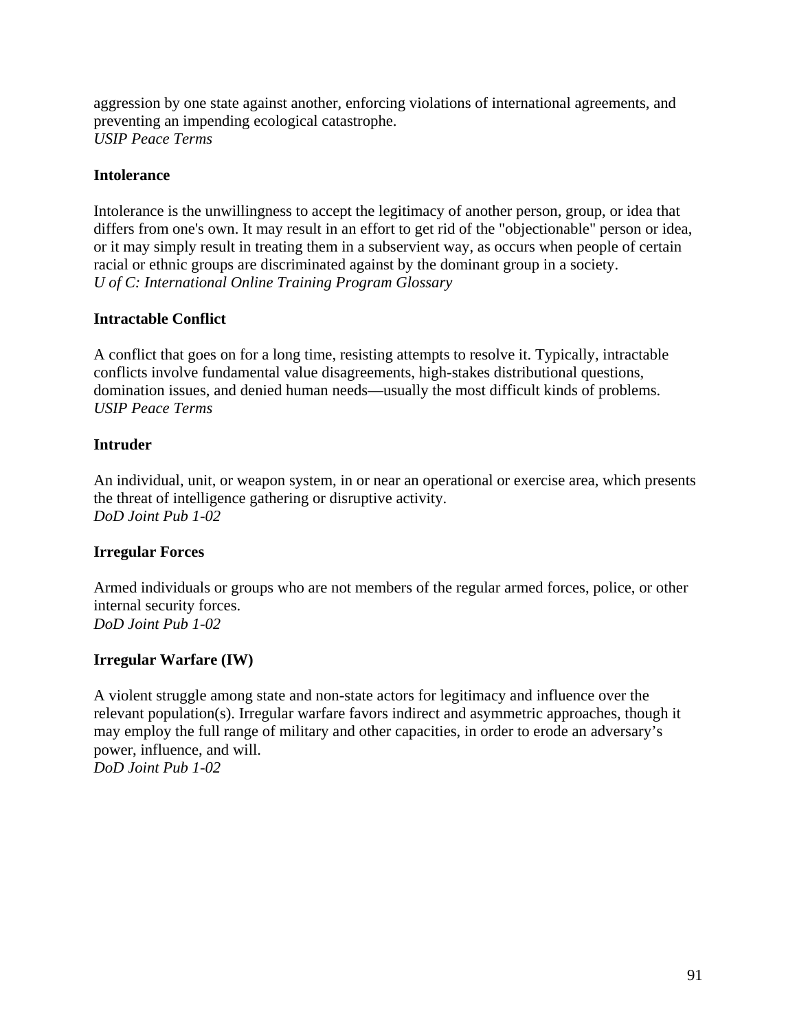aggression by one state against another, enforcing violations of international agreements, and preventing an impending ecological catastrophe.
*USIP Peace Terms*

**Intolerance**

Intolerance is the unwillingness to accept the legitimacy of another person, group, or idea that differs from one's own. It may result in an effort to get rid of the "objectionable" person or idea, or it may simply result in treating them in a subservient way, as occurs when people of certain racial or ethnic groups are discriminated against by the dominant group in a society.
*U of C: International Online Training Program Glossary*

**Intractable Conflict**

A conflict that goes on for a long time, resisting attempts to resolve it. Typically, intractable conflicts involve fundamental value disagreements, high-stakes distributional questions, domination issues, and denied human needs—usually the most difficult kinds of problems.
*USIP Peace Terms*

**Intruder**

An individual, unit, or weapon system, in or near an operational or exercise area, which presents the threat of intelligence gathering or disruptive activity.
*DoD Joint Pub 1-02*

**Irregular Forces**

Armed individuals or groups who are not members of the regular armed forces, police, or other internal security forces.
*DoD Joint Pub 1-02*

**Irregular Warfare (IW)**

A violent struggle among state and non-state actors for legitimacy and influence over the relevant population(s). Irregular warfare favors indirect and asymmetric approaches, though it may employ the full range of military and other capacities, in order to erode an adversary's power, influence, and will.
*DoD Joint Pub 1-02*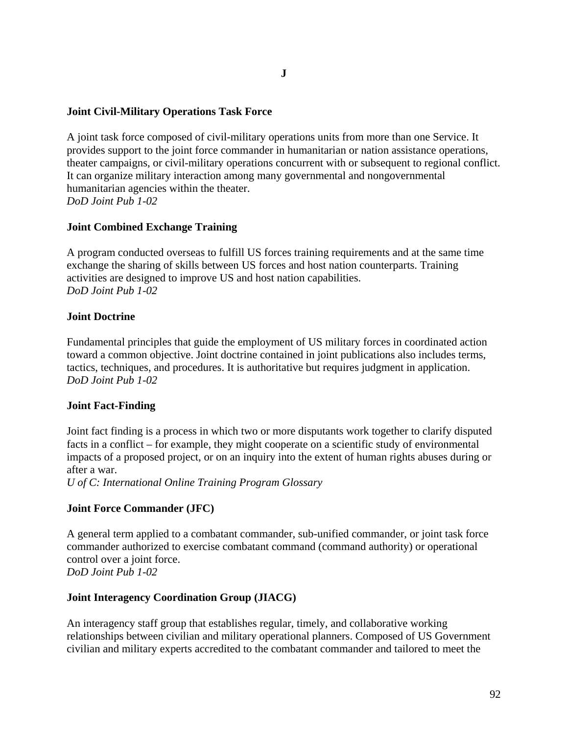# J

**Joint Civil-Military Operations Task Force**

A joint task force composed of civil-military operations units from more than one Service. It provides support to the joint force commander in humanitarian or nation assistance operations, theater campaigns, or civil-military operations concurrent with or subsequent to regional conflict. It can organize military interaction among many governmental and nongovernmental humanitarian agencies within the theater.
*DoD Joint Pub 1-02*

**Joint Combined Exchange Training**

A program conducted overseas to fulfill US forces training requirements and at the same time exchange the sharing of skills between US forces and host nation counterparts. Training activities are designed to improve US and host nation capabilities.
*DoD Joint Pub 1-02*

**Joint Doctrine**

Fundamental principles that guide the employment of US military forces in coordinated action toward a common objective. Joint doctrine contained in joint publications also includes terms, tactics, techniques, and procedures. It is authoritative but requires judgment in application.
*DoD Joint Pub 1-02*

**Joint Fact-Finding**

Joint fact finding is a process in which two or more disputants work together to clarify disputed facts in a conflict – for example, they might cooperate on a scientific study of environmental impacts of a proposed project, or on an inquiry into the extent of human rights abuses during or after a war.
*U of C: International Online Training Program Glossary*

**Joint Force Commander (JFC)**

A general term applied to a combatant commander, sub-unified commander, or joint task force commander authorized to exercise combatant command (command authority) or operational control over a joint force.
*DoD Joint Pub 1-02*

**Joint Interagency Coordination Group (JIACG)**

An interagency staff group that establishes regular, timely, and collaborative working relationships between civilian and military operational planners. Composed of US Government civilian and military experts accredited to the combatant commander and tailored to meet the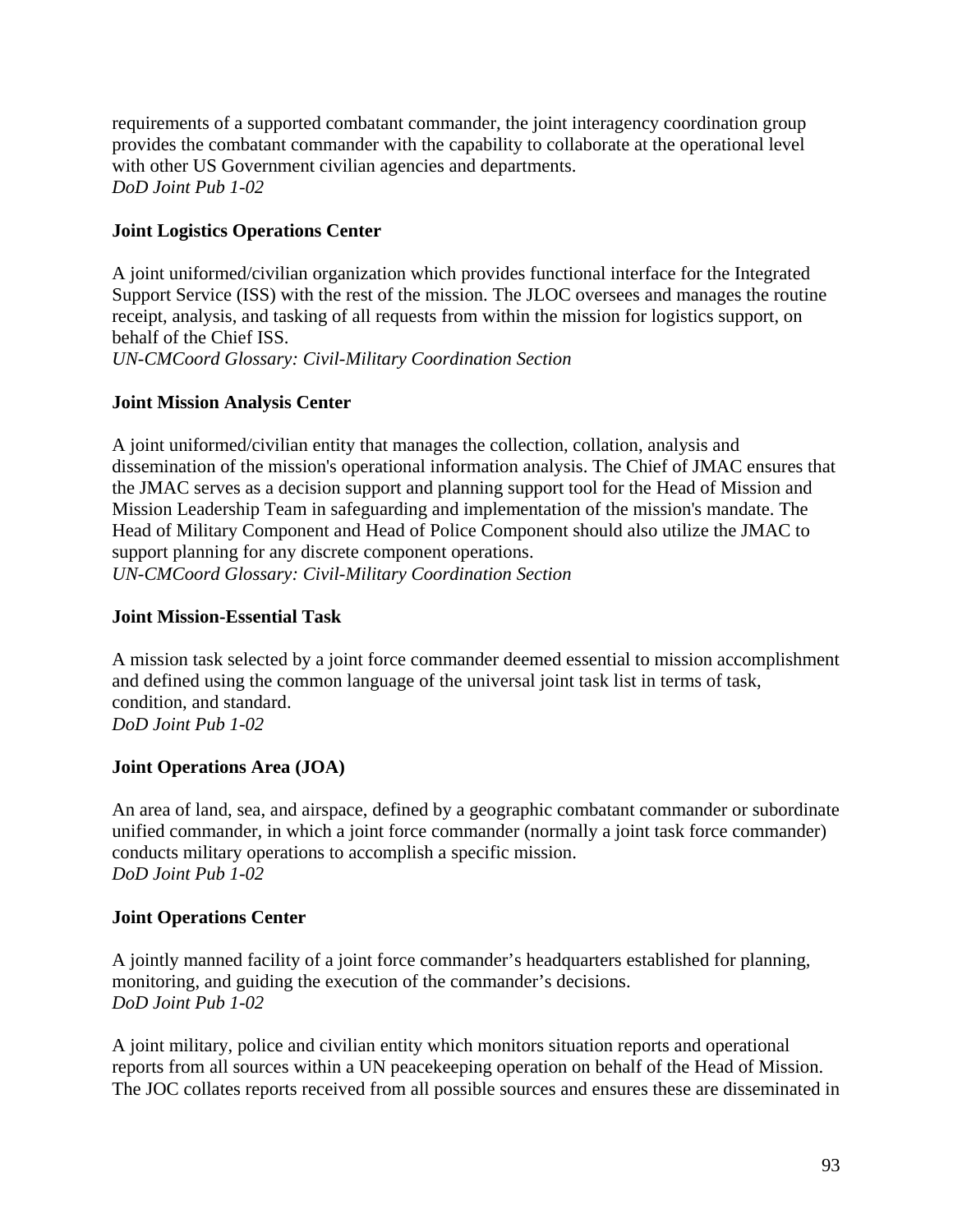requirements of a supported combatant commander, the joint interagency coordination group provides the combatant commander with the capability to collaborate at the operational level with other US Government civilian agencies and departments.
*DoD Joint Pub 1-02*

**Joint Logistics Operations Center**

A joint uniformed/civilian organization which provides functional interface for the Integrated Support Service (ISS) with the rest of the mission. The JLOC oversees and manages the routine receipt, analysis, and tasking of all requests from within the mission for logistics support, on behalf of the Chief ISS.
*UN-CMCoord Glossary: Civil-Military Coordination Section*

**Joint Mission Analysis Center**

A joint uniformed/civilian entity that manages the collection, collation, analysis and dissemination of the mission's operational information analysis. The Chief of JMAC ensures that the JMAC serves as a decision support and planning support tool for the Head of Mission and Mission Leadership Team in safeguarding and implementation of the mission's mandate. The Head of Military Component and Head of Police Component should also utilize the JMAC to support planning for any discrete component operations.
*UN-CMCoord Glossary: Civil-Military Coordination Section*

**Joint Mission-Essential Task**

A mission task selected by a joint force commander deemed essential to mission accomplishment and defined using the common language of the universal joint task list in terms of task, condition, and standard.
*DoD Joint Pub 1-02*

**Joint Operations Area (JOA)**

An area of land, sea, and airspace, defined by a geographic combatant commander or subordinate unified commander, in which a joint force commander (normally a joint task force commander) conducts military operations to accomplish a specific mission.
*DoD Joint Pub 1-02*

**Joint Operations Center**

A jointly manned facility of a joint force commander's headquarters established for planning, monitoring, and guiding the execution of the commander's decisions.
*DoD Joint Pub 1-02*

A joint military, police and civilian entity which monitors situation reports and operational reports from all sources within a UN peacekeeping operation on behalf of the Head of Mission. The JOC collates reports received from all possible sources and ensures these are disseminated in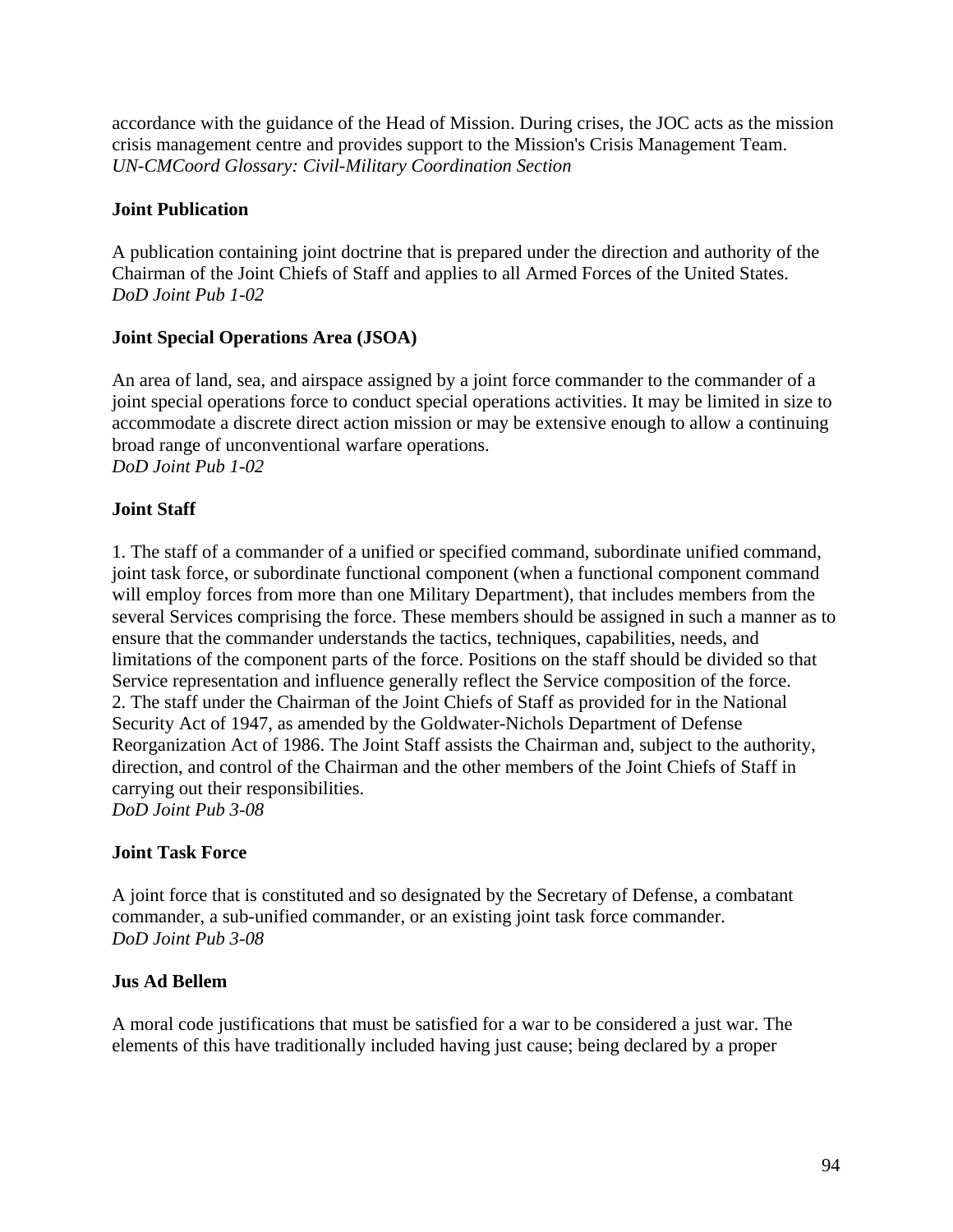accordance with the guidance of the Head of Mission. During crises, the JOC acts as the mission crisis management centre and provides support to the Mission's Crisis Management Team.
*UN-CMCoord Glossary: Civil-Military Coordination Section*

**Joint Publication**

A publication containing joint doctrine that is prepared under the direction and authority of the Chairman of the Joint Chiefs of Staff and applies to all Armed Forces of the United States.
*DoD Joint Pub 1-02*

**Joint Special Operations Area (JSOA)**

An area of land, sea, and airspace assigned by a joint force commander to the commander of a joint special operations force to conduct special operations activities. It may be limited in size to accommodate a discrete direct action mission or may be extensive enough to allow a continuing broad range of unconventional warfare operations.
*DoD Joint Pub 1-02*

**Joint Staff**

1. The staff of a commander of a unified or specified command, subordinate unified command, joint task force, or subordinate functional component (when a functional component command will employ forces from more than one Military Department), that includes members from the several Services comprising the force. These members should be assigned in such a manner as to ensure that the commander understands the tactics, techniques, capabilities, needs, and limitations of the component parts of the force. Positions on the staff should be divided so that Service representation and influence generally reflect the Service composition of the force.
2. The staff under the Chairman of the Joint Chiefs of Staff as provided for in the National Security Act of 1947, as amended by the Goldwater-Nichols Department of Defense Reorganization Act of 1986. The Joint Staff assists the Chairman and, subject to the authority, direction, and control of the Chairman and the other members of the Joint Chiefs of Staff in carrying out their responsibilities.
*DoD Joint Pub 3-08*

**Joint Task Force**

A joint force that is constituted and so designated by the Secretary of Defense, a combatant commander, a sub-unified commander, or an existing joint task force commander.
*DoD Joint Pub 3-08*

**Jus Ad Bellem**

A moral code justifications that must be satisfied for a war to be considered a just war. The elements of this have traditionally included having just cause; being declared by a proper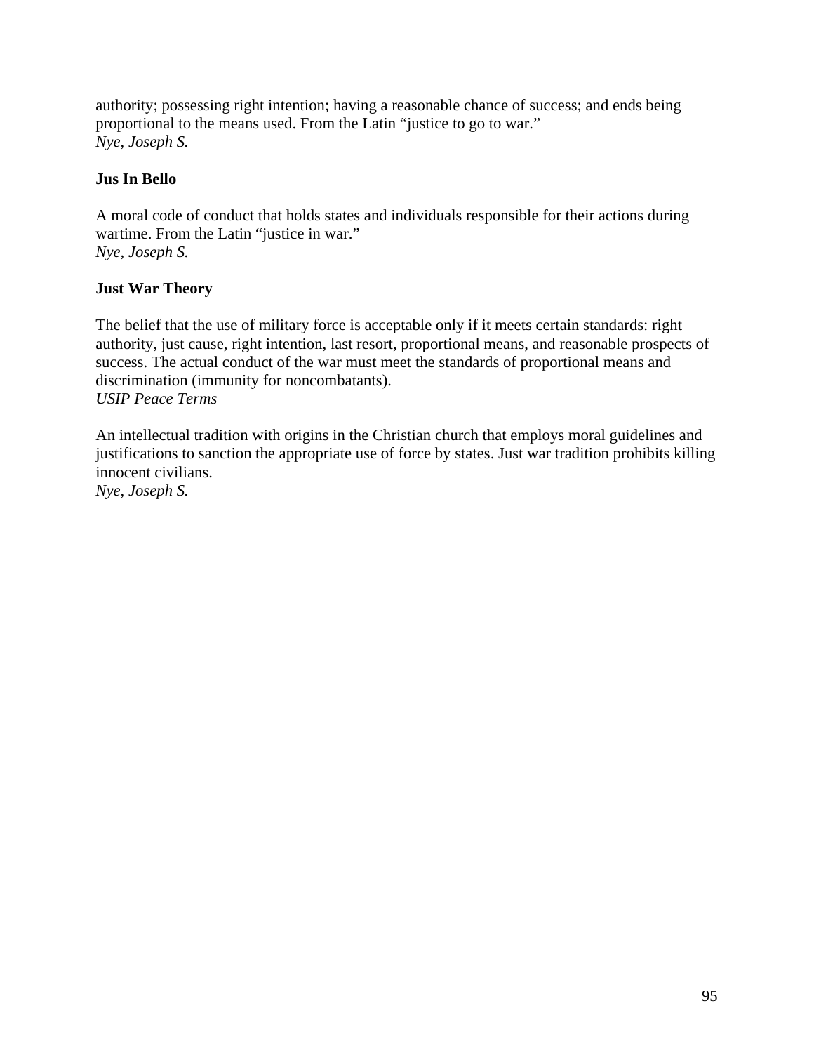authority; possessing right intention; having a reasonable chance of success; and ends being proportional to the means used. From the Latin "justice to go to war."
*Nye, Joseph S.*

**Jus In Bello**

A moral code of conduct that holds states and individuals responsible for their actions during wartime. From the Latin "justice in war."
*Nye, Joseph S.*

**Just War Theory**

The belief that the use of military force is acceptable only if it meets certain standards: right authority, just cause, right intention, last resort, proportional means, and reasonable prospects of success. The actual conduct of the war must meet the standards of proportional means and discrimination (immunity for noncombatants).
*USIP Peace Terms*

An intellectual tradition with origins in the Christian church that employs moral guidelines and justifications to sanction the appropriate use of force by states. Just war tradition prohibits killing innocent civilians.
*Nye, Joseph S.*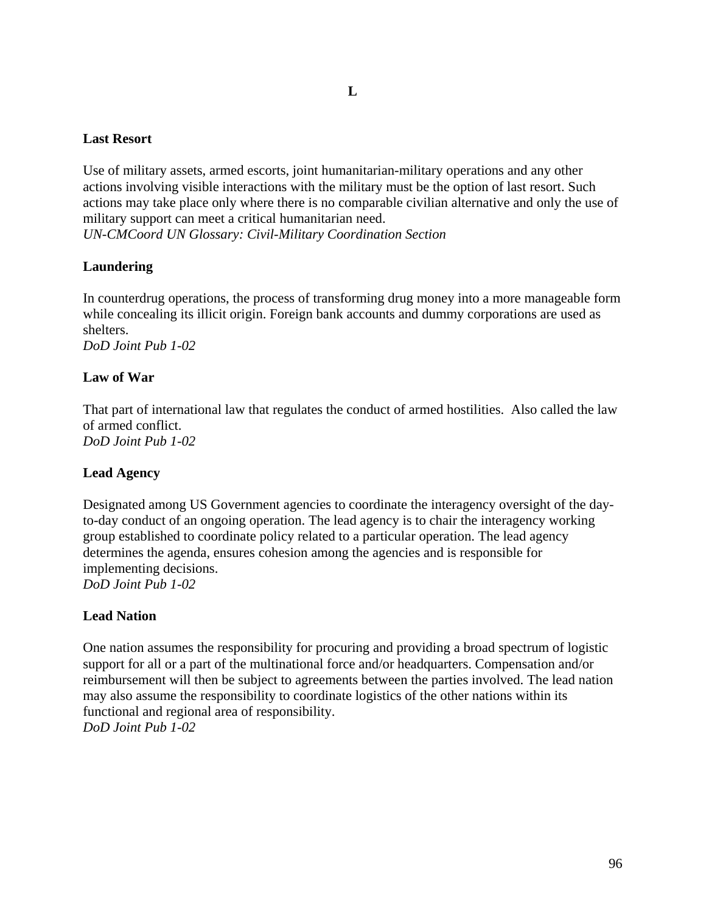# L

### Last Resort

Use of military assets, armed escorts, joint humanitarian-military operations and any other actions involving visible interactions with the military must be the option of last resort. Such actions may take place only where there is no comparable civilian alternative and only the use of military support can meet a critical humanitarian need.
*UN-CMCoord UN Glossary: Civil-Military Coordination Section*

### Laundering

In counterdrug operations, the process of transforming drug money into a more manageable form while concealing its illicit origin. Foreign bank accounts and dummy corporations are used as shelters.
*DoD Joint Pub 1-02*

### Law of War

That part of international law that regulates the conduct of armed hostilities. Also called the law of armed conflict.
*DoD Joint Pub 1-02*

### Lead Agency

Designated among US Government agencies to coordinate the interagency oversight of the day-to-day conduct of an ongoing operation. The lead agency is to chair the interagency working group established to coordinate policy related to a particular operation. The lead agency determines the agenda, ensures cohesion among the agencies and is responsible for implementing decisions.
*DoD Joint Pub 1-02*

### Lead Nation

One nation assumes the responsibility for procuring and providing a broad spectrum of logistic support for all or a part of the multinational force and/or headquarters. Compensation and/or reimbursement will then be subject to agreements between the parties involved. The lead nation may also assume the responsibility to coordinate logistics of the other nations within its functional and regional area of responsibility.
*DoD Joint Pub 1-02*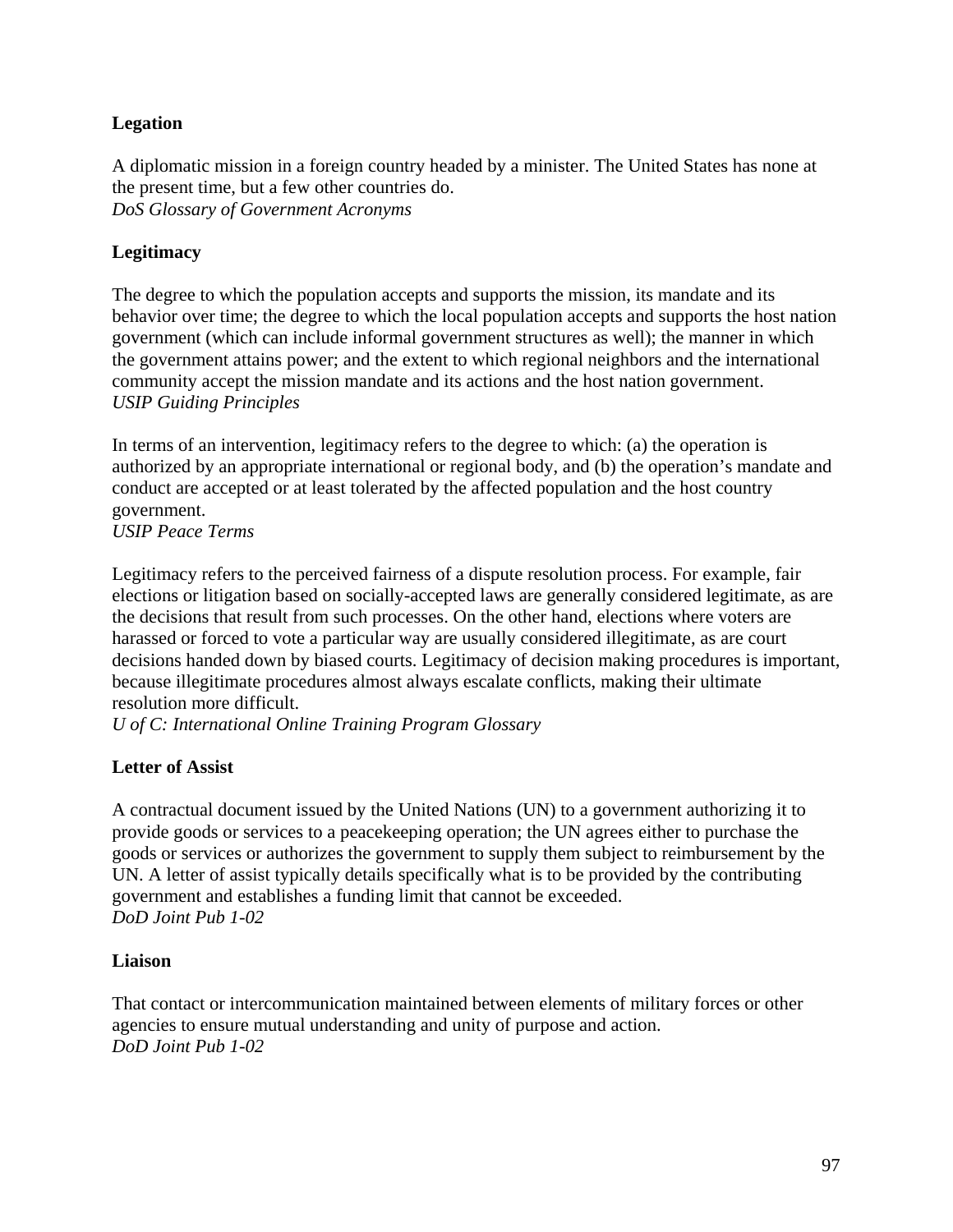**Legation**

A diplomatic mission in a foreign country headed by a minister. The United States has none at the present time, but a few other countries do.
*DoS Glossary of Government Acronyms*

**Legitimacy**

The degree to which the population accepts and supports the mission, its mandate and its behavior over time; the degree to which the local population accepts and supports the host nation government (which can include informal government structures as well); the manner in which the government attains power; and the extent to which regional neighbors and the international community accept the mission mandate and its actions and the host nation government.
*USIP Guiding Principles*

In terms of an intervention, legitimacy refers to the degree to which: (a) the operation is authorized by an appropriate international or regional body, and (b) the operation's mandate and conduct are accepted or at least tolerated by the affected population and the host country government.
*USIP Peace Terms*

Legitimacy refers to the perceived fairness of a dispute resolution process. For example, fair elections or litigation based on socially-accepted laws are generally considered legitimate, as are the decisions that result from such processes. On the other hand, elections where voters are harassed or forced to vote a particular way are usually considered illegitimate, as are court decisions handed down by biased courts. Legitimacy of decision making procedures is important, because illegitimate procedures almost always escalate conflicts, making their ultimate resolution more difficult.
*U of C: International Online Training Program Glossary*

**Letter of Assist**

A contractual document issued by the United Nations (UN) to a government authorizing it to provide goods or services to a peacekeeping operation; the UN agrees either to purchase the goods or services or authorizes the government to supply them subject to reimbursement by the UN. A letter of assist typically details specifically what is to be provided by the contributing government and establishes a funding limit that cannot be exceeded.
*DoD Joint Pub 1-02*

**Liaison**

That contact or intercommunication maintained between elements of military forces or other agencies to ensure mutual understanding and unity of purpose and action.
*DoD Joint Pub 1-02*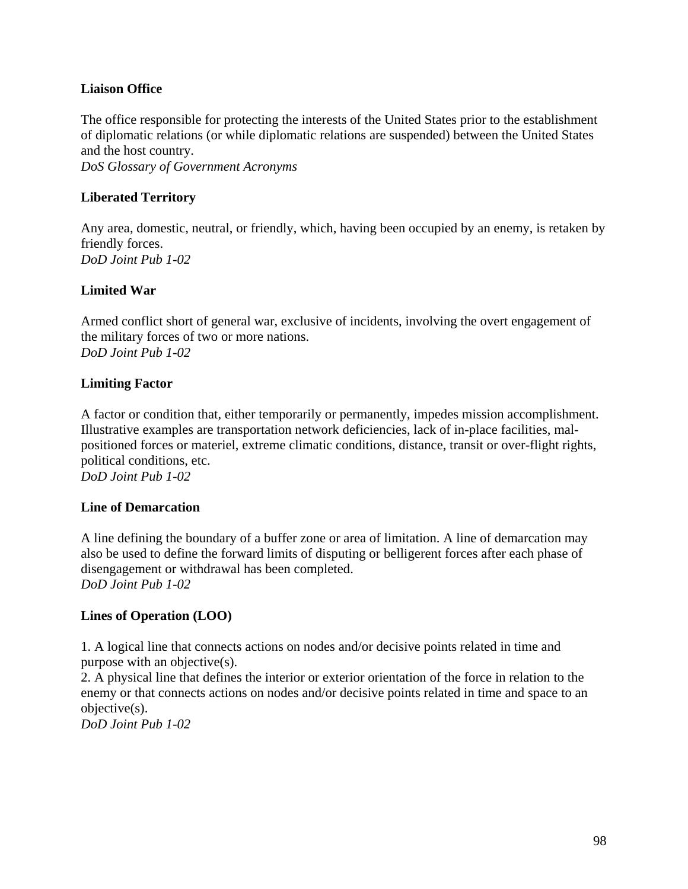**Liaison Office**

The office responsible for protecting the interests of the United States prior to the establishment of diplomatic relations (or while diplomatic relations are suspended) between the United States and the host country.
*DoS Glossary of Government Acronyms*

**Liberated Territory**

Any area, domestic, neutral, or friendly, which, having been occupied by an enemy, is retaken by friendly forces.
*DoD Joint Pub 1-02*

**Limited War**

Armed conflict short of general war, exclusive of incidents, involving the overt engagement of the military forces of two or more nations.
*DoD Joint Pub 1-02*

**Limiting Factor**

A factor or condition that, either temporarily or permanently, impedes mission accomplishment. Illustrative examples are transportation network deficiencies, lack of in-place facilities, mal-positioned forces or materiel, extreme climatic conditions, distance, transit or over-flight rights, political conditions, etc.
*DoD Joint Pub 1-02*

**Line of Demarcation**

A line defining the boundary of a buffer zone or area of limitation. A line of demarcation may also be used to define the forward limits of disputing or belligerent forces after each phase of disengagement or withdrawal has been completed.
*DoD Joint Pub 1-02*

**Lines of Operation (LOO)**

1. A logical line that connects actions on nodes and/or decisive points related in time and purpose with an objective(s).
2. A physical line that defines the interior or exterior orientation of the force in relation to the enemy or that connects actions on nodes and/or decisive points related in time and space to an objective(s).
*DoD Joint Pub 1-02*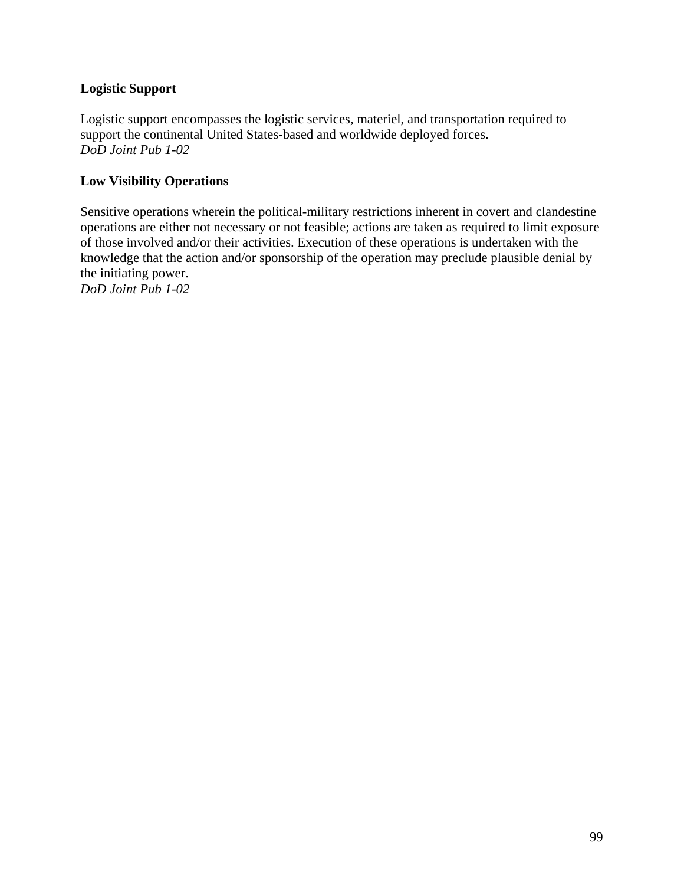**Logistic Support**

Logistic support encompasses the logistic services, materiel, and transportation required to support the continental United States-based and worldwide deployed forces.
*DoD Joint Pub 1-02*

**Low Visibility Operations**

Sensitive operations wherein the political-military restrictions inherent in covert and clandestine operations are either not necessary or not feasible; actions are taken as required to limit exposure of those involved and/or their activities. Execution of these operations is undertaken with the knowledge that the action and/or sponsorship of the operation may preclude plausible denial by the initiating power.
*DoD Joint Pub 1-02*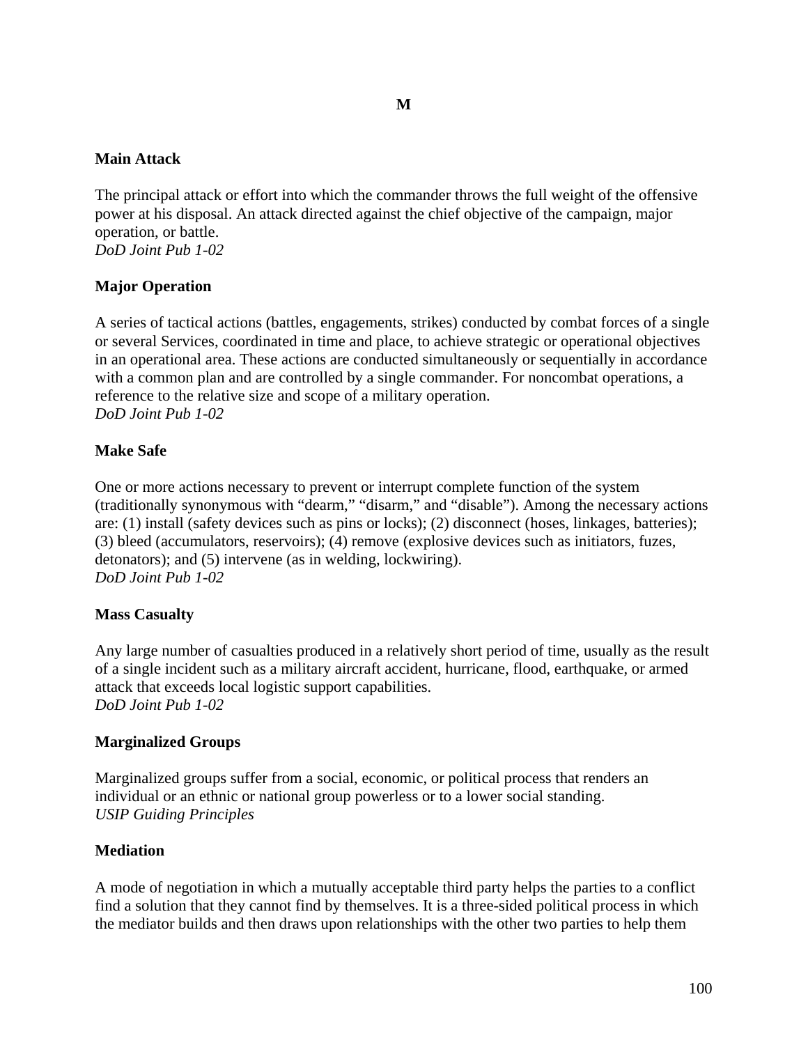# M

### Main Attack

The principal attack or effort into which the commander throws the full weight of the offensive power at his disposal. An attack directed against the chief objective of the campaign, major operation, or battle.
*DoD Joint Pub 1-02*

### Major Operation

A series of tactical actions (battles, engagements, strikes) conducted by combat forces of a single or several Services, coordinated in time and place, to achieve strategic or operational objectives in an operational area. These actions are conducted simultaneously or sequentially in accordance with a common plan and are controlled by a single commander. For noncombat operations, a reference to the relative size and scope of a military operation.
*DoD Joint Pub 1-02*

### Make Safe

One or more actions necessary to prevent or interrupt complete function of the system (traditionally synonymous with "dearm," "disarm," and "disable"). Among the necessary actions are: (1) install (safety devices such as pins or locks); (2) disconnect (hoses, linkages, batteries); (3) bleed (accumulators, reservoirs); (4) remove (explosive devices such as initiators, fuzes, detonators); and (5) intervene (as in welding, lockwiring).
*DoD Joint Pub 1-02*

### Mass Casualty

Any large number of casualties produced in a relatively short period of time, usually as the result of a single incident such as a military aircraft accident, hurricane, flood, earthquake, or armed attack that exceeds local logistic support capabilities.
*DoD Joint Pub 1-02*

### Marginalized Groups

Marginalized groups suffer from a social, economic, or political process that renders an individual or an ethnic or national group powerless or to a lower social standing.
*USIP Guiding Principles*

### Mediation

A mode of negotiation in which a mutually acceptable third party helps the parties to a conflict find a solution that they cannot find by themselves. It is a three-sided political process in which the mediator builds and then draws upon relationships with the other two parties to help them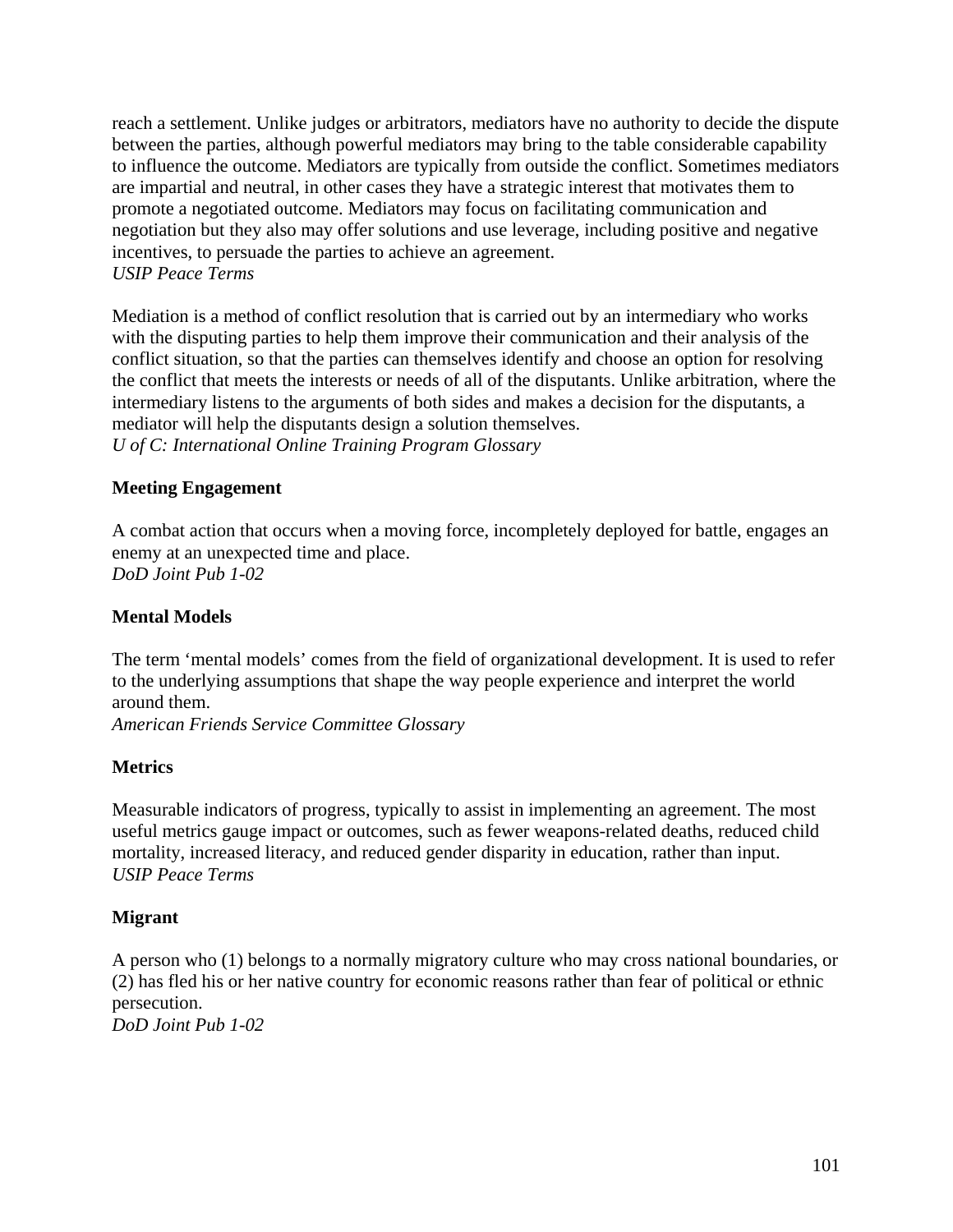reach a settlement. Unlike judges or arbitrators, mediators have no authority to decide the dispute between the parties, although powerful mediators may bring to the table considerable capability to influence the outcome. Mediators are typically from outside the conflict. Sometimes mediators are impartial and neutral, in other cases they have a strategic interest that motivates them to promote a negotiated outcome. Mediators may focus on facilitating communication and negotiation but they also may offer solutions and use leverage, including positive and negative incentives, to persuade the parties to achieve an agreement.
*USIP Peace Terms*

Mediation is a method of conflict resolution that is carried out by an intermediary who works with the disputing parties to help them improve their communication and their analysis of the conflict situation, so that the parties can themselves identify and choose an option for resolving the conflict that meets the interests or needs of all of the disputants. Unlike arbitration, where the intermediary listens to the arguments of both sides and makes a decision for the disputants, a mediator will help the disputants design a solution themselves.
*U of C: International Online Training Program Glossary*

**Meeting Engagement**

A combat action that occurs when a moving force, incompletely deployed for battle, engages an enemy at an unexpected time and place.
*DoD Joint Pub 1-02*

**Mental Models**

The term 'mental models' comes from the field of organizational development. It is used to refer to the underlying assumptions that shape the way people experience and interpret the world around them.
*American Friends Service Committee Glossary*

**Metrics**

Measurable indicators of progress, typically to assist in implementing an agreement. The most useful metrics gauge impact or outcomes, such as fewer weapons-related deaths, reduced child mortality, increased literacy, and reduced gender disparity in education, rather than input.
*USIP Peace Terms*

**Migrant**

A person who (1) belongs to a normally migratory culture who may cross national boundaries, or (2) has fled his or her native country for economic reasons rather than fear of political or ethnic persecution.
*DoD Joint Pub 1-02*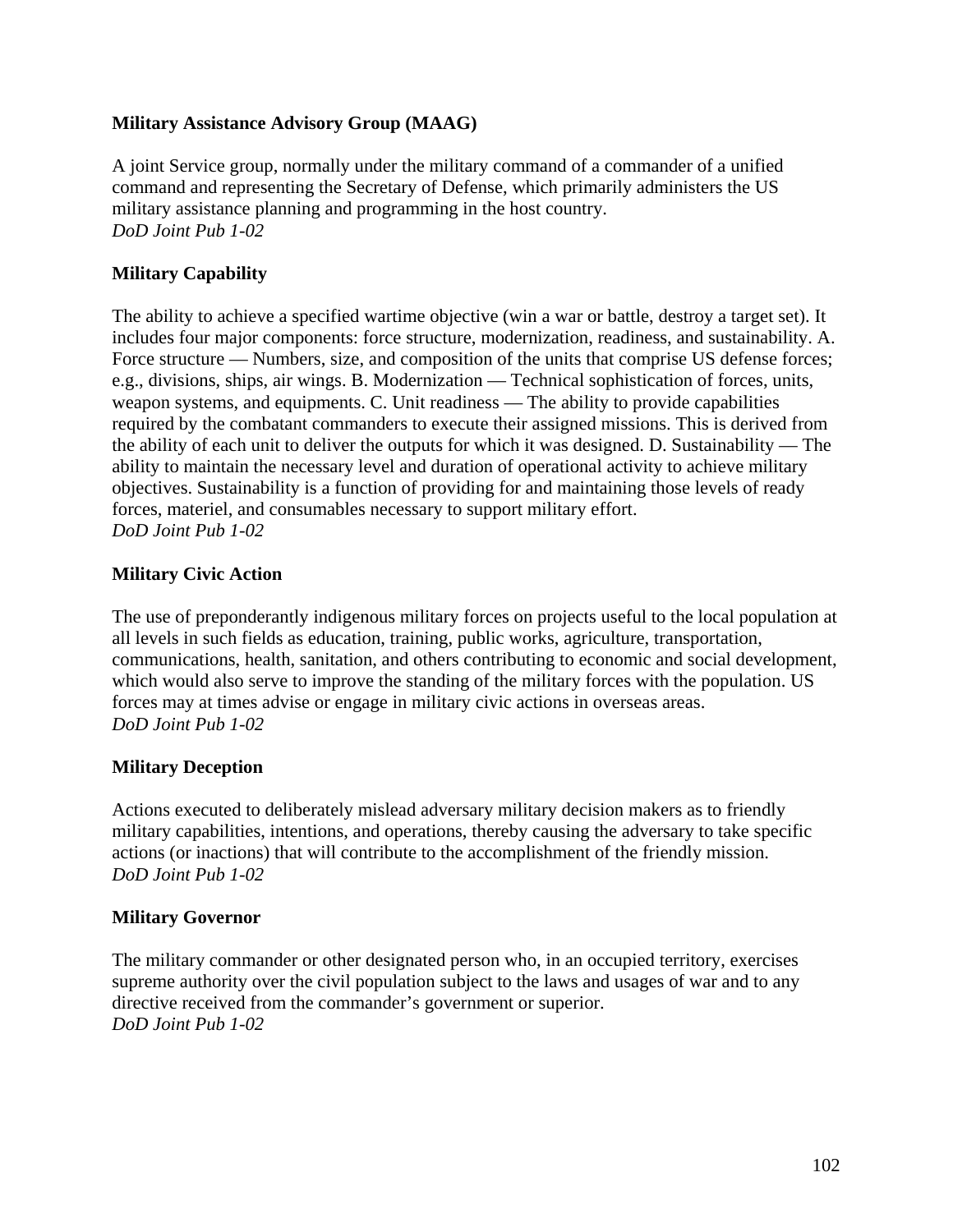**Military Assistance Advisory Group (MAAG)**

A joint Service group, normally under the military command of a commander of a unified command and representing the Secretary of Defense, which primarily administers the US military assistance planning and programming in the host country.
*DoD Joint Pub 1-02*

**Military Capability**

The ability to achieve a specified wartime objective (win a war or battle, destroy a target set). It includes four major components: force structure, modernization, readiness, and sustainability. A. Force structure — Numbers, size, and composition of the units that comprise US defense forces; e.g., divisions, ships, air wings. B. Modernization — Technical sophistication of forces, units, weapon systems, and equipments. C. Unit readiness — The ability to provide capabilities required by the combatant commanders to execute their assigned missions. This is derived from the ability of each unit to deliver the outputs for which it was designed. D. Sustainability — The ability to maintain the necessary level and duration of operational activity to achieve military objectives. Sustainability is a function of providing for and maintaining those levels of ready forces, materiel, and consumables necessary to support military effort.
*DoD Joint Pub 1-02*

**Military Civic Action**

The use of preponderantly indigenous military forces on projects useful to the local population at all levels in such fields as education, training, public works, agriculture, transportation, communications, health, sanitation, and others contributing to economic and social development, which would also serve to improve the standing of the military forces with the population. US forces may at times advise or engage in military civic actions in overseas areas.
*DoD Joint Pub 1-02*

**Military Deception**

Actions executed to deliberately mislead adversary military decision makers as to friendly military capabilities, intentions, and operations, thereby causing the adversary to take specific actions (or inactions) that will contribute to the accomplishment of the friendly mission.
*DoD Joint Pub 1-02*

**Military Governor**

The military commander or other designated person who, in an occupied territory, exercises supreme authority over the civil population subject to the laws and usages of war and to any directive received from the commander's government or superior.
*DoD Joint Pub 1-02*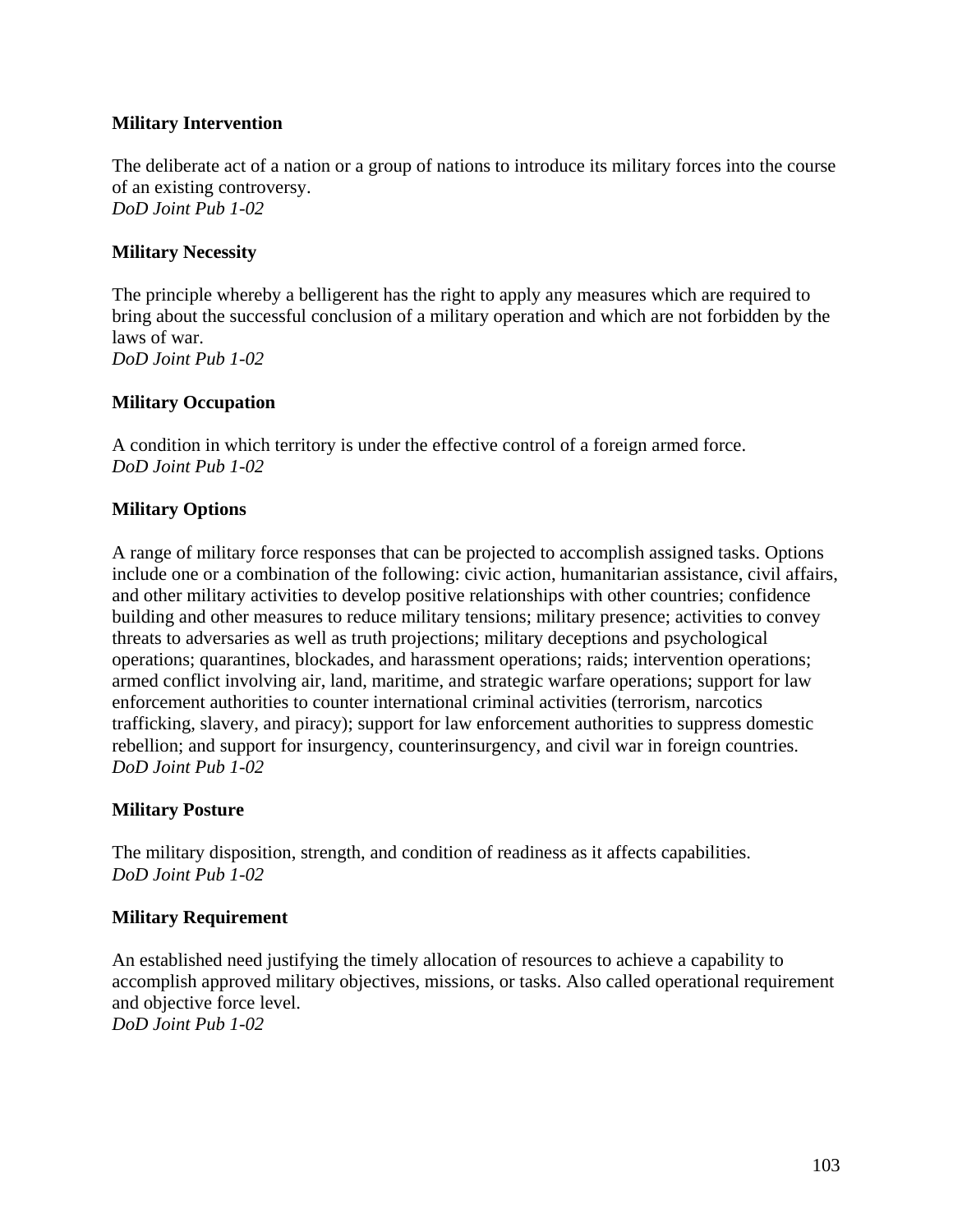**Military Intervention**

The deliberate act of a nation or a group of nations to introduce its military forces into the course of an existing controversy.
*DoD Joint Pub 1-02*

**Military Necessity**

The principle whereby a belligerent has the right to apply any measures which are required to bring about the successful conclusion of a military operation and which are not forbidden by the laws of war.
*DoD Joint Pub 1-02*

**Military Occupation**

A condition in which territory is under the effective control of a foreign armed force.
*DoD Joint Pub 1-02*

**Military Options**

A range of military force responses that can be projected to accomplish assigned tasks. Options include one or a combination of the following: civic action, humanitarian assistance, civil affairs, and other military activities to develop positive relationships with other countries; confidence building and other measures to reduce military tensions; military presence; activities to convey threats to adversaries as well as truth projections; military deceptions and psychological operations; quarantines, blockades, and harassment operations; raids; intervention operations; armed conflict involving air, land, maritime, and strategic warfare operations; support for law enforcement authorities to counter international criminal activities (terrorism, narcotics trafficking, slavery, and piracy); support for law enforcement authorities to suppress domestic rebellion; and support for insurgency, counterinsurgency, and civil war in foreign countries.
*DoD Joint Pub 1-02*

**Military Posture**

The military disposition, strength, and condition of readiness as it affects capabilities.
*DoD Joint Pub 1-02*

**Military Requirement**

An established need justifying the timely allocation of resources to achieve a capability to accomplish approved military objectives, missions, or tasks. Also called operational requirement and objective force level.
*DoD Joint Pub 1-02*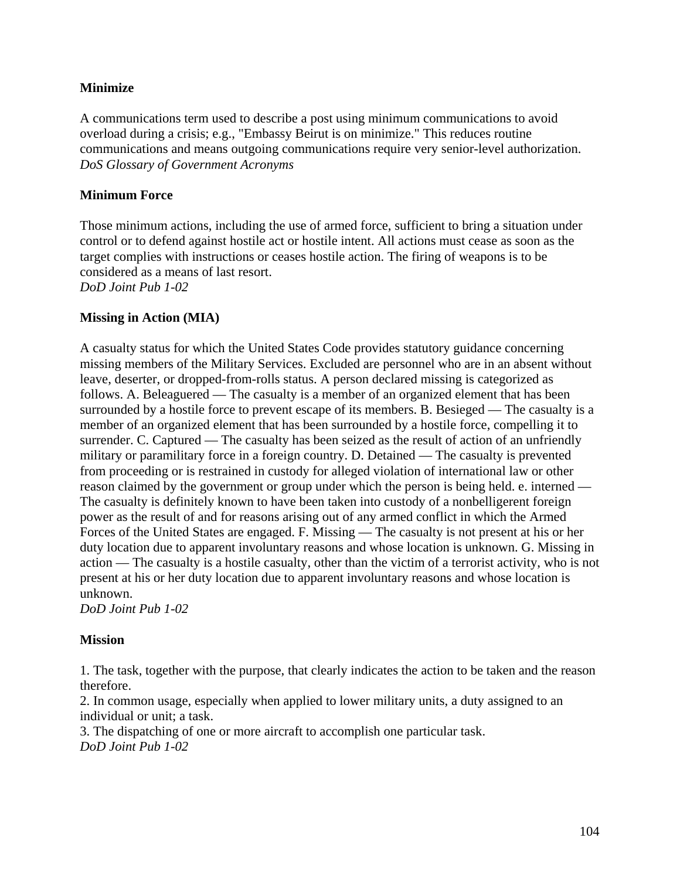**Minimize**

A communications term used to describe a post using minimum communications to avoid overload during a crisis; e.g., "Embassy Beirut is on minimize." This reduces routine communications and means outgoing communications require very senior-level authorization.
*DoS Glossary of Government Acronyms*

**Minimum Force**

Those minimum actions, including the use of armed force, sufficient to bring a situation under control or to defend against hostile act or hostile intent. All actions must cease as soon as the target complies with instructions or ceases hostile action. The firing of weapons is to be considered as a means of last resort.
*DoD Joint Pub 1-02*

**Missing in Action (MIA)**

A casualty status for which the United States Code provides statutory guidance concerning missing members of the Military Services. Excluded are personnel who are in an absent without leave, deserter, or dropped-from-rolls status. A person declared missing is categorized as follows. A. Beleaguered — The casualty is a member of an organized element that has been surrounded by a hostile force to prevent escape of its members. B. Besieged — The casualty is a member of an organized element that has been surrounded by a hostile force, compelling it to surrender. C. Captured — The casualty has been seized as the result of action of an unfriendly military or paramilitary force in a foreign country. D. Detained — The casualty is prevented from proceeding or is restrained in custody for alleged violation of international law or other reason claimed by the government or group under which the person is being held. e. interned — The casualty is definitely known to have been taken into custody of a nonbelligerent foreign power as the result of and for reasons arising out of any armed conflict in which the Armed Forces of the United States are engaged. F. Missing — The casualty is not present at his or her duty location due to apparent involuntary reasons and whose location is unknown. G. Missing in action — The casualty is a hostile casualty, other than the victim of a terrorist activity, who is not present at his or her duty location due to apparent involuntary reasons and whose location is unknown.
*DoD Joint Pub 1-02*

**Mission**

1. The task, together with the purpose, that clearly indicates the action to be taken and the reason therefore.
2. In common usage, especially when applied to lower military units, a duty assigned to an individual or unit; a task.
3. The dispatching of one or more aircraft to accomplish one particular task.
*DoD Joint Pub 1-02*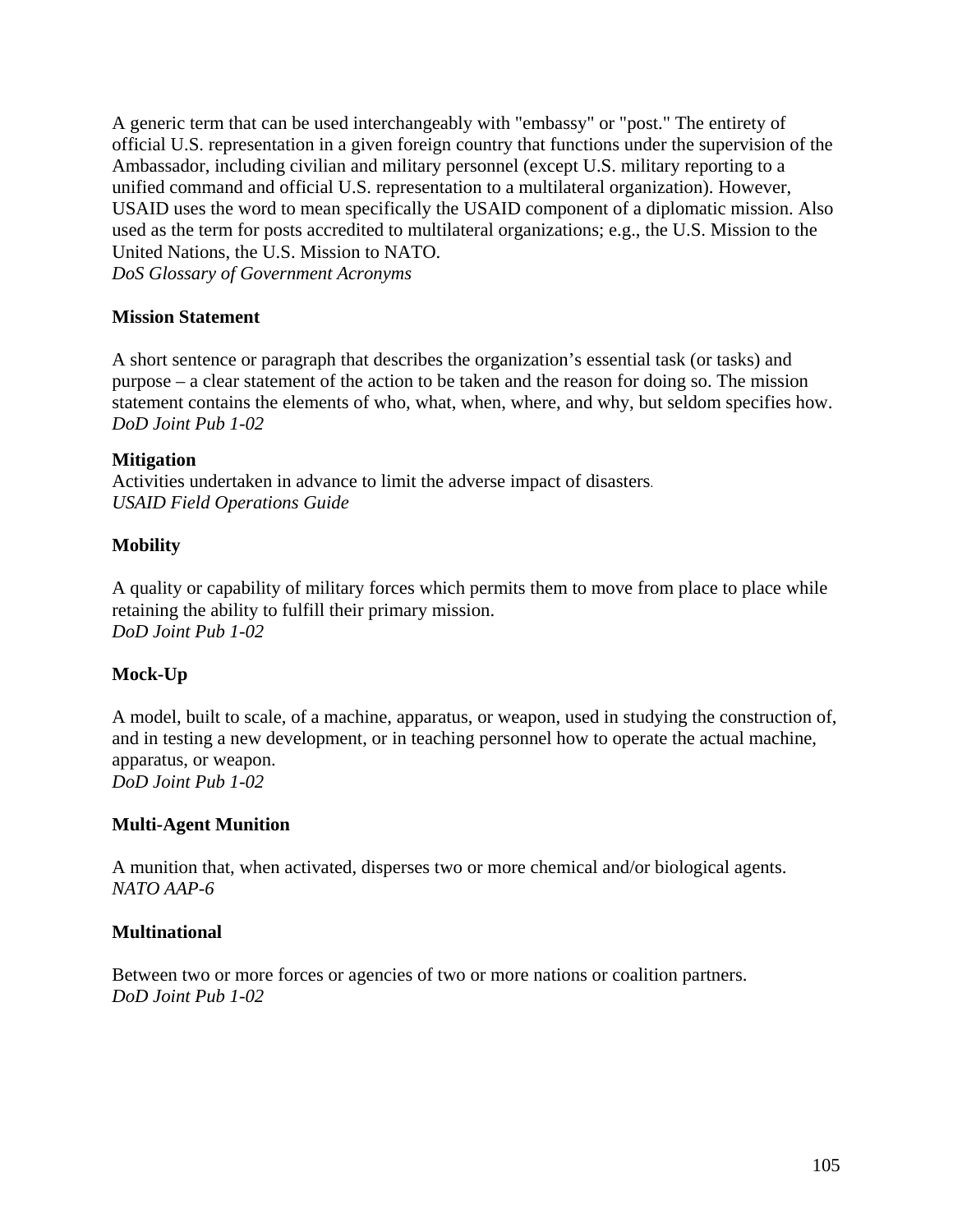A generic term that can be used interchangeably with "embassy" or "post." The entirety of official U.S. representation in a given foreign country that functions under the supervision of the Ambassador, including civilian and military personnel (except U.S. military reporting to a unified command and official U.S. representation to a multilateral organization). However, USAID uses the word to mean specifically the USAID component of a diplomatic mission. Also used as the term for posts accredited to multilateral organizations; e.g., the U.S. Mission to the United Nations, the U.S. Mission to NATO.
*DoS Glossary of Government Acronyms*

**Mission Statement**

A short sentence or paragraph that describes the organization's essential task (or tasks) and purpose – a clear statement of the action to be taken and the reason for doing so. The mission statement contains the elements of who, what, when, where, and why, but seldom specifies how.
*DoD Joint Pub 1-02*

**Mitigation**
Activities undertaken in advance to limit the adverse impact of disasters.
*USAID Field Operations Guide*

**Mobility**

A quality or capability of military forces which permits them to move from place to place while retaining the ability to fulfill their primary mission.
*DoD Joint Pub 1-02*

**Mock-Up**

A model, built to scale, of a machine, apparatus, or weapon, used in studying the construction of, and in testing a new development, or in teaching personnel how to operate the actual machine, apparatus, or weapon.
*DoD Joint Pub 1-02*

**Multi-Agent Munition**

A munition that, when activated, disperses two or more chemical and/or biological agents.
*NATO AAP-6*

**Multinational**

Between two or more forces or agencies of two or more nations or coalition partners.
*DoD Joint Pub 1-02*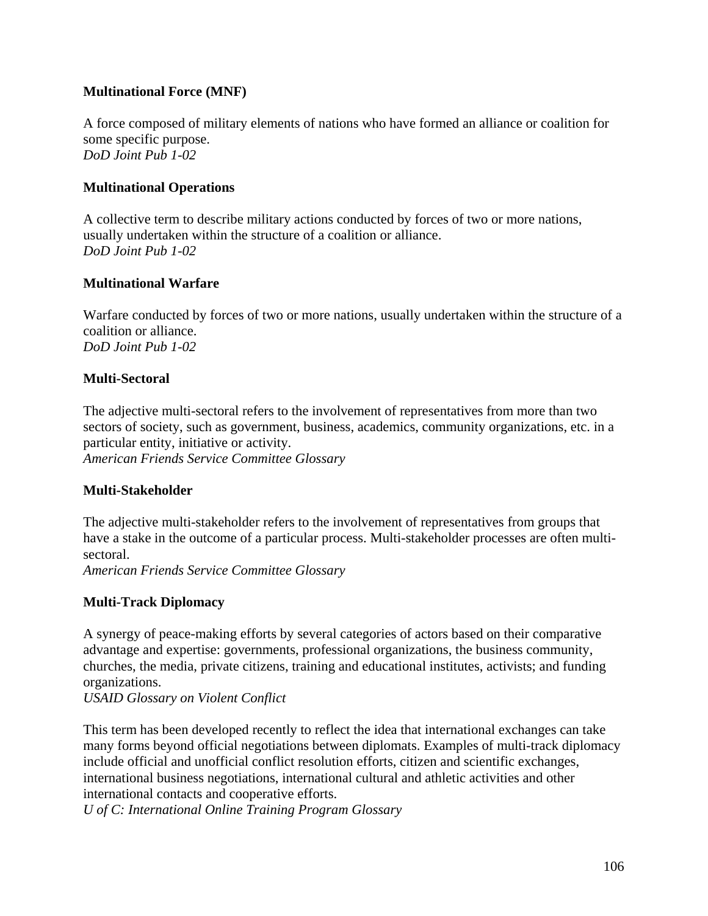**Multinational Force (MNF)**

A force composed of military elements of nations who have formed an alliance or coalition for some specific purpose.
*DoD Joint Pub 1-02*

**Multinational Operations**

A collective term to describe military actions conducted by forces of two or more nations, usually undertaken within the structure of a coalition or alliance.
*DoD Joint Pub 1-02*

**Multinational Warfare**

Warfare conducted by forces of two or more nations, usually undertaken within the structure of a coalition or alliance.
*DoD Joint Pub 1-02*

**Multi-Sectoral**

The adjective multi-sectoral refers to the involvement of representatives from more than two sectors of society, such as government, business, academics, community organizations, etc. in a particular entity, initiative or activity.
*American Friends Service Committee Glossary*

**Multi-Stakeholder**

The adjective multi-stakeholder refers to the involvement of representatives from groups that have a stake in the outcome of a particular process. Multi-stakeholder processes are often multi-sectoral.
*American Friends Service Committee Glossary*

**Multi-Track Diplomacy**

A synergy of peace-making efforts by several categories of actors based on their comparative advantage and expertise: governments, professional organizations, the business community, churches, the media, private citizens, training and educational institutes, activists; and funding organizations.
*USAID Glossary on Violent Conflict*

This term has been developed recently to reflect the idea that international exchanges can take many forms beyond official negotiations between diplomats. Examples of multi-track diplomacy include official and unofficial conflict resolution efforts, citizen and scientific exchanges, international business negotiations, international cultural and athletic activities and other international contacts and cooperative efforts.
*U of C: International Online Training Program Glossary*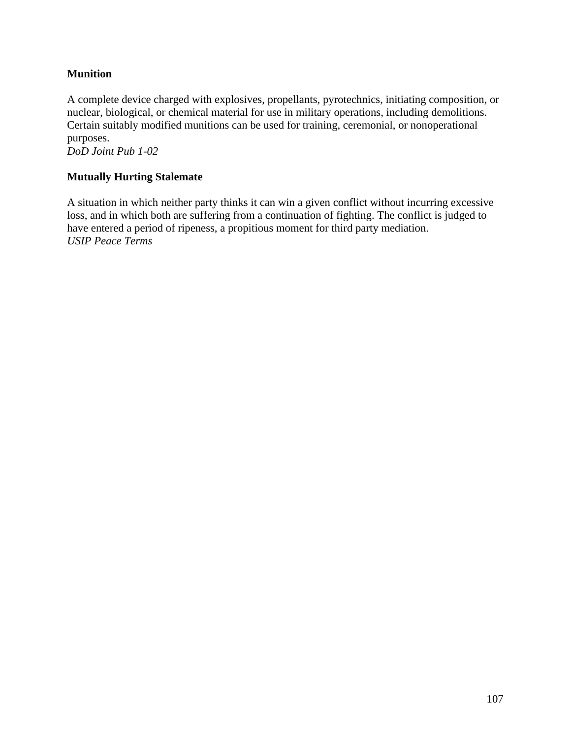**Munition**

A complete device charged with explosives, propellants, pyrotechnics, initiating composition, or nuclear, biological, or chemical material for use in military operations, including demolitions. Certain suitably modified munitions can be used for training, ceremonial, or nonoperational purposes.
*DoD Joint Pub 1-02*

**Mutually Hurting Stalemate**

A situation in which neither party thinks it can win a given conflict without incurring excessive loss, and in which both are suffering from a continuation of fighting. The conflict is judged to have entered a period of ripeness, a propitious moment for third party mediation.
*USIP Peace Terms*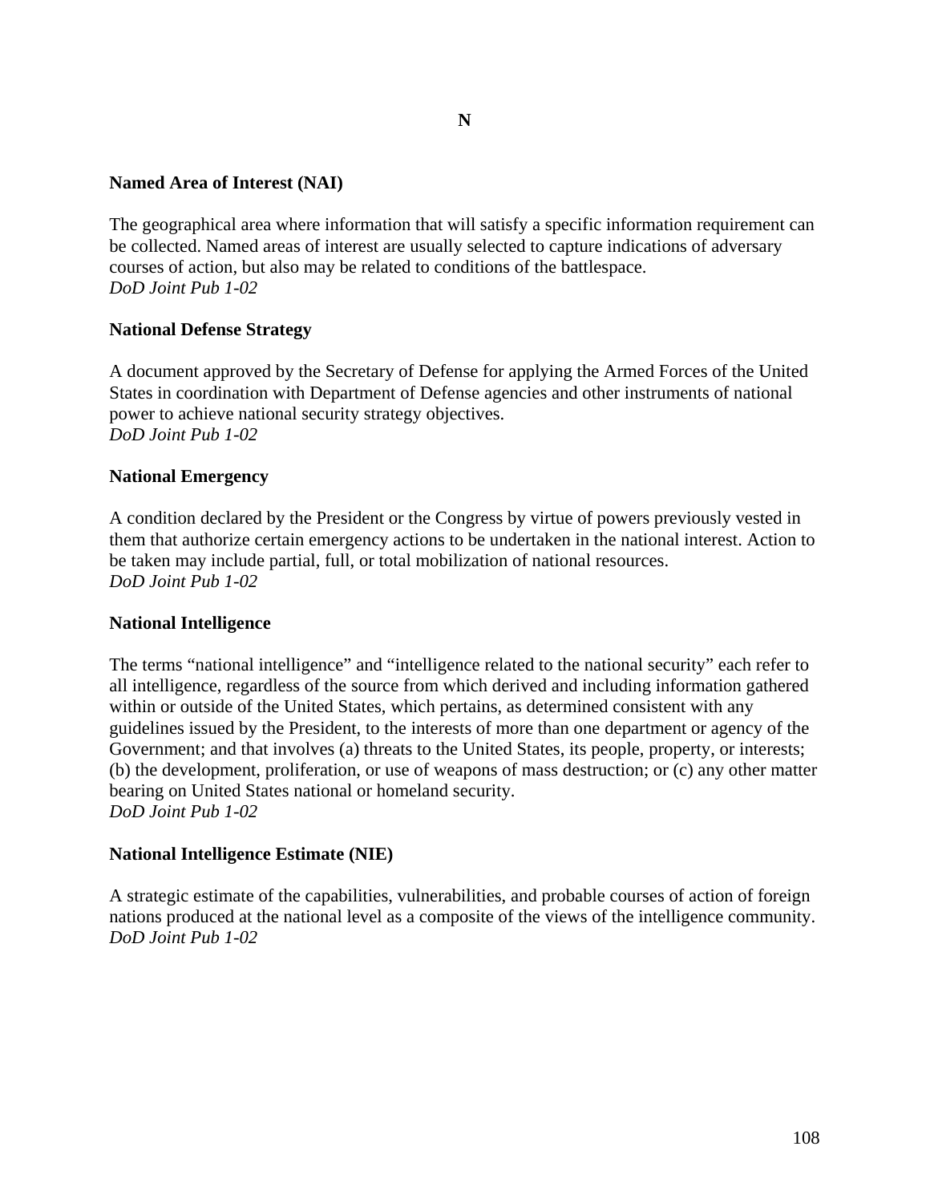# N

**Named Area of Interest (NAI)**

The geographical area where information that will satisfy a specific information requirement can be collected. Named areas of interest are usually selected to capture indications of adversary courses of action, but also may be related to conditions of the battlespace.
*DoD Joint Pub 1-02*

**National Defense Strategy**

A document approved by the Secretary of Defense for applying the Armed Forces of the United States in coordination with Department of Defense agencies and other instruments of national power to achieve national security strategy objectives.
*DoD Joint Pub 1-02*

**National Emergency**

A condition declared by the President or the Congress by virtue of powers previously vested in them that authorize certain emergency actions to be undertaken in the national interest. Action to be taken may include partial, full, or total mobilization of national resources.
*DoD Joint Pub 1-02*

**National Intelligence**

The terms "national intelligence" and "intelligence related to the national security" each refer to all intelligence, regardless of the source from which derived and including information gathered within or outside of the United States, which pertains, as determined consistent with any guidelines issued by the President, to the interests of more than one department or agency of the Government; and that involves (a) threats to the United States, its people, property, or interests; (b) the development, proliferation, or use of weapons of mass destruction; or (c) any other matter bearing on United States national or homeland security.
*DoD Joint Pub 1-02*

**National Intelligence Estimate (NIE)**

A strategic estimate of the capabilities, vulnerabilities, and probable courses of action of foreign nations produced at the national level as a composite of the views of the intelligence community.
*DoD Joint Pub 1-02*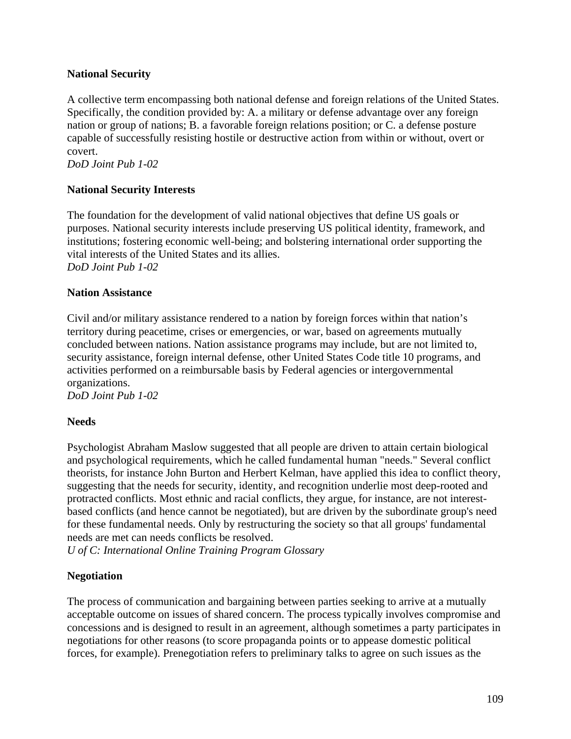**National Security**

A collective term encompassing both national defense and foreign relations of the United States. Specifically, the condition provided by: A. a military or defense advantage over any foreign nation or group of nations; B. a favorable foreign relations position; or C. a defense posture capable of successfully resisting hostile or destructive action from within or without, overt or covert.
*DoD Joint Pub 1-02*

**National Security Interests**

The foundation for the development of valid national objectives that define US goals or purposes. National security interests include preserving US political identity, framework, and institutions; fostering economic well-being; and bolstering international order supporting the vital interests of the United States and its allies.
*DoD Joint Pub 1-02*

**Nation Assistance**

Civil and/or military assistance rendered to a nation by foreign forces within that nation's territory during peacetime, crises or emergencies, or war, based on agreements mutually concluded between nations. Nation assistance programs may include, but are not limited to, security assistance, foreign internal defense, other United States Code title 10 programs, and activities performed on a reimbursable basis by Federal agencies or intergovernmental organizations.
*DoD Joint Pub 1-02*

**Needs**

Psychologist Abraham Maslow suggested that all people are driven to attain certain biological and psychological requirements, which he called fundamental human "needs." Several conflict theorists, for instance John Burton and Herbert Kelman, have applied this idea to conflict theory, suggesting that the needs for security, identity, and recognition underlie most deep-rooted and protracted conflicts. Most ethnic and racial conflicts, they argue, for instance, are not interest-based conflicts (and hence cannot be negotiated), but are driven by the subordinate group's need for these fundamental needs. Only by restructuring the society so that all groups' fundamental needs are met can needs conflicts be resolved.
*U of C: International Online Training Program Glossary*

**Negotiation**

The process of communication and bargaining between parties seeking to arrive at a mutually acceptable outcome on issues of shared concern. The process typically involves compromise and concessions and is designed to result in an agreement, although sometimes a party participates in negotiations for other reasons (to score propaganda points or to appease domestic political forces, for example). Prenegotiation refers to preliminary talks to agree on such issues as the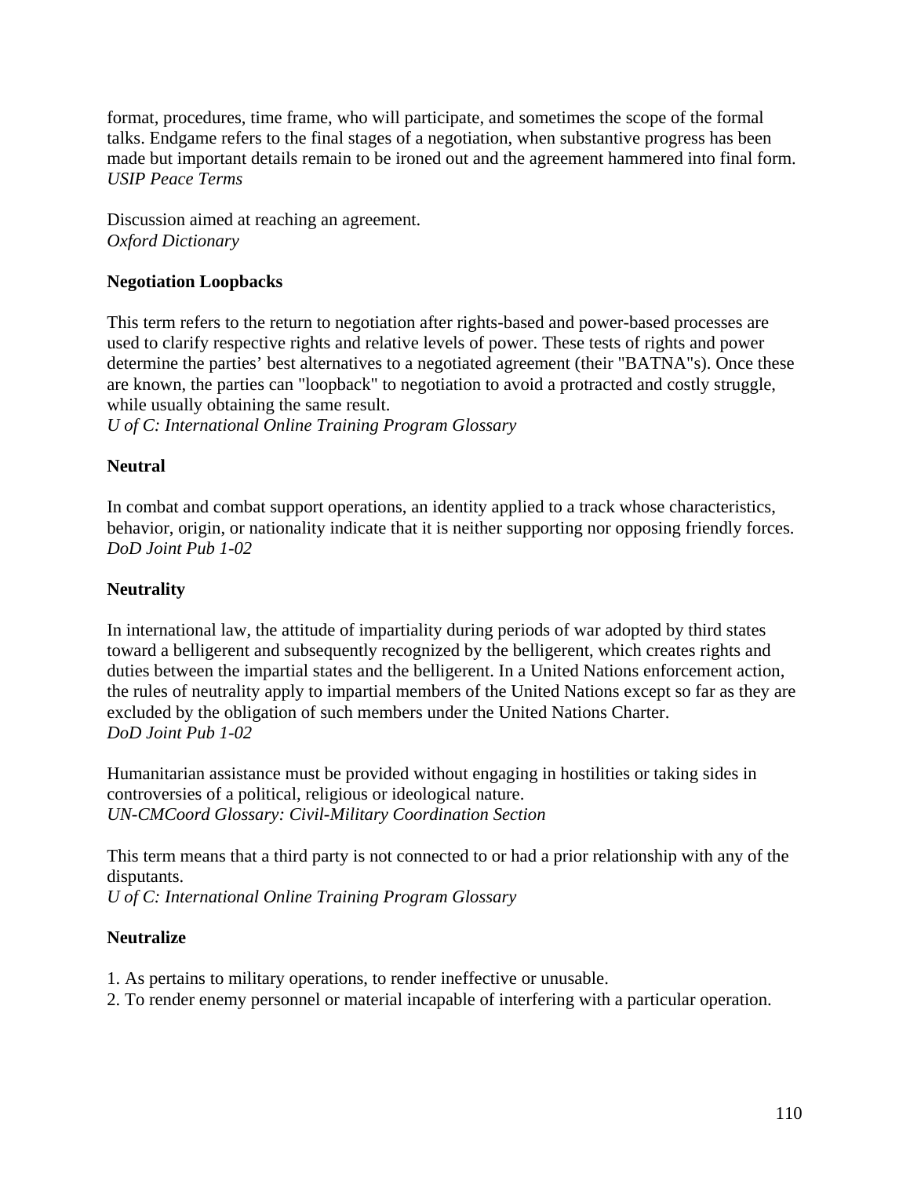format, procedures, time frame, who will participate, and sometimes the scope of the formal talks. Endgame refers to the final stages of a negotiation, when substantive progress has been made but important details remain to be ironed out and the agreement hammered into final form.
*USIP Peace Terms*

Discussion aimed at reaching an agreement.
*Oxford Dictionary*

**Negotiation Loopbacks**

This term refers to the return to negotiation after rights-based and power-based processes are used to clarify respective rights and relative levels of power. These tests of rights and power determine the parties' best alternatives to a negotiated agreement (their "BATNA"s). Once these are known, the parties can "loopback" to negotiation to avoid a protracted and costly struggle, while usually obtaining the same result.
*U of C: International Online Training Program Glossary*

**Neutral**

In combat and combat support operations, an identity applied to a track whose characteristics, behavior, origin, or nationality indicate that it is neither supporting nor opposing friendly forces.
*DoD Joint Pub 1-02*

**Neutrality**

In international law, the attitude of impartiality during periods of war adopted by third states toward a belligerent and subsequently recognized by the belligerent, which creates rights and duties between the impartial states and the belligerent. In a United Nations enforcement action, the rules of neutrality apply to impartial members of the United Nations except so far as they are excluded by the obligation of such members under the United Nations Charter.
*DoD Joint Pub 1-02*

Humanitarian assistance must be provided without engaging in hostilities or taking sides in controversies of a political, religious or ideological nature.
*UN-CMCoord Glossary: Civil-Military Coordination Section*

This term means that a third party is not connected to or had a prior relationship with any of the disputants.
*U of C: International Online Training Program Glossary*

**Neutralize**

1. As pertains to military operations, to render ineffective or unusable.
2. To render enemy personnel or material incapable of interfering with a particular operation.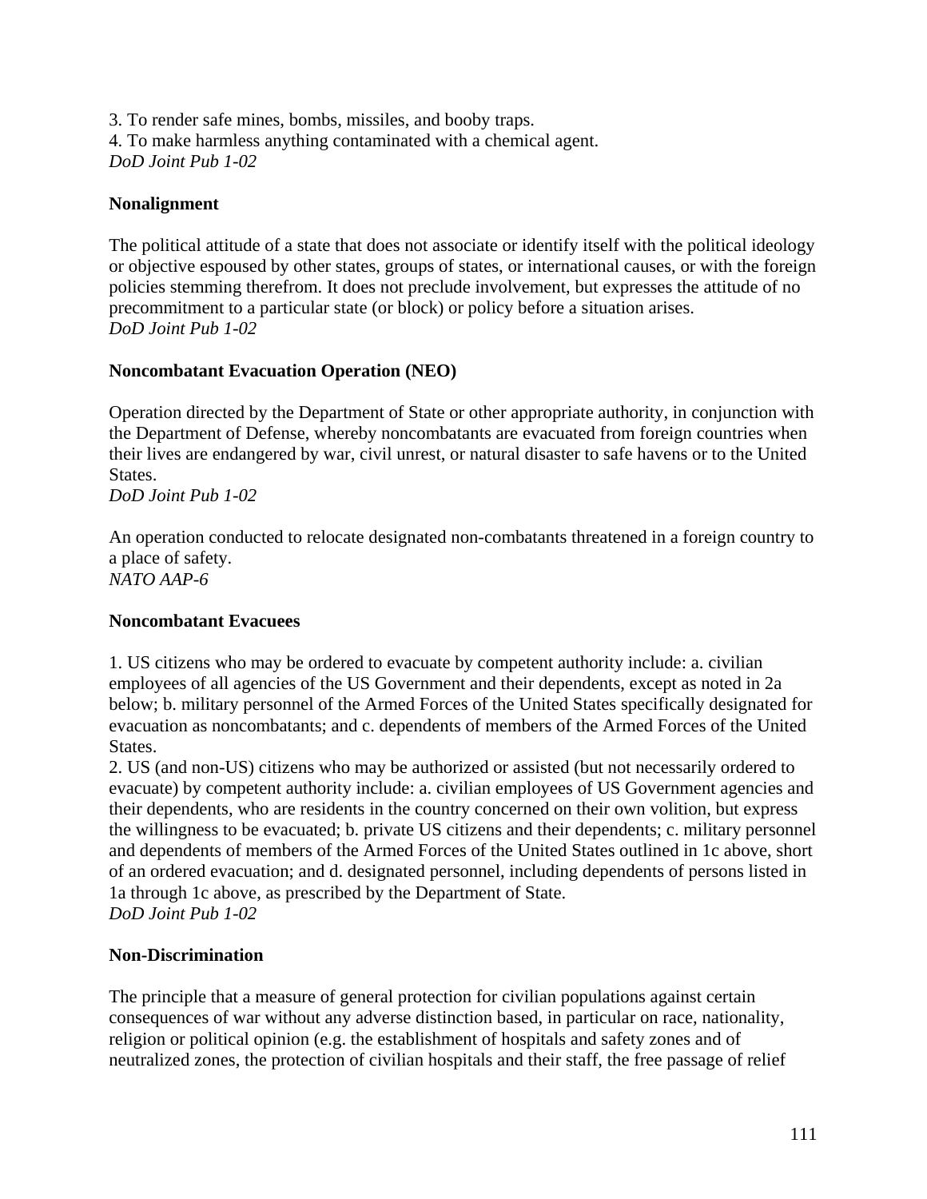3. To render safe mines, bombs, missiles, and booby traps.
4. To make harmless anything contaminated with a chemical agent.
*DoD Joint Pub 1-02*

**Nonalignment**

The political attitude of a state that does not associate or identify itself with the political ideology or objective espoused by other states, groups of states, or international causes, or with the foreign policies stemming therefrom. It does not preclude involvement, but expresses the attitude of no precommitment to a particular state (or block) or policy before a situation arises.
*DoD Joint Pub 1-02*

**Noncombatant Evacuation Operation (NEO)**

Operation directed by the Department of State or other appropriate authority, in conjunction with the Department of Defense, whereby noncombatants are evacuated from foreign countries when their lives are endangered by war, civil unrest, or natural disaster to safe havens or to the United States.
*DoD Joint Pub 1-02*

An operation conducted to relocate designated non-combatants threatened in a foreign country to a place of safety.
*NATO AAP-6*

**Noncombatant Evacuees**

1. US citizens who may be ordered to evacuate by competent authority include: a. civilian employees of all agencies of the US Government and their dependents, except as noted in 2a below; b. military personnel of the Armed Forces of the United States specifically designated for evacuation as noncombatants; and c. dependents of members of the Armed Forces of the United States.
2. US (and non-US) citizens who may be authorized or assisted (but not necessarily ordered to evacuate) by competent authority include: a. civilian employees of US Government agencies and their dependents, who are residents in the country concerned on their own volition, but express the willingness to be evacuated; b. private US citizens and their dependents; c. military personnel and dependents of members of the Armed Forces of the United States outlined in 1c above, short of an ordered evacuation; and d. designated personnel, including dependents of persons listed in 1a through 1c above, as prescribed by the Department of State.
*DoD Joint Pub 1-02*

**Non-Discrimination**

The principle that a measure of general protection for civilian populations against certain consequences of war without any adverse distinction based, in particular on race, nationality, religion or political opinion (e.g. the establishment of hospitals and safety zones and of neutralized zones, the protection of civilian hospitals and their staff, the free passage of relief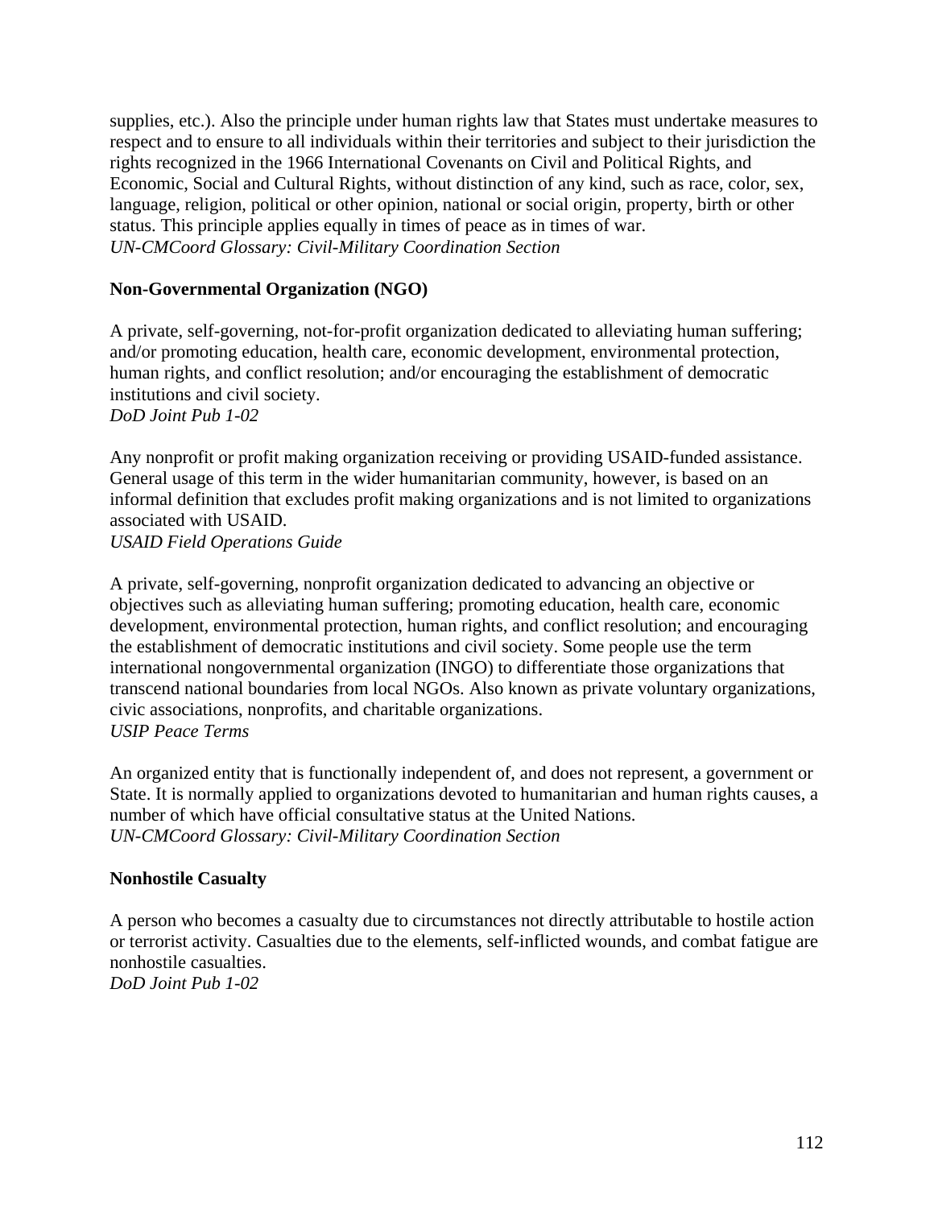supplies, etc.). Also the principle under human rights law that States must undertake measures to respect and to ensure to all individuals within their territories and subject to their jurisdiction the rights recognized in the 1966 International Covenants on Civil and Political Rights, and Economic, Social and Cultural Rights, without distinction of any kind, such as race, color, sex, language, religion, political or other opinion, national or social origin, property, birth or other status. This principle applies equally in times of peace as in times of war.
*UN-CMCoord Glossary: Civil-Military Coordination Section*

**Non-Governmental Organization (NGO)**

A private, self-governing, not-for-profit organization dedicated to alleviating human suffering; and/or promoting education, health care, economic development, environmental protection, human rights, and conflict resolution; and/or encouraging the establishment of democratic institutions and civil society.
*DoD Joint Pub 1-02*

Any nonprofit or profit making organization receiving or providing USAID-funded assistance. General usage of this term in the wider humanitarian community, however, is based on an informal definition that excludes profit making organizations and is not limited to organizations associated with USAID.
*USAID Field Operations Guide*

A private, self-governing, nonprofit organization dedicated to advancing an objective or objectives such as alleviating human suffering; promoting education, health care, economic development, environmental protection, human rights, and conflict resolution; and encouraging the establishment of democratic institutions and civil society. Some people use the term international nongovernmental organization (INGO) to differentiate those organizations that transcend national boundaries from local NGOs. Also known as private voluntary organizations, civic associations, nonprofits, and charitable organizations.
*USIP Peace Terms*

An organized entity that is functionally independent of, and does not represent, a government or State. It is normally applied to organizations devoted to humanitarian and human rights causes, a number of which have official consultative status at the United Nations.
*UN-CMCoord Glossary: Civil-Military Coordination Section*

**Nonhostile Casualty**

A person who becomes a casualty due to circumstances not directly attributable to hostile action or terrorist activity. Casualties due to the elements, self-inflicted wounds, and combat fatigue are nonhostile casualties.
*DoD Joint Pub 1-02*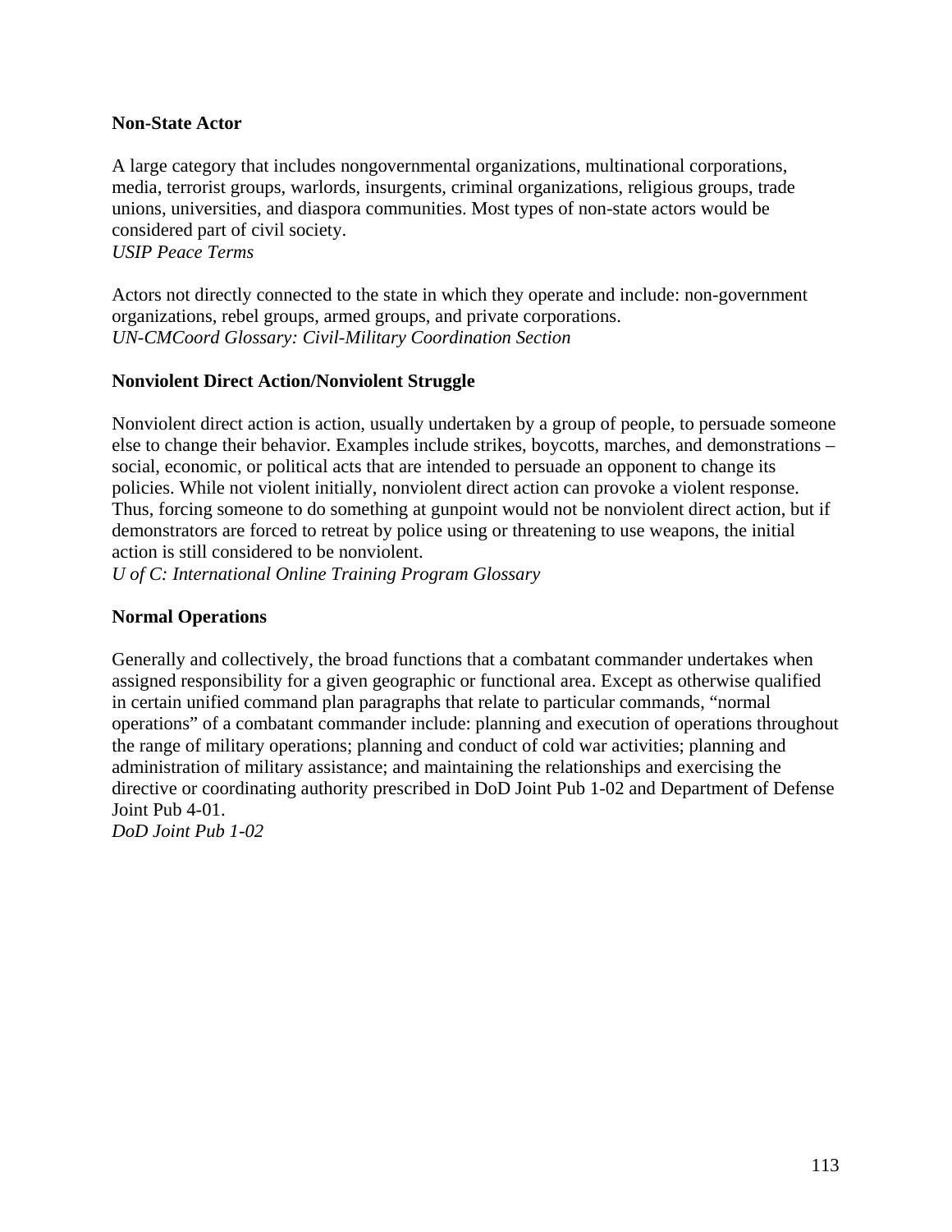**Non-State Actor**

A large category that includes nongovernmental organizations, multinational corporations, media, terrorist groups, warlords, insurgents, criminal organizations, religious groups, trade unions, universities, and diaspora communities. Most types of non-state actors would be considered part of civil society.
*USIP Peace Terms*

Actors not directly connected to the state in which they operate and include: non-government organizations, rebel groups, armed groups, and private corporations.
*UN-CMCoord Glossary: Civil-Military Coordination Section*

**Nonviolent Direct Action/Nonviolent Struggle**

Nonviolent direct action is action, usually undertaken by a group of people, to persuade someone else to change their behavior. Examples include strikes, boycotts, marches, and demonstrations – social, economic, or political acts that are intended to persuade an opponent to change its policies. While not violent initially, nonviolent direct action can provoke a violent response. Thus, forcing someone to do something at gunpoint would not be nonviolent direct action, but if demonstrators are forced to retreat by police using or threatening to use weapons, the initial action is still considered to be nonviolent.
*U of C: International Online Training Program Glossary*

**Normal Operations**

Generally and collectively, the broad functions that a combatant commander undertakes when assigned responsibility for a given geographic or functional area. Except as otherwise qualified in certain unified command plan paragraphs that relate to particular commands, "normal operations" of a combatant commander include: planning and execution of operations throughout the range of military operations; planning and conduct of cold war activities; planning and administration of military assistance; and maintaining the relationships and exercising the directive or coordinating authority prescribed in DoD Joint Pub 1-02 and Department of Defense Joint Pub 4-01.
*DoD Joint Pub 1-02*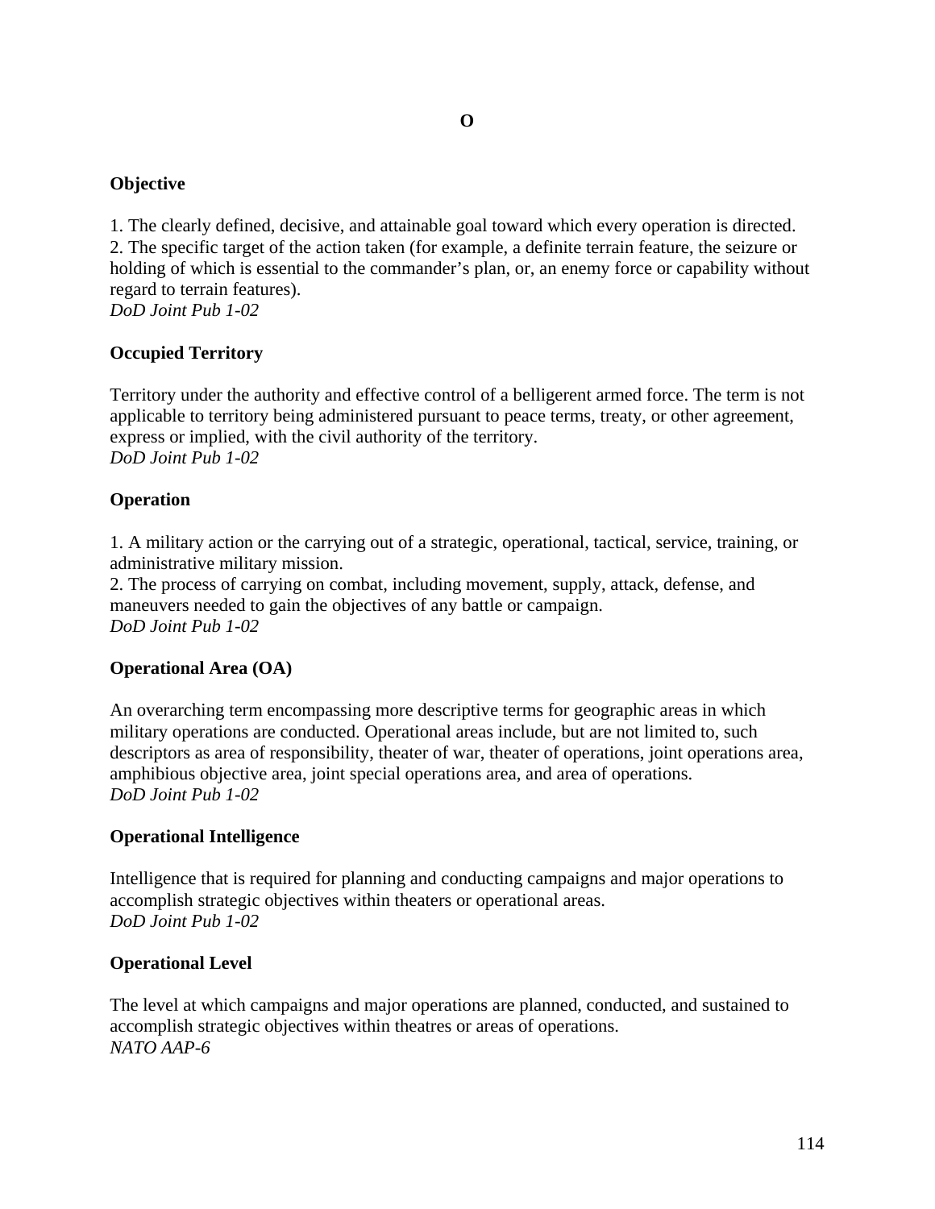# O

**Objective**

1. The clearly defined, decisive, and attainable goal toward which every operation is directed.
2. The specific target of the action taken (for example, a definite terrain feature, the seizure or holding of which is essential to the commander's plan, or, an enemy force or capability without regard to terrain features).
*DoD Joint Pub 1-02*

**Occupied Territory**

Territory under the authority and effective control of a belligerent armed force. The term is not applicable to territory being administered pursuant to peace terms, treaty, or other agreement, express or implied, with the civil authority of the territory.
*DoD Joint Pub 1-02*

**Operation**

1. A military action or the carrying out of a strategic, operational, tactical, service, training, or administrative military mission.
2. The process of carrying on combat, including movement, supply, attack, defense, and maneuvers needed to gain the objectives of any battle or campaign.
*DoD Joint Pub 1-02*

**Operational Area (OA)**

An overarching term encompassing more descriptive terms for geographic areas in which military operations are conducted. Operational areas include, but are not limited to, such descriptors as area of responsibility, theater of war, theater of operations, joint operations area, amphibious objective area, joint special operations area, and area of operations.
*DoD Joint Pub 1-02*

**Operational Intelligence**

Intelligence that is required for planning and conducting campaigns and major operations to accomplish strategic objectives within theaters or operational areas.
*DoD Joint Pub 1-02*

**Operational Level**

The level at which campaigns and major operations are planned, conducted, and sustained to accomplish strategic objectives within theatres or areas of operations.
*NATO AAP-6*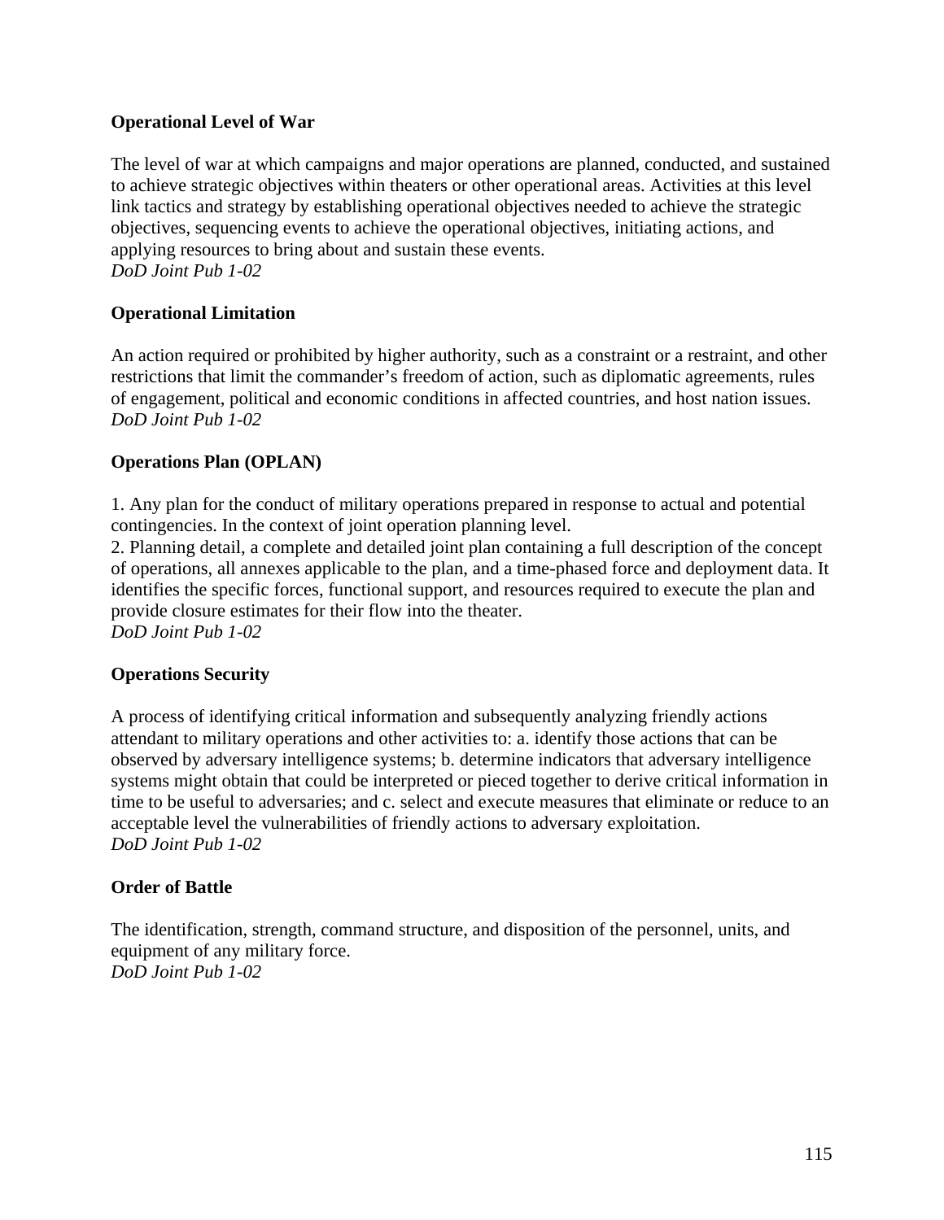**Operational Level of War**

The level of war at which campaigns and major operations are planned, conducted, and sustained to achieve strategic objectives within theaters or other operational areas. Activities at this level link tactics and strategy by establishing operational objectives needed to achieve the strategic objectives, sequencing events to achieve the operational objectives, initiating actions, and applying resources to bring about and sustain these events.
*DoD Joint Pub 1-02*

**Operational Limitation**

An action required or prohibited by higher authority, such as a constraint or a restraint, and other restrictions that limit the commander's freedom of action, such as diplomatic agreements, rules of engagement, political and economic conditions in affected countries, and host nation issues.
*DoD Joint Pub 1-02*

**Operations Plan (OPLAN)**

1. Any plan for the conduct of military operations prepared in response to actual and potential contingencies. In the context of joint operation planning level.
2. Planning detail, a complete and detailed joint plan containing a full description of the concept of operations, all annexes applicable to the plan, and a time-phased force and deployment data. It identifies the specific forces, functional support, and resources required to execute the plan and provide closure estimates for their flow into the theater.
*DoD Joint Pub 1-02*

**Operations Security**

A process of identifying critical information and subsequently analyzing friendly actions attendant to military operations and other activities to: a. identify those actions that can be observed by adversary intelligence systems; b. determine indicators that adversary intelligence systems might obtain that could be interpreted or pieced together to derive critical information in time to be useful to adversaries; and c. select and execute measures that eliminate or reduce to an acceptable level the vulnerabilities of friendly actions to adversary exploitation.
*DoD Joint Pub 1-02*

**Order of Battle**

The identification, strength, command structure, and disposition of the personnel, units, and equipment of any military force.
*DoD Joint Pub 1-02*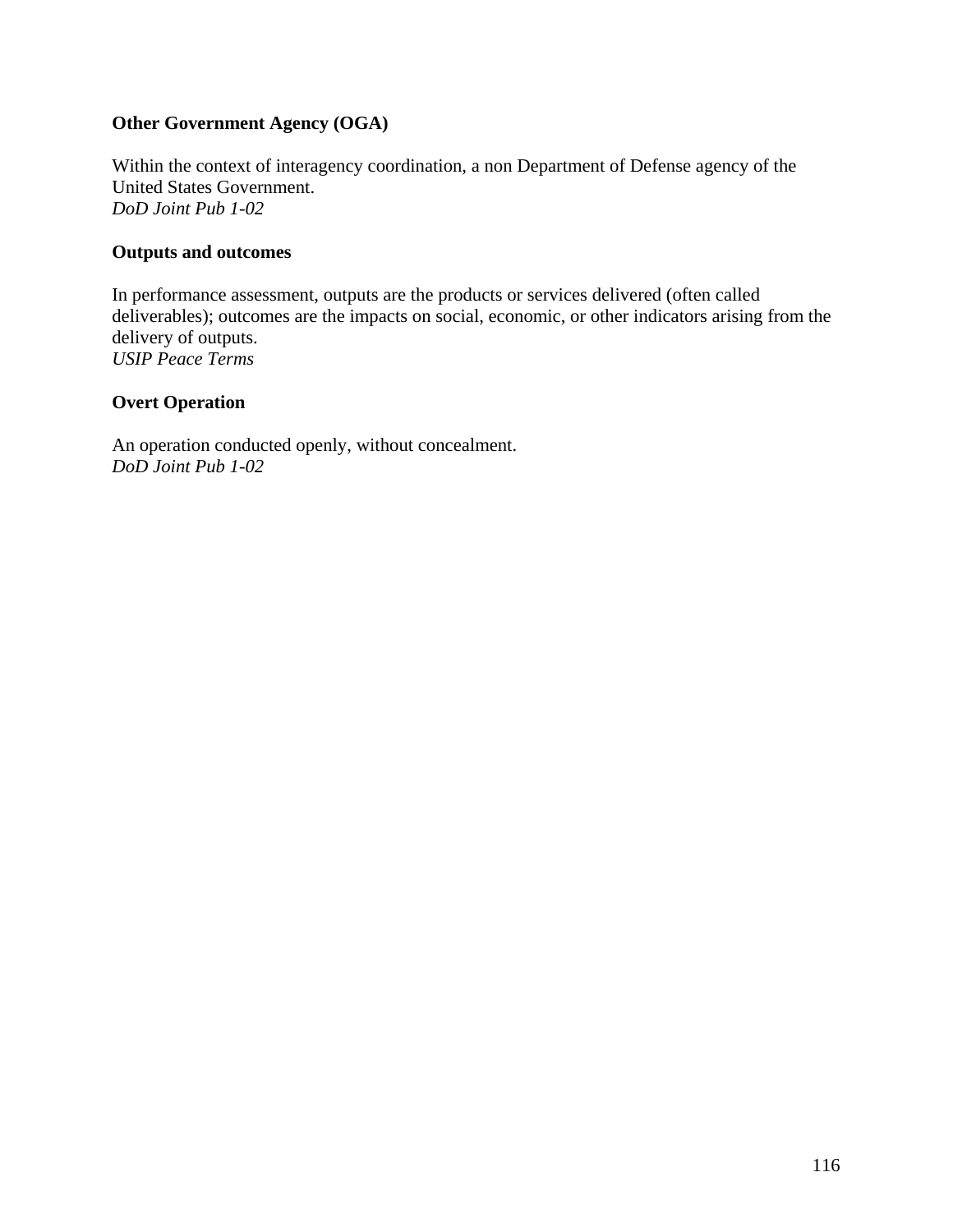**Other Government Agency (OGA)**

Within the context of interagency coordination, a non Department of Defense agency of the United States Government.
*DoD Joint Pub 1-02*

**Outputs and outcomes**

In performance assessment, outputs are the products or services delivered (often called deliverables); outcomes are the impacts on social, economic, or other indicators arising from the delivery of outputs.
*USIP Peace Terms*

**Overt Operation**

An operation conducted openly, without concealment.
*DoD Joint Pub 1-02*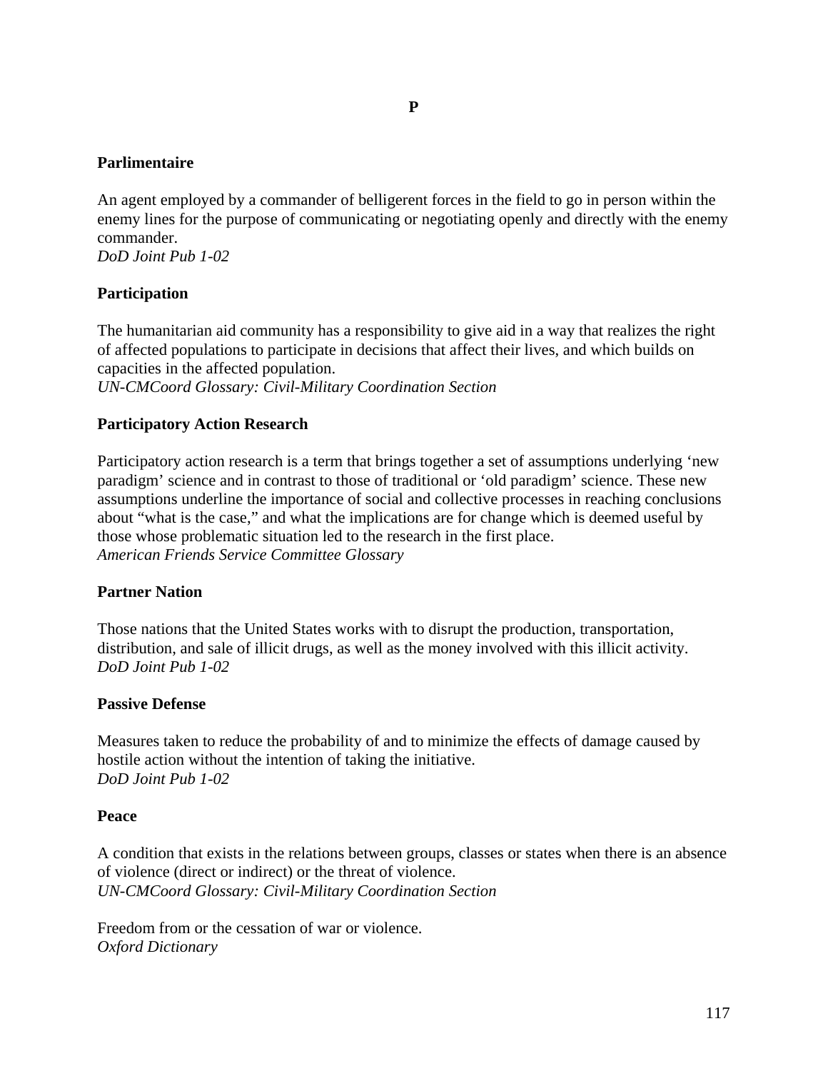# P

**Parlimentaire**

An agent employed by a commander of belligerent forces in the field to go in person within the enemy lines for the purpose of communicating or negotiating openly and directly with the enemy commander.
*DoD Joint Pub 1-02*

**Participation**

The humanitarian aid community has a responsibility to give aid in a way that realizes the right of affected populations to participate in decisions that affect their lives, and which builds on capacities in the affected population.
*UN-CMCoord Glossary: Civil-Military Coordination Section*

**Participatory Action Research**

Participatory action research is a term that brings together a set of assumptions underlying 'new paradigm' science and in contrast to those of traditional or 'old paradigm' science. These new assumptions underline the importance of social and collective processes in reaching conclusions about "what is the case," and what the implications are for change which is deemed useful by those whose problematic situation led to the research in the first place.
*American Friends Service Committee Glossary*

**Partner Nation**

Those nations that the United States works with to disrupt the production, transportation, distribution, and sale of illicit drugs, as well as the money involved with this illicit activity.
*DoD Joint Pub 1-02*

**Passive Defense**

Measures taken to reduce the probability of and to minimize the effects of damage caused by hostile action without the intention of taking the initiative.
*DoD Joint Pub 1-02*

**Peace**

A condition that exists in the relations between groups, classes or states when there is an absence of violence (direct or indirect) or the threat of violence.
*UN-CMCoord Glossary: Civil-Military Coordination Section*

Freedom from or the cessation of war or violence.
*Oxford Dictionary*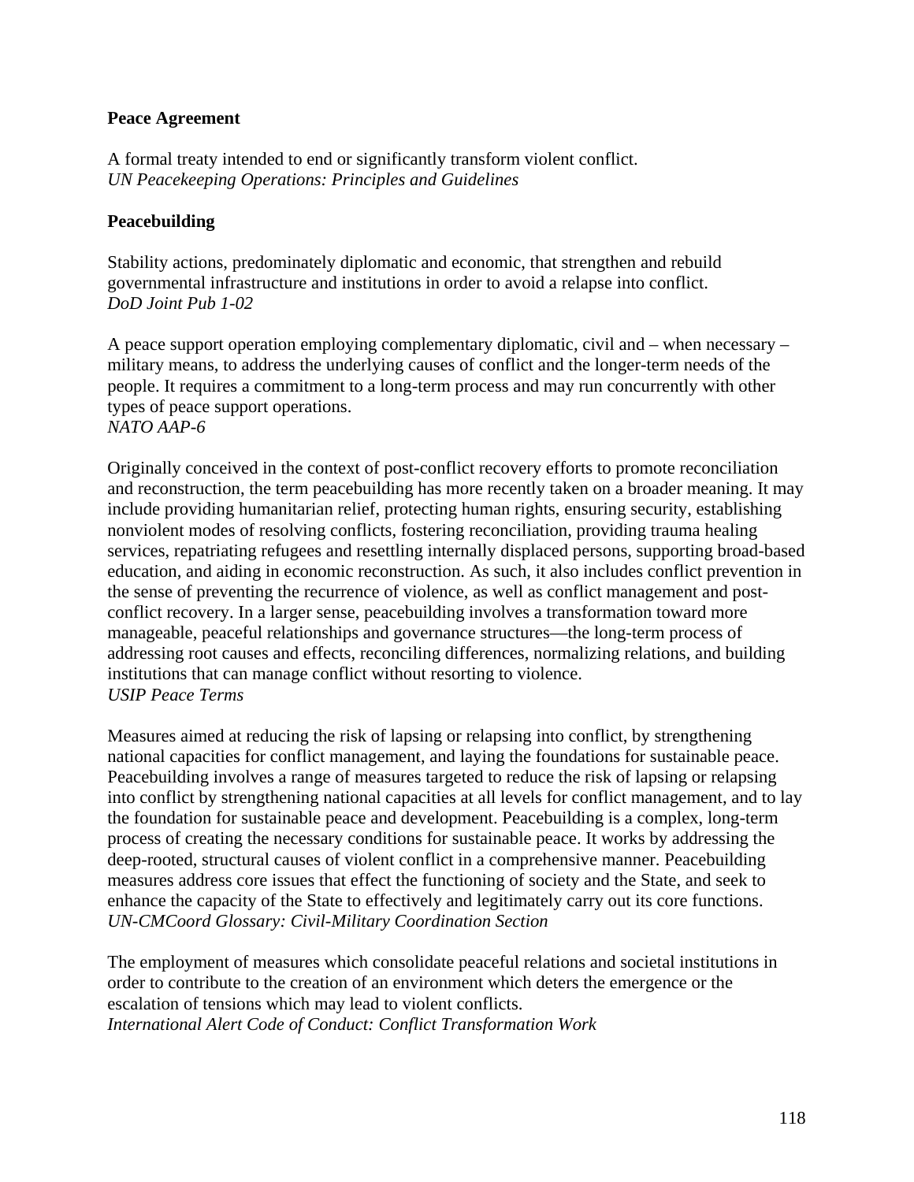**Peace Agreement**

A formal treaty intended to end or significantly transform violent conflict.
*UN Peacekeeping Operations: Principles and Guidelines*

**Peacebuilding**

Stability actions, predominately diplomatic and economic, that strengthen and rebuild governmental infrastructure and institutions in order to avoid a relapse into conflict.
*DoD Joint Pub 1-02*

A peace support operation employing complementary diplomatic, civil and – when necessary – military means, to address the underlying causes of conflict and the longer-term needs of the people. It requires a commitment to a long-term process and may run concurrently with other types of peace support operations.
*NATO AAP-6*

Originally conceived in the context of post-conflict recovery efforts to promote reconciliation and reconstruction, the term peacebuilding has more recently taken on a broader meaning. It may include providing humanitarian relief, protecting human rights, ensuring security, establishing nonviolent modes of resolving conflicts, fostering reconciliation, providing trauma healing services, repatriating refugees and resettling internally displaced persons, supporting broad-based education, and aiding in economic reconstruction. As such, it also includes conflict prevention in the sense of preventing the recurrence of violence, as well as conflict management and post-conflict recovery. In a larger sense, peacebuilding involves a transformation toward more manageable, peaceful relationships and governance structures—the long-term process of addressing root causes and effects, reconciling differences, normalizing relations, and building institutions that can manage conflict without resorting to violence.
*USIP Peace Terms*

Measures aimed at reducing the risk of lapsing or relapsing into conflict, by strengthening national capacities for conflict management, and laying the foundations for sustainable peace. Peacebuilding involves a range of measures targeted to reduce the risk of lapsing or relapsing into conflict by strengthening national capacities at all levels for conflict management, and to lay the foundation for sustainable peace and development. Peacebuilding is a complex, long-term process of creating the necessary conditions for sustainable peace. It works by addressing the deep-rooted, structural causes of violent conflict in a comprehensive manner. Peacebuilding measures address core issues that effect the functioning of society and the State, and seek to enhance the capacity of the State to effectively and legitimately carry out its core functions.
*UN-CMCoord Glossary: Civil-Military Coordination Section*

The employment of measures which consolidate peaceful relations and societal institutions in order to contribute to the creation of an environment which deters the emergence or the escalation of tensions which may lead to violent conflicts.
*International Alert Code of Conduct: Conflict Transformation Work*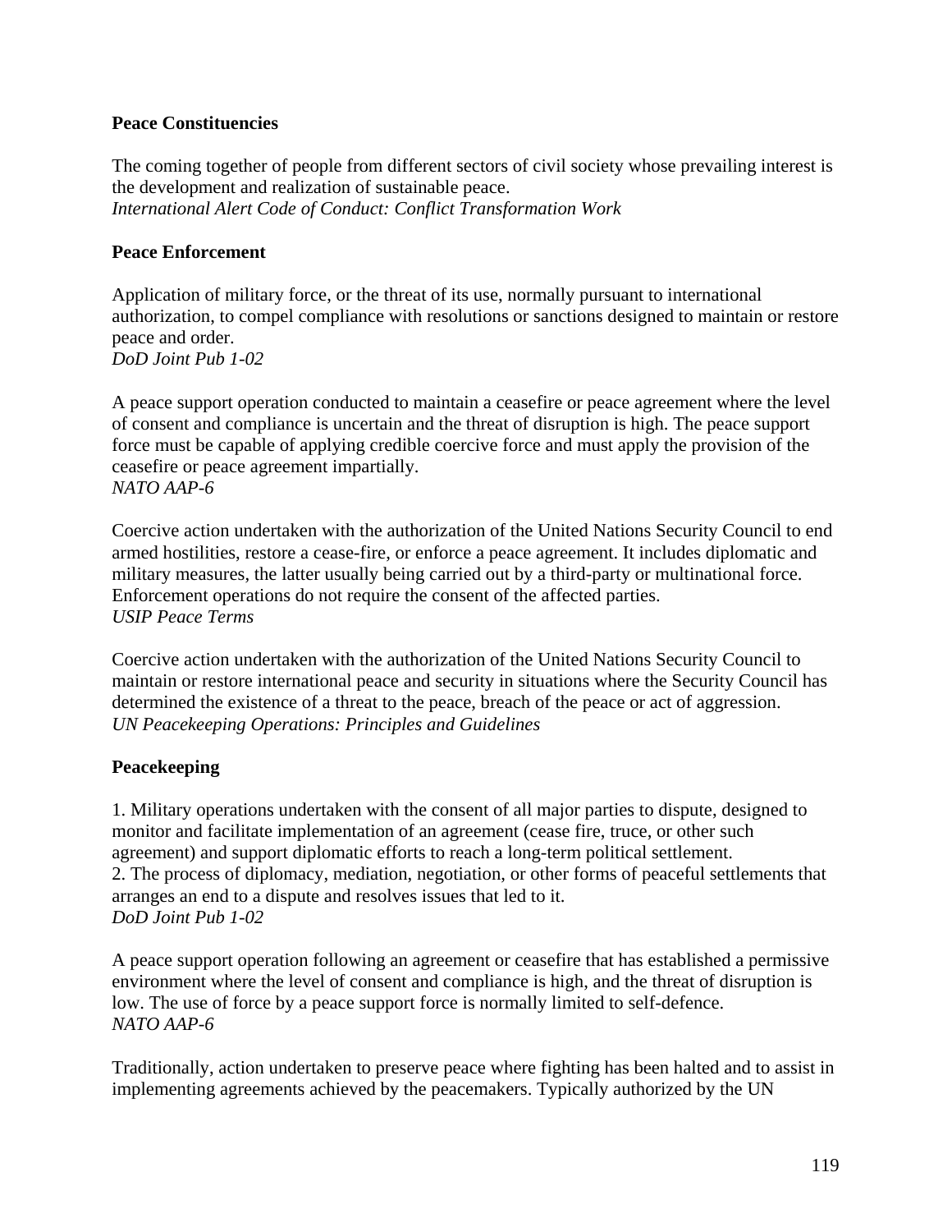**Peace Constituencies**

The coming together of people from different sectors of civil society whose prevailing interest is the development and realization of sustainable peace.
*International Alert Code of Conduct: Conflict Transformation Work*

**Peace Enforcement**

Application of military force, or the threat of its use, normally pursuant to international authorization, to compel compliance with resolutions or sanctions designed to maintain or restore peace and order.
*DoD Joint Pub 1-02*

A peace support operation conducted to maintain a ceasefire or peace agreement where the level of consent and compliance is uncertain and the threat of disruption is high. The peace support force must be capable of applying credible coercive force and must apply the provision of the ceasefire or peace agreement impartially.
*NATO AAP-6*

Coercive action undertaken with the authorization of the United Nations Security Council to end armed hostilities, restore a cease-fire, or enforce a peace agreement. It includes diplomatic and military measures, the latter usually being carried out by a third-party or multinational force. Enforcement operations do not require the consent of the affected parties.
*USIP Peace Terms*

Coercive action undertaken with the authorization of the United Nations Security Council to maintain or restore international peace and security in situations where the Security Council has determined the existence of a threat to the peace, breach of the peace or act of aggression.
*UN Peacekeeping Operations: Principles and Guidelines*

**Peacekeeping**

1. Military operations undertaken with the consent of all major parties to dispute, designed to monitor and facilitate implementation of an agreement (cease fire, truce, or other such agreement) and support diplomatic efforts to reach a long-term political settlement.
2. The process of diplomacy, mediation, negotiation, or other forms of peaceful settlements that arranges an end to a dispute and resolves issues that led to it.
*DoD Joint Pub 1-02*

A peace support operation following an agreement or ceasefire that has established a permissive environment where the level of consent and compliance is high, and the threat of disruption is low. The use of force by a peace support force is normally limited to self-defence.
*NATO AAP-6*

Traditionally, action undertaken to preserve peace where fighting has been halted and to assist in implementing agreements achieved by the peacemakers. Typically authorized by the UN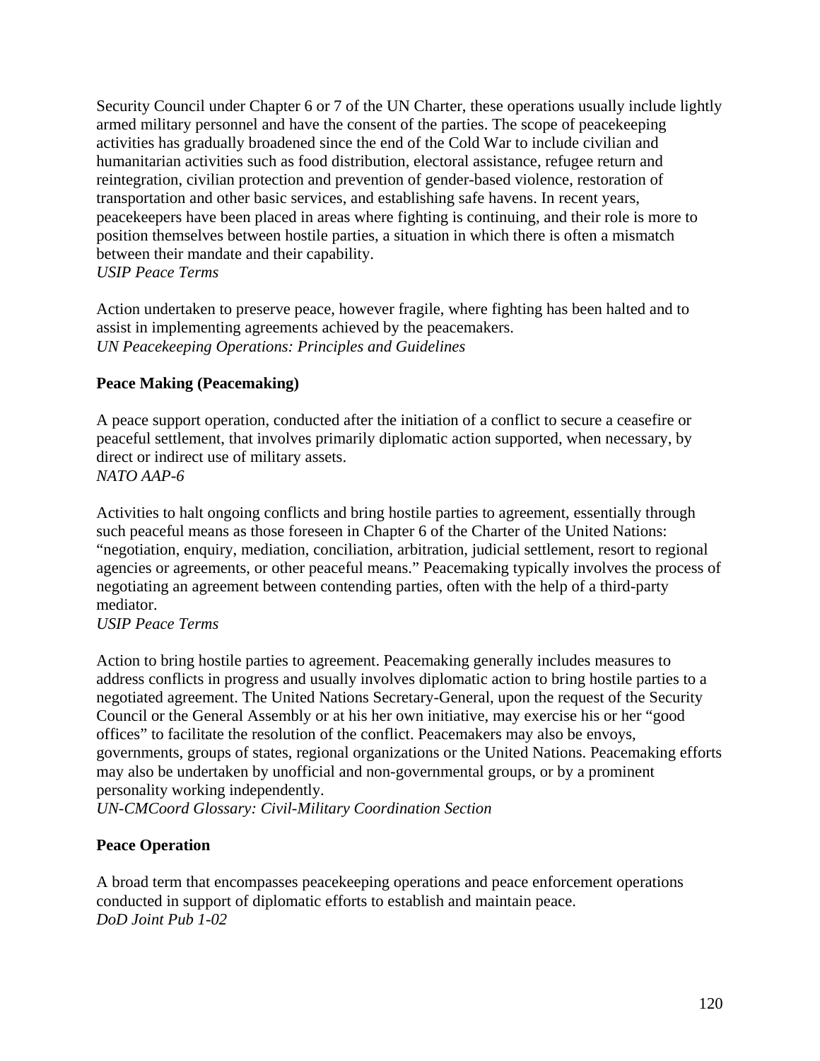Security Council under Chapter 6 or 7 of the UN Charter, these operations usually include lightly armed military personnel and have the consent of the parties. The scope of peacekeeping activities has gradually broadened since the end of the Cold War to include civilian and humanitarian activities such as food distribution, electoral assistance, refugee return and reintegration, civilian protection and prevention of gender-based violence, restoration of transportation and other basic services, and establishing safe havens. In recent years, peacekeepers have been placed in areas where fighting is continuing, and their role is more to position themselves between hostile parties, a situation in which there is often a mismatch between their mandate and their capability.
*USIP Peace Terms*

Action undertaken to preserve peace, however fragile, where fighting has been halted and to assist in implementing agreements achieved by the peacemakers.
*UN Peacekeeping Operations: Principles and Guidelines*

**Peace Making (Peacemaking)**

A peace support operation, conducted after the initiation of a conflict to secure a ceasefire or peaceful settlement, that involves primarily diplomatic action supported, when necessary, by direct or indirect use of military assets.
*NATO AAP-6*

Activities to halt ongoing conflicts and bring hostile parties to agreement, essentially through such peaceful means as those foreseen in Chapter 6 of the Charter of the United Nations: "negotiation, enquiry, mediation, conciliation, arbitration, judicial settlement, resort to regional agencies or agreements, or other peaceful means." Peacemaking typically involves the process of negotiating an agreement between contending parties, often with the help of a third-party mediator.
*USIP Peace Terms*

Action to bring hostile parties to agreement. Peacemaking generally includes measures to address conflicts in progress and usually involves diplomatic action to bring hostile parties to a negotiated agreement. The United Nations Secretary-General, upon the request of the Security Council or the General Assembly or at his her own initiative, may exercise his or her "good offices" to facilitate the resolution of the conflict. Peacemakers may also be envoys, governments, groups of states, regional organizations or the United Nations. Peacemaking efforts may also be undertaken by unofficial and non-governmental groups, or by a prominent personality working independently.
*UN-CMCoord Glossary: Civil-Military Coordination Section*

**Peace Operation**

A broad term that encompasses peacekeeping operations and peace enforcement operations conducted in support of diplomatic efforts to establish and maintain peace.
*DoD Joint Pub 1-02*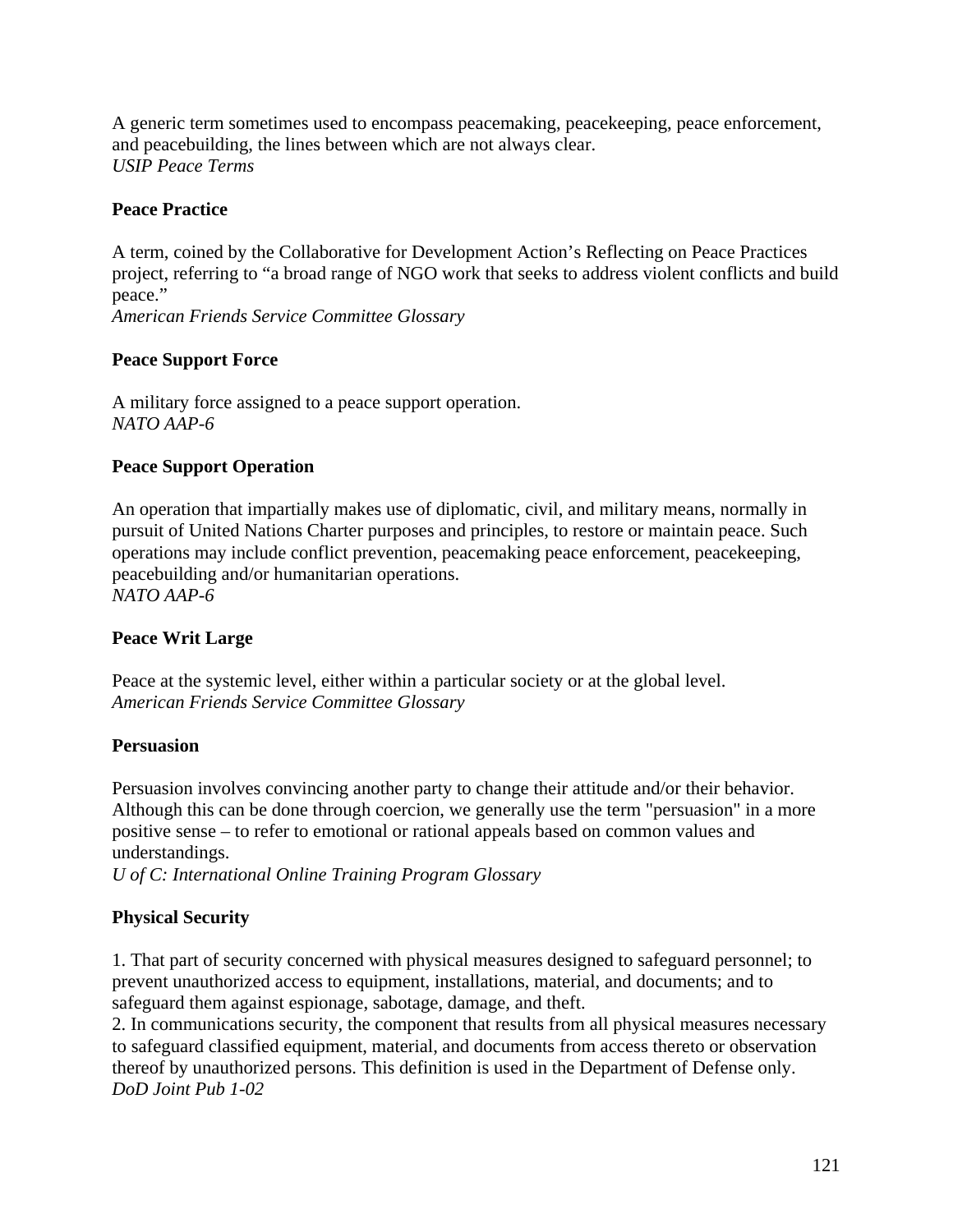A generic term sometimes used to encompass peacemaking, peacekeeping, peace enforcement, and peacebuilding, the lines between which are not always clear.
*USIP Peace Terms*

**Peace Practice**

A term, coined by the Collaborative for Development Action's Reflecting on Peace Practices project, referring to "a broad range of NGO work that seeks to address violent conflicts and build peace."
*American Friends Service Committee Glossary*

**Peace Support Force**

A military force assigned to a peace support operation.
*NATO AAP-6*

**Peace Support Operation**

An operation that impartially makes use of diplomatic, civil, and military means, normally in pursuit of United Nations Charter purposes and principles, to restore or maintain peace. Such operations may include conflict prevention, peacemaking peace enforcement, peacekeeping, peacebuilding and/or humanitarian operations.
*NATO AAP-6*

**Peace Writ Large**

Peace at the systemic level, either within a particular society or at the global level.
*American Friends Service Committee Glossary*

**Persuasion**

Persuasion involves convincing another party to change their attitude and/or their behavior. Although this can be done through coercion, we generally use the term "persuasion" in a more positive sense – to refer to emotional or rational appeals based on common values and understandings.
*U of C: International Online Training Program Glossary*

**Physical Security**

1. That part of security concerned with physical measures designed to safeguard personnel; to prevent unauthorized access to equipment, installations, material, and documents; and to safeguard them against espionage, sabotage, damage, and theft.
2. In communications security, the component that results from all physical measures necessary to safeguard classified equipment, material, and documents from access thereto or observation thereof by unauthorized persons. This definition is used in the Department of Defense only.
*DoD Joint Pub 1-02*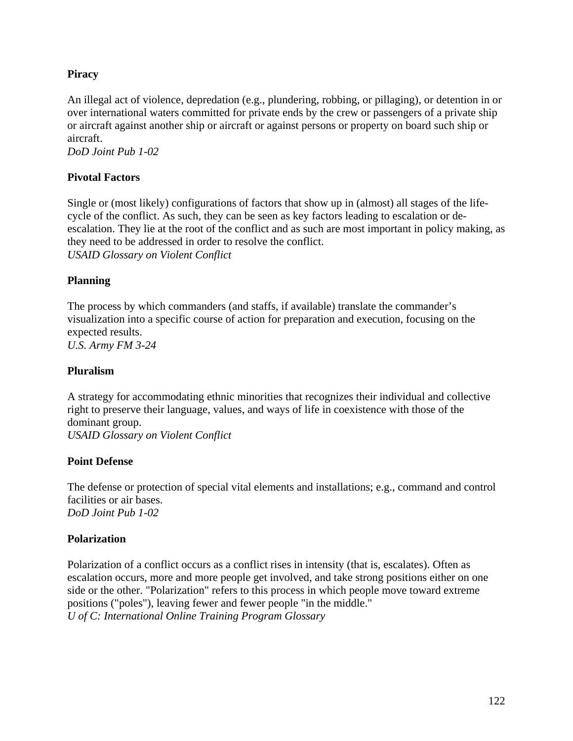**Piracy**

An illegal act of violence, depredation (e.g., plundering, robbing, or pillaging), or detention in or over international waters committed for private ends by the crew or passengers of a private ship or aircraft against another ship or aircraft or against persons or property on board such ship or aircraft.
*DoD Joint Pub 1-02*

**Pivotal Factors**

Single or (most likely) configurations of factors that show up in (almost) all stages of the life-cycle of the conflict. As such, they can be seen as key factors leading to escalation or de-escalation. They lie at the root of the conflict and as such are most important in policy making, as they need to be addressed in order to resolve the conflict.
*USAID Glossary on Violent Conflict*

**Planning**

The process by which commanders (and staffs, if available) translate the commander's visualization into a specific course of action for preparation and execution, focusing on the expected results.
*U.S. Army FM 3-24*

**Pluralism**

A strategy for accommodating ethnic minorities that recognizes their individual and collective right to preserve their language, values, and ways of life in coexistence with those of the dominant group.
*USAID Glossary on Violent Conflict*

**Point Defense**

The defense or protection of special vital elements and installations; e.g., command and control facilities or air bases.
*DoD Joint Pub 1-02*

**Polarization**

Polarization of a conflict occurs as a conflict rises in intensity (that is, escalates). Often as escalation occurs, more and more people get involved, and take strong positions either on one side or the other. "Polarization" refers to this process in which people move toward extreme positions ("poles"), leaving fewer and fewer people "in the middle."
*U of C: International Online Training Program Glossary*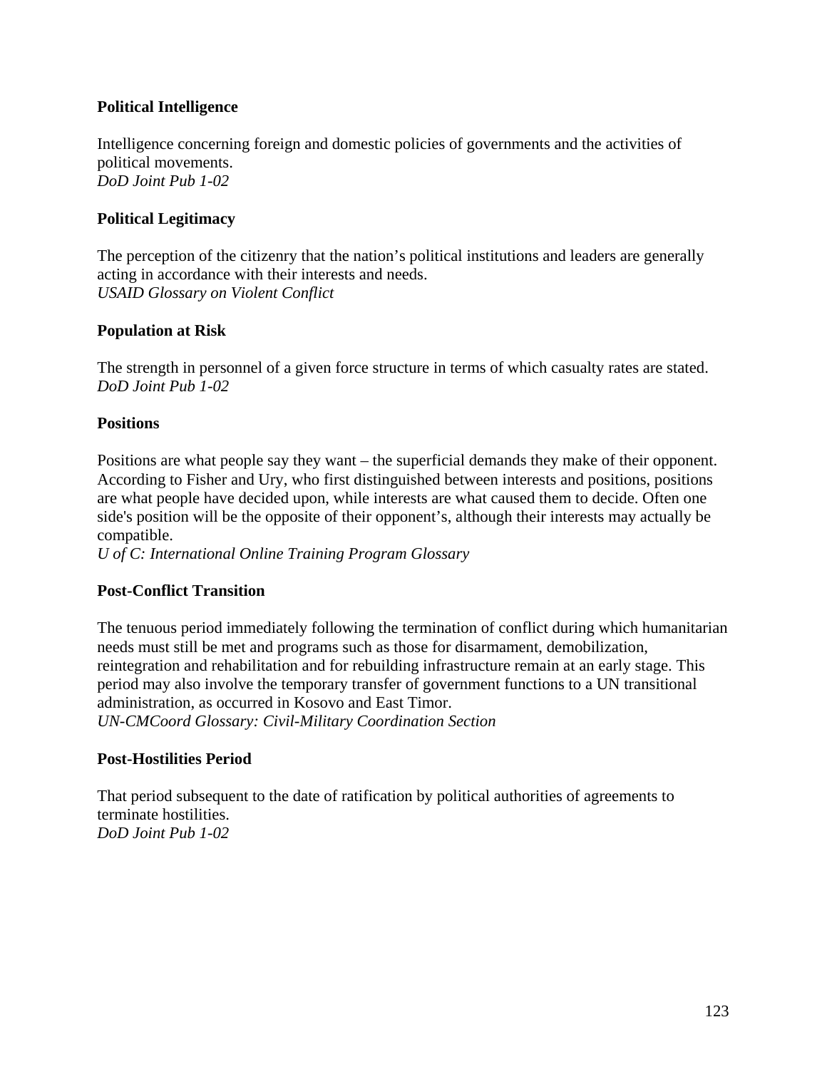**Political Intelligence**

Intelligence concerning foreign and domestic policies of governments and the activities of political movements.
*DoD Joint Pub 1-02*

**Political Legitimacy**

The perception of the citizenry that the nation's political institutions and leaders are generally acting in accordance with their interests and needs.
*USAID Glossary on Violent Conflict*

**Population at Risk**

The strength in personnel of a given force structure in terms of which casualty rates are stated.
*DoD Joint Pub 1-02*

**Positions**

Positions are what people say they want – the superficial demands they make of their opponent. According to Fisher and Ury, who first distinguished between interests and positions, positions are what people have decided upon, while interests are what caused them to decide. Often one side's position will be the opposite of their opponent's, although their interests may actually be compatible.
*U of C: International Online Training Program Glossary*

**Post-Conflict Transition**

The tenuous period immediately following the termination of conflict during which humanitarian needs must still be met and programs such as those for disarmament, demobilization, reintegration and rehabilitation and for rebuilding infrastructure remain at an early stage. This period may also involve the temporary transfer of government functions to a UN transitional administration, as occurred in Kosovo and East Timor.
*UN-CMCoord Glossary: Civil-Military Coordination Section*

**Post-Hostilities Period**

That period subsequent to the date of ratification by political authorities of agreements to terminate hostilities.
*DoD Joint Pub 1-02*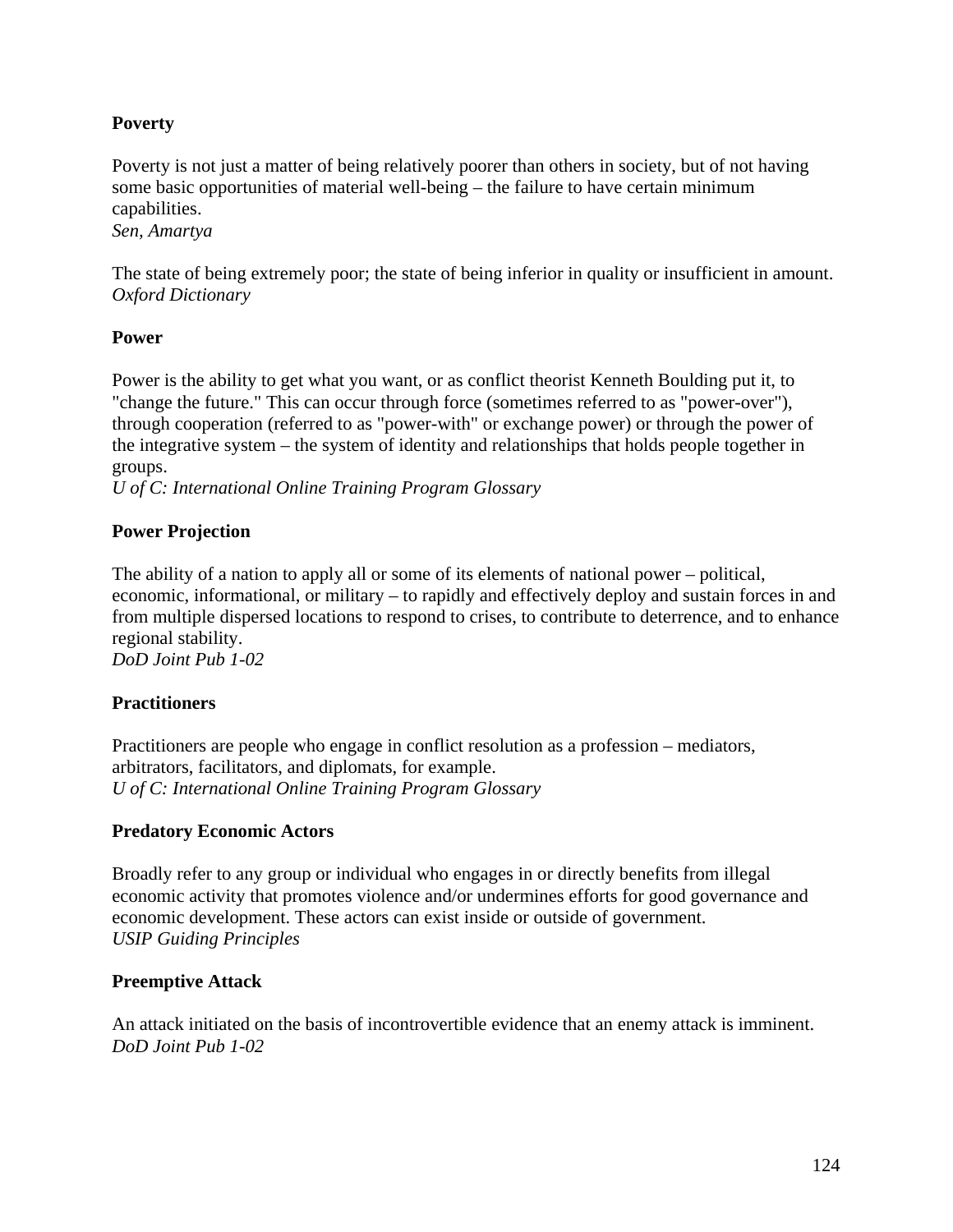**Poverty**

Poverty is not just a matter of being relatively poorer than others in society, but of not having some basic opportunities of material well-being – the failure to have certain minimum capabilities.
*Sen, Amartya*

The state of being extremely poor; the state of being inferior in quality or insufficient in amount.
*Oxford Dictionary*

**Power**

Power is the ability to get what you want, or as conflict theorist Kenneth Boulding put it, to "change the future." This can occur through force (sometimes referred to as "power-over"), through cooperation (referred to as "power-with" or exchange power) or through the power of the integrative system – the system of identity and relationships that holds people together in groups.
*U of C: International Online Training Program Glossary*

**Power Projection**

The ability of a nation to apply all or some of its elements of national power – political, economic, informational, or military – to rapidly and effectively deploy and sustain forces in and from multiple dispersed locations to respond to crises, to contribute to deterrence, and to enhance regional stability.
*DoD Joint Pub 1-02*

**Practitioners**

Practitioners are people who engage in conflict resolution as a profession – mediators, arbitrators, facilitators, and diplomats, for example.
*U of C: International Online Training Program Glossary*

**Predatory Economic Actors**

Broadly refer to any group or individual who engages in or directly benefits from illegal economic activity that promotes violence and/or undermines efforts for good governance and economic development. These actors can exist inside or outside of government.
*USIP Guiding Principles*

**Preemptive Attack**

An attack initiated on the basis of incontrovertible evidence that an enemy attack is imminent.
*DoD Joint Pub 1-02*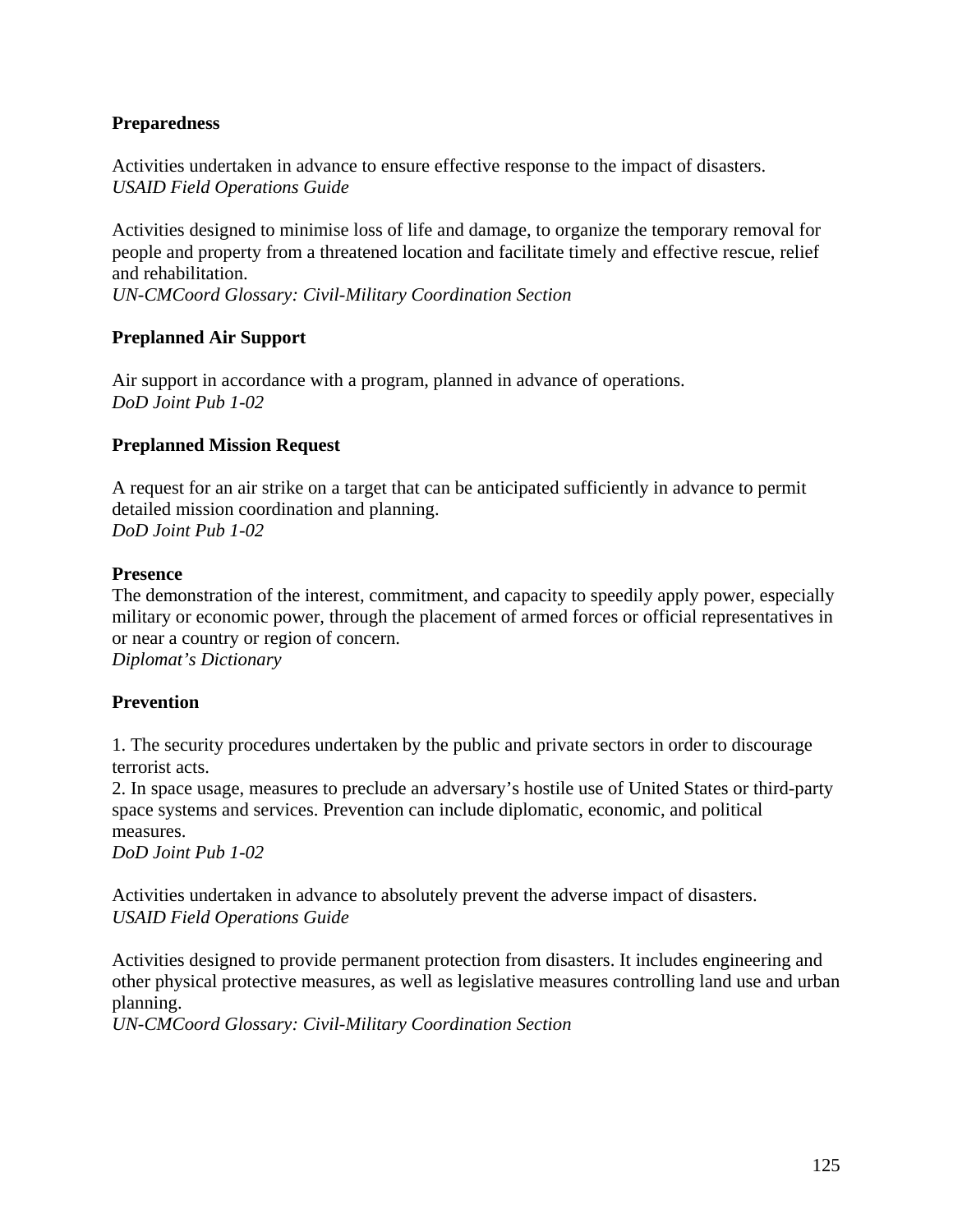**Preparedness**

Activities undertaken in advance to ensure effective response to the impact of disasters.
*USAID Field Operations Guide*

Activities designed to minimise loss of life and damage, to organize the temporary removal for people and property from a threatened location and facilitate timely and effective rescue, relief and rehabilitation.
*UN-CMCoord Glossary: Civil-Military Coordination Section*

**Preplanned Air Support**

Air support in accordance with a program, planned in advance of operations.
*DoD Joint Pub 1-02*

**Preplanned Mission Request**

A request for an air strike on a target that can be anticipated sufficiently in advance to permit detailed mission coordination and planning.
*DoD Joint Pub 1-02*

**Presence**
The demonstration of the interest, commitment, and capacity to speedily apply power, especially military or economic power, through the placement of armed forces or official representatives in or near a country or region of concern.
*Diplomat's Dictionary*

**Prevention**

1. The security procedures undertaken by the public and private sectors in order to discourage terrorist acts.
2. In space usage, measures to preclude an adversary's hostile use of United States or third-party space systems and services. Prevention can include diplomatic, economic, and political measures.

*DoD Joint Pub 1-02*

Activities undertaken in advance to absolutely prevent the adverse impact of disasters.
*USAID Field Operations Guide*

Activities designed to provide permanent protection from disasters. It includes engineering and other physical protective measures, as well as legislative measures controlling land use and urban planning.
*UN-CMCoord Glossary: Civil-Military Coordination Section*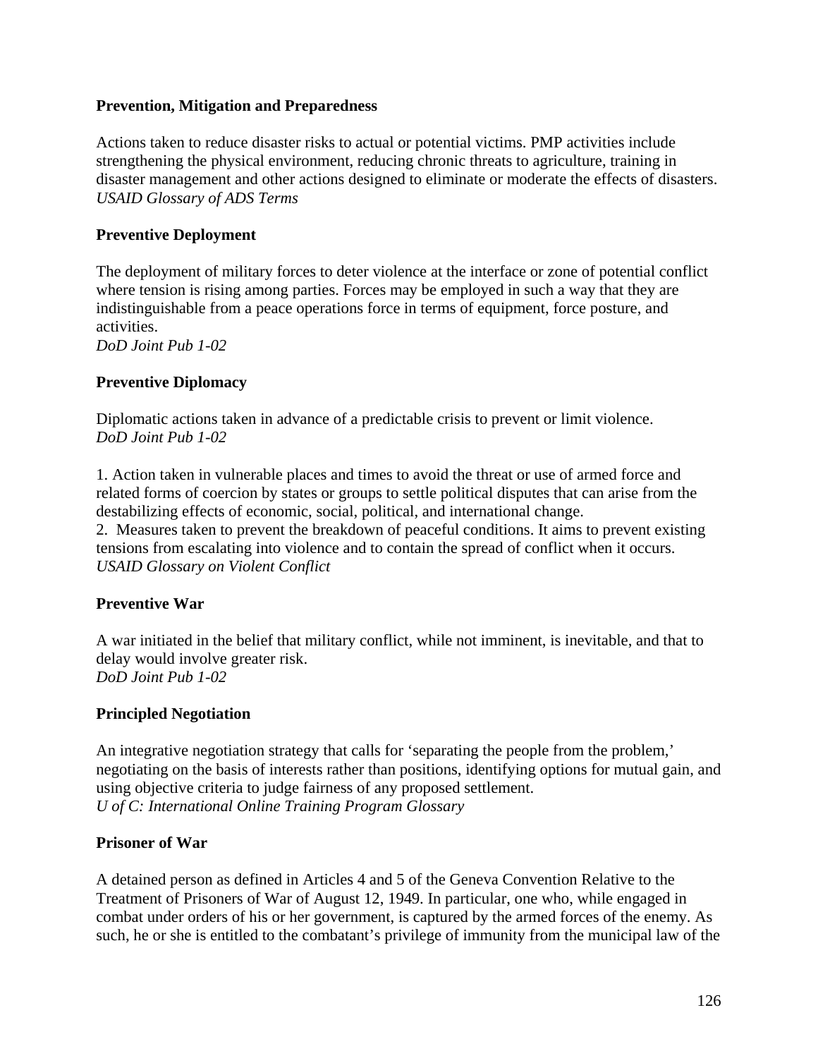**Prevention, Mitigation and Preparedness**

Actions taken to reduce disaster risks to actual or potential victims. PMP activities include strengthening the physical environment, reducing chronic threats to agriculture, training in disaster management and other actions designed to eliminate or moderate the effects of disasters.
*USAID Glossary of ADS Terms*

**Preventive Deployment**

The deployment of military forces to deter violence at the interface or zone of potential conflict where tension is rising among parties. Forces may be employed in such a way that they are indistinguishable from a peace operations force in terms of equipment, force posture, and activities.
*DoD Joint Pub 1-02*

**Preventive Diplomacy**

Diplomatic actions taken in advance of a predictable crisis to prevent or limit violence.
*DoD Joint Pub 1-02*

1. Action taken in vulnerable places and times to avoid the threat or use of armed force and related forms of coercion by states or groups to settle political disputes that can arise from the destabilizing effects of economic, social, political, and international change.
2. Measures taken to prevent the breakdown of peaceful conditions. It aims to prevent existing tensions from escalating into violence and to contain the spread of conflict when it occurs.
*USAID Glossary on Violent Conflict*

**Preventive War**

A war initiated in the belief that military conflict, while not imminent, is inevitable, and that to delay would involve greater risk.
*DoD Joint Pub 1-02*

**Principled Negotiation**

An integrative negotiation strategy that calls for 'separating the people from the problem,' negotiating on the basis of interests rather than positions, identifying options for mutual gain, and using objective criteria to judge fairness of any proposed settlement.
*U of C: International Online Training Program Glossary*

**Prisoner of War**

A detained person as defined in Articles 4 and 5 of the Geneva Convention Relative to the Treatment of Prisoners of War of August 12, 1949. In particular, one who, while engaged in combat under orders of his or her government, is captured by the armed forces of the enemy. As such, he or she is entitled to the combatant's privilege of immunity from the municipal law of the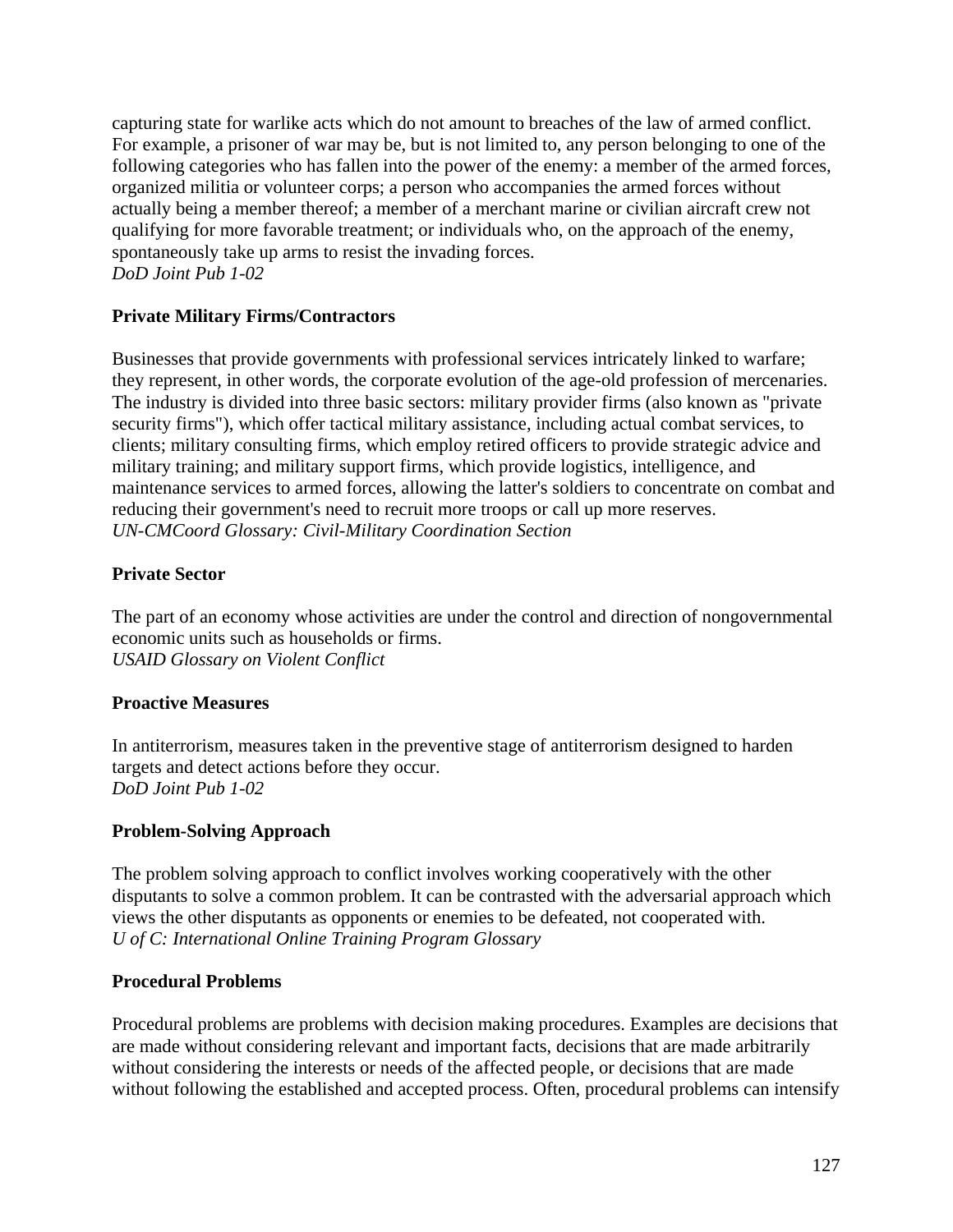capturing state for warlike acts which do not amount to breaches of the law of armed conflict. For example, a prisoner of war may be, but is not limited to, any person belonging to one of the following categories who has fallen into the power of the enemy: a member of the armed forces, organized militia or volunteer corps; a person who accompanies the armed forces without actually being a member thereof; a member of a merchant marine or civilian aircraft crew not qualifying for more favorable treatment; or individuals who, on the approach of the enemy, spontaneously take up arms to resist the invading forces.
*DoD Joint Pub 1-02*

**Private Military Firms/Contractors**

Businesses that provide governments with professional services intricately linked to warfare; they represent, in other words, the corporate evolution of the age-old profession of mercenaries. The industry is divided into three basic sectors: military provider firms (also known as "private security firms"), which offer tactical military assistance, including actual combat services, to clients; military consulting firms, which employ retired officers to provide strategic advice and military training; and military support firms, which provide logistics, intelligence, and maintenance services to armed forces, allowing the latter's soldiers to concentrate on combat and reducing their government's need to recruit more troops or call up more reserves.
*UN-CMCoord Glossary: Civil-Military Coordination Section*

**Private Sector**

The part of an economy whose activities are under the control and direction of nongovernmental economic units such as households or firms.
*USAID Glossary on Violent Conflict*

**Proactive Measures**

In antiterrorism, measures taken in the preventive stage of antiterrorism designed to harden targets and detect actions before they occur.
*DoD Joint Pub 1-02*

**Problem-Solving Approach**

The problem solving approach to conflict involves working cooperatively with the other disputants to solve a common problem. It can be contrasted with the adversarial approach which views the other disputants as opponents or enemies to be defeated, not cooperated with.
*U of C: International Online Training Program Glossary*

**Procedural Problems**

Procedural problems are problems with decision making procedures. Examples are decisions that are made without considering relevant and important facts, decisions that are made arbitrarily without considering the interests or needs of the affected people, or decisions that are made without following the established and accepted process. Often, procedural problems can intensify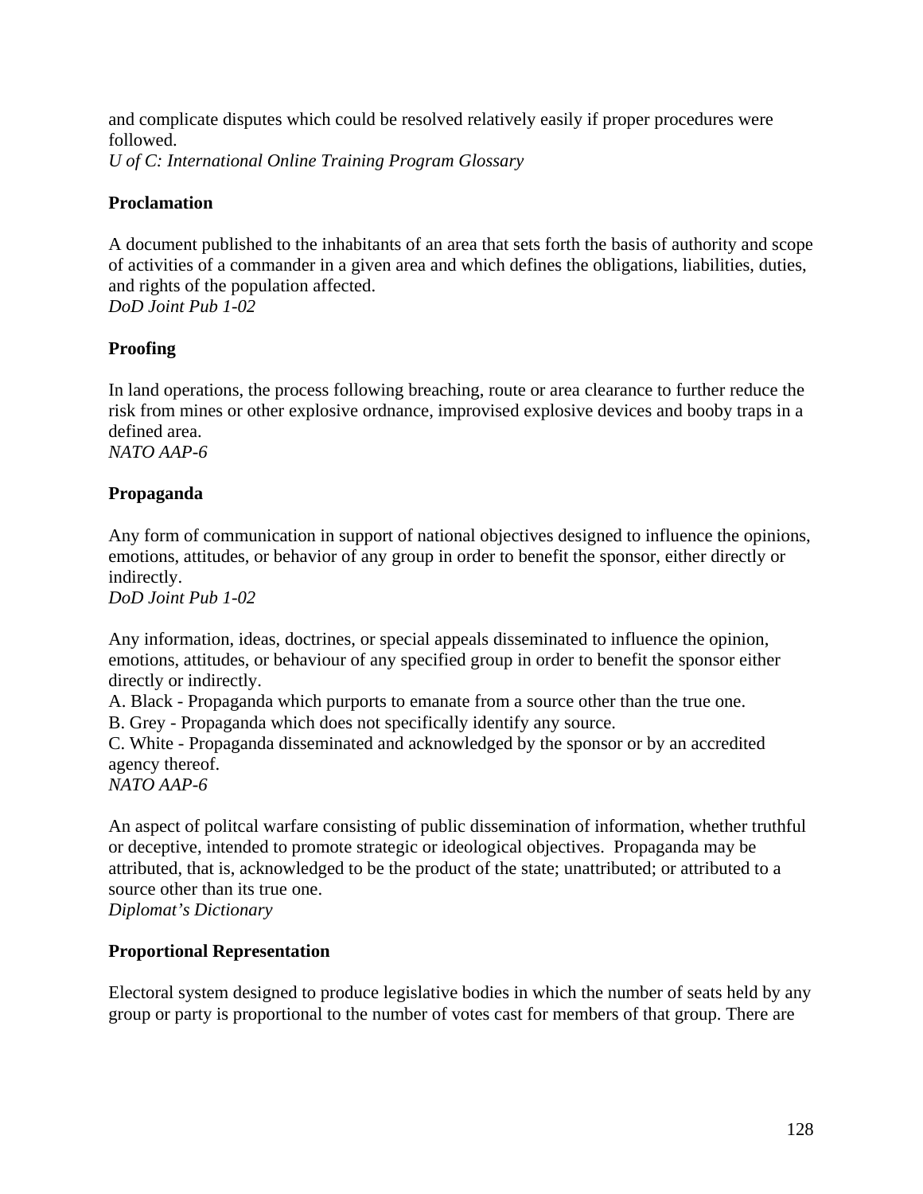and complicate disputes which could be resolved relatively easily if proper procedures were followed.
*U of C: International Online Training Program Glossary*

**Proclamation**

A document published to the inhabitants of an area that sets forth the basis of authority and scope of activities of a commander in a given area and which defines the obligations, liabilities, duties, and rights of the population affected.
*DoD Joint Pub 1-02*

**Proofing**

In land operations, the process following breaching, route or area clearance to further reduce the risk from mines or other explosive ordnance, improvised explosive devices and booby traps in a defined area.
*NATO AAP-6*

**Propaganda**

Any form of communication in support of national objectives designed to influence the opinions, emotions, attitudes, or behavior of any group in order to benefit the sponsor, either directly or indirectly.
*DoD Joint Pub 1-02*

Any information, ideas, doctrines, or special appeals disseminated to influence the opinion, emotions, attitudes, or behaviour of any specified group in order to benefit the sponsor either directly or indirectly.
A. Black - Propaganda which purports to emanate from a source other than the true one.
B. Grey - Propaganda which does not specifically identify any source.
C. White - Propaganda disseminated and acknowledged by the sponsor or by an accredited agency thereof.
*NATO AAP-6*

An aspect of politcal warfare consisting of public dissemination of information, whether truthful or deceptive, intended to promote strategic or ideological objectives. Propaganda may be attributed, that is, acknowledged to be the product of the state; unattributed; or attributed to a source other than its true one.
*Diplomat's Dictionary*

**Proportional Representation**

Electoral system designed to produce legislative bodies in which the number of seats held by any group or party is proportional to the number of votes cast for members of that group. There are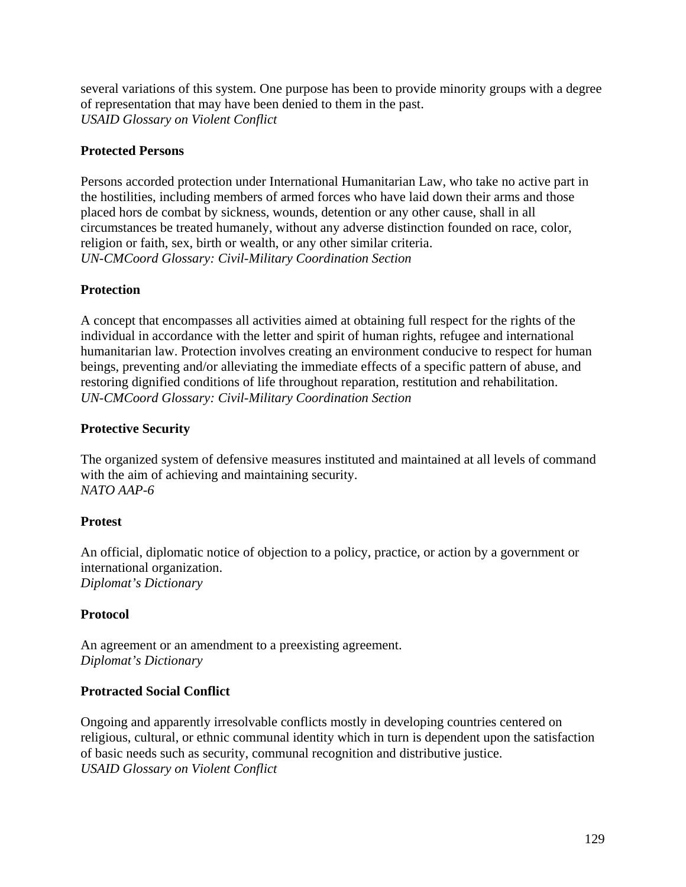several variations of this system. One purpose has been to provide minority groups with a degree of representation that may have been denied to them in the past.
*USAID Glossary on Violent Conflict*

**Protected Persons**

Persons accorded protection under International Humanitarian Law, who take no active part in the hostilities, including members of armed forces who have laid down their arms and those placed hors de combat by sickness, wounds, detention or any other cause, shall in all circumstances be treated humanely, without any adverse distinction founded on race, color, religion or faith, sex, birth or wealth, or any other similar criteria.
*UN-CMCoord Glossary: Civil-Military Coordination Section*

**Protection**

A concept that encompasses all activities aimed at obtaining full respect for the rights of the individual in accordance with the letter and spirit of human rights, refugee and international humanitarian law. Protection involves creating an environment conducive to respect for human beings, preventing and/or alleviating the immediate effects of a specific pattern of abuse, and restoring dignified conditions of life throughout reparation, restitution and rehabilitation.
*UN-CMCoord Glossary: Civil-Military Coordination Section*

**Protective Security**

The organized system of defensive measures instituted and maintained at all levels of command with the aim of achieving and maintaining security.
*NATO AAP-6*

**Protest**

An official, diplomatic notice of objection to a policy, practice, or action by a government or international organization.
*Diplomat's Dictionary*

**Protocol**

An agreement or an amendment to a preexisting agreement.
*Diplomat's Dictionary*

**Protracted Social Conflict**

Ongoing and apparently irresolvable conflicts mostly in developing countries centered on religious, cultural, or ethnic communal identity which in turn is dependent upon the satisfaction of basic needs such as security, communal recognition and distributive justice.
*USAID Glossary on Violent Conflict*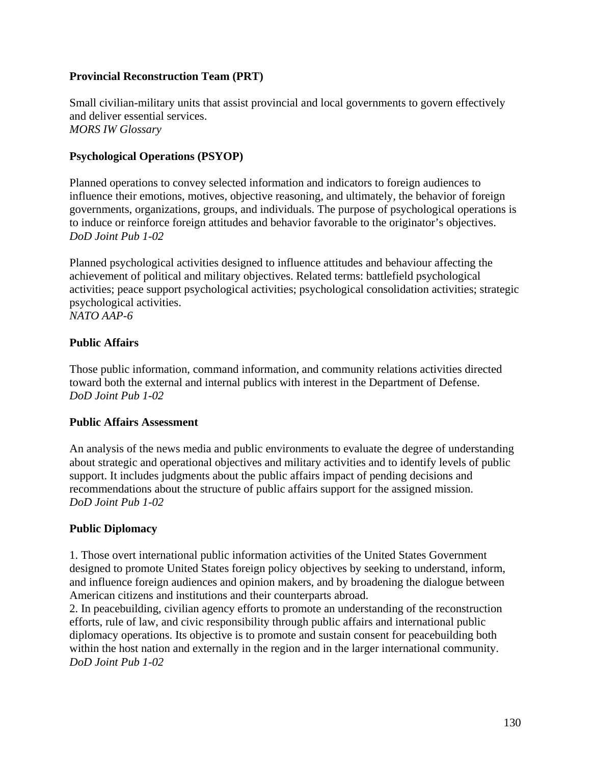**Provincial Reconstruction Team (PRT)**

Small civilian-military units that assist provincial and local governments to govern effectively and deliver essential services.
*MORS IW Glossary*

**Psychological Operations (PSYOP)**

Planned operations to convey selected information and indicators to foreign audiences to influence their emotions, motives, objective reasoning, and ultimately, the behavior of foreign governments, organizations, groups, and individuals. The purpose of psychological operations is to induce or reinforce foreign attitudes and behavior favorable to the originator's objectives.
*DoD Joint Pub 1-02*

Planned psychological activities designed to influence attitudes and behaviour affecting the achievement of political and military objectives. Related terms: battlefield psychological activities; peace support psychological activities; psychological consolidation activities; strategic psychological activities.
*NATO AAP-6*

**Public Affairs**

Those public information, command information, and community relations activities directed toward both the external and internal publics with interest in the Department of Defense.
*DoD Joint Pub 1-02*

**Public Affairs Assessment**

An analysis of the news media and public environments to evaluate the degree of understanding about strategic and operational objectives and military activities and to identify levels of public support. It includes judgments about the public affairs impact of pending decisions and recommendations about the structure of public affairs support for the assigned mission.
*DoD Joint Pub 1-02*

**Public Diplomacy**

1. Those overt international public information activities of the United States Government designed to promote United States foreign policy objectives by seeking to understand, inform, and influence foreign audiences and opinion makers, and by broadening the dialogue between American citizens and institutions and their counterparts abroad.
2. In peacebuilding, civilian agency efforts to promote an understanding of the reconstruction efforts, rule of law, and civic responsibility through public affairs and international public diplomacy operations. Its objective is to promote and sustain consent for peacebuilding both within the host nation and externally in the region and in the larger international community.
*DoD Joint Pub 1-02*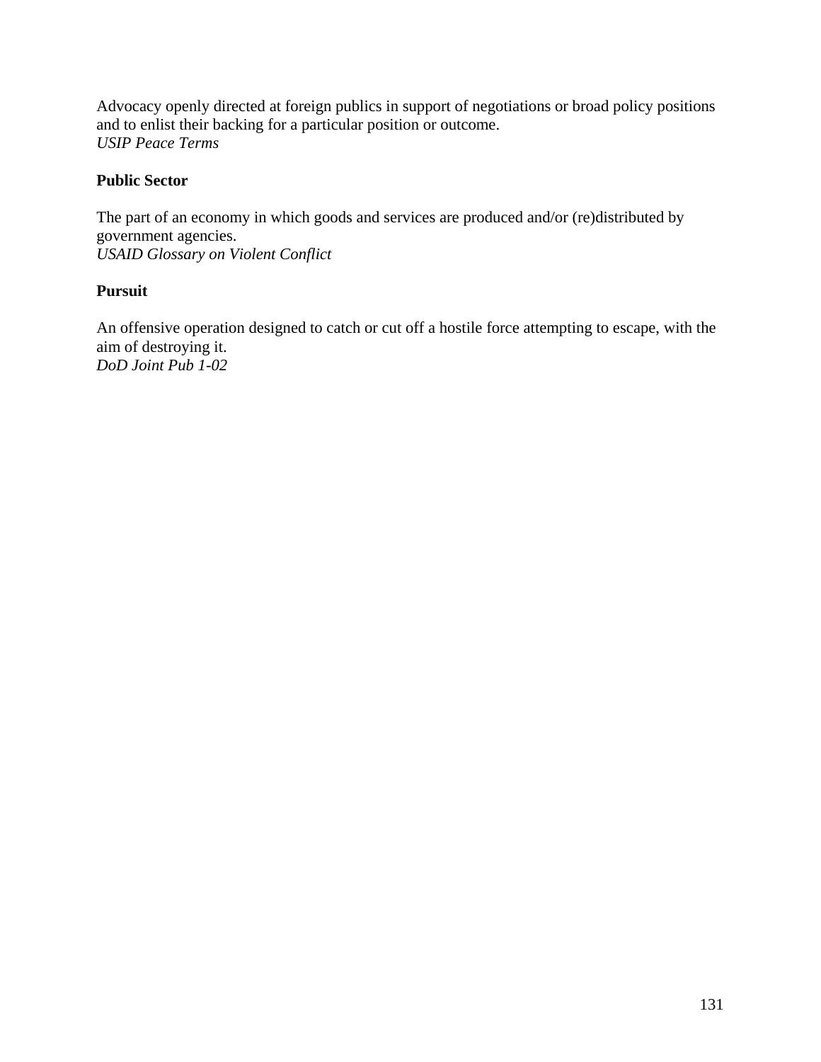Advocacy openly directed at foreign publics in support of negotiations or broad policy positions and to enlist their backing for a particular position or outcome.
*USIP Peace Terms*

**Public Sector**

The part of an economy in which goods and services are produced and/or (re)distributed by government agencies.
*USAID Glossary on Violent Conflict*

**Pursuit**

An offensive operation designed to catch or cut off a hostile force attempting to escape, with the aim of destroying it.
*DoD Joint Pub 1-02*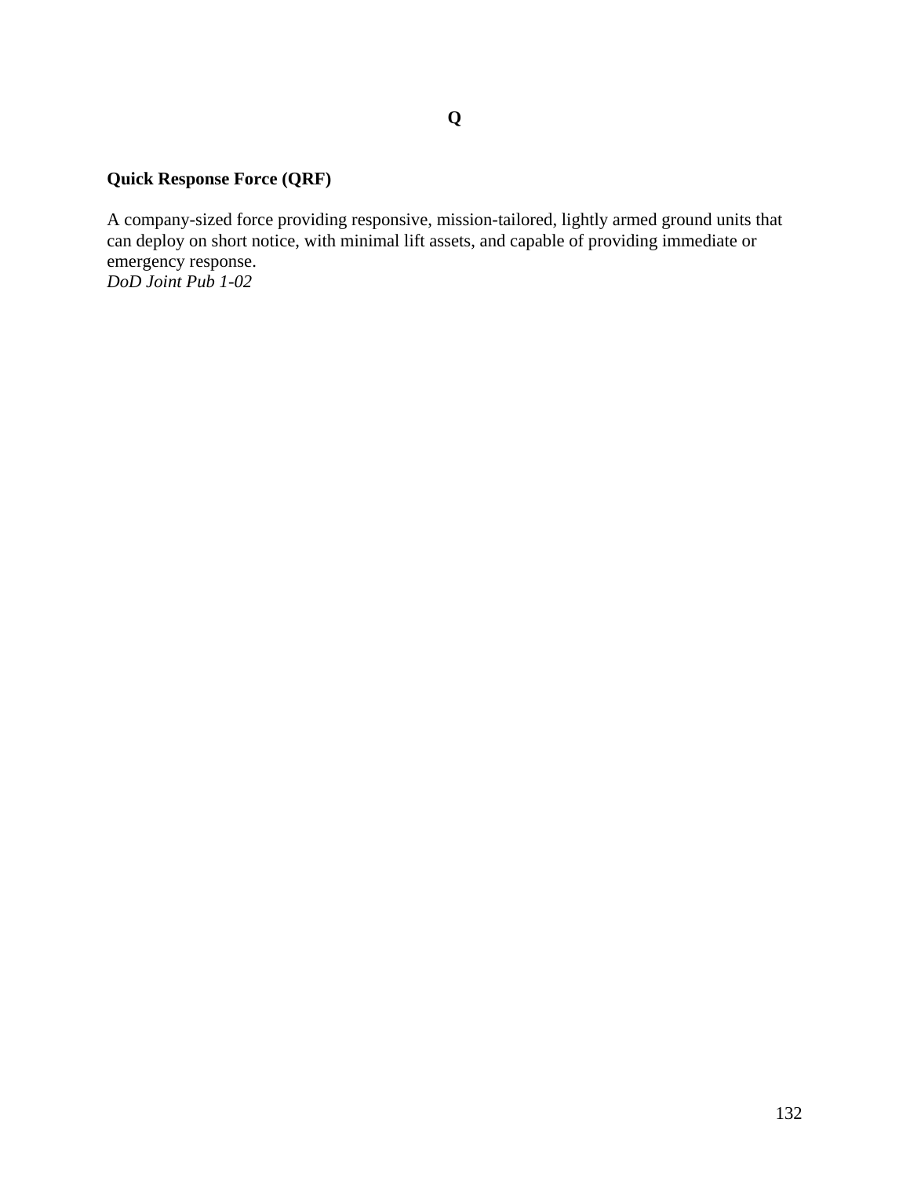# Q

**Quick Response Force (QRF)**

A company-sized force providing responsive, mission-tailored, lightly armed ground units that can deploy on short notice, with minimal lift assets, and capable of providing immediate or emergency response.
*DoD Joint Pub 1-02*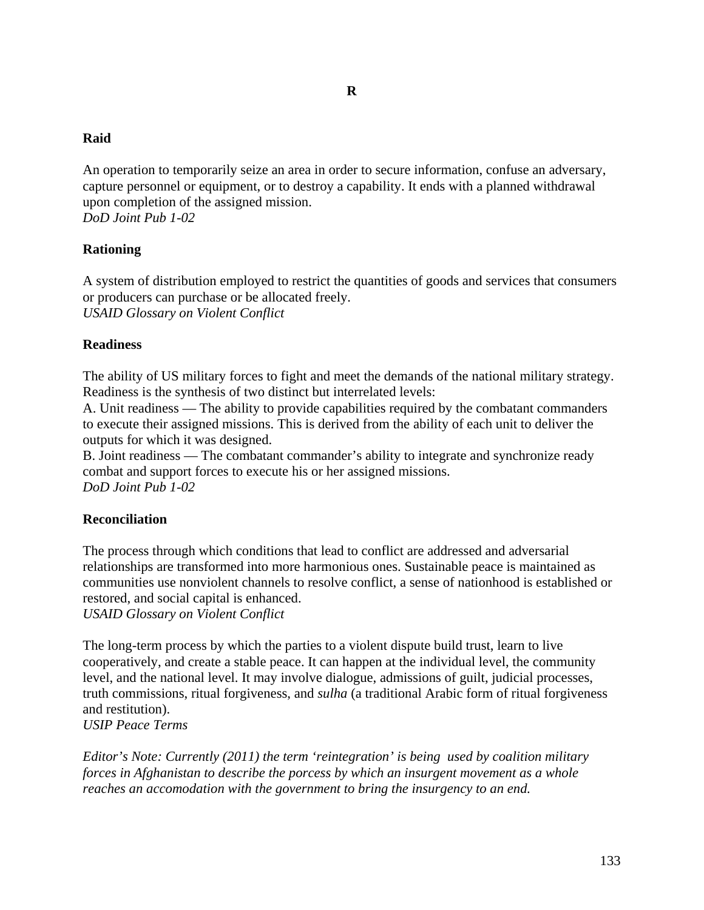# R

**Raid**

An operation to temporarily seize an area in order to secure information, confuse an adversary, capture personnel or equipment, or to destroy a capability. It ends with a planned withdrawal upon completion of the assigned mission.
*DoD Joint Pub 1-02*

**Rationing**

A system of distribution employed to restrict the quantities of goods and services that consumers or producers can purchase or be allocated freely.
*USAID Glossary on Violent Conflict*

**Readiness**

The ability of US military forces to fight and meet the demands of the national military strategy. Readiness is the synthesis of two distinct but interrelated levels:
A. Unit readiness — The ability to provide capabilities required by the combatant commanders to execute their assigned missions. This is derived from the ability of each unit to deliver the outputs for which it was designed.
B. Joint readiness — The combatant commander's ability to integrate and synchronize ready combat and support forces to execute his or her assigned missions.
*DoD Joint Pub 1-02*

**Reconciliation**

The process through which conditions that lead to conflict are addressed and adversarial relationships are transformed into more harmonious ones. Sustainable peace is maintained as communities use nonviolent channels to resolve conflict, a sense of nationhood is established or restored, and social capital is enhanced.
*USAID Glossary on Violent Conflict*

The long-term process by which the parties to a violent dispute build trust, learn to live cooperatively, and create a stable peace. It can happen at the individual level, the community level, and the national level. It may involve dialogue, admissions of guilt, judicial processes, truth commissions, ritual forgiveness, and *sulha* (a traditional Arabic form of ritual forgiveness and restitution).
*USIP Peace Terms*

*Editor's Note: Currently (2011) the term 'reintegration' is being used by coalition military forces in Afghanistan to describe the porcess by which an insurgent movement as a whole reaches an accomodation with the government to bring the insurgency to an end.*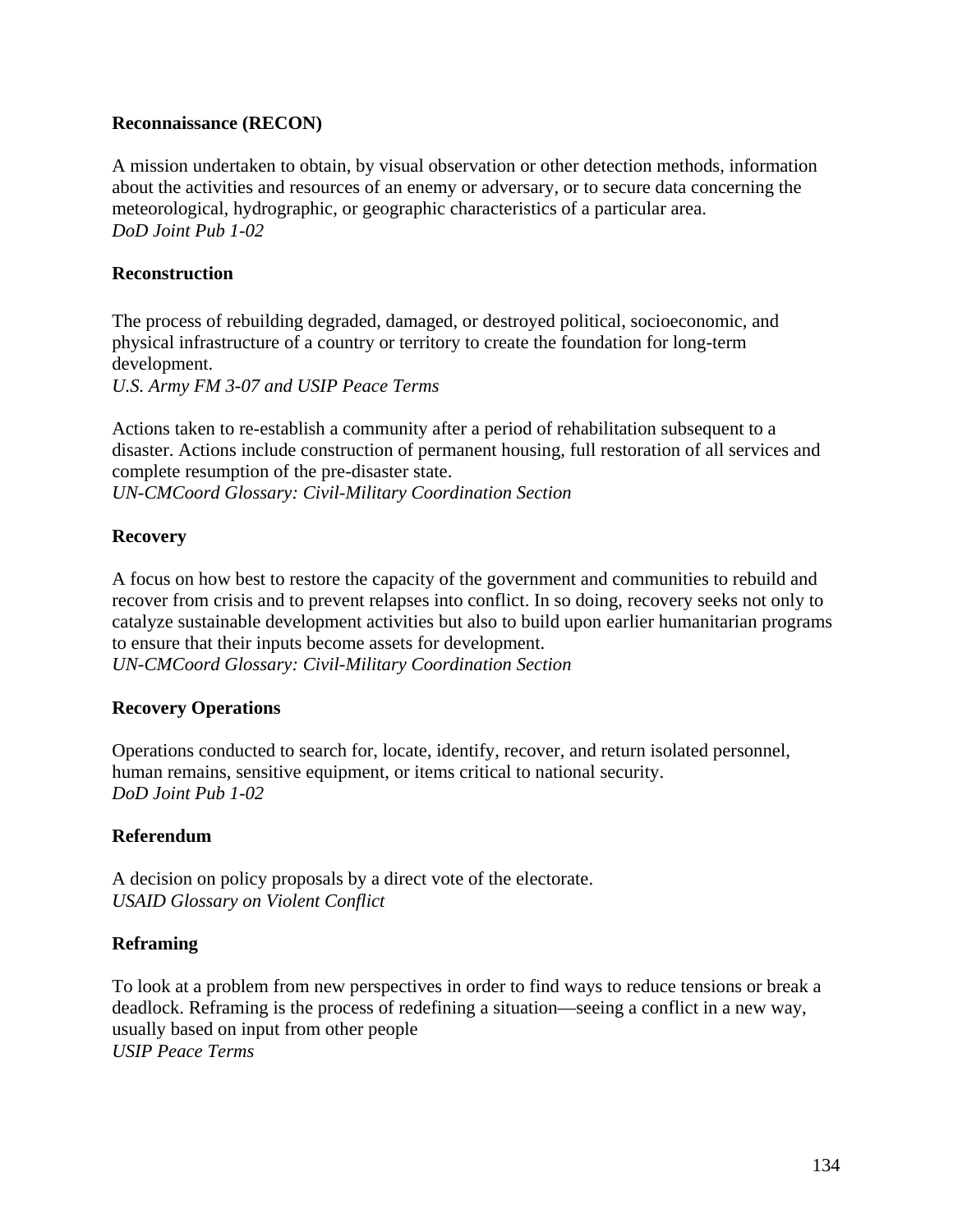**Reconnaissance (RECON)**

A mission undertaken to obtain, by visual observation or other detection methods, information about the activities and resources of an enemy or adversary, or to secure data concerning the meteorological, hydrographic, or geographic characteristics of a particular area.
*DoD Joint Pub 1-02*

**Reconstruction**

The process of rebuilding degraded, damaged, or destroyed political, socioeconomic, and physical infrastructure of a country or territory to create the foundation for long-term development.
*U.S. Army FM 3-07 and USIP Peace Terms*

Actions taken to re-establish a community after a period of rehabilitation subsequent to a disaster. Actions include construction of permanent housing, full restoration of all services and complete resumption of the pre-disaster state.
*UN-CMCoord Glossary: Civil-Military Coordination Section*

**Recovery**

A focus on how best to restore the capacity of the government and communities to rebuild and recover from crisis and to prevent relapses into conflict. In so doing, recovery seeks not only to catalyze sustainable development activities but also to build upon earlier humanitarian programs to ensure that their inputs become assets for development.
*UN-CMCoord Glossary: Civil-Military Coordination Section*

**Recovery Operations**

Operations conducted to search for, locate, identify, recover, and return isolated personnel, human remains, sensitive equipment, or items critical to national security.
*DoD Joint Pub 1-02*

**Referendum**

A decision on policy proposals by a direct vote of the electorate.
*USAID Glossary on Violent Conflict*

**Reframing**

To look at a problem from new perspectives in order to find ways to reduce tensions or break a deadlock. Reframing is the process of redefining a situation—seeing a conflict in a new way, usually based on input from other people
*USIP Peace Terms*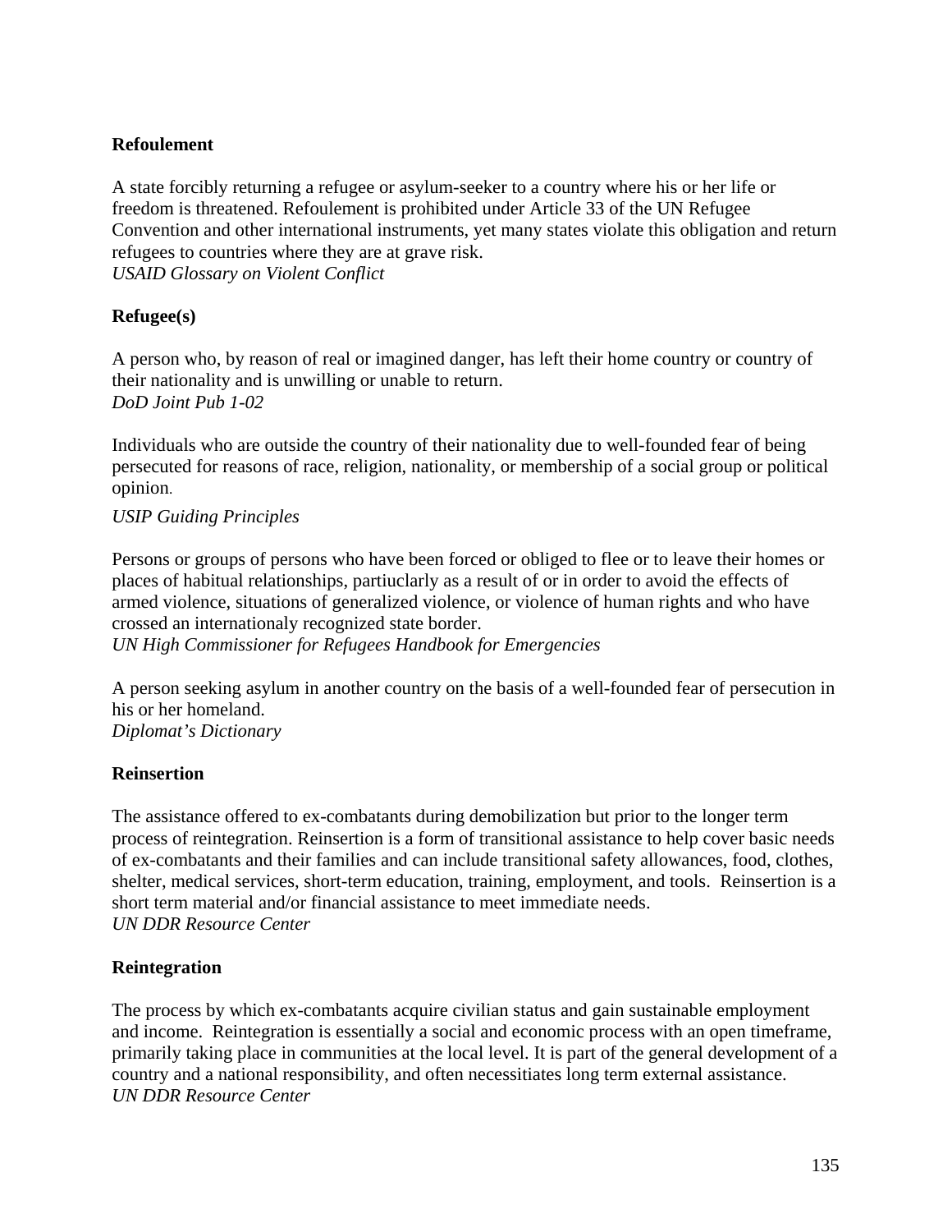**Refoulement**

A state forcibly returning a refugee or asylum-seeker to a country where his or her life or freedom is threatened. Refoulement is prohibited under Article 33 of the UN Refugee Convention and other international instruments, yet many states violate this obligation and return refugees to countries where they are at grave risk.
*USAID Glossary on Violent Conflict*

**Refugee(s)**

A person who, by reason of real or imagined danger, has left their home country or country of their nationality and is unwilling or unable to return.
*DoD Joint Pub 1-02*

Individuals who are outside the country of their nationality due to well-founded fear of being persecuted for reasons of race, religion, nationality, or membership of a social group or political opinion.

*USIP Guiding Principles*

Persons or groups of persons who have been forced or obliged to flee or to leave their homes or places of habitual relationships, partiuclarly as a result of or in order to avoid the effects of armed violence, situations of generalized violence, or violence of human rights and who have crossed an internationaly recognized state border.
*UN High Commissioner for Refugees Handbook for Emergencies*

A person seeking asylum in another country on the basis of a well-founded fear of persecution in his or her homeland.
*Diplomat's Dictionary*

**Reinsertion**

The assistance offered to ex-combatants during demobilization but prior to the longer term process of reintegration. Reinsertion is a form of transitional assistance to help cover basic needs of ex-combatants and their families and can include transitional safety allowances, food, clothes, shelter, medical services, short-term education, training, employment, and tools. Reinsertion is a short term material and/or financial assistance to meet immediate needs.
*UN DDR Resource Center*

**Reintegration**

The process by which ex-combatants acquire civilian status and gain sustainable employment and income. Reintegration is essentially a social and economic process with an open timeframe, primarily taking place in communities at the local level. It is part of the general development of a country and a national responsibility, and often necessitiates long term external assistance.
*UN DDR Resource Center*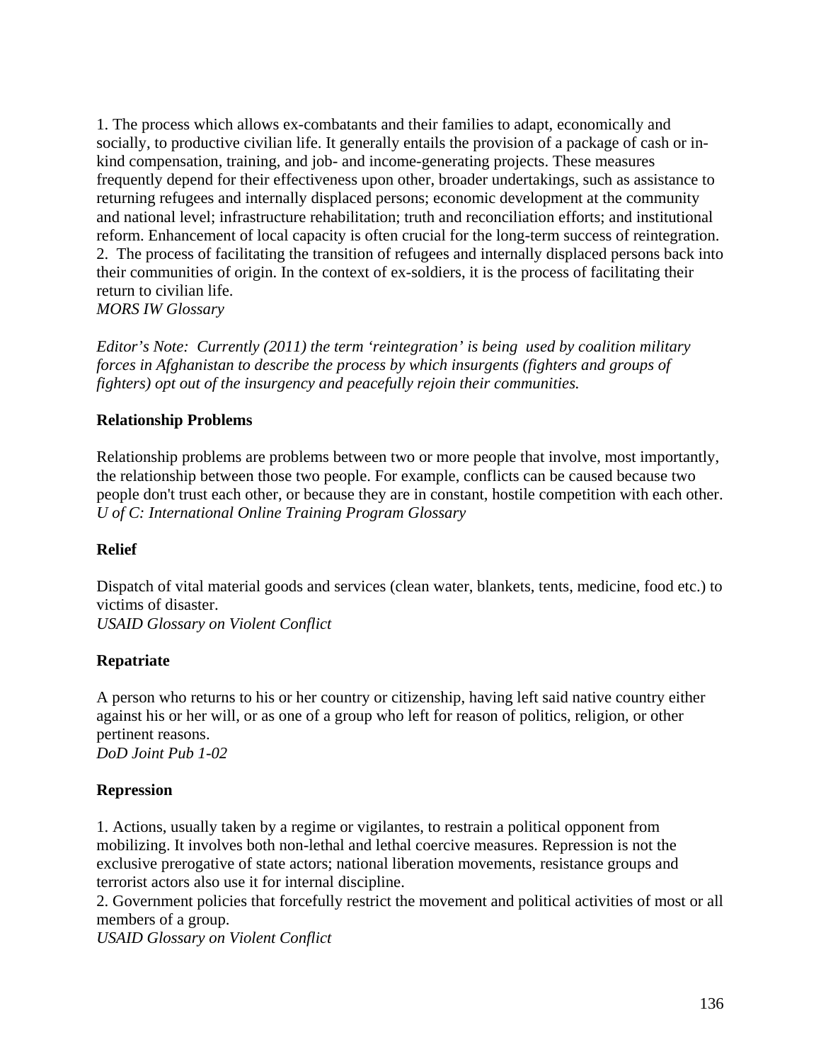1. The process which allows ex-combatants and their families to adapt, economically and socially, to productive civilian life. It generally entails the provision of a package of cash or in-kind compensation, training, and job- and income-generating projects. These measures frequently depend for their effectiveness upon other, broader undertakings, such as assistance to returning refugees and internally displaced persons; economic development at the community and national level; infrastructure rehabilitation; truth and reconciliation efforts; and institutional reform. Enhancement of local capacity is often crucial for the long-term success of reintegration.
2. The process of facilitating the transition of refugees and internally displaced persons back into their communities of origin. In the context of ex-soldiers, it is the process of facilitating their return to civilian life.
*MORS IW Glossary*

*Editor's Note: Currently (2011) the term 'reintegration' is being used by coalition military forces in Afghanistan to describe the process by which insurgents (fighters and groups of fighters) opt out of the insurgency and peacefully rejoin their communities.*

**Relationship Problems**

Relationship problems are problems between two or more people that involve, most importantly, the relationship between those two people. For example, conflicts can be caused because two people don't trust each other, or because they are in constant, hostile competition with each other.
*U of C: International Online Training Program Glossary*

**Relief**

Dispatch of vital material goods and services (clean water, blankets, tents, medicine, food etc.) to victims of disaster.
*USAID Glossary on Violent Conflict*

**Repatriate**

A person who returns to his or her country or citizenship, having left said native country either against his or her will, or as one of a group who left for reason of politics, religion, or other pertinent reasons.
*DoD Joint Pub 1-02*

**Repression**

1. Actions, usually taken by a regime or vigilantes, to restrain a political opponent from mobilizing. It involves both non-lethal and lethal coercive measures. Repression is not the exclusive prerogative of state actors; national liberation movements, resistance groups and terrorist actors also use it for internal discipline.
2. Government policies that forcefully restrict the movement and political activities of most or all members of a group.
*USAID Glossary on Violent Conflict*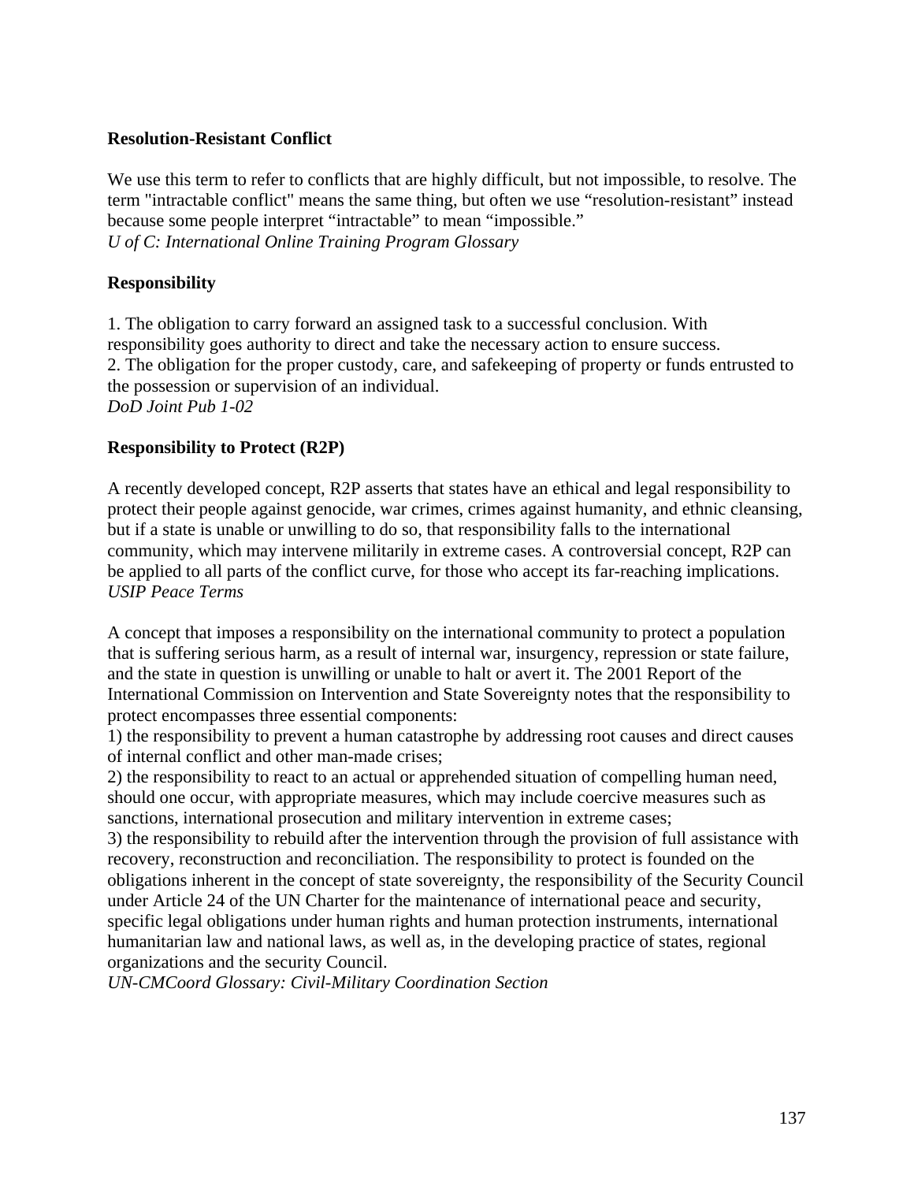**Resolution-Resistant Conflict**

We use this term to refer to conflicts that are highly difficult, but not impossible, to resolve. The term "intractable conflict" means the same thing, but often we use "resolution-resistant" instead because some people interpret "intractable" to mean "impossible."
*U of C: International Online Training Program Glossary*

**Responsibility**

1. The obligation to carry forward an assigned task to a successful conclusion. With responsibility goes authority to direct and take the necessary action to ensure success.
2. The obligation for the proper custody, care, and safekeeping of property or funds entrusted to the possession or supervision of an individual.
*DoD Joint Pub 1-02*

**Responsibility to Protect (R2P)**

A recently developed concept, R2P asserts that states have an ethical and legal responsibility to protect their people against genocide, war crimes, crimes against humanity, and ethnic cleansing, but if a state is unable or unwilling to do so, that responsibility falls to the international community, which may intervene militarily in extreme cases. A controversial concept, R2P can be applied to all parts of the conflict curve, for those who accept its far-reaching implications.
*USIP Peace Terms*

A concept that imposes a responsibility on the international community to protect a population that is suffering serious harm, as a result of internal war, insurgency, repression or state failure, and the state in question is unwilling or unable to halt or avert it. The 2001 Report of the International Commission on Intervention and State Sovereignty notes that the responsibility to protect encompasses three essential components:
1) the responsibility to prevent a human catastrophe by addressing root causes and direct causes of internal conflict and other man-made crises;
2) the responsibility to react to an actual or apprehended situation of compelling human need, should one occur, with appropriate measures, which may include coercive measures such as sanctions, international prosecution and military intervention in extreme cases;
3) the responsibility to rebuild after the intervention through the provision of full assistance with recovery, reconstruction and reconciliation. The responsibility to protect is founded on the obligations inherent in the concept of state sovereignty, the responsibility of the Security Council under Article 24 of the UN Charter for the maintenance of international peace and security, specific legal obligations under human rights and human protection instruments, international humanitarian law and national laws, as well as, in the developing practice of states, regional organizations and the security Council.
*UN-CMCoord Glossary: Civil-Military Coordination Section*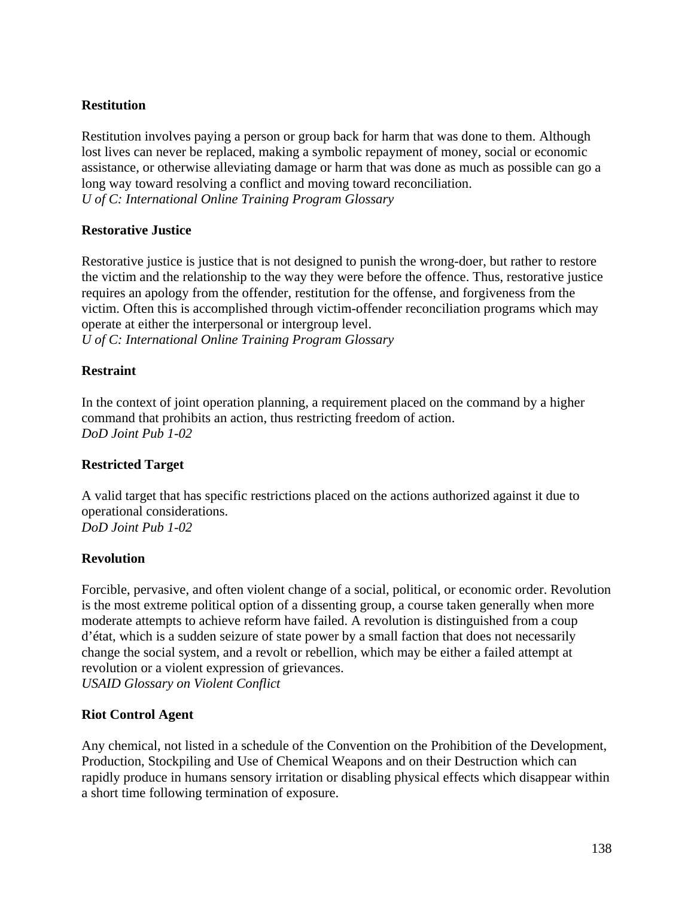**Restitution**

Restitution involves paying a person or group back for harm that was done to them. Although lost lives can never be replaced, making a symbolic repayment of money, social or economic assistance, or otherwise alleviating damage or harm that was done as much as possible can go a long way toward resolving a conflict and moving toward reconciliation.
*U of C: International Online Training Program Glossary*

**Restorative Justice**

Restorative justice is justice that is not designed to punish the wrong-doer, but rather to restore the victim and the relationship to the way they were before the offence. Thus, restorative justice requires an apology from the offender, restitution for the offense, and forgiveness from the victim. Often this is accomplished through victim-offender reconciliation programs which may operate at either the interpersonal or intergroup level.
*U of C: International Online Training Program Glossary*

**Restraint**

In the context of joint operation planning, a requirement placed on the command by a higher command that prohibits an action, thus restricting freedom of action.
*DoD Joint Pub 1-02*

**Restricted Target**

A valid target that has specific restrictions placed on the actions authorized against it due to operational considerations.
*DoD Joint Pub 1-02*

**Revolution**

Forcible, pervasive, and often violent change of a social, political, or economic order. Revolution is the most extreme political option of a dissenting group, a course taken generally when more moderate attempts to achieve reform have failed. A revolution is distinguished from a coup d'état, which is a sudden seizure of state power by a small faction that does not necessarily change the social system, and a revolt or rebellion, which may be either a failed attempt at revolution or a violent expression of grievances.
*USAID Glossary on Violent Conflict*

**Riot Control Agent**

Any chemical, not listed in a schedule of the Convention on the Prohibition of the Development, Production, Stockpiling and Use of Chemical Weapons and on their Destruction which can rapidly produce in humans sensory irritation or disabling physical effects which disappear within a short time following termination of exposure.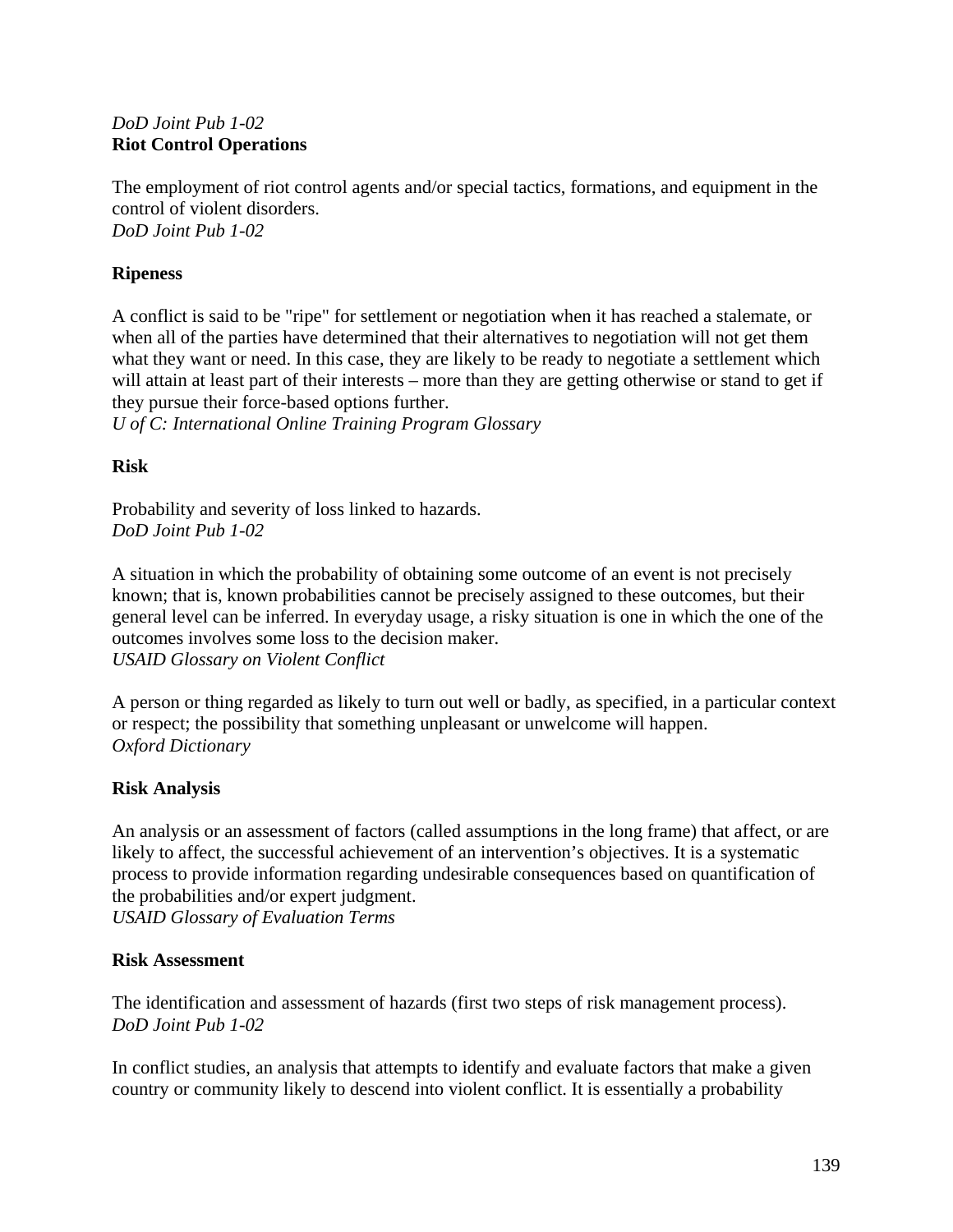*DoD Joint Pub 1-02*

**Riot Control Operations**

The employment of riot control agents and/or special tactics, formations, and equipment in the control of violent disorders.
*DoD Joint Pub 1-02*

**Ripeness**

A conflict is said to be "ripe" for settlement or negotiation when it has reached a stalemate, or when all of the parties have determined that their alternatives to negotiation will not get them what they want or need. In this case, they are likely to be ready to negotiate a settlement which will attain at least part of their interests – more than they are getting otherwise or stand to get if they pursue their force-based options further.
*U of C: International Online Training Program Glossary*

**Risk**

Probability and severity of loss linked to hazards.
*DoD Joint Pub 1-02*

A situation in which the probability of obtaining some outcome of an event is not precisely known; that is, known probabilities cannot be precisely assigned to these outcomes, but their general level can be inferred. In everyday usage, a risky situation is one in which the one of the outcomes involves some loss to the decision maker.
*USAID Glossary on Violent Conflict*

A person or thing regarded as likely to turn out well or badly, as specified, in a particular context or respect; the possibility that something unpleasant or unwelcome will happen.
*Oxford Dictionary*

**Risk Analysis**

An analysis or an assessment of factors (called assumptions in the long frame) that affect, or are likely to affect, the successful achievement of an intervention's objectives. It is a systematic process to provide information regarding undesirable consequences based on quantification of the probabilities and/or expert judgment.
*USAID Glossary of Evaluation Terms*

**Risk Assessment**

The identification and assessment of hazards (first two steps of risk management process).
*DoD Joint Pub 1-02*

In conflict studies, an analysis that attempts to identify and evaluate factors that make a given country or community likely to descend into violent conflict. It is essentially a probability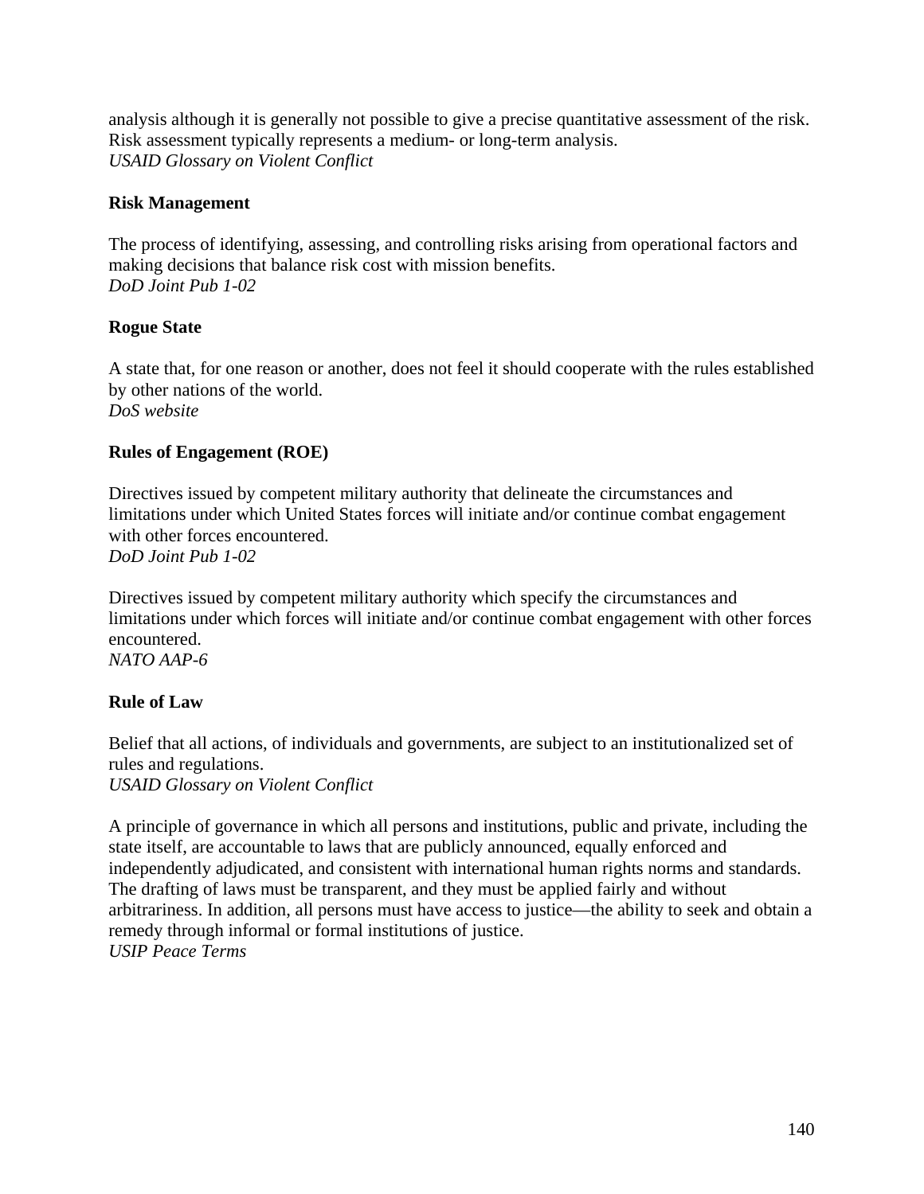analysis although it is generally not possible to give a precise quantitative assessment of the risk. Risk assessment typically represents a medium- or long-term analysis.
*USAID Glossary on Violent Conflict*

**Risk Management**

The process of identifying, assessing, and controlling risks arising from operational factors and making decisions that balance risk cost with mission benefits.
*DoD Joint Pub 1-02*

**Rogue State**

A state that, for one reason or another, does not feel it should cooperate with the rules established by other nations of the world.
*DoS website*

**Rules of Engagement (ROE)**

Directives issued by competent military authority that delineate the circumstances and limitations under which United States forces will initiate and/or continue combat engagement with other forces encountered.
*DoD Joint Pub 1-02*

Directives issued by competent military authority which specify the circumstances and limitations under which forces will initiate and/or continue combat engagement with other forces encountered.
*NATO AAP-6*

**Rule of Law**

Belief that all actions, of individuals and governments, are subject to an institutionalized set of rules and regulations.
*USAID Glossary on Violent Conflict*

A principle of governance in which all persons and institutions, public and private, including the state itself, are accountable to laws that are publicly announced, equally enforced and independently adjudicated, and consistent with international human rights norms and standards. The drafting of laws must be transparent, and they must be applied fairly and without arbitrariness. In addition, all persons must have access to justice—the ability to seek and obtain a remedy through informal or formal institutions of justice.
*USIP Peace Terms*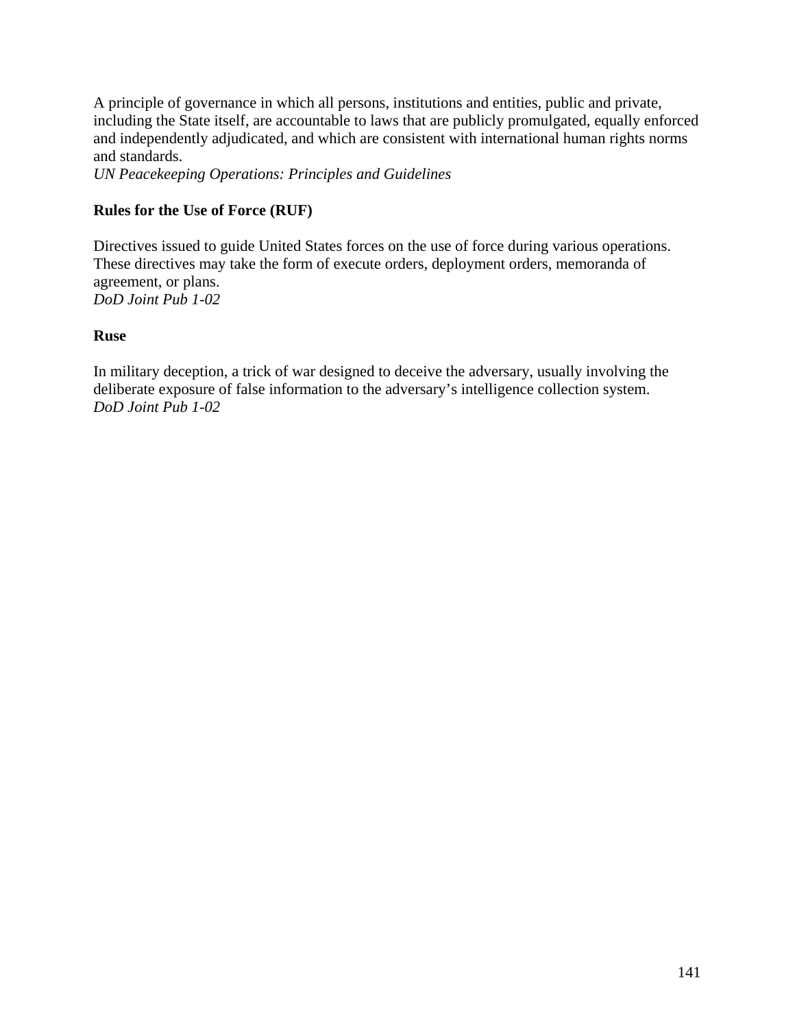A principle of governance in which all persons, institutions and entities, public and private, including the State itself, are accountable to laws that are publicly promulgated, equally enforced and independently adjudicated, and which are consistent with international human rights norms and standards.
*UN Peacekeeping Operations: Principles and Guidelines*

**Rules for the Use of Force (RUF)**

Directives issued to guide United States forces on the use of force during various operations. These directives may take the form of execute orders, deployment orders, memoranda of agreement, or plans.
*DoD Joint Pub 1-02*

**Ruse**

In military deception, a trick of war designed to deceive the adversary, usually involving the deliberate exposure of false information to the adversary's intelligence collection system.
*DoD Joint Pub 1-02*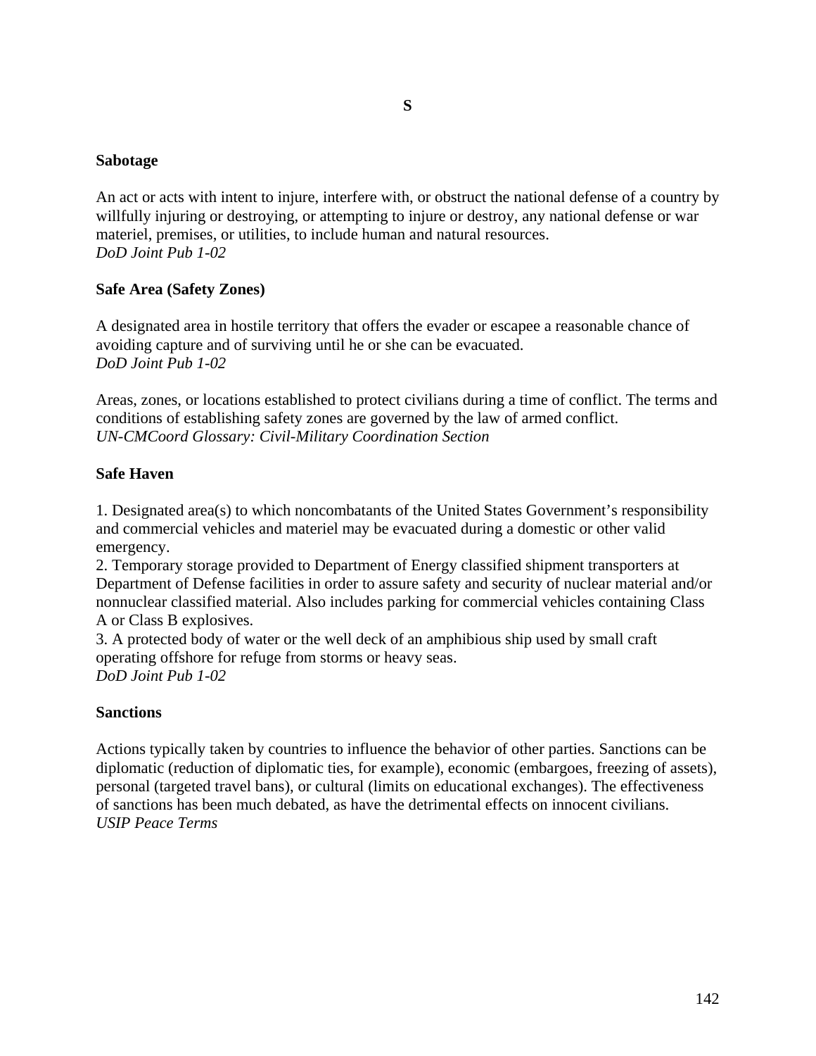# S

**Sabotage**

An act or acts with intent to injure, interfere with, or obstruct the national defense of a country by willfully injuring or destroying, or attempting to injure or destroy, any national defense or war materiel, premises, or utilities, to include human and natural resources.
*DoD Joint Pub 1-02*

**Safe Area (Safety Zones)**

A designated area in hostile territory that offers the evader or escapee a reasonable chance of avoiding capture and of surviving until he or she can be evacuated.
*DoD Joint Pub 1-02*

Areas, zones, or locations established to protect civilians during a time of conflict. The terms and conditions of establishing safety zones are governed by the law of armed conflict.
*UN-CMCoord Glossary: Civil-Military Coordination Section*

**Safe Haven**

1. Designated area(s) to which noncombatants of the United States Government's responsibility and commercial vehicles and materiel may be evacuated during a domestic or other valid emergency.
2. Temporary storage provided to Department of Energy classified shipment transporters at Department of Defense facilities in order to assure safety and security of nuclear material and/or nonnuclear classified material. Also includes parking for commercial vehicles containing Class A or Class B explosives.
3. A protected body of water or the well deck of an amphibious ship used by small craft operating offshore for refuge from storms or heavy seas.

*DoD Joint Pub 1-02*

**Sanctions**

Actions typically taken by countries to influence the behavior of other parties. Sanctions can be diplomatic (reduction of diplomatic ties, for example), economic (embargoes, freezing of assets), personal (targeted travel bans), or cultural (limits on educational exchanges). The effectiveness of sanctions has been much debated, as have the detrimental effects on innocent civilians.
*USIP Peace Terms*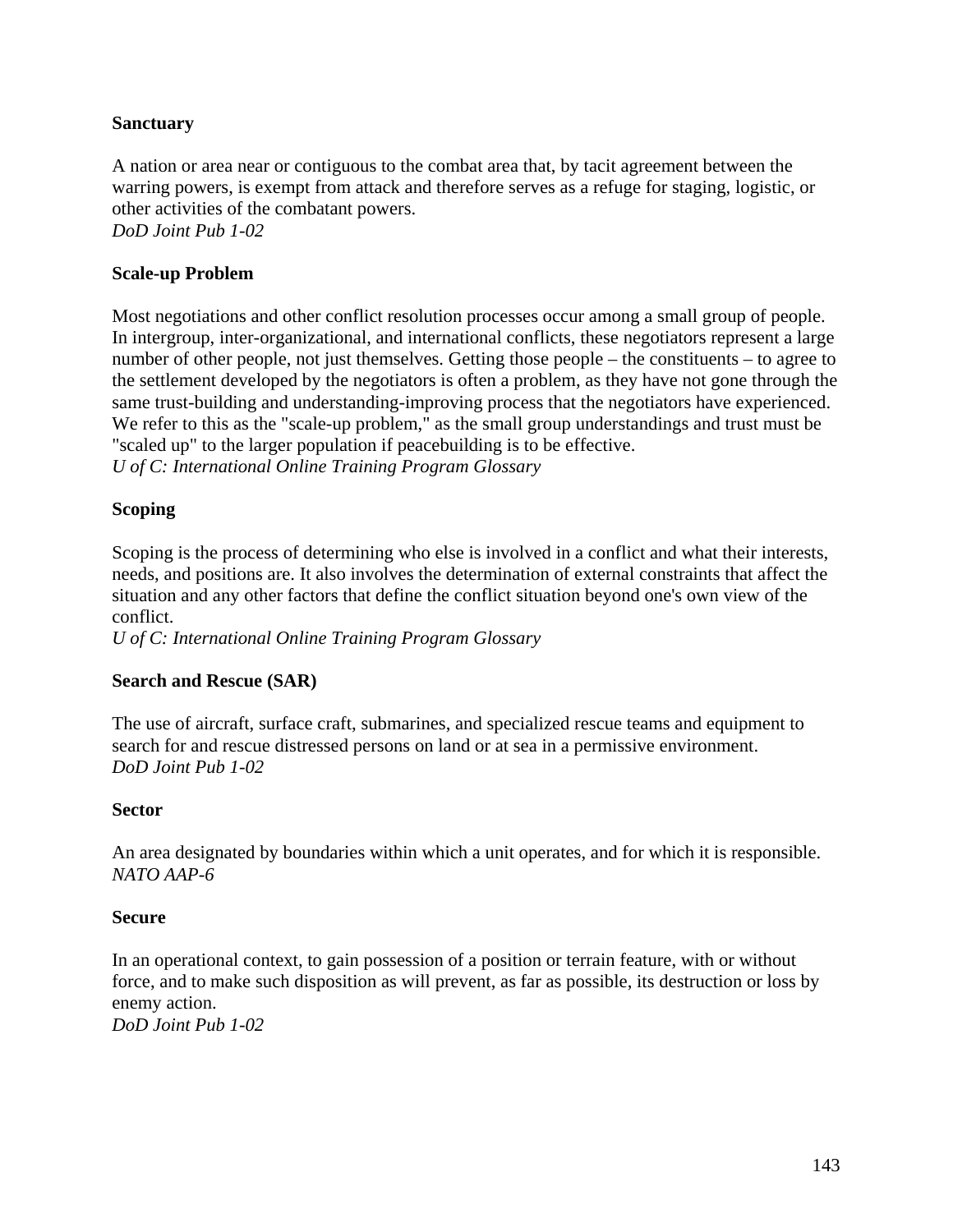**Sanctuary**

A nation or area near or contiguous to the combat area that, by tacit agreement between the warring powers, is exempt from attack and therefore serves as a refuge for staging, logistic, or other activities of the combatant powers.
*DoD Joint Pub 1-02*

**Scale-up Problem**

Most negotiations and other conflict resolution processes occur among a small group of people. In intergroup, inter-organizational, and international conflicts, these negotiators represent a large number of other people, not just themselves. Getting those people – the constituents – to agree to the settlement developed by the negotiators is often a problem, as they have not gone through the same trust-building and understanding-improving process that the negotiators have experienced. We refer to this as the "scale-up problem," as the small group understandings and trust must be "scaled up" to the larger population if peacebuilding is to be effective.
*U of C: International Online Training Program Glossary*

**Scoping**

Scoping is the process of determining who else is involved in a conflict and what their interests, needs, and positions are. It also involves the determination of external constraints that affect the situation and any other factors that define the conflict situation beyond one's own view of the conflict.
*U of C: International Online Training Program Glossary*

**Search and Rescue (SAR)**

The use of aircraft, surface craft, submarines, and specialized rescue teams and equipment to search for and rescue distressed persons on land or at sea in a permissive environment.
*DoD Joint Pub 1-02*

**Sector**

An area designated by boundaries within which a unit operates, and for which it is responsible.
*NATO AAP-6*

**Secure**

In an operational context, to gain possession of a position or terrain feature, with or without force, and to make such disposition as will prevent, as far as possible, its destruction or loss by enemy action.
*DoD Joint Pub 1-02*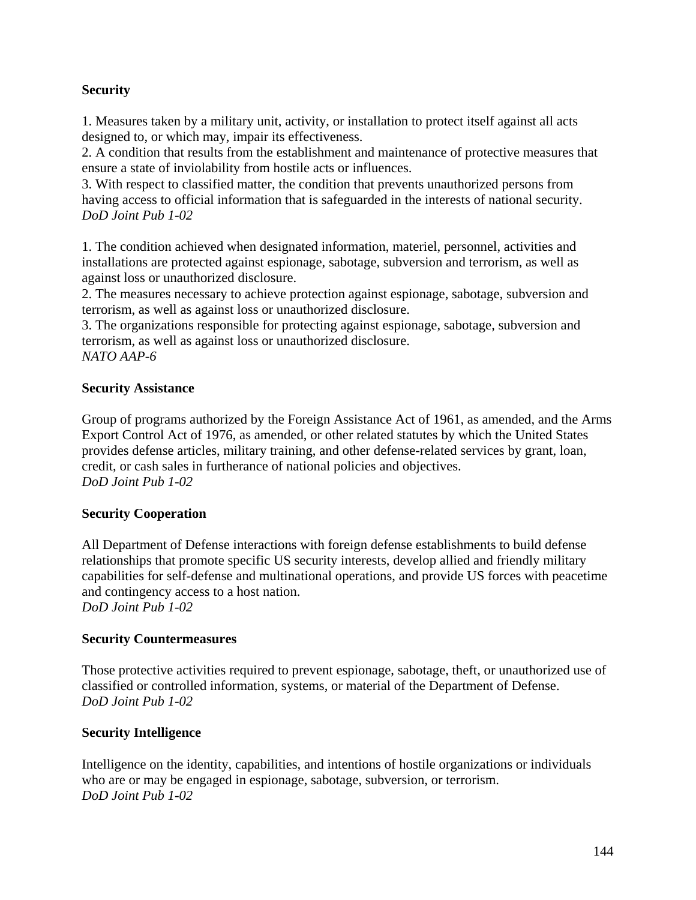**Security**

1. Measures taken by a military unit, activity, or installation to protect itself against all acts designed to, or which may, impair its effectiveness.
2. A condition that results from the establishment and maintenance of protective measures that ensure a state of inviolability from hostile acts or influences.
3. With respect to classified matter, the condition that prevents unauthorized persons from having access to official information that is safeguarded in the interests of national security.
*DoD Joint Pub 1-02*

1. The condition achieved when designated information, materiel, personnel, activities and installations are protected against espionage, sabotage, subversion and terrorism, as well as against loss or unauthorized disclosure.
2. The measures necessary to achieve protection against espionage, sabotage, subversion and terrorism, as well as against loss or unauthorized disclosure.
3. The organizations responsible for protecting against espionage, sabotage, subversion and terrorism, as well as against loss or unauthorized disclosure.
*NATO AAP-6*

**Security Assistance**

Group of programs authorized by the Foreign Assistance Act of 1961, as amended, and the Arms Export Control Act of 1976, as amended, or other related statutes by which the United States provides defense articles, military training, and other defense-related services by grant, loan, credit, or cash sales in furtherance of national policies and objectives.
*DoD Joint Pub 1-02*

**Security Cooperation**

All Department of Defense interactions with foreign defense establishments to build defense relationships that promote specific US security interests, develop allied and friendly military capabilities for self-defense and multinational operations, and provide US forces with peacetime and contingency access to a host nation.
*DoD Joint Pub 1-02*

**Security Countermeasures**

Those protective activities required to prevent espionage, sabotage, theft, or unauthorized use of classified or controlled information, systems, or material of the Department of Defense.
*DoD Joint Pub 1-02*

**Security Intelligence**

Intelligence on the identity, capabilities, and intentions of hostile organizations or individuals who are or may be engaged in espionage, sabotage, subversion, or terrorism.
*DoD Joint Pub 1-02*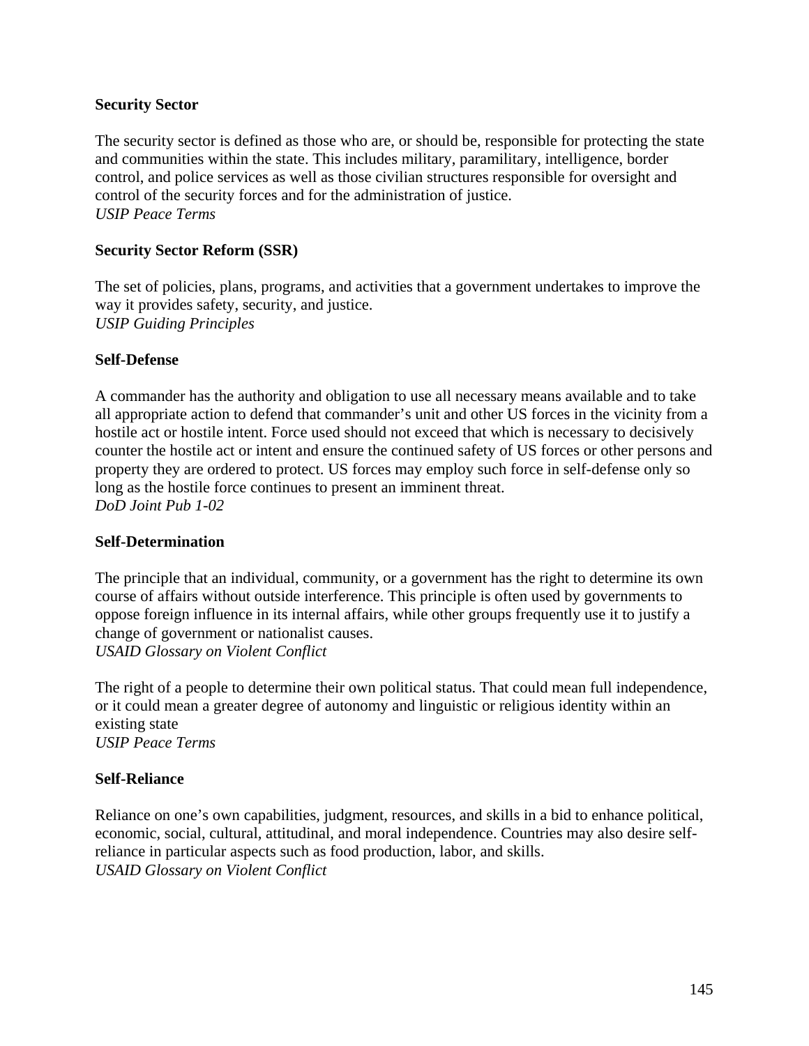**Security Sector**

The security sector is defined as those who are, or should be, responsible for protecting the state and communities within the state. This includes military, paramilitary, intelligence, border control, and police services as well as those civilian structures responsible for oversight and control of the security forces and for the administration of justice.
*USIP Peace Terms*

**Security Sector Reform (SSR)**

The set of policies, plans, programs, and activities that a government undertakes to improve the way it provides safety, security, and justice.
*USIP Guiding Principles*

**Self-Defense**

A commander has the authority and obligation to use all necessary means available and to take all appropriate action to defend that commander's unit and other US forces in the vicinity from a hostile act or hostile intent. Force used should not exceed that which is necessary to decisively counter the hostile act or intent and ensure the continued safety of US forces or other persons and property they are ordered to protect. US forces may employ such force in self-defense only so long as the hostile force continues to present an imminent threat.
*DoD Joint Pub 1-02*

**Self-Determination**

The principle that an individual, community, or a government has the right to determine its own course of affairs without outside interference. This principle is often used by governments to oppose foreign influence in its internal affairs, while other groups frequently use it to justify a change of government or nationalist causes.
*USAID Glossary on Violent Conflict*

The right of a people to determine their own political status. That could mean full independence, or it could mean a greater degree of autonomy and linguistic or religious identity within an existing state
*USIP Peace Terms*

**Self-Reliance**

Reliance on one's own capabilities, judgment, resources, and skills in a bid to enhance political, economic, social, cultural, attitudinal, and moral independence. Countries may also desire self-reliance in particular aspects such as food production, labor, and skills.
*USAID Glossary on Violent Conflict*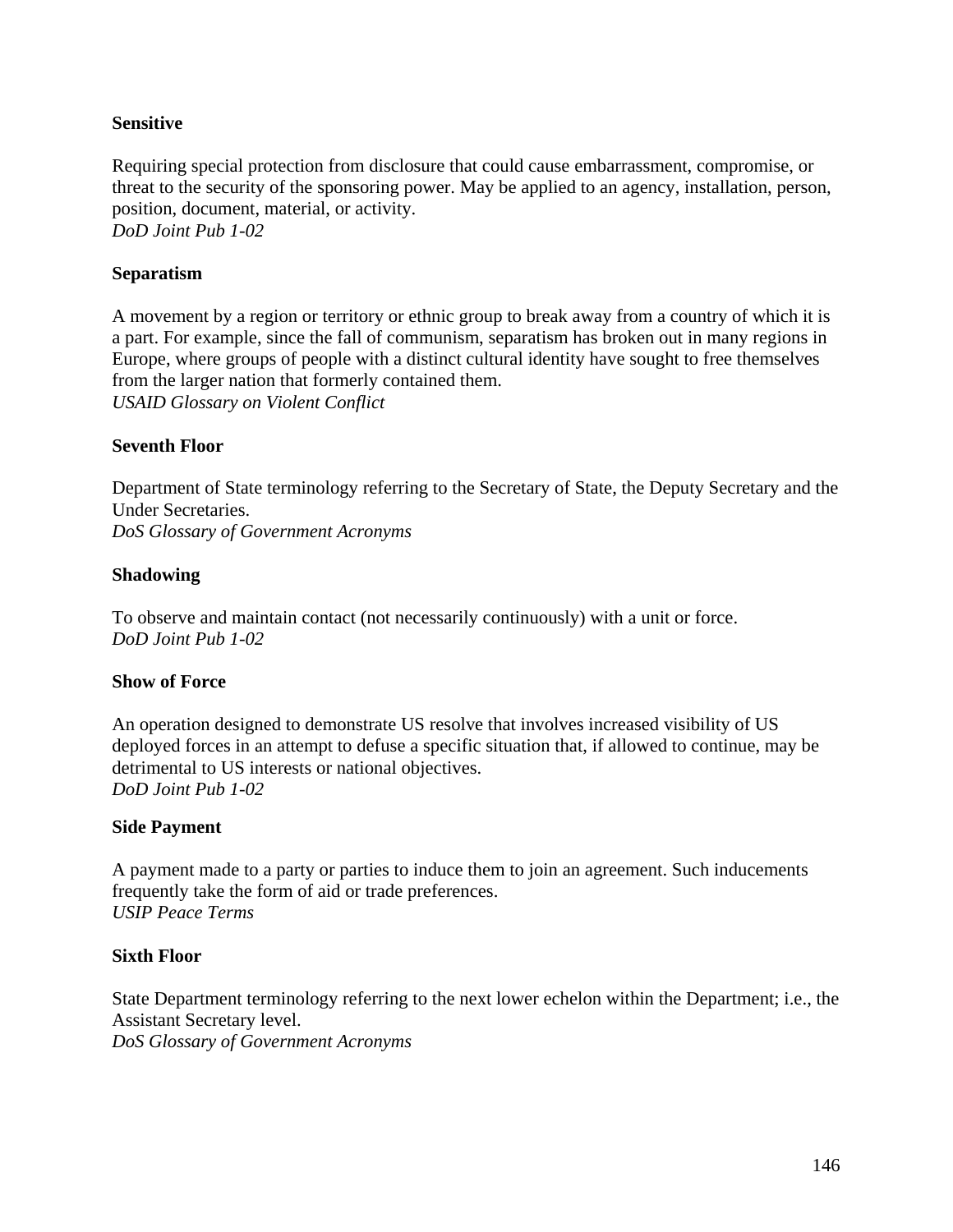**Sensitive**

Requiring special protection from disclosure that could cause embarrassment, compromise, or threat to the security of the sponsoring power. May be applied to an agency, installation, person, position, document, material, or activity.
*DoD Joint Pub 1-02*

**Separatism**

A movement by a region or territory or ethnic group to break away from a country of which it is a part. For example, since the fall of communism, separatism has broken out in many regions in Europe, where groups of people with a distinct cultural identity have sought to free themselves from the larger nation that formerly contained them.
*USAID Glossary on Violent Conflict*

**Seventh Floor**

Department of State terminology referring to the Secretary of State, the Deputy Secretary and the Under Secretaries.
*DoS Glossary of Government Acronyms*

**Shadowing**

To observe and maintain contact (not necessarily continuously) with a unit or force.
*DoD Joint Pub 1-02*

**Show of Force**

An operation designed to demonstrate US resolve that involves increased visibility of US deployed forces in an attempt to defuse a specific situation that, if allowed to continue, may be detrimental to US interests or national objectives.
*DoD Joint Pub 1-02*

**Side Payment**

A payment made to a party or parties to induce them to join an agreement. Such inducements frequently take the form of aid or trade preferences.
*USIP Peace Terms*

**Sixth Floor**

State Department terminology referring to the next lower echelon within the Department; i.e., the Assistant Secretary level.
*DoS Glossary of Government Acronyms*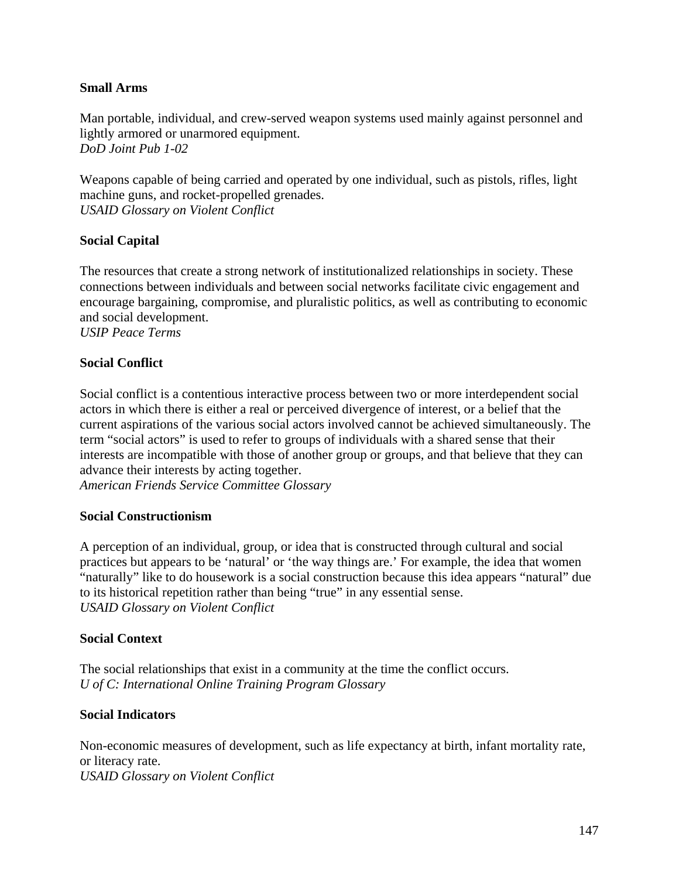**Small Arms**

Man portable, individual, and crew-served weapon systems used mainly against personnel and lightly armored or unarmored equipment.
*DoD Joint Pub 1-02*

Weapons capable of being carried and operated by one individual, such as pistols, rifles, light machine guns, and rocket-propelled grenades.
*USAID Glossary on Violent Conflict*

**Social Capital**

The resources that create a strong network of institutionalized relationships in society. These connections between individuals and between social networks facilitate civic engagement and encourage bargaining, compromise, and pluralistic politics, as well as contributing to economic and social development.
*USIP Peace Terms*

**Social Conflict**

Social conflict is a contentious interactive process between two or more interdependent social actors in which there is either a real or perceived divergence of interest, or a belief that the current aspirations of the various social actors involved cannot be achieved simultaneously. The term "social actors" is used to refer to groups of individuals with a shared sense that their interests are incompatible with those of another group or groups, and that believe that they can advance their interests by acting together.
*American Friends Service Committee Glossary*

**Social Constructionism**

A perception of an individual, group, or idea that is constructed through cultural and social practices but appears to be 'natural' or 'the way things are.' For example, the idea that women "naturally" like to do housework is a social construction because this idea appears "natural" due to its historical repetition rather than being "true" in any essential sense.
*USAID Glossary on Violent Conflict*

**Social Context**

The social relationships that exist in a community at the time the conflict occurs.
*U of C: International Online Training Program Glossary*

**Social Indicators**

Non-economic measures of development, such as life expectancy at birth, infant mortality rate, or literacy rate.
*USAID Glossary on Violent Conflict*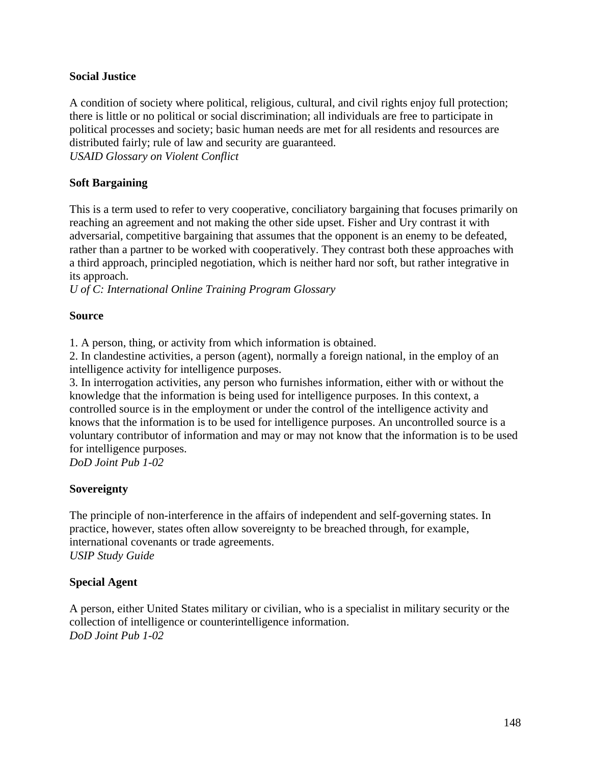**Social Justice**

A condition of society where political, religious, cultural, and civil rights enjoy full protection; there is little or no political or social discrimination; all individuals are free to participate in political processes and society; basic human needs are met for all residents and resources are distributed fairly; rule of law and security are guaranteed.
*USAID Glossary on Violent Conflict*

**Soft Bargaining**

This is a term used to refer to very cooperative, conciliatory bargaining that focuses primarily on reaching an agreement and not making the other side upset. Fisher and Ury contrast it with adversarial, competitive bargaining that assumes that the opponent is an enemy to be defeated, rather than a partner to be worked with cooperatively. They contrast both these approaches with a third approach, principled negotiation, which is neither hard nor soft, but rather integrative in its approach.
*U of C: International Online Training Program Glossary*

**Source**

1. A person, thing, or activity from which information is obtained.
2. In clandestine activities, a person (agent), normally a foreign national, in the employ of an intelligence activity for intelligence purposes.
3. In interrogation activities, any person who furnishes information, either with or without the knowledge that the information is being used for intelligence purposes. In this context, a controlled source is in the employment or under the control of the intelligence activity and knows that the information is to be used for intelligence purposes. An uncontrolled source is a voluntary contributor of information and may or may not know that the information is to be used for intelligence purposes.

*DoD Joint Pub 1-02*

**Sovereignty**

The principle of non-interference in the affairs of independent and self-governing states. In practice, however, states often allow sovereignty to be breached through, for example, international covenants or trade agreements.
*USIP Study Guide*

**Special Agent**

A person, either United States military or civilian, who is a specialist in military security or the collection of intelligence or counterintelligence information.
*DoD Joint Pub 1-02*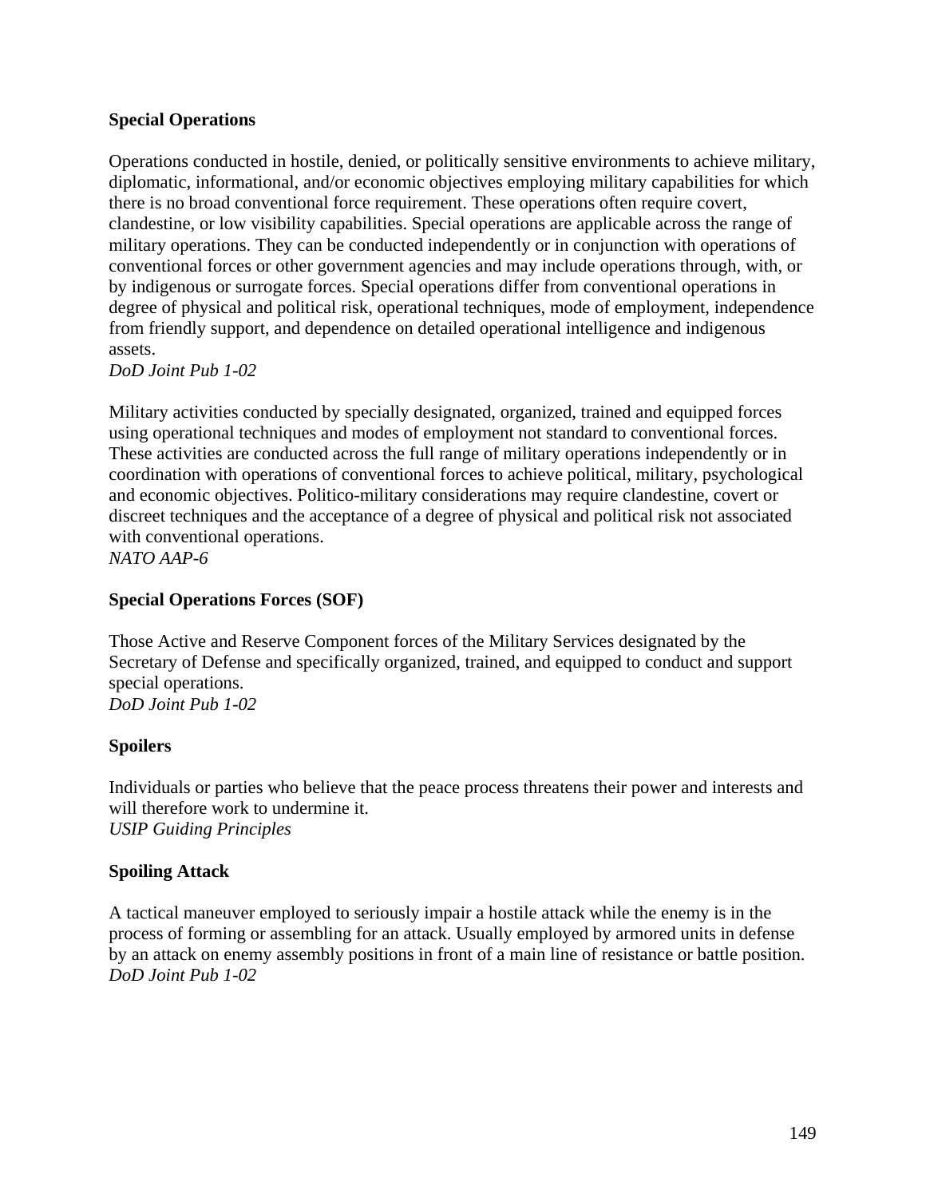**Special Operations**

Operations conducted in hostile, denied, or politically sensitive environments to achieve military, diplomatic, informational, and/or economic objectives employing military capabilities for which there is no broad conventional force requirement. These operations often require covert, clandestine, or low visibility capabilities. Special operations are applicable across the range of military operations. They can be conducted independently or in conjunction with operations of conventional forces or other government agencies and may include operations through, with, or by indigenous or surrogate forces. Special operations differ from conventional operations in degree of physical and political risk, operational techniques, mode of employment, independence from friendly support, and dependence on detailed operational intelligence and indigenous assets.
*DoD Joint Pub 1-02*

Military activities conducted by specially designated, organized, trained and equipped forces using operational techniques and modes of employment not standard to conventional forces. These activities are conducted across the full range of military operations independently or in coordination with operations of conventional forces to achieve political, military, psychological and economic objectives. Politico-military considerations may require clandestine, covert or discreet techniques and the acceptance of a degree of physical and political risk not associated with conventional operations.
*NATO AAP-6*

**Special Operations Forces (SOF)**

Those Active and Reserve Component forces of the Military Services designated by the Secretary of Defense and specifically organized, trained, and equipped to conduct and support special operations.
*DoD Joint Pub 1-02*

**Spoilers**

Individuals or parties who believe that the peace process threatens their power and interests and will therefore work to undermine it.
*USIP Guiding Principles*

**Spoiling Attack**

A tactical maneuver employed to seriously impair a hostile attack while the enemy is in the process of forming or assembling for an attack. Usually employed by armored units in defense by an attack on enemy assembly positions in front of a main line of resistance or battle position.
*DoD Joint Pub 1-02*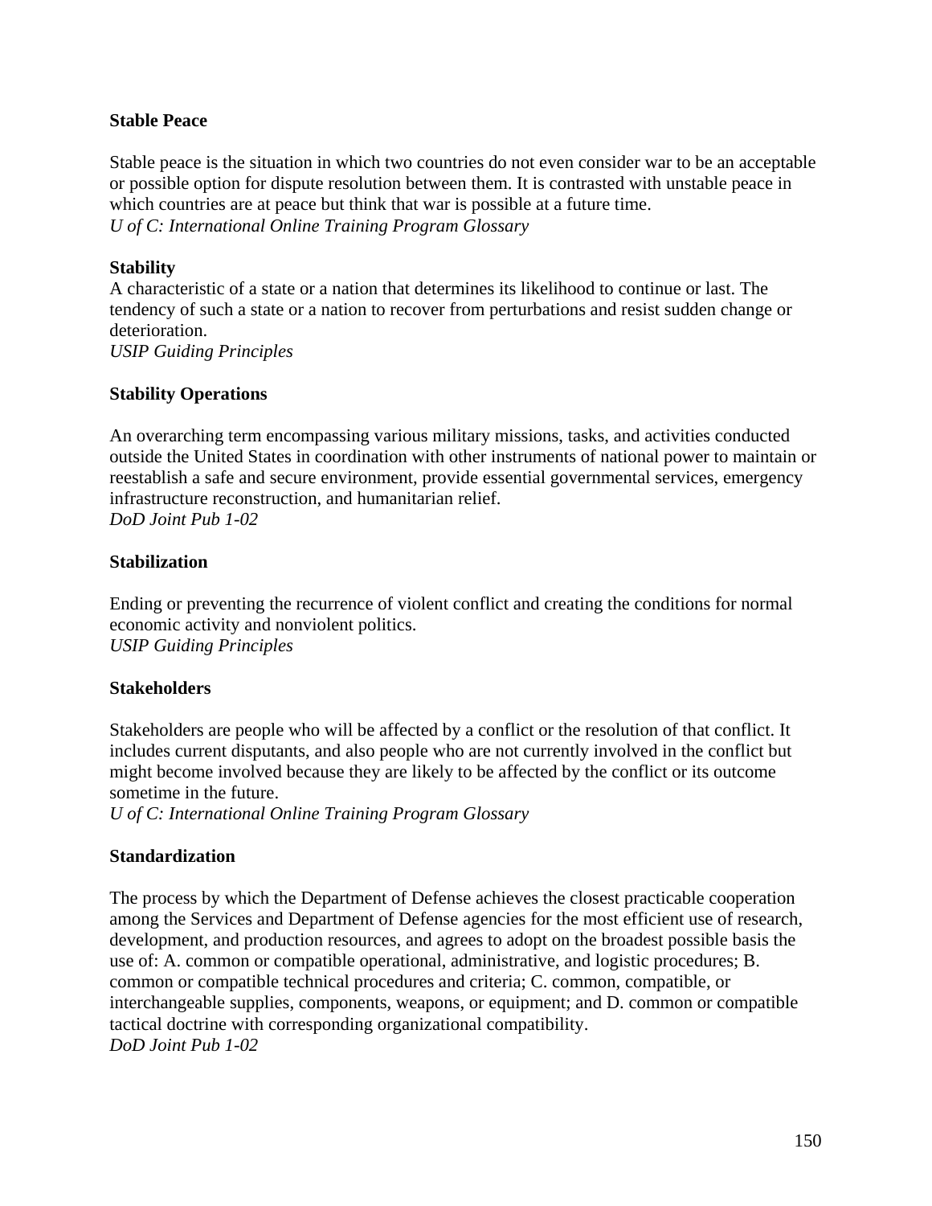**Stable Peace**

Stable peace is the situation in which two countries do not even consider war to be an acceptable or possible option for dispute resolution between them. It is contrasted with unstable peace in which countries are at peace but think that war is possible at a future time.
*U of C: International Online Training Program Glossary*

**Stability**
A characteristic of a state or a nation that determines its likelihood to continue or last. The tendency of such a state or a nation to recover from perturbations and resist sudden change or deterioration.
*USIP Guiding Principles*

**Stability Operations**

An overarching term encompassing various military missions, tasks, and activities conducted outside the United States in coordination with other instruments of national power to maintain or reestablish a safe and secure environment, provide essential governmental services, emergency infrastructure reconstruction, and humanitarian relief.
*DoD Joint Pub 1-02*

**Stabilization**

Ending or preventing the recurrence of violent conflict and creating the conditions for normal economic activity and nonviolent politics.
*USIP Guiding Principles*

**Stakeholders**

Stakeholders are people who will be affected by a conflict or the resolution of that conflict. It includes current disputants, and also people who are not currently involved in the conflict but might become involved because they are likely to be affected by the conflict or its outcome sometime in the future.
*U of C: International Online Training Program Glossary*

**Standardization**

The process by which the Department of Defense achieves the closest practicable cooperation among the Services and Department of Defense agencies for the most efficient use of research, development, and production resources, and agrees to adopt on the broadest possible basis the use of: A. common or compatible operational, administrative, and logistic procedures; B. common or compatible technical procedures and criteria; C. common, compatible, or interchangeable supplies, components, weapons, or equipment; and D. common or compatible tactical doctrine with corresponding organizational compatibility.
*DoD Joint Pub 1-02*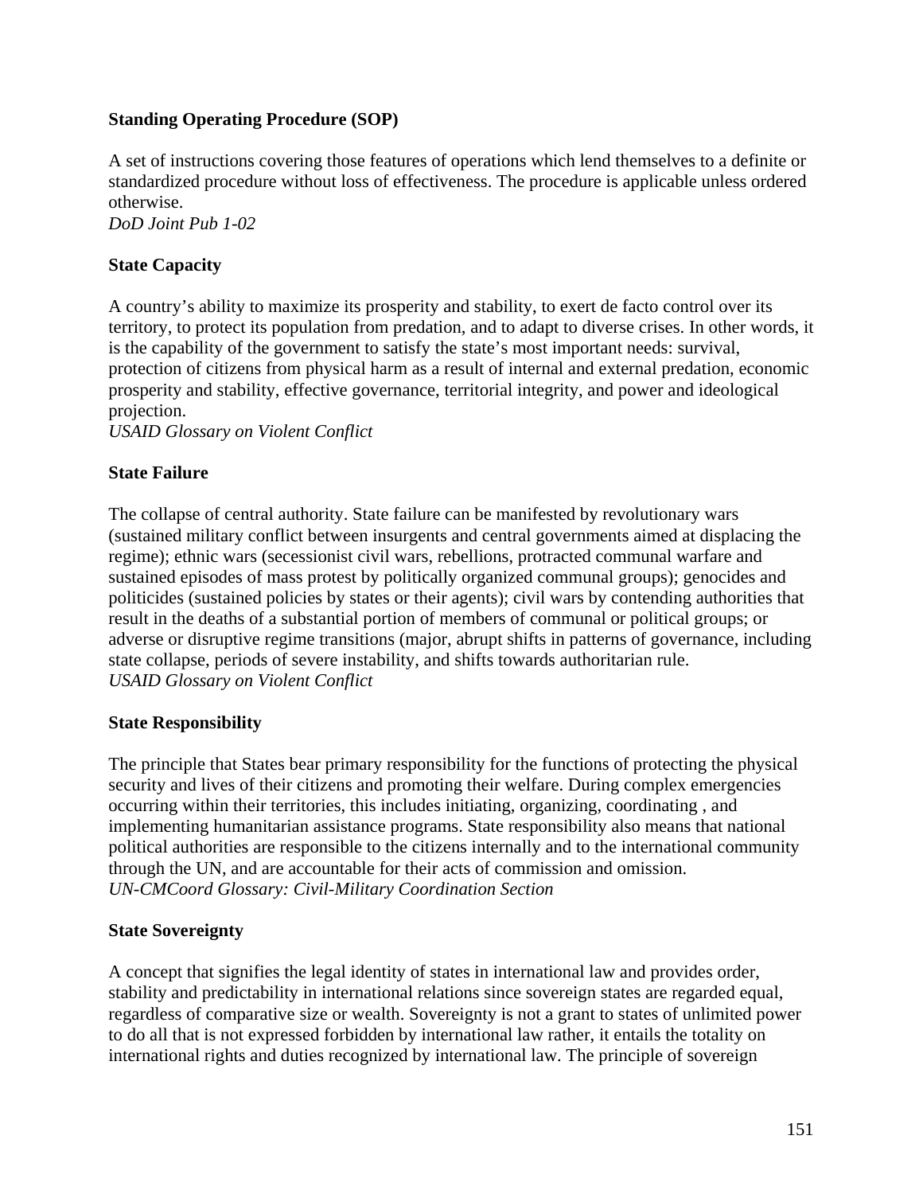**Standing Operating Procedure (SOP)**

A set of instructions covering those features of operations which lend themselves to a definite or standardized procedure without loss of effectiveness. The procedure is applicable unless ordered otherwise.
*DoD Joint Pub 1-02*

**State Capacity**

A country's ability to maximize its prosperity and stability, to exert de facto control over its territory, to protect its population from predation, and to adapt to diverse crises. In other words, it is the capability of the government to satisfy the state's most important needs: survival, protection of citizens from physical harm as a result of internal and external predation, economic prosperity and stability, effective governance, territorial integrity, and power and ideological projection.
*USAID Glossary on Violent Conflict*

**State Failure**

The collapse of central authority. State failure can be manifested by revolutionary wars (sustained military conflict between insurgents and central governments aimed at displacing the regime); ethnic wars (secessionist civil wars, rebellions, protracted communal warfare and sustained episodes of mass protest by politically organized communal groups); genocides and politicides (sustained policies by states or their agents); civil wars by contending authorities that result in the deaths of a substantial portion of members of communal or political groups; or adverse or disruptive regime transitions (major, abrupt shifts in patterns of governance, including state collapse, periods of severe instability, and shifts towards authoritarian rule.
*USAID Glossary on Violent Conflict*

**State Responsibility**

The principle that States bear primary responsibility for the functions of protecting the physical security and lives of their citizens and promoting their welfare. During complex emergencies occurring within their territories, this includes initiating, organizing, coordinating , and implementing humanitarian assistance programs. State responsibility also means that national political authorities are responsible to the citizens internally and to the international community through the UN, and are accountable for their acts of commission and omission.
*UN-CMCoord Glossary: Civil-Military Coordination Section*

**State Sovereignty**

A concept that signifies the legal identity of states in international law and provides order, stability and predictability in international relations since sovereign states are regarded equal, regardless of comparative size or wealth. Sovereignty is not a grant to states of unlimited power to do all that is not expressed forbidden by international law rather, it entails the totality on international rights and duties recognized by international law. The principle of sovereign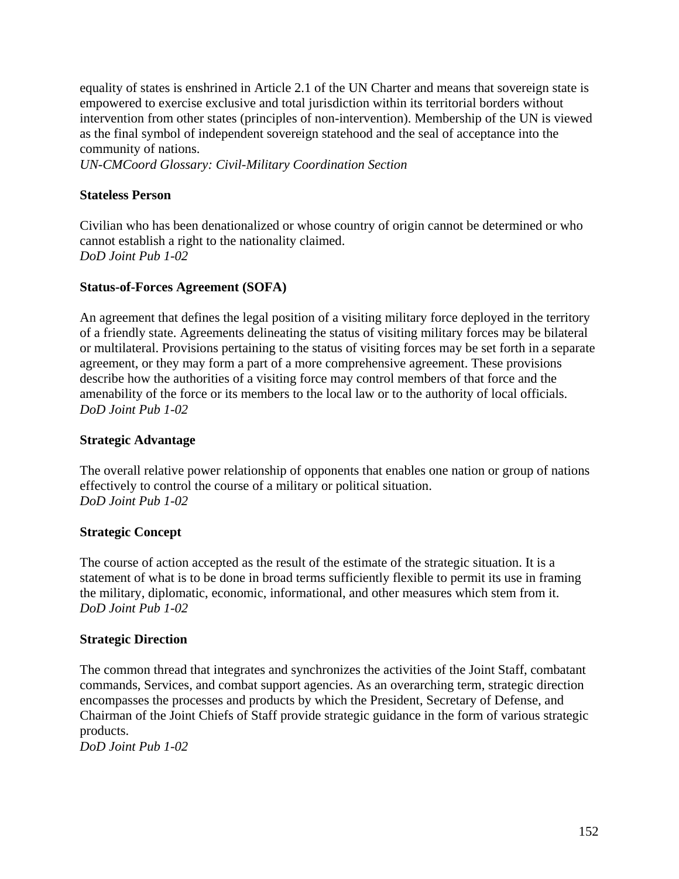equality of states is enshrined in Article 2.1 of the UN Charter and means that sovereign state is empowered to exercise exclusive and total jurisdiction within its territorial borders without intervention from other states (principles of non-intervention). Membership of the UN is viewed as the final symbol of independent sovereign statehood and the seal of acceptance into the community of nations.
*UN-CMCoord Glossary: Civil-Military Coordination Section*

**Stateless Person**

Civilian who has been denationalized or whose country of origin cannot be determined or who cannot establish a right to the nationality claimed.
*DoD Joint Pub 1-02*

**Status-of-Forces Agreement (SOFA)**

An agreement that defines the legal position of a visiting military force deployed in the territory of a friendly state. Agreements delineating the status of visiting military forces may be bilateral or multilateral. Provisions pertaining to the status of visiting forces may be set forth in a separate agreement, or they may form a part of a more comprehensive agreement. These provisions describe how the authorities of a visiting force may control members of that force and the amenability of the force or its members to the local law or to the authority of local officials.
*DoD Joint Pub 1-02*

**Strategic Advantage**

The overall relative power relationship of opponents that enables one nation or group of nations effectively to control the course of a military or political situation.
*DoD Joint Pub 1-02*

**Strategic Concept**

The course of action accepted as the result of the estimate of the strategic situation. It is a statement of what is to be done in broad terms sufficiently flexible to permit its use in framing the military, diplomatic, economic, informational, and other measures which stem from it.
*DoD Joint Pub 1-02*

**Strategic Direction**

The common thread that integrates and synchronizes the activities of the Joint Staff, combatant commands, Services, and combat support agencies. As an overarching term, strategic direction encompasses the processes and products by which the President, Secretary of Defense, and Chairman of the Joint Chiefs of Staff provide strategic guidance in the form of various strategic products.
*DoD Joint Pub 1-02*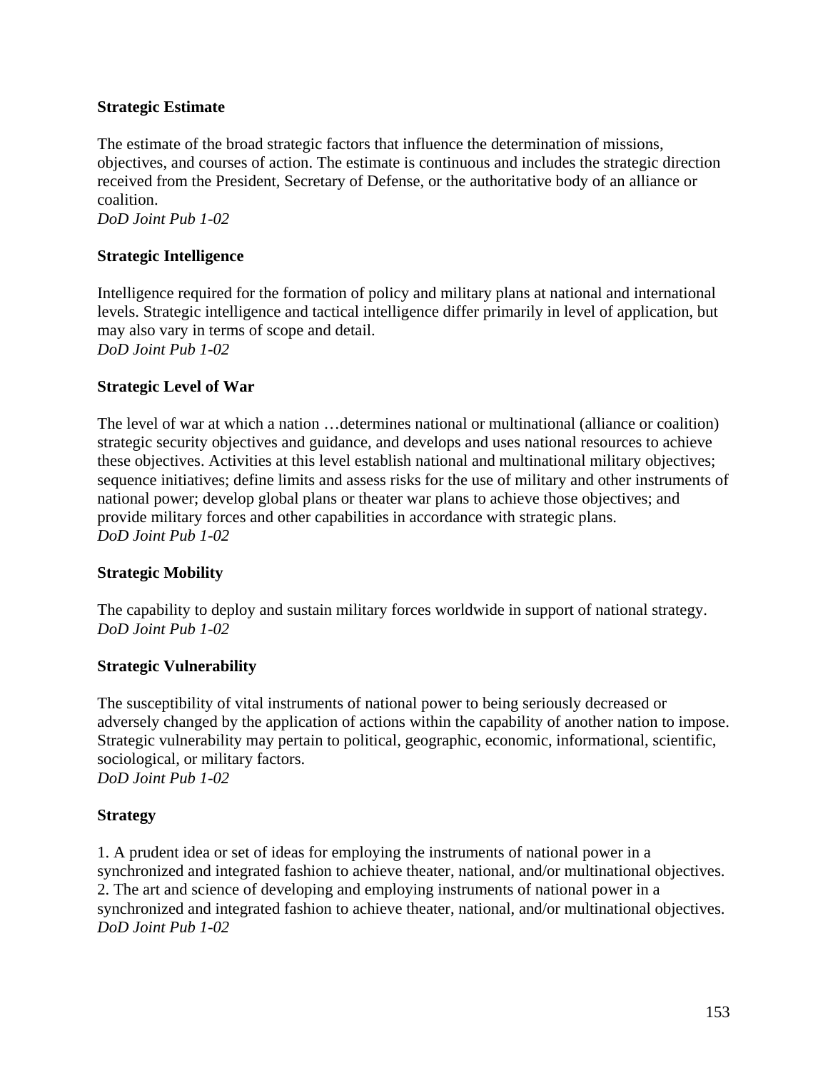**Strategic Estimate**

The estimate of the broad strategic factors that influence the determination of missions, objectives, and courses of action. The estimate is continuous and includes the strategic direction received from the President, Secretary of Defense, or the authoritative body of an alliance or coalition.
*DoD Joint Pub 1-02*

**Strategic Intelligence**

Intelligence required for the formation of policy and military plans at national and international levels. Strategic intelligence and tactical intelligence differ primarily in level of application, but may also vary in terms of scope and detail.
*DoD Joint Pub 1-02*

**Strategic Level of War**

The level of war at which a nation …determines national or multinational (alliance or coalition) strategic security objectives and guidance, and develops and uses national resources to achieve these objectives. Activities at this level establish national and multinational military objectives; sequence initiatives; define limits and assess risks for the use of military and other instruments of national power; develop global plans or theater war plans to achieve those objectives; and provide military forces and other capabilities in accordance with strategic plans.
*DoD Joint Pub 1-02*

**Strategic Mobility**

The capability to deploy and sustain military forces worldwide in support of national strategy.
*DoD Joint Pub 1-02*

**Strategic Vulnerability**

The susceptibility of vital instruments of national power to being seriously decreased or adversely changed by the application of actions within the capability of another nation to impose. Strategic vulnerability may pertain to political, geographic, economic, informational, scientific, sociological, or military factors.
*DoD Joint Pub 1-02*

**Strategy**

1. A prudent idea or set of ideas for employing the instruments of national power in a synchronized and integrated fashion to achieve theater, national, and/or multinational objectives.
2. The art and science of developing and employing instruments of national power in a synchronized and integrated fashion to achieve theater, national, and/or multinational objectives.
*DoD Joint Pub 1-02*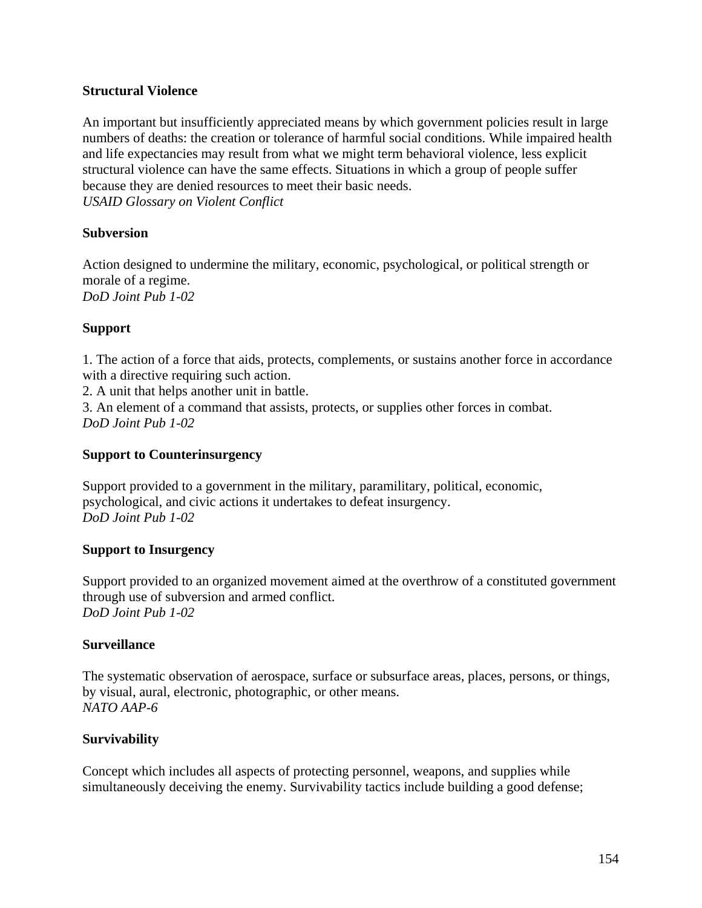**Structural Violence**

An important but insufficiently appreciated means by which government policies result in large numbers of deaths: the creation or tolerance of harmful social conditions. While impaired health and life expectancies may result from what we might term behavioral violence, less explicit structural violence can have the same effects. Situations in which a group of people suffer because they are denied resources to meet their basic needs.
*USAID Glossary on Violent Conflict*

**Subversion**

Action designed to undermine the military, economic, psychological, or political strength or morale of a regime.
*DoD Joint Pub 1-02*

**Support**

1. The action of a force that aids, protects, complements, or sustains another force in accordance with a directive requiring such action.
2. A unit that helps another unit in battle.
3. An element of a command that assists, protects, or supplies other forces in combat.
*DoD Joint Pub 1-02*

**Support to Counterinsurgency**

Support provided to a government in the military, paramilitary, political, economic, psychological, and civic actions it undertakes to defeat insurgency.
*DoD Joint Pub 1-02*

**Support to Insurgency**

Support provided to an organized movement aimed at the overthrow of a constituted government through use of subversion and armed conflict.
*DoD Joint Pub 1-02*

**Surveillance**

The systematic observation of aerospace, surface or subsurface areas, places, persons, or things, by visual, aural, electronic, photographic, or other means.
*NATO AAP-6*

**Survivability**

Concept which includes all aspects of protecting personnel, weapons, and supplies while simultaneously deceiving the enemy. Survivability tactics include building a good defense;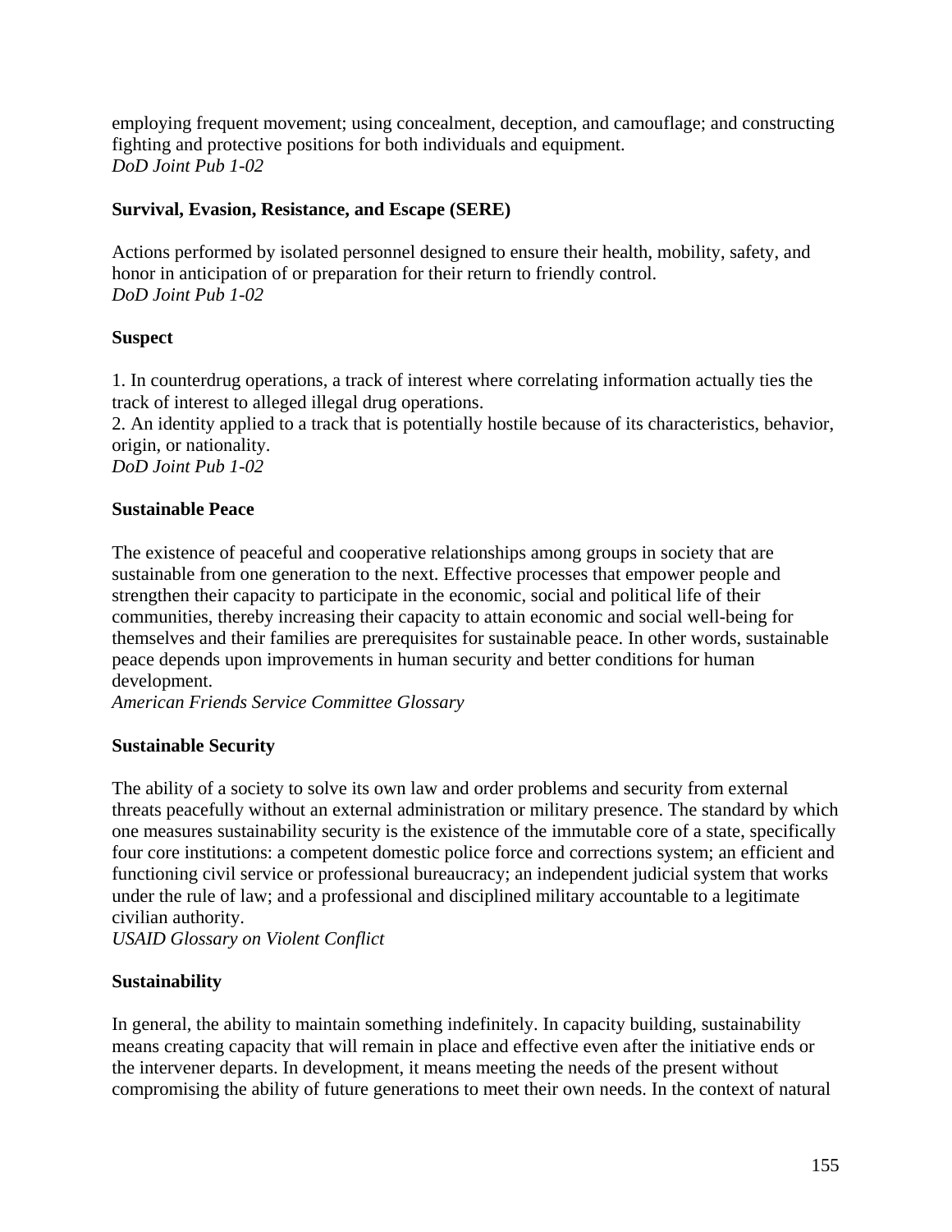employing frequent movement; using concealment, deception, and camouflage; and constructing fighting and protective positions for both individuals and equipment.
*DoD Joint Pub 1-02*

**Survival, Evasion, Resistance, and Escape (SERE)**

Actions performed by isolated personnel designed to ensure their health, mobility, safety, and honor in anticipation of or preparation for their return to friendly control.
*DoD Joint Pub 1-02*

**Suspect**

1. In counterdrug operations, a track of interest where correlating information actually ties the track of interest to alleged illegal drug operations.
2. An identity applied to a track that is potentially hostile because of its characteristics, behavior, origin, or nationality.
*DoD Joint Pub 1-02*

**Sustainable Peace**

The existence of peaceful and cooperative relationships among groups in society that are sustainable from one generation to the next. Effective processes that empower people and strengthen their capacity to participate in the economic, social and political life of their communities, thereby increasing their capacity to attain economic and social well-being for themselves and their families are prerequisites for sustainable peace. In other words, sustainable peace depends upon improvements in human security and better conditions for human development.
*American Friends Service Committee Glossary*

**Sustainable Security**

The ability of a society to solve its own law and order problems and security from external threats peacefully without an external administration or military presence. The standard by which one measures sustainability security is the existence of the immutable core of a state, specifically four core institutions: a competent domestic police force and corrections system; an efficient and functioning civil service or professional bureaucracy; an independent judicial system that works under the rule of law; and a professional and disciplined military accountable to a legitimate civilian authority.
*USAID Glossary on Violent Conflict*

**Sustainability**

In general, the ability to maintain something indefinitely. In capacity building, sustainability means creating capacity that will remain in place and effective even after the initiative ends or the intervener departs. In development, it means meeting the needs of the present without compromising the ability of future generations to meet their own needs. In the context of natural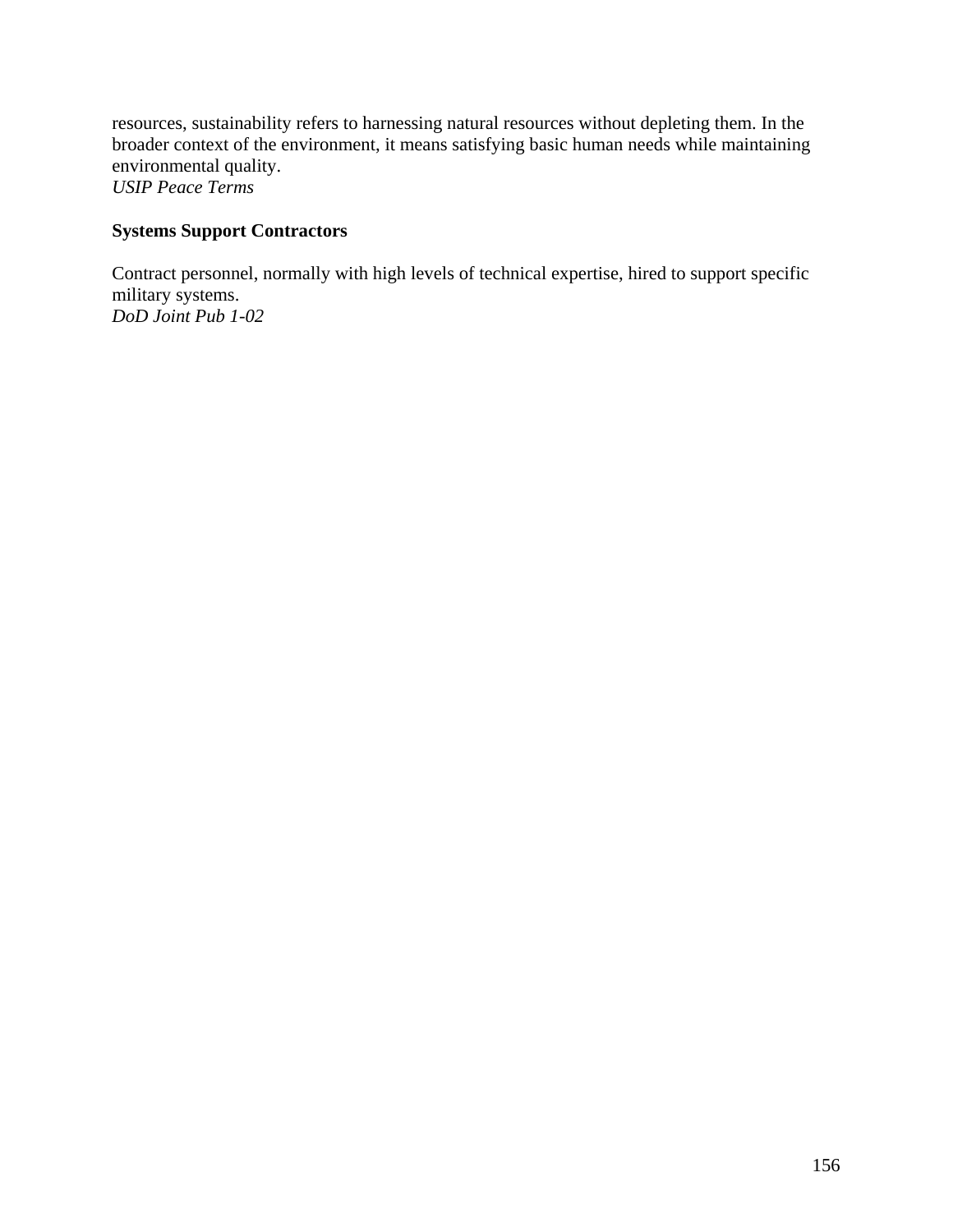resources, sustainability refers to harnessing natural resources without depleting them. In the broader context of the environment, it means satisfying basic human needs while maintaining environmental quality.
*USIP Peace Terms*

**Systems Support Contractors**

Contract personnel, normally with high levels of technical expertise, hired to support specific military systems.
*DoD Joint Pub 1-02*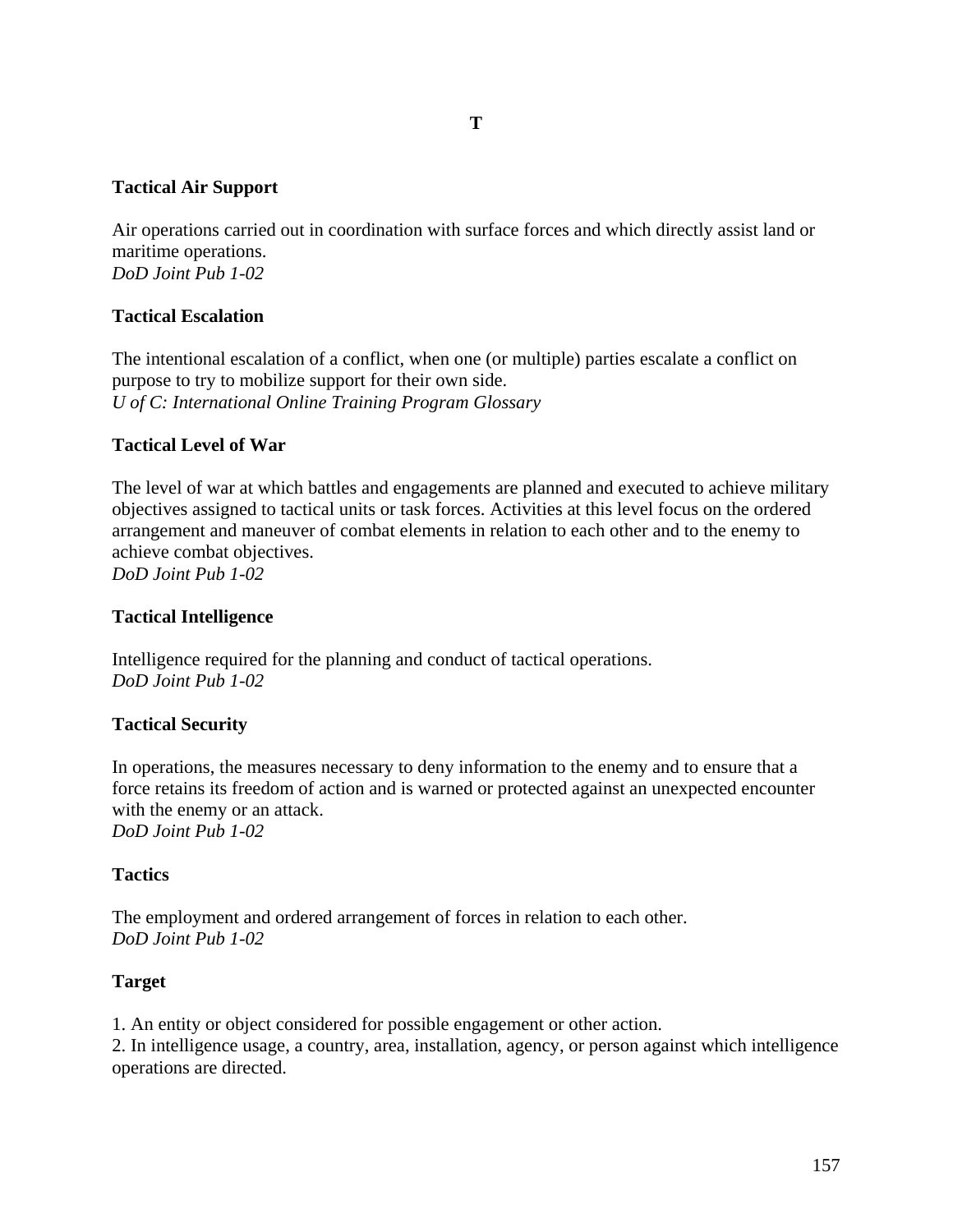# T

**Tactical Air Support**

Air operations carried out in coordination with surface forces and which directly assist land or maritime operations.
*DoD Joint Pub 1-02*

**Tactical Escalation**

The intentional escalation of a conflict, when one (or multiple) parties escalate a conflict on purpose to try to mobilize support for their own side.
*U of C: International Online Training Program Glossary*

**Tactical Level of War**

The level of war at which battles and engagements are planned and executed to achieve military objectives assigned to tactical units or task forces. Activities at this level focus on the ordered arrangement and maneuver of combat elements in relation to each other and to the enemy to achieve combat objectives.
*DoD Joint Pub 1-02*

**Tactical Intelligence**

Intelligence required for the planning and conduct of tactical operations.
*DoD Joint Pub 1-02*

**Tactical Security**

In operations, the measures necessary to deny information to the enemy and to ensure that a force retains its freedom of action and is warned or protected against an unexpected encounter with the enemy or an attack.
*DoD Joint Pub 1-02*

**Tactics**

The employment and ordered arrangement of forces in relation to each other.
*DoD Joint Pub 1-02*

**Target**

1. An entity or object considered for possible engagement or other action.
2. In intelligence usage, a country, area, installation, agency, or person against which intelligence operations are directed.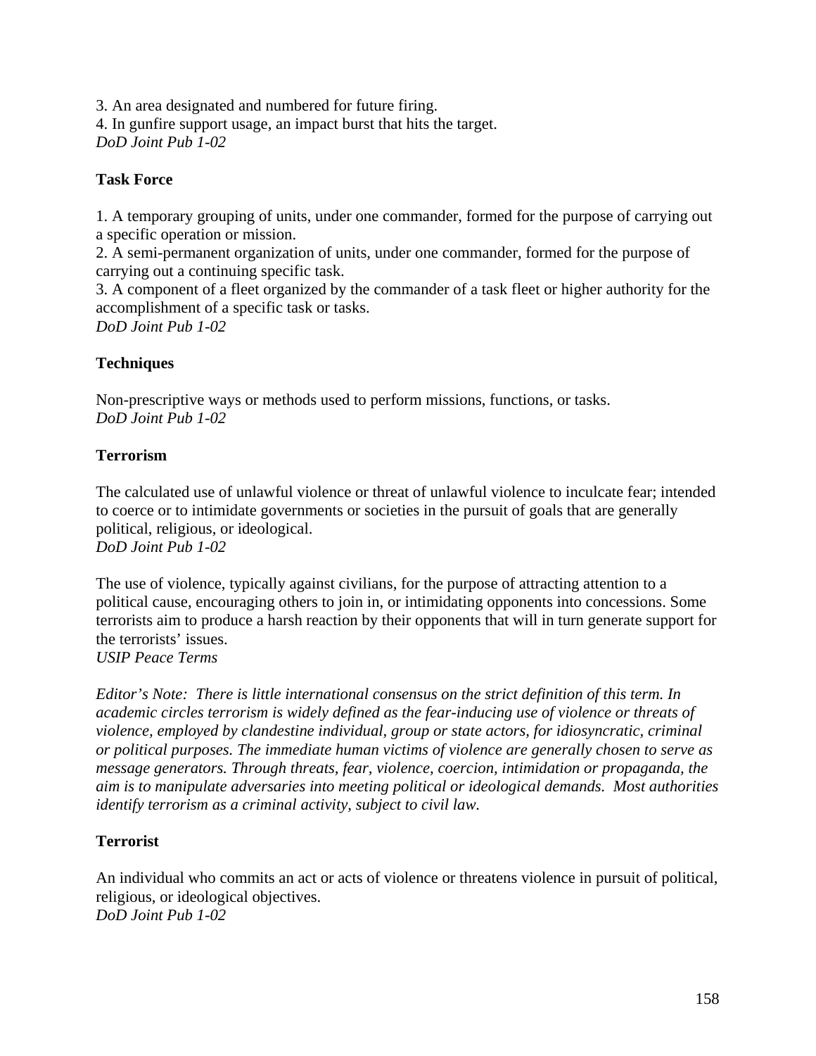3. An area designated and numbered for future firing.
4. In gunfire support usage, an impact burst that hits the target.
*DoD Joint Pub 1-02*

**Task Force**

1. A temporary grouping of units, under one commander, formed for the purpose of carrying out a specific operation or mission.
2. A semi-permanent organization of units, under one commander, formed for the purpose of carrying out a continuing specific task.
3. A component of a fleet organized by the commander of a task fleet or higher authority for the accomplishment of a specific task or tasks.
*DoD Joint Pub 1-02*

**Techniques**

Non-prescriptive ways or methods used to perform missions, functions, or tasks.
*DoD Joint Pub 1-02*

**Terrorism**

The calculated use of unlawful violence or threat of unlawful violence to inculcate fear; intended to coerce or to intimidate governments or societies in the pursuit of goals that are generally political, religious, or ideological.
*DoD Joint Pub 1-02*

The use of violence, typically against civilians, for the purpose of attracting attention to a political cause, encouraging others to join in, or intimidating opponents into concessions. Some terrorists aim to produce a harsh reaction by their opponents that will in turn generate support for the terrorists' issues.
*USIP Peace Terms*

*Editor's Note: There is little international consensus on the strict definition of this term. In academic circles terrorism is widely defined as the fear-inducing use of violence or threats of violence, employed by clandestine individual, group or state actors, for idiosyncratic, criminal or political purposes. The immediate human victims of violence are generally chosen to serve as message generators. Through threats, fear, violence, coercion, intimidation or propaganda, the aim is to manipulate adversaries into meeting political or ideological demands. Most authorities identify terrorism as a criminal activity, subject to civil law.*

**Terrorist**

An individual who commits an act or acts of violence or threatens violence in pursuit of political, religious, or ideological objectives.
*DoD Joint Pub 1-02*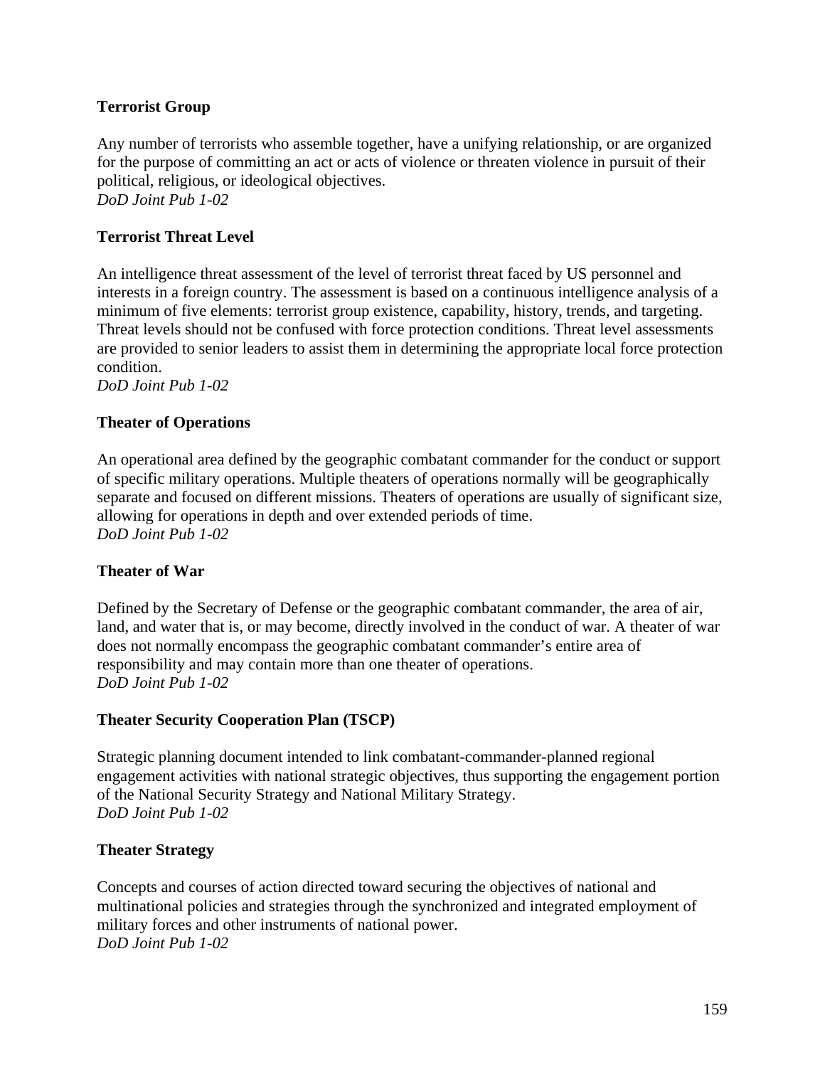**Terrorist Group**

Any number of terrorists who assemble together, have a unifying relationship, or are organized for the purpose of committing an act or acts of violence or threaten violence in pursuit of their political, religious, or ideological objectives.
*DoD Joint Pub 1-02*

**Terrorist Threat Level**

An intelligence threat assessment of the level of terrorist threat faced by US personnel and interests in a foreign country. The assessment is based on a continuous intelligence analysis of a minimum of five elements: terrorist group existence, capability, history, trends, and targeting. Threat levels should not be confused with force protection conditions. Threat level assessments are provided to senior leaders to assist them in determining the appropriate local force protection condition.
*DoD Joint Pub 1-02*

**Theater of Operations**

An operational area defined by the geographic combatant commander for the conduct or support of specific military operations. Multiple theaters of operations normally will be geographically separate and focused on different missions. Theaters of operations are usually of significant size, allowing for operations in depth and over extended periods of time.
*DoD Joint Pub 1-02*

**Theater of War**

Defined by the Secretary of Defense or the geographic combatant commander, the area of air, land, and water that is, or may become, directly involved in the conduct of war. A theater of war does not normally encompass the geographic combatant commander's entire area of responsibility and may contain more than one theater of operations.
*DoD Joint Pub 1-02*

**Theater Security Cooperation Plan (TSCP)**

Strategic planning document intended to link combatant-commander-planned regional engagement activities with national strategic objectives, thus supporting the engagement portion of the National Security Strategy and National Military Strategy.
*DoD Joint Pub 1-02*

**Theater Strategy**

Concepts and courses of action directed toward securing the objectives of national and multinational policies and strategies through the synchronized and integrated employment of military forces and other instruments of national power.
*DoD Joint Pub 1-02*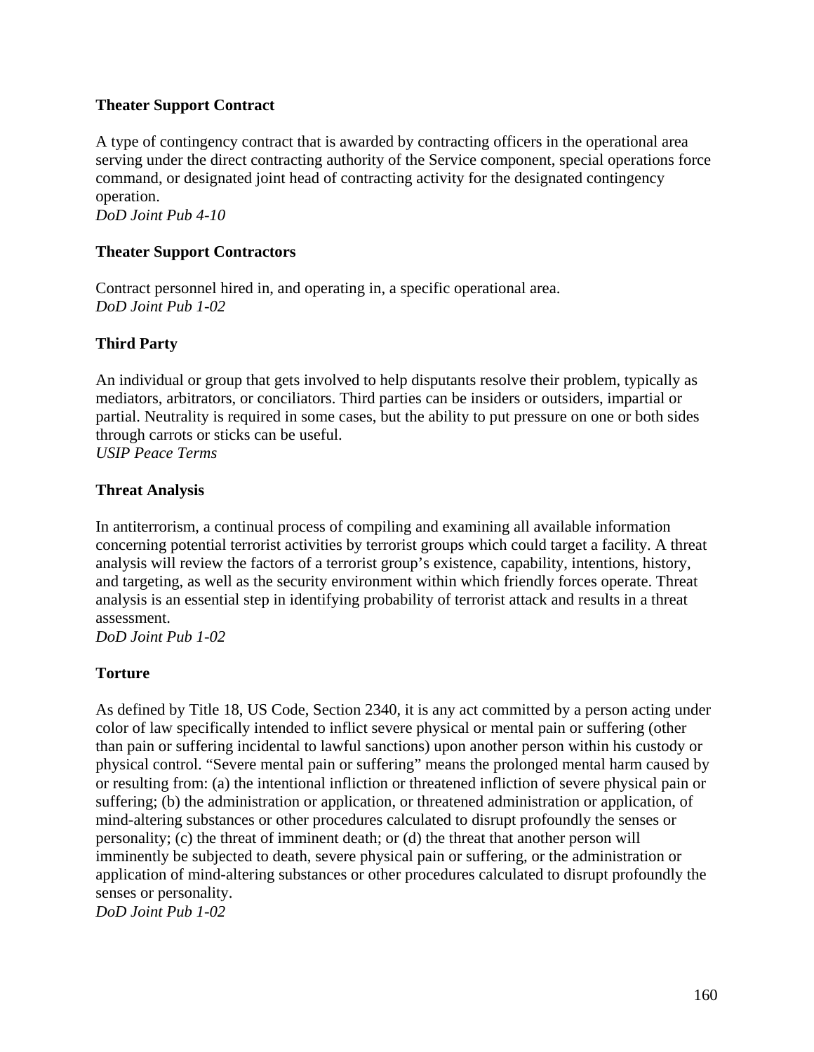**Theater Support Contract**

A type of contingency contract that is awarded by contracting officers in the operational area serving under the direct contracting authority of the Service component, special operations force command, or designated joint head of contracting activity for the designated contingency operation.
*DoD Joint Pub 4-10*

**Theater Support Contractors**

Contract personnel hired in, and operating in, a specific operational area.
*DoD Joint Pub 1-02*

**Third Party**

An individual or group that gets involved to help disputants resolve their problem, typically as mediators, arbitrators, or conciliators. Third parties can be insiders or outsiders, impartial or partial. Neutrality is required in some cases, but the ability to put pressure on one or both sides through carrots or sticks can be useful.
*USIP Peace Terms*

**Threat Analysis**

In antiterrorism, a continual process of compiling and examining all available information concerning potential terrorist activities by terrorist groups which could target a facility. A threat analysis will review the factors of a terrorist group's existence, capability, intentions, history, and targeting, as well as the security environment within which friendly forces operate. Threat analysis is an essential step in identifying probability of terrorist attack and results in a threat assessment.
*DoD Joint Pub 1-02*

**Torture**

As defined by Title 18, US Code, Section 2340, it is any act committed by a person acting under color of law specifically intended to inflict severe physical or mental pain or suffering (other than pain or suffering incidental to lawful sanctions) upon another person within his custody or physical control. "Severe mental pain or suffering" means the prolonged mental harm caused by or resulting from: (a) the intentional infliction or threatened infliction of severe physical pain or suffering; (b) the administration or application, or threatened administration or application, of mind-altering substances or other procedures calculated to disrupt profoundly the senses or personality; (c) the threat of imminent death; or (d) the threat that another person will imminently be subjected to death, severe physical pain or suffering, or the administration or application of mind-altering substances or other procedures calculated to disrupt profoundly the senses or personality.
*DoD Joint Pub 1-02*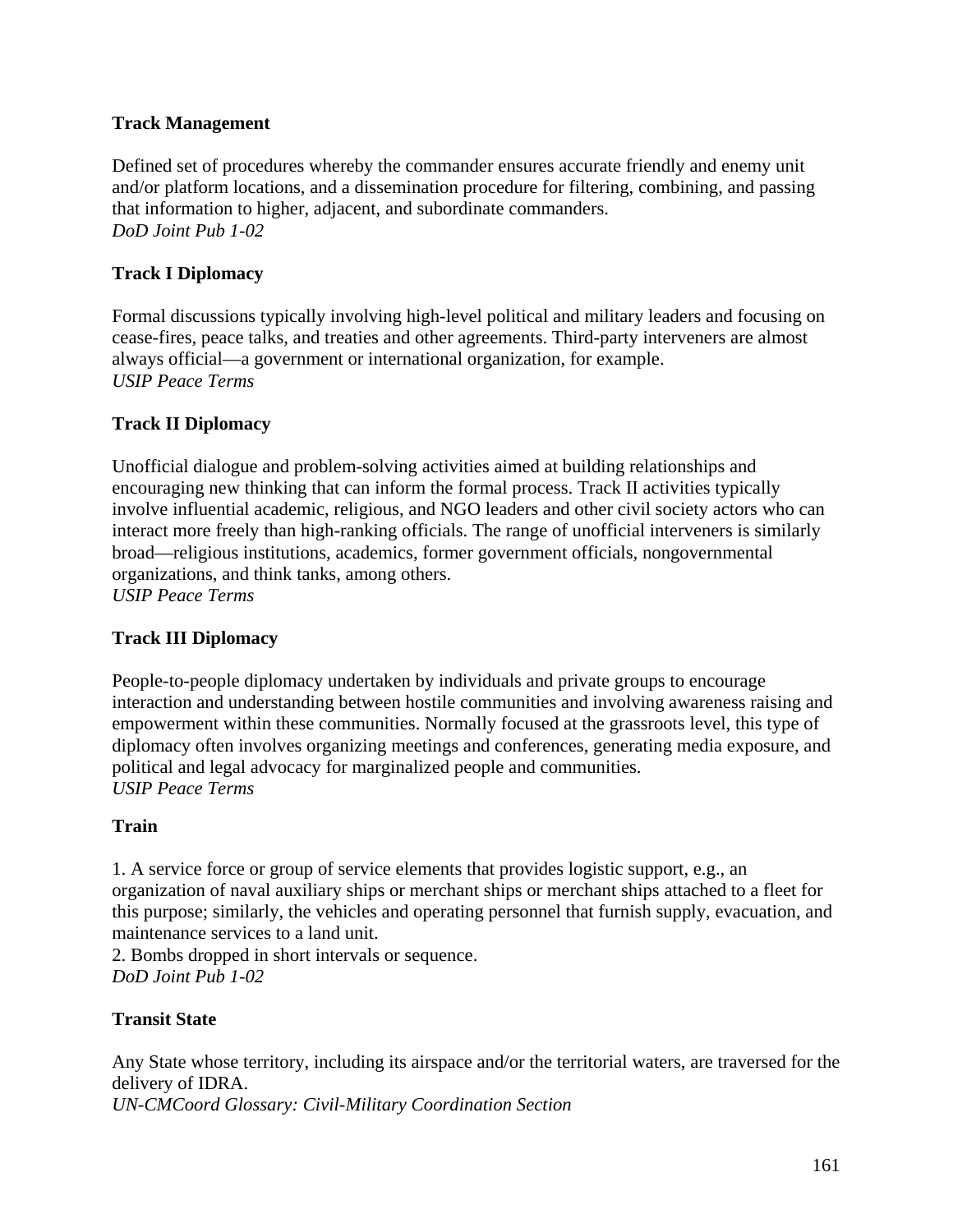**Track Management**

Defined set of procedures whereby the commander ensures accurate friendly and enemy unit and/or platform locations, and a dissemination procedure for filtering, combining, and passing that information to higher, adjacent, and subordinate commanders.
*DoD Joint Pub 1-02*

**Track I Diplomacy**

Formal discussions typically involving high-level political and military leaders and focusing on cease-fires, peace talks, and treaties and other agreements. Third-party interveners are almost always official—a government or international organization, for example.
*USIP Peace Terms*

**Track II Diplomacy**

Unofficial dialogue and problem-solving activities aimed at building relationships and encouraging new thinking that can inform the formal process. Track II activities typically involve influential academic, religious, and NGO leaders and other civil society actors who can interact more freely than high-ranking officials. The range of unofficial interveners is similarly broad—religious institutions, academics, former government officials, nongovernmental organizations, and think tanks, among others.
*USIP Peace Terms*

**Track III Diplomacy**

People-to-people diplomacy undertaken by individuals and private groups to encourage interaction and understanding between hostile communities and involving awareness raising and empowerment within these communities. Normally focused at the grassroots level, this type of diplomacy often involves organizing meetings and conferences, generating media exposure, and political and legal advocacy for marginalized people and communities.
*USIP Peace Terms*

**Train**

1. A service force or group of service elements that provides logistic support, e.g., an organization of naval auxiliary ships or merchant ships or merchant ships attached to a fleet for this purpose; similarly, the vehicles and operating personnel that furnish supply, evacuation, and maintenance services to a land unit.
2. Bombs dropped in short intervals or sequence.
*DoD Joint Pub 1-02*

**Transit State**

Any State whose territory, including its airspace and/or the territorial waters, are traversed for the delivery of IDRA.
*UN-CMCoord Glossary: Civil-Military Coordination Section*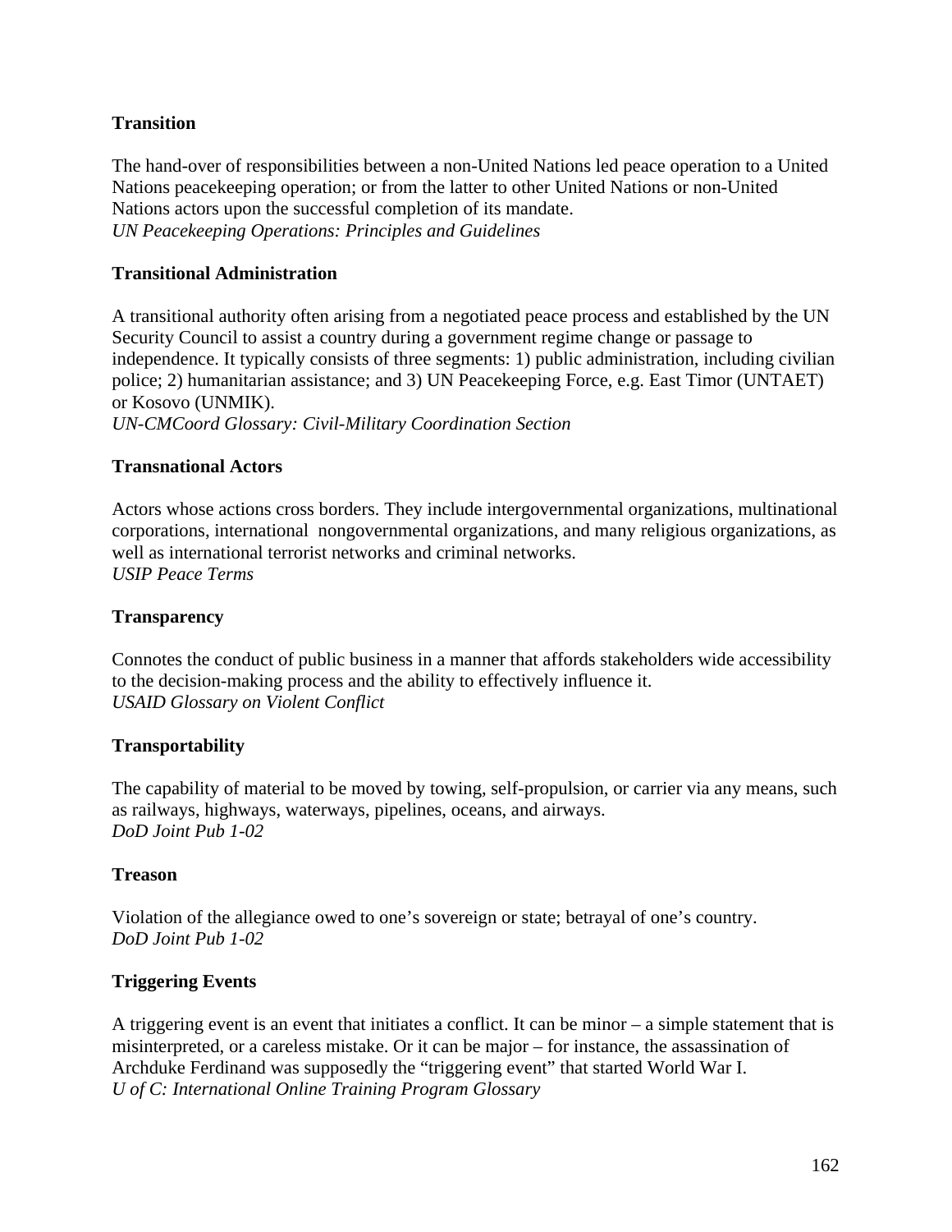**Transition**

The hand-over of responsibilities between a non-United Nations led peace operation to a United Nations peacekeeping operation; or from the latter to other United Nations or non-United Nations actors upon the successful completion of its mandate.
*UN Peacekeeping Operations: Principles and Guidelines*

**Transitional Administration**

A transitional authority often arising from a negotiated peace process and established by the UN Security Council to assist a country during a government regime change or passage to independence. It typically consists of three segments: 1) public administration, including civilian police; 2) humanitarian assistance; and 3) UN Peacekeeping Force, e.g. East Timor (UNTAET) or Kosovo (UNMIK).
*UN-CMCoord Glossary: Civil-Military Coordination Section*

**Transnational Actors**

Actors whose actions cross borders. They include intergovernmental organizations, multinational corporations, international nongovernmental organizations, and many religious organizations, as well as international terrorist networks and criminal networks.
*USIP Peace Terms*

**Transparency**

Connotes the conduct of public business in a manner that affords stakeholders wide accessibility to the decision-making process and the ability to effectively influence it.
*USAID Glossary on Violent Conflict*

**Transportability**

The capability of material to be moved by towing, self-propulsion, or carrier via any means, such as railways, highways, waterways, pipelines, oceans, and airways.
*DoD Joint Pub 1-02*

**Treason**

Violation of the allegiance owed to one's sovereign or state; betrayal of one's country.
*DoD Joint Pub 1-02*

**Triggering Events**

A triggering event is an event that initiates a conflict. It can be minor – a simple statement that is misinterpreted, or a careless mistake. Or it can be major – for instance, the assassination of Archduke Ferdinand was supposedly the "triggering event" that started World War I.
*U of C: International Online Training Program Glossary*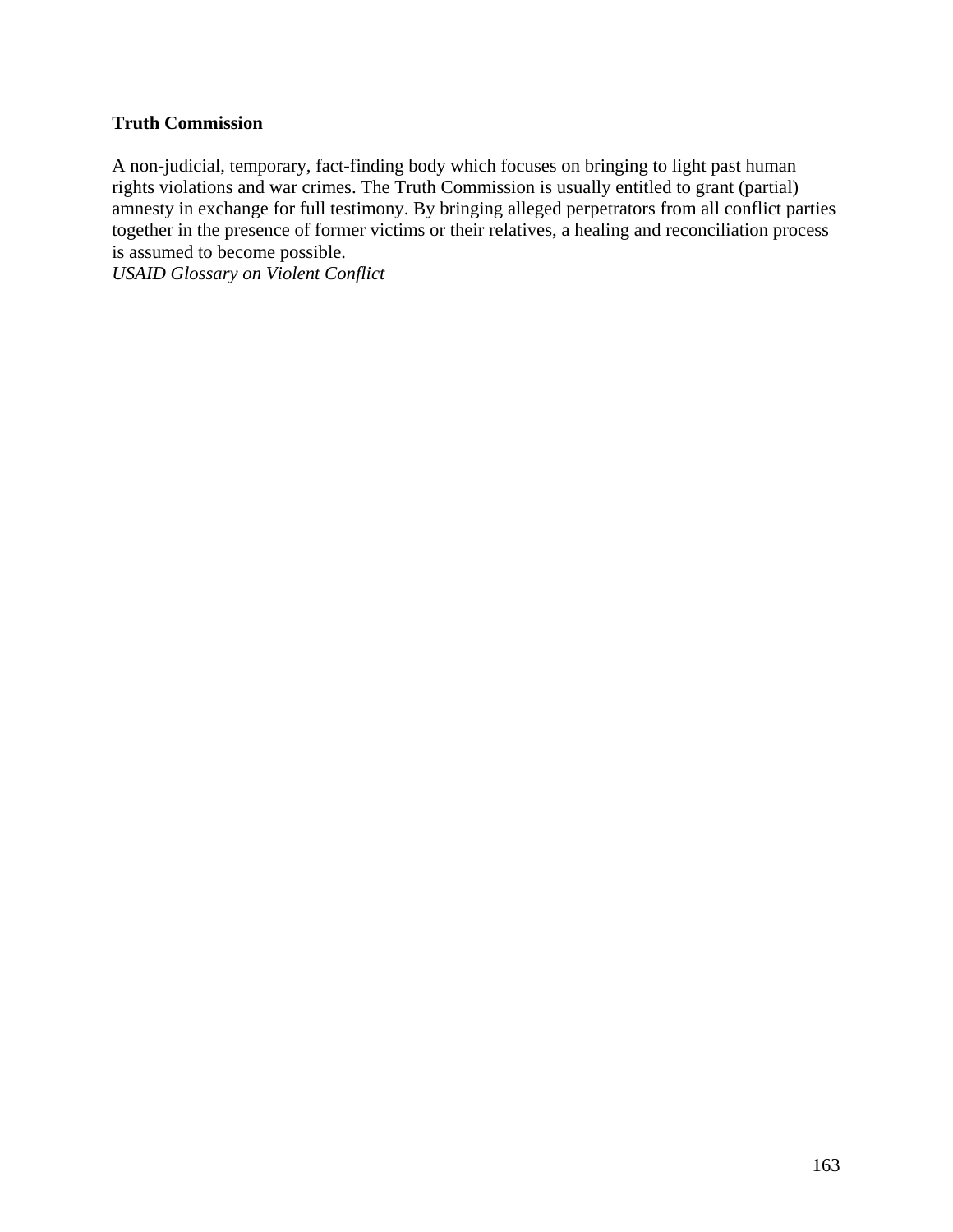**Truth Commission**

A non-judicial, temporary, fact-finding body which focuses on bringing to light past human rights violations and war crimes. The Truth Commission is usually entitled to grant (partial) amnesty in exchange for full testimony. By bringing alleged perpetrators from all conflict parties together in the presence of former victims or their relatives, a healing and reconciliation process is assumed to become possible.
*USAID Glossary on Violent Conflict*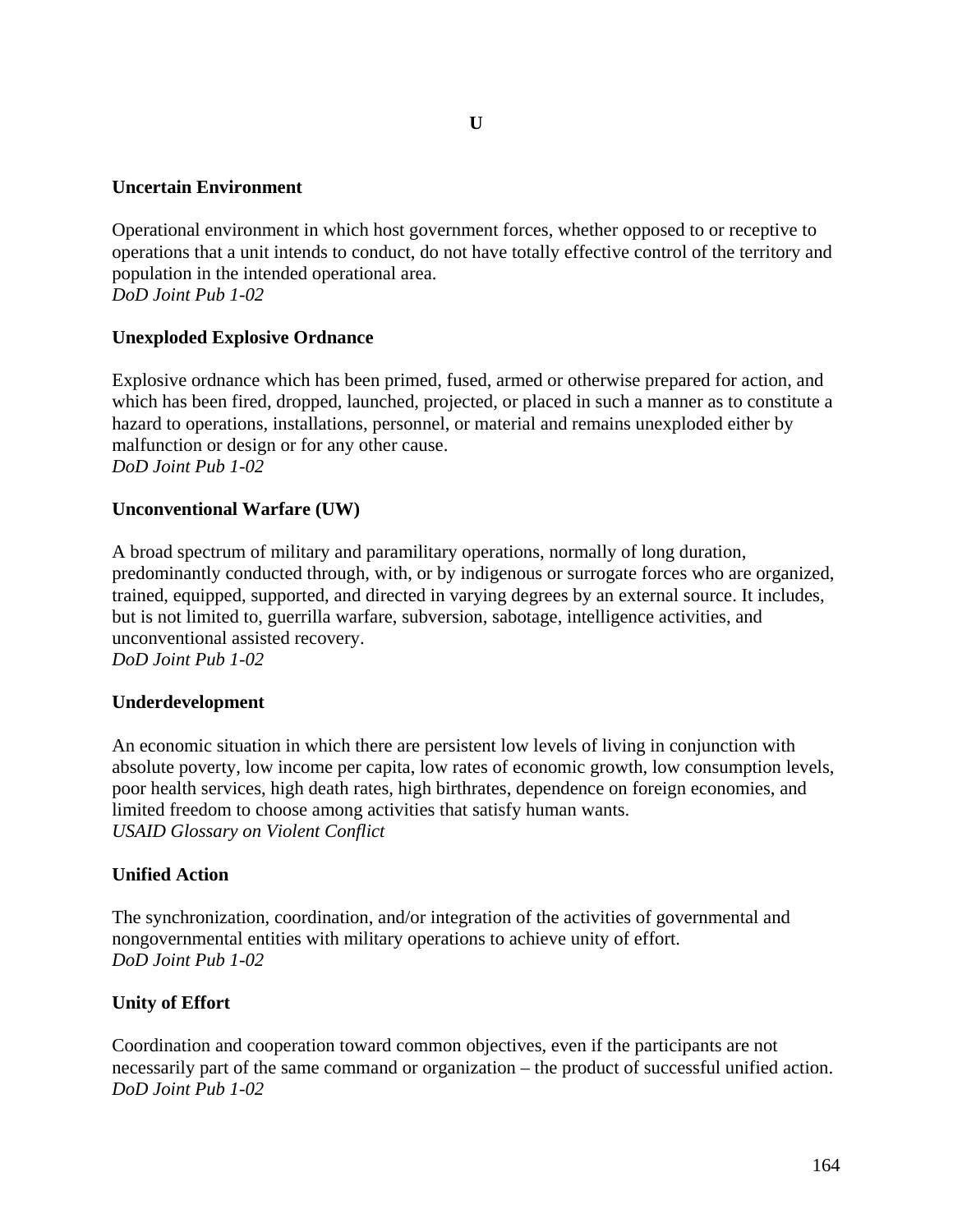## U

### Uncertain Environment

Operational environment in which host government forces, whether opposed to or receptive to operations that a unit intends to conduct, do not have totally effective control of the territory and population in the intended operational area.
*DoD Joint Pub 1-02*

### Unexploded Explosive Ordnance

Explosive ordnance which has been primed, fused, armed or otherwise prepared for action, and which has been fired, dropped, launched, projected, or placed in such a manner as to constitute a hazard to operations, installations, personnel, or material and remains unexploded either by malfunction or design or for any other cause.
*DoD Joint Pub 1-02*

### Unconventional Warfare (UW)

A broad spectrum of military and paramilitary operations, normally of long duration, predominantly conducted through, with, or by indigenous or surrogate forces who are organized, trained, equipped, supported, and directed in varying degrees by an external source. It includes, but is not limited to, guerrilla warfare, subversion, sabotage, intelligence activities, and unconventional assisted recovery.
*DoD Joint Pub 1-02*

### Underdevelopment

An economic situation in which there are persistent low levels of living in conjunction with absolute poverty, low income per capita, low rates of economic growth, low consumption levels, poor health services, high death rates, high birthrates, dependence on foreign economies, and limited freedom to choose among activities that satisfy human wants.
*USAID Glossary on Violent Conflict*

### Unified Action

The synchronization, coordination, and/or integration of the activities of governmental and nongovernmental entities with military operations to achieve unity of effort.
*DoD Joint Pub 1-02*

### Unity of Effort

Coordination and cooperation toward common objectives, even if the participants are not necessarily part of the same command or organization – the product of successful unified action.
*DoD Joint Pub 1-02*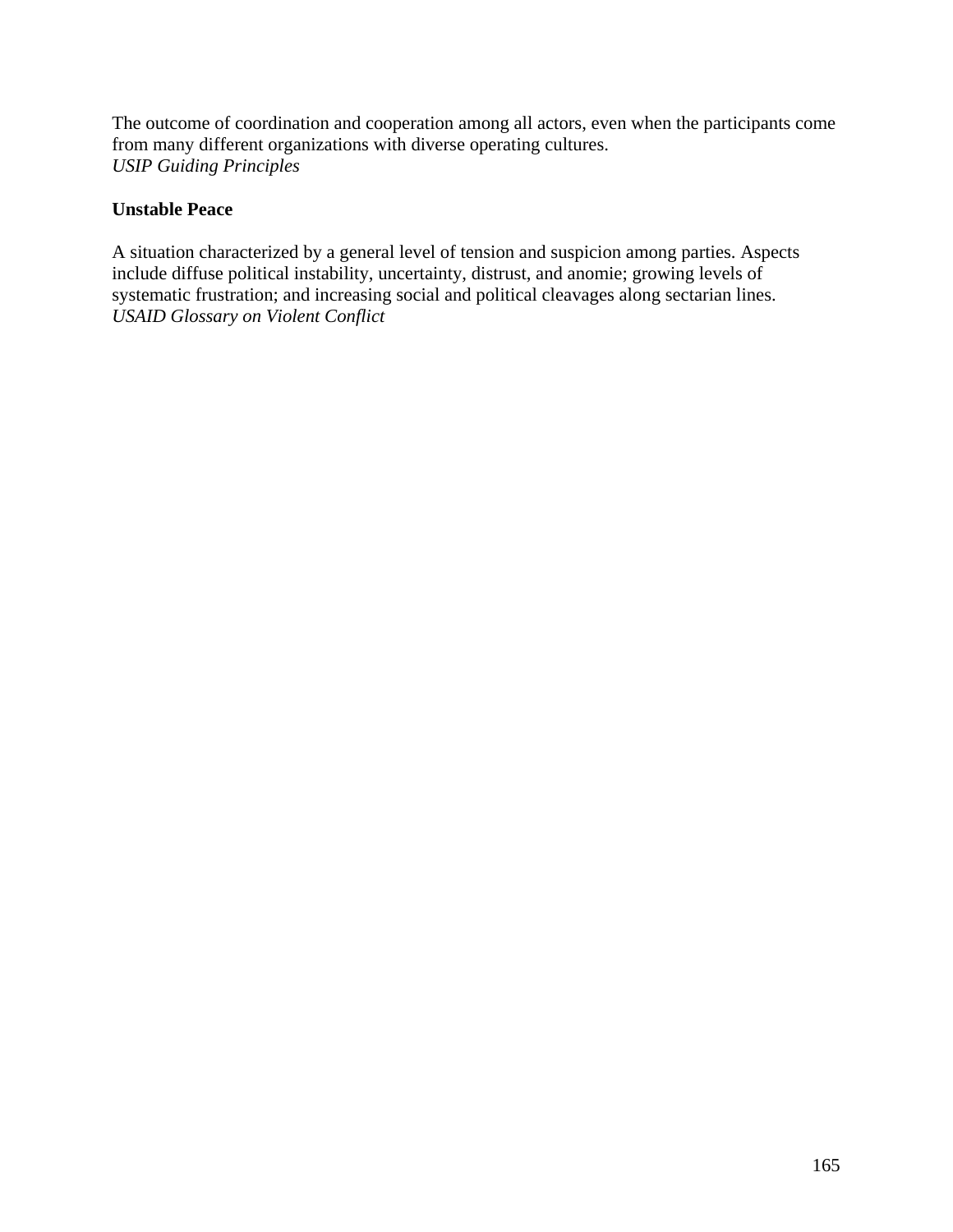The outcome of coordination and cooperation among all actors, even when the participants come from many different organizations with diverse operating cultures.
*USIP Guiding Principles*

**Unstable Peace**

A situation characterized by a general level of tension and suspicion among parties. Aspects include diffuse political instability, uncertainty, distrust, and anomie; growing levels of systematic frustration; and increasing social and political cleavages along sectarian lines.
*USAID Glossary on Violent Conflict*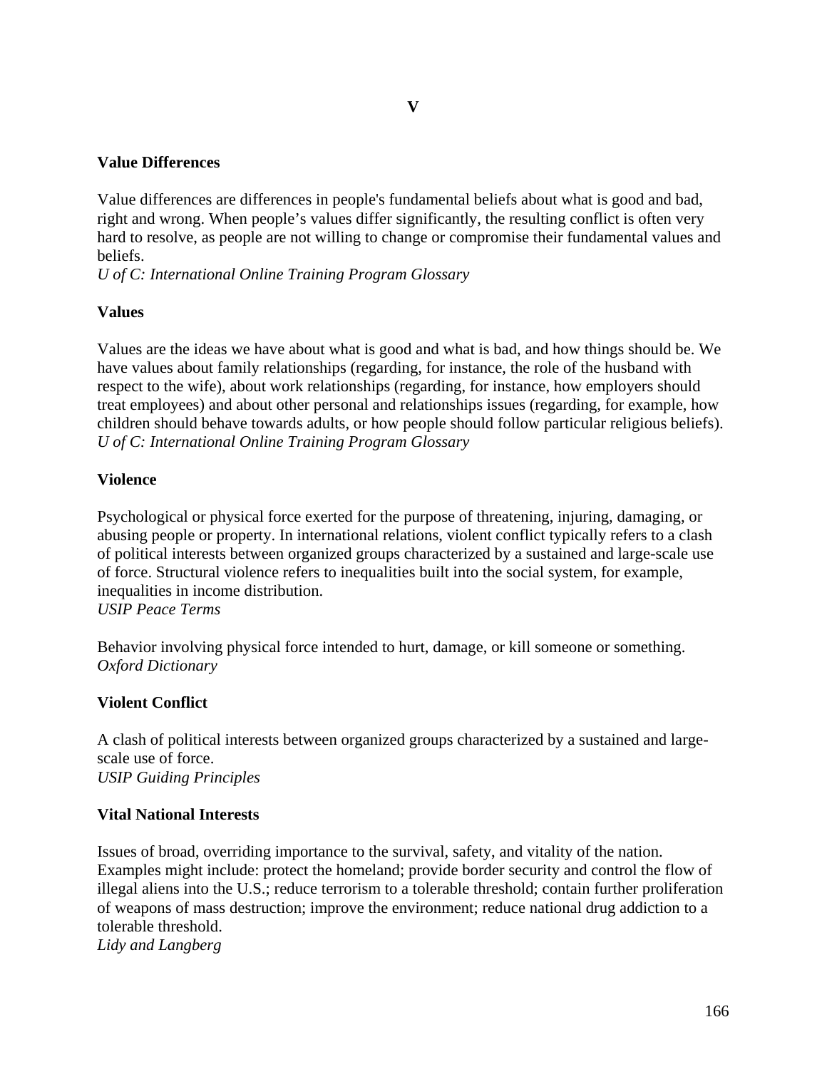# V

### Value Differences

Value differences are differences in people's fundamental beliefs about what is good and bad, right and wrong. When people's values differ significantly, the resulting conflict is often very hard to resolve, as people are not willing to change or compromise their fundamental values and beliefs.
*U of C: International Online Training Program Glossary*

### Values

Values are the ideas we have about what is good and what is bad, and how things should be. We have values about family relationships (regarding, for instance, the role of the husband with respect to the wife), about work relationships (regarding, for instance, how employers should treat employees) and about other personal and relationships issues (regarding, for example, how children should behave towards adults, or how people should follow particular religious beliefs).
*U of C: International Online Training Program Glossary*

### Violence

Psychological or physical force exerted for the purpose of threatening, injuring, damaging, or abusing people or property. In international relations, violent conflict typically refers to a clash of political interests between organized groups characterized by a sustained and large-scale use of force. Structural violence refers to inequalities built into the social system, for example, inequalities in income distribution.
*USIP Peace Terms*

Behavior involving physical force intended to hurt, damage, or kill someone or something.
*Oxford Dictionary*

### Violent Conflict

A clash of political interests between organized groups characterized by a sustained and large-scale use of force.
*USIP Guiding Principles*

### Vital National Interests

Issues of broad, overriding importance to the survival, safety, and vitality of the nation. Examples might include: protect the homeland; provide border security and control the flow of illegal aliens into the U.S.; reduce terrorism to a tolerable threshold; contain further proliferation of weapons of mass destruction; improve the environment; reduce national drug addiction to a tolerable threshold.
*Lidy and Langberg*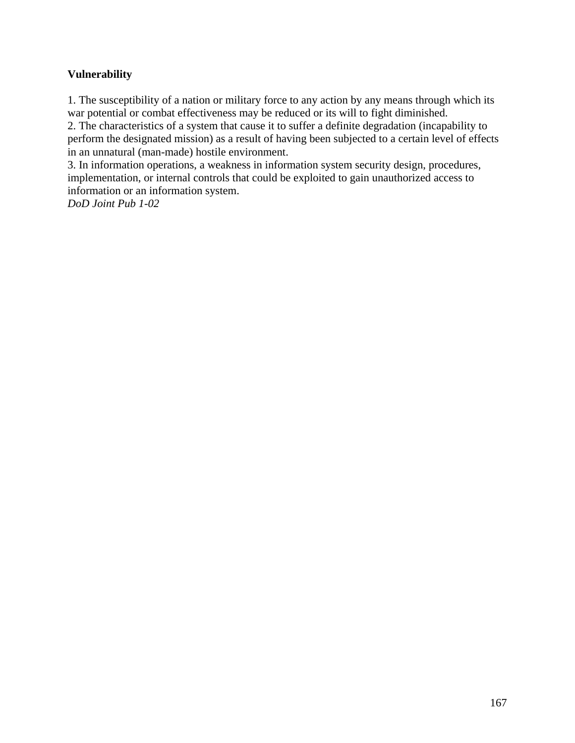**Vulnerability**

1. The susceptibility of a nation or military force to any action by any means through which its war potential or combat effectiveness may be reduced or its will to fight diminished.
2. The characteristics of a system that cause it to suffer a definite degradation (incapability to perform the designated mission) as a result of having been subjected to a certain level of effects in an unnatural (man-made) hostile environment.
3. In information operations, a weakness in information system security design, procedures, implementation, or internal controls that could be exploited to gain unauthorized access to information or an information system.

*DoD Joint Pub 1-02*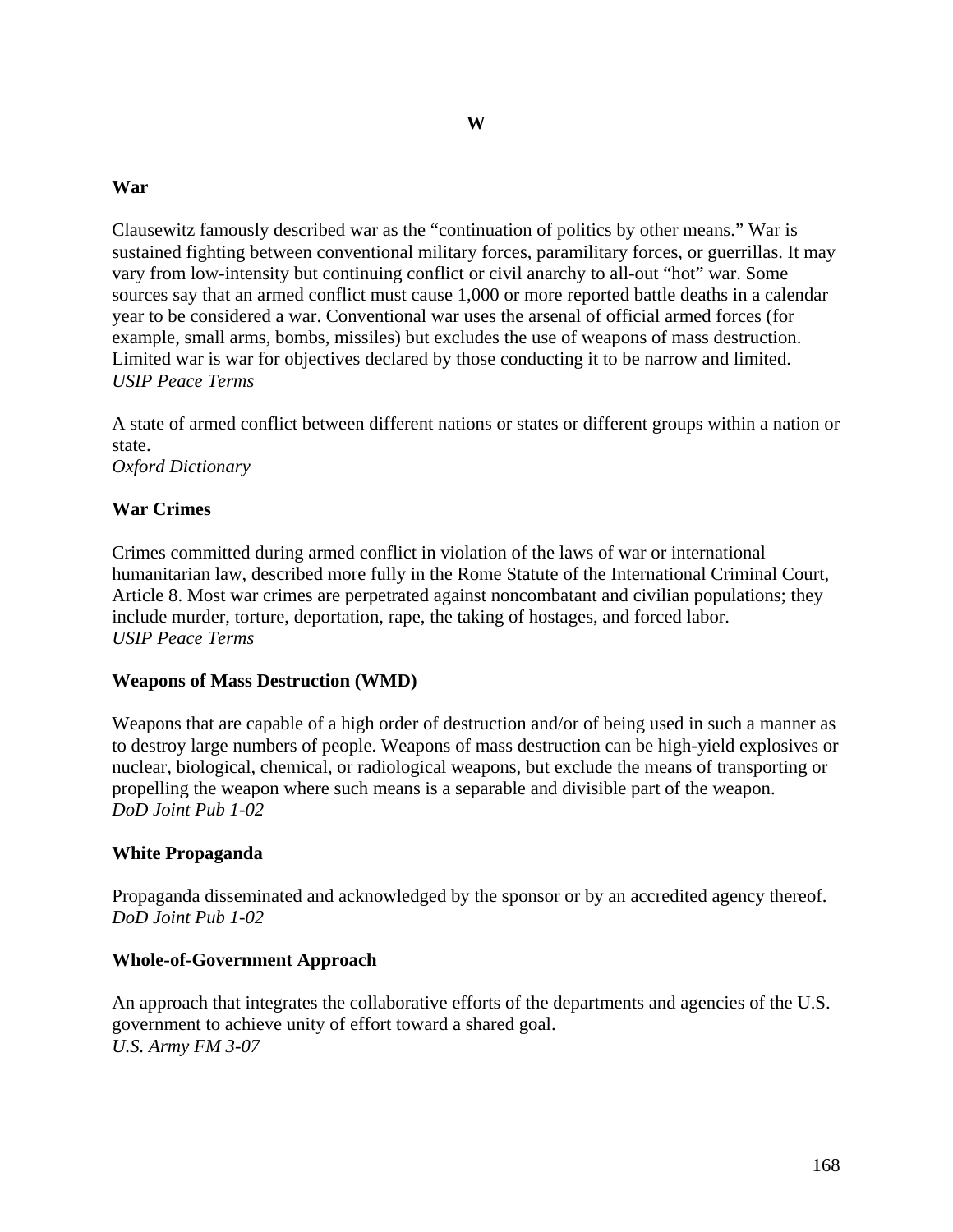# W

## War

Clausewitz famously described war as the "continuation of politics by other means." War is sustained fighting between conventional military forces, paramilitary forces, or guerrillas. It may vary from low-intensity but continuing conflict or civil anarchy to all-out "hot" war. Some sources say that an armed conflict must cause 1,000 or more reported battle deaths in a calendar year to be considered a war. Conventional war uses the arsenal of official armed forces (for example, small arms, bombs, missiles) but excludes the use of weapons of mass destruction. Limited war is war for objectives declared by those conducting it to be narrow and limited.
*USIP Peace Terms*

A state of armed conflict between different nations or states or different groups within a nation or state.
*Oxford Dictionary*

## War Crimes

Crimes committed during armed conflict in violation of the laws of war or international humanitarian law, described more fully in the Rome Statute of the International Criminal Court, Article 8. Most war crimes are perpetrated against noncombatant and civilian populations; they include murder, torture, deportation, rape, the taking of hostages, and forced labor.
*USIP Peace Terms*

## Weapons of Mass Destruction (WMD)

Weapons that are capable of a high order of destruction and/or of being used in such a manner as to destroy large numbers of people. Weapons of mass destruction can be high-yield explosives or nuclear, biological, chemical, or radiological weapons, but exclude the means of transporting or propelling the weapon where such means is a separable and divisible part of the weapon.
*DoD Joint Pub 1-02*

## White Propaganda

Propaganda disseminated and acknowledged by the sponsor or by an accredited agency thereof.
*DoD Joint Pub 1-02*

## Whole-of-Government Approach

An approach that integrates the collaborative efforts of the departments and agencies of the U.S. government to achieve unity of effort toward a shared goal.
*U.S. Army FM 3-07*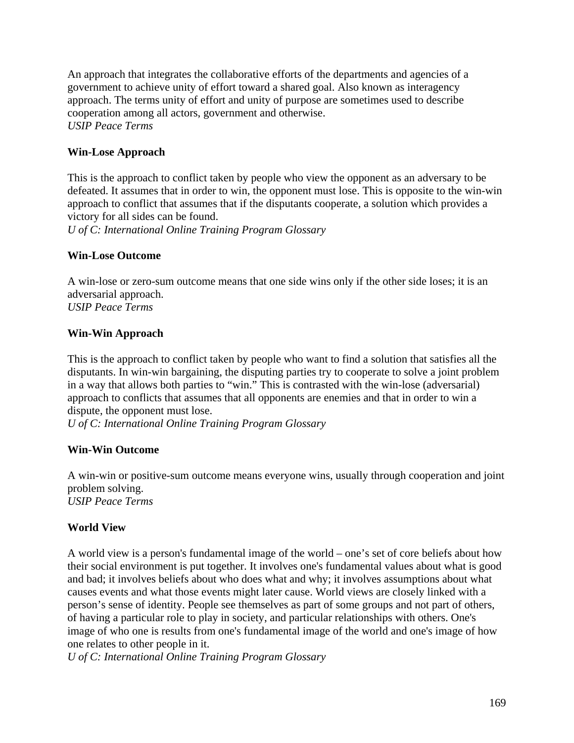An approach that integrates the collaborative efforts of the departments and agencies of a government to achieve unity of effort toward a shared goal. Also known as interagency approach. The terms unity of effort and unity of purpose are sometimes used to describe cooperation among all actors, government and otherwise.
*USIP Peace Terms*

**Win-Lose Approach**

This is the approach to conflict taken by people who view the opponent as an adversary to be defeated. It assumes that in order to win, the opponent must lose. This is opposite to the win-win approach to conflict that assumes that if the disputants cooperate, a solution which provides a victory for all sides can be found.
*U of C: International Online Training Program Glossary*

**Win-Lose Outcome**

A win-lose or zero-sum outcome means that one side wins only if the other side loses; it is an adversarial approach.
*USIP Peace Terms*

**Win-Win Approach**

This is the approach to conflict taken by people who want to find a solution that satisfies all the disputants. In win-win bargaining, the disputing parties try to cooperate to solve a joint problem in a way that allows both parties to "win." This is contrasted with the win-lose (adversarial) approach to conflicts that assumes that all opponents are enemies and that in order to win a dispute, the opponent must lose.
*U of C: International Online Training Program Glossary*

**Win-Win Outcome**

A win-win or positive-sum outcome means everyone wins, usually through cooperation and joint problem solving.
*USIP Peace Terms*

**World View**

A world view is a person's fundamental image of the world – one's set of core beliefs about how their social environment is put together. It involves one's fundamental values about what is good and bad; it involves beliefs about who does what and why; it involves assumptions about what causes events and what those events might later cause. World views are closely linked with a person's sense of identity. People see themselves as part of some groups and not part of others, of having a particular role to play in society, and particular relationships with others. One's image of who one is results from one's fundamental image of the world and one's image of how one relates to other people in it.
*U of C: International Online Training Program Glossary*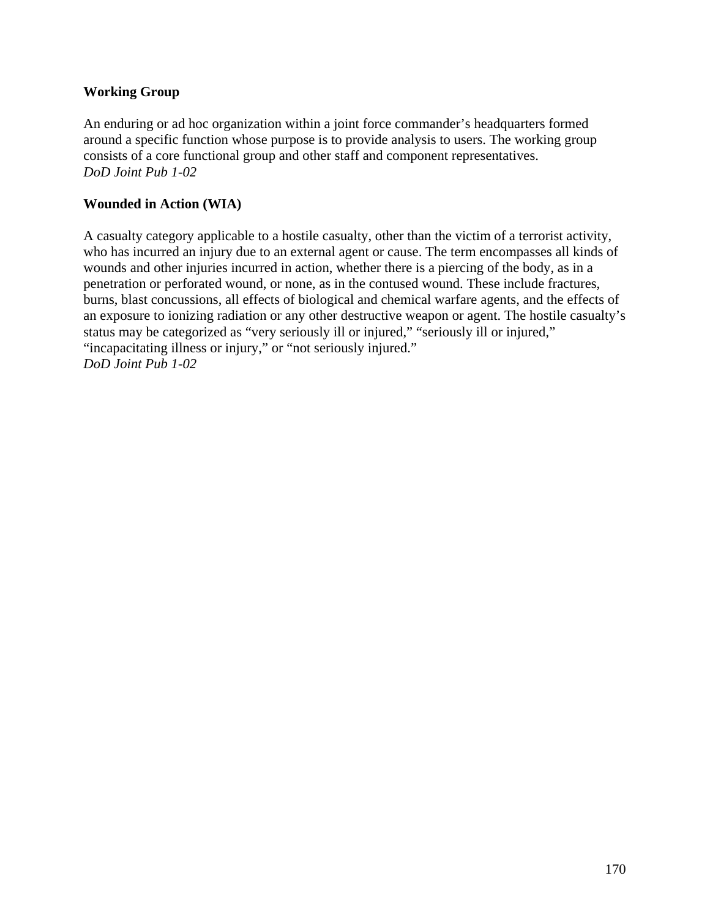**Working Group**

An enduring or ad hoc organization within a joint force commander's headquarters formed around a specific function whose purpose is to provide analysis to users. The working group consists of a core functional group and other staff and component representatives.
*DoD Joint Pub 1-02*

**Wounded in Action (WIA)**

A casualty category applicable to a hostile casualty, other than the victim of a terrorist activity, who has incurred an injury due to an external agent or cause. The term encompasses all kinds of wounds and other injuries incurred in action, whether there is a piercing of the body, as in a penetration or perforated wound, or none, as in the contused wound. These include fractures, burns, blast concussions, all effects of biological and chemical warfare agents, and the effects of an exposure to ionizing radiation or any other destructive weapon or agent. The hostile casualty's status may be categorized as "very seriously ill or injured," "seriously ill or injured," "incapacitating illness or injury," or "not seriously injured."
*DoD Joint Pub 1-02*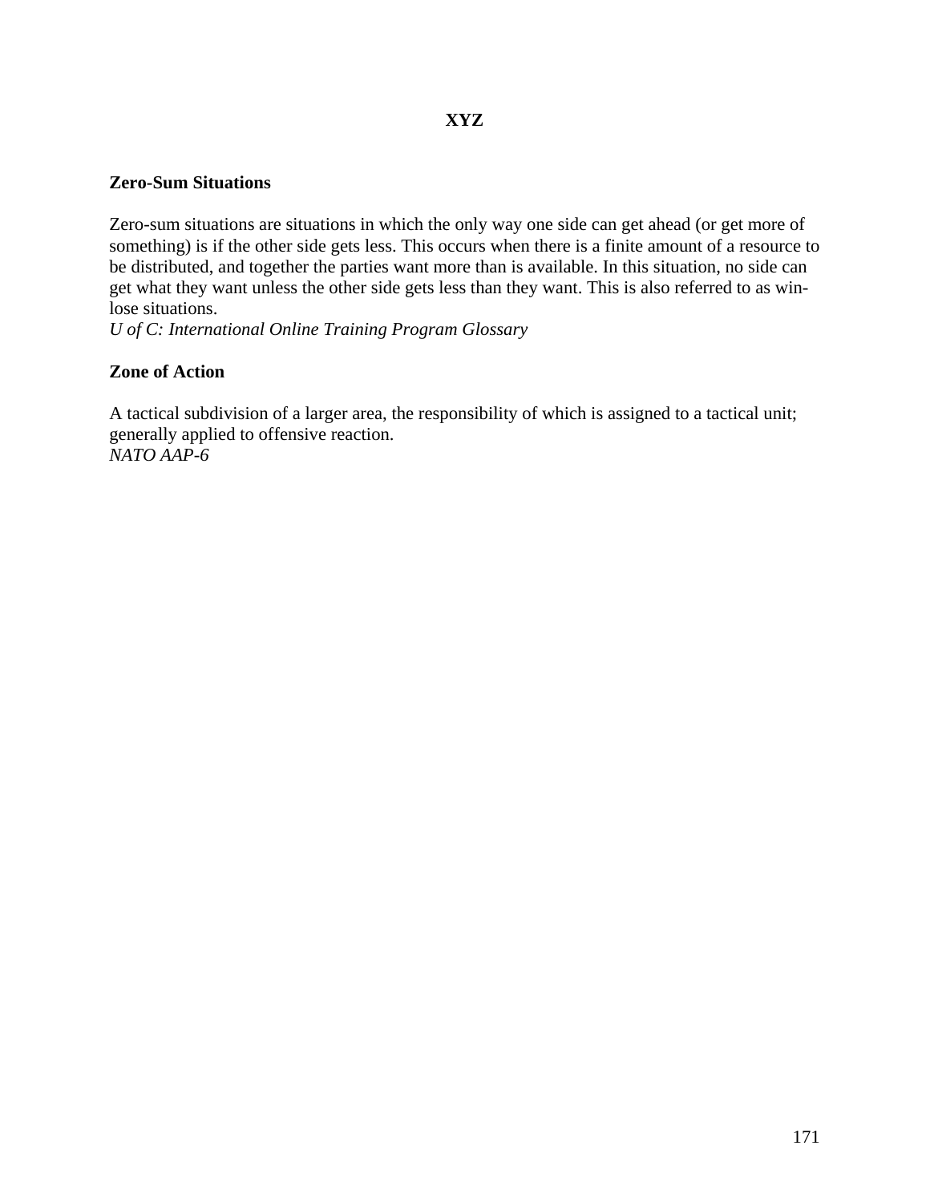# XYZ

## Zero-Sum Situations

Zero-sum situations are situations in which the only way one side can get ahead (or get more of something) is if the other side gets less. This occurs when there is a finite amount of a resource to be distributed, and together the parties want more than is available. In this situation, no side can get what they want unless the other side gets less than they want. This is also referred to as win-lose situations.
*U of C: International Online Training Program Glossary*

## Zone of Action

A tactical subdivision of a larger area, the responsibility of which is assigned to a tactical unit; generally applied to offensive reaction.
*NATO AAP-6*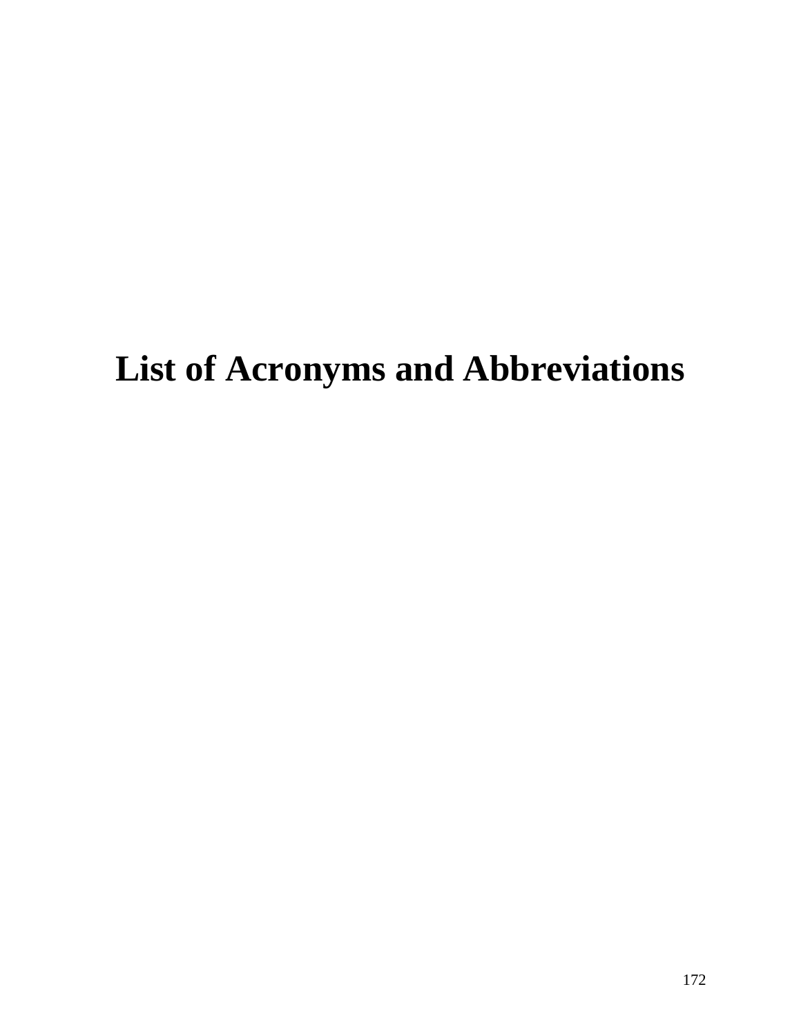# List of Acronyms and Abbreviations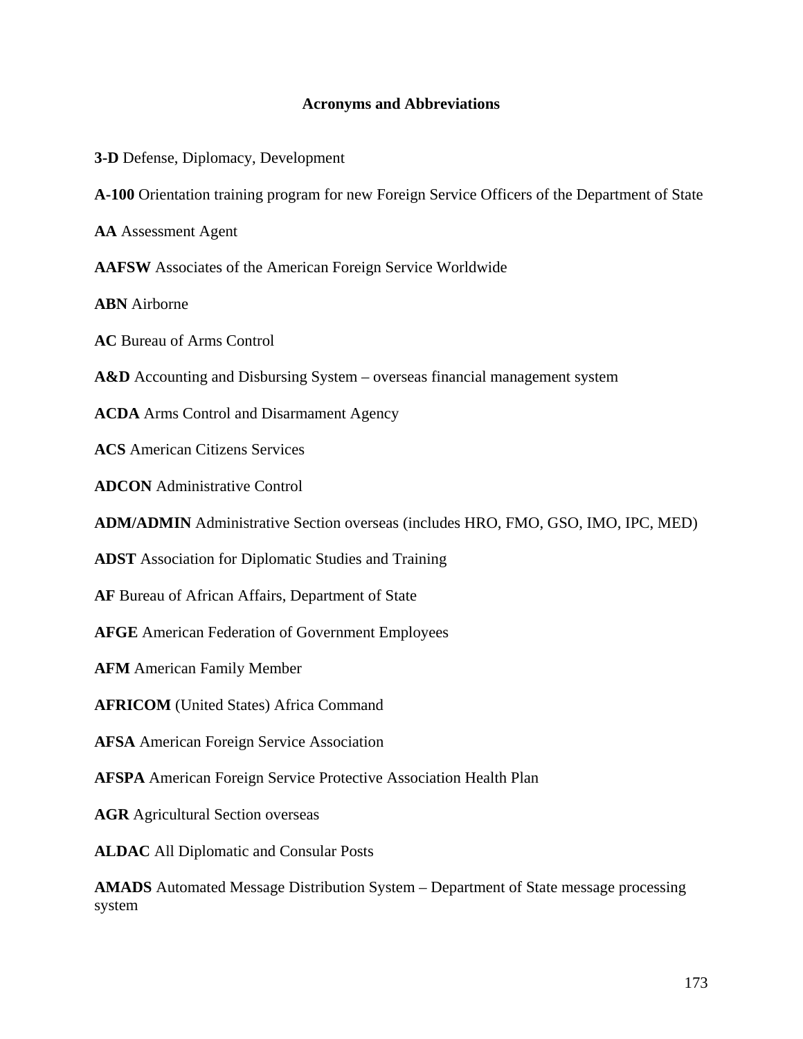## Acronyms and Abbreviations

**3-D** Defense, Diplomacy, Development

**A-100** Orientation training program for new Foreign Service Officers of the Department of State

**AA** Assessment Agent

**AAFSW** Associates of the American Foreign Service Worldwide

**ABN** Airborne

**AC** Bureau of Arms Control

**A&D** Accounting and Disbursing System – overseas financial management system

**ACDA** Arms Control and Disarmament Agency

**ACS** American Citizens Services

**ADCON** Administrative Control

**ADM/ADMIN** Administrative Section overseas (includes HRO, FMO, GSO, IMO, IPC, MED)

**ADST** Association for Diplomatic Studies and Training

**AF** Bureau of African Affairs, Department of State

**AFGE** American Federation of Government Employees

**AFM** American Family Member

**AFRICOM** (United States) Africa Command

**AFSA** American Foreign Service Association

**AFSPA** American Foreign Service Protective Association Health Plan

**AGR** Agricultural Section overseas

**ALDAC** All Diplomatic and Consular Posts

**AMADS** Automated Message Distribution System – Department of State message processing system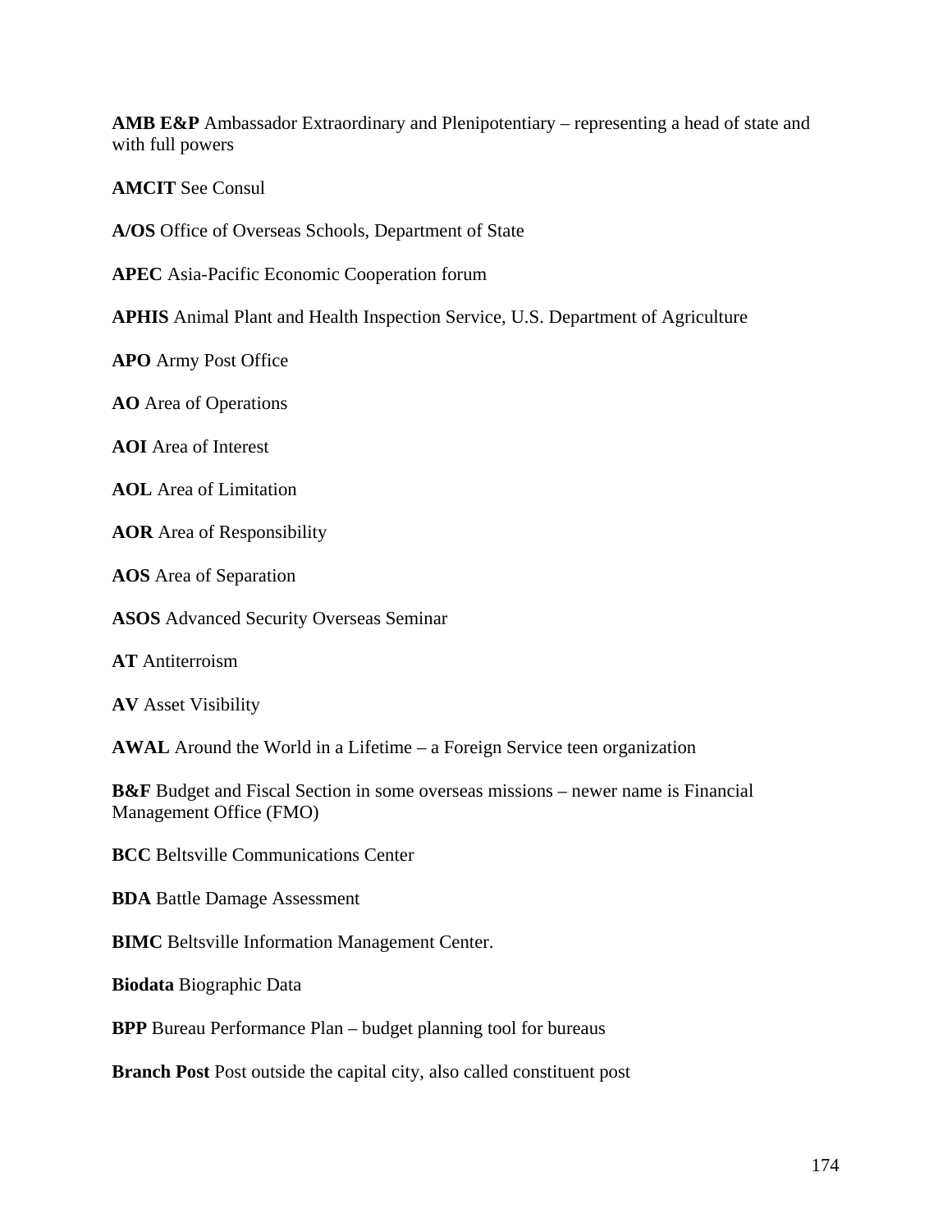**AMB E&P** Ambassador Extraordinary and Plenipotentiary – representing a head of state and with full powers

**AMCIT** See Consul

**A/OS** Office of Overseas Schools, Department of State

**APEC** Asia-Pacific Economic Cooperation forum

**APHIS** Animal Plant and Health Inspection Service, U.S. Department of Agriculture

**APO** Army Post Office

**AO** Area of Operations

**AOI** Area of Interest

**AOL** Area of Limitation

**AOR** Area of Responsibility

**AOS** Area of Separation

**ASOS** Advanced Security Overseas Seminar

**AT** Antiterroism

**AV** Asset Visibility

**AWAL** Around the World in a Lifetime – a Foreign Service teen organization

**B&F** Budget and Fiscal Section in some overseas missions – newer name is Financial Management Office (FMO)

**BCC** Beltsville Communications Center

**BDA** Battle Damage Assessment

**BIMC** Beltsville Information Management Center.

**Biodata** Biographic Data

**BPP** Bureau Performance Plan – budget planning tool for bureaus

**Branch Post** Post outside the capital city, also called constituent post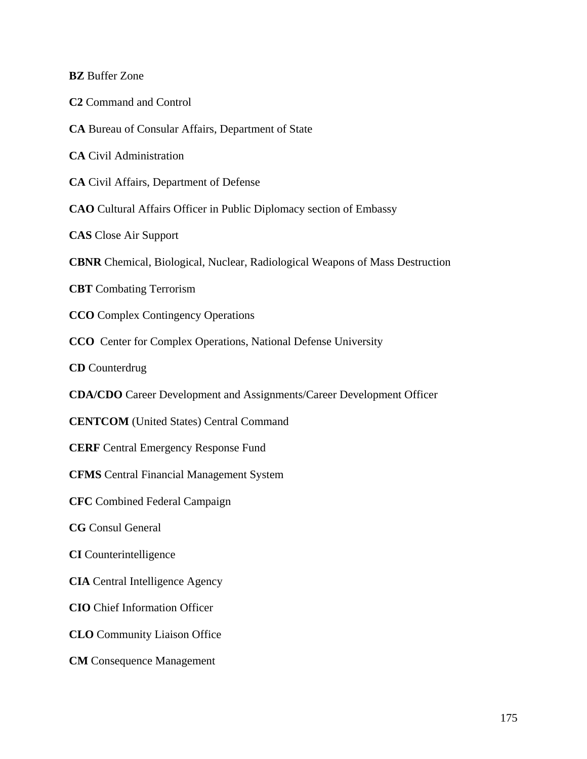**BZ** Buffer Zone

**C2** Command and Control

**CA** Bureau of Consular Affairs, Department of State

**CA** Civil Administration

**CA** Civil Affairs, Department of Defense

**CAO** Cultural Affairs Officer in Public Diplomacy section of Embassy

**CAS** Close Air Support

**CBNR** Chemical, Biological, Nuclear, Radiological Weapons of Mass Destruction

**CBT** Combating Terrorism

**CCO** Complex Contingency Operations

**CCO** Center for Complex Operations, National Defense University

**CD** Counterdrug

**CDA/CDO** Career Development and Assignments/Career Development Officer

**CENTCOM** (United States) Central Command

**CERF** Central Emergency Response Fund

**CFMS** Central Financial Management System

**CFC** Combined Federal Campaign

**CG** Consul General

**CI** Counterintelligence

**CIA** Central Intelligence Agency

**CIO** Chief Information Officer

**CLO** Community Liaison Office

**CM** Consequence Management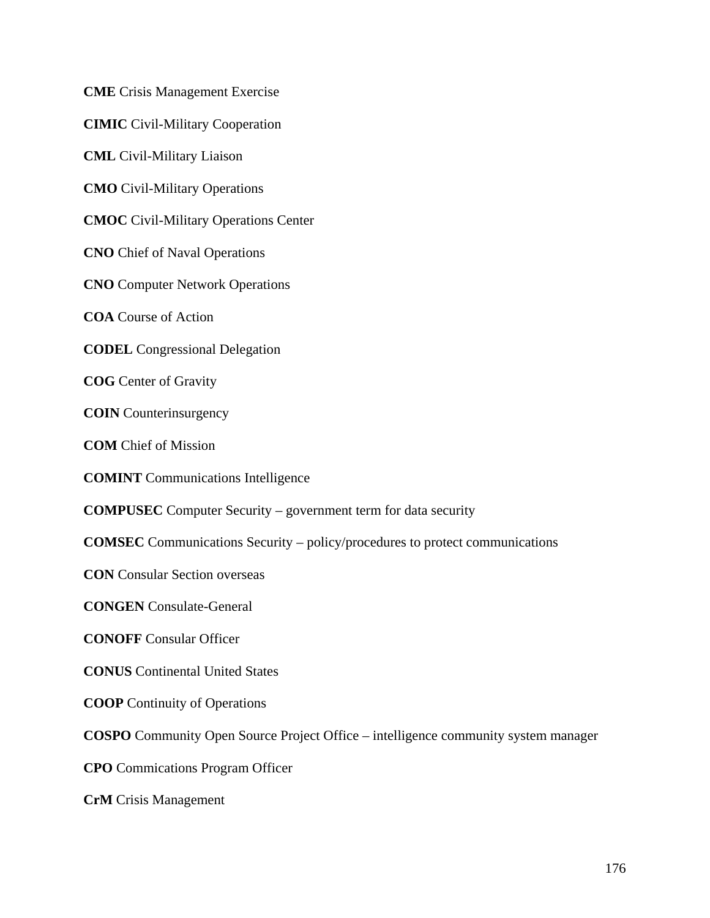**CME** Crisis Management Exercise

**CIMIC** Civil-Military Cooperation

**CML** Civil-Military Liaison

**CMO** Civil-Military Operations

**CMOC** Civil-Military Operations Center

**CNO** Chief of Naval Operations

**CNO** Computer Network Operations

**COA** Course of Action

**CODEL** Congressional Delegation

**COG** Center of Gravity

**COIN** Counterinsurgency

**COM** Chief of Mission

**COMINT** Communications Intelligence

**COMPUSEC** Computer Security – government term for data security

**COMSEC** Communications Security – policy/procedures to protect communications

**CON** Consular Section overseas

**CONGEN** Consulate-General

**CONOFF** Consular Officer

**CONUS** Continental United States

**COOP** Continuity of Operations

**COSPO** Community Open Source Project Office – intelligence community system manager

**CPO** Commications Program Officer

**CrM** Crisis Management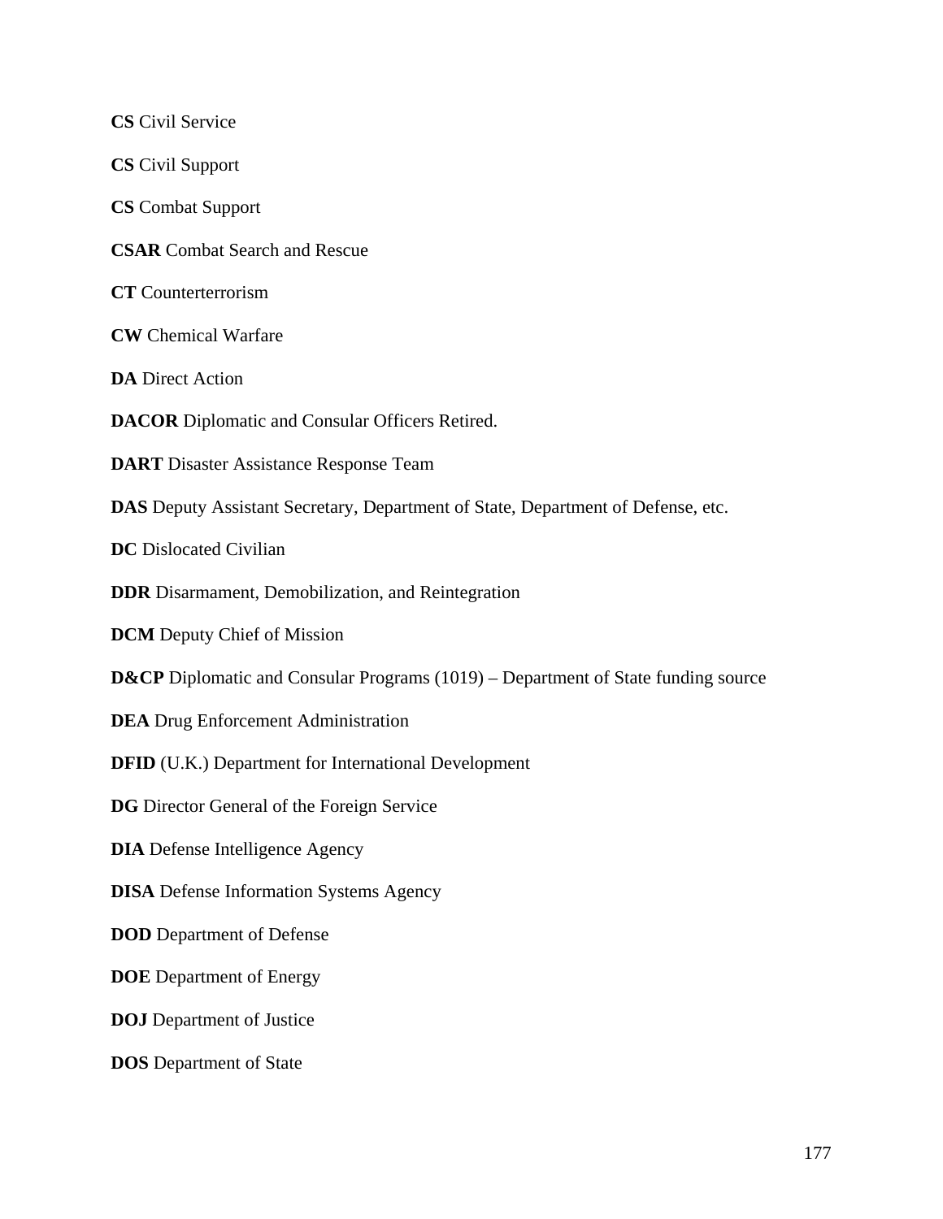**CS** Civil Service

**CS** Civil Support

**CS** Combat Support

**CSAR** Combat Search and Rescue

**CT** Counterterrorism

**CW** Chemical Warfare

**DA** Direct Action

**DACOR** Diplomatic and Consular Officers Retired.

**DART** Disaster Assistance Response Team

**DAS** Deputy Assistant Secretary, Department of State, Department of Defense, etc.

**DC** Dislocated Civilian

**DDR** Disarmament, Demobilization, and Reintegration

**DCM** Deputy Chief of Mission

**D&CP** Diplomatic and Consular Programs (1019) – Department of State funding source

**DEA** Drug Enforcement Administration

**DFID** (U.K.) Department for International Development

**DG** Director General of the Foreign Service

**DIA** Defense Intelligence Agency

**DISA** Defense Information Systems Agency

**DOD** Department of Defense

**DOE** Department of Energy

**DOJ** Department of Justice

**DOS** Department of State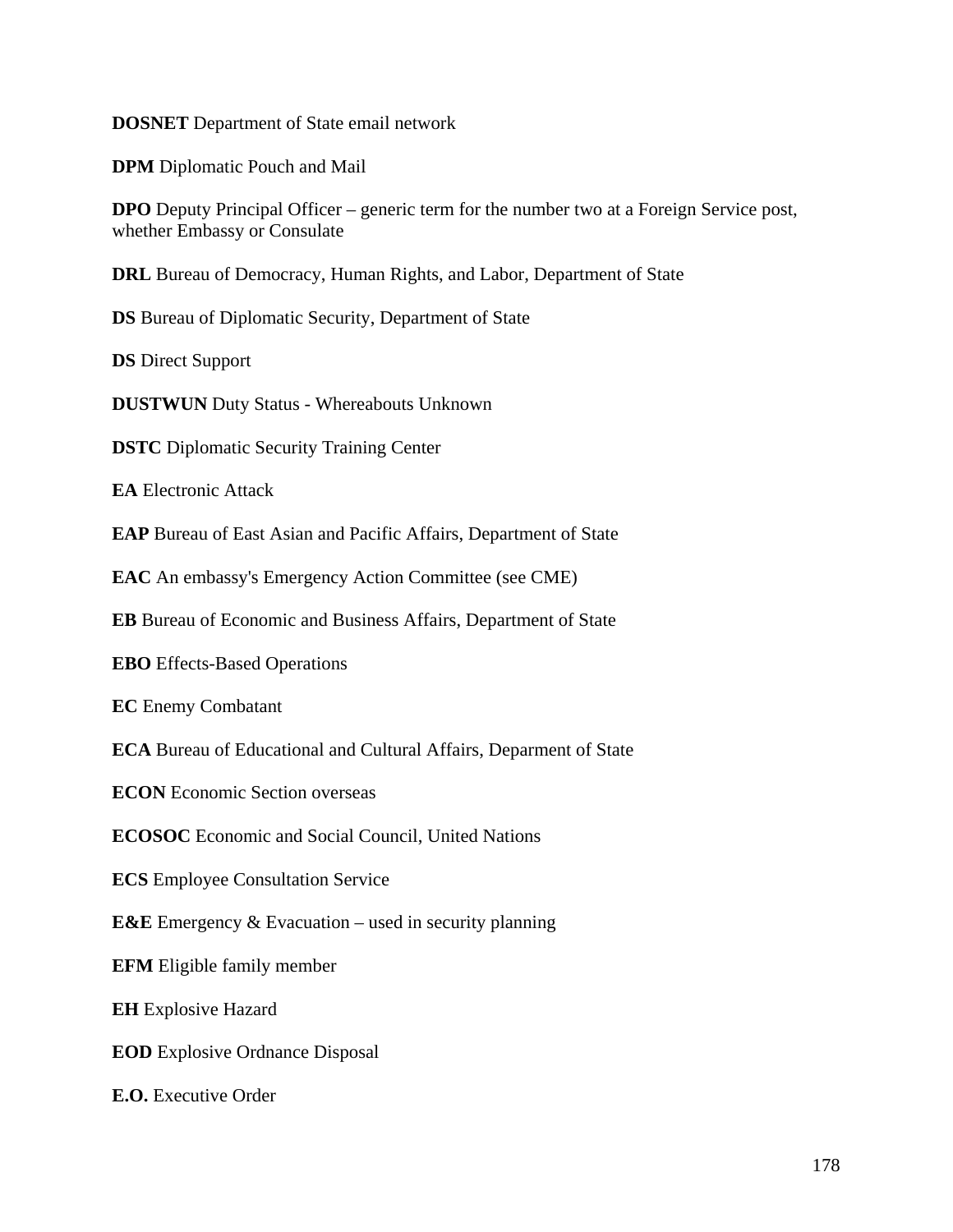**DOSNET** Department of State email network

**DPM** Diplomatic Pouch and Mail

**DPO** Deputy Principal Officer – generic term for the number two at a Foreign Service post, whether Embassy or Consulate

**DRL** Bureau of Democracy, Human Rights, and Labor, Department of State

**DS** Bureau of Diplomatic Security, Department of State

**DS** Direct Support

**DUSTWUN** Duty Status - Whereabouts Unknown

**DSTC** Diplomatic Security Training Center

**EA** Electronic Attack

**EAP** Bureau of East Asian and Pacific Affairs, Department of State

**EAC** An embassy's Emergency Action Committee (see CME)

**EB** Bureau of Economic and Business Affairs, Department of State

**EBO** Effects-Based Operations

**EC** Enemy Combatant

**ECA** Bureau of Educational and Cultural Affairs, Deparment of State

**ECON** Economic Section overseas

**ECOSOC** Economic and Social Council, United Nations

**ECS** Employee Consultation Service

**E&E** Emergency & Evacuation – used in security planning

**EFM** Eligible family member

**EH** Explosive Hazard

**EOD** Explosive Ordnance Disposal

**E.O.** Executive Order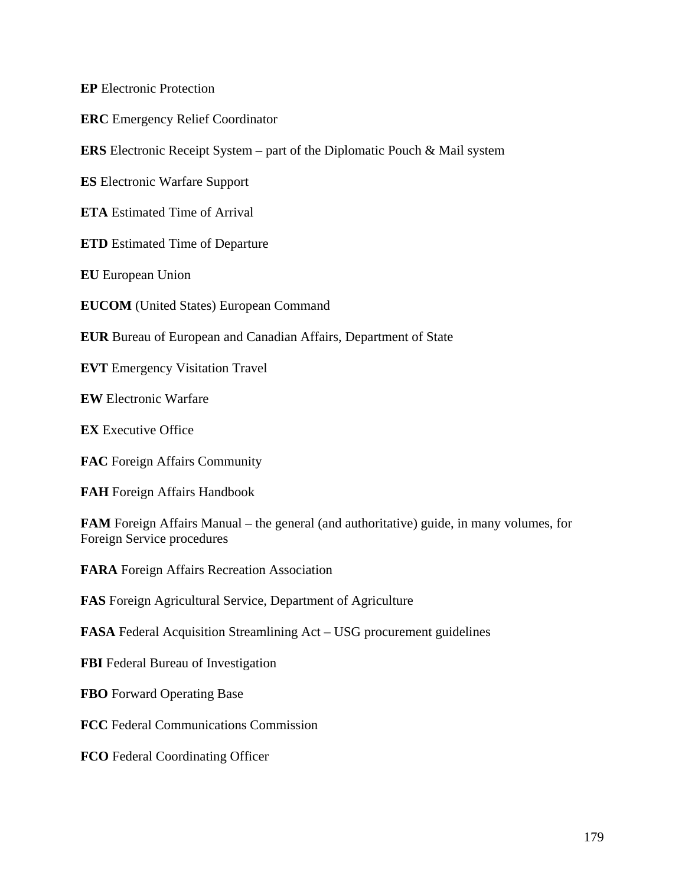**EP** Electronic Protection

**ERC** Emergency Relief Coordinator

**ERS** Electronic Receipt System – part of the Diplomatic Pouch & Mail system

**ES** Electronic Warfare Support

**ETA** Estimated Time of Arrival

**ETD** Estimated Time of Departure

**EU** European Union

**EUCOM** (United States) European Command

**EUR** Bureau of European and Canadian Affairs, Department of State

**EVT** Emergency Visitation Travel

**EW** Electronic Warfare

**EX** Executive Office

**FAC** Foreign Affairs Community

**FAH** Foreign Affairs Handbook

**FAM** Foreign Affairs Manual – the general (and authoritative) guide, in many volumes, for Foreign Service procedures

**FARA** Foreign Affairs Recreation Association

**FAS** Foreign Agricultural Service, Department of Agriculture

**FASA** Federal Acquisition Streamlining Act – USG procurement guidelines

**FBI** Federal Bureau of Investigation

**FBO** Forward Operating Base

**FCC** Federal Communications Commission

**FCO** Federal Coordinating Officer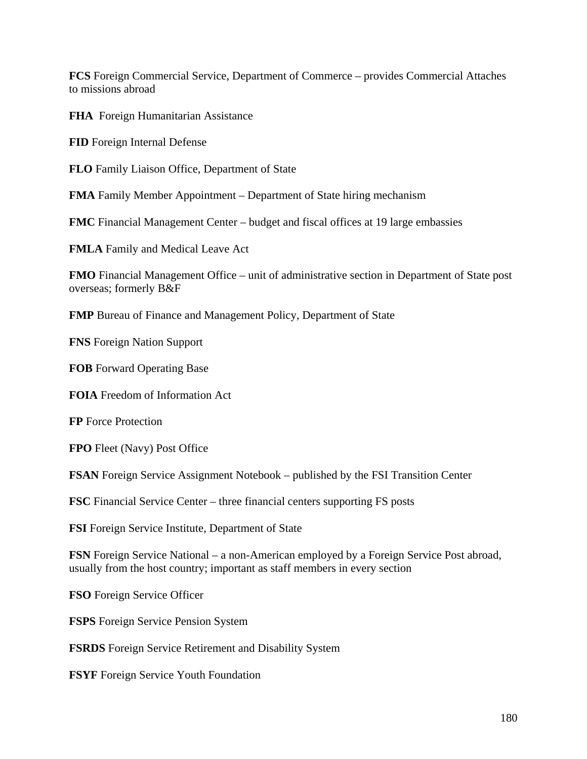**FCS** Foreign Commercial Service, Department of Commerce – provides Commercial Attaches to missions abroad

**FHA** Foreign Humanitarian Assistance

**FID** Foreign Internal Defense

**FLO** Family Liaison Office, Department of State

**FMA** Family Member Appointment – Department of State hiring mechanism

**FMC** Financial Management Center – budget and fiscal offices at 19 large embassies

**FMLA** Family and Medical Leave Act

**FMO** Financial Management Office – unit of administrative section in Department of State post overseas; formerly B&F

**FMP** Bureau of Finance and Management Policy, Department of State

**FNS** Foreign Nation Support

**FOB** Forward Operating Base

**FOIA** Freedom of Information Act

**FP** Force Protection

**FPO** Fleet (Navy) Post Office

**FSAN** Foreign Service Assignment Notebook – published by the FSI Transition Center

**FSC** Financial Service Center – three financial centers supporting FS posts

**FSI** Foreign Service Institute, Department of State

**FSN** Foreign Service National – a non-American employed by a Foreign Service Post abroad, usually from the host country; important as staff members in every section

**FSO** Foreign Service Officer

**FSPS** Foreign Service Pension System

**FSRDS** Foreign Service Retirement and Disability System

**FSYF** Foreign Service Youth Foundation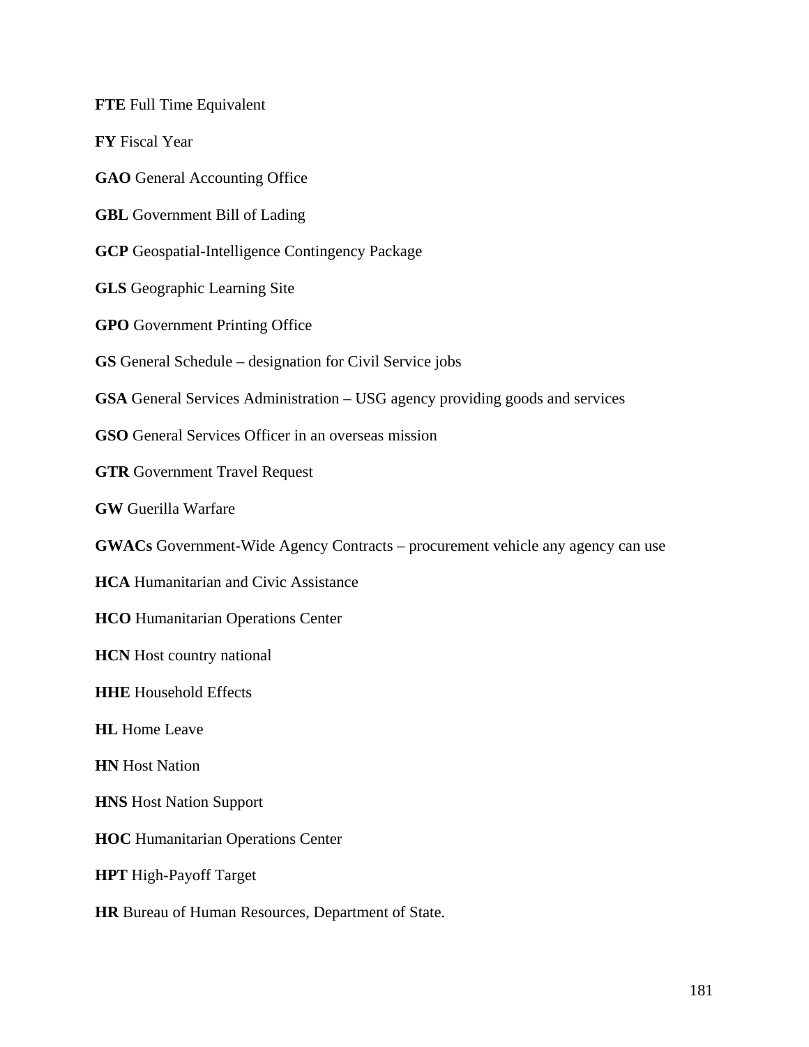**FTE** Full Time Equivalent

**FY** Fiscal Year

**GAO** General Accounting Office

**GBL** Government Bill of Lading

**GCP** Geospatial-Intelligence Contingency Package

**GLS** Geographic Learning Site

**GPO** Government Printing Office

**GS** General Schedule – designation for Civil Service jobs

**GSA** General Services Administration – USG agency providing goods and services

**GSO** General Services Officer in an overseas mission

**GTR** Government Travel Request

**GW** Guerilla Warfare

**GWACs** Government-Wide Agency Contracts – procurement vehicle any agency can use

**HCA** Humanitarian and Civic Assistance

**HCO** Humanitarian Operations Center

**HCN** Host country national

**HHE** Household Effects

**HL** Home Leave

**HN** Host Nation

**HNS** Host Nation Support

**HOC** Humanitarian Operations Center

**HPT** High-Payoff Target

**HR** Bureau of Human Resources, Department of State.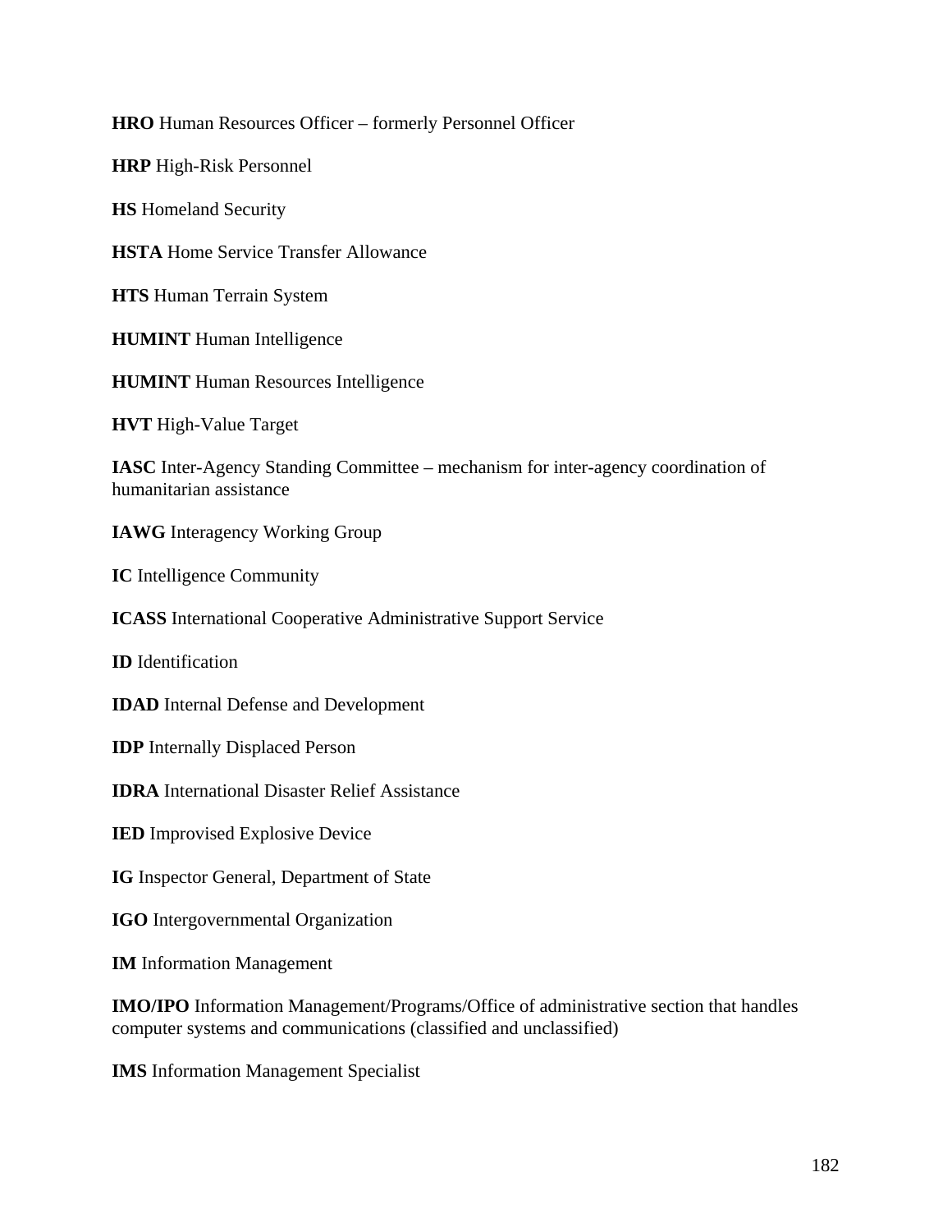**HRO** Human Resources Officer – formerly Personnel Officer

**HRP** High-Risk Personnel

**HS** Homeland Security

**HSTA** Home Service Transfer Allowance

**HTS** Human Terrain System

**HUMINT** Human Intelligence

**HUMINT** Human Resources Intelligence

**HVT** High-Value Target

**IASC** Inter-Agency Standing Committee – mechanism for inter-agency coordination of humanitarian assistance

**IAWG** Interagency Working Group

**IC** Intelligence Community

**ICASS** International Cooperative Administrative Support Service

**ID** Identification

**IDAD** Internal Defense and Development

**IDP** Internally Displaced Person

**IDRA** International Disaster Relief Assistance

**IED** Improvised Explosive Device

**IG** Inspector General, Department of State

**IGO** Intergovernmental Organization

**IM** Information Management

**IMO/IPO** Information Management/Programs/Office of administrative section that handles computer systems and communications (classified and unclassified)

**IMS** Information Management Specialist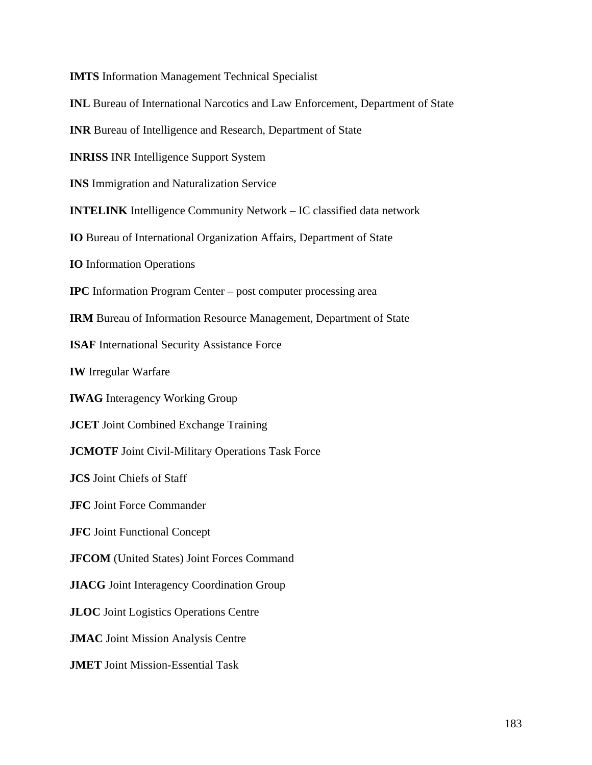**IMTS** Information Management Technical Specialist

**INL** Bureau of International Narcotics and Law Enforcement, Department of State

**INR** Bureau of Intelligence and Research, Department of State

**INRISS** INR Intelligence Support System

**INS** Immigration and Naturalization Service

**INTELINK** Intelligence Community Network – IC classified data network

**IO** Bureau of International Organization Affairs, Department of State

**IO** Information Operations

**IPC** Information Program Center – post computer processing area

**IRM** Bureau of Information Resource Management, Department of State

**ISAF** International Security Assistance Force

**IW** Irregular Warfare

**IWAG** Interagency Working Group

**JCET** Joint Combined Exchange Training

**JCMOTF** Joint Civil-Military Operations Task Force

**JCS** Joint Chiefs of Staff

**JFC** Joint Force Commander

**JFC** Joint Functional Concept

**JFCOM** (United States) Joint Forces Command

**JIACG** Joint Interagency Coordination Group

**JLOC** Joint Logistics Operations Centre

**JMAC** Joint Mission Analysis Centre

**JMET** Joint Mission-Essential Task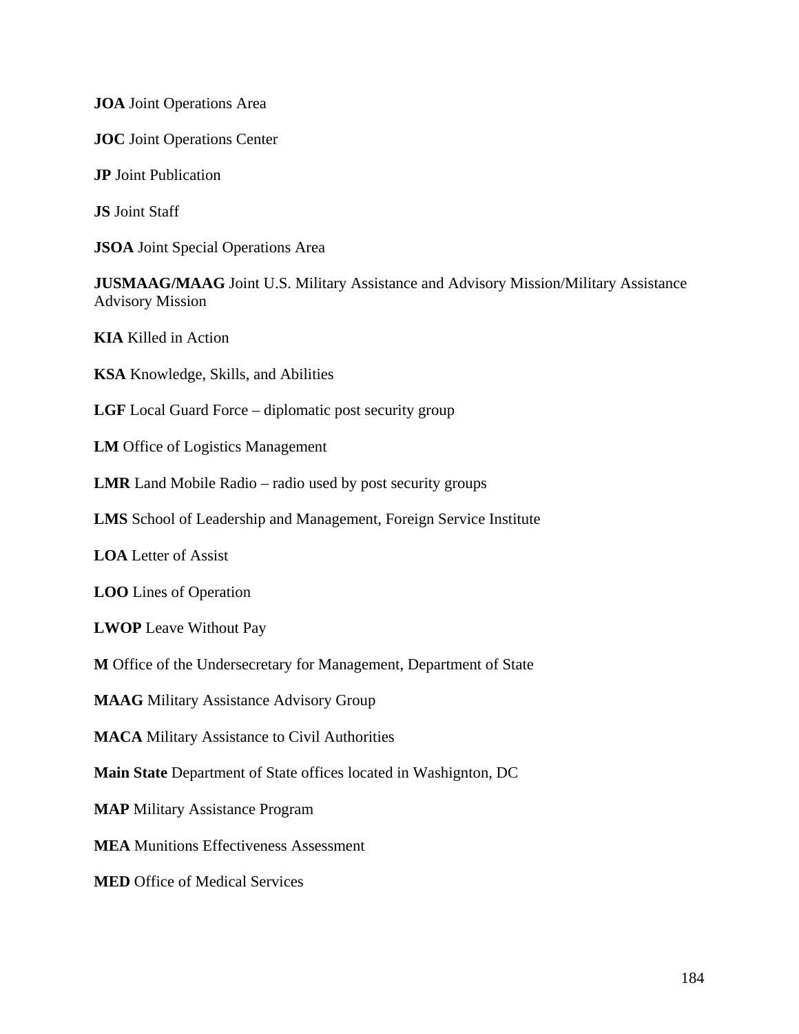**JOA** Joint Operations Area

**JOC** Joint Operations Center

**JP** Joint Publication

**JS** Joint Staff

**JSOA** Joint Special Operations Area

**JUSMAAG/MAAG** Joint U.S. Military Assistance and Advisory Mission/Military Assistance Advisory Mission

**KIA** Killed in Action

**KSA** Knowledge, Skills, and Abilities

**LGF** Local Guard Force – diplomatic post security group

**LM** Office of Logistics Management

**LMR** Land Mobile Radio – radio used by post security groups

**LMS** School of Leadership and Management, Foreign Service Institute

**LOA** Letter of Assist

**LOO** Lines of Operation

**LWOP** Leave Without Pay

**M** Office of the Undersecretary for Management, Department of State

**MAAG** Military Assistance Advisory Group

**MACA** Military Assistance to Civil Authorities

**Main State** Department of State offices located in Washigngton, DC

**MAP** Military Assistance Program

**MEA** Munitions Effectiveness Assessment

**MED** Office of Medical Services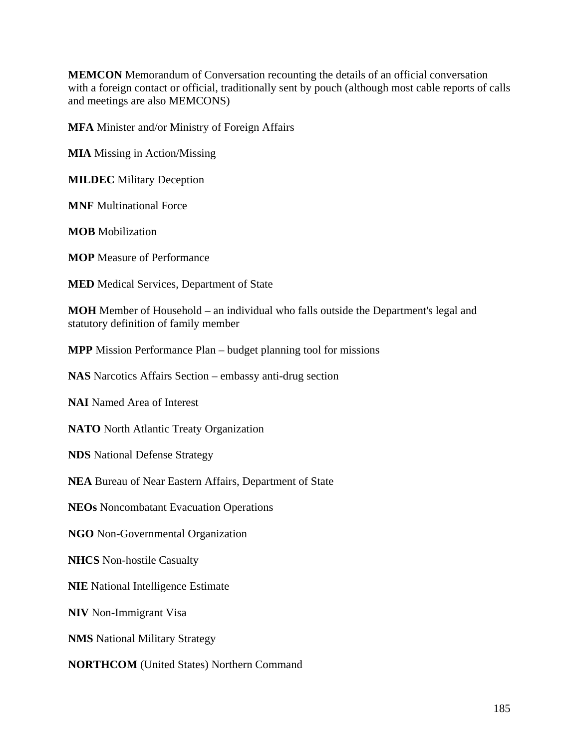**MEMCON** Memorandum of Conversation recounting the details of an official conversation with a foreign contact or official, traditionally sent by pouch (although most cable reports of calls and meetings are also MEMCONS)

**MFA** Minister and/or Ministry of Foreign Affairs

**MIA** Missing in Action/Missing

**MILDEC** Military Deception

**MNF** Multinational Force

**MOB** Mobilization

**MOP** Measure of Performance

**MED** Medical Services, Department of State

**MOH** Member of Household – an individual who falls outside the Department's legal and statutory definition of family member

**MPP** Mission Performance Plan – budget planning tool for missions

**NAS** Narcotics Affairs Section – embassy anti-drug section

**NAI** Named Area of Interest

**NATO** North Atlantic Treaty Organization

**NDS** National Defense Strategy

**NEA** Bureau of Near Eastern Affairs, Department of State

**NEOs** Noncombatant Evacuation Operations

**NGO** Non-Governmental Organization

**NHCS** Non-hostile Casualty

**NIE** National Intelligence Estimate

**NIV** Non-Immigrant Visa

**NMS** National Military Strategy

**NORTHCOM** (United States) Northern Command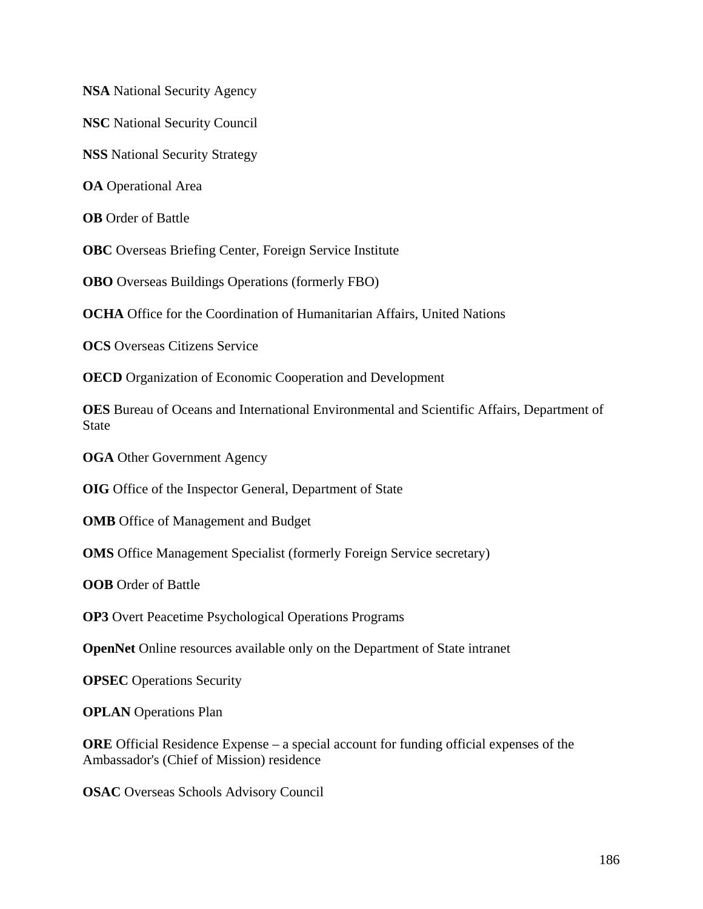**NSA** National Security Agency

**NSC** National Security Council

**NSS** National Security Strategy

**OA** Operational Area

**OB** Order of Battle

**OBC** Overseas Briefing Center, Foreign Service Institute

**OBO** Overseas Buildings Operations (formerly FBO)

**OCHA** Office for the Coordination of Humanitarian Affairs, United Nations

**OCS** Overseas Citizens Service

**OECD** Organization of Economic Cooperation and Development

**OES** Bureau of Oceans and International Environmental and Scientific Affairs, Department of State

**OGA** Other Government Agency

**OIG** Office of the Inspector General, Department of State

**OMB** Office of Management and Budget

**OMS** Office Management Specialist (formerly Foreign Service secretary)

**OOB** Order of Battle

**OP3** Overt Peacetime Psychological Operations Programs

**OpenNet** Online resources available only on the Department of State intranet

**OPSEC** Operations Security

**OPLAN** Operations Plan

**ORE** Official Residence Expense – a special account for funding official expenses of the Ambassador's (Chief of Mission) residence

**OSAC** Overseas Schools Advisory Council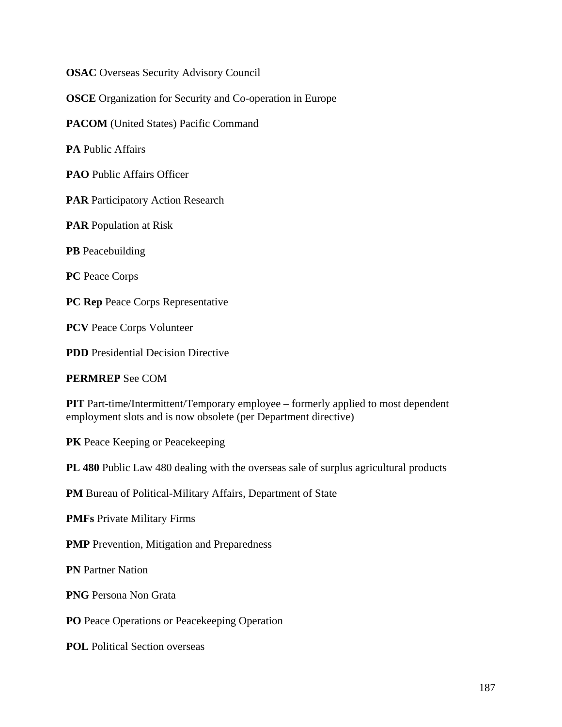**OSAC** Overseas Security Advisory Council

**OSCE** Organization for Security and Co-operation in Europe

**PACOM** (United States) Pacific Command

**PA** Public Affairs

**PAO** Public Affairs Officer

**PAR** Participatory Action Research

**PAR** Population at Risk

**PB** Peacebuilding

**PC** Peace Corps

**PC Rep** Peace Corps Representative

**PCV** Peace Corps Volunteer

**PDD** Presidential Decision Directive

**PERMREP** See COM

**PIT** Part-time/Intermittent/Temporary employee – formerly applied to most dependent employment slots and is now obsolete (per Department directive)

**PK** Peace Keeping or Peacekeeping

**PL 480** Public Law 480 dealing with the overseas sale of surplus agricultural products

**PM** Bureau of Political-Military Affairs, Department of State

**PMFs** Private Military Firms

**PMP** Prevention, Mitigation and Preparedness

**PN** Partner Nation

**PNG** Persona Non Grata

**PO** Peace Operations or Peacekeeping Operation

**POL** Political Section overseas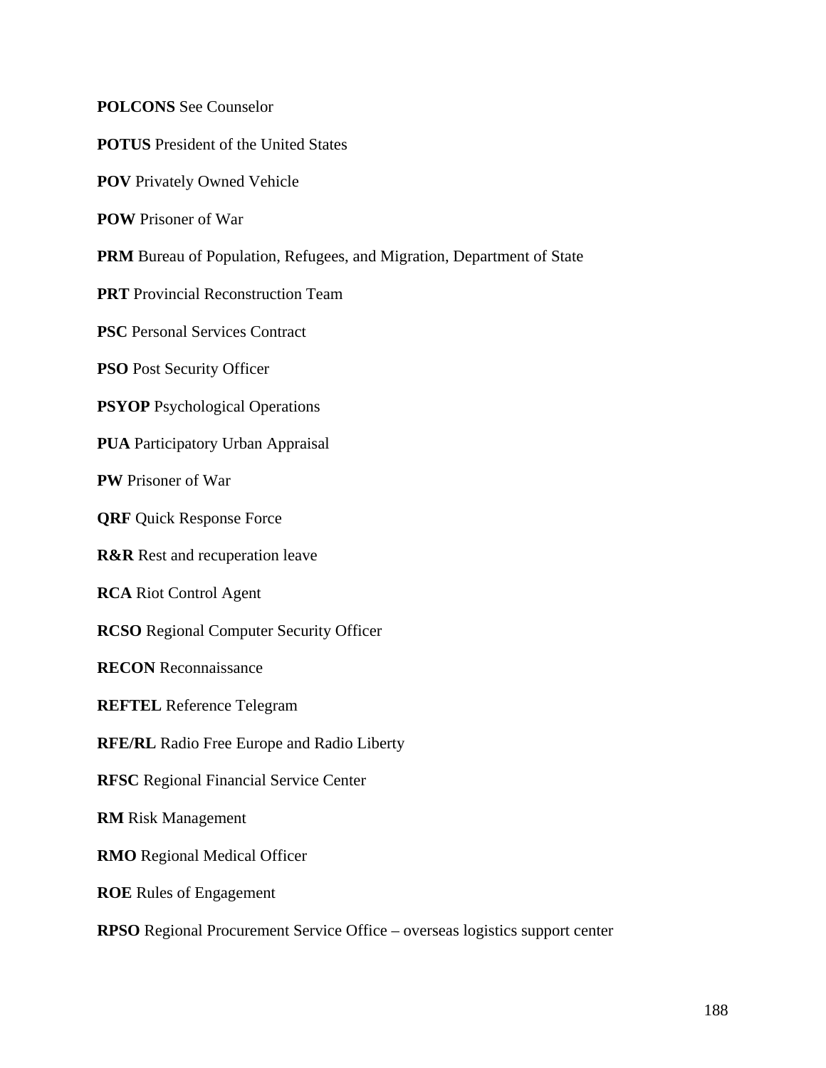**POLCONS** See Counselor

**POTUS** President of the United States

**POV** Privately Owned Vehicle

**POW** Prisoner of War

**PRM** Bureau of Population, Refugees, and Migration, Department of State

**PRT** Provincial Reconstruction Team

**PSC** Personal Services Contract

**PSO** Post Security Officer

**PSYOP** Psychological Operations

**PUA** Participatory Urban Appraisal

**PW** Prisoner of War

**QRF** Quick Response Force

**R&R** Rest and recuperation leave

**RCA** Riot Control Agent

**RCSO** Regional Computer Security Officer

**RECON** Reconnaissance

**REFTEL** Reference Telegram

**RFE/RL** Radio Free Europe and Radio Liberty

**RFSC** Regional Financial Service Center

**RM** Risk Management

**RMO** Regional Medical Officer

**ROE** Rules of Engagement

**RPSO** Regional Procurement Service Office – overseas logistics support center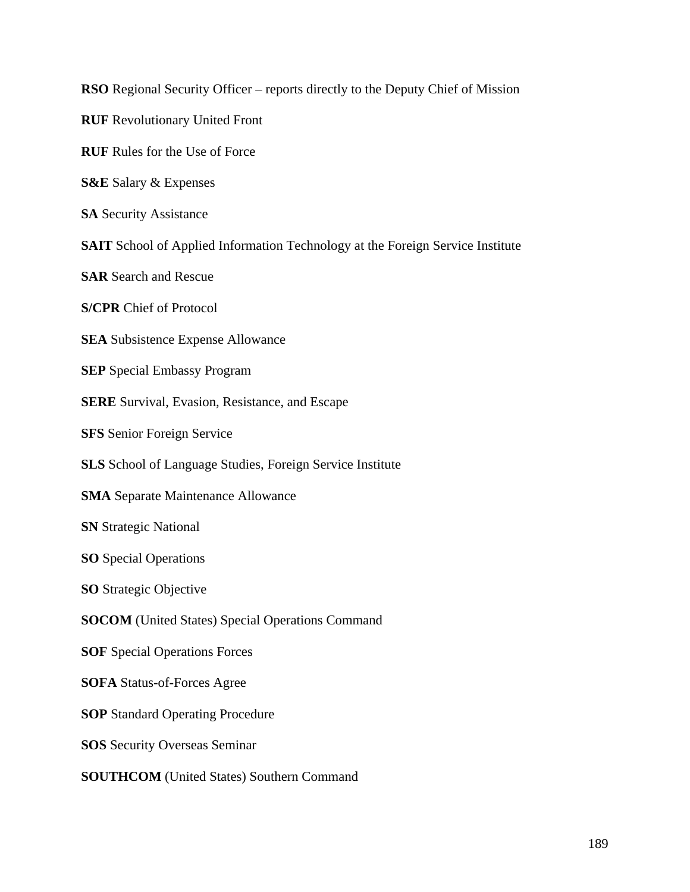**RSO** Regional Security Officer – reports directly to the Deputy Chief of Mission

**RUF** Revolutionary United Front

**RUF** Rules for the Use of Force

**S&E** Salary & Expenses

**SA** Security Assistance

**SAIT** School of Applied Information Technology at the Foreign Service Institute

**SAR** Search and Rescue

**S/CPR** Chief of Protocol

**SEA** Subsistence Expense Allowance

**SEP** Special Embassy Program

**SERE** Survival, Evasion, Resistance, and Escape

**SFS** Senior Foreign Service

**SLS** School of Language Studies, Foreign Service Institute

**SMA** Separate Maintenance Allowance

**SN** Strategic National

**SO** Special Operations

**SO** Strategic Objective

**SOCOM** (United States) Special Operations Command

**SOF** Special Operations Forces

**SOFA** Status-of-Forces Agree

**SOP** Standard Operating Procedure

**SOS** Security Overseas Seminar

**SOUTHCOM** (United States) Southern Command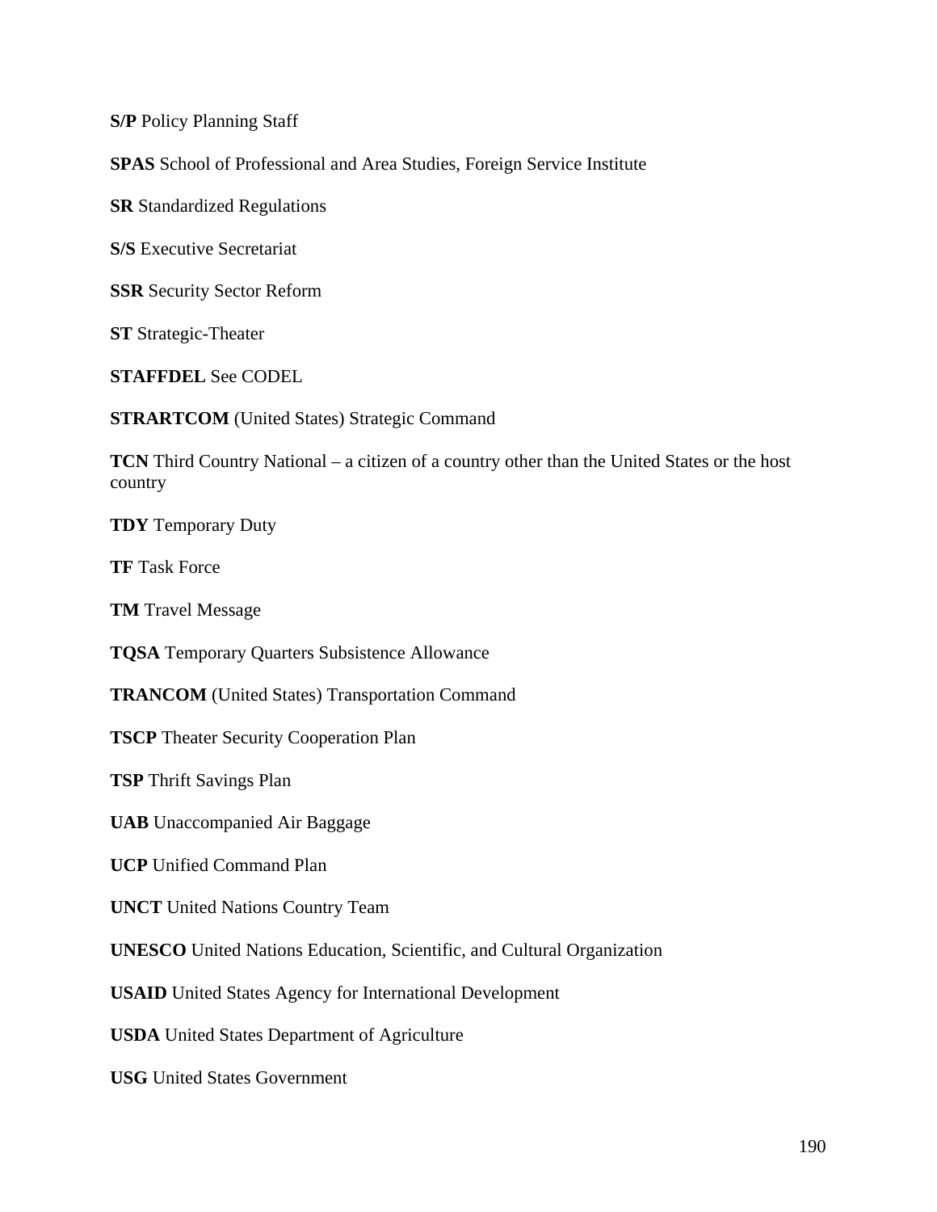**S/P** Policy Planning Staff

**SPAS** School of Professional and Area Studies, Foreign Service Institute

**SR** Standardized Regulations

**S/S** Executive Secretariat

**SSR** Security Sector Reform

**ST** Strategic-Theater

**STAFFDEL** See CODEL

**STRARTCOM** (United States) Strategic Command

**TCN** Third Country National – a citizen of a country other than the United States or the host country

**TDY** Temporary Duty

**TF** Task Force

**TM** Travel Message

**TQSA** Temporary Quarters Subsistence Allowance

**TRANCOM** (United States) Transportation Command

**TSCP** Theater Security Cooperation Plan

**TSP** Thrift Savings Plan

**UAB** Unaccompanied Air Baggage

**UCP** Unified Command Plan

**UNCT** United Nations Country Team

**UNESCO** United Nations Education, Scientific, and Cultural Organization

**USAID** United States Agency for International Development

**USDA** United States Department of Agriculture

**USG** United States Government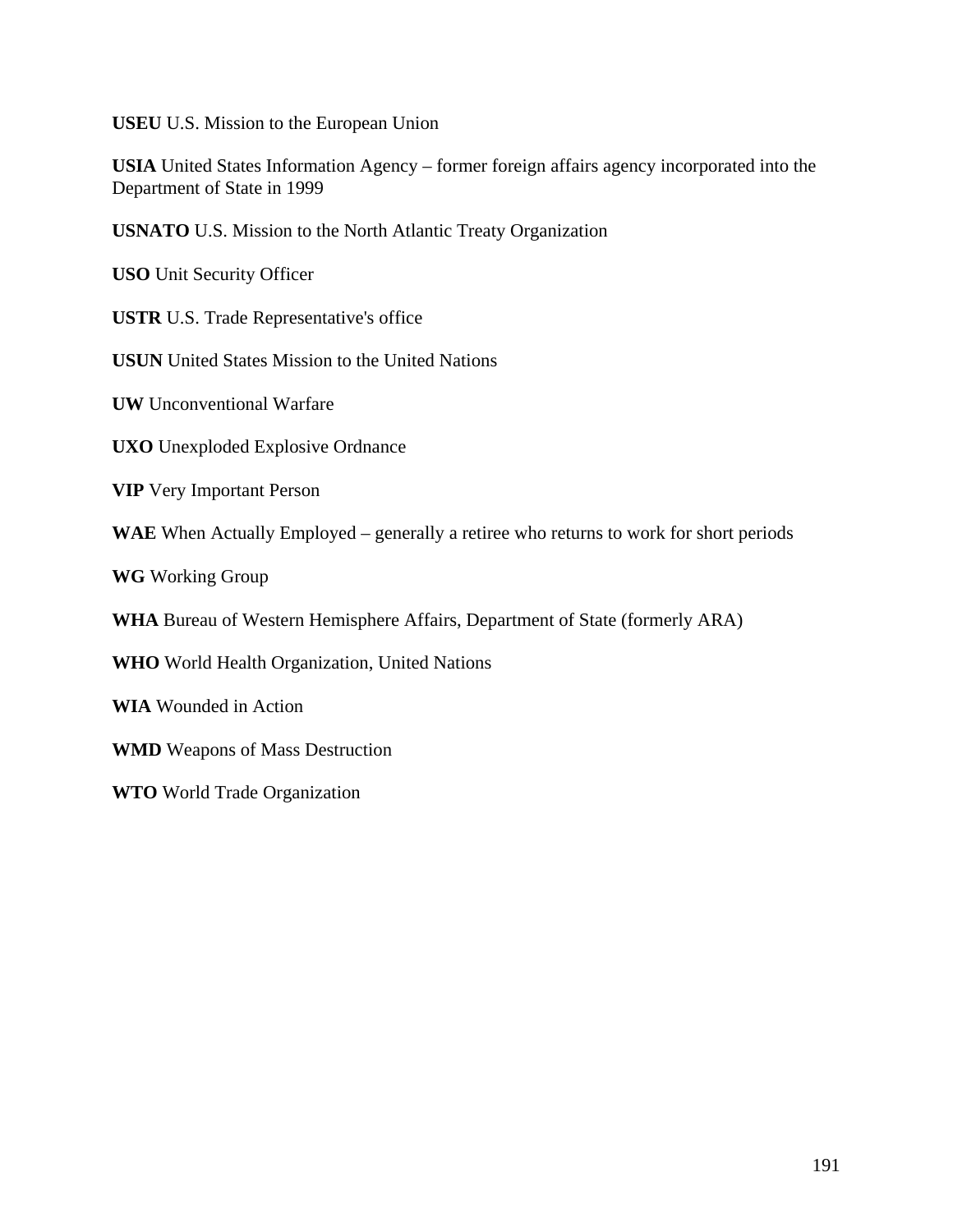**USEU** U.S. Mission to the European Union

**USIA** United States Information Agency – former foreign affairs agency incorporated into the Department of State in 1999

**USNATO** U.S. Mission to the North Atlantic Treaty Organization

**USO** Unit Security Officer

**USTR** U.S. Trade Representative's office

**USUN** United States Mission to the United Nations

**UW** Unconventional Warfare

**UXO** Unexploded Explosive Ordnance

**VIP** Very Important Person

**WAE** When Actually Employed – generally a retiree who returns to work for short periods

**WG** Working Group

**WHA** Bureau of Western Hemisphere Affairs, Department of State (formerly ARA)

**WHO** World Health Organization, United Nations

**WIA** Wounded in Action

**WMD** Weapons of Mass Destruction

**WTO** World Trade Organization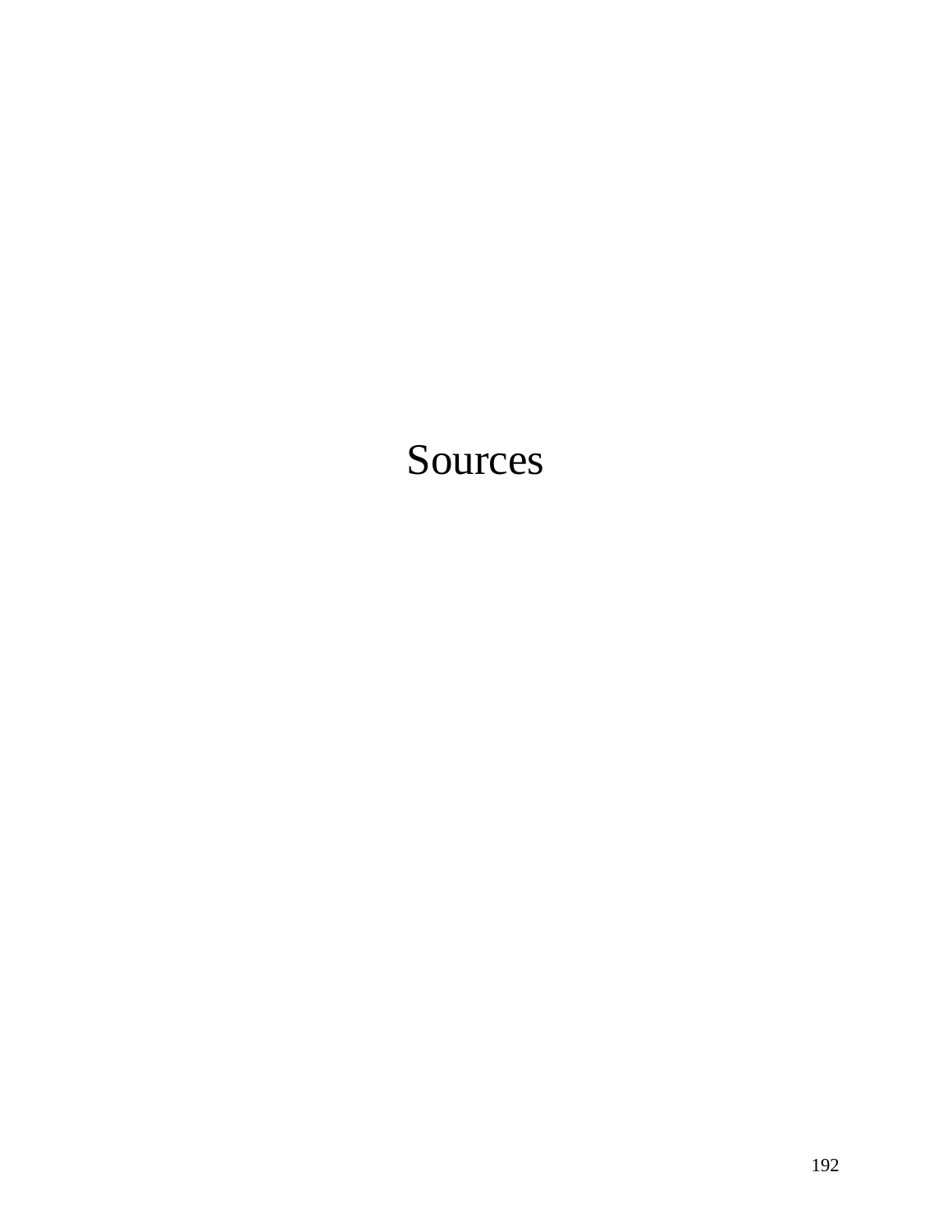# Sources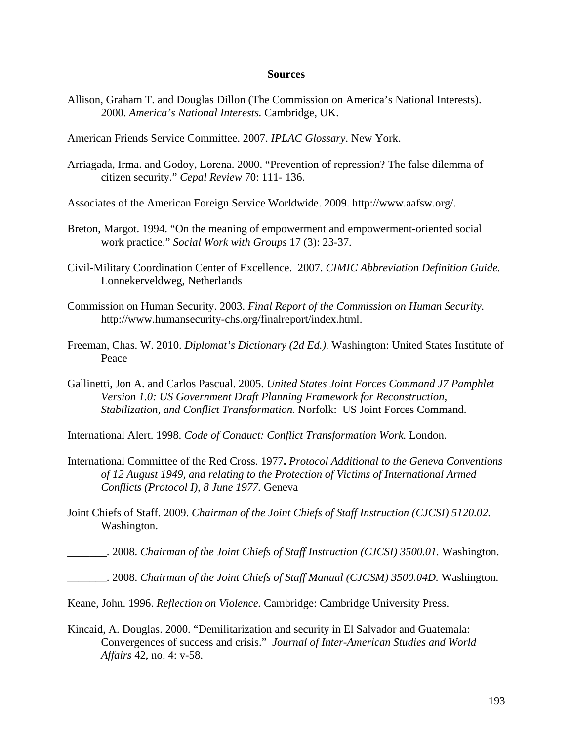**Sources**

Allison, Graham T. and Douglas Dillon (The Commission on America's National Interests). 2000. *America's National Interests.* Cambridge, UK.

American Friends Service Committee. 2007. *IPLAC Glossary*. New York.

Arriagada, Irma. and Godoy, Lorena. 2000. "Prevention of repression? The false dilemma of citizen security." *Cepal Review* 70: 111- 136.

Associates of the American Foreign Service Worldwide. 2009. http://www.aafsw.org/.

Breton, Margot. 1994. "On the meaning of empowerment and empowerment-oriented social work practice." *Social Work with Groups* 17 (3): 23-37.

Civil-Military Coordination Center of Excellence. 2007. *CIMIC Abbreviation Definition Guide.* Lonnekerveldweg, Netherlands

Commission on Human Security. 2003. *Final Report of the Commission on Human Security.* http://www.humansecurity-chs.org/finalreport/index.html.

Freeman, Chas. W. 2010. *Diplomat's Dictionary (2d Ed.).* Washington: United States Institute of Peace

Gallinetti, Jon A. and Carlos Pascual. 2005. *United States Joint Forces Command J7 Pamphlet Version 1.0: US Government Draft Planning Framework for Reconstruction, Stabilization, and Conflict Transformation.* Norfolk: US Joint Forces Command.

International Alert. 1998. *Code of Conduct: Conflict Transformation Work.* London.

International Committee of the Red Cross. 1977**.** *Protocol Additional to the Geneva Conventions of 12 August 1949, and relating to the Protection of Victims of International Armed Conflicts (Protocol I), 8 June 1977.* Geneva

Joint Chiefs of Staff. 2009. *Chairman of the Joint Chiefs of Staff Instruction (CJCSI) 5120.02.* Washington.

_______. 2008. *Chairman of the Joint Chiefs of Staff Instruction (CJCSI) 3500.01.* Washington.

_______. 2008. *Chairman of the Joint Chiefs of Staff Manual (CJCSM) 3500.04D.* Washington.

Keane, John. 1996. *Reflection on Violence.* Cambridge: Cambridge University Press.

Kincaid, A. Douglas. 2000. "Demilitarization and security in El Salvador and Guatemala: Convergences of success and crisis." *Journal of Inter-American Studies and World Affairs* 42, no. 4: v-58.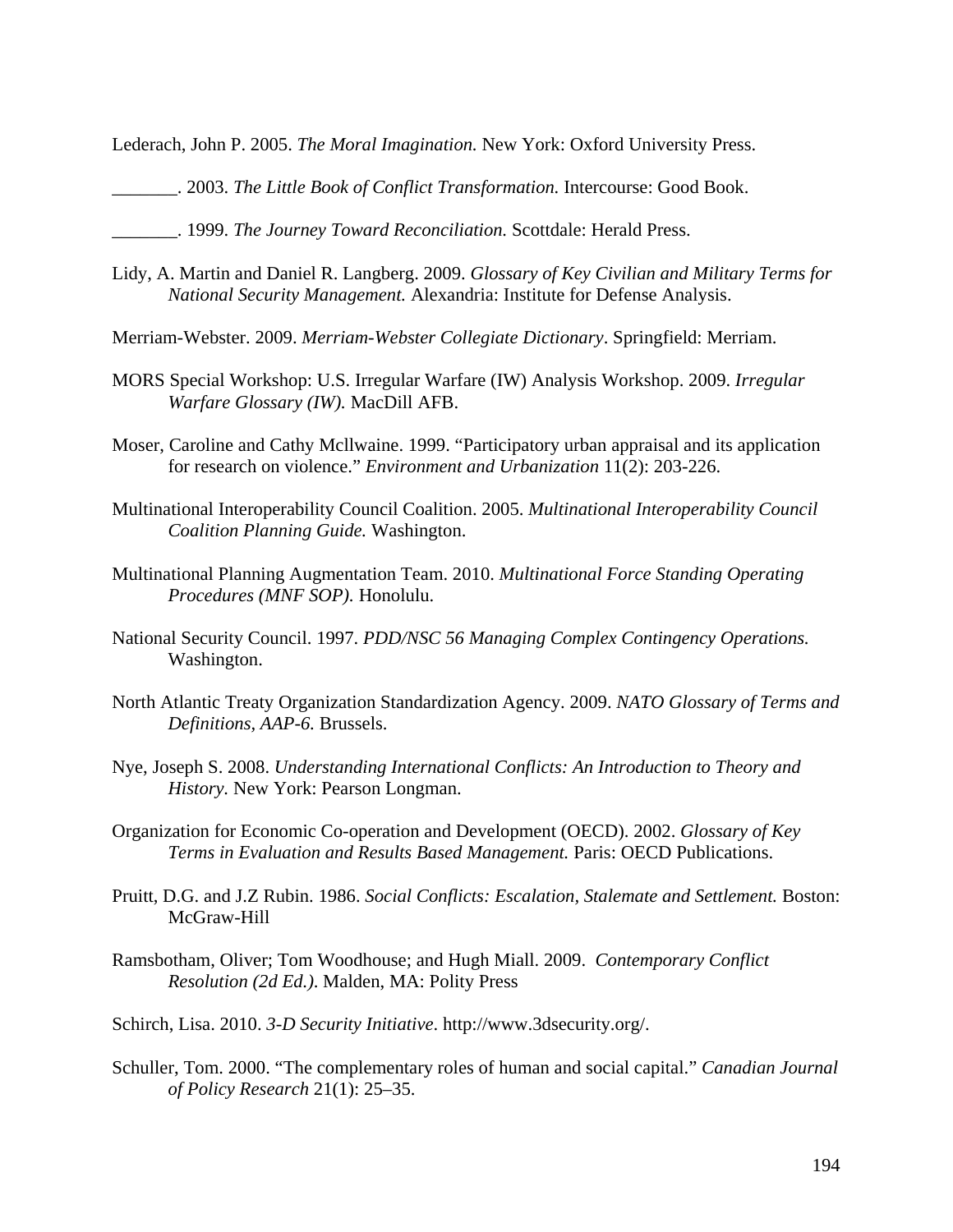Lederach, John P. 2005. *The Moral Imagination.* New York: Oxford University Press.

_______. 2003. *The Little Book of Conflict Transformation.* Intercourse: Good Book.

_______. 1999. *The Journey Toward Reconciliation.* Scottdale: Herald Press.

Lidy, A. Martin and Daniel R. Langberg. 2009. *Glossary of Key Civilian and Military Terms for National Security Management.* Alexandria: Institute for Defense Analysis.

Merriam-Webster. 2009. *Merriam-Webster Collegiate Dictionary*. Springfield: Merriam.

MORS Special Workshop: U.S. Irregular Warfare (IW) Analysis Workshop. 2009. *Irregular Warfare Glossary (IW).* MacDill AFB.

Moser, Caroline and Cathy Mcllwaine. 1999. "Participatory urban appraisal and its application for research on violence." *Environment and Urbanization* 11(2): 203-226.

Multinational Interoperability Council Coalition. 2005. *Multinational Interoperability Council Coalition Planning Guide.* Washington.

Multinational Planning Augmentation Team. 2010. *Multinational Force Standing Operating Procedures (MNF SOP).* Honolulu.

National Security Council. 1997. *PDD/NSC 56 Managing Complex Contingency Operations.* Washington.

North Atlantic Treaty Organization Standardization Agency. 2009. *NATO Glossary of Terms and Definitions, AAP-6.* Brussels.

Nye, Joseph S. 2008. *Understanding International Conflicts: An Introduction to Theory and History.* New York: Pearson Longman.

Organization for Economic Co-operation and Development (OECD). 2002. *Glossary of Key Terms in Evaluation and Results Based Management.* Paris: OECD Publications.

Pruitt, D.G. and J.Z Rubin. 1986. *Social Conflicts: Escalation, Stalemate and Settlement.* Boston: McGraw-Hill

Ramsbotham, Oliver; Tom Woodhouse; and Hugh Miall. 2009. *Contemporary Conflict Resolution (2d Ed.)*. Malden, MA: Polity Press

Schirch, Lisa. 2010. *3-D Security Initiative*. http://www.3dsecurity.org/.

Schuller, Tom. 2000. "The complementary roles of human and social capital." *Canadian Journal of Policy Research* 21(1): 25–35.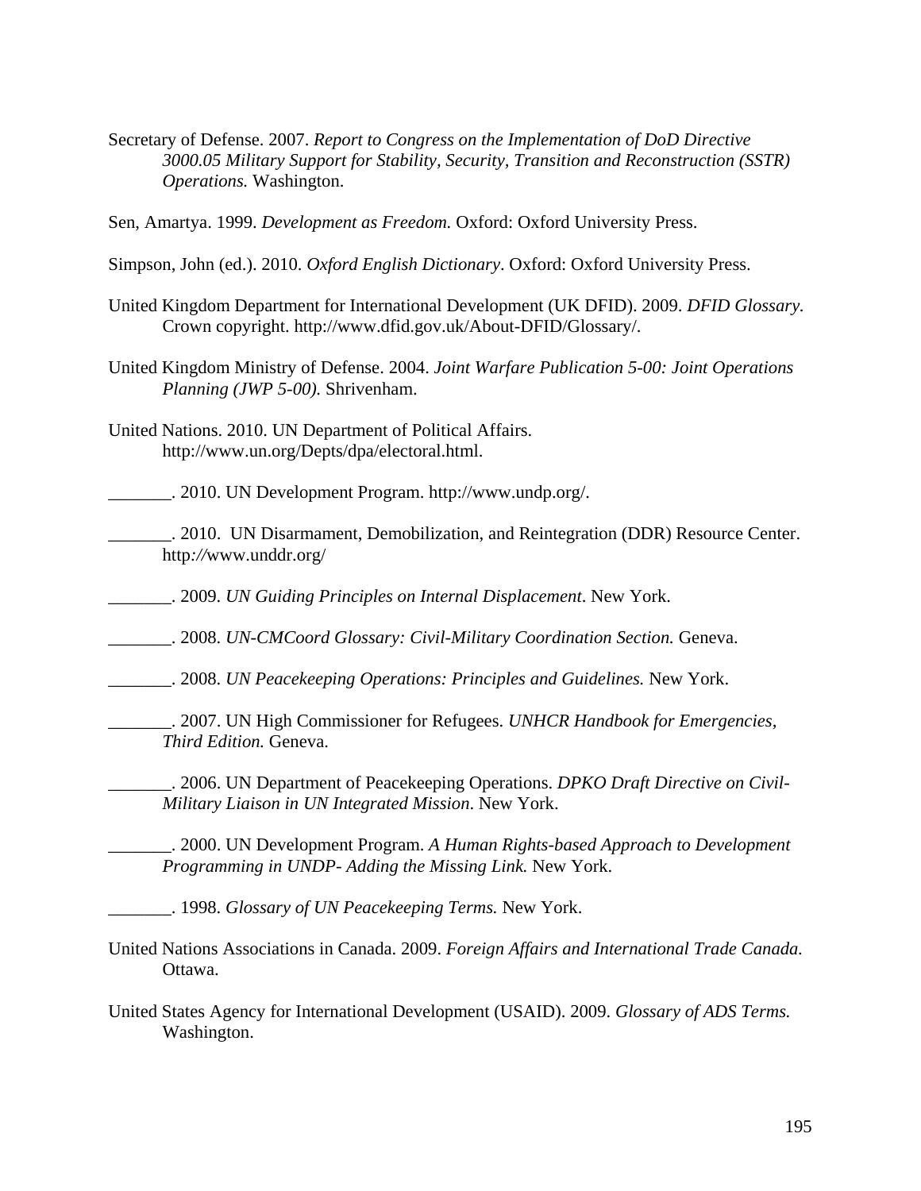Secretary of Defense. 2007. *Report to Congress on the Implementation of DoD Directive 3000.05 Military Support for Stability, Security, Transition and Reconstruction (SSTR) Operations.* Washington.

Sen, Amartya. 1999. *Development as Freedom.* Oxford: Oxford University Press.

Simpson, John (ed.). 2010. *Oxford English Dictionary*. Oxford: Oxford University Press.

United Kingdom Department for International Development (UK DFID). 2009. *DFID Glossary.* Crown copyright. http://www.dfid.gov.uk/About-DFID/Glossary/.

United Kingdom Ministry of Defense. 2004. *Joint Warfare Publication 5-00: Joint Operations Planning (JWP 5-00).* Shrivenham.

United Nations. 2010. UN Department of Political Affairs. http://www.un.org/Depts/dpa/electoral.html.

_______. 2010. UN Development Program. http://www.undp.org/.

_______. 2010. UN Disarmament, Demobilization, and Reintegration (DDR) Resource Center. http://www.unddr.org/

_______. 2009. *UN Guiding Principles on Internal Displacement*. New York.

_______. 2008. *UN-CMCoord Glossary: Civil-Military Coordination Section.* Geneva.

_______. 2008. *UN Peacekeeping Operations: Principles and Guidelines.* New York.

_______. 2007. UN High Commissioner for Refugees. *UNHCR Handbook for Emergencies, Third Edition.* Geneva.

_______. 2006. UN Department of Peacekeeping Operations. *DPKO Draft Directive on Civil-Military Liaison in UN Integrated Mission*. New York.

_______. 2000. UN Development Program. *A Human Rights-based Approach to Development Programming in UNDP- Adding the Missing Link.* New York.

_______. 1998. *Glossary of UN Peacekeeping Terms.* New York.

United Nations Associations in Canada. 2009. *Foreign Affairs and International Trade Canada.* Ottawa.

United States Agency for International Development (USAID). 2009. *Glossary of ADS Terms.* Washington.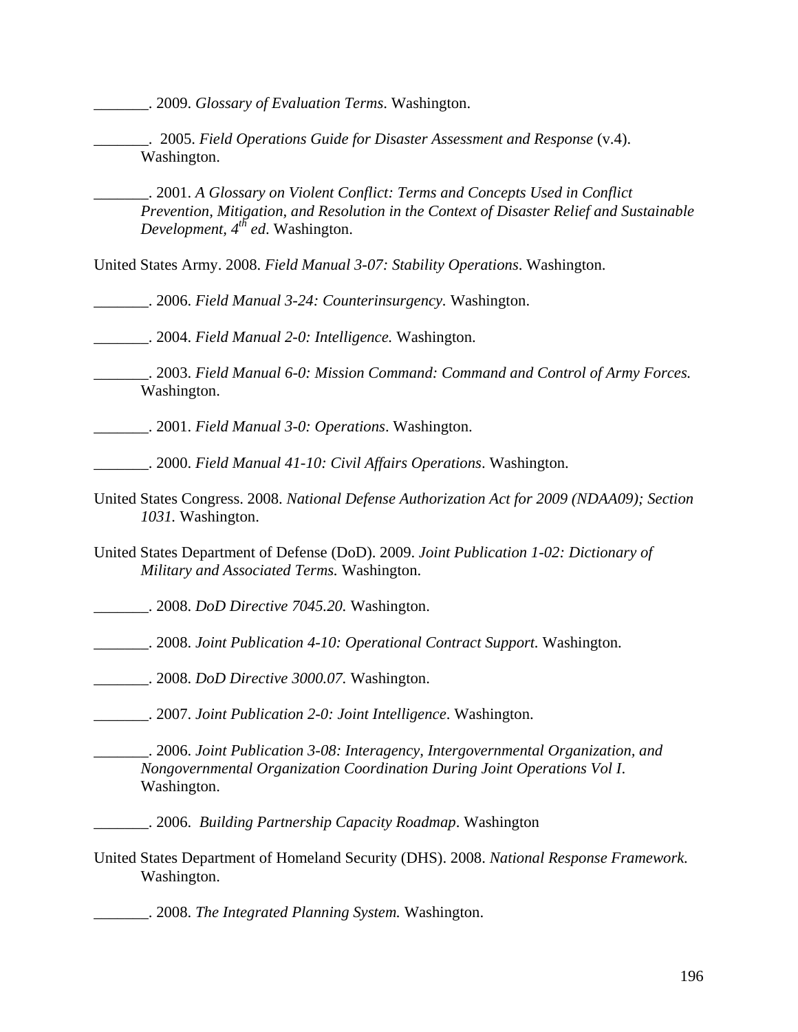_______. 2009. *Glossary of Evaluation Terms*. Washington.

_______. 2005. *Field Operations Guide for Disaster Assessment and Response* (v.4). Washington.

_______. 2001. *A Glossary on Violent Conflict: Terms and Concepts Used in Conflict Prevention, Mitigation, and Resolution in the Context of Disaster Relief and Sustainable Development, 4th ed*. Washington.

United States Army. 2008. *Field Manual 3-07: Stability Operations*. Washington.

_______. 2006. *Field Manual 3-24: Counterinsurgency.* Washington.

_______. 2004. *Field Manual 2-0: Intelligence.* Washington.

_______. 2003. *Field Manual 6-0: Mission Command: Command and Control of Army Forces.* Washington.

_______. 2001. *Field Manual 3-0: Operations*. Washington.

_______. 2000. *Field Manual 41-10: Civil Affairs Operations*. Washington.

United States Congress. 2008. *National Defense Authorization Act for 2009 (NDAA09); Section 1031.* Washington.

United States Department of Defense (DoD). 2009. *Joint Publication 1-02: Dictionary of Military and Associated Terms.* Washington.

_______. 2008. *DoD Directive 7045.20.* Washington.

_______. 2008. *Joint Publication 4-10: Operational Contract Support.* Washington.

_______. 2008. *DoD Directive 3000.07.* Washington.

_______. 2007. *Joint Publication 2-0: Joint Intelligence*. Washington.

_______. 2006. *Joint Publication 3-08: Interagency, Intergovernmental Organization, and Nongovernmental Organization Coordination During Joint Operations Vol I*. Washington.

_______. 2006. *Building Partnership Capacity Roadmap*. Washington

United States Department of Homeland Security (DHS). 2008. *National Response Framework.* Washington.

_______. 2008. *The Integrated Planning System.* Washington.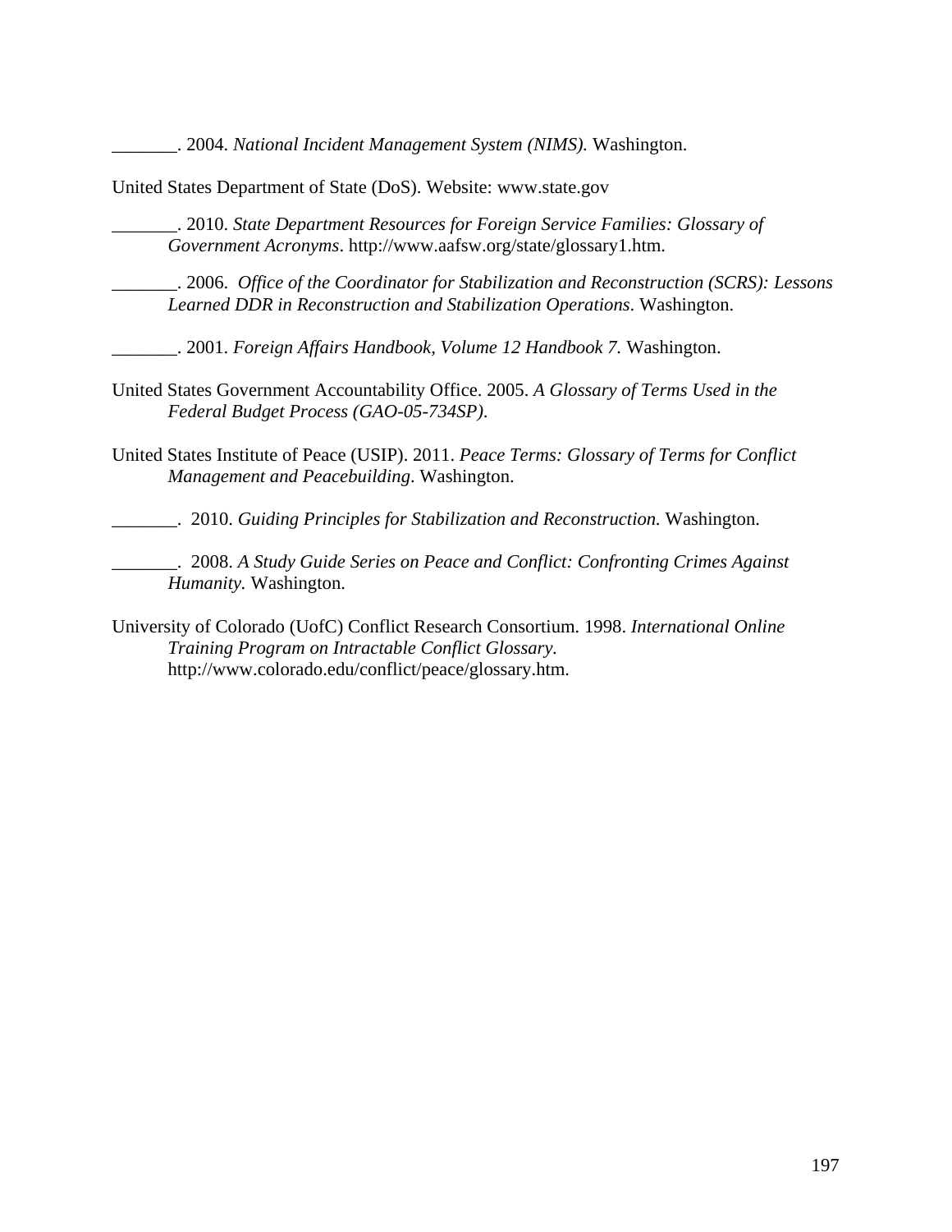_______. 2004. *National Incident Management System (NIMS).* Washington.

United States Department of State (DoS). Website: www.state.gov

_______. 2010. *State Department Resources for Foreign Service Families: Glossary of Government Acronyms*. http://www.aafsw.org/state/glossary1.htm.

_______. 2006. *Office of the Coordinator for Stabilization and Reconstruction (SCRS): Lessons Learned DDR in Reconstruction and Stabilization Operations*. Washington.

_______. 2001. *Foreign Affairs Handbook, Volume 12 Handbook 7*. Washington.

United States Government Accountability Office. 2005. *A Glossary of Terms Used in the Federal Budget Process (GAO-05-734SP).*

United States Institute of Peace (USIP). 2011. *Peace Terms: Glossary of Terms for Conflict Management and Peacebuilding*. Washington.

_______. 2010. *Guiding Principles for Stabilization and Reconstruction.* Washington.

_______. 2008. *A Study Guide Series on Peace and Conflict: Confronting Crimes Against Humanity.* Washington.

University of Colorado (UofC) Conflict Research Consortium. 1998. *International Online Training Program on Intractable Conflict Glossary.* http://www.colorado.edu/conflict/peace/glossary.htm.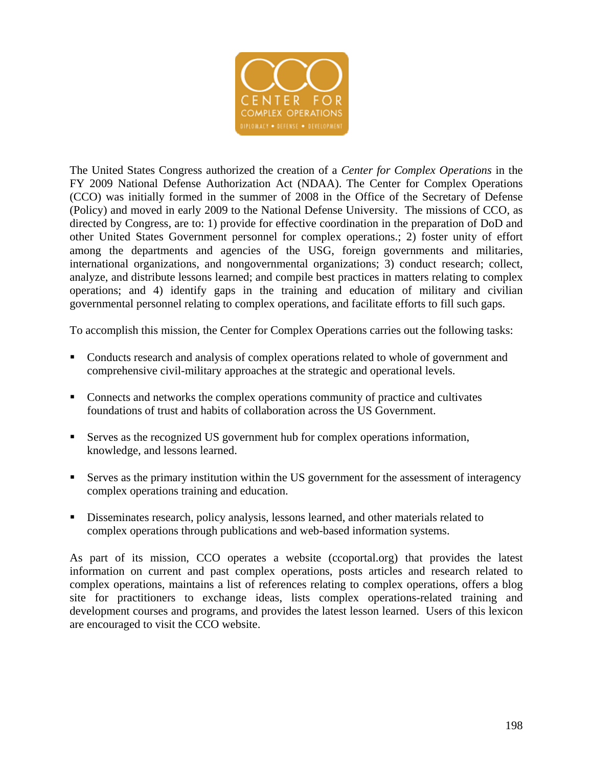CCO
CENTER FOR
COMPLEX OPERATIONS
DIPLOMACY • DEFENSE • DEVELOPMENT

The United States Congress authorized the creation of a *Center for Complex Operations* in the FY 2009 National Defense Authorization Act (NDAA). The Center for Complex Operations (CCO) was initially formed in the summer of 2008 in the Office of the Secretary of Defense (Policy) and moved in early 2009 to the National Defense University. The missions of CCO, as directed by Congress, are to: 1) provide for effective coordination in the preparation of DoD and other United States Government personnel for complex operations.; 2) foster unity of effort among the departments and agencies of the USG, foreign governments and militaries, international organizations, and nongovernmental organizations; 3) conduct research; collect, analyze, and distribute lessons learned; and compile best practices in matters relating to complex operations; and 4) identify gaps in the training and education of military and civilian governmental personnel relating to complex operations, and facilitate efforts to fill such gaps.

To accomplish this mission, the Center for Complex Operations carries out the following tasks:

- Conducts research and analysis of complex operations related to whole of government and comprehensive civil-military approaches at the strategic and operational levels.
- Connects and networks the complex operations community of practice and cultivates foundations of trust and habits of collaboration across the US Government.
- Serves as the recognized US government hub for complex operations information, knowledge, and lessons learned.
- Serves as the primary institution within the US government for the assessment of interagency complex operations training and education.
- Disseminates research, policy analysis, lessons learned, and other materials related to complex operations through publications and web-based information systems.

As part of its mission, CCO operates a website (ccoportal.org) that provides the latest information on current and past complex operations, posts articles and research related to complex operations, maintains a list of references relating to complex operations, offers a blog site for practitioners to exchange ideas, lists complex operations-related training and development courses and programs, and provides the latest lesson learned. Users of this lexicon are encouraged to visit the CCO website.